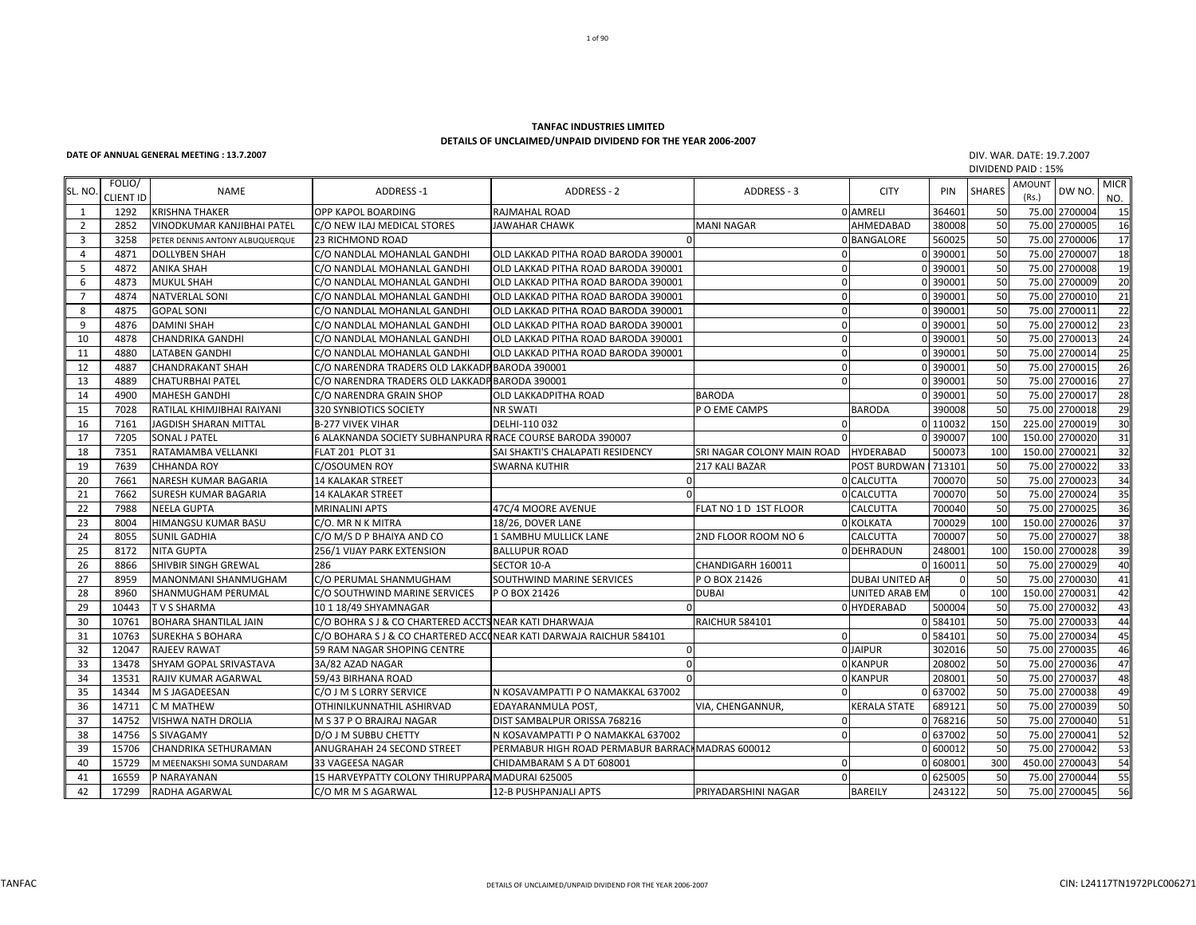**TANFAC INDUSTRIES LIMITED**

**DETAILS OF UNCLAIMED/UNPAID DIVIDEND FOR THE YEAR 2006-2007**

**DATE OF ANNUAL GENERAL MEETING : 13.7.2007**

DIV. WAR. DATE: 19.7.2007

DIVIDEND PAID : 15%

| SL. NO. | FOLIO/ CLIENT ID | NAME | ADDRESS -1 | ADDRESS - 2 | ADDRESS - 3 | CITY | PIN | SHARES | AMOUNT (Rs.) | DW NO. | MICR NO. |
|---|---|---|---|---|---|---|---|---|---|---|---|
| 1 | 1292 | KRISHNA THAKER | OPP KAPOL BOARDING | RAJMAHAL ROAD | 0 | AMRELI | 364601 | 50 | 75.00 | 2700004 | 15 |
| 2 | 2852 | VINODKUMAR KANJIBHAI PATEL | C/O NEW ILAJ MEDICAL STORES | JAWAHAR CHAWK | MANI NAGAR | AHMEDABAD | 380008 | 50 | 75.00 | 2700005 | 16 |
| 3 | 3258 | PETER DENNIS ANTONY ALBUQUERQUE | 23 RICHMOND ROAD | 0 | 0 | BANGALORE | 560025 | 50 | 75.00 | 2700006 | 17 |
| 4 | 4871 | DOLLYBEN SHAH | C/O NANDLAL MOHANLAL GANDHI | OLD LAKKAD PITHA ROAD BARODA 390001 | 0 | 0 | 390001 | 50 | 75.00 | 2700007 | 18 |
| 5 | 4872 | ANIKA SHAH | C/O NANDLAL MOHANLAL GANDHI | OLD LAKKAD PITHA ROAD BARODA 390001 | 0 | 0 | 390001 | 50 | 75.00 | 2700008 | 19 |
| 6 | 4873 | MUKUL SHAH | C/O NANDLAL MOHANLAL GANDHI | OLD LAKKAD PITHA ROAD BARODA 390001 | 0 | 0 | 390001 | 50 | 75.00 | 2700009 | 20 |
| 7 | 4874 | NATVERLAL SONI | C/O NANDLAL MOHANLAL GANDHI | OLD LAKKAD PITHA ROAD BARODA 390001 | 0 | 0 | 390001 | 50 | 75.00 | 2700010 | 21 |
| 8 | 4875 | GOPAL SONI | C/O NANDLAL MOHANLAL GANDHI | OLD LAKKAD PITHA ROAD BARODA 390001 | 0 | 0 | 390001 | 50 | 75.00 | 2700011 | 22 |
| 9 | 4876 | DAMINI SHAH | C/O NANDLAL MOHANLAL GANDHI | OLD LAKKAD PITHA ROAD BARODA 390001 | 0 | 0 | 390001 | 50 | 75.00 | 2700012 | 23 |
| 10 | 4878 | CHANDRIKA GANDHI | C/O NANDLAL MOHANLAL GANDHI | OLD LAKKAD PITHA ROAD BARODA 390001 | 0 | 0 | 390001 | 50 | 75.00 | 2700013 | 24 |
| 11 | 4880 | LATABEN GANDHI | C/O NANDLAL MOHANLAL GANDHI | OLD LAKKAD PITHA ROAD BARODA 390001 | 0 | 0 | 390001 | 50 | 75.00 | 2700014 | 25 |
| 12 | 4887 | CHANDRAKANT SHAH | C/O NARENDRA TRADERS OLD LAKKADP | BARODA 390001 | 0 | 0 | 390001 | 50 | 75.00 | 2700015 | 26 |
| 13 | 4889 | CHATURBHAI PATEL | C/O NARENDRA TRADERS OLD LAKKADP | BARODA 390001 | 0 | 0 | 390001 | 50 | 75.00 | 2700016 | 27 |
| 14 | 4900 | MAHESH GANDHI | C/O NARENDRA GRAIN SHOP | OLD LAKKADPITHA ROAD | BARODA | 0 | 390001 | 50 | 75.00 | 2700017 | 28 |
| 15 | 7028 | RATILAL KHIMJIBHAI RAIYANI | 320 SYNBIOTICS SOCIETY | NR SWATI | P O EME CAMPS | BARODA | 390008 | 50 | 75.00 | 2700018 | 29 |
| 16 | 7161 | JAGDISH SHARAN MITTAL | B-277 VIVEK VIHAR | DELHI-110 032 | 0 | 0 | 110032 | 150 | 225.00 | 2700019 | 30 |
| 17 | 7205 | SONAL J PATEL | 6 ALAKNANDA SOCIETY SUBHANPURA R | RACE COURSE BARODA 390007 | 0 | 0 | 390007 | 100 | 150.00 | 2700020 | 31 |
| 18 | 7351 | RATAMAMBA VELLANKI | FLAT 201 PLOT 31 | SAI SHAKTI'S CHALAPATI RESIDENCY | SRI NAGAR COLONY MAIN ROAD | HYDERABAD | 500073 | 100 | 150.00 | 2700021 | 32 |
| 19 | 7639 | CHHANDA ROY | C/OSOUMEN ROY | SWARNA KUTHIR | 217 KALI BAZAR | POST BURDWAN | 713101 | 50 | 75.00 | 2700022 | 33 |
| 20 | 7661 | NARESH KUMAR BAGARIA | 14 KALAKAR STREET | 0 | 0 | CALCUTTA | 700070 | 50 | 75.00 | 2700023 | 34 |
| 21 | 7662 | SURESH KUMAR BAGARIA | 14 KALAKAR STREET | 0 | 0 | CALCUTTA | 700070 | 50 | 75.00 | 2700024 | 35 |
| 22 | 7988 | NEELA GUPTA | MRINALINI APTS | 47C/4 MOORE AVENUE | FLAT NO 1 D 1ST FLOOR | CALCUTTA | 700040 | 50 | 75.00 | 2700025 | 36 |
| 23 | 8004 | HIMANGSU KUMAR BASU | C/O. MR N K MITRA | 18/26, DOVER LANE | 0 | KOLKATA | 700029 | 100 | 150.00 | 2700026 | 37 |
| 24 | 8055 | SUNIL GADHIA | C/O M/S D P BHAIYA AND CO | 1 SAMBHU MULLICK LANE | 2ND FLOOR ROOM NO 6 | CALCUTTA | 700007 | 50 | 75.00 | 2700027 | 38 |
| 25 | 8172 | NITA GUPTA | 256/1 VIJAY PARK EXTENSION | BALLUPUR ROAD | 0 | DEHRADUN | 248001 | 100 | 150.00 | 2700028 | 39 |
| 26 | 8866 | SHIVBIR SINGH GREWAL | 286 | SECTOR 10-A | CHANDIGARH 160011 | 0 | 160011 | 50 | 75.00 | 2700029 | 40 |
| 27 | 8959 | MANONMANI SHANMUGHAM | C/O PERUMAL SHANMUGHAM | SOUTHWIND MARINE SERVICES | P O BOX 21426 | DUBAI UNITED AR | 0 | 50 | 75.00 | 2700030 | 41 |
| 28 | 8960 | SHANMUGHAM PERUMAL | C/O SOUTHWIND MARINE SERVICES | P O BOX 21426 | DUBAI | UNITED ARAB EM | 0 | 100 | 150.00 | 2700031 | 42 |
| 29 | 10443 | T V S SHARMA | 10 1 18/49 SHYAMNAGAR | 0 | 0 | HYDERABAD | 500004 | 50 | 75.00 | 2700032 | 43 |
| 30 | 10761 | BOHARA SHANTILAL JAIN | C/O BOHRA S J & CO CHARTERED ACCTS | NEAR KATI DHARWAJA | RAICHUR 584101 | 0 | 584101 | 50 | 75.00 | 2700033 | 44 |
| 31 | 10763 | SUREKHA S BOHARA | C/O BOHARA S J & CO CHARTERED ACC | NEAR KATI DARWAJA RAICHUR 584101 | 0 | 0 | 584101 | 50 | 75.00 | 2700034 | 45 |
| 32 | 12047 | RAJEEV RAWAT | 59 RAM NAGAR SHOPING CENTRE | 0 | 0 | JAIPUR | 302016 | 50 | 75.00 | 2700035 | 46 |
| 33 | 13478 | SHYAM GOPAL SRIVASTAVA | 3A/82 AZAD NAGAR | 0 | 0 | KANPUR | 208002 | 50 | 75.00 | 2700036 | 47 |
| 34 | 13531 | RAJIV KUMAR AGARWAL | 59/43 BIRHANA ROAD | 0 | 0 | KANPUR | 208001 | 50 | 75.00 | 2700037 | 48 |
| 35 | 14344 | M S JAGADEESAN | C/O J M S LORRY SERVICE | N KOSAVAMPATTI P O NAMAKKAL 637002 | 0 | 0 | 637002 | 50 | 75.00 | 2700038 | 49 |
| 36 | 14711 | C M MATHEW | OTHINILKUNNATHIL ASHIRVAD | EDAYARANMULA POST, | VIA, CHENGANNUR, | KERALA STATE | 689121 | 50 | 75.00 | 2700039 | 50 |
| 37 | 14752 | VISHWA NATH DROLIA | M S 37 P O BRAJRAJ NAGAR | DIST SAMBALPUR ORISSA 768216 | 0 | 0 | 768216 | 50 | 75.00 | 2700040 | 51 |
| 38 | 14756 | S SIVAGAMY | D/O J M SUBBU CHETTY | N KOSAVAMPATTI P O NAMAKKAL 637002 | 0 | 0 | 637002 | 50 | 75.00 | 2700041 | 52 |
| 39 | 15706 | CHANDRIKA SETHURAMAN | ANUGRAHAH 24 SECOND STREET | PERMABUR HIGH ROAD PERMABUR BARRACK | MADRAS 600012 | 0 | 600012 | 50 | 75.00 | 2700042 | 53 |
| 40 | 15729 | M MEENAKSHI SOMA SUNDARAM | 33 VAGEESA NAGAR | CHIDAMBARAM S A DT 608001 | 0 | 0 | 608001 | 300 | 450.00 | 2700043 | 54 |
| 41 | 16559 | P NARAYANAN | 15 HARVEYPATTY COLONY THIRUPPARA | MADURAI 625005 | 0 | 0 | 625005 | 50 | 75.00 | 2700044 | 55 |
| 42 | 17299 | RADHA AGARWAL | C/O MR M S AGARWAL | 12-B PUSHPANJALI APTS | PRIYADARSHINI NAGAR | BAREILY | 243122 | 50 | 75.00 | 2700045 | 56 |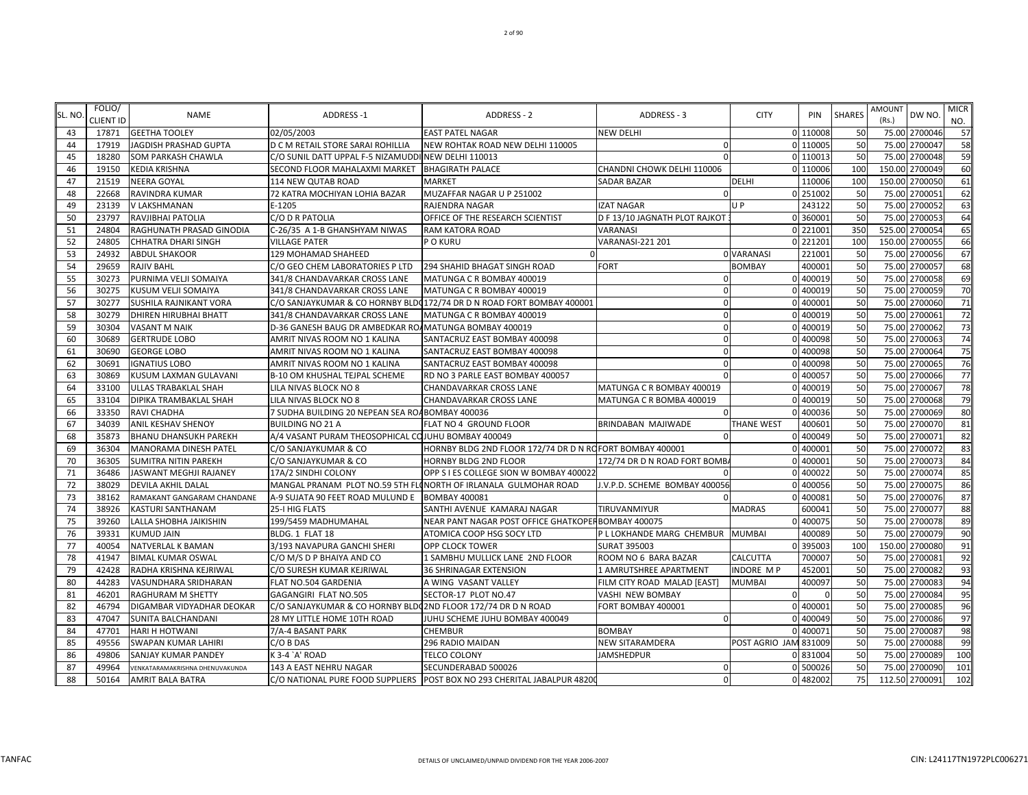| SL. NO. | FOLIO/ CLIENT ID | NAME | ADDRESS -1 | ADDRESS - 2 | ADDRESS - 3 | CITY | PIN | SHARES | AMOUNT (Rs.) | DW NO. | MICR NO. |
|---|---|---|---|---|---|---|---|---|---|---|---|
| 43 | 17871 | GEETHA TOOLEY | 02/05/2003 | EAST PATEL NAGAR | NEW DELHI | 0 | 110008 | 50 | 75.00 | 2700046 | 57 |
| 44 | 17919 | JAGDISH PRASHAD GUPTA | D C M RETAIL STORE SARAI ROHILLIA | NEW ROHTAK ROAD NEW DELHI 110005 | 0 | 0 | 110005 | 50 | 75.00 | 2700047 | 58 |
| 45 | 18280 | SOM PARKASH CHAWLA | C/O SUNIL DATT UPPAL F-5 NIZAMUDDI | NEW DELHI 110013 | 0 | 0 | 110013 | 50 | 75.00 | 2700048 | 59 |
| 46 | 19150 | KEDIA KRISHNA | SECOND FLOOR MAHALAXMI MARKET | BHAGIRATH PALACE | CHANDNI CHOWK DELHI 110006 | 0 | 110006 | 100 | 150.00 | 2700049 | 60 |
| 47 | 21519 | NEERA GOYAL | 114 NEW QUTAB ROAD | MARKET | SADAR BAZAR | DELHI | 110006 | 100 | 150.00 | 2700050 | 61 |
| 48 | 22668 | RAVINDRA KUMAR | 72 KATRA MOCHIYAN LOHIA BAZAR | MUZAFFAR NAGAR U P 251002 | 0 | 0 | 251002 | 50 | 75.00 | 2700051 | 62 |
| 49 | 23139 | V LAKSHMANAN | E-1205 | RAJENDRA NAGAR | IZAT NAGAR | U P | 243122 | 50 | 75.00 | 2700052 | 63 |
| 50 | 23797 | RAVJIBHAI PATOLIA | C/O D R PATOLIA | OFFICE OF THE RESEARCH SCIENTIST | D F 13/10 JAGNATH PLOT RAJKOT | 0 | 360001 | 50 | 75.00 | 2700053 | 64 |
| 51 | 24804 | RAGHUNATH PRASAD GINODIA | C-26/35 A 1-B GHANSHYAM NIWAS | RAM KATORA ROAD | VARANASI | 0 | 221001 | 350 | 525.00 | 2700054 | 65 |
| 52 | 24805 | CHHATRA DHARI SINGH | VILLAGE PATER | P O KURU | VARANASI-221 201 | 0 | 221201 | 100 | 150.00 | 2700055 | 66 |
| 53 | 24932 | ABDUL SHAKOOR | 129 MOHAMAD SHAHEED | 0 | 0 | VARANASI | 221001 | 50 | 75.00 | 2700056 | 67 |
| 54 | 29659 | RAJIV BAHL | C/O GEO CHEM LABORATORIES P LTD | 294 SHAHID BHAGAT SINGH ROAD | FORT | BOMBAY | 400001 | 50 | 75.00 | 2700057 | 68 |
| 55 | 30273 | PURNIMA VELJI SOMAIYA | 341/8 CHANDAVARKAR CROSS LANE | MATUNGA C R BOMBAY 400019 | 0 | 0 | 400019 | 50 | 75.00 | 2700058 | 69 |
| 56 | 30275 | KUSUM VELJI SOMAIYA | 341/8 CHANDAVARKAR CROSS LANE | MATUNGA C R BOMBAY 400019 | 0 | 0 | 400019 | 50 | 75.00 | 2700059 | 70 |
| 57 | 30277 | SUSHILA RAJNIKANT VORA | C/O SANJAYKUMAR & CO HORNBY BLD | 172/74 DR D N ROAD FORT BOMBAY 400001 | 0 | 0 | 400001 | 50 | 75.00 | 2700060 | 71 |
| 58 | 30279 | DHIREN HIRUBHAI BHATT | 341/8 CHANDAVARKAR CROSS LANE | MATUNGA C R BOMBAY 400019 | 0 | 0 | 400019 | 50 | 75.00 | 2700061 | 72 |
| 59 | 30304 | VASANT M NAIK | D-36 GANESH BAUG DR AMBEDKAR RO | MATUNGA BOMBAY 400019 | 0 | 0 | 400019 | 50 | 75.00 | 2700062 | 73 |
| 60 | 30689 | GERTRUDE LOBO | AMRIT NIVAS ROOM NO 1 KALINA | SANTACRUZ EAST BOMBAY 400098 | 0 | 0 | 400098 | 50 | 75.00 | 2700063 | 74 |
| 61 | 30690 | GEORGE LOBO | AMRIT NIVAS ROOM NO 1 KALINA | SANTACRUZ EAST BOMBAY 400098 | 0 | 0 | 400098 | 50 | 75.00 | 2700064 | 75 |
| 62 | 30691 | IGNATIUS LOBO | AMRIT NIVAS ROOM NO 1 KALINA | SANTACRUZ EAST BOMBAY 400098 | 0 | 0 | 400098 | 50 | 75.00 | 2700065 | 76 |
| 63 | 30869 | KUSUM LAXMAN GULAVANI | B-10 OM KHUSHAL TEJPAL SCHEME | RD NO 3 PARLE EAST BOMBAY 400057 | 0 | 0 | 400057 | 50 | 75.00 | 2700066 | 77 |
| 64 | 33100 | ULLAS TRABAKLAL SHAH | LILA NIVAS BLOCK NO 8 | CHANDAVARKAR CROSS LANE | MATUNGA C R BOMBAY 400019 | 0 | 400019 | 50 | 75.00 | 2700067 | 78 |
| 65 | 33104 | DIPIKA TRAMBAKLAL SHAH | LILA NIVAS BLOCK NO 8 | CHANDAVARKAR CROSS LANE | MATUNGA C R BOMBA 400019 | 0 | 400019 | 50 | 75.00 | 2700068 | 79 |
| 66 | 33350 | RAVI CHADHA | 7 SUDHA BUILDING 20 NEPEAN SEA RO | BOMBAY 400036 | 0 | 0 | 400036 | 50 | 75.00 | 2700069 | 80 |
| 67 | 34039 | ANIL KESHAV SHENOY | BUILDING NO 21 A | FLAT NO 4 GROUND FLOOR | BRINDABAN MAJIWADE | THANE WEST | 400601 | 50 | 75.00 | 2700070 | 81 |
| 68 | 35873 | BHANU DHANSUKH PAREKH | A/4 VASANT PURAM THEOSOPHICAL CO | JUHU BOMBAY 400049 | 0 | 0 | 400049 | 50 | 75.00 | 2700071 | 82 |
| 69 | 36304 | MANORAMA DINESH PATEL | C/O SANJAYKUMAR & CO | HORNBY BLDG 2ND FLOOR 172/74 DR D N RO | FORT BOMBAY 400001 | 0 | 400001 | 50 | 75.00 | 2700072 | 83 |
| 70 | 36305 | SUMITRA NITIN PAREKH | C/O SANJAYKUMAR & CO | HORNBY BLDG 2ND FLOOR | 172/74 DR D N ROAD FORT BOMB | 0 | 400001 | 50 | 75.00 | 2700073 | 84 |
| 71 | 36486 | JASWANT MEGHJI RAJANEY | 17A/2 SINDHI COLONY | OPP S I ES COLLEGE SION W BOMBAY 400022 | 0 | 0 | 400022 | 50 | 75.00 | 2700074 | 85 |
| 72 | 38029 | DEVILA AKHIL DALAL | MANGAL PRANAM PLOT NO.59 5TH FL | NORTH OF IRLANALA GULMOHAR ROAD | J.V.P.D. SCHEME BOMBAY 400056 | 0 | 400056 | 50 | 75.00 | 2700075 | 86 |
| 73 | 38162 | RAMAKANT GANGARAM CHANDANE | A-9 SUJATA 90 FEET ROAD MULUND E | BOMBAY 400081 | 0 | 0 | 400081 | 50 | 75.00 | 2700076 | 87 |
| 74 | 38926 | KASTURI SANTHANAM | 25-I HIG FLATS | SANTHI AVENUE KAMARAJ NAGAR | TIRUVANMIYUR | MADRAS | 600041 | 50 | 75.00 | 2700077 | 88 |
| 75 | 39260 | LALLA SHOBHA JAIKISHIN | 199/5459 MADHUMAHAL | NEAR PANT NAGAR POST OFFICE GHATKOPER | BOMBAY 400075 | 0 | 400075 | 50 | 75.00 | 2700078 | 89 |
| 76 | 39331 | KUMUD JAIN | BLDG. 1 FLAT 18 | ATOMICA COOP HSG SOCY LTD | P L LOKHANDE MARG CHEMBUR | MUMBAI | 400089 | 50 | 75.00 | 2700079 | 90 |
| 77 | 40054 | NATVERLAL K BAMAN | 3/193 NAVAPURA GANCHI SHERI | OPP CLOCK TOWER | SURAT 395003 | 0 | 395003 | 100 | 150.00 | 2700080 | 91 |
| 78 | 41947 | BIMAL KUMAR OSWAL | C/O M/S D P BHAIYA AND CO | 1 SAMBHU MULLICK LANE 2ND FLOOR | ROOM NO 6 BARA BAZAR | CALCUTTA | 700007 | 50 | 75.00 | 2700081 | 92 |
| 79 | 42428 | RADHA KRISHNA KEJRIWAL | C/O SURESH KUMAR KEJRIWAL | 36 SHRINAGAR EXTENSION | 1 AMRUTSHREE APARTMENT | INDORE M P | 452001 | 50 | 75.00 | 2700082 | 93 |
| 80 | 44283 | VASUNDHARA SRIDHARAN | FLAT NO.504 GARDENIA | A WING VASANT VALLEY | FILM CITY ROAD MALAD [EAST] | MUMBAI | 400097 | 50 | 75.00 | 2700083 | 94 |
| 81 | 46201 | RAGHURAM M SHETTY | GAGANGIRI FLAT NO.505 | SECTOR-17 PLOT NO.47 | VASHI NEW BOMBAY | 0 | 0 | 50 | 75.00 | 2700084 | 95 |
| 82 | 46794 | DIGAMBAR VIDYADHAR DEOKAR | C/O SANJAYKUMAR & CO HORNBY BLD | 2ND FLOOR 172/74 DR D N ROAD | FORT BOMBAY 400001 | 0 | 400001 | 50 | 75.00 | 2700085 | 96 |
| 83 | 47047 | SUNITA BALCHANDANI | 28 MY LITTLE HOME 10TH ROAD | JUHU SCHEME JUHU BOMBAY 400049 | 0 | 0 | 400049 | 50 | 75.00 | 2700086 | 97 |
| 84 | 47701 | HARI H HOTWANI | 7/A-4 BASANT PARK | CHEMBUR | BOMBAY | 0 | 400071 | 50 | 75.00 | 2700087 | 98 |
| 85 | 49556 | SWAPAN KUMAR LAHIRI | C/O B DAS | 296 RADIO MAIDAN | NEW SITARAMDERA | POST AGRIO JAM | 831009 | 50 | 75.00 | 2700088 | 99 |
| 86 | 49806 | SANJAY KUMAR PANDEY | K 3-4 `A' ROAD | TELCO COLONY | JAMSHEDPUR | 0 | 831004 | 50 | 75.00 | 2700089 | 100 |
| 87 | 49964 | VENKATARAMAKRISHNA DHENUVAKUNDA | 143 A EAST NEHRU NAGAR | SECUNDERABAD 500026 | 0 | 0 | 500026 | 50 | 75.00 | 2700090 | 101 |
| 88 | 50164 | AMRIT BALA BATRA | C/O NATIONAL PURE FOOD SUPPLIERS | POST BOX NO 293 CHERITAL JABALPUR 48200 | 0 | 0 | 482002 | 75 | 112.50 | 2700091 | 102 |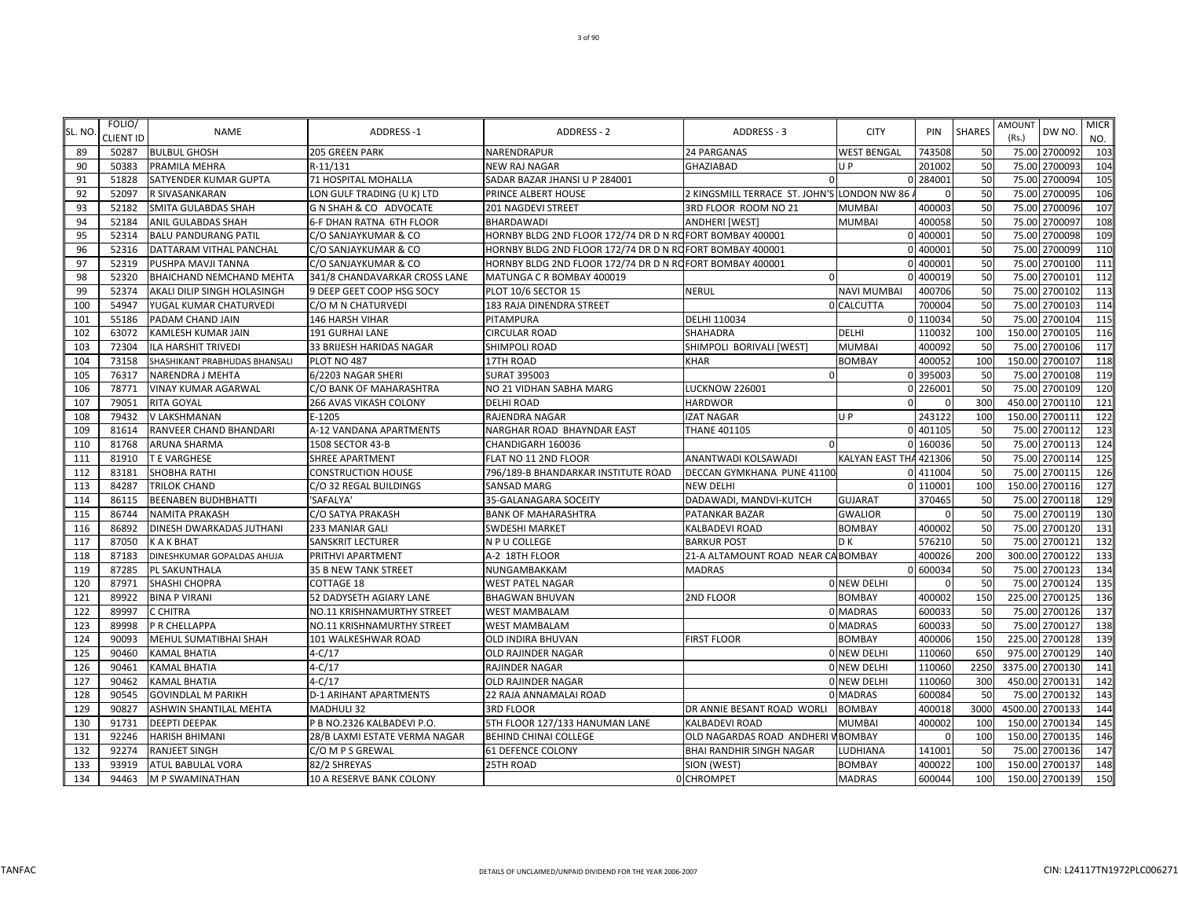| SL. NO. | FOLIO/ CLIENT ID | NAME | ADDRESS -1 | ADDRESS - 2 | ADDRESS - 3 | CITY | PIN | SHARES | AMOUNT (Rs.) | DW NO. | MICR NO. |
|---|---|---|---|---|---|---|---|---|---|---|---|
| 89 | 50287 | BULBUL GHOSH | 205 GREEN PARK | NARENDRAPUR | 24 PARGANAS | WEST BENGAL | 743508 | 50 | 75.00 | 2700092 | 103 |
| 90 | 50383 | PRAMILA MEHRA | R-11/131 | NEW RAJ NAGAR | GHAZIABAD | U P | 201002 | 50 | 75.00 | 2700093 | 104 |
| 91 | 51828 | SATYENDER KUMAR GUPTA | 71 HOSPITAL MOHALLA | SADAR BAZAR JHANSI U P 284001 | 0 | 0 | 284001 | 50 | 75.00 | 2700094 | 105 |
| 92 | 52097 | R SIVASANKARAN | LON GULF TRADING (U K) LTD | PRINCE ALBERT HOUSE | 2 KINGSMILL TERRACE ST. JOHN'S | LONDON NW 86 A | 0 | 50 | 75.00 | 2700095 | 106 |
| 93 | 52182 | SMITA GULABDAS SHAH | G N SHAH & CO ADVOCATE | 201 NAGDEVI STREET | 3RD FLOOR ROOM NO 21 | MUMBAI | 400003 | 50 | 75.00 | 2700096 | 107 |
| 94 | 52184 | ANIL GULABDAS SHAH | 6-F DHAN RATNA 6TH FLOOR | BHARDAWADI | ANDHERI [WEST] | MUMBAI | 400058 | 50 | 75.00 | 2700097 | 108 |
| 95 | 52314 | BALU PANDURANG PATIL | C/O SANJAYKUMAR & CO | HORNBY BLDG 2ND FLOOR 172/74 DR D N RO | FORT BOMBAY 400001 | 0 | 400001 | 50 | 75.00 | 2700098 | 109 |
| 96 | 52316 | DATTARAM VITHAL PANCHAL | C/O SANJAYKUMAR & CO | HORNBY BLDG 2ND FLOOR 172/74 DR D N RO | FORT BOMBAY 400001 | 0 | 400001 | 50 | 75.00 | 2700099 | 110 |
| 97 | 52319 | PUSHPA MAVJI TANNA | C/O SANJAYKUMAR & CO | HORNBY BLDG 2ND FLOOR 172/74 DR D N RO | FORT BOMBAY 400001 | 0 | 400001 | 50 | 75.00 | 2700100 | 111 |
| 98 | 52320 | BHAICHAND NEMCHAND MEHTA | 341/8 CHANDAVARKAR CROSS LANE | MATUNGA C R BOMBAY 400019 | 0 | 0 | 400019 | 50 | 75.00 | 2700101 | 112 |
| 99 | 52374 | AKALI DILIP SINGH HOLASINGH | 9 DEEP GEET COOP HSG SOCY | PLOT 10/6 SECTOR 15 | NERUL | NAVI MUMBAI | 400706 | 50 | 75.00 | 2700102 | 113 |
| 100 | 54947 | YUGAL KUMAR CHATURVEDI | C/O M N CHATURVEDI | 183 RAJA DINENDRA STREET | 0 | CALCUTTA | 700004 | 50 | 75.00 | 2700103 | 114 |
| 101 | 55186 | PADAM CHAND JAIN | 146 HARSH VIHAR | PITAMPURA | DELHI 110034 | 0 | 110034 | 50 | 75.00 | 2700104 | 115 |
| 102 | 63072 | KAMLESH KUMAR JAIN | 191 GURHAI LANE | CIRCULAR ROAD | SHAHADRA | DELHI | 110032 | 100 | 150.00 | 2700105 | 116 |
| 103 | 72304 | ILA HARSHIT TRIVEDI | 33 BRIJESH HARIDAS NAGAR | SHIMPOLI ROAD | SHIMPOLI BORIVALI [WEST] | MUMBAI | 400092 | 50 | 75.00 | 2700106 | 117 |
| 104 | 73158 | SHASHIKANT PRABHUDAS BHANSALI | PLOT NO 487 | 17TH ROAD | KHAR | BOMBAY | 400052 | 100 | 150.00 | 2700107 | 118 |
| 105 | 76317 | NARENDRA J MEHTA | 6/2203 NAGAR SHERI | SURAT 395003 | 0 | 0 | 395003 | 50 | 75.00 | 2700108 | 119 |
| 106 | 78771 | VINAY KUMAR AGARWAL | C/O BANK OF MAHARASHTRA | NO 21 VIDHAN SABHA MARG | LUCKNOW 226001 | 0 | 226001 | 50 | 75.00 | 2700109 | 120 |
| 107 | 79051 | RITA GOYAL | 266 AVAS VIKASH COLONY | DELHI ROAD | HARDWOR | 0 | 0 | 300 | 450.00 | 2700110 | 121 |
| 108 | 79432 | V LAKSHMANAN | E-1205 | RAJENDRA NAGAR | IZAT NAGAR | U P | 243122 | 100 | 150.00 | 2700111 | 122 |
| 109 | 81614 | RANVEER CHAND BHANDARI | A-12 VANDANA APARTMENTS | NARGHAR ROAD BHAYNDAR EAST | THANE 401105 | 0 | 401105 | 50 | 75.00 | 2700112 | 123 |
| 110 | 81768 | ARUNA SHARMA | 1508 SECTOR 43-B | CHANDIGARH 160036 | 0 | 0 | 160036 | 50 | 75.00 | 2700113 | 124 |
| 111 | 81910 | T E VARGHESE | SHREE APARTMENT | FLAT NO 11 2ND FLOOR | ANANTWADI KOLSAWADI | KALYAN EAST THA | 421306 | 50 | 75.00 | 2700114 | 125 |
| 112 | 83181 | SHOBHA RATHI | CONSTRUCTION HOUSE | 796/189-B BHANDARKAR INSTITUTE ROAD | DECCAN GYMKHANA PUNE 41100 | 0 | 411004 | 50 | 75.00 | 2700115 | 126 |
| 113 | 84287 | TRILOK CHAND | C/O 32 REGAL BUILDINGS | SANSAD MARG | NEW DELHI | 0 | 110001 | 100 | 150.00 | 2700116 | 127 |
| 114 | 86115 | BEENABEN BUDHBHATTI | 'SAFALYA' | 35-GALANAGARA SOCEITY | DADAWADI, MANDVI-KUTCH | GUJARAT | 370465 | 50 | 75.00 | 2700118 | 129 |
| 115 | 86744 | NAMITA PRAKASH | C/O SATYA PRAKASH | BANK OF MAHARASHTRA | PATANKAR BAZAR | GWALIOR | 0 | 50 | 75.00 | 2700119 | 130 |
| 116 | 86892 | DINESH DWARKADAS JUTHANI | 233 MANIAR GALI | SWDESHI MARKET | KALBADEVI ROAD | BOMBAY | 400002 | 50 | 75.00 | 2700120 | 131 |
| 117 | 87050 | K A K BHAT | SANSKRIT LECTURER | N P U COLLEGE | BARKUR POST | D K | 576210 | 50 | 75.00 | 2700121 | 132 |
| 118 | 87183 | DINESHKUMAR GOPALDAS AHUJA | PRITHVI APARTMENT | A-2 18TH FLOOR | 21-A ALTAMOUNT ROAD NEAR CA | BOMBAY | 400026 | 200 | 300.00 | 2700122 | 133 |
| 119 | 87285 | PL SAKUNTHALA | 35 B NEW TANK STREET | NUNGAMBAKKAM | MADRAS | 0 | 600034 | 50 | 75.00 | 2700123 | 134 |
| 120 | 87971 | SHASHI CHOPRA | COTTAGE 18 | WEST PATEL NAGAR | | 0 NEW DELHI | 0 | 50 | 75.00 | 2700124 | 135 |
| 121 | 89922 | BINA P VIRANI | 52 DADYSETH AGIARY LANE | BHAGWAN BHUVAN | 2ND FLOOR | BOMBAY | 400002 | 150 | 225.00 | 2700125 | 136 |
| 122 | 89997 | C CHITRA | NO.11 KRISHNAMURTHY STREET | WEST MAMBALAM | | 0 MADRAS | 600033 | 50 | 75.00 | 2700126 | 137 |
| 123 | 89998 | P R CHELLAPPA | NO.11 KRISHNAMURTHY STREET | WEST MAMBALAM | | 0 MADRAS | 600033 | 50 | 75.00 | 2700127 | 138 |
| 124 | 90093 | MEHUL SUMATIBHAI SHAH | 101 WALKESHWAR ROAD | OLD INDIRA BHUVAN | FIRST FLOOR | BOMBAY | 400006 | 150 | 225.00 | 2700128 | 139 |
| 125 | 90460 | KAMAL BHATIA | 4-C/17 | OLD RAJINDER NAGAR | | 0 NEW DELHI | 110060 | 650 | 975.00 | 2700129 | 140 |
| 126 | 90461 | KAMAL BHATIA | 4-C/17 | RAJINDER NAGAR | | 0 NEW DELHI | 110060 | 2250 | 3375.00 | 2700130 | 141 |
| 127 | 90462 | KAMAL BHATIA | 4-C/17 | OLD RAJINDER NAGAR | | 0 NEW DELHI | 110060 | 300 | 450.00 | 2700131 | 142 |
| 128 | 90545 | GOVINDLAL M PARIKH | D-1 ARIHANT APARTMENTS | 22 RAJA ANNAMALAI ROAD | | 0 MADRAS | 600084 | 50 | 75.00 | 2700132 | 143 |
| 129 | 90827 | ASHWIN SHANTILAL MEHTA | MADHULI 32 | 3RD FLOOR | DR ANNIE BESANT ROAD WORLI | BOMBAY | 400018 | 3000 | 4500.00 | 2700133 | 144 |
| 130 | 91731 | DEEPTI DEEPAK | P B NO.2326 KALBADEVI P.O. | 5TH FLOOR 127/133 HANUMAN LANE | KALBADEVI ROAD | MUMBAI | 400002 | 100 | 150.00 | 2700134 | 145 |
| 131 | 92246 | HARISH BHIMANI | 28/B LAXMI ESTATE VERMA NAGAR | BEHIND CHINAI COLLEGE | OLD NAGARDAS ROAD ANDHERI W | BOMBAY | 0 | 100 | 150.00 | 2700135 | 146 |
| 132 | 92274 | RANJEET SINGH | C/O M P S GREWAL | 61 DEFENCE COLONY | BHAI RANDHIR SINGH NAGAR | LUDHIANA | 141001 | 50 | 75.00 | 2700136 | 147 |
| 133 | 93919 | ATUL BABULAL VORA | 82/2 SHREYAS | 25TH ROAD | SION (WEST) | BOMBAY | 400022 | 100 | 150.00 | 2700137 | 148 |
| 134 | 94463 | M P SWAMINATHAN | 10 A RESERVE BANK COLONY | 0 | CHROMPET | MADRAS | 600044 | 100 | 150.00 | 2700139 | 150 |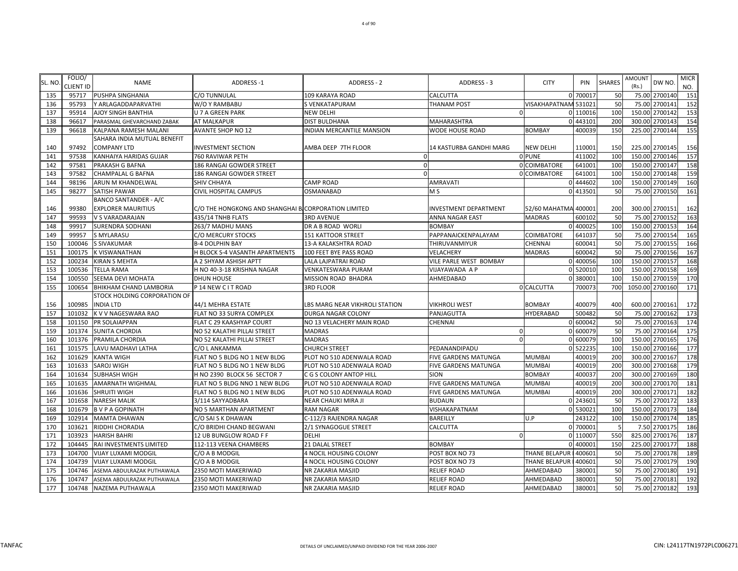| SL. NO. | FOLIO/ CLIENT ID | NAME | ADDRESS -1 | ADDRESS - 2 | ADDRESS - 3 | CITY | PIN | SHARES | AMOUNT (Rs.) | DW NO. | MICR NO. |
|---|---|---|---|---|---|---|---|---|---|---|---|
| 135 | 95717 | PUSHPA SINGHANIA | C/O TUNNULAL | 109 KARAYA ROAD | CALCUTTA | 0 | 700017 | 50 | 75.00 | 2700140 | 151 |
| 136 | 95793 | Y ARLAGADDAPARVATHI | W/O Y RAMBABU | S VENKATAPURAM | THANAM POST | VISAKHAPATNAM | 531021 | 50 | 75.00 | 2700141 | 152 |
| 137 | 95914 | AJOY SINGH BANTHIA | U 7 A GREEN PARK | NEW DELHI | 0 | 0 | 110016 | 100 | 150.00 | 2700142 | 153 |
| 138 | 96617 | PARASMAL GHEVARCHAND ZABAK | AT MALKAPUR | DIST BULDHANA | MAHARASHTRA | 0 | 443101 | 200 | 300.00 | 2700143 | 154 |
| 139 | 96618 | KALPANA RAMESH MALANI | AVANTE SHOP NO 12 | INDIAN MERCANTILE MANSION | WODE HOUSE ROAD | BOMBAY | 400039 | 150 | 225.00 | 2700144 | 155 |
| 140 | 97492 | SAHARA INDIA MUTUAL BENEFIT COMPANY LTD | INVESTMENT SECTION | AMBA DEEP 7TH FLOOR | 14 KASTURBA GANDHI MARG | NEW DELHI | 110001 | 150 | 225.00 | 2700145 | 156 |
| 141 | 97538 | KANHAIYA HARIDAS GUJAR | 760 RAVIWAR PETH | 0 | 0 | PUNE | 411002 | 100 | 150.00 | 2700146 | 157 |
| 142 | 97581 | PRAKASH G BAFNA | 186 RANGAI GOWDER STREET | 0 | 0 | COIMBATORE | 641001 | 100 | 150.00 | 2700147 | 158 |
| 143 | 97582 | CHAMPALAL G BAFNA | 186 RANGAI GOWDER STREET | 0 | 0 | COIMBATORE | 641001 | 100 | 150.00 | 2700148 | 159 |
| 144 | 98196 | ARUN M KHANDELWAL | SHIV CHHAYA | CAMP ROAD | AMRAVATI | 0 | 444602 | 100 | 150.00 | 2700149 | 160 |
| 145 | 98277 | SATISH PAWAR | CIVIL HOSPITAL CAMPUS | OSMANABAD | M S | 0 | 413501 | 50 | 75.00 | 2700150 | 161 |
| 146 | 99380 | BANCO SANTANDER - A/C EXPLORER MAURITIUS | C/O THE HONGKONG AND SHANGHAI B | CORPORATION LIMITED | INVESTMENT DEPARTMENT | 52/60 MAHATMA | 400001 | 200 | 300.00 | 2700151 | 162 |
| 147 | 99593 | V S VARADARAJAN | 435/14 TNHB FLATS | 3RD AVENUE | ANNA NAGAR EAST | MADRAS | 600102 | 50 | 75.00 | 2700152 | 163 |
| 148 | 99917 | SURENDRA SODHANI | 263/7 MADHU MANS | DR A B ROAD WORLI | BOMBAY | 0 | 400025 | 100 | 150.00 | 2700153 | 164 |
| 149 | 99957 | S MYLARASU | C/O MERCURY STOCKS | 151 KATTOOR STREET | PAPPANAICKENPALAYAM | COIMBATORE | 641037 | 50 | 75.00 | 2700154 | 165 |
| 150 | 100046 | S SIVAKUMAR | B-4 DOLPHIN BAY | 13-A KALAKSHTRA ROAD | THIRUVANMIYUR | CHENNAI | 600041 | 50 | 75.00 | 2700155 | 166 |
| 151 | 100175 | K VISWANATHAN | H BLOCK S-4 VASANTH APARTMENTS | 100 FEET BYE PASS ROAD | VELACHERY | MADRAS | 600042 | 50 | 75.00 | 2700156 | 167 |
| 152 | 100234 | KIRAN S MEHTA | A 2 SHYAM ASHISH APTT | LALA LAJPATRAI ROAD | VILE PARLE WEST BOMBAY | 0 | 400056 | 100 | 150.00 | 2700157 | 168 |
| 153 | 100536 | TELLA RAMA | H NO 40-3-18 KRISHNA NAGAR | VENKATESWARA PURAM | VIJAYAWADA A P | 0 | 520010 | 100 | 150.00 | 2700158 | 169 |
| 154 | 100550 | SEEMA DEVI MOHATA | DHUN HOUSE | MISSION ROAD BHADRA | AHMEDABAD | 0 | 380001 | 100 | 150.00 | 2700159 | 170 |
| 155 | 100654 | BHIKHAM CHAND LAMBORIA | P 14 NEW C I T ROAD | 3RD FLOOR | 0 | CALCUTTA | 700073 | 700 | 1050.00 | 2700160 | 171 |
| 156 | 100985 | STOCK HOLDING CORPORATION OF INDIA LTD | 44/1 MEHRA ESTATE | LBS MARG NEAR VIKHROLI STATION | VIKHROLI WEST | BOMBAY | 400079 | 400 | 600.00 | 2700161 | 172 |
| 157 | 101032 | K V V NAGESWARA RAO | FLAT NO 33 SURYA COMPLEX | DURGA NAGAR COLONY | PANJAGUTTA | HYDERABAD | 500482 | 50 | 75.00 | 2700162 | 173 |
| 158 | 101150 | PR SOLAIAPPAN | FLAT C 29 KAASHYAP COURT | NO 13 VELACHERY MAIN ROAD | CHENNAI | 0 | 600042 | 50 | 75.00 | 2700163 | 174 |
| 159 | 101374 | SUNITA CHORDIA | NO 52 KALATHI PILLAI STREET | MADRAS | 0 | 0 | 600079 | 50 | 75.00 | 2700164 | 175 |
| 160 | 101376 | PRAMILA CHORDIA | NO 52 KALATHI PILLAI STREET | MADRAS | 0 | 0 | 600079 | 100 | 150.00 | 2700165 | 176 |
| 161 | 101575 | LAVU MADHAVI LATHA | C/O L ANKAMMA | CHURCH STREET | PEDANANDIPADU | 0 | 522235 | 100 | 150.00 | 2700166 | 177 |
| 162 | 101629 | KANTA WIGH | FLAT NO 5 BLDG NO 1 NEW BLDG | PLOT NO 510 ADENWALA ROAD | FIVE GARDENS MATUNGA | MUMBAI | 400019 | 200 | 300.00 | 2700167 | 178 |
| 163 | 101633 | SAROJ WIGH | FLAT NO 5 BLDG NO 1 NEW BLDG | PLOT NO 510 ADENWALA ROAD | FIVE GARDENS MATUNGA | MUMBAI | 400019 | 200 | 300.00 | 2700168 | 179 |
| 164 | 101634 | SUBHASH WIGH | H NO 2390 BLOCK 56 SECTOR 7 | C G S COLONY ANTOP HILL | SION | BOMBAY | 400037 | 200 | 300.00 | 2700169 | 180 |
| 165 | 101635 | AMARNATH WIGHMAL | FLAT NO 5 BLDG NNO 1 NEW BLDG | PLOT NO 510 ADENWALA ROAD | FIVE GARDENS MATUNGA | MUMBAI | 400019 | 200 | 300.00 | 2700170 | 181 |
| 166 | 101636 | SHRUITI WIGH | FLAT NO 5 BLDG NO 1 NEW BLDG | PLOT NO 510 ADENWALA ROAD | FIVE GARDENS MATUNGA | MUMBAI | 400019 | 200 | 300.00 | 2700171 | 182 |
| 167 | 101658 | NARESH MALIK | 3/114 SAYYADBARA | NEAR CHAUKI MIRA JI | BUDAUN | 0 | 243601 | 50 | 75.00 | 2700172 | 183 |
| 168 | 101679 | B V P A GOPINATH | NO 5 MARTHAN APARTMENT | RAM NAGAR | VISHAKAPATNAM | 0 | 530021 | 100 | 150.00 | 2700173 | 184 |
| 169 | 102914 | MAMTA DHAWAN | C/O SAI S K DHAWAN | C-112/3 RAJENDRA NAGAR | BAREILLY | U.P | 243122 | 100 | 150.00 | 2700174 | 185 |
| 170 | 103621 | RIDDHI CHORADIA | C/O BRIDHI CHAND BEGWANI | 2/1 SYNAGOGUE STREET | CALCUTTA | 0 | 700001 | 5 | 7.50 | 2700175 | 186 |
| 171 | 103923 | HARISH BAHRI | 12 UB BUNGLOW ROAD F F | DELHI | 0 | 0 | 110007 | 550 | 825.00 | 2700176 | 187 |
| 172 | 104445 | RAI INVESTMENTS LIMITED | 112-113 VEENA CHAMBERS | 21 DALAL STREET | BOMBAY | 0 | 400001 | 150 | 225.00 | 2700177 | 188 |
| 173 | 104700 | VIJAY LUXAMI MODGIL | C/O A B MODGIL | 4 NOCIL HOUSING COLONY | POST BOX NO 73 | THANE BELAPUR | 400601 | 50 | 75.00 | 2700178 | 189 |
| 174 | 104739 | VIJAY LUXAMI MODGIL | C/O A B MODGIL | 4 NOCIL HOUSING COLONY | POST BOX NO 73 | THANE BELAPUR | 400601 | 50 | 75.00 | 2700179 | 190 |
| 175 | 104746 | ASEMA ABDULRAZAK PUTHAWALA | 2350 MOTI MAKERIWAD | NR ZAKARIA MASJID | RELIEF ROAD | AHMEDABAD | 380001 | 50 | 75.00 | 2700180 | 191 |
| 176 | 104747 | ASEMA ABDULRAZAK PUTHAWALA | 2350 MOTI MAKERIWAD | NR ZAKARIA MASJID | RELIEF ROAD | AHMEDABAD | 380001 | 50 | 75.00 | 2700181 | 192 |
| 177 | 104748 | NAZEMA PUTHAWALA | 2350 MOTI MAKERIWAD | NR ZAKARIA MASJID | RELIEF ROAD | AHMEDABAD | 380001 | 50 | 75.00 | 2700182 | 193 |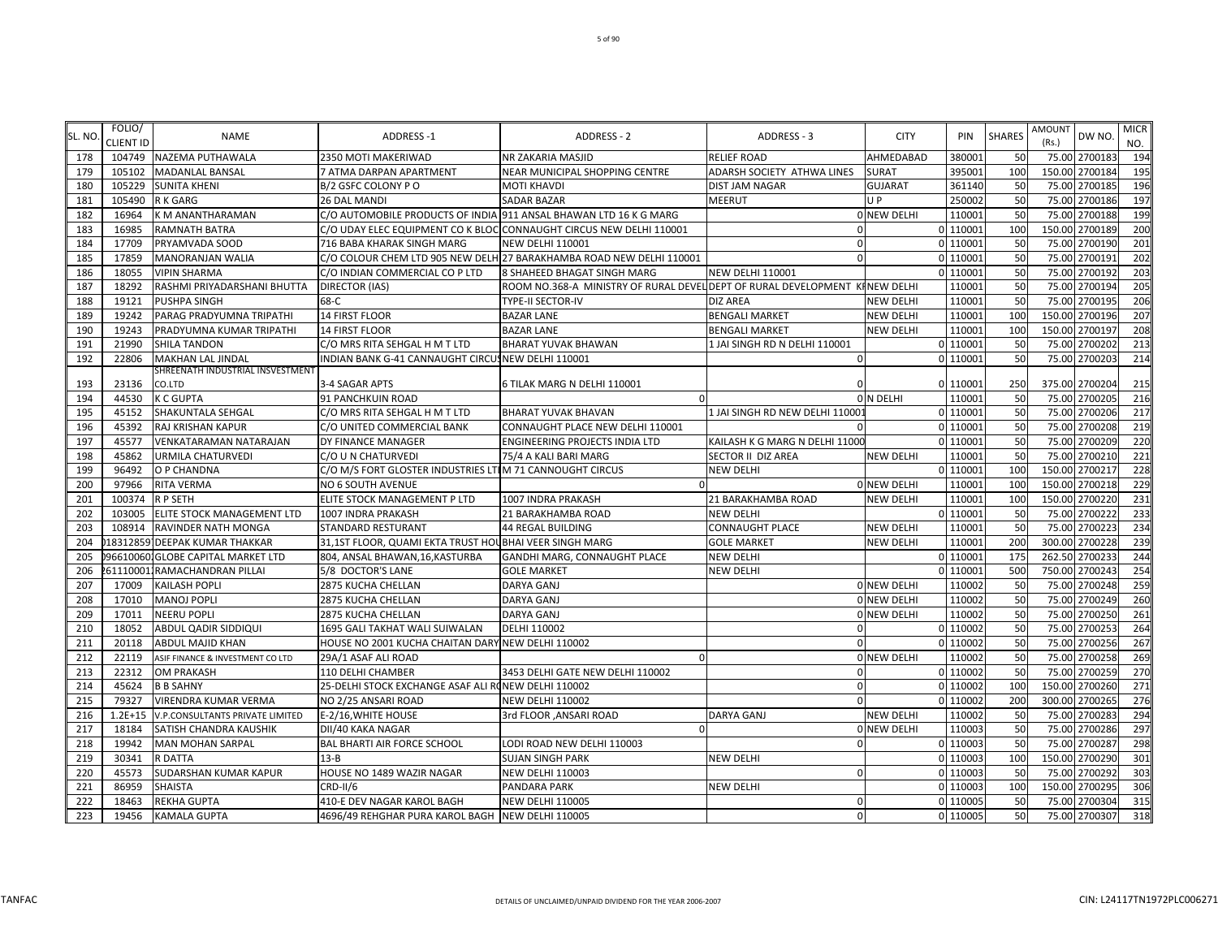| SL. NO. | FOLIO/ CLIENT ID | NAME | ADDRESS -1 | ADDRESS - 2 | ADDRESS - 3 | CITY | PIN | SHARES | AMOUNT (Rs.) | DW NO. | MICR NO. |
|---|---|---|---|---|---|---|---|---|---|---|---|
| 178 | 104749 | NAZEMA PUTHAWALA | 2350 MOTI MAKERIWAD | NR ZAKARIA MASJID | RELIEF ROAD | AHMEDABAD | 380001 | 50 | 75.00 | 2700183 | 194 |
| 179 | 105102 | MADANLAL BANSAL | 7 ATMA DARPAN APARTMENT | NEAR MUNICIPAL SHOPPING CENTRE | ADARSH SOCIETY ATHWA LINES | SURAT | 395001 | 100 | 150.00 | 2700184 | 195 |
| 180 | 105229 | SUNITA KHENI | B/2 GSFC COLONY P O | MOTI KHAVDI | DIST JAM NAGAR | GUJARAT | 361140 | 50 | 75.00 | 2700185 | 196 |
| 181 | 105490 | R K GARG | 26 DAL MANDI | SADAR BAZAR | MEERUT | U P | 250002 | 50 | 75.00 | 2700186 | 197 |
| 182 | 16964 | K M ANANTHARAMAN | C/O AUTOMOBILE PRODUCTS OF INDIA | 911 ANSAL BHAWAN LTD 16 K G MARG | 0 | NEW DELHI | 110001 | 50 | 75.00 | 2700188 | 199 |
| 183 | 16985 | RAMNATH BATRA | C/O UDAY ELEC EQUIPMENT CO K BLOC | CONNAUGHT CIRCUS NEW DELHI 110001 | 0 | 0 | 110001 | 100 | 150.00 | 2700189 | 200 |
| 184 | 17709 | PRYAMVADA SOOD | 716 BABA KHARAK SINGH MARG | NEW DELHI 110001 | 0 | 0 | 110001 | 50 | 75.00 | 2700190 | 201 |
| 185 | 17859 | MANORANJAN WALIA | C/O COLOUR CHEM LTD 905 NEW DELH | 27 BARAKHAMBA ROAD NEW DELHI 110001 | 0 | 0 | 110001 | 50 | 75.00 | 2700191 | 202 |
| 186 | 18055 | VIPIN SHARMA | C/O INDIAN COMMERCIAL CO P LTD | 8 SHAHEED BHAGAT SINGH MARG | NEW DELHI 110001 | 0 | 110001 | 50 | 75.00 | 2700192 | 203 |
| 187 | 18292 | RASHMI PRIYADARSHANI BHUTTA | DIRECTOR (IAS) | ROOM NO.368-A MINISTRY OF RURAL DEVEL | DEPT OF RURAL DEVELOPMENT KI | NEW DELHI | 110001 | 50 | 75.00 | 2700194 | 205 |
| 188 | 19121 | PUSHPA SINGH | 68-C | TYPE-II SECTOR-IV | DIZ AREA | NEW DELHI | 110001 | 50 | 75.00 | 2700195 | 206 |
| 189 | 19242 | PARAG PRADYUMNA TRIPATHI | 14 FIRST FLOOR | BAZAR LANE | BENGALI MARKET | NEW DELHI | 110001 | 100 | 150.00 | 2700196 | 207 |
| 190 | 19243 | PRADYUMNA KUMAR TRIPATHI | 14 FIRST FLOOR | BAZAR LANE | BENGALI MARKET | NEW DELHI | 110001 | 100 | 150.00 | 2700197 | 208 |
| 191 | 21990 | SHILA TANDON | C/O MRS RITA SEHGAL H M T LTD | BHARAT YUVAK BHAWAN | 1 JAI SINGH RD N DELHI 110001 | 0 | 110001 | 50 | 75.00 | 2700202 | 213 |
| 192 | 22806 | MAKHAN LAL JINDAL | INDIAN BANK G-41 CANNAUGHT CIRCUS | NEW DELHI 110001 | 0 | 0 | 110001 | 50 | 75.00 | 2700203 | 214 |
| 193 | 23136 | SHREENATH INDUSTRIAL INSVESTMENT CO.LTD | 3-4 SAGAR APTS | 6 TILAK MARG N DELHI 110001 | 0 | 0 | 110001 | 250 | 375.00 | 2700204 | 215 |
| 194 | 44530 | K C GUPTA | 91 PANCHKUIN ROAD | 0 | 0 | N DELHI | 110001 | 50 | 75.00 | 2700205 | 216 |
| 195 | 45152 | SHAKUNTALA SEHGAL | C/O MRS RITA SEHGAL H M T LTD | BHARAT YUVAK BHAVAN | 1 JAI SINGH RD NEW DELHI 110001 | 0 | 110001 | 50 | 75.00 | 2700206 | 217 |
| 196 | 45392 | RAJ KRISHAN KAPUR | C/O UNITED COMMERCIAL BANK | CONNAUGHT PLACE NEW DELHI 110001 | 0 | 0 | 110001 | 50 | 75.00 | 2700208 | 219 |
| 197 | 45577 | VENKATARAMAN NATARAJAN | DY FINANCE MANAGER | ENGINEERING PROJECTS INDIA LTD | KAILASH K G MARG N DELHI 11000 | 0 | 110001 | 50 | 75.00 | 2700209 | 220 |
| 198 | 45862 | URMILA CHATURVEDI | C/O U N CHATURVEDI | 75/4 A KALI BARI MARG | SECTOR II DIZ AREA | NEW DELHI | 110001 | 50 | 75.00 | 2700210 | 221 |
| 199 | 96492 | O P CHANDNA | C/O M/S FORT GLOSTER INDUSTRIES LT | M 71 CANNOUGHT CIRCUS | NEW DELHI | 0 | 110001 | 100 | 150.00 | 2700217 | 228 |
| 200 | 97966 | RITA VERMA | NO 6 SOUTH AVENUE | 0 | 0 | NEW DELHI | 110001 | 100 | 150.00 | 2700218 | 229 |
| 201 | 100374 | R P SETH | ELITE STOCK MANAGEMENT P LTD | 1007 INDRA PRAKASH | 21 BARAKHAMBA ROAD | NEW DELHI | 110001 | 100 | 150.00 | 2700220 | 231 |
| 202 | 103005 | ELITE STOCK MANAGEMENT LTD | 1007 INDRA PRAKASH | 21 BARAKHAMBA ROAD | NEW DELHI | 0 | 110001 | 50 | 75.00 | 2700222 | 233 |
| 203 | 108914 | RAVINDER NATH MONGA | STANDARD RESTURANT | 44 REGAL BUILDING | CONNAUGHT PLACE | NEW DELHI | 110001 | 50 | 75.00 | 2700223 | 234 |
| 204 | 018312859 | DEEPAK KUMAR THAKKAR | 31,1ST FLOOR, QUAMI EKTA TRUST HOU | BHAI VEER SINGH MARG | GOLE MARKET | NEW DELHI | 110001 | 200 | 300.00 | 2700228 | 239 |
| 205 | 096610060 | GLOBE CAPITAL MARKET LTD | 804, ANSAL BHAWAN,16,KASTURBA | GANDHI MARG, CONNAUGHT PLACE | NEW DELHI | 0 | 110001 | 175 | 262.50 | 2700233 | 244 |
| 206 | 261110001 | RAMACHANDRAN PILLAI | 5/8 DOCTOR'S LANE | GOLE MARKET | NEW DELHI | 0 | 110001 | 500 | 750.00 | 2700243 | 254 |
| 207 | 17009 | KAILASH POPLI | 2875 KUCHA CHELLAN | DARYA GANJ | 0 | NEW DELHI | 110002 | 50 | 75.00 | 2700248 | 259 |
| 208 | 17010 | MANOJ POPLI | 2875 KUCHA CHELLAN | DARYA GANJ | 0 | NEW DELHI | 110002 | 50 | 75.00 | 2700249 | 260 |
| 209 | 17011 | NEERU POPLI | 2875 KUCHA CHELLAN | DARYA GANJ | 0 | NEW DELHI | 110002 | 50 | 75.00 | 2700250 | 261 |
| 210 | 18052 | ABDUL QADIR SIDDIQUI | 1695 GALI TAKHAT WALI SUIWALAN | DELHI 110002 | 0 | 0 | 110002 | 50 | 75.00 | 2700253 | 264 |
| 211 | 20118 | ABDUL MAJID KHAN | HOUSE NO 2001 KUCHA CHAITAN DARY | NEW DELHI 110002 | 0 | 0 | 110002 | 50 | 75.00 | 2700256 | 267 |
| 212 | 22119 | ASIF FINANCE & INVESTMENT CO LTD | 29A/1 ASAF ALI ROAD | 0 | 0 | NEW DELHI | 110002 | 50 | 75.00 | 2700258 | 269 |
| 213 | 22312 | OM PRAKASH | 110 DELHI CHAMBER | 3453 DELHI GATE NEW DELHI 110002 | 0 | 0 | 110002 | 50 | 75.00 | 2700259 | 270 |
| 214 | 45624 | B B SAHNY | 25-DELHI STOCK EXCHANGE ASAF ALI RO | NEW DELHI 110002 | 0 | 0 | 110002 | 100 | 150.00 | 2700260 | 271 |
| 215 | 79327 | VIRENDRA KUMAR VERMA | NO 2/25 ANSARI ROAD | NEW DELHI 110002 | 0 | 0 | 110002 | 200 | 300.00 | 2700265 | 276 |
| 216 | 1.2E+15 | V.P.CONSULTANTS PRIVATE LIMITED | E-2/16,WHITE HOUSE | 3rd FLOOR ,ANSARI ROAD | DARYA GANJ | NEW DELHI | 110002 | 50 | 75.00 | 2700283 | 294 |
| 217 | 18184 | SATISH CHANDRA KAUSHIK | DII/40 KAKA NAGAR | 0 | 0 | NEW DELHI | 110003 | 50 | 75.00 | 2700286 | 297 |
| 218 | 19942 | MAN MOHAN SARPAL | BAL BHARTI AIR FORCE SCHOOL | LODI ROAD NEW DELHI 110003 | 0 | 0 | 110003 | 50 | 75.00 | 2700287 | 298 |
| 219 | 30341 | R DATTA | 13-B | SUJAN SINGH PARK | NEW DELHI | 0 | 110003 | 100 | 150.00 | 2700290 | 301 |
| 220 | 45573 | SUDARSHAN KUMAR KAPUR | HOUSE NO 1489 WAZIR NAGAR | NEW DELHI 110003 | 0 | 0 | 110003 | 50 | 75.00 | 2700292 | 303 |
| 221 | 86959 | SHAISTA | CRD-II/6 | PANDARA PARK | NEW DELHI | 0 | 110003 | 100 | 150.00 | 2700295 | 306 |
| 222 | 18463 | REKHA GUPTA | 410-E DEV NAGAR KAROL BAGH | NEW DELHI 110005 | 0 | 0 | 110005 | 50 | 75.00 | 2700304 | 315 |
| 223 | 19456 | KAMALA GUPTA | 4696/49 REHGHAR PURA KAROL BAGH | NEW DELHI 110005 | 0 | 0 | 110005 | 50 | 75.00 | 2700307 | 318 |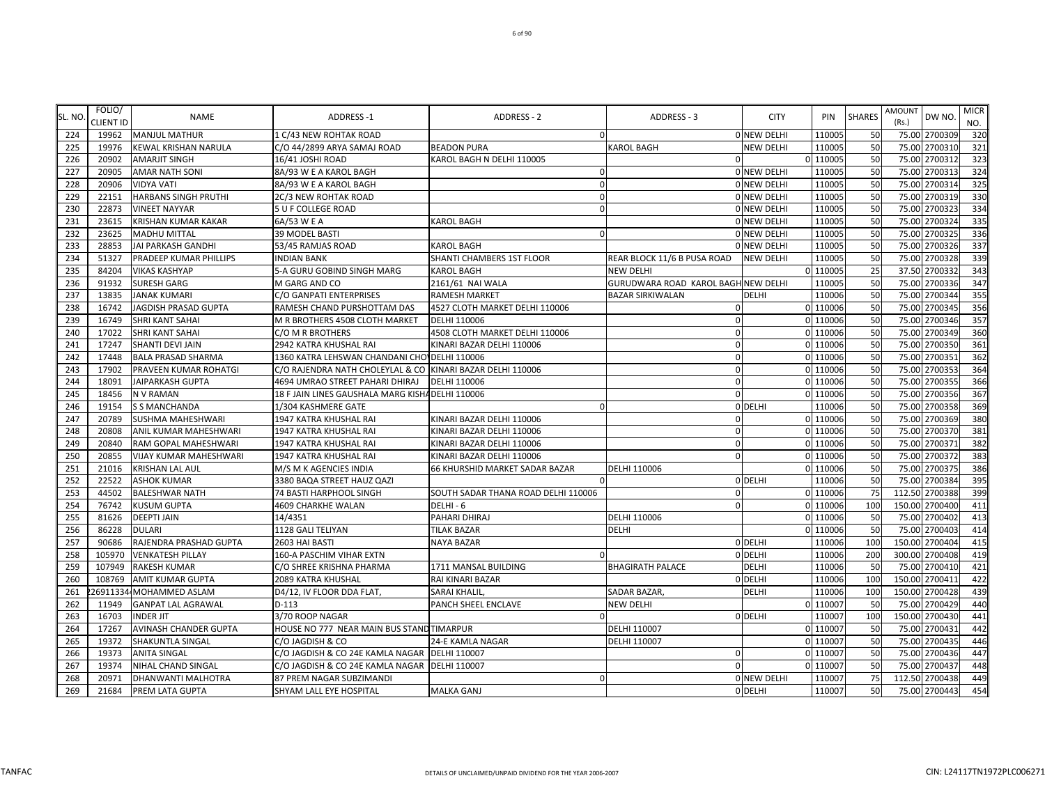| SL. NO. | FOLIO/ CLIENT ID | NAME | ADDRESS -1 | ADDRESS - 2 | ADDRESS - 3 | CITY | PIN | SHARES | AMOUNT (Rs.) | DW NO. | MICR NO. |
|---|---|---|---|---|---|---|---|---|---|---|---|
| 224 | 19962 | MANJUL MATHUR | 1 C/43 NEW ROHTAK ROAD | 0 | 0 | NEW DELHI | 110005 | 50 | 75.00 | 2700309 | 320 |
| 225 | 19976 | KEWAL KRISHAN NARULA | C/O 44/2899 ARYA SAMAJ ROAD | BEADON PURA | KAROL BAGH | NEW DELHI | 110005 | 50 | 75.00 | 2700310 | 321 |
| 226 | 20902 | AMARJIT SINGH | 16/41 JOSHI ROAD | KAROL BAGH N DELHI 110005 | 0 | 0 | 110005 | 50 | 75.00 | 2700312 | 323 |
| 227 | 20905 | AMAR NATH SONI | 8A/93 W E A KAROL BAGH | 0 | 0 | NEW DELHI | 110005 | 50 | 75.00 | 2700313 | 324 |
| 228 | 20906 | VIDYA VATI | 8A/93 W E A KAROL BAGH | 0 | 0 | NEW DELHI | 110005 | 50 | 75.00 | 2700314 | 325 |
| 229 | 22151 | HARBANS SINGH PRUTHI | 2C/3 NEW ROHTAK ROAD | 0 | 0 | NEW DELHI | 110005 | 50 | 75.00 | 2700319 | 330 |
| 230 | 22873 | VINEET NAYYAR | 5 U F COLLEGE ROAD | 0 | 0 | NEW DELHI | 110005 | 50 | 75.00 | 2700323 | 334 |
| 231 | 23615 | KRISHAN KUMAR KAKAR | 6A/53 W E A | KAROL BAGH | 0 | NEW DELHI | 110005 | 50 | 75.00 | 2700324 | 335 |
| 232 | 23625 | MADHU MITTAL | 39 MODEL BASTI | 0 | 0 | NEW DELHI | 110005 | 50 | 75.00 | 2700325 | 336 |
| 233 | 28853 | JAI PARKASH GANDHI | 53/45 RAMJAS ROAD | KAROL BAGH | 0 | NEW DELHI | 110005 | 50 | 75.00 | 2700326 | 337 |
| 234 | 51327 | PRADEEP KUMAR PHILLIPS | INDIAN BANK | SHANTI CHAMBERS 1ST FLOOR | REAR BLOCK 11/6 B PUSA ROAD | NEW DELHI | 110005 | 50 | 75.00 | 2700328 | 339 |
| 235 | 84204 | VIKAS KASHYAP | 5-A GURU GOBIND SINGH MARG | KAROL BAGH | NEW DELHI | 0 | 110005 | 25 | 37.50 | 2700332 | 343 |
| 236 | 91932 | SURESH GARG | M GARG AND CO | 2161/61 NAI WALA | GURUDWARA ROAD KAROL BAGH | NEW DELHI | 110005 | 50 | 75.00 | 2700336 | 347 |
| 237 | 13835 | JANAK KUMARI | C/O GANPATI ENTERPRISES | RAMESH MARKET | BAZAR SIRKIWALAN | DELHI | 110006 | 50 | 75.00 | 2700344 | 355 |
| 238 | 16742 | JAGDISH PRASAD GUPTA | RAMESH CHAND PURSHOTTAM DAS | 4527 CLOTH MARKET DELHI 110006 | 0 | 0 | 110006 | 50 | 75.00 | 2700345 | 356 |
| 239 | 16749 | SHRI KANT SAHAI | M R BROTHERS 4508 CLOTH MARKET | DELHI 110006 | 0 | 0 | 110006 | 50 | 75.00 | 2700346 | 357 |
| 240 | 17022 | SHRI KANT SAHAI | C/O M R BROTHERS | 4508 CLOTH MARKET DELHI 110006 | 0 | 0 | 110006 | 50 | 75.00 | 2700349 | 360 |
| 241 | 17247 | SHANTI DEVI JAIN | 2942 KATRA KHUSHAL RAI | KINARI BAZAR DELHI 110006 | 0 | 0 | 110006 | 50 | 75.00 | 2700350 | 361 |
| 242 | 17448 | BALA PRASAD SHARMA | 1360 KATRA LEHSWAN CHANDANI CHO | DELHI 110006 | 0 | 0 | 110006 | 50 | 75.00 | 2700351 | 362 |
| 243 | 17902 | PRAVEEN KUMAR ROHATGI | C/O RAJENDRA NATH CHOLEYLAL & CO | KINARI BAZAR DELHI 110006 | 0 | 0 | 110006 | 50 | 75.00 | 2700353 | 364 |
| 244 | 18091 | JAIPARKASH GUPTA | 4694 UMRAO STREET PAHARI DHIRAJ | DELHI 110006 | 0 | 0 | 110006 | 50 | 75.00 | 2700355 | 366 |
| 245 | 18456 | N V RAMAN | 18 F JAIN LINES GAUSHALA MARG KISHA | DELHI 110006 | 0 | 0 | 110006 | 50 | 75.00 | 2700356 | 367 |
| 246 | 19154 | S S MANCHANDA | 1/304 KASHMERE GATE | 0 | 0 | DELHI | 110006 | 50 | 75.00 | 2700358 | 369 |
| 247 | 20789 | SUSHMA MAHESHWARI | 1947 KATRA KHUSHAL RAI | KINARI BAZAR DELHI 110006 | 0 | 0 | 110006 | 50 | 75.00 | 2700369 | 380 |
| 248 | 20808 | ANIL KUMAR MAHESHWARI | 1947 KATRA KHUSHAL RAI | KINARI BAZAR DELHI 110006 | 0 | 0 | 110006 | 50 | 75.00 | 2700370 | 381 |
| 249 | 20840 | RAM GOPAL MAHESHWARI | 1947 KATRA KHUSHAL RAI | KINARI BAZAR DELHI 110006 | 0 | 0 | 110006 | 50 | 75.00 | 2700371 | 382 |
| 250 | 20855 | VIJAY KUMAR MAHESHWARI | 1947 KATRA KHUSHAL RAI | KINARI BAZAR DELHI 110006 | 0 | 0 | 110006 | 50 | 75.00 | 2700372 | 383 |
| 251 | 21016 | KRISHAN LAL AUL | M/S M K AGENCIES INDIA | 66 KHURSHID MARKET SADAR BAZAR | DELHI 110006 | 0 | 110006 | 50 | 75.00 | 2700375 | 386 |
| 252 | 22522 | ASHOK KUMAR | 3380 BAQA STREET HAUZ QAZI | 0 | 0 | DELHI | 110006 | 50 | 75.00 | 2700384 | 395 |
| 253 | 44502 | BALESHWAR NATH | 74 BASTI HARPHOOL SINGH | SOUTH SADAR THANA ROAD DELHI 110006 | 0 | 0 | 110006 | 75 | 112.50 | 2700388 | 399 |
| 254 | 76742 | KUSUM GUPTA | 4609 CHARKHE WALAN | DELHI - 6 | 0 | 0 | 110006 | 100 | 150.00 | 2700400 | 411 |
| 255 | 81626 | DEEPTI JAIN | 14/4351 | PAHARI DHIRAJ | DELHI 110006 | 0 | 110006 | 50 | 75.00 | 2700402 | 413 |
| 256 | 86228 | DULARI | 1128 GALI TELIYAN | TILAK BAZAR | DELHI | 0 | 110006 | 50 | 75.00 | 2700403 | 414 |
| 257 | 90686 | RAJENDRA PRASHAD GUPTA | 2603 HAI BASTI | NAYA BAZAR | 0 | DELHI | 110006 | 100 | 150.00 | 2700404 | 415 |
| 258 | 105970 | VENKATESH PILLAY | 160-A PASCHIM VIHAR EXTN | 0 | 0 | DELHI | 110006 | 200 | 300.00 | 2700408 | 419 |
| 259 | 107949 | RAKESH KUMAR | C/O SHREE KRISHNA PHARMA | 1711 MANSAL BUILDING | BHAGIRATH PALACE | DELHI | 110006 | 50 | 75.00 | 2700410 | 421 |
| 260 | 108769 | AMIT KUMAR GUPTA | 2089 KATRA KHUSHAL | RAI KINARI BAZAR | 0 | DELHI | 110006 | 100 | 150.00 | 2700411 | 422 |
| 261 | 26911334 | MOHAMMED ASLAM | D4/12, IV FLOOR DDA FLAT, | SARAI KHALIL, | SADAR BAZAR, | DELHI | 110006 | 100 | 150.00 | 2700428 | 439 |
| 262 | 11949 | GANPAT LAL AGRAWAL | D-113 | PANCH SHEEL ENCLAVE | NEW DELHI | 0 | 110007 | 50 | 75.00 | 2700429 | 440 |
| 263 | 16703 | INDER JIT | 3/70 ROOP NAGAR | 0 | 0 | DELHI | 110007 | 100 | 150.00 | 2700430 | 441 |
| 264 | 17267 | AVINASH CHANDER GUPTA | HOUSE NO 777 NEAR MAIN BUS STAND | TIMARPUR | DELHI 110007 | 0 | 110007 | 50 | 75.00 | 2700431 | 442 |
| 265 | 19372 | SHAKUNTLA SINGAL | C/O JAGDISH & CO | 24-E KAMLA NAGAR | DELHI 110007 | 0 | 110007 | 50 | 75.00 | 2700435 | 446 |
| 266 | 19373 | ANITA SINGAL | C/O JAGDISH & CO 24E KAMLA NAGAR | DELHI 110007 | 0 | 0 | 110007 | 50 | 75.00 | 2700436 | 447 |
| 267 | 19374 | NIHAL CHAND SINGAL | C/O JAGDISH & CO 24E KAMLA NAGAR | DELHI 110007 | 0 | 0 | 110007 | 50 | 75.00 | 2700437 | 448 |
| 268 | 20971 | DHANWANTI MALHOTRA | 87 PREM NAGAR SUBZIMANDI | 0 | 0 | NEW DELHI | 110007 | 75 | 112.50 | 2700438 | 449 |
| 269 | 21684 | PREM LATA GUPTA | SHYAM LALL EYE HOSPITAL | MALKA GANJ | 0 | DELHI | 110007 | 50 | 75.00 | 2700443 | 454 |

TANFAC DETAILS OF UNCLAIMED/UNPAID DIVIDEND FOR THE YEAR 2006-2007 CIN: L24117TN1972PLC006271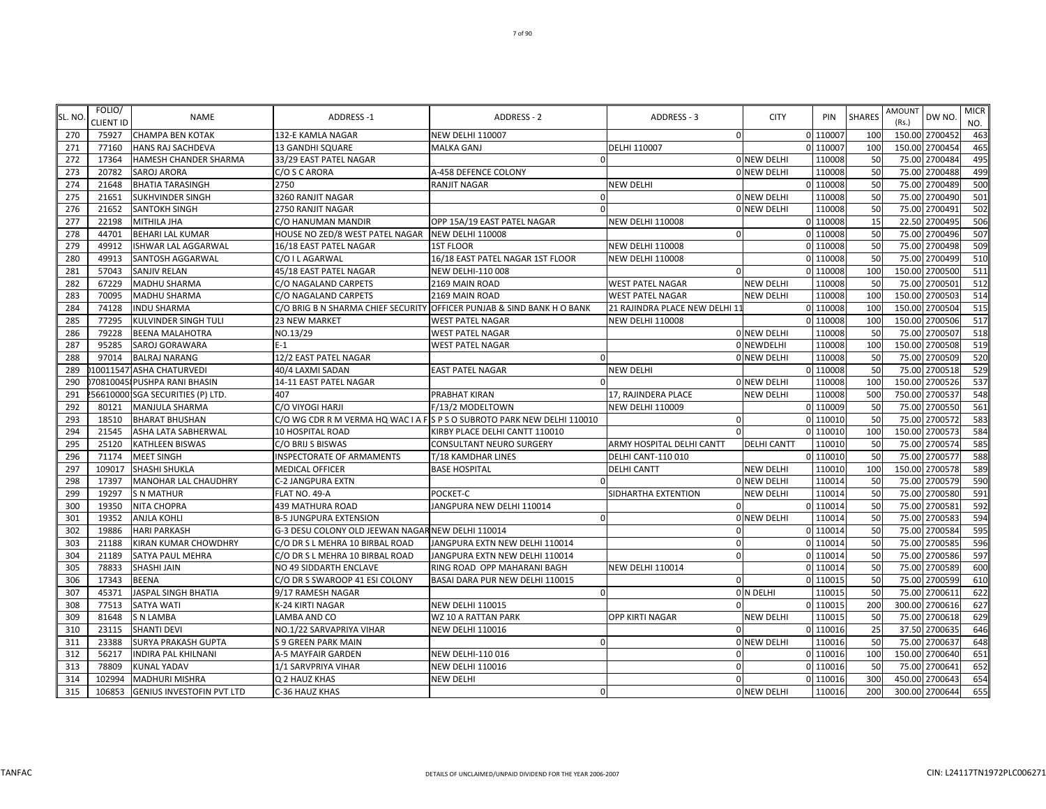| SL. NO. | FOLIO/ CLIENT ID | NAME | ADDRESS -1 | ADDRESS - 2 | ADDRESS - 3 | CITY | PIN | SHARES | AMOUNT (Rs.) | DW NO. | MICR NO. |
|---|---|---|---|---|---|---|---|---|---|---|---|
| 270 | 75927 | CHAMPA BEN KOTAK | 132-E KAMLA NAGAR | NEW DELHI 110007 | 0 | 0 | 110007 | 100 | 150.00 | 2700452 | 463 |
| 271 | 77160 | HANS RAJ SACHDEVA | 13 GANDHI SQUARE | MALKA GANJ | DELHI 110007 | 0 | 110007 | 100 | 150.00 | 2700454 | 465 |
| 272 | 17364 | HAMESH CHANDER SHARMA | 33/29 EAST PATEL NAGAR | 0 | 0 | NEW DELHI | 110008 | 50 | 75.00 | 2700484 | 495 |
| 273 | 20782 | SAROJ ARORA | C/O S C ARORA | A-458 DEFENCE COLONY | 0 | NEW DELHI | 110008 | 50 | 75.00 | 2700488 | 499 |
| 274 | 21648 | BHATIA TARASINGH | 2750 | RANJIT NAGAR | NEW DELHI | 0 | 110008 | 50 | 75.00 | 2700489 | 500 |
| 275 | 21651 | SUKHVINDER SINGH | 3260 RANJIT NAGAR | 0 | 0 | NEW DELHI | 110008 | 50 | 75.00 | 2700490 | 501 |
| 276 | 21652 | SANTOKH SINGH | 2750 RANJIT NAGAR | 0 | 0 | NEW DELHI | 110008 | 50 | 75.00 | 2700491 | 502 |
| 277 | 22198 | MITHILA JHA | C/O HANUMAN MANDIR | OPP 15A/19 EAST PATEL NAGAR | NEW DELHI 110008 | 0 | 110008 | 15 | 22.50 | 2700495 | 506 |
| 278 | 44701 | BEHARI LAL KUMAR | HOUSE NO ZED/8 WEST PATEL NAGAR | NEW DELHI 110008 | 0 | 0 | 110008 | 50 | 75.00 | 2700496 | 507 |
| 279 | 49912 | ISHWAR LAL AGGARWAL | 16/18 EAST PATEL NAGAR | 1ST FLOOR | NEW DELHI 110008 | 0 | 110008 | 50 | 75.00 | 2700498 | 509 |
| 280 | 49913 | SANTOSH AGGARWAL | C/O I L AGARWAL | 16/18 EAST PATEL NAGAR 1ST FLOOR | NEW DELHI 110008 | 0 | 110008 | 50 | 75.00 | 2700499 | 510 |
| 281 | 57043 | SANJIV RELAN | 45/18 EAST PATEL NAGAR | NEW DELHI-110 008 | 0 | 0 | 110008 | 100 | 150.00 | 2700500 | 511 |
| 282 | 67229 | MADHU SHARMA | C/O NAGALAND CARPETS | 2169 MAIN ROAD | WEST PATEL NAGAR | NEW DELHI | 110008 | 50 | 75.00 | 2700501 | 512 |
| 283 | 70095 | MADHU SHARMA | C/O NAGALAND CARPETS | 2169 MAIN ROAD | WEST PATEL NAGAR | NEW DELHI | 110008 | 100 | 150.00 | 2700503 | 514 |
| 284 | 74128 | INDU SHARMA | C/O BRIG B N SHARMA CHIEF SECURITY | OFFICER PUNJAB & SIND BANK H O BANK | 21 RAJINDRA PLACE NEW DELHI 11 | 0 | 110008 | 100 | 150.00 | 2700504 | 515 |
| 285 | 77295 | KULVINDER SINGH TULI | 23 NEW MARKET | WEST PATEL NAGAR | NEW DELHI 110008 | 0 | 110008 | 100 | 150.00 | 2700506 | 517 |
| 286 | 79228 | BEENA MALAHOTRA | NO.13/29 | WEST PATEL NAGAR | 0 | NEW DELHI | 110008 | 50 | 75.00 | 2700507 | 518 |
| 287 | 95285 | SAROJ GORAWARA | E-1 | WEST PATEL NAGAR | 0 | NEWDELHI | 110008 | 100 | 150.00 | 2700508 | 519 |
| 288 | 97014 | BALRAJ NARANG | 12/2 EAST PATEL NAGAR | 0 | 0 | NEW DELHI | 110008 | 50 | 75.00 | 2700509 | 520 |
| 289 | 010011547 | ASHA CHATURVEDI | 40/4 LAXMI SADAN | EAST PATEL NAGAR | NEW DELHI | 0 | 110008 | 50 | 75.00 | 2700518 | 529 |
| 290 | 070810045 | PUSHPA RANI BHASIN | 14-11 EAST PATEL NAGAR | 0 | 0 | NEW DELHI | 110008 | 100 | 150.00 | 2700526 | 537 |
| 291 | 256610000 | SGA SECURITIES (P) LTD. | 407 | PRABHAT KIRAN | 17, RAJINDERA PLACE | NEW DELHI | 110008 | 500 | 750.00 | 2700537 | 548 |
| 292 | 80121 | MANJULA SHARMA | C/O VIYOGI HARJI | F/13/2 MODELTOWN | NEW DELHI 110009 | 0 | 110009 | 50 | 75.00 | 2700550 | 561 |
| 293 | 18510 | BHARAT BHUSHAN | C/O WG CDR R M VERMA HQ WAC I A F | S P S O SUBROTO PARK NEW DELHI 110010 | 0 | 0 | 110010 | 50 | 75.00 | 2700572 | 583 |
| 294 | 21545 | ASHA LATA SABHERWAL | 10 HOSPITAL ROAD | KIRBY PLACE DELHI CANTT 110010 | 0 | 0 | 110010 | 100 | 150.00 | 2700573 | 584 |
| 295 | 25120 | KATHLEEN BISWAS | C/O BRIJ S BISWAS | CONSULTANT NEURO SURGERY | ARMY HOSPITAL DELHI CANTT | DELHI CANTT | 110010 | 50 | 75.00 | 2700574 | 585 |
| 296 | 71174 | MEET SINGH | INSPECTORATE OF ARMAMENTS | T/18 KAMDHAR LINES | DELHI CANT-110 010 | 0 | 110010 | 50 | 75.00 | 2700577 | 588 |
| 297 | 109017 | SHASHI SHUKLA | MEDICAL OFFICER | BASE HOSPITAL | DELHI CANTT | NEW DELHI | 110010 | 100 | 150.00 | 2700578 | 589 |
| 298 | 17397 | MANOHAR LAL CHAUDHRY | C-2 JANGPURA EXTN | 0 | 0 | NEW DELHI | 110014 | 50 | 75.00 | 2700579 | 590 |
| 299 | 19297 | S N MATHUR | FLAT NO. 49-A | POCKET-C | SIDHARTHA EXTENTION | NEW DELHI | 110014 | 50 | 75.00 | 2700580 | 591 |
| 300 | 19350 | NITA CHOPRA | 439 MATHURA ROAD | JANGPURA NEW DELHI 110014 | 0 | 0 | 110014 | 50 | 75.00 | 2700581 | 592 |
| 301 | 19352 | ANJLA KOHLI | B-5 JUNGPURA EXTENSION | 0 | 0 | NEW DELHI | 110014 | 50 | 75.00 | 2700583 | 594 |
| 302 | 19886 | HARI PARKASH | G-3 DESU COLONY OLD JEEWAN NAGAR | NEW DELHI 110014 | 0 | 0 | 110014 | 50 | 75.00 | 2700584 | 595 |
| 303 | 21188 | KIRAN KUMAR CHOWDHRY | C/O DR S L MEHRA 10 BIRBAL ROAD | JANGPURA EXTN NEW DELHI 110014 | 0 | 0 | 110014 | 50 | 75.00 | 2700585 | 596 |
| 304 | 21189 | SATYA PAUL MEHRA | C/O DR S L MEHRA 10 BIRBAL ROAD | JANGPURA EXTN NEW DELHI 110014 | 0 | 0 | 110014 | 50 | 75.00 | 2700586 | 597 |
| 305 | 78833 | SHASHI JAIN | NO 49 SIDDARTH ENCLAVE | RING ROAD OPP MAHARANI BAGH | NEW DELHI 110014 | 0 | 110014 | 50 | 75.00 | 2700589 | 600 |
| 306 | 17343 | BEENA | C/O DR S SWAROOP 41 ESI COLONY | BASAI DARA PUR NEW DELHI 110015 | 0 | 0 | 110015 | 50 | 75.00 | 2700599 | 610 |
| 307 | 45371 | JASPAL SINGH BHATIA | 9/17 RAMESH NAGAR | 0 | 0 | N DELHI | 110015 | 50 | 75.00 | 2700611 | 622 |
| 308 | 77513 | SATYA WATI | K-24 KIRTI NAGAR | NEW DELHI 110015 | 0 | 0 | 110015 | 200 | 300.00 | 2700616 | 627 |
| 309 | 81648 | S N LAMBA | LAMBA AND CO | WZ 10 A RATTAN PARK | OPP KIRTI NAGAR | NEW DELHI | 110015 | 50 | 75.00 | 2700618 | 629 |
| 310 | 23115 | SHANTI DEVI | NO.1/22 SARVAPRIYA VIHAR | NEW DELHI 110016 | 0 | 0 | 110016 | 25 | 37.50 | 2700635 | 646 |
| 311 | 23388 | SURYA PRAKASH GUPTA | S 9 GREEN PARK MAIN | 0 | 0 | NEW DELHI | 110016 | 50 | 75.00 | 2700637 | 648 |
| 312 | 56217 | INDIRA PAL KHILNANI | A-5 MAYFAIR GARDEN | NEW DELHI-110 016 | 0 | 0 | 110016 | 100 | 150.00 | 2700640 | 651 |
| 313 | 78809 | KUNAL YADAV | 1/1 SARVPRIYA VIHAR | NEW DELHI 110016 | 0 | 0 | 110016 | 50 | 75.00 | 2700641 | 652 |
| 314 | 102994 | MADHURI MISHRA | Q 2 HAUZ KHAS | NEW DELHI | 0 | 0 | 110016 | 300 | 450.00 | 2700643 | 654 |
| 315 | 106853 | GENIUS INVESTOFIN PVT LTD | C-36 HAUZ KHAS | 0 | 0 | NEW DELHI | 110016 | 200 | 300.00 | 2700644 | 655 |

TANFAC | DETAILS OF UNCLAIMED/UNPAID DIVIDEND FOR THE YEAR 2006-2007 | CIN: L24117TN1972PLC006271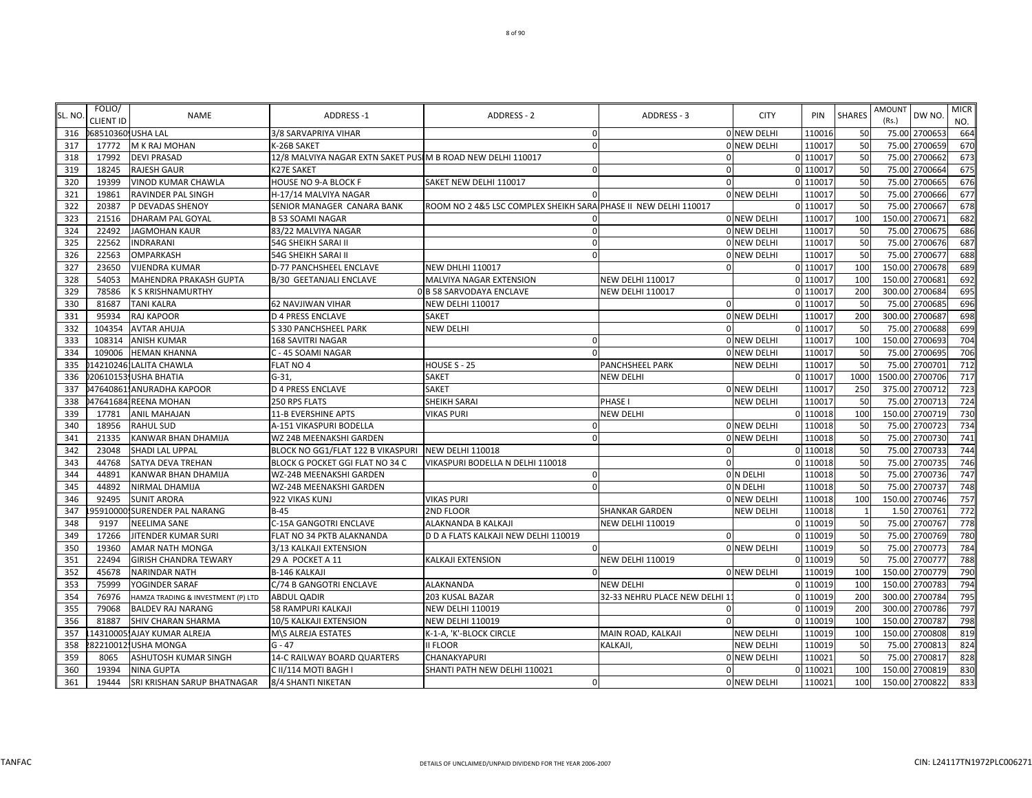| SL. NO. | FOLIO/ CLIENT ID | NAME | ADDRESS -1 | ADDRESS - 2 | ADDRESS - 3 | CITY | PIN | SHARES | AMOUNT (Rs.) | DW NO. | MICR NO. |
|---|---|---|---|---|---|---|---|---|---|---|---|
| 316 | 068510360 | USHA LAL | 3/8 SARVAPRIYA VIHAR | 0 | 0 | NEW DELHI | 110016 | 50 | 75.00 | 2700653 | 664 |
| 317 | 17772 | M K RAJ MOHAN | K-26B SAKET | 0 | 0 | NEW DELHI | 110017 | 50 | 75.00 | 2700659 | 670 |
| 318 | 17992 | DEVI PRASAD | 12/8 MALVIYA NAGAR EXTN SAKET PUS | M B ROAD NEW DELHI 110017 | 0 | 0 | 110017 | 50 | 75.00 | 2700662 | 673 |
| 319 | 18245 | RAJESH GAUR | K27E SAKET | 0 | 0 | 0 | 110017 | 50 | 75.00 | 2700664 | 675 |
| 320 | 19399 | VINOD KUMAR CHAWLA | HOUSE NO 9-A BLOCK F | SAKET NEW DELHI 110017 | 0 | 0 | 110017 | 50 | 75.00 | 2700665 | 676 |
| 321 | 19861 | RAVINDER PAL SINGH | H-17/14 MALVIYA NAGAR | 0 | 0 | NEW DELHI | 110017 | 50 | 75.00 | 2700666 | 677 |
| 322 | 20387 | P DEVADAS SHENOY | SENIOR MANAGER CANARA BANK | ROOM NO 2 4&5 LSC COMPLEX SHEIKH SARA | PHASE II NEW DELHI 110017 | 0 | 110017 | 50 | 75.00 | 2700667 | 678 |
| 323 | 21516 | DHARAM PAL GOYAL | B 53 SOAMI NAGAR | 0 | 0 | NEW DELHI | 110017 | 100 | 150.00 | 2700671 | 682 |
| 324 | 22492 | JAGMOHAN KAUR | 83/22 MALVIYA NAGAR | 0 | 0 | NEW DELHI | 110017 | 50 | 75.00 | 2700675 | 686 |
| 325 | 22562 | INDRARANI | 54G SHEIKH SARAI II | 0 | 0 | NEW DELHI | 110017 | 50 | 75.00 | 2700676 | 687 |
| 326 | 22563 | OMPARKASH | 54G SHEIKH SARAI II | 0 | 0 | NEW DELHI | 110017 | 50 | 75.00 | 2700677 | 688 |
| 327 | 23650 | VIJENDRA KUMAR | D-77 PANCHSHEEL ENCLAVE | NEW DHLHI 110017 | 0 | 0 | 110017 | 100 | 150.00 | 2700678 | 689 |
| 328 | 54053 | MAHENDRA PRAKASH GUPTA | B/30 GEETANJALI ENCLAVE | MALVIYA NAGAR EXTENSION | NEW DELHI 110017 | 0 | 110017 | 100 | 150.00 | 2700681 | 692 |
| 329 | 78586 | K S KRISHNAMURTHY | 0 | B 58 SARVODAYA ENCLAVE | NEW DELHI 110017 | 0 | 110017 | 200 | 300.00 | 2700684 | 695 |
| 330 | 81687 | TANI KALRA | 62 NAVJIWAN VIHAR | NEW DELHI 110017 | 0 | 0 | 110017 | 50 | 75.00 | 2700685 | 696 |
| 331 | 95934 | RAJ KAPOOR | D 4 PRESS ENCLAVE | SAKET | 0 | NEW DELHI | 110017 | 200 | 300.00 | 2700687 | 698 |
| 332 | 104354 | AVTAR AHUJA | S 330 PANCHSHEEL PARK | NEW DELHI | 0 | 0 | 110017 | 50 | 75.00 | 2700688 | 699 |
| 333 | 108314 | ANISH KUMAR | 168 SAVITRI NAGAR | 0 | 0 | NEW DELHI | 110017 | 100 | 150.00 | 2700693 | 704 |
| 334 | 109006 | HEMAN KHANNA | C - 45 SOAMI NAGAR | 0 | 0 | NEW DELHI | 110017 | 50 | 75.00 | 2700695 | 706 |
| 335 | 014210246 | LALITA CHAWLA | FLAT NO 4 | HOUSE S - 25 | PANCHSHEEL PARK | NEW DELHI | 110017 | 50 | 75.00 | 2700701 | 712 |
| 336 | 020610153 | USHA BHATIA | G-31, | SAKET | NEW DELHI | 0 | 110017 | 1000 | 1500.00 | 2700706 | 717 |
| 337 | 047640861 | ANURADHA KAPOOR | D 4 PRESS ENCLAVE | SAKET | 0 | NEW DELHI | 110017 | 250 | 375.00 | 2700712 | 723 |
| 338 | 047641684 | REENA MOHAN | 250 RPS FLATS | SHEIKH SARAI | PHASE I | NEW DELHI | 110017 | 50 | 75.00 | 2700713 | 724 |
| 339 | 17781 | ANIL MAHAJAN | 11-B EVERSHINE APTS | VIKAS PURI | NEW DELHI | 0 | 110018 | 100 | 150.00 | 2700719 | 730 |
| 340 | 18956 | RAHUL SUD | A-151 VIKASPURI BODELLA | 0 | 0 | NEW DELHI | 110018 | 50 | 75.00 | 2700723 | 734 |
| 341 | 21335 | KANWAR BHAN DHAMIJA | WZ 24B MEENAKSHI GARDEN | 0 | 0 | NEW DELHI | 110018 | 50 | 75.00 | 2700730 | 741 |
| 342 | 23048 | SHADI LAL UPPAL | BLOCK NO GG1/FLAT 122 B VIKASPURI | NEW DELHI 110018 | 0 | 0 | 110018 | 50 | 75.00 | 2700733 | 744 |
| 343 | 44768 | SATYA DEVA TREHAN | BLOCK G POCKET GGI FLAT NO 34 C | VIKASPURI BODELLA N DELHI 110018 | 0 | 0 | 110018 | 50 | 75.00 | 2700735 | 746 |
| 344 | 44891 | KANWAR BHAN DHAMIJA | WZ-24B MEENAKSHI GARDEN | 0 | 0 | N DELHI | 110018 | 50 | 75.00 | 2700736 | 747 |
| 345 | 44892 | NIRMAL DHAMIJA | WZ-24B MEENAKSHI GARDEN | 0 | 0 | N DELHI | 110018 | 50 | 75.00 | 2700737 | 748 |
| 346 | 92495 | SUNIT ARORA | 922 VIKAS KUNJ | VIKAS PURI | 0 | NEW DELHI | 110018 | 100 | 150.00 | 2700746 | 757 |
| 347 | 195910000 | SURENDER PAL NARANG | B-45 | 2ND FLOOR | SHANKAR GARDEN | NEW DELHI | 110018 | 1 | 1.50 | 2700761 | 772 |
| 348 | 9197 | NEELIMA SANE | C-15A GANGOTRI ENCLAVE | ALAKNANDA B KALKAJI | NEW DELHI 110019 | 0 | 110019 | 50 | 75.00 | 2700767 | 778 |
| 349 | 17266 | JITENDER KUMAR SURI | FLAT NO 34 PKTB ALAKNANDA | D D A FLATS KALKAJI NEW DELHI 110019 | 0 | 0 | 110019 | 50 | 75.00 | 2700769 | 780 |
| 350 | 19360 | AMAR NATH MONGA | 3/13 KALKAJI EXTENSION | 0 | 0 | NEW DELHI | 110019 | 50 | 75.00 | 2700773 | 784 |
| 351 | 22494 | GIRISH CHANDRA TEWARY | 29 A POCKET A 11 | KALKAJI EXTENSION | NEW DELHI 110019 | 0 | 110019 | 50 | 75.00 | 2700777 | 788 |
| 352 | 45678 | NARINDAR NATH | B-146 KALKAJI | 0 | 0 | NEW DELHI | 110019 | 100 | 150.00 | 2700779 | 790 |
| 353 | 75999 | YOGINDER SARAF | C/74 B GANGOTRI ENCLAVE | ALAKNANDA | NEW DELHI | 0 | 110019 | 100 | 150.00 | 2700783 | 794 |
| 354 | 76976 | HAMZA TRADING & INVESTMENT (P) LTD | ABDUL QADIR | 203 KUSAL BAZAR | 32-33 NEHRU PLACE NEW DELHI 1 | 0 | 110019 | 200 | 300.00 | 2700784 | 795 |
| 355 | 79068 | BALDEV RAJ NARANG | 58 RAMPURI KALKAJI | NEW DELHI 110019 | 0 | 0 | 110019 | 200 | 300.00 | 2700786 | 797 |
| 356 | 81887 | SHIV CHARAN SHARMA | 10/5 KALKAJI EXTENSION | NEW DELHI 110019 | 0 | 0 | 110019 | 100 | 150.00 | 2700787 | 798 |
| 357 | 114310005 | AJAY KUMAR ALREJA | M\S ALREJA ESTATES | K-1-A, 'K'-BLOCK CIRCLE | MAIN ROAD, KALKAJI | NEW DELHI | 110019 | 100 | 150.00 | 2700808 | 819 |
| 358 | 282210012 | USHA MONGA | G - 47 | II FLOOR | KALKAJI, | NEW DELHI | 110019 | 50 | 75.00 | 2700813 | 824 |
| 359 | 8065 | ASHUTOSH KUMAR SINGH | 14-C RAILWAY BOARD QUARTERS | CHANAKYAPURI | 0 | NEW DELHI | 110021 | 50 | 75.00 | 2700817 | 828 |
| 360 | 19394 | NINA GUPTA | C II/114 MOTI BAGH I | SHANTI PATH NEW DELHI 110021 | 0 | 0 | 110021 | 100 | 150.00 | 2700819 | 830 |
| 361 | 19444 | SRI KRISHAN SARUP BHATNAGAR | 8/4 SHANTI NIKETAN | 0 | 0 | NEW DELHI | 110021 | 100 | 150.00 | 2700822 | 833 |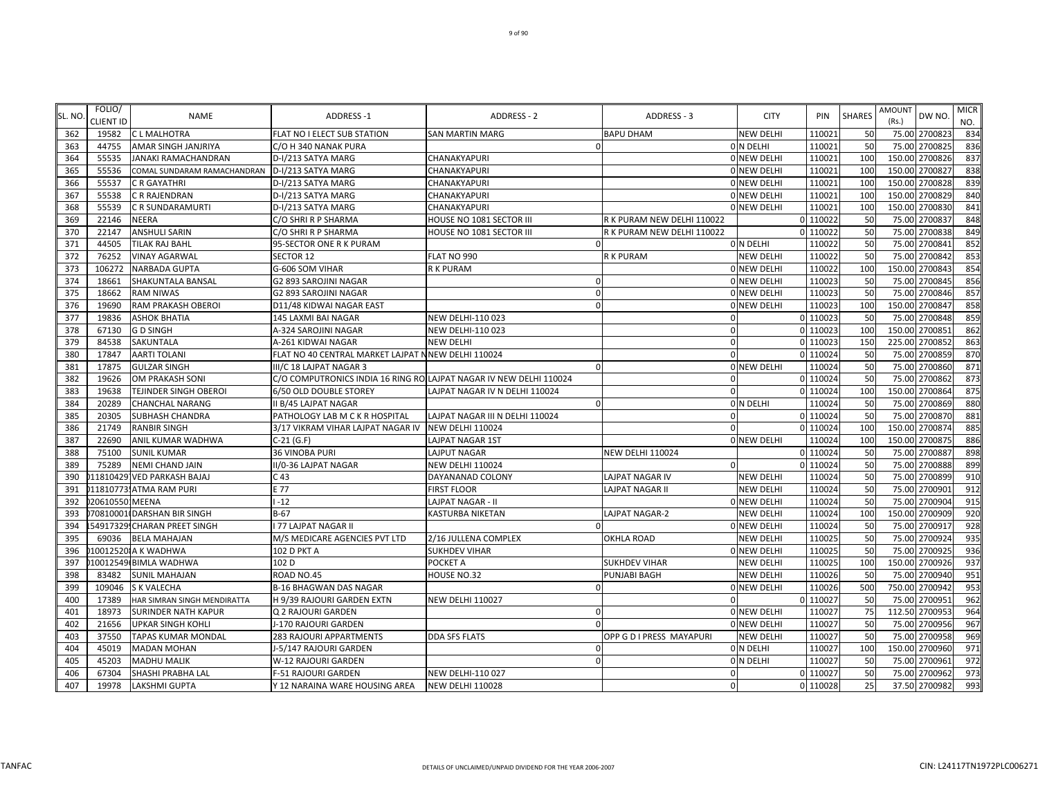| SL. NO. | FOLIO/ CLIENT ID | NAME | ADDRESS -1 | ADDRESS - 2 | ADDRESS - 3 | CITY | PIN | SHARES | AMOUNT (Rs.) | DW NO. | MICR NO. |
|---|---|---|---|---|---|---|---|---|---|---|---|
| 362 | 19582 | C L MALHOTRA | FLAT NO I ELECT SUB STATION | SAN MARTIN MARG | BAPU DHAM | NEW DELHI | 110021 | 50 | 75.00 | 2700823 | 834 |
| 363 | 44755 | AMAR SINGH JANJRIYA | C/O H 340 NANAK PURA | 0 | | 0 N DELHI | 110021 | 50 | 75.00 | 2700825 | 836 |
| 364 | 55535 | JANAKI RAMACHANDRAN | D-I/213 SATYA MARG | CHANAKYAPURI | | 0 NEW DELHI | 110021 | 100 | 150.00 | 2700826 | 837 |
| 365 | 55536 | COMAL SUNDARAM RAMACHANDRAN | D-I/213 SATYA MARG | CHANAKYAPURI | | 0 NEW DELHI | 110021 | 100 | 150.00 | 2700827 | 838 |
| 366 | 55537 | C R GAYATHRI | D-I/213 SATYA MARG | CHANAKYAPURI | | 0 NEW DELHI | 110021 | 100 | 150.00 | 2700828 | 839 |
| 367 | 55538 | C R RAJENDRAN | D-I/213 SATYA MARG | CHANAKYAPURI | | 0 NEW DELHI | 110021 | 100 | 150.00 | 2700829 | 840 |
| 368 | 55539 | C R SUNDARAMURTI | D-I/213 SATYA MARG | CHANAKYAPURI | | 0 NEW DELHI | 110021 | 100 | 150.00 | 2700830 | 841 |
| 369 | 22146 | NEERA | C/O SHRI R P SHARMA | HOUSE NO 1081 SECTOR III | R K PURAM NEW DELHI 110022 | 0 | 110022 | 50 | 75.00 | 2700837 | 848 |
| 370 | 22147 | ANSHULI SARIN | C/O SHRI R P SHARMA | HOUSE NO 1081 SECTOR III | R K PURAM NEW DELHI 110022 | 0 | 110022 | 50 | 75.00 | 2700838 | 849 |
| 371 | 44505 | TILAK RAJ BAHL | 95-SECTOR ONE R K PURAM | 0 | | 0 N DELHI | 110022 | 50 | 75.00 | 2700841 | 852 |
| 372 | 76252 | VINAY AGARWAL | SECTOR 12 | FLAT NO 990 | R K PURAM | NEW DELHI | 110022 | 50 | 75.00 | 2700842 | 853 |
| 373 | 106272 | NARBADA GUPTA | G-606 SOM VIHAR | R K PURAM | | 0 NEW DELHI | 110022 | 100 | 150.00 | 2700843 | 854 |
| 374 | 18661 | SHAKUNTALA BANSAL | G2 893 SAROJINI NAGAR | 0 | | 0 NEW DELHI | 110023 | 50 | 75.00 | 2700845 | 856 |
| 375 | 18662 | RAM NIWAS | G2 893 SAROJINI NAGAR | 0 | | 0 NEW DELHI | 110023 | 50 | 75.00 | 2700846 | 857 |
| 376 | 19690 | RAM PRAKASH OBEROI | D11/48 KIDWAI NAGAR EAST | 0 | | 0 NEW DELHI | 110023 | 100 | 150.00 | 2700847 | 858 |
| 377 | 19836 | ASHOK BHATIA | 145 LAXMI BAI NAGAR | NEW DELHI-110 023 | 0 | 0 | 110023 | 50 | 75.00 | 2700848 | 859 |
| 378 | 67130 | G D SINGH | A-324 SAROJINI NAGAR | NEW DELHI-110 023 | 0 | 0 | 110023 | 100 | 150.00 | 2700851 | 862 |
| 379 | 84538 | SAKUNTALA | A-261 KIDWAI NAGAR | NEW DELHI | 0 | 0 | 110023 | 150 | 225.00 | 2700852 | 863 |
| 380 | 17847 | AARTI TOLANI | FLAT NO 40 CENTRAL MARKET LAJPAT N | NEW DELHI 110024 | 0 | 0 | 110024 | 50 | 75.00 | 2700859 | 870 |
| 381 | 17875 | GULZAR SINGH | III/C 18 LAJPAT NAGAR 3 | 0 | | 0 NEW DELHI | 110024 | 50 | 75.00 | 2700860 | 871 |
| 382 | 19626 | OM PRAKASH SONI | C/O COMPUTRONICS INDIA 16 RING RO | LAJPAT NAGAR IV NEW DELHI 110024 | 0 | 0 | 110024 | 50 | 75.00 | 2700862 | 873 |
| 383 | 19638 | TEJINDER SINGH OBEROI | 6/50 OLD DOUBLE STOREY | LAJPAT NAGAR IV N DELHI 110024 | 0 | 0 | 110024 | 100 | 150.00 | 2700864 | 875 |
| 384 | 20289 | CHANCHAL NARANG | II B/45 LAJPAT NAGAR | 0 | | 0 N DELHI | 110024 | 50 | 75.00 | 2700869 | 880 |
| 385 | 20305 | SUBHASH CHANDRA | PATHOLOGY LAB M C K R HOSPITAL | LAJPAT NAGAR III N DELHI 110024 | 0 | 0 | 110024 | 50 | 75.00 | 2700870 | 881 |
| 386 | 21749 | RANBIR SINGH | 3/17 VIKRAM VIHAR LAJPAT NAGAR IV | NEW DELHI 110024 | 0 | 0 | 110024 | 100 | 150.00 | 2700874 | 885 |
| 387 | 22690 | ANIL KUMAR WADHWA | C-21 (G.F) | LAJPAT NAGAR 1ST | | 0 NEW DELHI | 110024 | 100 | 150.00 | 2700875 | 886 |
| 388 | 75100 | SUNIL KUMAR | 36 VINOBA PURI | LAJPUT NAGAR | NEW DELHI 110024 | 0 | 110024 | 50 | 75.00 | 2700887 | 898 |
| 389 | 75289 | NEMI CHAND JAIN | II/0-36 LAJPAT NAGAR | NEW DELHI 110024 | 0 | 0 | 110024 | 50 | 75.00 | 2700888 | 899 |
| 390 | 011810429 | VED PARKASH BAJAJ | C 43 | DAYANANAD COLONY | LAJPAT NAGAR IV | NEW DELHI | 110024 | 50 | 75.00 | 2700899 | 910 |
| 391 | 0118107739 | ATMA RAM PURI | E 77 | FIRST FLOOR | LAJPAT NAGAR II | NEW DELHI | 110024 | 50 | 75.00 | 2700901 | 912 |
| 392 | 020610550 | MEENA | I -12 | LAJPAT NAGAR - II | | 0 NEW DELHI | 110024 | 50 | 75.00 | 2700904 | 915 |
| 393 | 0708100010 | DARSHAN BIR SINGH | B-67 | KASTURBA NIKETAN | LAJPAT NAGAR-2 | NEW DELHI | 110024 | 100 | 150.00 | 2700909 | 920 |
| 394 | 1549173299 | CHARAN PREET SINGH | I 77 LAJPAT NAGAR II | 0 | | 0 NEW DELHI | 110024 | 50 | 75.00 | 2700917 | 928 |
| 395 | 69036 | BELA MAHAJAN | M/S MEDICARE AGENCIES PVT LTD | 2/16 JULLENA COMPLEX | OKHLA ROAD | NEW DELHI | 110025 | 50 | 75.00 | 2700924 | 935 |
| 396 | 0100125208 | A K WADHWA | 102 D PKT A | SUKHDEV VIHAR | | 0 NEW DELHI | 110025 | 50 | 75.00 | 2700925 | 936 |
| 397 | 0100125490 | BIMLA WADHWA | 102 D | POCKET A | SUKHDEV VIHAR | NEW DELHI | 110025 | 100 | 150.00 | 2700926 | 937 |
| 398 | 83482 | SUNIL MAHAJAN | ROAD NO.45 | HOUSE NO.32 | PUNJABI BAGH | NEW DELHI | 110026 | 50 | 75.00 | 2700940 | 951 |
| 399 | 109046 | S K VALECHA | B-16 BHAGWAN DAS NAGAR | 0 | | 0 NEW DELHI | 110026 | 500 | 750.00 | 2700942 | 953 |
| 400 | 17389 | HAR SIMRAN SINGH MENDIRATTA | H 9/39 RAJOURI GARDEN EXTN | NEW DELHI 110027 | 0 | 0 | 110027 | 50 | 75.00 | 2700951 | 962 |
| 401 | 18973 | SURINDER NATH KAPUR | Q 2 RAJOURI GARDEN | 0 | | 0 NEW DELHI | 110027 | 75 | 112.50 | 2700953 | 964 |
| 402 | 21656 | UPKAR SINGH KOHLI | J-170 RAJOURI GARDEN | 0 | | 0 NEW DELHI | 110027 | 50 | 75.00 | 2700956 | 967 |
| 403 | 37550 | TAPAS KUMAR MONDAL | 283 RAJOURI APPARTMENTS | DDA SFS FLATS | OPP G D I PRESS MAYAPURI | NEW DELHI | 110027 | 50 | 75.00 | 2700958 | 969 |
| 404 | 45019 | MADAN MOHAN | J-5/147 RAJOURI GARDEN | 0 | | 0 N DELHI | 110027 | 100 | 150.00 | 2700960 | 971 |
| 405 | 45203 | MADHU MALIK | W-12 RAJOURI GARDEN | 0 | | 0 N DELHI | 110027 | 50 | 75.00 | 2700961 | 972 |
| 406 | 67304 | SHASHI PRABHA LAL | F-51 RAJOURI GARDEN | NEW DELHI-110 027 | 0 | 0 | 110027 | 50 | 75.00 | 2700962 | 973 |
| 407 | 19978 | LAKSHMI GUPTA | Y 12 NARAINA WARE HOUSING AREA | NEW DELHI 110028 | 0 | 0 | 110028 | 25 | 37.50 | 2700982 | 993 |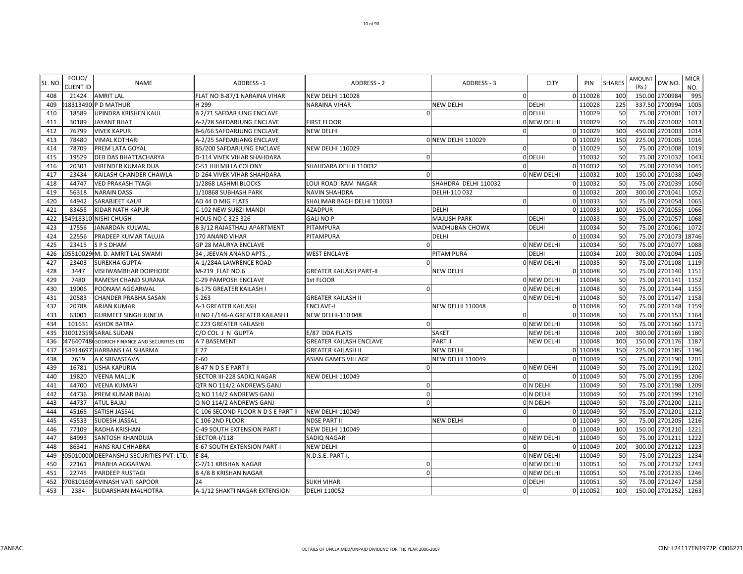| SL. NO. | FOLIO/ CLIENT ID | NAME | ADDRESS -1 | ADDRESS - 2 | ADDRESS - 3 | CITY | PIN | SHARES | AMOUNT (Rs.) | DW NO. | MICR NO. |
|---|---|---|---|---|---|---|---|---|---|---|---|
| 408 | 21424 | AMRIT LAL | FLAT NO B-87/1 NARAINA VIHAR | NEW DELHI 110028 | 0 | 0 | 110028 | 100 | 150.00 | 2700984 | 995 |
| 409 | 0183134901 | P D MATHUR | H 299 | NARAINA VIHAR | NEW DELHI | DELHI | 110028 | 225 | 337.50 | 2700994 | 1005 |
| 410 | 18589 | UPINDRA KRISHEN KAUL | B 2/71 SAFDARJUNG ENCLAVE | 0 | | 0 DELHI | 110029 | 50 | 75.00 | 2701001 | 1012 |
| 411 | 30189 | JAYANT BHAT | A-2/28 SAFDARJUNG ENCLAVE | FIRST FLOOR | | 0 NEW DELHI | 110029 | 50 | 75.00 | 2701002 | 1013 |
| 412 | 76799 | VIVEK KAPUR | B-6/66 SAFDARJUNG ENCLAVE | NEW DELHI | 0 | 0 | 110029 | 300 | 450.00 | 2701003 | 1014 |
| 413 | 78480 | VIMAL KOTHARI | A-2/25 SAFDARJANG ENCLAVE | 0 | NEW DELHI 110029 | 0 | 110029 | 150 | 225.00 | 2701005 | 1016 |
| 414 | 78709 | PREM LATA GOYAL | B5/200 SAFDARJUNG ENCLAVE | NEW DELHI 110029 | 0 | 0 | 110029 | 50 | 75.00 | 2701008 | 1019 |
| 415 | 19529 | DEB DAS BHATTACHARYA | D-114 VIVEK VIHAR SHAHDARA | 0 | | 0 DELHI | 110032 | 50 | 75.00 | 2701032 | 1043 |
| 416 | 20303 | VIRENDER KUMAR DUA | C-51 JHILMILLA COLONY | SHAHDARA DELHI 110032 | 0 | 0 | 110032 | 50 | 75.00 | 2701034 | 1045 |
| 417 | 23434 | KAILASH CHANDER CHAWLA | D-264 VIVEK VIHAR SHAHDARA | 0 | | 0 NEW DELHI | 110032 | 100 | 150.00 | 2701038 | 1049 |
| 418 | 44747 | VED PRAKASH TYAGI | 1/2868 LASHMI BLOCKS | LOUI ROAD RAM NAGAR | SHAHDRA DELHI 110032 | 0 | 110032 | 50 | 75.00 | 2701039 | 1050 |
| 419 | 56318 | NARAIN DASS | 1/10868 SUBHASH PARK | NAVIN SHAHDRA | DELHI-110 032 | 0 | 110032 | 200 | 300.00 | 2701041 | 1052 |
| 420 | 44942 | SARABJEET KAUR | AD 44 D MIG FLATS | SHALIMAR BAGH DELHI 110033 | 0 | 0 | 110033 | 50 | 75.00 | 2701054 | 1065 |
| 421 | 83455 | KIDAR NATH KAPUR | C-102 NEW SUBZI MANDI | AZADPUR | DELHI | 0 | 110033 | 100 | 150.00 | 2701055 | 1066 |
| 422 | 1549183100 | NISHI CHUGH | HOUS NO C 325 326 | GALI NO P | MAJLISH PARK | DELHI | 110033 | 50 | 75.00 | 2701057 | 1068 |
| 423 | 17556 | JANARDAN KULWAL | B 3/12 RAJASTHALI APARTMENT | PITAMPURA | MADHUBAN CHOWK | DELHI | 110034 | 50 | 75.00 | 2701061 | 1072 |
| 424 | 22556 | PRADEEP KUMAR TALUJA | 170 ANAND VIHAR | PITAMPURA | DELHI | 0 | 110034 | 50 | 75.00 | 2701073 | 18746 |
| 425 | 23415 | S P S DHAM | GP 28 MAURYA ENCLAVE | 0 | | 0 NEW DELHI | 110034 | 50 | 75.00 | 2701077 | 1088 |
| 426 | 1055100290 | M. D. AMRIT LAL SWAMI | 34 , JEEVAN ANAND APTS. , | WEST ENCLAVE | PITAM PURA | DELHI | 110034 | 200 | 300.00 | 2701094 | 1105 |
| 427 | 23403 | SUREKHA GUPTA | A-1/284A LAWRENCE ROAD | 0 | | 0 NEW DELHI | 110035 | 50 | 75.00 | 2701108 | 1119 |
| 428 | 3447 | VISHWAMBHAR DOIPHODE | M-219 FLAT NO.6 | GREATER KAILASH PART-II | NEW DELHI | 0 | 110048 | 50 | 75.00 | 2701140 | 1151 |
| 429 | 7480 | RAMESH CHAND SURANA | C-29 PAMPOSH ENCLAVE | 1st FLOOR | | 0 NEW DELHI | 110048 | 50 | 75.00 | 2701141 | 1152 |
| 430 | 19006 | POONAM AGGARWAL | B-175 GREATER KAILASH I | 0 | | 0 NEW DELHI | 110048 | 50 | 75.00 | 2701144 | 1155 |
| 431 | 20583 | CHANDER PRABHA SASAN | S-263 | GREATER KAILASH II | | 0 NEW DELHI | 110048 | 50 | 75.00 | 2701147 | 1158 |
| 432 | 20788 | ARJAN KUMAR | A-3 GREATER KAILASH | ENCLAVE-I | NEW DELHI 110048 | 0 | 110048 | 50 | 75.00 | 2701148 | 1159 |
| 433 | 63001 | GURMEET SINGH JUNEJA | H NO E/146-A GREATER KAILASH I | NEW DELHI-110 048 | 0 | 0 | 110048 | 50 | 75.00 | 2701153 | 1164 |
| 434 | 101631 | ASHOK BATRA | C 223 GREATER KAILASHI | 0 | | 0 NEW DELHI | 110048 | 50 | 75.00 | 2701160 | 1171 |
| 435 | 0100123599 | SARAL SUDAN | C/O COL J N GUPTA | E/87 DDA FLATS | SAKET | NEW DELHI | 110048 | 200 | 300.00 | 2701169 | 1180 |
| 436 | 0476407480 | GODRICH FINANCE AND SECURITIES LTD | A 7 BASEMENT | GREATER KAILASH ENCLAVE | PART II | NEW DELHI | 110048 | 100 | 150.00 | 2701176 | 1187 |
| 437 | 1549146971 | HARBANS LAL SHARMA | E 77 | GREATER KAILASH II | NEW DELHI | 0 | 110048 | 150 | 225.00 | 2701185 | 1196 |
| 438 | 7619 | A K SRIVASTAVA | E-60 | ASIAN GAMES VILLAGE | NEW DELHI 110049 | 0 | 110049 | 50 | 75.00 | 2701190 | 1201 |
| 439 | 16781 | USHA KAPURIA | B-47 N D S E PART II | 0 | | 0 NEW DEHI | 110049 | 50 | 75.00 | 2701191 | 1202 |
| 440 | 19820 | VEENA MALLIK | SECTOR III-228 SADIQ NAGAR | NEW DELHI 110049 | 0 | 0 | 110049 | 50 | 75.00 | 2701195 | 1206 |
| 441 | 44700 | VEENA KUMARI | QTR NO 114/2 ANDREWS GANJ | 0 | | 0 N DELHI | 110049 | 50 | 75.00 | 2701198 | 1209 |
| 442 | 44736 | PREM KUMAR BAJAJ | Q NO 114/2 ANDREWS GANJ | 0 | | 0 N DELHI | 110049 | 50 | 75.00 | 2701199 | 1210 |
| 443 | 44737 | ATUL BAJAJ | Q NO 114/2 ANDREWS GANJ | 0 | | 0 N DELHI | 110049 | 50 | 75.00 | 2701200 | 1211 |
| 444 | 45165 | SATISH JASSAL | C-106 SECOND FLOOR N D S E PART II | NEW DELHI 110049 | 0 | 0 | 110049 | 50 | 75.00 | 2701201 | 1212 |
| 445 | 45533 | SUDESH JASSAL | C 106 2ND FLOOR | NDSE PART II | NEW DELHI | 0 | 110049 | 50 | 75.00 | 2701205 | 1216 |
| 446 | 77109 | RADHA KRISHAN | C-49 SOUTH EXTENSION PART I | NEW DELHI 110049 | 0 | 0 | 110049 | 100 | 150.00 | 2701210 | 1221 |
| 447 | 84993 | SANTOSH KHANDUJA | SECTOR-I/118 | SADIQ NAGAR | | 0 NEW DELHI | 110049 | 50 | 75.00 | 2701211 | 1222 |
| 448 | 86341 | HANS RAJ CHHABRA | E-67 SOUTH EXTENSION PART-I | NEW DELHI | 0 | 0 | 110049 | 200 | 300.00 | 2701212 | 1223 |
| 449 | 2050100000 | DEEPANSHU SECURITIES PVT. LTD. | E-84, | N.D.S.E. PART-I, | | 0 NEW DELHI | 110049 | 50 | 75.00 | 2701223 | 1234 |
| 450 | 22161 | PRABHA AGGARWAL | C-7/11 KRISHAN NAGAR | 0 | | 0 NEW DELHI | 110051 | 50 | 75.00 | 2701232 | 1243 |
| 451 | 22745 | PARDEEP RUSTAGI | B 4/8 B KRISHAN NAGAR | 0 | | 0 NEW DELHI | 110051 | 50 | 75.00 | 2701235 | 1246 |
| 452 | 0708101609 | AVINASH VATI KAPOOR | 24 | SUKH VIHAR | | 0 DELHI | 110051 | 50 | 75.00 | 2701247 | 1258 |
| 453 | 2384 | SUDARSHAN MALHOTRA | A-1/12 SHAKTI NAGAR EXTENSION | DELHI 110052 | 0 | 0 | 110052 | 100 | 150.00 | 2701252 | 1263 |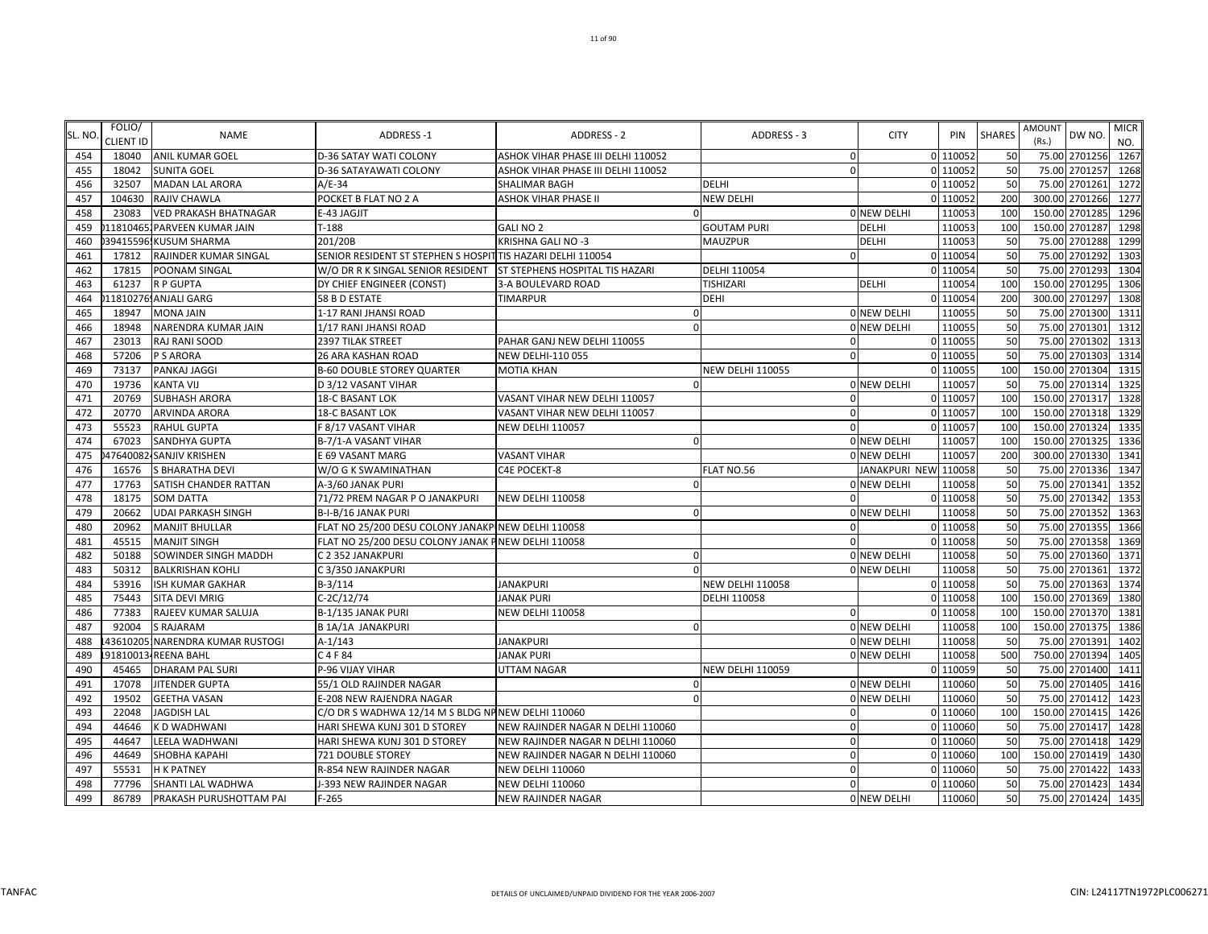| SL. NO. | FOLIO/ CLIENT ID | NAME | ADDRESS -1 | ADDRESS - 2 | ADDRESS - 3 | CITY | PIN | SHARES | AMOUNT (Rs.) | DW NO. | MICR NO. |
|---|---|---|---|---|---|---|---|---|---|---|---|
| 454 | 18040 | ANIL KUMAR GOEL | D-36 SATAY WATI COLONY | ASHOK VIHAR PHASE III DELHI 110052 | 0 | 0 | 110052 | 50 | 75.00 | 2701256 | 1267 |
| 455 | 18042 | SUNITA GOEL | D-36 SATAYAWATI COLONY | ASHOK VIHAR PHASE III DELHI 110052 | 0 | 0 | 110052 | 50 | 75.00 | 2701257 | 1268 |
| 456 | 32507 | MADAN LAL ARORA | A/E-34 | SHALIMAR BAGH | DELHI | 0 | 110052 | 50 | 75.00 | 2701261 | 1272 |
| 457 | 104630 | RAJIV CHAWLA | POCKET B FLAT NO 2 A | ASHOK VIHAR PHASE II | NEW DELHI | 0 | 110052 | 200 | 300.00 | 2701266 | 1277 |
| 458 | 23083 | VED PRAKASH BHATNAGAR | E-43 JAGJIT | 0 | 0 | NEW DELHI | 110053 | 100 | 150.00 | 2701285 | 1296 |
| 459 | 011810465 | PARVEEN KUMAR JAIN | T-188 | GALI NO 2 | GOUTAM PURI | DELHI | 110053 | 100 | 150.00 | 2701287 | 1298 |
| 460 | 039415596 | KUSUM SHARMA | 201/20B | KRISHNA GALI NO -3 | MAUZPUR | DELHI | 110053 | 50 | 75.00 | 2701288 | 1299 |
| 461 | 17812 | RAJINDER KUMAR SINGAL | SENIOR RESIDENT ST STEPHEN S HOSPIT | TIS HAZARI DELHI 110054 | 0 | 0 | 110054 | 50 | 75.00 | 2701292 | 1303 |
| 462 | 17815 | POONAM SINGAL | W/O DR R K SINGAL SENIOR RESIDENT | ST STEPHENS HOSPITAL TIS HAZARI | DELHI 110054 | 0 | 110054 | 50 | 75.00 | 2701293 | 1304 |
| 463 | 61237 | R P GUPTA | DY CHIEF ENGINEER (CONST) | 3-A BOULEVARD ROAD | TISHIZARI | DELHI | 110054 | 100 | 150.00 | 2701295 | 1306 |
| 464 | 011810276 | ANJALI GARG | 58 B D ESTATE | TIMARPUR | DEHI | 0 | 110054 | 200 | 300.00 | 2701297 | 1308 |
| 465 | 18947 | MONA JAIN | 1-17 RANI JHANSI ROAD | 0 | 0 | NEW DELHI | 110055 | 50 | 75.00 | 2701300 | 1311 |
| 466 | 18948 | NARENDRA KUMAR JAIN | 1/17 RANI JHANSI ROAD | 0 | 0 | NEW DELHI | 110055 | 50 | 75.00 | 2701301 | 1312 |
| 467 | 23013 | RAJ RANI SOOD | 2397 TILAK STREET | PAHAR GANJ NEW DELHI 110055 | 0 | 0 | 110055 | 50 | 75.00 | 2701302 | 1313 |
| 468 | 57206 | P S ARORA | 26 ARA KASHAN ROAD | NEW DELHI-110 055 | 0 | 0 | 110055 | 50 | 75.00 | 2701303 | 1314 |
| 469 | 73137 | PANKAJ JAGGI | B-60 DOUBLE STOREY QUARTER | MOTIA KHAN | NEW DELHI 110055 | 0 | 110055 | 100 | 150.00 | 2701304 | 1315 |
| 470 | 19736 | KANTA VIJ | D 3/12 VASANT VIHAR | 0 | 0 | NEW DELHI | 110057 | 50 | 75.00 | 2701314 | 1325 |
| 471 | 20769 | SUBHASH ARORA | 18-C BASANT LOK | VASANT VIHAR NEW DELHI 110057 | 0 | 0 | 110057 | 100 | 150.00 | 2701317 | 1328 |
| 472 | 20770 | ARVINDA ARORA | 18-C BASANT LOK | VASANT VIHAR NEW DELHI 110057 | 0 | 0 | 110057 | 100 | 150.00 | 2701318 | 1329 |
| 473 | 55523 | RAHUL GUPTA | F 8/17 VASANT VIHAR | NEW DELHI 110057 | 0 | 0 | 110057 | 100 | 150.00 | 2701324 | 1335 |
| 474 | 67023 | SANDHYA GUPTA | B-7/1-A VASANT VIHAR | 0 | 0 | NEW DELHI | 110057 | 100 | 150.00 | 2701325 | 1336 |
| 475 | 047640082 | SANJIV KRISHEN | E 69 VASANT MARG | VASANT VIHAR | | NEW DELHI | 110057 | 200 | 300.00 | 2701330 | 1341 |
| 476 | 16576 | S BHARATHA DEVI | W/O G K SWAMINATHAN | C4E POCEKT-8 | FLAT NO.56 | JANAKPURI NEW | 110058 | 50 | 75.00 | 2701336 | 1347 |
| 477 | 17763 | SATISH CHANDER RATTAN | A-3/60 JANAK PURI | 0 | 0 | NEW DELHI | 110058 | 50 | 75.00 | 2701341 | 1352 |
| 478 | 18175 | SOM DATTA | 71/72 PREM NAGAR P O JANAKPURI | NEW DELHI 110058 | 0 | 0 | 110058 | 50 | 75.00 | 2701342 | 1353 |
| 479 | 20662 | UDAI PARKASH SINGH | B-I-B/16 JANAK PURI | 0 | 0 | NEW DELHI | 110058 | 50 | 75.00 | 2701352 | 1363 |
| 480 | 20962 | MANJIT BHULLAR | FLAT NO 25/200 DESU COLONY JANAKP | NEW DELHI 110058 | 0 | 0 | 110058 | 50 | 75.00 | 2701355 | 1366 |
| 481 | 45515 | MANJIT SINGH | FLAT NO 25/200 DESU COLONY JANAK P | NEW DELHI 110058 | 0 | 0 | 110058 | 50 | 75.00 | 2701358 | 1369 |
| 482 | 50188 | SOWINDER SINGH MADDH | C 2 352 JANAKPURI | 0 | 0 | NEW DELHI | 110058 | 50 | 75.00 | 2701360 | 1371 |
| 483 | 50312 | BALKRISHAN KOHLI | C 3/350 JANAKPURI | 0 | 0 | NEW DELHI | 110058 | 50 | 75.00 | 2701361 | 1372 |
| 484 | 53916 | ISH KUMAR GAKHAR | B-3/114 | JANAKPURI | NEW DELHI 110058 | 0 | 110058 | 50 | 75.00 | 2701363 | 1374 |
| 485 | 75443 | SITA DEVI MRIG | C-2C/12/74 | JANAK PURI | DELHI 110058 | 0 | 110058 | 100 | 150.00 | 2701369 | 1380 |
| 486 | 77383 | RAJEEV KUMAR SALUJA | B-1/135 JANAK PURI | NEW DELHI 110058 | 0 | 0 | 110058 | 100 | 150.00 | 2701370 | 1381 |
| 487 | 92004 | S RAJARAM | B 1A/1A JANAKPURI | 0 | 0 | NEW DELHI | 110058 | 100 | 150.00 | 2701375 | 1386 |
| 488 | 143610205 | NARENDRA KUMAR RUSTOGI | A-1/143 | JANAKPURI | | NEW DELHI | 110058 | 50 | 75.00 | 2701391 | 1402 |
| 489 | 191810013 | REENA BAHL | C 4 F 84 | JANAK PURI | | NEW DELHI | 110058 | 500 | 750.00 | 2701394 | 1405 |
| 490 | 45465 | DHARAM PAL SURI | P-96 VIJAY VIHAR | UTTAM NAGAR | NEW DELHI 110059 | 0 | 110059 | 50 | 75.00 | 2701400 | 1411 |
| 491 | 17078 | JITENDER GUPTA | 55/1 OLD RAJINDER NAGAR | 0 | 0 | NEW DELHI | 110060 | 50 | 75.00 | 2701405 | 1416 |
| 492 | 19502 | GEETHA VASAN | E-208 NEW RAJENDRA NAGAR | 0 | 0 | NEW DELHI | 110060 | 50 | 75.00 | 2701412 | 1423 |
| 493 | 22048 | JAGDISH LAL | C/O DR S WADHWA 12/14 M S BLDG NP | NEW DELHI 110060 | 0 | 0 | 110060 | 100 | 150.00 | 2701415 | 1426 |
| 494 | 44646 | K D WADHWANI | HARI SHEWA KUNJ 301 D STOREY | NEW RAJINDER NAGAR N DELHI 110060 | 0 | 0 | 110060 | 50 | 75.00 | 2701417 | 1428 |
| 495 | 44647 | LEELA WADHWANI | HARI SHEWA KUNJ 301 D STOREY | NEW RAJINDER NAGAR N DELHI 110060 | 0 | 0 | 110060 | 50 | 75.00 | 2701418 | 1429 |
| 496 | 44649 | SHOBHA KAPAHI | 721 DOUBLE STOREY | NEW RAJINDER NAGAR N DELHI 110060 | 0 | 0 | 110060 | 100 | 150.00 | 2701419 | 1430 |
| 497 | 55531 | H K PATNEY | R-854 NEW RAJINDER NAGAR | NEW DELHI 110060 | 0 | 0 | 110060 | 50 | 75.00 | 2701422 | 1433 |
| 498 | 77796 | SHANTI LAL WADHWA | J-393 NEW RAJINDER NAGAR | NEW DELHI 110060 | 0 | 0 | 110060 | 50 | 75.00 | 2701423 | 1434 |
| 499 | 86789 | PRAKASH PURUSHOTTAM PAI | F-265 | NEW RAJINDER NAGAR | 0 | NEW DELHI | 110060 | 50 | 75.00 | 2701424 | 1435 |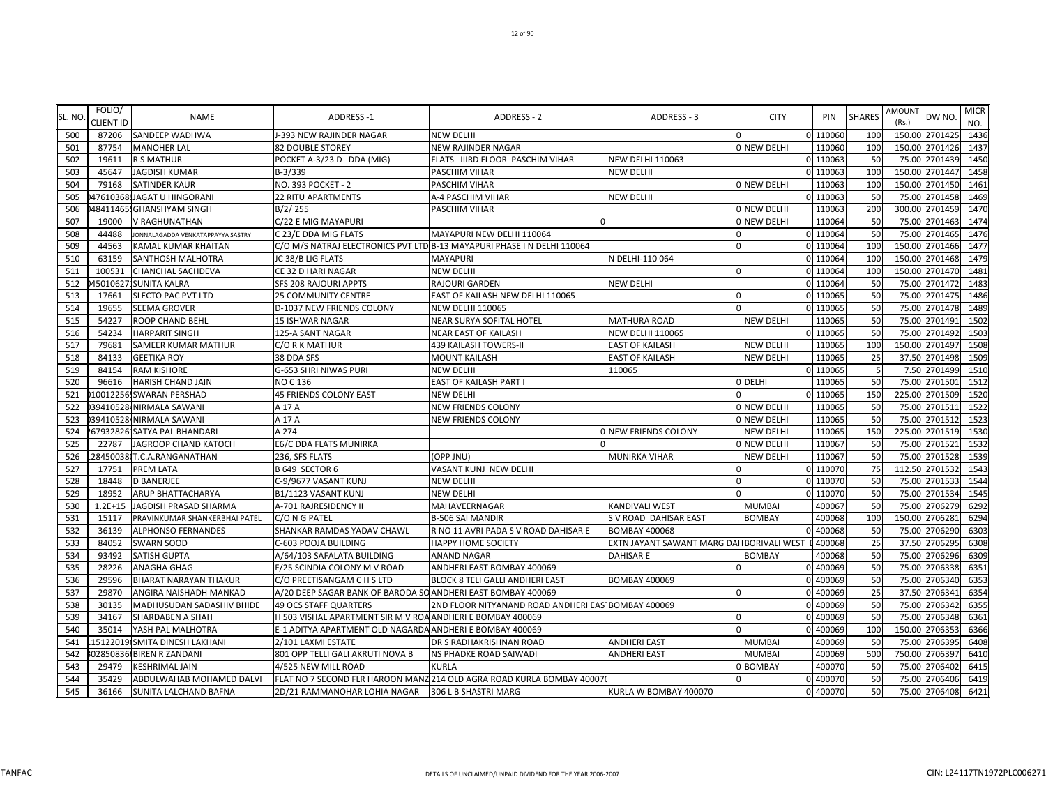| SL. NO. | FOLIO/ CLIENT ID | NAME | ADDRESS -1 | ADDRESS - 2 | ADDRESS - 3 | CITY | PIN | SHARES | AMOUNT (Rs.) | DW NO. | MICR NO. |
|---|---|---|---|---|---|---|---|---|---|---|---|
| 500 | 87206 | SANDEEP WADHWA | J-393 NEW RAJINDER NAGAR | NEW DELHI | 0 | 0 | 110060 | 100 | 150.00 | 2701425 | 1436 |
| 501 | 87754 | MANOHER LAL | 82 DOUBLE STOREY | NEW RAJINDER NAGAR | 0 | NEW DELHI | 110060 | 100 | 150.00 | 2701426 | 1437 |
| 502 | 19611 | R S MATHUR | POCKET A-3/23 D DDA (MIG) | FLATS IIIRD FLOOR PASCHIM VIHAR | NEW DELHI 110063 | 0 | 110063 | 50 | 75.00 | 2701439 | 1450 |
| 503 | 45647 | JAGDISH KUMAR | B-3/339 | PASCHIM VIHAR | NEW DELHI | 0 | 110063 | 100 | 150.00 | 2701447 | 1458 |
| 504 | 79168 | SATINDER KAUR | NO. 393 POCKET - 2 | PASCHIM VIHAR | 0 | NEW DELHI | 110063 | 100 | 150.00 | 2701450 | 1461 |
| 505 | 047610368! | JAGAT U HINGORANI | 22 RITU APARTMENTS | A-4 PASCHIM VIHAR | NEW DELHI | 0 | 110063 | 50 | 75.00 | 2701458 | 1469 |
| 506 | 048411465! | GHANSHYAM SINGH | B/2/ 255 | PASCHIM VIHAR | 0 | NEW DELHI | 110063 | 200 | 300.00 | 2701459 | 1470 |
| 507 | 19000 | V RAGHUNATHAN | C/22 E MIG MAYAPURI | 0 | 0 | NEW DELHI | 110064 | 50 | 75.00 | 2701463 | 1474 |
| 508 | 44488 | JONNALAGADDA VENKATAPPAYYA SASTRY | C 23/E DDA MIG FLATS | MAYAPURI NEW DELHI 110064 | 0 | 0 | 110064 | 50 | 75.00 | 2701465 | 1476 |
| 509 | 44563 | KAMAL KUMAR KHAITAN | C/O M/S NATRAJ ELECTRONICS PVT LTD | B-13 MAYAPURI PHASE I N DELHI 110064 | 0 | 0 | 110064 | 100 | 150.00 | 2701466 | 1477 |
| 510 | 63159 | SANTHOSH MALHOTRA | JC 38/B LIG FLATS | MAYAPURI | N DELHI-110 064 | 0 | 110064 | 100 | 150.00 | 2701468 | 1479 |
| 511 | 100531 | CHANCHAL SACHDEVA | CE 32 D HARI NAGAR | NEW DELHI | 0 | 0 | 110064 | 100 | 150.00 | 2701470 | 1481 |
| 512 | 045010627 | SUNITA KALRA | SFS 208 RAJOURI APPTS | RAJOURI GARDEN | NEW DELHI | 0 | 110064 | 50 | 75.00 | 2701472 | 1483 |
| 513 | 17661 | SLECTO PAC PVT LTD | 25 COMMUNITY CENTRE | EAST OF KAILASH NEW DELHI 110065 | 0 | 0 | 110065 | 50 | 75.00 | 2701475 | 1486 |
| 514 | 19655 | SEEMA GROVER | D-1037 NEW FRIENDS COLONY | NEW DELHI 110065 | 0 | 0 | 110065 | 50 | 75.00 | 2701478 | 1489 |
| 515 | 54227 | ROOP CHAND BEHL | 15 ISHWAR NAGAR | NEAR SURYA SOFITAL HOTEL | MATHURA ROAD | NEW DELHI | 110065 | 50 | 75.00 | 2701491 | 1502 |
| 516 | 54234 | HARPARIT SINGH | 125-A SANT NAGAR | NEAR EAST OF KAILASH | NEW DELHI 110065 | 0 | 110065 | 50 | 75.00 | 2701492 | 1503 |
| 517 | 79681 | SAMEER KUMAR MATHUR | C/O R K MATHUR | 439 KAILASH TOWERS-II | EAST OF KAILASH | NEW DELHI | 110065 | 100 | 150.00 | 2701497 | 1508 |
| 518 | 84133 | GEETIKA ROY | 38 DDA SFS | MOUNT KAILASH | EAST OF KAILASH | NEW DELHI | 110065 | 25 | 37.50 | 2701498 | 1509 |
| 519 | 84154 | RAM KISHORE | G-653 SHRI NIWAS PURI | NEW DELHI | 110065 | 0 | 110065 | 5 | 7.50 | 2701499 | 1510 |
| 520 | 96616 | HARISH CHAND JAIN | NO C 136 | EAST OF KAILASH PART I | 0 | DELHI | 110065 | 50 | 75.00 | 2701501 | 1512 |
| 521 | 010012256 | SWARAN PERSHAD | 45 FRIENDS COLONY EAST | NEW DELHI | 0 | 0 | 110065 | 150 | 225.00 | 2701509 | 1520 |
| 522 | 039410528 | NIRMALA SAWANI | A 17 A | NEW FRIENDS COLONY | 0 | NEW DELHI | 110065 | 50 | 75.00 | 2701511 | 1522 |
| 523 | 039410528 | NIRMALA SAWANI | A 17 A | NEW FRIENDS COLONY | 0 | NEW DELHI | 110065 | 50 | 75.00 | 2701512 | 1523 |
| 524 | 267932826 | SATYA PAL BHANDARI | A 274 | 0 | NEW FRIENDS COLONY | NEW DELHI | 110065 | 150 | 225.00 | 2701519 | 1530 |
| 525 | 22787 | JAGROOP CHAND KATOCH | E6/C DDA FLATS MUNIRKA | 0 | 0 | NEW DELHI | 110067 | 50 | 75.00 | 2701521 | 1532 |
| 526 | 128450038 | T.C.A.RANGANATHAN | 236, SFS FLATS | (OPP JNU) | MUNIRKA VIHAR | NEW DELHI | 110067 | 50 | 75.00 | 2701528 | 1539 |
| 527 | 17751 | PREM LATA | B 649 SECTOR 6 | VASANT KUNJ NEW DELHI | 0 | 0 | 110070 | 75 | 112.50 | 2701532 | 1543 |
| 528 | 18448 | D BANERJEE | C-9/9677 VASANT KUNJ | NEW DELHI | 0 | 0 | 110070 | 50 | 75.00 | 2701533 | 1544 |
| 529 | 18952 | ARUP BHATTACHARYA | B1/1123 VASANT KUNJ | NEW DELHI | 0 | 0 | 110070 | 50 | 75.00 | 2701534 | 1545 |
| 530 | 1.2E+15 | JAGDISH PRASAD SHARMA | A-701 RAJRESIDENCY II | MAHAVEERNAGAR | KANDIVALI WEST | MUMBAI | 400067 | 50 | 75.00 | 2706279 | 6292 |
| 531 | 15117 | PRAVINKUMAR SHANKERBHAI PATEL | C/O N G PATEL | B-506 SAI MANDIR | S V ROAD DAHISAR EAST | BOMBAY | 400068 | 100 | 150.00 | 2706281 | 6294 |
| 532 | 36139 | ALPHONSO FERNANDES | SHANKAR RAMDAS YADAV CHAWL | R NO 11 AVRI PADA S V ROAD DAHISAR E | BOMBAY 400068 | 0 | 400068 | 50 | 75.00 | 2706290 | 6303 |
| 533 | 84052 | SWARN SOOD | C-603 POOJA BUILDING | HAPPY HOME SOCIETY | EXTN JAYANT SAWANT MARG DAH | BORIVALI WEST E | 400068 | 25 | 37.50 | 2706295 | 6308 |
| 534 | 93492 | SATISH GUPTA | A/64/103 SAFALATA BUILDING | ANAND NAGAR | DAHISAR E | BOMBAY | 400068 | 50 | 75.00 | 2706296 | 6309 |
| 535 | 28226 | ANAGHA GHAG | F/25 SCINDIA COLONY M V ROAD | ANDHERI EAST BOMBAY 400069 | 0 | 0 | 400069 | 50 | 75.00 | 2706338 | 6351 |
| 536 | 29596 | BHARAT NARAYAN THAKUR | C/O PREETISANGAM C H S LTD | BLOCK 8 TELI GALLI ANDHERI EAST | BOMBAY 400069 | 0 | 400069 | 50 | 75.00 | 2706340 | 6353 |
| 537 | 29870 | ANGIRA NAISHADH MANKAD | A/20 DEEP SAGAR BANK OF BARODA SO | ANDHERI EAST BOMBAY 400069 | 0 | 0 | 400069 | 25 | 37.50 | 2706341 | 6354 |
| 538 | 30135 | MADHUSUDAN SADASHIV BHIDE | 49 OCS STAFF QUARTERS | 2ND FLOOR NITYANAND ROAD ANDHERI EAST | BOMBAY 400069 | 0 | 400069 | 50 | 75.00 | 2706342 | 6355 |
| 539 | 34167 | SHARDABEN A SHAH | H 503 VISHAL APARTMENT SIR M V ROA | ANDHERI E BOMBAY 400069 | 0 | 0 | 400069 | 50 | 75.00 | 2706348 | 6361 |
| 540 | 35014 | YASH PAL MALHOTRA | E-1 ADITYA APARTMENT OLD NAGARDA | ANDHERI E BOMBAY 400069 | 0 | 0 | 400069 | 100 | 150.00 | 2706353 | 6366 |
| 541 | 151220190 | SMITA DINESH LAKHANI | 2/101 LAXMI ESTATE | DR S RADHAKRISHNAN ROAD | ANDHERI EAST | MUMBAI | 400069 | 50 | 75.00 | 2706395 | 6408 |
| 542 | 302850836 | BIREN R ZANDANI | 801 OPP TELLI GALI AKRUTI NOVA B | NS PHADKE ROAD SAIWADI | ANDHERI EAST | MUMBAI | 400069 | 500 | 750.00 | 2706397 | 6410 |
| 543 | 29479 | KESHRIMAL JAIN | 4/525 NEW MILL ROAD | KURLA | 0 | BOMBAY | 400070 | 50 | 75.00 | 2706402 | 6415 |
| 544 | 35429 | ABDULWAHAB MOHAMED DALVI | FLAT NO 7 SECOND FLR HAROON MANZ | 214 OLD AGRA ROAD KURLA BOMBAY 400070 | 0 | 0 | 400070 | 50 | 75.00 | 2706406 | 6419 |
| 545 | 36166 | SUNITA LALCHAND BAFNA | 2D/21 RAMMANOHAR LOHIA NAGAR | 306 L B SHASTRI MARG | KURLA W BOMBAY 400070 | 0 | 400070 | 50 | 75.00 | 2706408 | 6421 |

TANFAC — DETAILS OF UNCLAIMED/UNPAID DIVIDEND FOR THE YEAR 2006-2007 — CIN: L24117TN1972PLC006271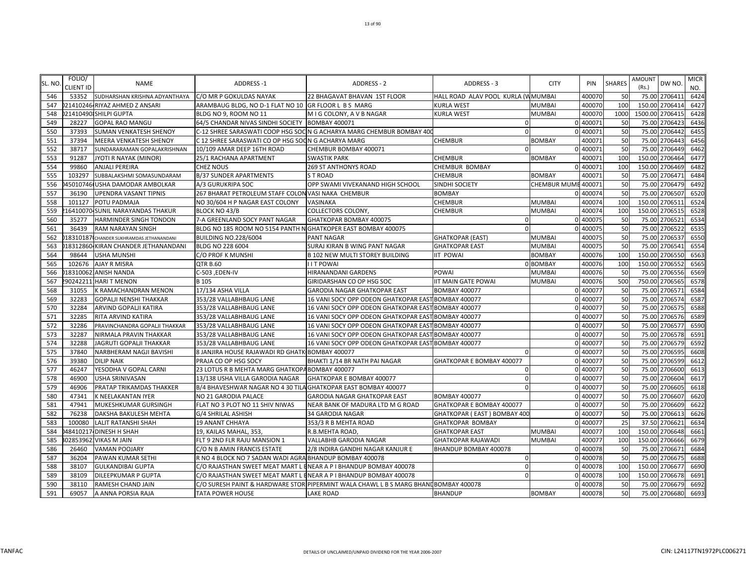| SL. NO. | FOLIO/ CLIENT ID | NAME | ADDRESS -1 | ADDRESS - 2 | ADDRESS - 3 | CITY | PIN | SHARES | AMOUNT (Rs.) | DW NO. | MICR NO. |
|---|---|---|---|---|---|---|---|---|---|---|---|
| 546 | 53352 | SUDHARSHAN KRISHNA ADYANTHAYA | C/O MR P GOKULDAS NAYAK | 22 BHAGAVAT BHAVAN 1ST FLOOR | HALL ROAD ALAV POOL KURLA (W | MUMBAI | 400070 | 50 | 75.00 | 2706411 | 6424 |
| 547 | 021410246 | RIYAZ AHMED Z ANSARI | ARAMBAUG BLDG, NO D-1 FLAT NO 10 | GR FLOOR L B S MARG | KURLA WEST | MUMBAI | 400070 | 100 | 150.00 | 2706414 | 6427 |
| 548 | 021410490 | SHILPI GUPTA | BLDG NO 9, ROOM NO 11 | M I G COLONY, A V B NAGAR | KURLA WEST | MUMBAI | 400070 | 1000 | 1500.00 | 2706415 | 6428 |
| 549 | 28227 | GOPAL RAO MANGU | 64/5 CHANDAR NIVAS SINDHI SOCIETY | BOMBAY 400071 | 0 | 0 | 400071 | 50 | 75.00 | 2706423 | 6436 |
| 550 | 37393 | SUMAN VENKATESH SHENOY | C-12 SHREE SARASWATI COOP HSG SOC | N G ACHARYA MARG CHEMBUR BOMBAY 400 | 0 | 0 | 400071 | 50 | 75.00 | 2706442 | 6455 |
| 551 | 37394 | MEERA VENKATESH SHENOY | C 12 SHREE SARASWATI CO OP HSG SOC | N G ACHARYA MARG | CHEMBUR | BOMBAY | 400071 | 50 | 75.00 | 2706443 | 6456 |
| 552 | 38717 | SUNDARARAMAN GOPALAKRISHNAN | 10/109 AMAR DEEP 16TH ROAD | CHEMBUR BOMBAY 400071 | 0 | 0 | 400071 | 50 | 75.00 | 2706449 | 6462 |
| 553 | 91287 | JYOTI R NAYAK (MINOR) | 25/1 RACHANA APARTMENT | SWASTIK PARK | CHEMBUR | BOMBAY | 400071 | 100 | 150.00 | 2706464 | 6477 |
| 554 | 99860 | ANJALI PEREIRA | CHEZ NOUS | 269 ST ANTHONYS ROAD | CHEMBUR BOMBAY | 0 | 400071 | 100 | 150.00 | 2706469 | 6482 |
| 555 | 103297 | SUBBALAKSHMI SOMASUNDARAM | B/37 SUNDER APARTMENTS | S T ROAD | CHEMBUR | BOMBAY | 400071 | 50 | 75.00 | 2706471 | 6484 |
| 556 | 045010746 | USHA DAMODAR AMBOLKAR | A/3 GURUKRIPA SOC | OPP SWAMI VIVEKANAND HIGH SCHOOL | SINDHI SOCIETY | CHEMBUR MUMB | 400071 | 50 | 75.00 | 2706479 | 6492 |
| 557 | 36190 | UPENDRA VASANT TIPNIS | 267 BHARAT PETROLEUM STAFF COLON | VASI NAKA CHEMBUR | BOMBAY | 0 | 400074 | 50 | 75.00 | 2706507 | 6520 |
| 558 | 101127 | POTU PADMAJA | NO 30/604 H P NAGAR EAST COLONY | VASINAKA | CHEMBUR | MUMBAI | 400074 | 100 | 150.00 | 2706511 | 6524 |
| 559 | 216410070 | SUNIL NARAYANDAS THAKUR | BLOCK NO 43/B | COLLECTORS COLONY, | CHEMBUR | MUMBAI | 400074 | 100 | 150.00 | 2706515 | 6528 |
| 560 | 35277 | HARMINDER SINGH TONDON | 7-A GREENLAND SOCY PANT NAGAR | GHATKOPAR BOMBAY 400075 | 0 | 0 | 400075 | 50 | 75.00 | 2706521 | 6534 |
| 561 | 36439 | RAM NARAYAN SINGH | BLDG NO 185 ROOM NO 5154 PANTH N | GHATKOPER EAST BOMBAY 400075 | 0 | 0 | 400075 | 50 | 75.00 | 2706522 | 6535 |
| 562 | 018310187 | CHANDER SUKHRAMDAS JETHANANDANI | BUILDING NO.228/6004 | PANT NAGAR | GHATKOPAR (EAST) | MUMBAI | 400075 | 50 | 75.00 | 2706537 | 6550 |
| 563 | 018312860 | KIRAN CHANDER JETHANANDANI | BLDG NO 228 6004 | SURAJ KIRAN B WING PANT NAGAR | GHATKOPAR EAST | MUMBAI | 400075 | 50 | 75.00 | 2706541 | 6554 |
| 564 | 98644 | USHA MUNSHI | C/O PROF K MUNSHI | B 102 NEW MULTI STOREY BUILDING | IIT POWAI | BOMBAY | 400076 | 100 | 150.00 | 2706550 | 6563 |
| 565 | 102676 | AJAY R MISRA | QTR B.60 | I I T POWAI | | 0 BOMBAY | 400076 | 100 | 150.00 | 2706552 | 6565 |
| 566 | 018310062 | ANISH NANDA | C-503 ,EDEN-IV | HIRANANDANI GARDENS | POWAI | MUMBAI | 400076 | 50 | 75.00 | 2706556 | 6569 |
| 567 | 290242211 | HARI T MENON | B 105 | GIRIDARSHAN CO OP HSG SOC | IIT MAIN GATE POWAI | MUMBAI | 400076 | 500 | 750.00 | 2706565 | 6578 |
| 568 | 31055 | K RAMACHANDRAN MENON | 17/134 ASHA VILLA | GARODIA NAGAR GHATKOPAR EAST | BOMBAY 400077 | 0 | 400077 | 50 | 75.00 | 2706571 | 6584 |
| 569 | 32283 | GOPALJI NENSHI THAKKAR | 353/28 VALLABHBAUG LANE | 16 VANI SOCY OPP ODEON GHATKOPAR EAST | BOMBAY 400077 | 0 | 400077 | 50 | 75.00 | 2706574 | 6587 |
| 570 | 32284 | ARVIND GOPALJI KATIRA | 353/28 VALLABHBAUG LANE | 16 VANI SOCY OPP ODEON GHATKOPAR EAST | BOMBAY 400077 | 0 | 400077 | 50 | 75.00 | 2706575 | 6588 |
| 571 | 32285 | RITA ARVIND KATIRA | 353/28 VALLABHBAUG LANE | 16 VANI SOCY OPP ODEON GHATKOPAR EAST | BOMBAY 400077 | 0 | 400077 | 50 | 75.00 | 2706576 | 6589 |
| 572 | 32286 | PRAVINCHANDRA GOPALJI THAKKAR | 353/28 VALLABHBAUG LANE | 16 VANI SOCY OPP ODEON GHATKOPAR EAST | BOMBAY 400077 | 0 | 400077 | 50 | 75.00 | 2706577 | 6590 |
| 573 | 32287 | NIRMALA PRAVIN THAKKAR | 353/28 VALLABHBAUG LANE | 16 VANI SOCY OPP ODEON GHATKOPAR EAST | BOMBAY 400077 | 0 | 400077 | 50 | 75.00 | 2706578 | 6591 |
| 574 | 32288 | JAGRUTI GOPALJI THAKKAR | 353/28 VALLABHBAUG LANE | 16 VANI SOCY OPP ODEON GHATKOPAR EAST | BOMBAY 400077 | 0 | 400077 | 50 | 75.00 | 2706579 | 6592 |
| 575 | 37840 | NARBHERAM NAGJI BAVISHI | 8 JANJIRA HOUSE RAJAWADI RD GHATK | BOMBAY 400077 | 0 | 0 | 400077 | 50 | 75.00 | 2706595 | 6608 |
| 576 | 39380 | DILIP NAIK | PRAJA CO OP HSG SOCY | BHAKTI 1/14 BR NATH PAI NAGAR | GHATKOPAR E BOMBAY 400077 | 0 | 400077 | 50 | 75.00 | 2706599 | 6612 |
| 577 | 46247 | YESODHA V GOPAL CARNI | 23 LOTUS R B MEHTA MARG GHATKOPA | BOMBAY 400077 | 0 | 0 | 400077 | 50 | 75.00 | 2706600 | 6613 |
| 578 | 46900 | USHA SRINIVASAN | 13/138 USHA VILLA GARODIA NAGAR | GHATKOPAR E BOMBAY 400077 | 0 | 0 | 400077 | 50 | 75.00 | 2706604 | 6617 |
| 579 | 46906 | PRATAP TRIKAMDAS THAKKER | B/4 BHAVESHWAR NAGAR NO 4 30 TILA | GHATKOPAR EAST BOMBAY 400077 | 0 | 0 | 400077 | 50 | 75.00 | 2706605 | 6618 |
| 580 | 47341 | K NEELAKANTAN IYER | NO 21 GARODIA PALACE | GARODIA NAGAR GHATKOPAR EAST | BOMBAY 400077 | 0 | 400077 | 50 | 75.00 | 2706607 | 6620 |
| 581 | 47941 | MUKESHKUMAR GURSINGH | FLAT NO 3 PLOT NO 11 SHIV NIWAS | NEAR BANK OF MADURA LTD M G ROAD | GHATKOPAR E BOMBAY 400077 | 0 | 400077 | 50 | 75.00 | 2706609 | 6622 |
| 582 | 76238 | DAKSHA BAKULESH MEHTA | G/4 SHRILAL ASHISH | 34 GARODIA NAGAR | GHATKOPAR ( EAST ) BOMBAY 400 | 0 | 400077 | 50 | 75.00 | 2706613 | 6626 |
| 583 | 100080 | LALIT RATANSHI SHAH | 19 ANANT CHHAYA | 353/3 R B MEHTA ROAD | GHATKOPAR BOMBAY | 0 | 400077 | 25 | 37.50 | 2706621 | 6634 |
| 584 | 048410217 | DINESH H SHAH | 19, KAILAS MAHAL, 353, | R.B.MEHTA ROAD, | GHATKOPAR EAST | MUMBAI | 400077 | 100 | 150.00 | 2706648 | 6661 |
| 585 | 302853962 | VIKAS M JAIN | FLT 9 2ND FLR RAJU MANSION 1 | VALLABHB GARODIA NAGAR | GHATKOPAR RAJAWADI | MUMBAI | 400077 | 100 | 150.00 | 2706666 | 6679 |
| 586 | 26460 | VAMAN POOJARY | C/O N B AMIN FRANCIS ESTATE | 2/8 INDIRA GANDHI NAGAR KANJUR E | BHANDUP BOMBAY 400078 | 0 | 400078 | 50 | 75.00 | 2706671 | 6684 |
| 587 | 36204 | PAWAN KUMAR SETHI | R NO 4 BLOCK NO 7 SADAN WADI AGRA | BHANDUP BOMBAY 400078 | 0 | 0 | 400078 | 50 | 75.00 | 2706675 | 6688 |
| 588 | 38107 | GULKANDIBAI GUPTA | C/O RAJASTHAN SWEET MEAT MART L B | NEAR A P I BHANDUP BOMBAY 400078 | 0 | 0 | 400078 | 100 | 150.00 | 2706677 | 6690 |
| 589 | 38109 | DILEEPKUMAR P GUPTA | C/O RAJASTHAN SWEET MEAT MART L B | NEAR A P I BHANDUP BOMBAY 400078 | 0 | 0 | 400078 | 100 | 150.00 | 2706678 | 6691 |
| 590 | 38110 | RAMESH CHAND JAIN | C/O SURESH PAINT & HARDWARE STOR | PIPERMINT WALA CHAWL L B S MARG BHAND | BOMBAY 400078 | 0 | 400078 | 50 | 75.00 | 2706679 | 6692 |
| 591 | 69057 | A ANNA PORSIA RAJA | TATA POWER HOUSE | LAKE ROAD | BHANDUP | BOMBAY | 400078 | 50 | 75.00 | 2706680 | 6693 |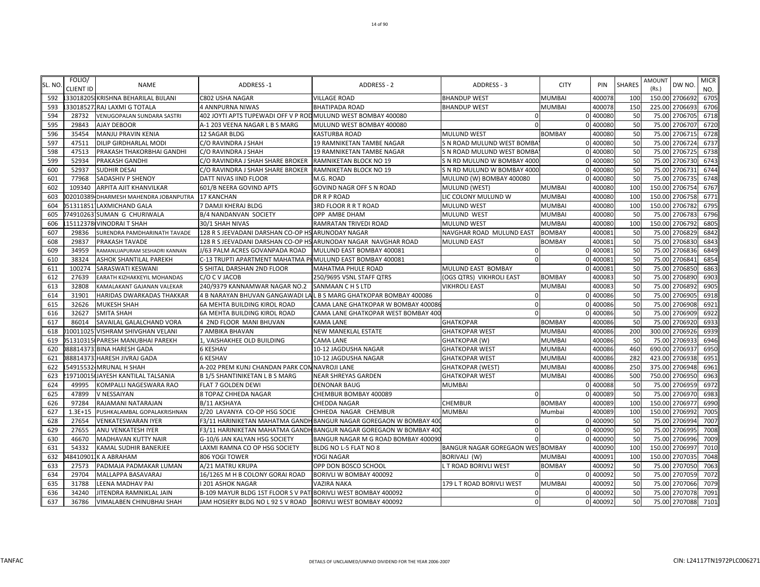| SL. NO. | FOLIO/ CLIENT ID | NAME | ADDRESS -1 | ADDRESS - 2 | ADDRESS - 3 | CITY | PIN | SHARES | AMOUNT (Rs.) | DW NO. | MICR NO. |
|---|---|---|---|---|---|---|---|---|---|---|---|
| 592 | 133018205 | KRISHNA BEHARILAL BIJLANI | C802 USHA NAGAR | VILLAGE ROAD | BHANDUP WEST | MUMBAI | 400078 | 100 | 150.00 | 2706692 | 6705 |
| 593 | 133018527 | RAJ LAXMI G TOTALA | 4 ANNPURNA NIWAS | BHATIPADA ROAD | BHANDUP WEST | MUMBAI | 400078 | 150 | 225.00 | 2706693 | 6706 |
| 594 | 28732 | VENUGOPALAN SUNDARA SASTRI | 402 JOYTI APTS TUPEWADI OFF V P ROD | MULUND WEST BOMBAY 400080 | 0 | 0 | 400080 | 50 | 75.00 | 2706705 | 6718 |
| 595 | 29843 | AJAY DEBOOR | A-1 203 VEENA NAGAR L B S MARG | MULUND WEST BOMBAY 400080 | 0 | 0 | 400080 | 50 | 75.00 | 2706707 | 6720 |
| 596 | 35454 | MANJU PRAVIN KENIA | 12 SAGAR BLDG | KASTURBA ROAD | MULUND WEST | BOMBAY | 400080 | 50 | 75.00 | 2706715 | 6728 |
| 597 | 47511 | DILIP GIRDHARLAL MODI | C/O RAVINDRA J SHAH | 19 RAMNIKETAN TAMBE NAGAR | S N ROAD MULUND WEST BOMBAY | 0 | 400080 | 50 | 75.00 | 2706724 | 6737 |
| 598 | 47513 | PRAKASH THAKORBHAI GANDHI | C/O RAVINDRA J SHAH | 19 RAMNIKETAN TAMBE NAGAR | S N ROAD MULUND WEST BOMBAY | 0 | 400080 | 50 | 75.00 | 2706725 | 6738 |
| 599 | 52934 | PRAKASH GANDHI | C/O RAVINDRA J SHAH SHARE BROKER | RAMNIKETAN BLOCK NO 19 | S N RD MULUND W BOMBAY 4000 | 0 | 400080 | 50 | 75.00 | 2706730 | 6743 |
| 600 | 52937 | SUDHIR DESAI | C/O RAVINDRA J SHAH SHARE BROKER | RAMNIKETAN BLOCK NO 19 | S N RD MULUND W BOMBAY 4000 | 0 | 400080 | 50 | 75.00 | 2706731 | 6744 |
| 601 | 77968 | SADASHIV P SHENOY | DATT NIVAS IIND FLOOR | M.G. ROAD | MULUND (W) BOMBAY 400080 | 0 | 400080 | 50 | 75.00 | 2706735 | 6748 |
| 602 | 109340 | ARPITA AJIT KHANVILKAR | 601/B NEERA GOVIND APTS | GOVIND NAGR OFF S N ROAD | MULUND (WEST) | MUMBAI | 400080 | 100 | 150.00 | 2706754 | 6767 |
| 603 | 002010389 | DHARMESH MAHENDRA JOBANPUTRA | 17 KANCHAN | DR R P ROAD | LIC COLONY MULUND W | MUMBAI | 400080 | 100 | 150.00 | 2706758 | 6771 |
| 604 | 051311851 | LAXMICHAND GALA | 7 DAMJI KHERAJ BLDG | 3RD FLOOR R R T ROAD | MULUND WEST | MUMBAI | 400080 | 100 | 150.00 | 2706782 | 6795 |
| 605 | 074910263 | SUMAN G CHURIWALA | B/4 NANDANVAN SOCIETY | OPP AMBE DHAM | MULUND WEST | MUMBAI | 400080 | 50 | 75.00 | 2706783 | 6796 |
| 606 | 115112378 | VINODRAI T SHAH | 30/1 SHAH NIVAS | RAMRATAN TRIVEDI ROAD | MULUND WEST | MUMBAI | 400080 | 100 | 150.00 | 2706792 | 6805 |
| 607 | 29836 | SURENDRA PAMDHARINATH TAVADE | 128 R S JEEVADANI DARSHAN CO-OP HS | ARUNODAY NAGAR | NAVGHAR ROAD MULUND EAST | BOMBAY | 400081 | 50 | 75.00 | 2706829 | 6842 |
| 608 | 29837 | PRAKASH TAVADE | 128 R S JEEVADANI DARSHAN CO-OP HS | ARUNODAY NAGAR NAVGHAR ROAD | MULUND EAST | BOMBAY | 400081 | 50 | 75.00 | 2706830 | 6843 |
| 609 | 34959 | RAMANUJAPURAM SESHADRI KANNAN | J/63 PALM ACRES GOVANPADA ROAD | MULUND EAST BOMBAY 400081 | 0 | 0 | 400081 | 50 | 75.00 | 2706836 | 6849 |
| 610 | 38324 | ASHOK SHANTILAL PAREKH | C-13 TRUPTI APARTMENT MAHATMA PH | MULUND EAST BOMBAY 400081 | 0 | 0 | 400081 | 50 | 75.00 | 2706841 | 6854 |
| 611 | 100274 | SARASWATI KESWANI | 5 SHITAL DARSHAN 2ND FLOOR | MAHATMA PHULE ROAD | MULUND EAST BOMBAY | 0 | 400081 | 50 | 75.00 | 2706850 | 6863 |
| 612 | 27639 | EARATH KIZHAKKEYIL MOHANDAS | C/O C V JACOB | 250/9695 VSNL STAFF QTRS | (OGS QTRS) VIKHROLI EAST | BOMBAY | 400083 | 50 | 75.00 | 2706890 | 6903 |
| 613 | 32808 | KAMALAKANT GAJANAN VALEKAR | 240/9379 KANNAMWAR NAGAR NO.2 | SANMAAN C H S LTD | VIKHROLI EAST | MUMBAI | 400083 | 50 | 75.00 | 2706892 | 6905 |
| 614 | 31901 | HARIDAS DWARKADAS THAKKAR | 4 B NARAYAN BHUVAN GANGAWADI LA | L B S MARG GHATKOPAR BOMBAY 400086 | 0 | 0 | 400086 | 50 | 75.00 | 2706905 | 6918 |
| 615 | 32626 | MUKESH SHAH | 6A MEHTA BUILDING KIROL ROAD | CAMA LANE GHATKOPAR W BOMBAY 400086 | 0 | 0 | 400086 | 50 | 75.00 | 2706908 | 6921 |
| 616 | 32627 | SMITA SHAH | 6A MEHTA BUILDING KIROL ROAD | CAMA LANE GHATKOPAR WEST BOMBAY 400 | 0 | 0 | 400086 | 50 | 75.00 | 2706909 | 6922 |
| 617 | 86014 | SAVAILAL GALALCHAND VORA | 4 2ND FLOOR MANI BHUVAN | KAMA LANE | GHATKOPAR | BOMBAY | 400086 | 50 | 75.00 | 2706920 | 6933 |
| 618 | 010011025 | VISHRAM SHIVGHAN VELANI | 7 AMBIKA BHAVAN | NEW MANEKLAL ESTATE | GHATKOPAR WEST | MUMBAI | 400086 | 200 | 300.00 | 2706926 | 6939 |
| 619 | 051310315 | PARESH MANUBHAI PAREKH | 1, VAISHAKHEE OLD BUILDING | CAMA LANE | GHATKOPAR (W) | MUMBAI | 400086 | 50 | 75.00 | 2706933 | 6946 |
| 620 | 088814373 | BINA HARESH GADA | 6 KESHAV | 10-12 JAGDUSHA NAGAR | GHATKOPAR WEST | MUMBAI | 400086 | 460 | 690.00 | 2706937 | 6950 |
| 621 | 088814373 | HARESH JIVRAJ GADA | 6 KESHAV | 10-12 JAGDUSHA NAGAR | GHATKOPAR WEST | MUMBAI | 400086 | 282 | 423.00 | 2706938 | 6951 |
| 622 | 154915532 | MRUNAL H SHAH | A-202 PREM KUNJ CHANDAN PARK COM | NAVROJI LANE | GHATKOPAR (WEST) | MUMBAI | 400086 | 250 | 375.00 | 2706948 | 6961 |
| 623 | 219710015 | JAYESH KANTILAL TALSANIA | B 1/5 SHANTINIKETAN L B S MARG | NEAR SHREYAS GARDEN | GHATKOPAR WEST | MUMBAI | 400086 | 500 | 750.00 | 2706950 | 6963 |
| 624 | 49995 | KOMPALLI NAGESWARA RAO | FLAT 7 GOLDEN DEWI | DENONAR BAUG | MUMBAI | 0 | 400088 | 50 | 75.00 | 2706959 | 6972 |
| 625 | 47899 | V NESSAIYAN | 8 TOPAZ CHHEDA NAGAR | CHEMBUR BOMBAY 400089 | 0 | 0 | 400089 | 50 | 75.00 | 2706970 | 6983 |
| 626 | 97284 | RAJAMANI NATARAJAN | B/11 AKSHAYA | CHEDDA NAGAR | CHEMBUR | BOMBAY | 400089 | 100 | 150.00 | 2706977 | 6990 |
| 627 | 1.3E+15 | PUSHKALAMBAL GOPALAKRISHNAN | 2/20 LAVANYA CO-OP HSG SOCIE | CHHEDA NAGAR CHEMBUR | MUMBAI | Mumbai | 400089 | 100 | 150.00 | 2706992 | 7005 |
| 628 | 27654 | VENKATESWARAN IYER | F3/11 HARINIKETAN MAHATMA GANDH | BANGUR NAGAR GOREGAON W BOMBAY 400 | 0 | 0 | 400090 | 50 | 75.00 | 2706994 | 7007 |
| 629 | 27655 | ANU VENKATESH IYER | F3/11 HARINIKETAN MAHATMA GANDH | BANGUR NAGAR GOREGAON W BOMBAY 400 | 0 | 0 | 400090 | 50 | 75.00 | 2706995 | 7008 |
| 630 | 46670 | MADHAVAN KUTTY NAIR | G-10/6 JAN KALYAN HSG SOCIETY | BANGUR NAGAR M G ROAD BOMBAY 400090 | 0 | 0 | 400090 | 50 | 75.00 | 2706996 | 7009 |
| 631 | 54332 | KAMAL SUDHIR BANERJEE | LAXMI RAMNA CO OP HSG SOCIETY | BLDG NO L-5 FLAT NO 8 | BANGUR NAGAR GOREGAON WEST | BOMBAY | 400090 | 100 | 150.00 | 2706997 | 7010 |
| 632 | 048410901 | K A ABRAHAM | 806 YOGI TOWER | YOGI NAGAR | BORIVALI (W) | MUMBAI | 400091 | 100 | 150.00 | 2707035 | 7048 |
| 633 | 27573 | PADMAJA PADMAKAR LUMAN | A/21 MATRU KRUPA | OPP DON BOSCO SCHOOL | L T ROAD BORIVLI WEST | BOMBAY | 400092 | 50 | 75.00 | 2707050 | 7063 |
| 634 | 29704 | MALLAPPA BASAVARAJ | 16/1265 M H B COLONY GORAI ROAD | BORIVLI W BOMBAY 400092 | 0 | 0 | 400092 | 50 | 75.00 | 2707059 | 7072 |
| 635 | 31788 | LEENA MADHAV PAI | I 201 ASHOK NAGAR | VAZIRA NAKA | 179 L T ROAD BORIVLI WEST | MUMBAI | 400092 | 50 | 75.00 | 2707066 | 7079 |
| 636 | 34240 | JITENDRA RAMNIKLAL JAIN | B-109 MAYUR BLDG 1ST FLOOR S V PAT | BORIVLI WEST BOMBAY 400092 | 0 | 0 | 400092 | 50 | 75.00 | 2707078 | 7091 |
| 637 | 36786 | VIMALABEN CHINUBHAI SHAH | JAM HOSIERY BLDG NO L 92 S V ROAD | BORIVLI WEST BOMBAY 400092 | 0 | 0 | 400092 | 50 | 75.00 | 2707088 | 7101 |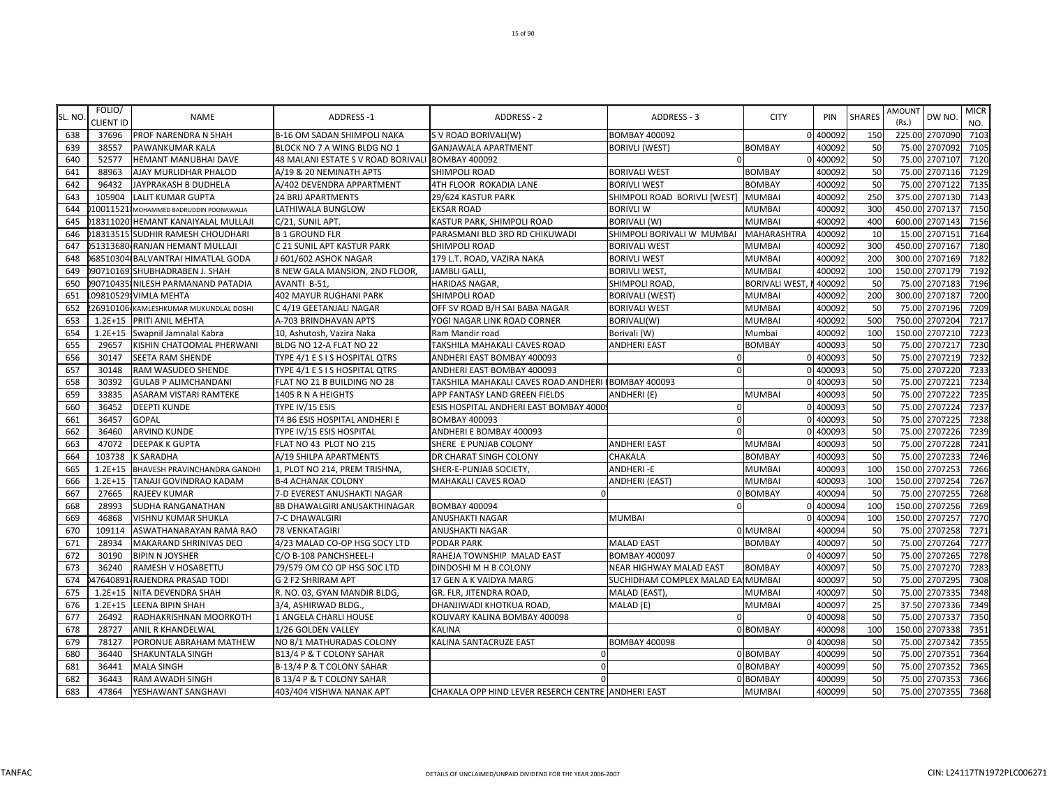| SL. NO. | FOLIO/ CLIENT ID | NAME | ADDRESS -1 | ADDRESS - 2 | ADDRESS - 3 | CITY | PIN | SHARES | AMOUNT (Rs.) | DW NO. | MICR NO. |
|---|---|---|---|---|---|---|---|---|---|---|---|
| 638 | 37696 | PROF NARENDRA N SHAH | B-16 OM SADAN SHIMPOLI NAKA | S V ROAD BORIVALI(W) | BOMBAY 400092 | 0 | 400092 | 150 | 225.00 | 2707090 | 7103 |
| 639 | 38557 | PAWANKUMAR KALA | BLOCK NO 7 A WING BLDG NO 1 | GANJAWALA APARTMENT | BORIVLI (WEST) | BOMBAY | 400092 | 50 | 75.00 | 2707092 | 7105 |
| 640 | 52577 | HEMANT MANUBHAI DAVE | 48 MALANI ESTATE S V ROAD BORIVALI | BOMBAY 400092 | 0 | 0 | 400092 | 50 | 75.00 | 2707107 | 7120 |
| 641 | 88963 | AJAY MURLIDHAR PHALOD | A/19 & 20 NEMINATH APTS | SHIMPOLI ROAD | BORIVALI WEST | BOMBAY | 400092 | 50 | 75.00 | 2707116 | 7129 |
| 642 | 96432 | JAYPRAKASH B DUDHELA | A/402 DEVENDRA APPARTMENT | 4TH FLOOR ROKADIA LANE | BORIVLI WEST | BOMBAY | 400092 | 50 | 75.00 | 2707122 | 7135 |
| 643 | 105904 | LALIT KUMAR GUPTA | 24 BRIJ APARTMENTS | 29/624 KASTUR PARK | SHIMPOLI ROAD BORIVLI [WEST] | MUMBAI | 400092 | 250 | 375.00 | 2707130 | 7143 |
| 644 | 010011521 | MOHAMMED BADRUDDIN POONAWALIA | LATHIWALA BUNGLOW | EKSAR ROAD | BORIVLI W | MUMBAI | 400092 | 300 | 450.00 | 2707137 | 7150 |
| 645 | 018311020 | HEMANT KANAIYALAL MULLAJI | C/21, SUNIL APT. | KASTUR PARK, SHIMPOLI ROAD | BORIVALI (W) | MUMBAI | 400092 | 400 | 600.00 | 2707143 | 7156 |
| 646 | 018313515 | SUDHIR RAMESH CHOUDHARI | B 1 GROUND FLR | PARASMANI BLD 3RD RD CHIKUWADI | SHIMPOLI BORIVALI W MUMBAI | MAHARASHTRA | 400092 | 10 | 15.00 | 2707151 | 7164 |
| 647 | 051313680 | RANJAN HEMANT MULLAJI | C 21 SUNIL APT KASTUR PARK | SHIMPOLI ROAD | BORIVALI WEST | MUMBAI | 400092 | 300 | 450.00 | 2707167 | 7180 |
| 648 | 068510304 | BALVANTRAI HIMATLAL GODA | J 601/602 ASHOK NAGAR | 179 L.T. ROAD, VAZIRA NAKA | BORIVLI WEST | MUMBAI | 400092 | 200 | 300.00 | 2707169 | 7182 |
| 649 | 090710169 | SHUBHADRABEN J. SHAH | 8 NEW GALA MANSION, 2ND FLOOR, | JAMBLI GALLI, | BORIVLI WEST, | MUMBAI | 400092 | 100 | 150.00 | 2707179 | 7192 |
| 650 | 090710435 | NILESH PARMANAND PATADIA | AVANTI B-51, | HARIDAS NAGAR, | SHIMPOLI ROAD, | BORIVALI WEST, M | 400092 | 50 | 75.00 | 2707183 | 7196 |
| 651 | 109810529 | VIMLA MEHTA | 402 MAYUR RUGHANI PARK | SHIMPOLI ROAD | BORIVALI (WEST) | MUMBAI | 400092 | 200 | 300.00 | 2707187 | 7200 |
| 652 | 226910106 | KAMLESHKUMAR MUKUNDLAL DOSHI | C 4/19 GEETANJALI NAGAR | OFF SV ROAD B/H SAI BABA NAGAR | BORIVALI WEST | MUMBAI | 400092 | 50 | 75.00 | 2707196 | 7209 |
| 653 | 1.2E+15 | PRITI ANIL MEHTA | A-703 BRINDHAVAN APTS | YOGI NAGAR LINK ROAD CORNER | BORIVALI(W) | MUMBAI | 400092 | 500 | 750.00 | 2707204 | 7217 |
| 654 | 1.2E+15 | Swapnil Jamnalal Kabra | 10, Ashutosh, Vazira Naka | Ram Mandir road | Borivali (W) | Mumbai | 400092 | 100 | 150.00 | 2707210 | 7223 |
| 655 | 29657 | KISHIN CHATOOMAL PHERWANI | BLDG NO 12-A FLAT NO 22 | TAKSHILA MAHAKALI CAVES ROAD | ANDHERI EAST | BOMBAY | 400093 | 50 | 75.00 | 2707217 | 7230 |
| 656 | 30147 | SEETA RAM SHENDE | TYPE 4/1 E S I S HOSPITAL QTRS | ANDHERI EAST BOMBAY 400093 | 0 | 0 | 400093 | 50 | 75.00 | 2707219 | 7232 |
| 657 | 30148 | RAM WASUDEO SHENDE | TYPE 4/1 E S I S HOSPITAL QTRS | ANDHERI EAST BOMBAY 400093 | 0 | 0 | 400093 | 50 | 75.00 | 2707220 | 7233 |
| 658 | 30392 | GULAB P ALIMCHANDANI | FLAT NO 21 B BUILDING NO 28 | TAKSHILA MAHAKALI CAVES ROAD ANDHERI E | BOMBAY 400093 | 0 | 400093 | 50 | 75.00 | 2707221 | 7234 |
| 659 | 33835 | ASARAM VISTARI RAMTEKE | 1405 R N A HEIGHTS | APP FANTASY LAND GREEN FIELDS | ANDHERI (E) | MUMBAI | 400093 | 50 | 75.00 | 2707222 | 7235 |
| 660 | 36452 | DEEPTI KUNDE | TYPE IV/15 ESIS | ESIS HOSPITAL ANDHERI EAST BOMBAY 40009 | 0 | 0 | 400093 | 50 | 75.00 | 2707224 | 7237 |
| 661 | 36457 | GOPAL | T4 B6 ESIS HOSPITAL ANDHERI E | BOMBAY 400093 | 0 | 0 | 400093 | 50 | 75.00 | 2707225 | 7238 |
| 662 | 36460 | ARVIND KUNDE | TYPE IV/15 ESIS HOSPITAL | ANDHERI E BOMBAY 400093 | 0 | 0 | 400093 | 50 | 75.00 | 2707226 | 7239 |
| 663 | 47072 | DEEPAK K GUPTA | FLAT NO 43 PLOT NO 215 | SHERE E PUNJAB COLONY | ANDHERI EAST | MUMBAI | 400093 | 50 | 75.00 | 2707228 | 7241 |
| 664 | 103738 | K SARADHA | A/19 SHILPA APARTMENTS | DR CHARAT SINGH COLONY | CHAKALA | BOMBAY | 400093 | 50 | 75.00 | 2707233 | 7246 |
| 665 | 1.2E+15 | BHAVESH PRAVINCHANDRA GANDHI | 1, PLOT NO 214, PREM TRISHNA, | SHER-E-PUNJAB SOCIETY, | ANDHERI -E | MUMBAI | 400093 | 100 | 150.00 | 2707253 | 7266 |
| 666 | 1.2E+15 | TANAJI GOVINDRAO KADAM | B-4 ACHANAK COLONY | MAHAKALI CAVES ROAD | ANDHERI (EAST) | MUMBAI | 400093 | 100 | 150.00 | 2707254 | 7267 |
| 667 | 27665 | RAJEEV KUMAR | 7-D EVEREST ANUSHAKTI NAGAR | 0 | 0 | BOMBAY | 400094 | 50 | 75.00 | 2707255 | 7268 |
| 668 | 28993 | SUDHA RANGANATHAN | 8B DHAWALGIRI ANUSAKTHINAGAR | BOMBAY 400094 | 0 | 0 | 400094 | 100 | 150.00 | 2707256 | 7269 |
| 669 | 46868 | VISHNU KUMAR SHUKLA | 7-C DHAWALGIRI | ANUSHAKTI NAGAR | MUMBAI | 0 | 400094 | 100 | 150.00 | 2707257 | 7270 |
| 670 | 109114 | ASWATHANARAYAN RAMA RAO | 78 VENKATAGIRI | ANUSHAKTI NAGAR | 0 | MUMBAI | 400094 | 50 | 75.00 | 2707258 | 7271 |
| 671 | 28934 | MAKARAND SHRINIVAS DEO | 4/23 MALAD CO-OP HSG SOCY LTD | PODAR PARK | MALAD EAST | BOMBAY | 400097 | 50 | 75.00 | 2707264 | 7277 |
| 672 | 30190 | BIPIN N JOYSHER | C/O B-108 PANCHSHEEL-I | RAHEJA TOWNSHIP MALAD EAST | BOMBAY 400097 | 0 | 400097 | 50 | 75.00 | 2707265 | 7278 |
| 673 | 36240 | RAMESH V HOSABETTU | 79/579 OM CO OP HSG SOC LTD | DINDOSHI M H B COLONY | NEAR HIGHWAY MALAD EAST | BOMBAY | 400097 | 50 | 75.00 | 2707270 | 7283 |
| 674 | 047640891 | RAJENDRA PRASAD TODI | G 2 F2 SHRIRAM APT | 17 GEN A K VAIDYA MARG | SUCHIDHAM COMPLEX MALAD EA | MUMBAI | 400097 | 50 | 75.00 | 2707295 | 7308 |
| 675 | 1.2E+15 | NITA DEVENDRA SHAH | R. NO. 03, GYAN MANDIR BLDG, | GR. FLR, JITENDRA ROAD, | MALAD (EAST), | MUMBAI | 400097 | 50 | 75.00 | 2707335 | 7348 |
| 676 | 1.2E+15 | LEENA BIPIN SHAH | 3/4, ASHIRWAD BLDG., | DHANJIWADI KHOTKUA ROAD, | MALAD (E) | MUMBAI | 400097 | 25 | 37.50 | 2707336 | 7349 |
| 677 | 26492 | RADHAKRISHNAN MOORKOTH | 1 ANGELA CHARLI HOUSE | KOLIVARY KALINA BOMBAY 400098 | 0 | 0 | 400098 | 50 | 75.00 | 2707337 | 7350 |
| 678 | 28727 | ANIL R KHANDELWAL | 1/26 GOLDEN VALLEY | KALINA | 0 | BOMBAY | 400098 | 100 | 150.00 | 2707338 | 7351 |
| 679 | 78127 | PORONUE ABRAHAM MATHEW | NO 8/1 MATHURADAS COLONY | KALINA SANTACRUZE EAST | BOMBAY 400098 | 0 | 400098 | 50 | 75.00 | 2707342 | 7355 |
| 680 | 36440 | SHAKUNTALA SINGH | B13/4 P & T COLONY SAHAR | 0 | 0 | BOMBAY | 400099 | 50 | 75.00 | 2707351 | 7364 |
| 681 | 36441 | MALA SINGH | B-13/4 P & T COLONY SAHAR | 0 | 0 | BOMBAY | 400099 | 50 | 75.00 | 2707352 | 7365 |
| 682 | 36443 | RAM AWADH SINGH | B 13/4 P & T COLONY SAHAR | 0 | 0 | BOMBAY | 400099 | 50 | 75.00 | 2707353 | 7366 |
| 683 | 47864 | YESHAWANT SANGHAVI | 403/404 VISHWA NANAK APT | CHAKALA OPP HIND LEVER RESERCH CENTRE | ANDHERI EAST | MUMBAI | 400099 | 50 | 75.00 | 2707355 | 7368 |

TANFAC DETAILS OF UNCLAIMED/UNPAID DIVIDEND FOR THE YEAR 2006-2007 CIN: L24117TN1972PLC006271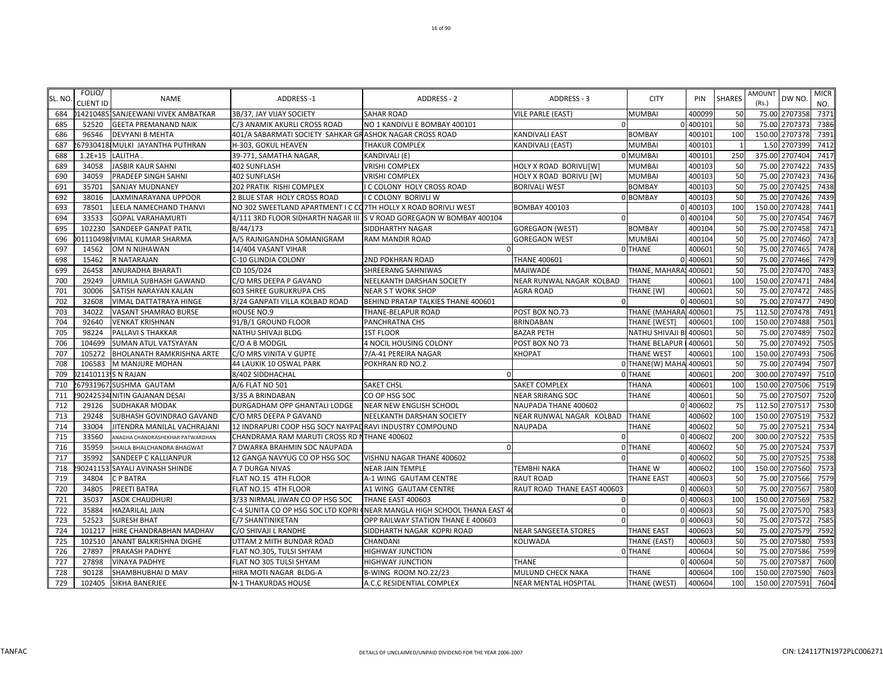| SL. NO. | FOLIO/ CLIENT ID | NAME | ADDRESS -1 | ADDRESS - 2 | ADDRESS - 3 | CITY | PIN | SHARES | AMOUNT (Rs.) | DW NO. | MICR NO. |
|---|---|---|---|---|---|---|---|---|---|---|---|
| 684 | 014210485 | SANJEEWANI VIVEK AMBATKAR | 3B/37, JAY VIJAY SOCIETY | SAHAR ROAD | VILE PARLE (EAST) | MUMBAI | 400099 | 50 | 75.00 | 2707358 | 7371 |
| 685 | 52520 | GEETA PREMANAND NAIK | C/3 ANAMIK AKURLI CROSS ROAD | NO 1 KANDIVLI E BOMBAY 400101 | 0 | 0 | 400101 | 50 | 75.00 | 2707373 | 7386 |
| 686 | 96546 | DEVYANI B MEHTA | 401/A SABARMATI SOCIETY SAHKAR GR | ASHOK NAGAR CROSS ROAD | KANDIVALI EAST | BOMBAY | 400101 | 100 | 150.00 | 2707378 | 7391 |
| 687 | 267930418 | MULKI JAYANTHA PUTHRAN | H-303, GOKUL HEAVEN | THAKUR COMPLEX | KANDIVALI (EAST) | MUMBAI | 400101 | 1 | 1.50 | 2707399 | 7412 |
| 688 | 1.2E+15 | LALITHA . | 39-771, SAMATHA NAGAR, | KANDIVALI (E) | 0 | MUMBAI | 400101 | 250 | 375.00 | 2707404 | 7417 |
| 689 | 34058 | JASBIR KAUR SAHNI | 402 SUNFLASH | VRISHI COMPLEX | HOLY X ROAD BORIVLI[W] | MUMBAI | 400103 | 50 | 75.00 | 2707422 | 7435 |
| 690 | 34059 | PRADEEP SINGH SAHNI | 402 SUNFLASH | VRISHI COMPLEX | HOLY X ROAD BORIVLI [W] | MUMBAI | 400103 | 50 | 75.00 | 2707423 | 7436 |
| 691 | 35701 | SANJAY MUDNANEY | 202 PRATIK RISHI COMPLEX | I C COLONY HOLY CROSS ROAD | BORIVALI WEST | BOMBAY | 400103 | 50 | 75.00 | 2707425 | 7438 |
| 692 | 38016 | LAXMINARAYANA UPPOOR | 2 BLUE STAR HOLY CROSS ROAD | I C COLONY BORIVLI W | 0 | BOMBAY | 400103 | 50 | 75.00 | 2707426 | 7439 |
| 693 | 78501 | LEELA NAMECHAND THANVI | NO 302 SWEETLAND APARTMENT I C CO | 7TH HOLLY X ROAD BORIVLI WEST | BOMBAY 400103 | 0 | 400103 | 100 | 150.00 | 2707428 | 7441 |
| 694 | 33533 | GOPAL VARAHAMURTI | 4/111 3RD FLOOR SIDHARTH NAGAR III | S V ROAD GOREGAON W BOMBAY 400104 | 0 | 0 | 400104 | 50 | 75.00 | 2707454 | 7467 |
| 695 | 102230 | SANDEEP GANPAT PATIL | B/44/173 | SIDDHARTHY NAGAR | GOREGAON (WEST) | BOMBAY | 400104 | 50 | 75.00 | 2707458 | 7471 |
| 696 | 001110498 | VIMAL KUMAR SHARMA | A/5 RAJNIGANDHA SOMANIGRAM | RAM MANDIR ROAD | GOREGAON WEST | MUMBAI | 400104 | 50 | 75.00 | 2707460 | 7473 |
| 697 | 14562 | OM N NIJHAWAN | 14/404 VASANT VIHAR | 0 | 0 | THANE | 400601 | 50 | 75.00 | 2707465 | 7478 |
| 698 | 15462 | R NATARAJAN | C-10 GLINDIA COLONY | 2ND POKHRAN ROAD | THANE 400601 | 0 | 400601 | 50 | 75.00 | 2707466 | 7479 |
| 699 | 26458 | ANURADHA BHARATI | CD 105/D24 | SHREERANG SAHNIWAS | MAJIWADE | THANE, MAHARA | 400601 | 50 | 75.00 | 2707470 | 7483 |
| 700 | 29249 | URMILA SUBHASH GAWAND | C/O MRS DEEPA P GAVAND | NEELKANTH DARSHAN SOCIETY | NEAR RUNWAL NAGAR KOLBAD | THANE | 400601 | 100 | 150.00 | 2707471 | 7484 |
| 701 | 30006 | SATISH NARAYAN KALAN | 603 SHREE GURUKRUPA CHS | NEAR S T WORK SHOP | AGRA ROAD | THANE [W] | 400601 | 50 | 75.00 | 2707472 | 7485 |
| 702 | 32608 | VIMAL DATTATRAYA HINGE | 3/24 GANPATI VILLA KOLBAD ROAD | BEHIND PRATAP TALKIES THANE 400601 | 0 | 0 | 400601 | 50 | 75.00 | 2707477 | 7490 |
| 703 | 34022 | VASANT SHAMRAO BURSE | HOUSE NO.9 | THANE-BELAPUR ROAD | POST BOX NO.73 | THANE (MAHARA | 400601 | 75 | 112.50 | 2707478 | 7491 |
| 704 | 92640 | VENKAT KRISHNAN | 91/B/1 GROUND FLOOR | PANCHRATNA CHS | BRINDABAN | THANE [WEST] | 400601 | 100 | 150.00 | 2707488 | 7501 |
| 705 | 98224 | PALLAVI S THAKKAR | NATHU SHIVAJI BLDG | 1ST FLOOR | BAZAR PETH | NATHU SHIVAJI B | 400601 | 50 | 75.00 | 2707489 | 7502 |
| 706 | 104699 | SUMAN ATUL VATSYAYAN | C/O A B MODGIL | 4 NOCIL HOUSING COLONY | POST BOX NO 73 | THANE BELAPUR | 400601 | 50 | 75.00 | 2707492 | 7505 |
| 707 | 105272 | BHOLANATH RAMKRISHNA ARTE | C/O MRS VINITA V GUPTE | 7/A-41 PEREIRA NAGAR | KHOPAT | THANE WEST | 400601 | 100 | 150.00 | 2707493 | 7506 |
| 708 | 106583 | M MANJURE MOHAN | 44 LAUKIK 10 OSWAL PARK | POKHRAN RD NO.2 | 0 | THANE(W) MAHA | 400601 | 50 | 75.00 | 2707494 | 7507 |
| 709 | 021410113 | S N RAJAN | 8/402 SIDDHACHAL | 0 | 0 | THANE | 400601 | 200 | 300.00 | 2707497 | 7510 |
| 710 | 267931967 | SUSHMA GAUTAM | A/6 FLAT NO 501 | SAKET CHSL | SAKET COMPLEX | THANA | 400601 | 100 | 150.00 | 2707506 | 7519 |
| 711 | 290242534 | NITIN GAJANAN DESAI | 3/35 A BRINDABAN | CO OP HSG SOC | NEAR SRIRANG SOC | THANE | 400601 | 50 | 75.00 | 2707507 | 7520 |
| 712 | 29126 | SUDHAKAR MODAK | DURGADHAM OPP GHANTALI LODGE | NEAR NEW ENGLISH SCHOOL | NAUPADA THANE 400602 | 0 | 400602 | 75 | 112.50 | 2707517 | 7530 |
| 713 | 29248 | SUBHASH GOVINDRAO GAVAND | C/O MRS DEEPA P GAVAND | NEELKANTH DARSHAN SOCIETY | NEAR RUNWAL NAGAR KOLBAD | THANE | 400602 | 100 | 150.00 | 2707519 | 7532 |
| 714 | 33004 | JITENDRA MANILAL VACHRAJANI | 12 INDRAPURI COOP HSG SOCY NAYPAD | RAVI INDUSTRY COMPOUND | NAUPADA | THANE | 400602 | 50 | 75.00 | 2707521 | 7534 |
| 715 | 33560 | ANAGHA CHANDRASHEKHAR PATWARDHAN | CHANDRAMA RAM MARUTI CROSS RD N | THANE 400602 | 0 | 0 | 400602 | 200 | 300.00 | 2707522 | 7535 |
| 716 | 35959 | SHAILA BHALCHANDRA BHAGWAT | 7 DWARKA BRAHMIN SOC NAUPADA | 0 | 0 | THANE | 400602 | 50 | 75.00 | 2707524 | 7537 |
| 717 | 35992 | SANDEEP C KALLIANPUR | 12 GANGA NAVYUG CO OP HSG SOC | VISHNU NAGAR THANE 400602 | 0 | 0 | 400602 | 50 | 75.00 | 2707525 | 7538 |
| 718 | 290241153 | SAYALI AVINASH SHINDE | A 7 DURGA NIVAS | NEAR JAIN TEMPLE | TEMBHI NAKA | THANE W | 400602 | 100 | 150.00 | 2707560 | 7573 |
| 719 | 34804 | C P BATRA | FLAT NO.15 4TH FLOOR | A-1 WING GAUTAM CENTRE | RAUT ROAD | THANE EAST | 400603 | 50 | 75.00 | 2707566 | 7579 |
| 720 | 34805 | PREETI BATRA | FLAT NO.15 4TH FLOOR | A1 WING GAUTAM CENTRE | RAUT ROAD THANE EAST 400603 | 0 | 400603 | 50 | 75.00 | 2707567 | 7580 |
| 721 | 35037 | ASOK CHAUDHURI | 3/33 NIRMAL JIWAN CO OP HSG SOC | THANE EAST 400603 | 0 | 0 | 400603 | 100 | 150.00 | 2707569 | 7582 |
| 722 | 35884 | HAZARILAL JAIN | C-4 SUNITA CO OP HSG SOC LTD KOPRI | NEAR MANGLA HIGH SCHOOL THANA EAST 40 | 0 | 0 | 400603 | 50 | 75.00 | 2707570 | 7583 |
| 723 | 52523 | SURESH BHAT | E/7 SHANTINIKETAN | OPP RAILWAY STATION THANE E 400603 | 0 | 0 | 400603 | 50 | 75.00 | 2707572 | 7585 |
| 724 | 101217 | HIRE CHANDRABHAN MADHAV | C/O SHIVAJI L RANDHE | SIDDHARTH NAGAR KOPRI ROAD | NEAR SANGEETA STORES | THANE EAST | 400603 | 50 | 75.00 | 2707579 | 7592 |
| 725 | 102510 | ANANT BALKRISHNA DIGHE | UTTAM 2 MITH BUNDAR ROAD | CHANDANI | KOLIWADA | THANE (EAST) | 400603 | 50 | 75.00 | 2707580 | 7593 |
| 726 | 27897 | PRAKASH PADHYE | FLAT NO.305, TULSI SHYAM | HIGHWAY JUNCTION | 0 | THANE | 400604 | 50 | 75.00 | 2707586 | 7599 |
| 727 | 27898 | VINAYA PADHYE | FLAT NO 305 TULSI SHYAM | HIGHWAY JUNCTION | THANE | 0 | 400604 | 50 | 75.00 | 2707587 | 7600 |
| 728 | 90128 | SHAMBHUBHAI D MAV | HIRA MOTI NAGAR BLDG-A | B-WING ROOM NO.22/23 | MULUND CHECK NAKA | THANE | 400604 | 100 | 150.00 | 2707590 | 7603 |
| 729 | 102405 | SIKHA BANERJEE | N-1 THAKURDAS HOUSE | A.C.C RESIDENTIAL COMPLEX | NEAR MENTAL HOSPITAL | THANE (WEST) | 400604 | 100 | 150.00 | 2707591 | 7604 |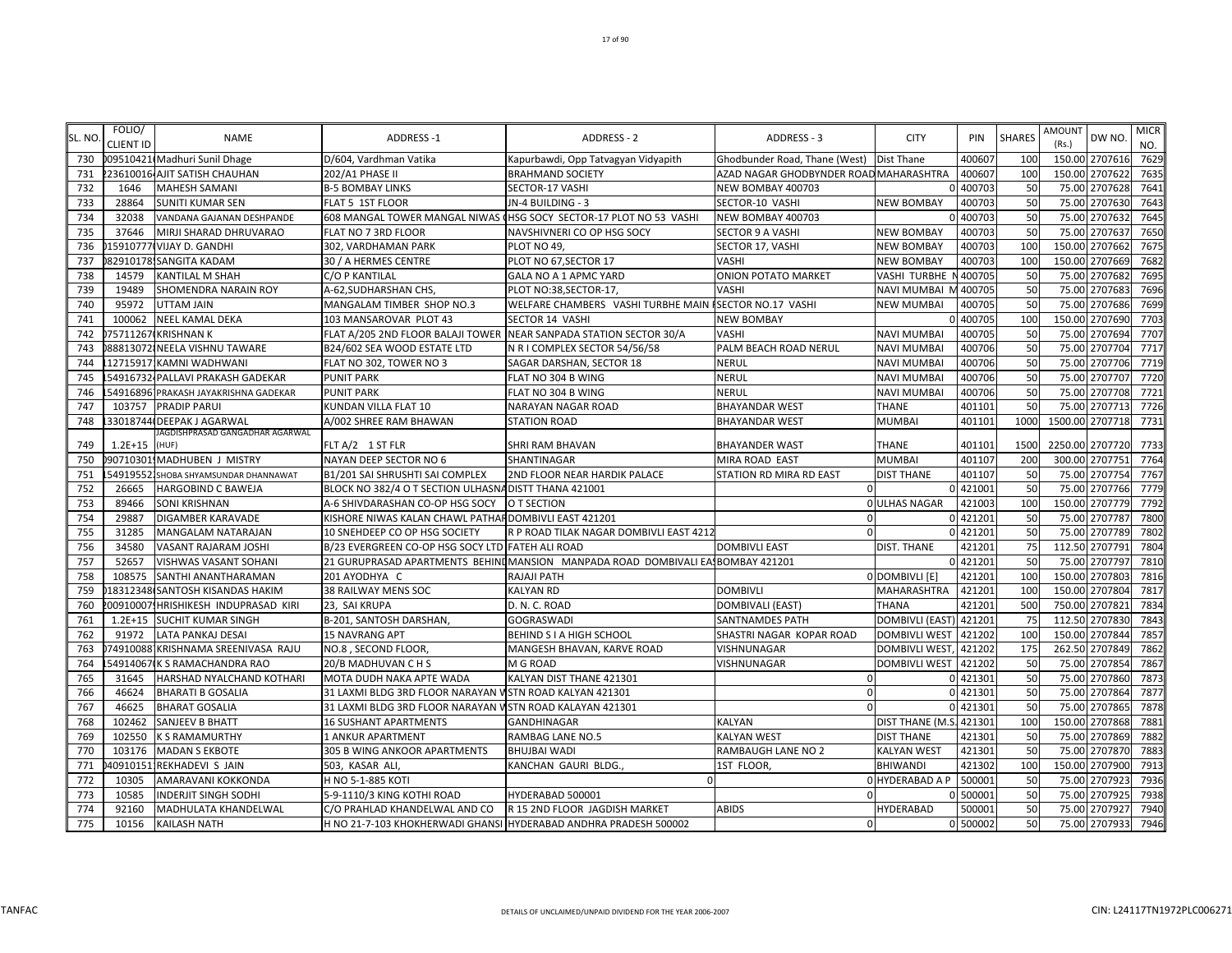| SL. NO. | FOLIO/ CLIENT ID | NAME | ADDRESS -1 | ADDRESS - 2 | ADDRESS - 3 | CITY | PIN | SHARES | AMOUNT (Rs.) | DW NO. | MICR NO. |
|---|---|---|---|---|---|---|---|---|---|---|---|
| 730 | 009510421 | Madhuri Sunil Dhage | D/604, Vardhman Vatika | Kapurbawdi, Opp Tatvagyan Vidyapith | Ghodbunder Road, Thane (West) | Dist Thane | 400607 | 100 | 150.00 | 2707616 | 7629 |
| 731 | 223610016 | AJIT SATISH CHAUHAN | 202/A1 PHASE II | BRAHMAND SOCIETY | AZAD NAGAR GHODBYNDER ROAD | MAHARASHTRA | 400607 | 100 | 150.00 | 2707622 | 7635 |
| 732 | 1646 | MAHESH SAMANI | B-5 BOMBAY LINKS | SECTOR-17 VASHI | NEW BOMBAY 400703 | 0 | 400703 | 50 | 75.00 | 2707628 | 7641 |
| 733 | 28864 | SUNITI KUMAR SEN | FLAT 5 1ST FLOOR | JN-4 BUILDING - 3 | SECTOR-10 VASHI | NEW BOMBAY | 400703 | 50 | 75.00 | 2707630 | 7643 |
| 734 | 32038 | VANDANA GAJANAN DESHPANDE | 608 MANGAL TOWER MANGAL NIWAS | HSG SOCY SECTOR-17 PLOT NO 53 VASHI | NEW BOMBAY 400703 | 0 | 400703 | 50 | 75.00 | 2707632 | 7645 |
| 735 | 37646 | MIRJI SHARAD DHRUVARAO | FLAT NO 7 3RD FLOOR | NAVSHIVNERI CO OP HSG SOCY | SECTOR 9 A VASHI | NEW BOMBAY | 400703 | 50 | 75.00 | 2707637 | 7650 |
| 736 | 015910777 | VIJAY D. GANDHI | 302, VARDHAMAN PARK | PLOT NO 49, | SECTOR 17, VASHI | NEW BOMBAY | 400703 | 100 | 150.00 | 2707662 | 7675 |
| 737 | 082910178 | SANGITA KADAM | 30 / A HERMES CENTRE | PLOT NO 67,SECTOR 17 | VASHI | NEW BOMBAY | 400703 | 100 | 150.00 | 2707669 | 7682 |
| 738 | 14579 | KANTILAL M SHAH | C/O P KANTILAL | GALA NO A 1 APMC YARD | ONION POTATO MARKET | VASHI TURBHE N | 400705 | 50 | 75.00 | 2707682 | 7695 |
| 739 | 19489 | SHOMENDRA NARAIN ROY | A-62,SUDHARSHAN CHS, | PLOT NO:38,SECTOR-17, | VASHI | NAVI MUMBAI M | 400705 | 50 | 75.00 | 2707683 | 7696 |
| 740 | 95972 | UTTAM JAIN | MANGALAM TIMBER SHOP NO.3 | WELFARE CHAMBERS VASHI TURBHE MAIN I | SECTOR NO.17 VASHI | NEW MUMBAI | 400705 | 50 | 75.00 | 2707686 | 7699 |
| 741 | 100062 | NEEL KAMAL DEKA | 103 MANSAROVAR PLOT 43 | SECTOR 14 VASHI | NEW BOMBAY | 0 | 400705 | 100 | 150.00 | 2707690 | 7703 |
| 742 | 075711267 | KRISHNAN K | FLAT A/205 2ND FLOOR BALAJI TOWER | NEAR SANPADA STATION SECTOR 30/A | VASHI | NAVI MUMBAI | 400705 | 50 | 75.00 | 2707694 | 7707 |
| 743 | 088813072 | NEELA VISHNU TAWARE | B24/602 SEA WOOD ESTATE LTD | N R I COMPLEX SECTOR 54/56/58 | PALM BEACH ROAD NERUL | NAVI MUMBAI | 400706 | 50 | 75.00 | 2707704 | 7717 |
| 744 | 112715917 | KAMNI WADHWANI | FLAT NO 302, TOWER NO 3 | SAGAR DARSHAN, SECTOR 18 | NERUL | NAVI MUMBAI | 400706 | 50 | 75.00 | 2707706 | 7719 |
| 745 | 154916732 | PALLAVI PRAKASH GADEKAR | PUNIT PARK | FLAT NO 304 B WING | NERUL | NAVI MUMBAI | 400706 | 50 | 75.00 | 2707707 | 7720 |
| 746 | 154916896 | PRAKASH JAYAKRISHNA GADEKAR | PUNIT PARK | FLAT NO 304 B WING | NERUL | NAVI MUMBAI | 400706 | 50 | 75.00 | 2707708 | 7721 |
| 747 | 103757 | PRADIP PARUI | KUNDAN VILLA FLAT 10 | NARAYAN NAGAR ROAD | BHAYANDAR WEST | THANE | 401101 | 50 | 75.00 | 2707713 | 7726 |
| 748 | 133018744 | DEEPAK J AGARWAL | A/002 SHREE RAM BHAWAN | STATION ROAD | BHAYANDAR WEST | MUMBAI | 401101 | 1000 | 1500.00 | 2707718 | 7731 |
| 749 | 1.2E+15 | JAGDISHPRASAD GANGADHAR AGARWAL (HUF) | FLT A/2 1ST FLR | SHRI RAM BHAVAN | BHAYANDAR WAST | THANE | 401101 | 1500 | 2250.00 | 2707720 | 7733 |
| 750 | 090710301 | MADHUBEN J MISTRY | NAYAN DEEP SECTOR NO 6 | SHANTINAGAR | MIRA ROAD EAST | MUMBAI | 401107 | 200 | 300.00 | 2707751 | 7764 |
| 751 | 154919552 | SHOBA SHYAMSUNDAR DHANNAWAT | B1/201 SAI SHRUSHTI SAI COMPLEX | 2ND FLOOR NEAR HARDIK PALACE | STATION RD MIRA RD EAST | DIST THANE | 401107 | 50 | 75.00 | 2707754 | 7767 |
| 752 | 26665 | HARGOBIND C BAWEJA | BLOCK NO 382/4 O T SECTION ULHASNA | DISTT THANA 421001 | 0 | 0 | 421001 | 50 | 75.00 | 2707766 | 7779 |
| 753 | 89466 | SONI KRISHNAN | A-6 SHIVDARASHAN CO-OP HSG SOCY | O T SECTION | 0 | ULHAS NAGAR | 421003 | 100 | 150.00 | 2707779 | 7792 |
| 754 | 29887 | DIGAMBER KARAVADE | KISHORE NIWAS KALAN CHAWL PATHAR | DOMBIVLI EAST 421201 | 0 | 0 | 421201 | 50 | 75.00 | 2707787 | 7800 |
| 755 | 31285 | MANGALAM NATARAJAN | 10 SNEHDEEP CO OP HSG SOCIETY | R P ROAD TILAK NAGAR DOMBIVLI EAST 4212 | 0 | 0 | 421201 | 50 | 75.00 | 2707789 | 7802 |
| 756 | 34580 | VASANT RAJARAM JOSHI | B/23 EVERGREEN CO-OP HSG SOCY LTD | FATEH ALI ROAD | DOMBIVLI EAST | DIST. THANE | 421201 | 75 | 112.50 | 2707791 | 7804 |
| 757 | 52657 | VISHWAS VASANT SOHANI | 21 GURUPRASAD APARTMENTS BEHIND | MANSION MANPADA ROAD DOMBIVALI EA | BOMBAY 421201 | 0 | 421201 | 50 | 75.00 | 2707797 | 7810 |
| 758 | 108575 | SANTHI ANANTHARAMAN | 201 AYODHYA C | RAJAJI PATH | 0 | DOMBIVLI [E] | 421201 | 100 | 150.00 | 2707803 | 7816 |
| 759 | 018312348 | SANTOSH KISANDAS HAKIM | 38 RAILWAY MENS SOC | KALYAN RD | DOMBIVLI | MAHARASHTRA | 421201 | 100 | 150.00 | 2707804 | 7817 |
| 760 | 200910007 | HRISHIKESH INDUPRASAD KIRI | 23, SAI KRUPA | D. N. C. ROAD | DOMBIVALI (EAST) | THANA | 421201 | 500 | 750.00 | 2707821 | 7834 |
| 761 | 1.2E+15 | SUCHIT KUMAR SINGH | B-201, SANTOSH DARSHAN, | GOGRASWADI | SANTNAMDES PATH | DOMBIVLI (EAST) | 421201 | 75 | 112.50 | 2707830 | 7843 |
| 762 | 91972 | LATA PANKAJ DESAI | 15 NAVRANG APT | BEHIND S I A HIGH SCHOOL | SHASTRI NAGAR KOPAR ROAD | DOMBIVLI WEST | 421202 | 100 | 150.00 | 2707844 | 7857 |
| 763 | 074910088 | KRISHNAMA SREENIVASA RAJU | NO.8 , SECOND FLOOR, | MANGESH BHAVAN, KARVE ROAD | VISHNUNAGAR | DOMBIVLI WEST, | 421202 | 175 | 262.50 | 2707849 | 7862 |
| 764 | 154914067 | K S RAMACHANDRA RAO | 20/B MADHUVAN C H S | M G ROAD | VISHNUNAGAR | DOMBIVLI WEST | 421202 | 50 | 75.00 | 2707854 | 7867 |
| 765 | 31645 | HARSHAD NYALCHAND KOTHARI | MOTA DUDH NAKA APTE WADA | KALYAN DIST THANE 421301 | 0 | 0 | 421301 | 50 | 75.00 | 2707860 | 7873 |
| 766 | 46624 | BHARATI B GOSALIA | 31 LAXMI BLDG 3RD FLOOR NARAYAN V | STN ROAD KALYAN 421301 | 0 | 0 | 421301 | 50 | 75.00 | 2707864 | 7877 |
| 767 | 46625 | BHARAT GOSALIA | 31 LAXMI BLDG 3RD FLOOR NARAYAN V | STN ROAD KALAYAN 421301 | 0 | 0 | 421301 | 50 | 75.00 | 2707865 | 7878 |
| 768 | 102462 | SANJEEV B BHATT | 16 SUSHANT APARTMENTS | GANDHINAGAR | KALYAN | DIST THANE (M.S. | 421301 | 100 | 150.00 | 2707868 | 7881 |
| 769 | 102550 | K S RAMAMURTHY | 1 ANKUR APARTMENT | RAMBAG LANE NO.5 | KALYAN WEST | DIST THANE | 421301 | 50 | 75.00 | 2707869 | 7882 |
| 770 | 103176 | MADAN S EKBOTE | 305 B WING ANKOOR APARTMENTS | BHUJBAI WADI | RAMBAUGH LANE NO 2 | KALYAN WEST | 421301 | 50 | 75.00 | 2707870 | 7883 |
| 771 | 040910151 | REKHADEVI S JAIN | 503, KASAR ALI, | KANCHAN GAURI BLDG., | 1ST FLOOR, | BHIWANDI | 421302 | 100 | 150.00 | 2707900 | 7913 |
| 772 | 10305 | AMARAVANI KOKKONDA | H NO 5-1-885 KOTI | 0 | 0 | HYDERABAD A P | 500001 | 50 | 75.00 | 2707923 | 7936 |
| 773 | 10585 | INDERJIT SINGH SODHI | 5-9-1110/3 KING KOTHI ROAD | HYDERABAD 500001 | 0 | 0 | 500001 | 50 | 75.00 | 2707925 | 7938 |
| 774 | 92160 | MADHULATA KHANDELWAL | C/O PRAHLAD KHANDELWAL AND CO | R 15 2ND FLOOR JAGDISH MARKET | ABIDS | HYDERABAD | 500001 | 50 | 75.00 | 2707927 | 7940 |
| 775 | 10156 | KAILASH NATH | H NO 21-7-103 KHOKHERWADI GHANSI | HYDERABAD ANDHRA PRADESH 500002 | 0 | 0 | 500002 | 50 | 75.00 | 2707933 | 7946 |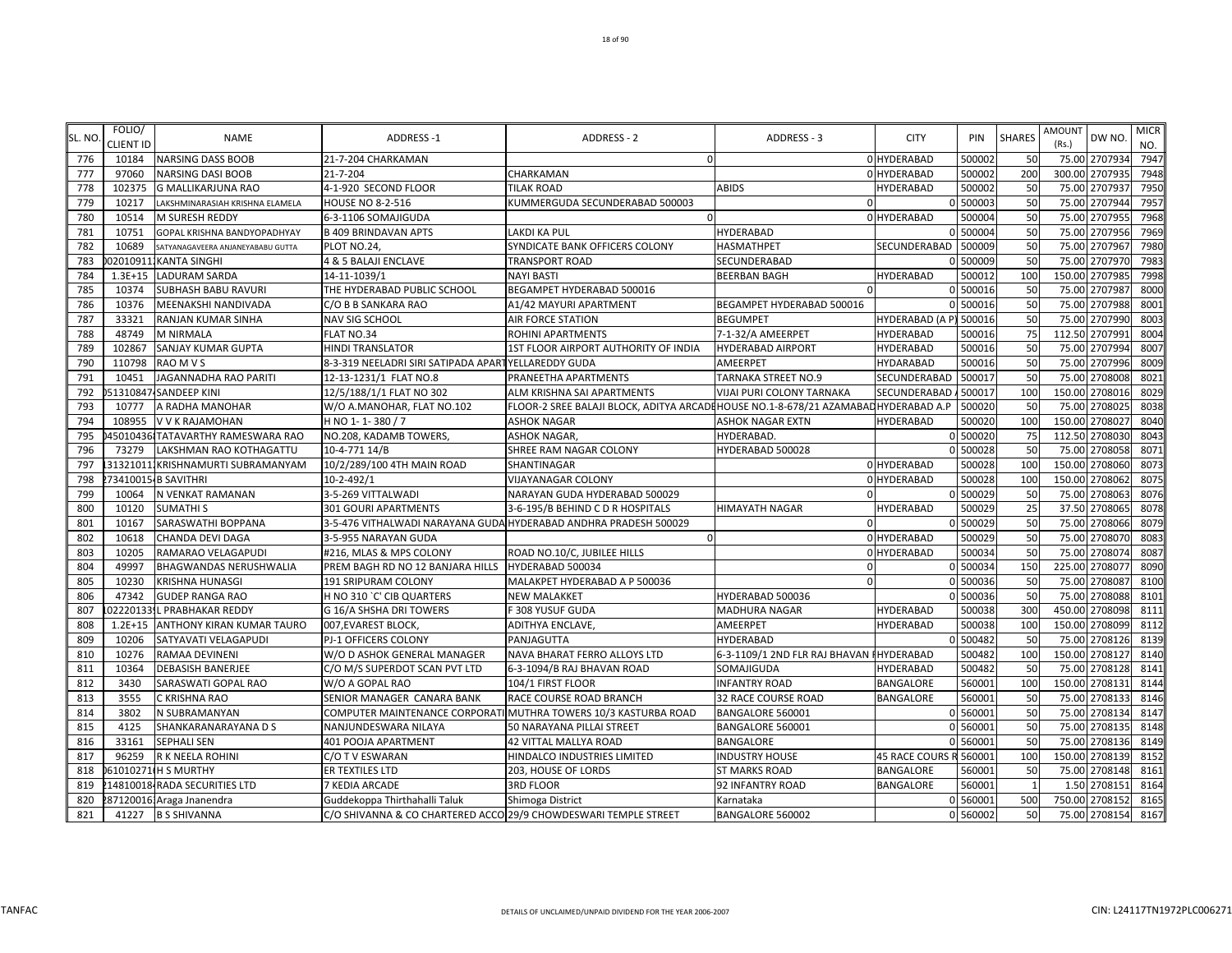| SL. NO. | FOLIO/ CLIENT ID | NAME | ADDRESS -1 | ADDRESS - 2 | ADDRESS - 3 | CITY | PIN | SHARES | AMOUNT (Rs.) | DW NO. | MICR NO. |
|---|---|---|---|---|---|---|---|---|---|---|---|
| 776 | 10184 | NARSING DASS BOOB | 21-7-204 CHARKAMAN | 0 | 0 | HYDERABAD | 500002 | 50 | 75.00 | 2707934 | 7947 |
| 777 | 97060 | NARSING DASI BOOB | 21-7-204 | CHARKAMAN | 0 | HYDERABAD | 500002 | 200 | 300.00 | 2707935 | 7948 |
| 778 | 102375 | G MALLIKARJUNA RAO | 4-1-920 SECOND FLOOR | TILAK ROAD | ABIDS | HYDERABAD | 500002 | 50 | 75.00 | 2707937 | 7950 |
| 779 | 10217 | LAKSHMINARASIAH KRISHNA ELAMELA | HOUSE NO 8-2-516 | KUMMERGUDA SECUNDERABAD 500003 | 0 | 0 | 500003 | 50 | 75.00 | 2707944 | 7957 |
| 780 | 10514 | M SURESH REDDY | 6-3-1106 SOMAJIGUDA | 0 | 0 | HYDERABAD | 500004 | 50 | 75.00 | 2707955 | 7968 |
| 781 | 10751 | GOPAL KRISHNA BANDYOPADHYAY | B 409 BRINDAVAN APTS | LAKDI KA PUL | HYDERABAD | 0 | 500004 | 50 | 75.00 | 2707956 | 7969 |
| 782 | 10689 | SATYANAGAVEERA ANJANEYABABU GUTTA | PLOT NO.24, | SYNDICATE BANK OFFICERS COLONY | HASMATHPET | SECUNDERABAD | 500009 | 50 | 75.00 | 2707967 | 7980 |
| 783 | 0020109111 | KANTA SINGHI | 4 & 5 BALAJI ENCLAVE | TRANSPORT ROAD | SECUNDERABAD | 0 | 500009 | 50 | 75.00 | 2707970 | 7983 |
| 784 | 1.3E+15 | LADURAM SARDA | 14-11-1039/1 | NAYI BASTI | BEERBAN BAGH | HYDERABAD | 500012 | 100 | 150.00 | 2707985 | 7998 |
| 785 | 10374 | SUBHASH BABU RAVURI | THE HYDERABAD PUBLIC SCHOOL | BEGAMPET HYDERABAD 500016 | 0 | 0 | 500016 | 50 | 75.00 | 2707987 | 8000 |
| 786 | 10376 | MEENAKSHI NANDIVADA | C/O B B SANKARA RAO | A1/42 MAYURI APARTMENT | BEGAMPET HYDERABAD 500016 | 0 | 500016 | 50 | 75.00 | 2707988 | 8001 |
| 787 | 33321 | RANJAN KUMAR SINHA | NAV SIG SCHOOL | AIR FORCE STATION | BEGUMPET | HYDERABAD (A P) | 500016 | 50 | 75.00 | 2707990 | 8003 |
| 788 | 48749 | M NIRMALA | FLAT NO.34 | ROHINI APARTMENTS | 7-1-32/A AMEERPET | HYDERABAD | 500016 | 75 | 112.50 | 2707991 | 8004 |
| 789 | 102867 | SANJAY KUMAR GUPTA | HINDI TRANSLATOR | 1ST FLOOR AIRPORT AUTHORITY OF INDIA | HYDERABAD AIRPORT | HYDERABAD | 500016 | 50 | 75.00 | 2707994 | 8007 |
| 790 | 110798 | RAO M V S | 8-3-319 NEELADRI SIRI SATIPADA APART | YELLAREDDY GUDA | AMEERPET | HYDARABAD | 500016 | 50 | 75.00 | 2707996 | 8009 |
| 791 | 10451 | JAGANNADHA RAO PARITI | 12-13-1231/1 FLAT NO.8 | PRANEETHA APARTMENTS | TARNAKA STREET NO.9 | SECUNDERABAD | 500017 | 50 | 75.00 | 2708008 | 8021 |
| 792 | 051310847 | SANDEEP KINI | 12/5/188/1/1 FLAT NO 302 | ALM KRISHNA SAI APARTMENTS | VIJAI PURI COLONY TARNAKA | SECUNDERABAD | 500017 | 100 | 150.00 | 2708016 | 8029 |
| 793 | 10777 | A RADHA MANOHAR | W/O A.MANOHAR, FLAT NO.102 | FLOOR-2 SREE BALAJI BLOCK, ADITYA ARCADE | HOUSE NO.1-8-678/21 AZAMABAD | HYDERABAD A.P | 500020 | 50 | 75.00 | 2708025 | 8038 |
| 794 | 108955 | V V K RAJAMOHAN | H NO 1- 1- 380 / 7 | ASHOK NAGAR | ASHOK NAGAR EXTN | HYDERABAD | 500020 | 100 | 150.00 | 2708027 | 8040 |
| 795 | 0450104368 | TATAVARTHY RAMESWARA RAO | NO.208, KADAMB TOWERS, | ASHOK NAGAR, | HYDERABAD. | 0 | 500020 | 75 | 112.50 | 2708030 | 8043 |
| 796 | 73279 | LAKSHMAN RAO KOTHAGATTU | 10-4-771 14/B | SHREE RAM NAGAR COLONY | HYDERABAD 500028 | 0 | 500028 | 50 | 75.00 | 2708058 | 8071 |
| 797 | 131321011 | KRISHNAMURTI SUBRAMANYAM | 10/2/289/100 4TH MAIN ROAD | SHANTINAGAR | | 0 | HYDERABAD | 500028 | 100 | 150.00 | 2708060 | 8073 |
| 798 | 273410015 | B SAVITHRI | 10-2-492/1 | VIJAYANAGAR COLONY | | 0 | HYDERABAD | 500028 | 100 | 150.00 | 2708062 | 8075 |
| 799 | 10064 | N VENKAT RAMANAN | 3-5-269 VITTALWADI | NARAYAN GUDA HYDERABAD 500029 | 0 | 0 | 500029 | 50 | 75.00 | 2708063 | 8076 |
| 800 | 10120 | SUMATHI S | 301 GOURI APARTMENTS | 3-6-195/B BEHIND C D R HOSPITALS | HIMAYATH NAGAR | HYDERABAD | 500029 | 25 | 37.50 | 2708065 | 8078 |
| 801 | 10167 | SARASWATHI BOPPANA | 3-5-476 VITHALWADI NARAYANA GUDA | HYDERABAD ANDHRA PRADESH 500029 | 0 | 0 | 500029 | 50 | 75.00 | 2708066 | 8079 |
| 802 | 10618 | CHANDA DEVI DAGA | 3-5-955 NARAYAN GUDA | 0 | 0 | HYDERABAD | 500029 | 50 | 75.00 | 2708070 | 8083 |
| 803 | 10205 | RAMARAO VELAGAPUDI | #216, MLAS & MPS COLONY | ROAD NO.10/C, JUBILEE HILLS | 0 | HYDERABAD | 500034 | 50 | 75.00 | 2708074 | 8087 |
| 804 | 49997 | BHAGWANDAS NERUSHWALIA | PREM BAGH RD NO 12 BANJARA HILLS | HYDERABAD 500034 | 0 | 0 | 500034 | 150 | 225.00 | 2708077 | 8090 |
| 805 | 10230 | KRISHNA HUNASGI | 191 SRIPURAM COLONY | MALAKPET HYDERABAD A P 500036 | 0 | 0 | 500036 | 50 | 75.00 | 2708087 | 8100 |
| 806 | 47342 | GUDEP RANGA RAO | H NO 310 `C' CIB QUARTERS | NEW MALAKKET | HYDERABAD 500036 | 0 | 500036 | 50 | 75.00 | 2708088 | 8101 |
| 807 | 1022201339 | L PRABHAKAR REDDY | G 16/A SHSHA DRI TOWERS | F 308 YUSUF GUDA | MADHURA NAGAR | HYDERABAD | 500038 | 300 | 450.00 | 2708098 | 8111 |
| 808 | 1.2E+15 | ANTHONY KIRAN KUMAR TAURO | 007,EVAREST BLOCK, | ADITHYA ENCLAVE, | AMEERPET | HYDERABAD | 500038 | 100 | 150.00 | 2708099 | 8112 |
| 809 | 10206 | SATYAVATI VELAGAPUDI | PJ-1 OFFICERS COLONY | PANJAGUTTA | HYDERABAD | 0 | 500482 | 50 | 75.00 | 2708126 | 8139 |
| 810 | 10276 | RAMAA DEVINENI | W/O D ASHOK GENERAL MANAGER | NAVA BHARAT FERRO ALLOYS LTD | 6-3-1109/1 2ND FLR RAJ BHAVAN R | HYDERABAD | 500482 | 100 | 150.00 | 2708127 | 8140 |
| 811 | 10364 | DEBASISH BANERJEE | C/O M/S SUPERDOT SCAN PVT LTD | 6-3-1094/B RAJ BHAVAN ROAD | SOMAJIGUDA | HYDERABAD | 500482 | 50 | 75.00 | 2708128 | 8141 |
| 812 | 3430 | SARASWATI GOPAL RAO | W/O A GOPAL RAO | 104/1 FIRST FLOOR | INFANTRY ROAD | BANGALORE | 560001 | 100 | 150.00 | 2708131 | 8144 |
| 813 | 3555 | C KRISHNA RAO | SENIOR MANAGER CANARA BANK | RACE COURSE ROAD BRANCH | 32 RACE COURSE ROAD | BANGALORE | 560001 | 50 | 75.00 | 2708133 | 8146 |
| 814 | 3802 | N SUBRAMANYAN | COMPUTER MAINTENANCE CORPORATI | MUTHRA TOWERS 10/3 KASTURBA ROAD | BANGALORE 560001 | 0 | 560001 | 50 | 75.00 | 2708134 | 8147 |
| 815 | 4125 | SHANKARANARAYANA D S | NANJUNDESWARA NILAYA | 50 NARAYANA PILLAI STREET | BANGALORE 560001 | 0 | 560001 | 50 | 75.00 | 2708135 | 8148 |
| 816 | 33161 | SEPHALI SEN | 401 POOJA APARTMENT | 42 VITTAL MALLYA ROAD | BANGALORE | 0 | 560001 | 50 | 75.00 | 2708136 | 8149 |
| 817 | 96259 | R K NEELA ROHINI | C/O T V ESWARAN | HINDALCO INDUSTRIES LIMITED | INDUSTRY HOUSE | 45 RACE COURS R | 560001 | 100 | 150.00 | 2708139 | 8152 |
| 818 | 0610102710 | H S MURTHY | ER TEXTILES LTD | 203, HOUSE OF LORDS | ST MARKS ROAD | BANGALORE | 560001 | 50 | 75.00 | 2708148 | 8161 |
| 819 | 2148100184 | RADA SECURITIES LTD | 7 KEDIA ARCADE | 3RD FLOOR | 92 INFANTRY ROAD | BANGALORE | 560001 | 1 | 1.50 | 2708151 | 8164 |
| 820 | 2871200163 | Araga Jnanendra | Guddekoppa Thirthahalli Taluk | Shimoga District | Karnataka | 0 | 560001 | 500 | 750.00 | 2708152 | 8165 |
| 821 | 41227 | B S SHIVANNA | C/O SHIVANNA & CO CHARTERED ACCO | 29/9 CHOWDESWARI TEMPLE STREET | BANGALORE 560002 | 0 | 560002 | 50 | 75.00 | 2708154 | 8167 |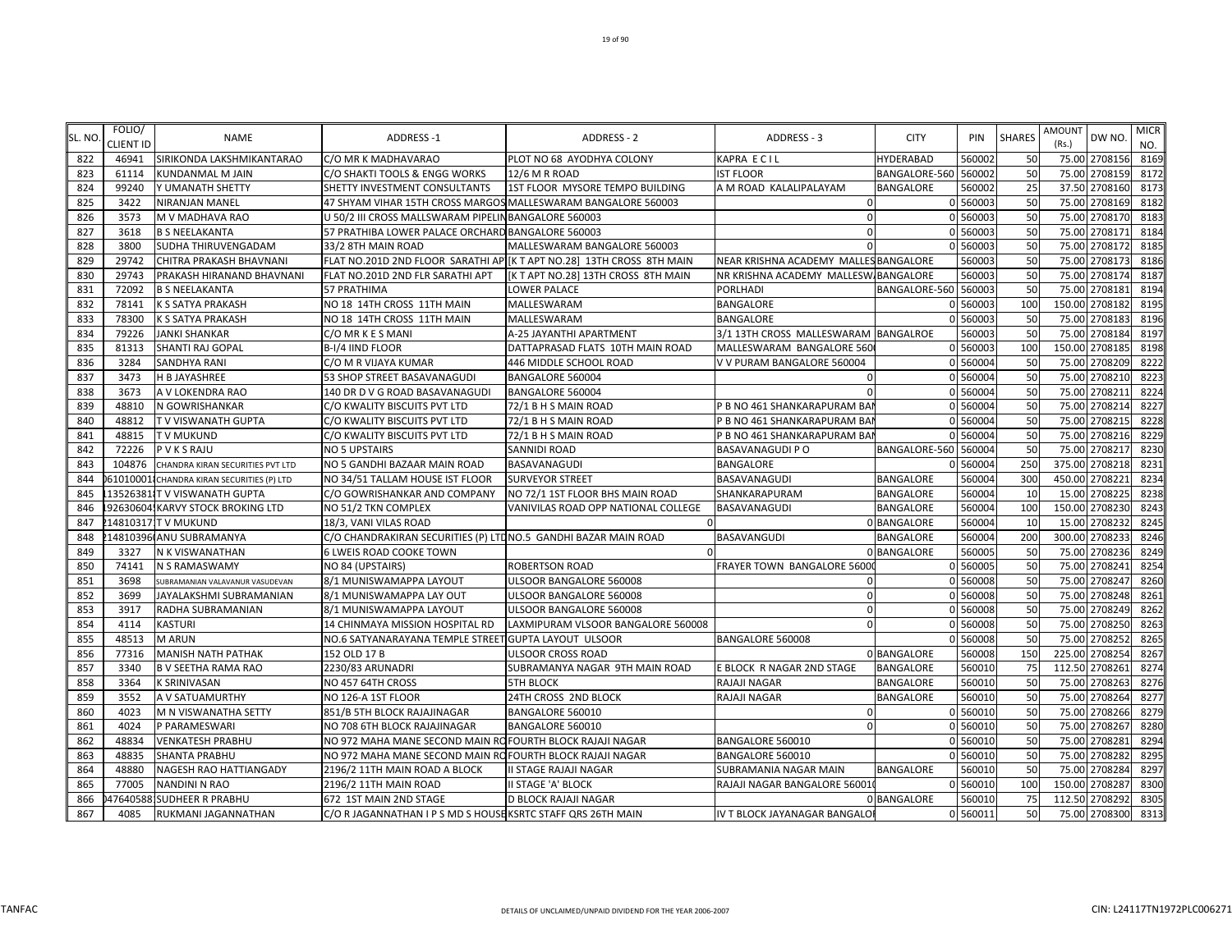| SL. NO. | FOLIO/ CLIENT ID | NAME | ADDRESS -1 | ADDRESS - 2 | ADDRESS - 3 | CITY | PIN | SHARES | AMOUNT (Rs.) | DW NO. | MICR NO. |
|---|---|---|---|---|---|---|---|---|---|---|---|
| 822 | 46941 | SIRIKONDA LAKSHMIKANTARAO | C/O MR K MADHAVARAO | PLOT NO 68 AYODHYA COLONY | KAPRA E C I L | HYDERABAD | 560002 | 50 | 75.00 | 2708156 | 8169 |
| 823 | 61114 | KUNDANMAL M JAIN | C/O SHAKTI TOOLS & ENGG WORKS | 12/6 M R ROAD | IST FLOOR | BANGALORE-560 | 560002 | 50 | 75.00 | 2708159 | 8172 |
| 824 | 99240 | Y UMANATH SHETTY | SHETTY INVESTMENT CONSULTANTS | 1ST FLOOR MYSORE TEMPO BUILDING | A M ROAD KALALIPALAYAM | BANGALORE | 560002 | 25 | 37.50 | 2708160 | 8173 |
| 825 | 3422 | NIRANJAN MANEL | 47 SHYAM VIHAR 15TH CROSS MARGOS | MALLESWARAM BANGALORE 560003 | 0 | 0 | 560003 | 50 | 75.00 | 2708169 | 8182 |
| 826 | 3573 | M V MADHAVA RAO | U 50/2 III CROSS MALLSWARAM PIPELIN | BANGALORE 560003 | 0 | 0 | 560003 | 50 | 75.00 | 2708170 | 8183 |
| 827 | 3618 | B S NEELAKANTA | 57 PRATHIBA LOWER PALACE ORCHARD | BANGALORE 560003 | 0 | 0 | 560003 | 50 | 75.00 | 2708171 | 8184 |
| 828 | 3800 | SUDHA THIRUVENGADAM | 33/2 8TH MAIN ROAD | MALLESWARAM BANGALORE 560003 | 0 | 0 | 560003 | 50 | 75.00 | 2708172 | 8185 |
| 829 | 29742 | CHITRA PRAKASH BHAVNANI | FLAT NO.201D 2ND FLOOR SARATHI AP | [K T APT NO.28] 13TH CROSS 8TH MAIN | NEAR KRISHNA ACADEMY MALLES | BANGALORE | 560003 | 50 | 75.00 | 2708173 | 8186 |
| 830 | 29743 | PRAKASH HIRANAND BHAVNANI | FLAT NO.201D 2ND FLR SARATHI APT | [K T APT NO.28] 13TH CROSS 8TH MAIN | NR KRISHNA ACADEMY MALLESW | BANGALORE | 560003 | 50 | 75.00 | 2708174 | 8187 |
| 831 | 72092 | B S NEELAKANTA | 57 PRATHIMA | LOWER PALACE | PORLHADI | BANGALORE-560 | 560003 | 50 | 75.00 | 2708181 | 8194 |
| 832 | 78141 | K S SATYA PRAKASH | NO 18 14TH CROSS 11TH MAIN | MALLESWARAM | BANGALORE | 0 | 560003 | 100 | 150.00 | 2708182 | 8195 |
| 833 | 78300 | K S SATYA PRAKASH | NO 18 14TH CROSS 11TH MAIN | MALLESWARAM | BANGALORE | 0 | 560003 | 50 | 75.00 | 2708183 | 8196 |
| 834 | 79226 | JANKI SHANKAR | C/O MR K E S MANI | A-25 JAYANTHI APARTMENT | 3/1 13TH CROSS MALLESWARAM | BANGALROE | 560003 | 50 | 75.00 | 2708184 | 8197 |
| 835 | 81313 | SHANTI RAJ GOPAL | B-I/4 IIND FLOOR | DATTAPRASAD FLATS 10TH MAIN ROAD | MALLESWARAM BANGALORE 560 | 0 | 560003 | 100 | 150.00 | 2708185 | 8198 |
| 836 | 3284 | SANDHYA RANI | C/O M R VIJAYA KUMAR | 446 MIDDLE SCHOOL ROAD | V V PURAM BANGALORE 560004 | 0 | 560004 | 50 | 75.00 | 2708209 | 8222 |
| 837 | 3473 | H B JAYASHREE | 53 SHOP STREET BASAVANAGUDI | BANGALORE 560004 | 0 | 0 | 560004 | 50 | 75.00 | 2708210 | 8223 |
| 838 | 3673 | A V LOKENDRA RAO | 140 DR D V G ROAD BASAVANAGUDI | BANGALORE 560004 | 0 | 0 | 560004 | 50 | 75.00 | 2708211 | 8224 |
| 839 | 48810 | N GOWRISHANKAR | C/O KWALITY BISCUITS PVT LTD | 72/1 B H S MAIN ROAD | P B NO 461 SHANKARAPURAM BA | 0 | 560004 | 50 | 75.00 | 2708214 | 8227 |
| 840 | 48812 | T V VISWANATH GUPTA | C/O KWALITY BISCUITS PVT LTD | 72/1 B H S MAIN ROAD | P B NO 461 SHANKARAPURAM BA | 0 | 560004 | 50 | 75.00 | 2708215 | 8228 |
| 841 | 48815 | T V MUKUND | C/O KWALITY BISCUITS PVT LTD | 72/1 B H S MAIN ROAD | P B NO 461 SHANKARAPURAM BA | 0 | 560004 | 50 | 75.00 | 2708216 | 8229 |
| 842 | 72226 | P V K S RAJU | NO 5 UPSTAIRS | SANNIDI ROAD | BASAVANAGUDI P O | BANGALORE-560 | 560004 | 50 | 75.00 | 2708217 | 8230 |
| 843 | 104876 | CHANDRA KIRAN SECURITIES PVT LTD | NO 5 GANDHI BAZAAR MAIN ROAD | BASAVANAGUDI | BANGALORE | 0 | 560004 | 250 | 375.00 | 2708218 | 8231 |
| 844 | 0610100011 | CHANDRA KIRAN SECURITIES (P) LTD | NO 34/51 TALLAM HOUSE IST FLOOR | SURVEYOR STREET | BASAVANAGUDI | BANGALORE | 560004 | 300 | 450.00 | 2708221 | 8234 |
| 845 | 1135263819 | T V VISWANATH GUPTA | C/O GOWRISHANKAR AND COMPANY | NO 72/1 1ST FLOOR BHS MAIN ROAD | SHANKARAPURAM | BANGALORE | 560004 | 10 | 15.00 | 2708225 | 8238 |
| 846 | 1926306049 | KARVY STOCK BROKING LTD | NO 51/2 TKN COMPLEX | VANIVILAS ROAD OPP NATIONAL COLLEGE | BASAVANAGUDI | BANGALORE | 560004 | 100 | 150.00 | 2708230 | 8243 |
| 847 | 2148103171 | T V MUKUND | 18/3, VANI VILAS ROAD | 0 | | 0 BANGALORE | 560004 | 10 | 15.00 | 2708232 | 8245 |
| 848 | 2148103960 | ANU SUBRAMANYA | C/O CHANDRAKIRAN SECURITIES (P) LTD | NO.5 GANDHI BAZAR MAIN ROAD | BASAVANGUDI | BANGALORE | 560004 | 200 | 300.00 | 2708233 | 8246 |
| 849 | 3327 | N K VISWANATHAN | 6 LWEIS ROAD COOKE TOWN | 0 | | 0 BANGALORE | 560005 | 50 | 75.00 | 2708236 | 8249 |
| 850 | 74141 | N S RAMASWAMY | NO 84 (UPSTAIRS) | ROBERTSON ROAD | FRAYER TOWN BANGALORE 5600 | 0 | 560005 | 50 | 75.00 | 2708241 | 8254 |
| 851 | 3698 | SUBRAMANIAN VALAVANUR VASUDEVAN | 8/1 MUNISWAMAPPA LAYOUT | ULSOOR BANGALORE 560008 | 0 | 0 | 560008 | 50 | 75.00 | 2708247 | 8260 |
| 852 | 3699 | JAYALAKSHMI SUBRAMANIAN | 8/1 MUNISWAMAPPA LAY OUT | ULSOOR BANGALORE 560008 | 0 | 0 | 560008 | 50 | 75.00 | 2708248 | 8261 |
| 853 | 3917 | RADHA SUBRAMANIAN | 8/1 MUNISWAMAPPA LAYOUT | ULSOOR BANGALORE 560008 | 0 | 0 | 560008 | 50 | 75.00 | 2708249 | 8262 |
| 854 | 4114 | KASTURI | 14 CHINMAYA MISSION HOSPITAL RD | LAXMIPURAM VLSOOR BANGALORE 560008 | 0 | 0 | 560008 | 50 | 75.00 | 2708250 | 8263 |
| 855 | 48513 | M ARUN | NO.6 SATYANARAYANA TEMPLE STREET | GUPTA LAYOUT ULSOOR | BANGALORE 560008 | 0 | 560008 | 50 | 75.00 | 2708252 | 8265 |
| 856 | 77316 | MANISH NATH PATHAK | 152 OLD 17 B | ULSOOR CROSS ROAD | | 0 BANGALORE | 560008 | 150 | 225.00 | 2708254 | 8267 |
| 857 | 3340 | B V SEETHA RAMA RAO | 2230/83 ARUNADRI | SUBRAMANYA NAGAR 9TH MAIN ROAD | E BLOCK R NAGAR 2ND STAGE | BANGALORE | 560010 | 75 | 112.50 | 2708261 | 8274 |
| 858 | 3364 | K SRINIVASAN | NO 457 64TH CROSS | 5TH BLOCK | RAJAJI NAGAR | BANGALORE | 560010 | 50 | 75.00 | 2708263 | 8276 |
| 859 | 3552 | A V SATUAMURTHY | NO 126-A 1ST FLOOR | 24TH CROSS 2ND BLOCK | RAJAJI NAGAR | BANGALORE | 560010 | 50 | 75.00 | 2708264 | 8277 |
| 860 | 4023 | M N VISWANATHA SETTY | 851/B 5TH BLOCK RAJAJINAGAR | BANGALORE 560010 | 0 | 0 | 560010 | 50 | 75.00 | 2708266 | 8279 |
| 861 | 4024 | P PARAMESWARI | NO 708 6TH BLOCK RAJAJINAGAR | BANGALORE 560010 | 0 | 0 | 560010 | 50 | 75.00 | 2708267 | 8280 |
| 862 | 48834 | VENKATESH PRABHU | NO 972 MAHA MANE SECOND MAIN RO | FOURTH BLOCK RAJAJI NAGAR | BANGALORE 560010 | 0 | 560010 | 50 | 75.00 | 2708281 | 8294 |
| 863 | 48835 | SHANTA PRABHU | NO 972 MAHA MANE SECOND MAIN RO | FOURTH BLOCK RAJAJI NAGAR | BANGALORE 560010 | 0 | 560010 | 50 | 75.00 | 2708282 | 8295 |
| 864 | 48880 | NAGESH RAO HATTIANGADY | 2196/2 11TH MAIN ROAD A BLOCK | II STAGE RAJAJI NAGAR | SUBRAMANIA NAGAR MAIN | BANGALORE | 560010 | 50 | 75.00 | 2708284 | 8297 |
| 865 | 77005 | NANDINI N RAO | 2196/2 11TH MAIN ROAD | II STAGE 'A' BLOCK | RAJAJI NAGAR BANGALORE 56001 | 0 | 560010 | 100 | 150.00 | 2708287 | 8300 |
| 866 | 0476405881 | SUDHEER R PRABHU | 672 1ST MAIN 2ND STAGE | D BLOCK RAJAJI NAGAR | | 0 BANGALORE | 560010 | 75 | 112.50 | 2708292 | 8305 |
| 867 | 4085 | RUKMANI JAGANNATHAN | C/O R JAGANNATHAN I P S MD S HOUSE | KSRTC STAFF QRS 26TH MAIN | IV T BLOCK JAYANAGAR BANGALO | 0 | 560011 | 50 | 75.00 | 2708300 | 8313 |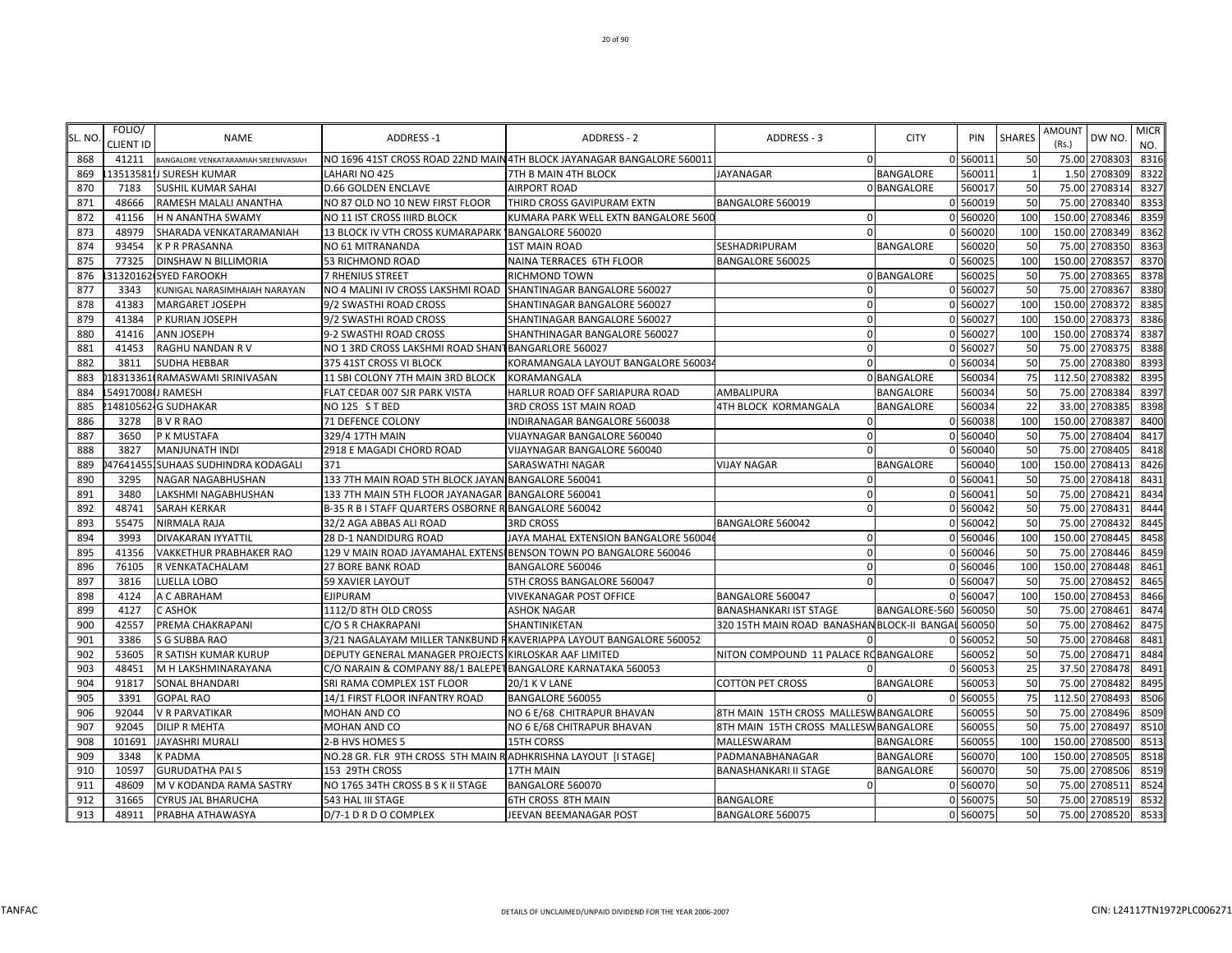| SL. NO. | FOLIO/ CLIENT ID | NAME | ADDRESS -1 | ADDRESS - 2 | ADDRESS - 3 | CITY | PIN | SHARES | AMOUNT (Rs.) | DW NO. | MICR NO. |
|---|---|---|---|---|---|---|---|---|---|---|---|
| 868 | 41211 | BANGALORE VENKATARAMIAH SREENIVASIAH | NO 1696 41ST CROSS ROAD 22ND MAIN | 4TH BLOCK JAYANAGAR BANGALORE 560011 | 0 | 0 | 560011 | 50 | 75.00 | 2708303 | 8316 |
| 869 | 135135811 | J SURESH KUMAR | LAHARI NO 425 | 7TH B MAIN 4TH BLOCK | JAYANAGAR | BANGALORE | 560011 | 1 | 1.50 | 2708309 | 8322 |
| 870 | 7183 | SUSHIL KUMAR SAHAI | D.66 GOLDEN ENCLAVE | AIRPORT ROAD | 0 | BANGALORE | 560017 | 50 | 75.00 | 2708314 | 8327 |
| 871 | 48666 | RAMESH MALALI ANANTHA | NO 87 OLD NO 10 NEW FIRST FLOOR | THIRD CROSS GAVIPURAM EXTN | BANGALORE 560019 | 0 | 560019 | 50 | 75.00 | 2708340 | 8353 |
| 872 | 41156 | H N ANANTHA SWAMY | NO 11 IST CROSS IIIRD BLOCK | KUMARA PARK WELL EXTN BANGALORE 5600 | 0 | 0 | 560020 | 100 | 150.00 | 2708346 | 8359 |
| 873 | 48979 | SHARADA VENKATARAMANIAH | 13 BLOCK IV VTH CROSS KUMARAPARK | BANGALORE 560020 | 0 | 0 | 560020 | 100 | 150.00 | 2708349 | 8362 |
| 874 | 93454 | K P R PRASANNA | NO 61 MITRANANDA | 1ST MAIN ROAD | SESHADRIPURAM | BANGALORE | 560020 | 50 | 75.00 | 2708350 | 8363 |
| 875 | 77325 | DINSHAW N BILLIMORIA | 53 RICHMOND ROAD | NAINA TERRACES 6TH FLOOR | BANGALORE 560025 | 0 | 560025 | 100 | 150.00 | 2708357 | 8370 |
| 876 | 131320162 | SYED FAROOKH | 7 RHENIUS STREET | RICHMOND TOWN | 0 | BANGALORE | 560025 | 50 | 75.00 | 2708365 | 8378 |
| 877 | 3343 | KUNIGAL NARASIMHAIAH NARAYAN | NO 4 MALINI IV CROSS LAKSHMI ROAD | SHANTINAGAR BANGALORE 560027 | 0 | 0 | 560027 | 50 | 75.00 | 2708367 | 8380 |
| 878 | 41383 | MARGARET JOSEPH | 9/2 SWASTHI ROAD CROSS | SHANTINAGAR BANGALORE 560027 | 0 | 0 | 560027 | 100 | 150.00 | 2708372 | 8385 |
| 879 | 41384 | P KURIAN JOSEPH | 9/2 SWASTHI ROAD CROSS | SHANTINAGAR BANGALORE 560027 | 0 | 0 | 560027 | 100 | 150.00 | 2708373 | 8386 |
| 880 | 41416 | ANN JOSEPH | 9-2 SWASTHI ROAD CROSS | SHANTHINAGAR BANGALORE 560027 | 0 | 0 | 560027 | 100 | 150.00 | 2708374 | 8387 |
| 881 | 41453 | RAGHU NANDAN R V | NO 1 3RD CROSS LAKSHMI ROAD SHANT | BANGARLORE 560027 | 0 | 0 | 560027 | 50 | 75.00 | 2708375 | 8388 |
| 882 | 3811 | SUDHA HEBBAR | 375 41ST CROSS VI BLOCK | KORAMANGALA LAYOUT BANGALORE 560034 | 0 | 0 | 560034 | 50 | 75.00 | 2708380 | 8393 |
| 883 | 018313361 | RAMASWAMI SRINIVASAN | 11 SBI COLONY 7TH MAIN 3RD BLOCK | KORAMANGALA | 0 | BANGALORE | 560034 | 75 | 112.50 | 2708382 | 8395 |
| 884 | 154917008 | J RAMESH | FLAT CEDAR 007 SJR PARK VISTA | HARLUR ROAD OFF SARIAPURA ROAD | AMBALIPURA | BANGALORE | 560034 | 50 | 75.00 | 2708384 | 8397 |
| 885 | 214810562 | G SUDHAKAR | NO 125 S T BED | 3RD CROSS 1ST MAIN ROAD | 4TH BLOCK KORMANGALA | BANGALORE | 560034 | 22 | 33.00 | 2708385 | 8398 |
| 886 | 3278 | B V R RAO | 71 DEFENCE COLONY | INDIRANAGAR BANGALORE 560038 | 0 | 0 | 560038 | 100 | 150.00 | 2708387 | 8400 |
| 887 | 3650 | P K MUSTAFA | 329/4 17TH MAIN | VIJAYNAGAR BANGALORE 560040 | 0 | 0 | 560040 | 50 | 75.00 | 2708404 | 8417 |
| 888 | 3827 | MANJUNATH INDI | 2918 E MAGADI CHORD ROAD | VIJAYNAGAR BANGALORE 560040 | 0 | 0 | 560040 | 50 | 75.00 | 2708405 | 8418 |
| 889 | 047641455 | SUHAAS SUDHINDRA KODAGALI | 371 | SARASWATHI NAGAR | VIJAY NAGAR | BANGALORE | 560040 | 100 | 150.00 | 2708413 | 8426 |
| 890 | 3295 | NAGAR NAGABHUSHAN | 133 7TH MAIN ROAD 5TH BLOCK JAYAN | BANGALORE 560041 | 0 | 0 | 560041 | 50 | 75.00 | 2708418 | 8431 |
| 891 | 3480 | LAKSHMI NAGABHUSHAN | 133 7TH MAIN 5TH FLOOR JAYANAGAR | BANGALORE 560041 | 0 | 0 | 560041 | 50 | 75.00 | 2708421 | 8434 |
| 892 | 48741 | SARAH KERKAR | B-35 R B I STAFF QUARTERS OSBORNE R | BANGALORE 560042 | 0 | 0 | 560042 | 50 | 75.00 | 2708431 | 8444 |
| 893 | 55475 | NIRMALA RAJA | 32/2 AGA ABBAS ALI ROAD | 3RD CROSS | BANGALORE 560042 | 0 | 560042 | 50 | 75.00 | 2708432 | 8445 |
| 894 | 3993 | DIVAKARAN IYYATTIL | 28 D-1 NANDIDURG ROAD | JAYA MAHAL EXTENSION BANGALORE 560046 | 0 | 0 | 560046 | 100 | 150.00 | 2708445 | 8458 |
| 895 | 41356 | VAKKETHUR PRABHAKER RAO | 129 V MAIN ROAD JAYAMAHAL EXTENS | BENSON TOWN PO BANGALORE 560046 | 0 | 0 | 560046 | 50 | 75.00 | 2708446 | 8459 |
| 896 | 76105 | R VENKATACHALAM | 27 BORE BANK ROAD | BANGALORE 560046 | 0 | 0 | 560046 | 100 | 150.00 | 2708448 | 8461 |
| 897 | 3816 | LUELLA LOBO | 59 XAVIER LAYOUT | 5TH CROSS BANGALORE 560047 | 0 | 0 | 560047 | 50 | 75.00 | 2708452 | 8465 |
| 898 | 4124 | A C ABRAHAM | EJIPURAM | VIVEKANAGAR POST OFFICE | BANGALORE 560047 | 0 | 560047 | 100 | 150.00 | 2708453 | 8466 |
| 899 | 4127 | C ASHOK | 1112/D 8TH OLD CROSS | ASHOK NAGAR | BANASHANKARI IST STAGE | BANGALORE-560 | 560050 | 50 | 75.00 | 2708461 | 8474 |
| 900 | 42557 | PREMA CHAKRAPANI | C/O S R CHAKRAPANI | SHANTINIKETAN | 320 15TH MAIN ROAD BANASHAN | BLOCK-II BANGAL | 560050 | 50 | 75.00 | 2708462 | 8475 |
| 901 | 3386 | S G SUBBA RAO | 3/21 NAGALAYAM MILLER TANKBUND R | KAVERIAPPA LAYOUT BANGALORE 560052 | 0 | 0 | 560052 | 50 | 75.00 | 2708468 | 8481 |
| 902 | 53605 | R SATISH KUMAR KURUP | DEPUTY GENERAL MANAGER PROJECTS | KIRLOSKAR AAF LIMITED | NITON COMPOUND 11 PALACE RO | BANGALORE | 560052 | 50 | 75.00 | 2708471 | 8484 |
| 903 | 48451 | M H LAKSHMINARAYANA | C/O NARAIN & COMPANY 88/1 BALEPET | BANGALORE KARNATAKA 560053 | 0 | 0 | 560053 | 25 | 37.50 | 2708478 | 8491 |
| 904 | 91817 | SONAL BHANDARI | SRI RAMA COMPLEX 1ST FLOOR | 20/1 K V LANE | COTTON PET CROSS | BANGALORE | 560053 | 50 | 75.00 | 2708482 | 8495 |
| 905 | 3391 | GOPAL RAO | 14/1 FIRST FLOOR INFANTRY ROAD | BANGALORE 560055 | 0 | 0 | 560055 | 75 | 112.50 | 2708493 | 8506 |
| 906 | 92044 | V R PARVATIKAR | MOHAN AND CO | NO 6 E/68 CHITRAPUR BHAVAN | 8TH MAIN 15TH CROSS MALLESW | BANGALORE | 560055 | 50 | 75.00 | 2708496 | 8509 |
| 907 | 92045 | DILIP R MEHTA | MOHAN AND CO | NO 6 E/68 CHITRAPUR BHAVAN | 8TH MAIN 15TH CROSS MALLESW | BANGALORE | 560055 | 50 | 75.00 | 2708497 | 8510 |
| 908 | 101691 | JAYASHRI MURALI | 2-B HVS HOMES 5 | 15TH CORSS | MALLESWARAM | BANGALORE | 560055 | 100 | 150.00 | 2708500 | 8513 |
| 909 | 3348 | K PADMA | NO.28 GR. FLR 9TH CROSS 5TH MAIN R | ADHKRISHNA LAYOUT [I STAGE] | PADMANABHANAGAR | BANGALORE | 560070 | 100 | 150.00 | 2708505 | 8518 |
| 910 | 10597 | GURUDATHA PAI S | 153 29TH CROSS | 17TH MAIN | BANASHANKARI II STAGE | BANGALORE | 560070 | 50 | 75.00 | 2708506 | 8519 |
| 911 | 48609 | M V KODANDA RAMA SASTRY | NO 1765 34TH CROSS B S K II STAGE | BANGALORE 560070 | 0 | 0 | 560070 | 50 | 75.00 | 2708511 | 8524 |
| 912 | 31665 | CYRUS JAL BHARUCHA | 543 HAL III STAGE | 6TH CROSS 8TH MAIN | BANGALORE | 0 | 560075 | 50 | 75.00 | 2708519 | 8532 |
| 913 | 48911 | PRABHA ATHAWASYA | D/7-1 D R D O COMPLEX | JEEVAN BEEMANAGAR POST | BANGALORE 560075 | 0 | 560075 | 50 | 75.00 | 2708520 | 8533 |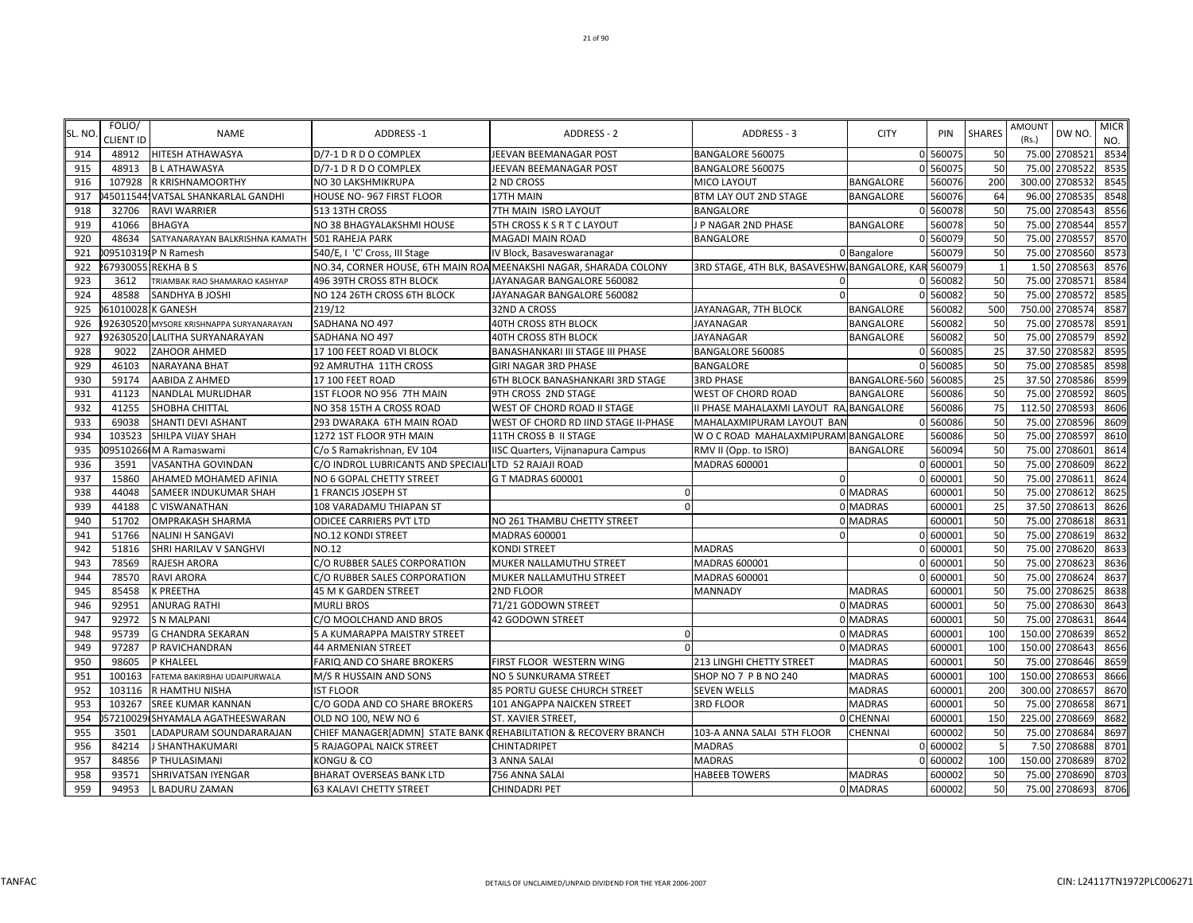| SL. NO. | FOLIO/ CLIENT ID | NAME | ADDRESS -1 | ADDRESS - 2 | ADDRESS - 3 | CITY | PIN | SHARES | AMOUNT (Rs.) | DW NO. | MICR NO. |
|---|---|---|---|---|---|---|---|---|---|---|---|
| 914 | 48912 | HITESH ATHAWASYA | D/7-1 D R D O COMPLEX | JEEVAN BEEMANAGAR POST | BANGALORE 560075 | 0 | 560075 | 50 | 75.00 | 2708521 | 8534 |
| 915 | 48913 | B L ATHAWASYA | D/7-1 D R D O COMPLEX | JEEVAN BEEMANAGAR POST | BANGALORE 560075 | 0 | 560075 | 50 | 75.00 | 2708522 | 8535 |
| 916 | 107928 | R KRISHNAMOORTHY | NO 30 LAKSHMIKRUPA | 2 ND CROSS | MICO LAYOUT | BANGALORE | 560076 | 200 | 300.00 | 2708532 | 8545 |
| 917 | )45011544 | VATSAL SHANKARLAL GANDHI | HOUSE NO- 967 FIRST FLOOR | 17TH MAIN | BTM LAY OUT 2ND STAGE | BANGALORE | 560076 | 64 | 96.00 | 2708535 | 8548 |
| 918 | 32706 | RAVI WARRIER | 513 13TH CROSS | 7TH MAIN ISRO LAYOUT | BANGALORE | 0 | 560078 | 50 | 75.00 | 2708543 | 8556 |
| 919 | 41066 | BHAGYA | NO 38 BHAGYALAKSHMI HOUSE | 5TH CROSS K S R T C LAYOUT | J P NAGAR 2ND PHASE | BANGALORE | 560078 | 50 | 75.00 | 2708544 | 8557 |
| 920 | 48634 | SATYANARAYAN BALKRISHNA KAMATH | 501 RAHEJA PARK | MAGADI MAIN ROAD | BANGALORE | 0 | 560079 | 50 | 75.00 | 2708557 | 8570 |
| 921 | 009510319 | P N Ramesh | 540/E, I 'C' Cross, III Stage | IV Block, Basaveswaranagar | | 0 Bangalore | 560079 | 50 | 75.00 | 2708560 | 8573 |
| 922 | 267930055 | REKHA B S | NO.34, CORNER HOUSE, 6TH MAIN ROA | MEENAKSHI NAGAR, SHARADA COLONY | 3RD STAGE, 4TH BLK, BASAVESHW | BANGALORE, KAR | 560079 | 1 | 1.50 | 2708563 | 8576 |
| 923 | 3612 | TRIAMBAK RAO SHAMARAO KASHYAP | 496 39TH CROSS 8TH BLOCK | JAYANAGAR BANGALORE 560082 | 0 | 0 | 560082 | 50 | 75.00 | 2708571 | 8584 |
| 924 | 48588 | SANDHYA B JOSHI | NO 124 26TH CROSS 6TH BLOCK | JAYANAGAR BANGALORE 560082 | 0 | 0 | 560082 | 50 | 75.00 | 2708572 | 8585 |
| 925 | 061010028 | K GANESH | 219/12 | 32ND A CROSS | JAYANAGAR, 7TH BLOCK | BANGALORE | 560082 | 500 | 750.00 | 2708574 | 8587 |
| 926 | 192630520 | MYSORE KRISHNAPPA SURYANARAYAN | SADHANA NO 497 | 40TH CROSS 8TH BLOCK | JAYANAGAR | BANGALORE | 560082 | 50 | 75.00 | 2708578 | 8591 |
| 927 | 192630520 | LALITHA SURYANARAYAN | SADHANA NO 497 | 40TH CROSS 8TH BLOCK | JAYANAGAR | BANGALORE | 560082 | 50 | 75.00 | 2708579 | 8592 |
| 928 | 9022 | ZAHOOR AHMED | 17 100 FEET ROAD VI BLOCK | BANASHANKARI III STAGE III PHASE | BANGALORE 560085 | 0 | 560085 | 25 | 37.50 | 2708582 | 8595 |
| 929 | 46103 | NARAYANA BHAT | 92 AMRUTHA 11TH CROSS | GIRI NAGAR 3RD PHASE | BANGALORE | 0 | 560085 | 50 | 75.00 | 2708585 | 8598 |
| 930 | 59174 | AABIDA Z AHMED | 17 100 FEET ROAD | 6TH BLOCK BANASHANKARI 3RD STAGE | 3RD PHASE | BANGALORE-560 | 560085 | 25 | 37.50 | 2708586 | 8599 |
| 931 | 41123 | NANDLAL MURLIDHAR | 1ST FLOOR NO 956 7TH MAIN | 9TH CROSS 2ND STAGE | WEST OF CHORD ROAD | BANGALORE | 560086 | 50 | 75.00 | 2708592 | 8605 |
| 932 | 41255 | SHOBHA CHITTAL | NO 358 15TH A CROSS ROAD | WEST OF CHORD ROAD II STAGE | II PHASE MAHALAXMI LAYOUT RA | BANGALORE | 560086 | 75 | 112.50 | 2708593 | 8606 |
| 933 | 69038 | SHANTI DEVI ASHANT | 293 DWARAKA 6TH MAIN ROAD | WEST OF CHORD RD IIND STAGE II-PHASE | MAHALAXMIPURAM LAYOUT BAN | 0 | 560086 | 50 | 75.00 | 2708596 | 8609 |
| 934 | 103523 | SHILPA VIJAY SHAH | 1272 1ST FLOOR 9TH MAIN | 11TH CROSS B II STAGE | W O C ROAD MAHALAXMIPURAM | BANGALORE | 560086 | 50 | 75.00 | 2708597 | 8610 |
| 935 | 009510266 | M A Ramaswami | C/o S Ramakrishnan, EV 104 | IISC Quarters, Vijnanapura Campus | RMV II (Opp. to ISRO) | BANGALORE | 560094 | 50 | 75.00 | 2708601 | 8614 |
| 936 | 3591 | VASANTHA GOVINDAN | C/O INDROL LUBRICANTS AND SPECIALI | LTD 52 RAJAJI ROAD | MADRAS 600001 | 0 | 600001 | 50 | 75.00 | 2708609 | 8622 |
| 937 | 15860 | AHAMED MOHAMED AFINIA | NO 6 GOPAL CHETTY STREET | G T MADRAS 600001 | 0 | 0 | 600001 | 50 | 75.00 | 2708611 | 8624 |
| 938 | 44048 | SAMEER INDUKUMAR SHAH | 1 FRANCIS JOSEPH ST | 0 | | 0 MADRAS | 600001 | 50 | 75.00 | 2708612 | 8625 |
| 939 | 44188 | C VISWANATHAN | 108 VARADAMU THIAPAN ST | 0 | | 0 MADRAS | 600001 | 25 | 37.50 | 2708613 | 8626 |
| 940 | 51702 | OMPRAKASH SHARMA | ODICEE CARRIERS PVT LTD | NO 261 THAMBU CHETTY STREET | | 0 MADRAS | 600001 | 50 | 75.00 | 2708618 | 8631 |
| 941 | 51766 | NALINI H SANGAVI | NO.12 KONDI STREET | MADRAS 600001 | 0 | 0 | 600001 | 50 | 75.00 | 2708619 | 8632 |
| 942 | 51816 | SHRI HARILAV V SANGHVI | NO.12 | KONDI STREET | MADRAS | 0 | 600001 | 50 | 75.00 | 2708620 | 8633 |
| 943 | 78569 | RAJESH ARORA | C/O RUBBER SALES CORPORATION | MUKER NALLAMUTHU STREET | MADRAS 600001 | 0 | 600001 | 50 | 75.00 | 2708623 | 8636 |
| 944 | 78570 | RAVI ARORA | C/O RUBBER SALES CORPORATION | MUKER NALLAMUTHU STREET | MADRAS 600001 | 0 | 600001 | 50 | 75.00 | 2708624 | 8637 |
| 945 | 85458 | K PREETHA | 45 M K GARDEN STREET | 2ND FLOOR | MANNADY | MADRAS | 600001 | 50 | 75.00 | 2708625 | 8638 |
| 946 | 92951 | ANURAG RATHI | MURLI BROS | 71/21 GODOWN STREET | | 0 MADRAS | 600001 | 50 | 75.00 | 2708630 | 8643 |
| 947 | 92972 | S N MALPANI | C/O MOOLCHAND AND BROS | 42 GODOWN STREET | | 0 MADRAS | 600001 | 50 | 75.00 | 2708631 | 8644 |
| 948 | 95739 | G CHANDRA SEKARAN | 5 A KUMARAPPA MAISTRY STREET | 0 | | 0 MADRAS | 600001 | 100 | 150.00 | 2708639 | 8652 |
| 949 | 97287 | P RAVICHANDRAN | 44 ARMENIAN STREET | 0 | | 0 MADRAS | 600001 | 100 | 150.00 | 2708643 | 8656 |
| 950 | 98605 | P KHALEEL | FARIQ AND CO SHARE BROKERS | FIRST FLOOR WESTERN WING | 213 LINGHI CHETTY STREET | MADRAS | 600001 | 50 | 75.00 | 2708646 | 8659 |
| 951 | 100163 | FATEMA BAKIRBHAI UDAIPURWALA | M/S R HUSSAIN AND SONS | NO 5 SUNKURAMA STREET | SHOP NO 7 P B NO 240 | MADRAS | 600001 | 100 | 150.00 | 2708653 | 8666 |
| 952 | 103116 | R HAMTHU NISHA | IST FLOOR | 85 PORTU GUESE CHURCH STREET | SEVEN WELLS | MADRAS | 600001 | 200 | 300.00 | 2708657 | 8670 |
| 953 | 103267 | SREE KUMAR KANNAN | C/O GODA AND CO SHARE BROKERS | 101 ANGAPPA NAICKEN STREET | 3RD FLOOR | MADRAS | 600001 | 50 | 75.00 | 2708658 | 8671 |
| 954 | 057210029 | SHYAMALA AGATHEESWARAN | OLD NO 100, NEW NO 6 | ST. XAVIER STREET, | | 0 CHENNAI | 600001 | 150 | 225.00 | 2708669 | 8682 |
| 955 | 3501 | LADAPURAM SOUNDARARAJAN | CHIEF MANAGER[ADMN] STATE BANK ( | REHABILITATION & RECOVERY BRANCH | 103-A ANNA SALAI 5TH FLOOR | CHENNAI | 600002 | 50 | 75.00 | 2708684 | 8697 |
| 956 | 84214 | J SHANTHAKUMARI | 5 RAJAGOPAL NAICK STREET | CHINTADRIPET | MADRAS | 0 | 600002 | 5 | 7.50 | 2708688 | 8701 |
| 957 | 84856 | P THULASIMANI | KONGU & CO | 3 ANNA SALAI | MADRAS | 0 | 600002 | 100 | 150.00 | 2708689 | 8702 |
| 958 | 93571 | SHRIVATSAN IYENGAR | BHARAT OVERSEAS BANK LTD | 756 ANNA SALAI | HABEEB TOWERS | MADRAS | 600002 | 50 | 75.00 | 2708690 | 8703 |
| 959 | 94953 | L BADURU ZAMAN | 63 KALAVI CHETTY STREET | CHINDADRI PET | | 0 MADRAS | 600002 | 50 | 75.00 | 2708693 | 8706 |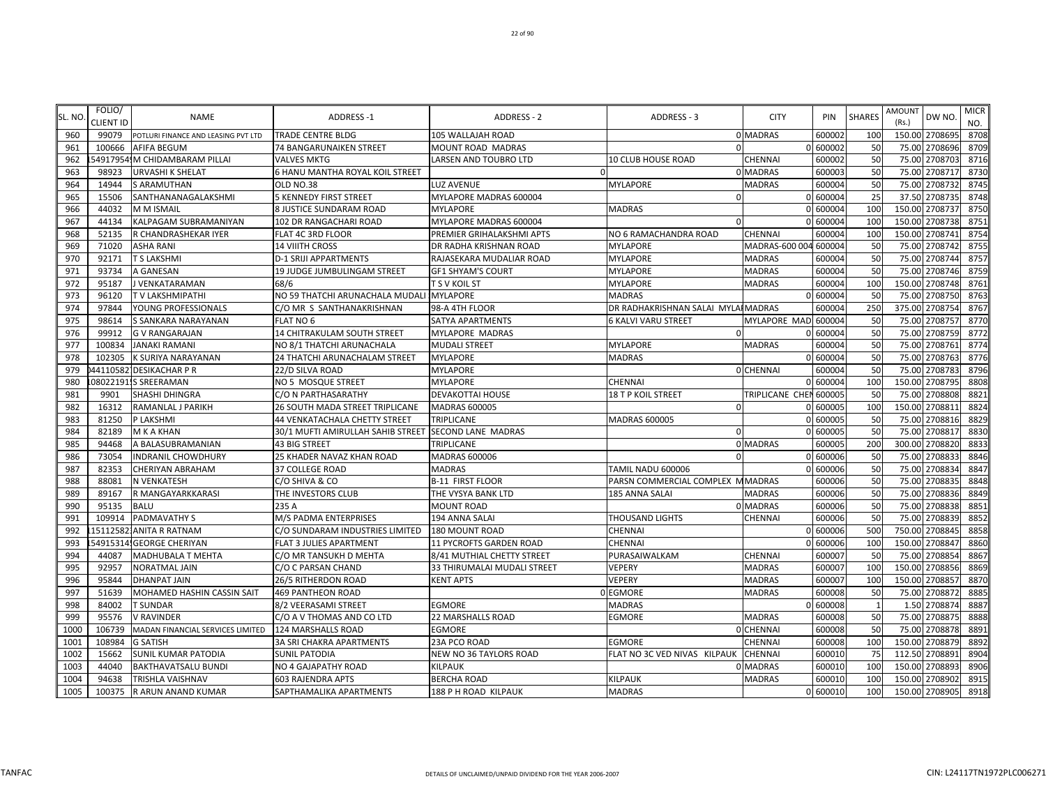| SL. NO. | FOLIO/ CLIENT ID | NAME | ADDRESS -1 | ADDRESS - 2 | ADDRESS - 3 | CITY | PIN | SHARES | AMOUNT (Rs.) | DW NO. | MICR NO. |
|---|---|---|---|---|---|---|---|---|---|---|---|
| 960 | 99079 | POTLURI FINANCE AND LEASING PVT LTD | TRADE CENTRE BLDG | 105 WALLAJAH ROAD | | 0 MADRAS | 600002 | 100 | 150.00 | 2708695 | 8708 |
| 961 | 100666 | AFIFA BEGUM | 74 BANGARUNAIKEN STREET | MOUNT ROAD MADRAS | 0 | 0 | 600002 | 50 | 75.00 | 2708696 | 8709 |
| 962 | 15491795499 | M CHIDAMBARAM PILLAI | VALVES MKTG | LARSEN AND TOUBRO LTD | 10 CLUB HOUSE ROAD | CHENNAI | 600002 | 50 | 75.00 | 2708703 | 8716 |
| 963 | 98923 | URVASHI K SHELAT | 6 HANU MANTHA ROYAL KOIL STREET | 0 | | 0 MADRAS | 600003 | 50 | 75.00 | 2708717 | 8730 |
| 964 | 14944 | S ARAMUTHAN | OLD NO.38 | LUZ AVENUE | MYLAPORE | MADRAS | 600004 | 50 | 75.00 | 2708732 | 8745 |
| 965 | 15506 | SANTHANANAGALAKSHMI | 5 KENNEDY FIRST STREET | MYLAPORE MADRAS 600004 | 0 | 0 | 600004 | 25 | 37.50 | 2708735 | 8748 |
| 966 | 44032 | M M ISMAIL | 8 JUSTICE SUNDARAM ROAD | MYLAPORE | MADRAS | 0 | 600004 | 100 | 150.00 | 2708737 | 8750 |
| 967 | 44134 | KALPAGAM SUBRAMANIYAN | 102 DR RANGACHARI ROAD | MYLAPORE MADRAS 600004 | 0 | 0 | 600004 | 100 | 150.00 | 2708738 | 8751 |
| 968 | 52135 | R CHANDRASHEKAR IYER | FLAT 4C 3RD FLOOR | PREMIER GRIHALAKSHMI APTS | NO 6 RAMACHANDRA ROAD | CHENNAI | 600004 | 100 | 150.00 | 2708741 | 8754 |
| 969 | 71020 | ASHA RANI | 14 VIIITH CROSS | DR RADHA KRISHNAN ROAD | MYLAPORE | MADRAS-600 004 | 600004 | 50 | 75.00 | 2708742 | 8755 |
| 970 | 92171 | T S LAKSHMI | D-1 SRIJI APPARTMENTS | RAJASEKARA MUDALIAR ROAD | MYLAPORE | MADRAS | 600004 | 50 | 75.00 | 2708744 | 8757 |
| 971 | 93734 | A GANESAN | 19 JUDGE JUMBULINGAM STREET | GF1 SHYAM'S COURT | MYLAPORE | MADRAS | 600004 | 50 | 75.00 | 2708746 | 8759 |
| 972 | 95187 | J VENKATARAMAN | 68/6 | T S V KOIL ST | MYLAPORE | MADRAS | 600004 | 100 | 150.00 | 2708748 | 8761 |
| 973 | 96120 | T V LAKSHMIPATHI | NO 59 THATCHI ARUNACHALA MUDALI | MYLAPORE | MADRAS | 0 | 600004 | 50 | 75.00 | 2708750 | 8763 |
| 974 | 97844 | YOUNG PROFESSIONALS | C/O MR S SANTHANAKRISHNAN | 98-A 4TH FLOOR | DR RADHAKRISHNAN SALAI MYLA | MADRAS | 600004 | 250 | 375.00 | 2708754 | 8767 |
| 975 | 98614 | S SANKARA NARAYANAN | FLAT NO 6 | SATYA APARTMENTS | 6 KALVI VARU STREET | MYLAPORE MAD | 600004 | 50 | 75.00 | 2708757 | 8770 |
| 976 | 99912 | G V RANGARAJAN | 14 CHITRAKULAM SOUTH STREET | MYLAPORE MADRAS | 0 | 0 | 600004 | 50 | 75.00 | 2708759 | 8772 |
| 977 | 100834 | JANAKI RAMANI | NO 8/1 THATCHI ARUNACHALA | MUDALI STREET | MYLAPORE | MADRAS | 600004 | 50 | 75.00 | 2708761 | 8774 |
| 978 | 102305 | K SURIYA NARAYANAN | 24 THATCHI ARUNACHALAM STREET | MYLAPORE | MADRAS | 0 | 600004 | 50 | 75.00 | 2708763 | 8776 |
| 979 | 0441105827 | DESIKACHAR P R | 22/D SILVA ROAD | MYLAPORE | | 0 CHENNAI | 600004 | 50 | 75.00 | 2708783 | 8796 |
| 980 | 1080221915 | S SREERAMAN | NO 5 MOSQUE STREET | MYLAPORE | CHENNAI | 0 | 600004 | 100 | 150.00 | 2708795 | 8808 |
| 981 | 9901 | SHASHI DHINGRA | C/O N PARTHASARATHY | DEVAKOTTAI HOUSE | 18 T P KOIL STREET | TRIPLICANE CHEN | 600005 | 50 | 75.00 | 2708808 | 8821 |
| 982 | 16312 | RAMANLAL J PARIKH | 26 SOUTH MADA STREET TRIPLICANE | MADRAS 600005 | 0 | 0 | 600005 | 100 | 150.00 | 2708811 | 8824 |
| 983 | 81250 | P LAKSHMI | 44 VENKATACHALA CHETTY STREET | TRIPLICANE | MADRAS 600005 | 0 | 600005 | 50 | 75.00 | 2708816 | 8829 |
| 984 | 82189 | M K A KHAN | 30/1 MUFTI AMIRULLAH SAHIB STREET | SECOND LANE MADRAS | 0 | 0 | 600005 | 50 | 75.00 | 2708817 | 8830 |
| 985 | 94468 | A BALASUBRAMANIAN | 43 BIG STREET | TRIPLICANE | | 0 MADRAS | 600005 | 200 | 300.00 | 2708820 | 8833 |
| 986 | 73054 | INDRANIL CHOWDHURY | 25 KHADER NAVAZ KHAN ROAD | MADRAS 600006 | 0 | 0 | 600006 | 50 | 75.00 | 2708833 | 8846 |
| 987 | 82353 | CHERIYAN ABRAHAM | 37 COLLEGE ROAD | MADRAS | TAMIL NADU 600006 | 0 | 600006 | 50 | 75.00 | 2708834 | 8847 |
| 988 | 88081 | N VENKATESH | C/O SHIVA & CO | B-11 FIRST FLOOR | PARSN COMMERCIAL COMPLEX M | MADRAS | 600006 | 50 | 75.00 | 2708835 | 8848 |
| 989 | 89167 | R MANGAYARKKARASI | THE INVESTORS CLUB | THE VYSYA BANK LTD | 185 ANNA SALAI | MADRAS | 600006 | 50 | 75.00 | 2708836 | 8849 |
| 990 | 95135 | BALU | 235 A | MOUNT ROAD | | 0 MADRAS | 600006 | 50 | 75.00 | 2708838 | 8851 |
| 991 | 109914 | PADMAVATHY S | M/S PADMA ENTERPRISES | 194 ANNA SALAI | THOUSAND LIGHTS | CHENNAI | 600006 | 50 | 75.00 | 2708839 | 8852 |
| 992 | 11511258237 | ANITA R RATNAM | C/O SUNDARAM INDUSTRIES LIMITED | 180 MOUNT ROAD | CHENNAI | 0 | 600006 | 500 | 750.00 | 2708845 | 8858 |
| 993 | 15491531499 | GEORGE CHERIYAN | FLAT 3 JULIES APARTMENT | 11 PYCROFTS GARDEN ROAD | CHENNAI | 0 | 600006 | 100 | 150.00 | 2708847 | 8860 |
| 994 | 44087 | MADHUBALA T MEHTA | C/O MR TANSUKH D MEHTA | 8/41 MUTHIAL CHETTY STREET | PURASAIWALKAM | CHENNAI | 600007 | 50 | 75.00 | 2708854 | 8867 |
| 995 | 92957 | NORATMAL JAIN | C/O C PARSAN CHAND | 33 THIRUMALAI MUDALI STREET | VEPERY | MADRAS | 600007 | 100 | 150.00 | 2708856 | 8869 |
| 996 | 95844 | DHANPAT JAIN | 26/5 RITHERDON ROAD | KENT APTS | VEPERY | MADRAS | 600007 | 100 | 150.00 | 2708857 | 8870 |
| 997 | 51639 | MOHAMED HASHIN CASSIN SAIT | 469 PANTHEON ROAD | | 0 EGMORE | MADRAS | 600008 | 50 | 75.00 | 2708872 | 8885 |
| 998 | 84002 | T SUNDAR | 8/2 VEERASAMI STREET | EGMORE | MADRAS | 0 | 600008 | 1 | 1.50 | 2708874 | 8887 |
| 999 | 95576 | V RAVINDER | C/O A V THOMAS AND CO LTD | 22 MARSHALLS ROAD | EGMORE | MADRAS | 600008 | 50 | 75.00 | 2708875 | 8888 |
| 1000 | 106739 | MADAN FINANCIAL SERVICES LIMITED | 124 MARSHALLS ROAD | EGMORE | | 0 CHENNAI | 600008 | 50 | 75.00 | 2708878 | 8891 |
| 1001 | 108984 | G SATISH | 3A SRI CHAKRA APARTMENTS | 23A PCO ROAD | EGMORE | CHENNAI | 600008 | 100 | 150.00 | 2708879 | 8892 |
| 1002 | 15662 | SUNIL KUMAR PATODIA | SUNIL PATODIA | NEW NO 36 TAYLORS ROAD | FLAT NO 3C VED NIVAS KILPAUK | CHENNAI | 600010 | 75 | 112.50 | 2708891 | 8904 |
| 1003 | 44040 | BAKTHAVATSALU BUNDI | NO 4 GAJAPATHY ROAD | KILPAUK | | 0 MADRAS | 600010 | 100 | 150.00 | 2708893 | 8906 |
| 1004 | 94638 | TRISHLA VAISHNAV | 603 RAJENDRA APTS | BERCHA ROAD | KILPAUK | MADRAS | 600010 | 100 | 150.00 | 2708902 | 8915 |
| 1005 | 100375 | R ARUN ANAND KUMAR | SAPTHAMALIKA APARTMENTS | 188 P H ROAD KILPAUK | MADRAS | 0 | 600010 | 100 | 150.00 | 2708905 | 8918 |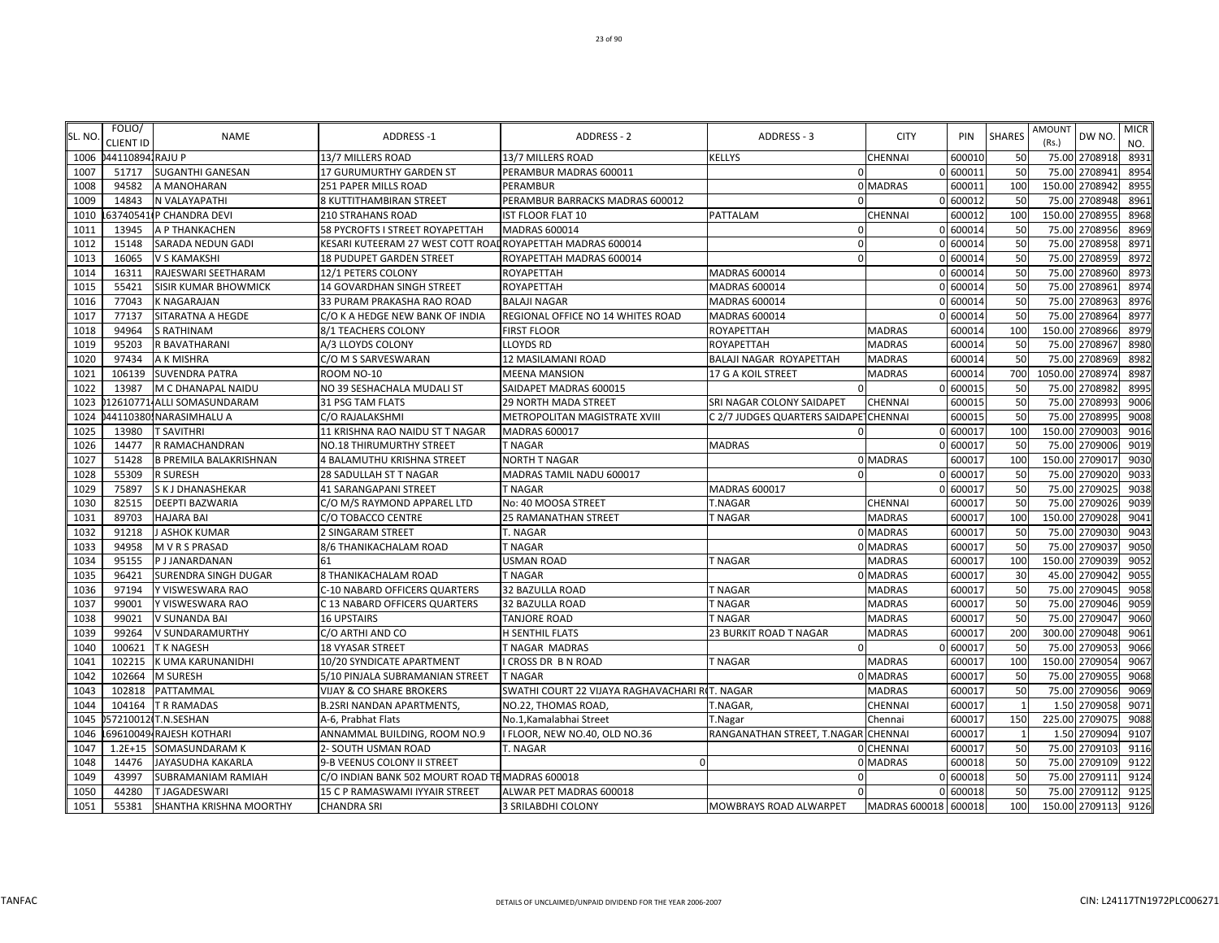| SL. NO. | FOLIO/ CLIENT ID | NAME | ADDRESS -1 | ADDRESS - 2 | ADDRESS - 3 | CITY | PIN | SHARES | AMOUNT (Rs.) | DW NO. | MICR NO. |
|---|---|---|---|---|---|---|---|---|---|---|---|
| 1006 | 044110894 | RAJU P | 13/7 MILLERS ROAD | 13/7 MILLERS ROAD | KELLYS | CHENNAI | 600010 | 50 | 75.00 | 2708918 | 8931 |
| 1007 | 51717 | SUGANTHI GANESAN | 17 GURUMURTHY GARDEN ST | PERAMBUR MADRAS 600011 | 0 | 0 | 600011 | 50 | 75.00 | 2708941 | 8954 |
| 1008 | 94582 | A MANOHARAN | 251 PAPER MILLS ROAD | PERAMBUR | 0 | MADRAS | 600011 | 100 | 150.00 | 2708942 | 8955 |
| 1009 | 14843 | N VALAYAPATHI | 8 KUTTITHAMBIRAN STREET | PERAMBUR BARRACKS MADRAS 600012 | 0 | 0 | 600012 | 50 | 75.00 | 2708948 | 8961 |
| 1010 | 1637405410 | P CHANDRA DEVI | 210 STRAHANS ROAD | IST FLOOR FLAT 10 | PATTALAM | CHENNAI | 600012 | 100 | 150.00 | 2708955 | 8968 |
| 1011 | 13945 | A P THANKACHEN | 58 PYCROFTS I STREET ROYAPETTAH | MADRAS 600014 | 0 | 0 | 600014 | 50 | 75.00 | 2708956 | 8969 |
| 1012 | 15148 | SARADA NEDUN GADI | KESARI KUTEERAM 27 WEST COTT ROAD | ROYAPETTAH MADRAS 600014 | 0 | 0 | 600014 | 50 | 75.00 | 2708958 | 8971 |
| 1013 | 16065 | V S KAMAKSHI | 18 PUDUPET GARDEN STREET | ROYAPETTAH MADRAS 600014 | 0 | 0 | 600014 | 50 | 75.00 | 2708959 | 8972 |
| 1014 | 16311 | RAJESWARI SEETHARAM | 12/1 PETERS COLONY | ROYAPETTAH | MADRAS 600014 | 0 | 600014 | 50 | 75.00 | 2708960 | 8973 |
| 1015 | 55421 | SISIR KUMAR BHOWMICK | 14 GOVARDHAN SINGH STREET | ROYAPETTAH | MADRAS 600014 | 0 | 600014 | 50 | 75.00 | 2708961 | 8974 |
| 1016 | 77043 | K NAGARAJAN | 33 PURAM PRAKASHA RAO ROAD | BALAJI NAGAR | MADRAS 600014 | 0 | 600014 | 50 | 75.00 | 2708963 | 8976 |
| 1017 | 77137 | SITARATNA A HEGDE | C/O K A HEDGE NEW BANK OF INDIA | REGIONAL OFFICE NO 14 WHITES ROAD | MADRAS 600014 | 0 | 600014 | 50 | 75.00 | 2708964 | 8977 |
| 1018 | 94964 | S RATHINAM | 8/1 TEACHERS COLONY | FIRST FLOOR | ROYAPETTAH | MADRAS | 600014 | 100 | 150.00 | 2708966 | 8979 |
| 1019 | 95203 | R BAVATHARANI | A/3 LLOYDS COLONY | LLOYDS RD | ROYAPETTAH | MADRAS | 600014 | 50 | 75.00 | 2708967 | 8980 |
| 1020 | 97434 | A K MISHRA | C/O M S SARVESWARAN | 12 MASILAMANI ROAD | BALAJI NAGAR ROYAPETTAH | MADRAS | 600014 | 50 | 75.00 | 2708969 | 8982 |
| 1021 | 106139 | SUVENDRA PATRA | ROOM NO-10 | MEENA MANSION | 17 G A KOIL STREET | MADRAS | 600014 | 700 | 1050.00 | 2708974 | 8987 |
| 1022 | 13987 | M C DHANAPAL NAIDU | NO 39 SESHACHALA MUDALI ST | SAIDAPET MADRAS 600015 | 0 | 0 | 600015 | 50 | 75.00 | 2708982 | 8995 |
| 1023 | 0126107714 | ALLI SOMASUNDARAM | 31 PSG TAM FLATS | 29 NORTH MADA STREET | SRI NAGAR COLONY SAIDAPET | CHENNAI | 600015 | 50 | 75.00 | 2708993 | 9006 |
| 1024 | 0441103809 | NARASIMHALU A | C/O RAJALAKSHMI | METROPOLITAN MAGISTRATE XVIII | C 2/7 JUDGES QUARTERS SAIDAPET | CHENNAI | 600015 | 50 | 75.00 | 2708995 | 9008 |
| 1025 | 13980 | T SAVITHRI | 11 KRISHNA RAO NAIDU ST T NAGAR | MADRAS 600017 | 0 | 0 | 600017 | 100 | 150.00 | 2709003 | 9016 |
| 1026 | 14477 | R RAMACHANDRAN | NO.18 THIRUMURTHY STREET | T NAGAR | MADRAS | 0 | 600017 | 50 | 75.00 | 2709006 | 9019 |
| 1027 | 51428 | B PREMILA BALAKRISHNAN | 4 BALAMUTHU KRISHNA STREET | NORTH T NAGAR | 0 | MADRAS | 600017 | 100 | 150.00 | 2709017 | 9030 |
| 1028 | 55309 | R SURESH | 28 SADULLAH ST T NAGAR | MADRAS TAMIL NADU 600017 | 0 | 0 | 600017 | 50 | 75.00 | 2709020 | 9033 |
| 1029 | 75897 | S K J DHANASHEKAR | 41 SARANGAPANI STREET | T NAGAR | MADRAS 600017 | 0 | 600017 | 50 | 75.00 | 2709025 | 9038 |
| 1030 | 82515 | DEEPTI BAZWARIA | C/O M/S RAYMOND APPAREL LTD | No: 40 MOOSA STREET | T.NAGAR | CHENNAI | 600017 | 50 | 75.00 | 2709026 | 9039 |
| 1031 | 89703 | HAJARA BAI | C/O TOBACCO CENTRE | 25 RAMANATHAN STREET | T NAGAR | MADRAS | 600017 | 100 | 150.00 | 2709028 | 9041 |
| 1032 | 91218 | J ASHOK KUMAR | 2 SINGARAM STREET | T. NAGAR | 0 | MADRAS | 600017 | 50 | 75.00 | 2709030 | 9043 |
| 1033 | 94958 | M V R S PRASAD | 8/6 THANIKACHALAM ROAD | T NAGAR | 0 | MADRAS | 600017 | 50 | 75.00 | 2709037 | 9050 |
| 1034 | 95155 | P J JANARDANAN | 61 | USMAN ROAD | T NAGAR | MADRAS | 600017 | 100 | 150.00 | 2709039 | 9052 |
| 1035 | 96421 | SURENDRA SINGH DUGAR | 8 THANIKACHALAM ROAD | T NAGAR | 0 | MADRAS | 600017 | 30 | 45.00 | 2709042 | 9055 |
| 1036 | 97194 | Y VISWESWARA RAO | C-10 NABARD OFFICERS QUARTERS | 32 BAZULLA ROAD | T NAGAR | MADRAS | 600017 | 50 | 75.00 | 2709045 | 9058 |
| 1037 | 99001 | Y VISWESWARA RAO | C 13 NABARD OFFICERS QUARTERS | 32 BAZULLA ROAD | T NAGAR | MADRAS | 600017 | 50 | 75.00 | 2709046 | 9059 |
| 1038 | 99021 | V SUNANDA BAI | 16 UPSTAIRS | TANJORE ROAD | T NAGAR | MADRAS | 600017 | 50 | 75.00 | 2709047 | 9060 |
| 1039 | 99264 | V SUNDARAMURTHY | C/O ARTHI AND CO | H SENTHIL FLATS | 23 BURKIT ROAD T NAGAR | MADRAS | 600017 | 200 | 300.00 | 2709048 | 9061 |
| 1040 | 100621 | T K NAGESH | 18 VYASAR STREET | T NAGAR MADRAS | 0 | 0 | 600017 | 50 | 75.00 | 2709053 | 9066 |
| 1041 | 102215 | K UMA KARUNANIDHI | 10/20 SYNDICATE APARTMENT | I CROSS DR B N ROAD | T NAGAR | MADRAS | 600017 | 100 | 150.00 | 2709054 | 9067 |
| 1042 | 102664 | M SURESH | 5/10 PINJALA SUBRAMANIAN STREET | T NAGAR | 0 | MADRAS | 600017 | 50 | 75.00 | 2709055 | 9068 |
| 1043 | 102818 | PATTAMMAL | VIJAY & CO SHARE BROKERS | SWATHI COURT 22 VIJAYA RAGHAVACHARI RD | T. NAGAR | MADRAS | 600017 | 50 | 75.00 | 2709056 | 9069 |
| 1044 | 104164 | T R RAMADAS | B.2SRI NANDAN APARTMENTS, | NO.22, THOMAS ROAD, | T.NAGAR, | CHENNAI | 600017 | 1 | 1.50 | 2709058 | 9071 |
| 1045 | 0572100120 | T.N.SESHAN | A-6, Prabhat Flats | No.1,Kamalabhai Street | T.Nagar | Chennai | 600017 | 150 | 225.00 | 2709075 | 9088 |
| 1046 | 1696100494 | RAJESH KOTHARI | ANNAMMAL BUILDING, ROOM NO.9 | I FLOOR, NEW NO.40, OLD NO.36 | RANGANATHAN STREET, T.NAGAR | CHENNAI | 600017 | 1 | 1.50 | 2709094 | 9107 |
| 1047 | 1.2E+15 | SOMASUNDARAM K | 2- SOUTH USMAN ROAD | T. NAGAR | 0 | CHENNAI | 600017 | 50 | 75.00 | 2709103 | 9116 |
| 1048 | 14476 | JAYASUDHA KAKARLA | 9-B VEENUS COLONY II STREET | 0 | 0 | MADRAS | 600018 | 50 | 75.00 | 2709109 | 9122 |
| 1049 | 43997 | SUBRAMANIAM RAMIAH | C/O INDIAN BANK 502 MOURT ROAD TE | MADRAS 600018 | 0 | 0 | 600018 | 50 | 75.00 | 2709111 | 9124 |
| 1050 | 44280 | T JAGADESWARI | 15 C P RAMASWAMI IYYAIR STREET | ALWAR PET MADRAS 600018 | 0 | 0 | 600018 | 50 | 75.00 | 2709112 | 9125 |
| 1051 | 55381 | SHANTHA KRISHNA MOORTHY | CHANDRA SRI | 3 SRILABDHI COLONY | MOWBRAYS ROAD ALWARPET | MADRAS 600018 | 600018 | 100 | 150.00 | 2709113 | 9126 |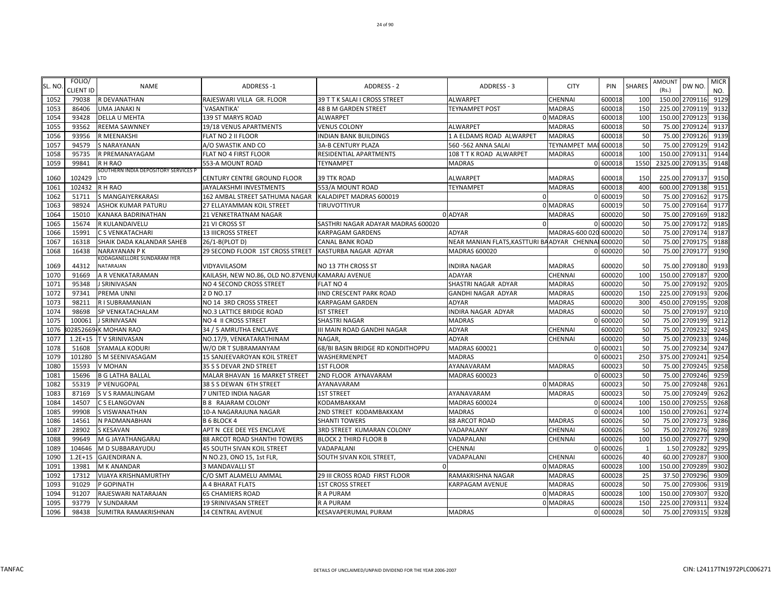| SL. NO. | FOLIO/ CLIENT ID | NAME | ADDRESS -1 | ADDRESS - 2 | ADDRESS - 3 | CITY | PIN | SHARES | AMOUNT (Rs.) | DW NO. | MICR NO. |
|---|---|---|---|---|---|---|---|---|---|---|---|
| 1052 | 79038 | R DEVANATHAN | RAJESWARI VILLA GR. FLOOR | 39 T T K SALAI I CROSS STREET | ALWARPET | CHENNAI | 600018 | 100 | 150.00 | 2709116 | 9129 |
| 1053 | 86406 | UMA JANAKI N | `VASANTIKA' | 48 B M GARDEN STREET | TEYNAMPET POST | MADRAS | 600018 | 150 | 225.00 | 2709119 | 9132 |
| 1054 | 93428 | DELLA U MEHTA | 139 ST MARYS ROAD | ALWARPET | 0 | MADRAS | 600018 | 100 | 150.00 | 2709123 | 9136 |
| 1055 | 93562 | REEMA SAWNNEY | 19/18 VENUS APARTMENTS | VENUS COLONY | ALWARPET | MADRAS | 600018 | 50 | 75.00 | 2709124 | 9137 |
| 1056 | 93956 | R MEENAKSHI | FLAT NO 2 II FLOOR | INDIAN BANK BUILDINGS | 1 A ELDAMS ROAD ALWARPET | MADRAS | 600018 | 50 | 75.00 | 2709126 | 9139 |
| 1057 | 94579 | S NARAYANAN | A/O SWASTIK AND CO | 3A-B CENTURY PLAZA | 560 -562 ANNA SALAI | TEYNAMPET MAI | 600018 | 50 | 75.00 | 2709129 | 9142 |
| 1058 | 95735 | R PREMANAYAGAM | FLAT NO 4 FIRST FLOOR | RESIDENTIAL APARTMENTS | 108 T T K ROAD ALWARPET | MADRAS | 600018 | 100 | 150.00 | 2709131 | 9144 |
| 1059 | 99841 | R H RAO | 553-A MOUNT ROAD | TEYNAMPET | MADRAS | 0 | 600018 | 1550 | 2325.00 | 2709135 | 9148 |
| 1060 | 102429 | SOUTHERN INDIA DEPOSITORY SERVICES P LTD | CENTURY CENTRE GROUND FLOOR | 39 TTK ROAD | ALWARPET | MADRAS | 600018 | 150 | 225.00 | 2709137 | 9150 |
| 1061 | 102432 | R H RAO | JAYALAKSHMI INVESTMENTS | 553/A MOUNT ROAD | TEYNAMPET | MADRAS | 600018 | 400 | 600.00 | 2709138 | 9151 |
| 1062 | 51711 | S MANGAIYERKARASI | 162 AMBAL STREET SATHUMA NAGAR | KALADIPET MADRAS 600019 | 0 | 0 | 600019 | 50 | 75.00 | 2709162 | 9175 |
| 1063 | 98924 | ASHOK KUMAR PATURU | 27 ELLAYAMMAN KOIL STREET | TIRUVOTTIYUR | 0 | MADRAS | 600019 | 50 | 75.00 | 2709164 | 9177 |
| 1064 | 15010 | KANAKA BADRINATHAN | 21 VENKETRATNAM NAGAR | 0 | ADYAR | MADRAS | 600020 | 50 | 75.00 | 2709169 | 9182 |
| 1065 | 15674 | R KULANDAIVELU | 21 VI CROSS ST | SASTHRI NAGAR ADAYAR MADRAS 600020 | 0 | 0 | 600020 | 50 | 75.00 | 2709172 | 9185 |
| 1066 | 15991 | C S VENKATACHARI | 13 IIICROSS STREET | KARPAGAM GARDENS | ADYAR | MADRAS-600 020 | 600020 | 50 | 75.00 | 2709174 | 9187 |
| 1067 | 16318 | SHAIK DADA KALANDAR SAHEB | 26/1-B(PLOT D) | CANAL BANK ROAD | NEAR MANIAN FLATS,KASTTURI BA ADYAR | CHENNAI | 600020 | 50 | 75.00 | 2709175 | 9188 |
| 1068 | 16438 | NARAYANAN P K | 29 SECOND FLOOR 1ST CROSS STREET | KASTURBA NAGAR ADYAR | MADRAS 600020 | 0 | 600020 | 50 | 75.00 | 2709177 | 9190 |
| 1069 | 44312 | KODAGANELLORE SUNDARAM IYER NATARAJAN | VIDYAVILASOM | NO 13 7TH CROSS ST | INDIRA NAGAR | MADRAS | 600020 | 50 | 75.00 | 2709180 | 9193 |
| 1070 | 91669 | A R VENKATARAMAN | KAILASH, NEW NO.86, OLD NO.87VENU | KAMARAJ AVENUE | ADAYAR | CHENNAI | 600020 | 100 | 150.00 | 2709187 | 9200 |
| 1071 | 95348 | J SRINIVASAN | NO 4 SECOND CROSS STREET | FLAT NO 4 | SHASTRI NAGAR ADYAR | MADRAS | 600020 | 50 | 75.00 | 2709192 | 9205 |
| 1072 | 97341 | PREMA UNNI | 2 D NO.17 | IIND CRESCENT PARK ROAD | GANDHI NAGAR ADYAR | MADRAS | 600020 | 150 | 225.00 | 2709193 | 9206 |
| 1073 | 98211 | R I SUBRAMANIAN | NO 14 3RD CROSS STREET | KARPAGAM GARDEN | ADYAR | MADRAS | 600020 | 300 | 450.00 | 2709195 | 9208 |
| 1074 | 98698 | SP VENKATACHALAM | NO.3 LATTICE BRIDGE ROAD | IST STREET | INDIRA NAGAR ADYAR | MADRAS | 600020 | 50 | 75.00 | 2709197 | 9210 |
| 1075 | 100061 | J SRINIVASAN | NO 4 II CROSS STREET | SHASTRI NAGAR | MADRAS | 0 | 600020 | 50 | 75.00 | 2709199 | 9212 |
| 1076 | 302852669 | K MOHAN RAO | 34 / 5 AMRUTHA ENCLAVE | III MAIN ROAD GANDHI NAGAR | ADYAR | CHENNAI | 600020 | 50 | 75.00 | 2709232 | 9245 |
| 1077 | 1.2E+15 | T V SRINIVASAN | NO.17/9, VENKATARATHINAM | NAGAR, | ADYAR | CHENNAI | 600020 | 50 | 75.00 | 2709233 | 9246 |
| 1078 | 51608 | SYAMALA KODURI | W/O DR T SUBRAMANYAM | 68/BI BASIN BRIDGE RD KONDITHOPPU | MADRAS 600021 | 0 | 600021 | 50 | 75.00 | 2709234 | 9247 |
| 1079 | 101280 | S M SEENIVASAGAM | 15 SANJEEVAROYAN KOIL STREET | WASHERMENPET | MADRAS | 0 | 600021 | 250 | 375.00 | 2709241 | 9254 |
| 1080 | 15593 | V MOHAN | 35 S S DEVAR 2ND STREET | 1ST FLOOR | AYANAVARAM | MADRAS | 600023 | 50 | 75.00 | 2709245 | 9258 |
| 1081 | 15696 | B G LATHA BALLAL | MALAR BHAVAN 16 MARKET STREET | 2ND FLOOR AYNAVARAM | MADRAS 600023 | 0 | 600023 | 50 | 75.00 | 2709246 | 9259 |
| 1082 | 55319 | P VENUGOPAL | 38 S S DEWAN 6TH STREET | AYANAVARAM | 0 | MADRAS | 600023 | 50 | 75.00 | 2709248 | 9261 |
| 1083 | 87169 | S V S RAMALINGAM | 7 UNITED INDIA NAGAR | 1ST STREET | AYANAVARAM | MADRAS | 600023 | 50 | 75.00 | 2709249 | 9262 |
| 1084 | 14507 | C S ELANGOVAN | B 8 RAJARAM COLONY | KODAMBAKKAM | MADRAS 600024 | 0 | 600024 | 100 | 150.00 | 2709255 | 9268 |
| 1085 | 99908 | S VISWANATHAN | 10-A NAGARAJUNA NAGAR | 2ND STREET KODAMBAKKAM | MADRAS | 0 | 600024 | 100 | 150.00 | 2709261 | 9274 |
| 1086 | 14561 | N PADMANABHAN | B 6 BLOCK 4 | SHANTI TOWERS | 88 ARCOT ROAD | MADRAS | 600026 | 50 | 75.00 | 2709273 | 9286 |
| 1087 | 28902 | S KESAVAN | APT N CEE DEE YES ENCLAVE | 3RD STREET KUMARAN COLONY | VADAPALANY | CHENNAI | 600026 | 50 | 75.00 | 2709276 | 9289 |
| 1088 | 99649 | M G JAYATHANGARAJ | 88 ARCOT ROAD SHANTHI TOWERS | BLOCK 2 THIRD FLOOR B | VADAPALANI | CHENNAI | 600026 | 100 | 150.00 | 2709277 | 9290 |
| 1089 | 104646 | M D SUBBARAYUDU | 45 SOUTH SIVAN KOIL STREET | VADAPALANI | CHENNAI | 0 | 600026 | 1 | 1.50 | 2709282 | 9295 |
| 1090 | 1.2E+15 | GAJENDIRAN A. | N NO.23, ONO 15, 1st FLR, | SOUTH SIVAN KOIL STREET, | VADAPALANI | CHENNAI | 600026 | 40 | 60.00 | 2709287 | 9300 |
| 1091 | 13981 | M K ANANDAR | 3 MANDAVALLI ST | 0 | 0 | MADRAS | 600028 | 100 | 150.00 | 2709289 | 9302 |
| 1092 | 17312 | VIJAYA KRISHNAMURTHY | C/O SMT ALAMELU AMMAL | 29 III CROSS ROAD FIRST FLOOR | RAMAKRISHNA NAGAR | MADRAS | 600028 | 25 | 37.50 | 2709296 | 9309 |
| 1093 | 91029 | P GOPINATH | A 4 BHARAT FLATS | 1ST CROSS STREET | KARPAGAM AVENUE | MADRAS | 600028 | 50 | 75.00 | 2709306 | 9319 |
| 1094 | 91207 | RAJESWARI NATARAJAN | 65 CHAMIERS ROAD | R A PURAM | 0 | MADRAS | 600028 | 100 | 150.00 | 2709307 | 9320 |
| 1095 | 93779 | V SUNDARAM | 19 SRINIVASAN STREET | R A PURAM | 0 | MADRAS | 600028 | 150 | 225.00 | 2709311 | 9324 |
| 1096 | 98438 | SUMITRA RAMAKRISHNAN | 14 CENTRAL AVENUE | KESAVAPERUMAL PURAM | MADRAS | 0 | 600028 | 50 | 75.00 | 2709315 | 9328 |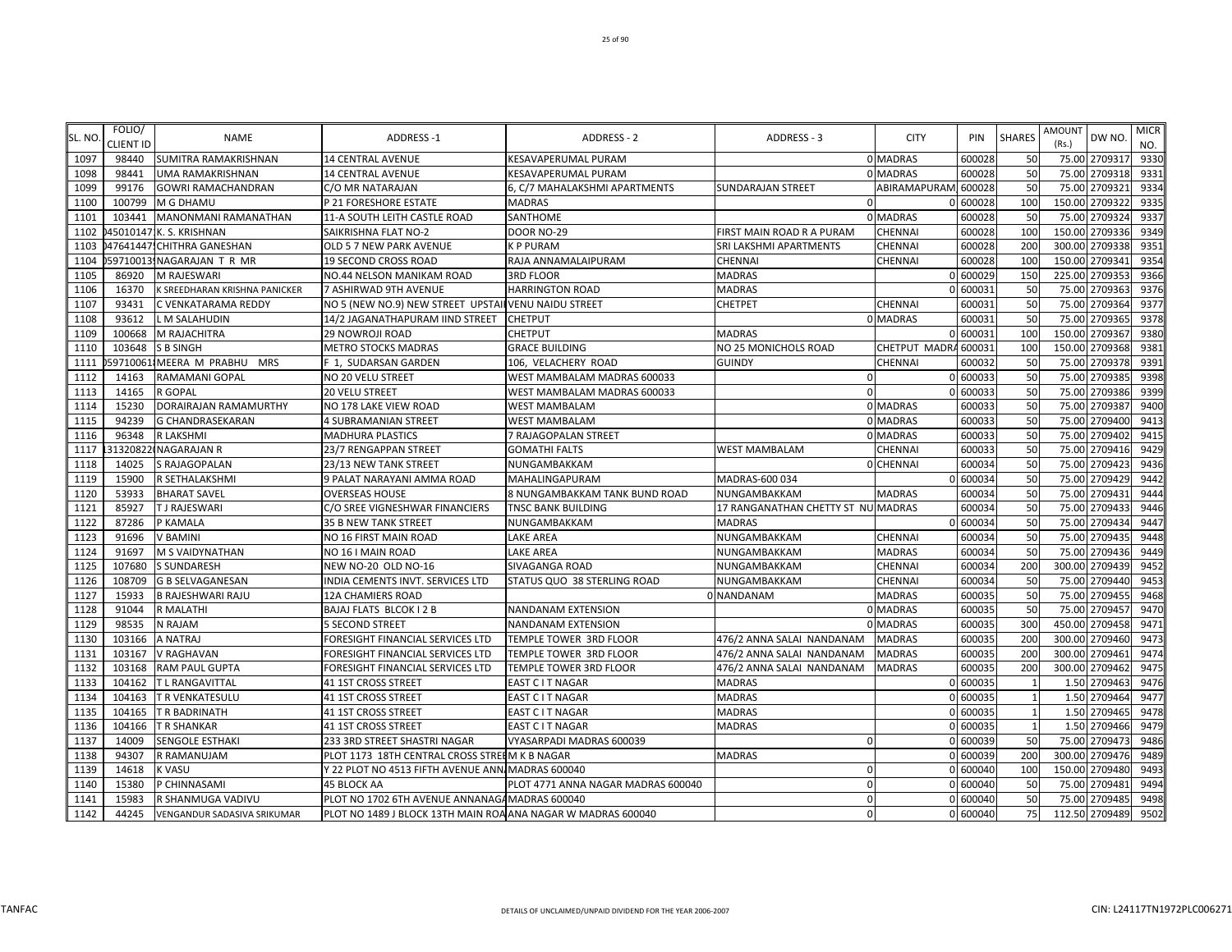| SL. NO. | FOLIO/ CLIENT ID | NAME | ADDRESS -1 | ADDRESS - 2 | ADDRESS - 3 | CITY | PIN | SHARES | AMOUNT (Rs.) | DW NO. | MICR NO. |
|---|---|---|---|---|---|---|---|---|---|---|---|
| 1097 | 98440 | SUMITRA RAMAKRISHNAN | 14 CENTRAL AVENUE | KESAVAPERUMAL PURAM | 0 | MADRAS | 600028 | 50 | 75.00 | 2709317 | 9330 |
| 1098 | 98441 | UMA RAMAKRISHNAN | 14 CENTRAL AVENUE | KESAVAPERUMAL PURAM | 0 | MADRAS | 600028 | 50 | 75.00 | 2709318 | 9331 |
| 1099 | 99176 | GOWRI RAMACHANDRAN | C/O MR NATARAJAN | 6, C/7 MAHALAKSHMI APARTMENTS | SUNDARAJAN STREET | ABIRAMAPURAM | 600028 | 50 | 75.00 | 2709321 | 9334 |
| 1100 | 100799 | M G DHAMU | P 21 FORESHORE ESTATE | MADRAS | 0 | 0 | 600028 | 100 | 150.00 | 2709322 | 9335 |
| 1101 | 103441 | MANONMANI RAMANATHAN | 11-A SOUTH LEITH CASTLE ROAD | SANTHOME | 0 | MADRAS | 600028 | 50 | 75.00 | 2709324 | 9337 |
| 1102 | 045010147 | K. S. KRISHNAN | SAIKRISHNA FLAT NO-2 | DOOR NO-29 | FIRST MAIN ROAD R A PURAM | CHENNAI | 600028 | 100 | 150.00 | 2709336 | 9349 |
| 1103 | 047641447 | CHITHRA GANESHAN | OLD 5 7 NEW PARK AVENUE | K P PURAM | SRI LAKSHMI APARTMENTS | CHENNAI | 600028 | 200 | 300.00 | 2709338 | 9351 |
| 1104 | 059710013 | NAGARAJAN T R MR | 19 SECOND CROSS ROAD | RAJA ANNAMALAIPURAM | CHENNAI | CHENNAI | 600028 | 100 | 150.00 | 2709341 | 9354 |
| 1105 | 86920 | M RAJESWARI | NO.44 NELSON MANIKAM ROAD | 3RD FLOOR | MADRAS | 0 | 600029 | 150 | 225.00 | 2709353 | 9366 |
| 1106 | 16370 | K SREEDHARAN KRISHNA PANICKER | 7 ASHIRWAD 9TH AVENUE | HARRINGTON ROAD | MADRAS | 0 | 600031 | 50 | 75.00 | 2709363 | 9376 |
| 1107 | 93431 | C VENKATARAMA REDDY | NO 5 (NEW NO.9) NEW STREET UPSTAI | VENU NAIDU STREET | CHETPET | CHENNAI | 600031 | 50 | 75.00 | 2709364 | 9377 |
| 1108 | 93612 | L M SALAHUDIN | 14/2 JAGANATHAPURAM IIND STREET | CHETPUT | 0 | MADRAS | 600031 | 50 | 75.00 | 2709365 | 9378 |
| 1109 | 100668 | M RAJACHITRA | 29 NOWROJI ROAD | CHETPUT | MADRAS | 0 | 600031 | 100 | 150.00 | 2709367 | 9380 |
| 1110 | 103648 | S B SINGH | METRO STOCKS MADRAS | GRACE BUILDING | NO 25 MONICHOLS ROAD | CHETPUT MADRA | 600031 | 100 | 150.00 | 2709368 | 9381 |
| 1111 | 059710061 | MEERA M PRABHU MRS | F 1, SUDARSAN GARDEN | 106, VELACHERY ROAD | GUINDY | CHENNAI | 600032 | 50 | 75.00 | 2709378 | 9391 |
| 1112 | 14163 | RAMAMANI GOPAL | NO 20 VELU STREET | WEST MAMBALAM MADRAS 600033 | 0 | 0 | 600033 | 50 | 75.00 | 2709385 | 9398 |
| 1113 | 14165 | R GOPAL | 20 VELU STREET | WEST MAMBALAM MADRAS 600033 | 0 | 0 | 600033 | 50 | 75.00 | 2709386 | 9399 |
| 1114 | 15230 | DORAIRAJAN RAMAMURTHY | NO 178 LAKE VIEW ROAD | WEST MAMBALAM | 0 | MADRAS | 600033 | 50 | 75.00 | 2709387 | 9400 |
| 1115 | 94239 | G CHANDRASEKARAN | 4 SUBRAMANIAN STREET | WEST MAMBALAM | 0 | MADRAS | 600033 | 50 | 75.00 | 2709400 | 9413 |
| 1116 | 96348 | R LAKSHMI | MADHURA PLASTICS | 7 RAJAGOPALAN STREET | 0 | MADRAS | 600033 | 50 | 75.00 | 2709402 | 9415 |
| 1117 | 131320822 | NAGARAJAN R | 23/7 RENGAPPAN STREET | GOMATHI FALTS | WEST MAMBALAM | CHENNAI | 600033 | 50 | 75.00 | 2709416 | 9429 |
| 1118 | 14025 | S RAJAGOPALAN | 23/13 NEW TANK STREET | NUNGAMBAKKAM | 0 | CHENNAI | 600034 | 50 | 75.00 | 2709423 | 9436 |
| 1119 | 15900 | R SETHALAKSHMI | 9 PALAT NARAYANI AMMA ROAD | MAHALINGAPURAM | MADRAS-600 034 | 0 | 600034 | 50 | 75.00 | 2709429 | 9442 |
| 1120 | 53933 | BHARAT SAVEL | OVERSEAS HOUSE | 8 NUNGAMBAKKAM TANK BUND ROAD | NUNGAMBAKKAM | MADRAS | 600034 | 50 | 75.00 | 2709431 | 9444 |
| 1121 | 85927 | T J RAJESWARI | C/O SREE VIGNESHWAR FINANCIERS | TNSC BANK BUILDING | 17 RANGANATHAN CHETTY ST NU | MADRAS | 600034 | 50 | 75.00 | 2709433 | 9446 |
| 1122 | 87286 | P KAMALA | 35 B NEW TANK STREET | NUNGAMBAKKAM | MADRAS | 0 | 600034 | 50 | 75.00 | 2709434 | 9447 |
| 1123 | 91696 | V BAMINI | NO 16 FIRST MAIN ROAD | LAKE AREA | NUNGAMBAKKAM | CHENNAI | 600034 | 50 | 75.00 | 2709435 | 9448 |
| 1124 | 91697 | M S VAIDYNATHAN | NO 16 I MAIN ROAD | LAKE AREA | NUNGAMBAKKAM | MADRAS | 600034 | 50 | 75.00 | 2709436 | 9449 |
| 1125 | 107680 | S SUNDARESH | NEW NO-20 OLD NO-16 | SIVAGANGA ROAD | NUNGAMBAKKAM | CHENNAI | 600034 | 200 | 300.00 | 2709439 | 9452 |
| 1126 | 108709 | G B SELVAGANESAN | INDIA CEMENTS INVT. SERVICES LTD | STATUS QUO 38 STERLING ROAD | NUNGAMBAKKAM | CHENNAI | 600034 | 50 | 75.00 | 2709440 | 9453 |
| 1127 | 15933 | B RAJESHWARI RAJU | 12A CHAMIERS ROAD | 0 | NANDANAM | MADRAS | 600035 | 50 | 75.00 | 2709455 | 9468 |
| 1128 | 91044 | R MALATHI | BAJAJ FLATS BLCOK I 2 B | NANDANAM EXTENSION | 0 | MADRAS | 600035 | 50 | 75.00 | 2709457 | 9470 |
| 1129 | 98535 | N RAJAM | 5 SECOND STREET | NANDANAM EXTENSION | 0 | MADRAS | 600035 | 300 | 450.00 | 2709458 | 9471 |
| 1130 | 103166 | A NATRAJ | FORESIGHT FINANCIAL SERVICES LTD | TEMPLE TOWER 3RD FLOOR | 476/2 ANNA SALAI NANDANAM | MADRAS | 600035 | 200 | 300.00 | 2709460 | 9473 |
| 1131 | 103167 | V RAGHAVAN | FORESIGHT FINANCIAL SERVICES LTD | TEMPLE TOWER 3RD FLOOR | 476/2 ANNA SALAI NANDANAM | MADRAS | 600035 | 200 | 300.00 | 2709461 | 9474 |
| 1132 | 103168 | RAM PAUL GUPTA | FORESIGHT FINANCIAL SERVICES LTD | TEMPLE TOWER 3RD FLOOR | 476/2 ANNA SALAI NANDANAM | MADRAS | 600035 | 200 | 300.00 | 2709462 | 9475 |
| 1133 | 104162 | T L RANGAVITTAL | 41 1ST CROSS STREET | EAST C I T NAGAR | MADRAS | 0 | 600035 | 1 | 1.50 | 2709463 | 9476 |
| 1134 | 104163 | T R VENKATESULU | 41 1ST CROSS STREET | EAST C I T NAGAR | MADRAS | 0 | 600035 | 1 | 1.50 | 2709464 | 9477 |
| 1135 | 104165 | T R BADRINATH | 41 1ST CROSS STREET | EAST C I T NAGAR | MADRAS | 0 | 600035 | 1 | 1.50 | 2709465 | 9478 |
| 1136 | 104166 | T R SHANKAR | 41 1ST CROSS STREET | EAST C I T NAGAR | MADRAS | 0 | 600035 | 1 | 1.50 | 2709466 | 9479 |
| 1137 | 14009 | SENGOLE ESTHAKI | 233 3RD STREET SHASTRI NAGAR | VYASARPADI MADRAS 600039 | 0 | 0 | 600039 | 50 | 75.00 | 2709473 | 9486 |
| 1138 | 94307 | R RAMANUJAM | PLOT 1173 18TH CENTRAL CROSS STREE | M K B NAGAR | MADRAS | 0 | 600039 | 200 | 300.00 | 2709476 | 9489 |
| 1139 | 14618 | K VASU | Y 22 PLOT NO 4513 FIFTH AVENUE ANN | MADRAS 600040 | 0 | 0 | 600040 | 100 | 150.00 | 2709480 | 9493 |
| 1140 | 15380 | P CHINNASAMI | 45 BLOCK AA | PLOT 4771 ANNA NAGAR MADRAS 600040 | 0 | 0 | 600040 | 50 | 75.00 | 2709481 | 9494 |
| 1141 | 15983 | R SHANMUGA VADIVU | PLOT NO 1702 6TH AVENUE ANNANAGA | MADRAS 600040 | 0 | 0 | 600040 | 50 | 75.00 | 2709485 | 9498 |
| 1142 | 44245 | VENGANDUR SADASIVA SRIKUMAR | PLOT NO 1489 J BLOCK 13TH MAIN ROA | ANNA NAGAR W MADRAS 600040 | 0 | 0 | 600040 | 75 | 112.50 | 2709489 | 9502 |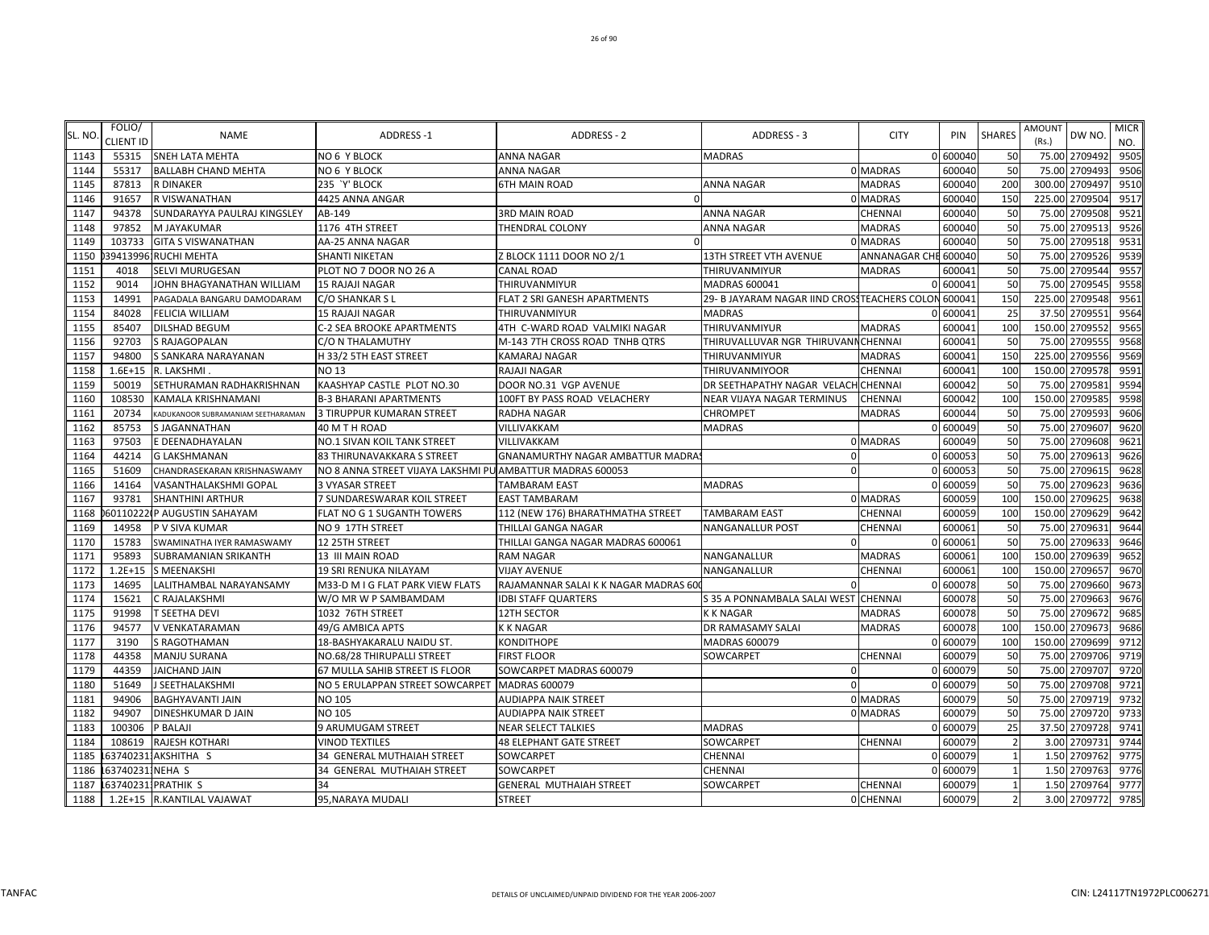| SL. NO. | FOLIO/ CLIENT ID | NAME | ADDRESS -1 | ADDRESS - 2 | ADDRESS - 3 | CITY | PIN | SHARES | AMOUNT (Rs.) | DW NO. | MICR NO. |
|---|---|---|---|---|---|---|---|---|---|---|---|
| 1143 | 55315 | SNEH LATA MEHTA | NO 6 Y BLOCK | ANNA NAGAR | MADRAS | 0 | 600040 | 50 | 75.00 | 2709492 | 9505 |
| 1144 | 55317 | BALLABH CHAND MEHTA | NO 6 Y BLOCK | ANNA NAGAR | 0 | MADRAS | 600040 | 50 | 75.00 | 2709493 | 9506 |
| 1145 | 87813 | R DINAKER | 235 `Y' BLOCK | 6TH MAIN ROAD | ANNA NAGAR | MADRAS | 600040 | 200 | 300.00 | 2709497 | 9510 |
| 1146 | 91657 | R VISWANATHAN | 4425 ANNA ANGAR | 0 | 0 | MADRAS | 600040 | 150 | 225.00 | 2709504 | 9517 |
| 1147 | 94378 | SUNDARAYYA PAULRAJ KINGSLEY | AB-149 | 3RD MAIN ROAD | ANNA NAGAR | CHENNAI | 600040 | 50 | 75.00 | 2709508 | 9521 |
| 1148 | 97852 | M JAYAKUMAR | 1176 4TH STREET | THENDRAL COLONY | ANNA NAGAR | MADRAS | 600040 | 50 | 75.00 | 2709513 | 9526 |
| 1149 | 103733 | GITA S VISWANATHAN | AA-25 ANNA NAGAR | 0 | 0 | MADRAS | 600040 | 50 | 75.00 | 2709518 | 9531 |
| 1150 | 039413996 | RUCHI MEHTA | SHANTI NIKETAN | Z BLOCK 1111 DOOR NO 2/1 | 13TH STREET VTH AVENUE | ANNANAGAR CHE | 600040 | 50 | 75.00 | 2709526 | 9539 |
| 1151 | 4018 | SELVI MURUGESAN | PLOT NO 7 DOOR NO 26 A | CANAL ROAD | THIRUVANMIYUR | MADRAS | 600041 | 50 | 75.00 | 2709544 | 9557 |
| 1152 | 9014 | JOHN BHAGYANATHAN WILLIAM | 15 RAJAJI NAGAR | THIRUVANMIYUR | MADRAS 600041 | 0 | 600041 | 50 | 75.00 | 2709545 | 9558 |
| 1153 | 14991 | PAGADALA BANGARU DAMODARAM | C/O SHANKAR S L | FLAT 2 SRI GANESH APARTMENTS | 29- B JAYARAM NAGAR IIND CROSS | TEACHERS COLON | 600041 | 150 | 225.00 | 2709548 | 9561 |
| 1154 | 84028 | FELICIA WILLIAM | 15 RAJAJI NAGAR | THIRUVANMIYUR | MADRAS | 0 | 600041 | 25 | 37.50 | 2709551 | 9564 |
| 1155 | 85407 | DILSHAD BEGUM | C-2 SEA BROOKE APARTMENTS | 4TH C-WARD ROAD VALMIKI NAGAR | THIRUVANMIYUR | MADRAS | 600041 | 100 | 150.00 | 2709552 | 9565 |
| 1156 | 92703 | S RAJAGOPALAN | C/O N THALAMUTHY | M-143 7TH CROSS ROAD TNHB QTRS | THIRUVALLUVAR NGR THIRUVANM | CHENNAI | 600041 | 50 | 75.00 | 2709555 | 9568 |
| 1157 | 94800 | S SANKARA NARAYANAN | H 33/2 5TH EAST STREET | KAMARAJ NAGAR | THIRUVANMIYUR | MADRAS | 600041 | 150 | 225.00 | 2709556 | 9569 |
| 1158 | 1.6E+15 | R. LAKSHMI . | NO 13 | RAJAJI NAGAR | THIRUVANMIYOOR | CHENNAI | 600041 | 100 | 150.00 | 2709578 | 9591 |
| 1159 | 50019 | SETHURAMAN RADHAKRISHNAN | KAASHYAP CASTLE PLOT NO.30 | DOOR NO.31 VGP AVENUE | DR SEETHAPATHY NAGAR VELACH | CHENNAI | 600042 | 50 | 75.00 | 2709581 | 9594 |
| 1160 | 108530 | KAMALA KRISHNAMANI | B-3 BHARANI APARTMENTS | 100FT BY PASS ROAD VELACHERY | NEAR VIJAYA NAGAR TERMINUS | CHENNAI | 600042 | 100 | 150.00 | 2709585 | 9598 |
| 1161 | 20734 | KADUKANOOR SUBRAMANIAM SEETHARAMAN | 3 TIRUPPUR KUMARAN STREET | RADHA NAGAR | CHROMPET | MADRAS | 600044 | 50 | 75.00 | 2709593 | 9606 |
| 1162 | 85753 | S JAGANNATHAN | 40 M T H ROAD | VILLIVAKKAM | MADRAS | 0 | 600049 | 50 | 75.00 | 2709607 | 9620 |
| 1163 | 97503 | E DEENADHAYALAN | NO.1 SIVAN KOIL TANK STREET | VILLIVAKKAM | 0 | MADRAS | 600049 | 50 | 75.00 | 2709608 | 9621 |
| 1164 | 44214 | G LAKSHMANAN | 83 THIRUNAVAKKARA S STREET | GNANAMURTHY NAGAR AMBATTUR MADRAS | 0 | 0 | 600053 | 50 | 75.00 | 2709613 | 9626 |
| 1165 | 51609 | CHANDRASEKARAN KRISHNASWAMY | NO 8 ANNA STREET VIJAYA LAKSHMI PU | AMBATTUR MADRAS 600053 | 0 | 0 | 600053 | 50 | 75.00 | 2709615 | 9628 |
| 1166 | 14164 | VASANTHALAKSHMI GOPAL | 3 VYASAR STREET | TAMBARAM EAST | MADRAS | 0 | 600059 | 50 | 75.00 | 2709623 | 9636 |
| 1167 | 93781 | SHANTHINI ARTHUR | 7 SUNDARESWARAR KOIL STREET | EAST TAMBARAM | 0 | MADRAS | 600059 | 100 | 150.00 | 2709625 | 9638 |
| 1168 | 060110222 | P AUGUSTIN SAHAYAM | FLAT NO G 1 SUGANTH TOWERS | 112 (NEW 176) BHARATHMATHA STREET | TAMBARAM EAST | CHENNAI | 600059 | 100 | 150.00 | 2709629 | 9642 |
| 1169 | 14958 | P V SIVA KUMAR | NO 9 17TH STREET | THILLAI GANGA NAGAR | NANGANALLUR POST | CHENNAI | 600061 | 50 | 75.00 | 2709631 | 9644 |
| 1170 | 15783 | SWAMINATHA IYER RAMASWAMY | 12 25TH STREET | THILLAI GANGA NAGAR MADRAS 600061 | 0 | 0 | 600061 | 50 | 75.00 | 2709633 | 9646 |
| 1171 | 95893 | SUBRAMANIAN SRIKANTH | 13 III MAIN ROAD | RAM NAGAR | NANGANALLUR | MADRAS | 600061 | 100 | 150.00 | 2709639 | 9652 |
| 1172 | 1.2E+15 | S MEENAKSHI | 19 SRI RENUKA NILAYAM | VIJAY AVENUE | NANGANALLUR | CHENNAI | 600061 | 100 | 150.00 | 2709657 | 9670 |
| 1173 | 14695 | LALITHAMBAL NARAYANSAMY | M33-D M I G FLAT PARK VIEW FLATS | RAJAMANNAR SALAI K K NAGAR MADRAS 600 | 0 | 0 | 600078 | 50 | 75.00 | 2709660 | 9673 |
| 1174 | 15621 | C RAJALAKSHMI | W/O MR W P SAMBAMDAM | IDBI STAFF QUARTERS | S 35 A PONNAMBALA SALAI WEST | CHENNAI | 600078 | 50 | 75.00 | 2709663 | 9676 |
| 1175 | 91998 | T SEETHA DEVI | 1032 76TH STREET | 12TH SECTOR | K K NAGAR | MADRAS | 600078 | 50 | 75.00 | 2709672 | 9685 |
| 1176 | 94577 | V VENKATARAMAN | 49/G AMBICA APTS | K K NAGAR | DR RAMASAMY SALAI | MADRAS | 600078 | 100 | 150.00 | 2709673 | 9686 |
| 1177 | 3190 | S RAGOTHAMAN | 18-BASHYAKARALU NAIDU ST. | KONDITHOPE | MADRAS 600079 | 0 | 600079 | 100 | 150.00 | 2709699 | 9712 |
| 1178 | 44358 | MANJU SURANA | NO.68/28 THIRUPALLI STREET | FIRST FLOOR | SOWCARPET | CHENNAI | 600079 | 50 | 75.00 | 2709706 | 9719 |
| 1179 | 44359 | JAICHAND JAIN | 67 MULLA SAHIB STREET IS FLOOR | SOWCARPET MADRAS 600079 | 0 | 0 | 600079 | 50 | 75.00 | 2709707 | 9720 |
| 1180 | 51649 | J SEETHALAKSHMI | NO 5 ERULAPPAN STREET SOWCARPET | MADRAS 600079 | 0 | 0 | 600079 | 50 | 75.00 | 2709708 | 9721 |
| 1181 | 94906 | BAGHYAVANTI JAIN | NO 105 | AUDIAPPA NAIK STREET | 0 | MADRAS | 600079 | 50 | 75.00 | 2709719 | 9732 |
| 1182 | 94907 | DINESHKUMAR D JAIN | NO 105 | AUDIAPPA NAIK STREET | 0 | MADRAS | 600079 | 50 | 75.00 | 2709720 | 9733 |
| 1183 | 100306 | P BALAJI | 9 ARUMUGAM STREET | NEAR SELECT TALKIES | MADRAS | 0 | 600079 | 25 | 37.50 | 2709728 | 9741 |
| 1184 | 108619 | RAJESH KOTHARI | VINOD TEXTILES | 48 ELEPHANT GATE STREET | SOWCARPET | CHENNAI | 600079 | 2 | 3.00 | 2709731 | 9744 |
| 1185 | 163740231 | AKSHITHA S | 34 GENERAL MUTHAIAH STREET | SOWCARPET | CHENNAI | 0 | 600079 | 1 | 1.50 | 2709762 | 9775 |
| 1186 | 163740231 | NEHA S | 34 GENERAL MUTHAIAH STREET | SOWCARPET | CHENNAI | 0 | 600079 | 1 | 1.50 | 2709763 | 9776 |
| 1187 | 163740231 | PRATHIK S | 34 | GENERAL MUTHAIAH STREET | SOWCARPET | CHENNAI | 600079 | 1 | 1.50 | 2709764 | 9777 |
| 1188 | 1.2E+15 | R.KANTILAL VAJAWAT | 95,NARAYA MUDALI | STREET | 0 | CHENNAI | 600079 | 2 | 3.00 | 2709772 | 9785 |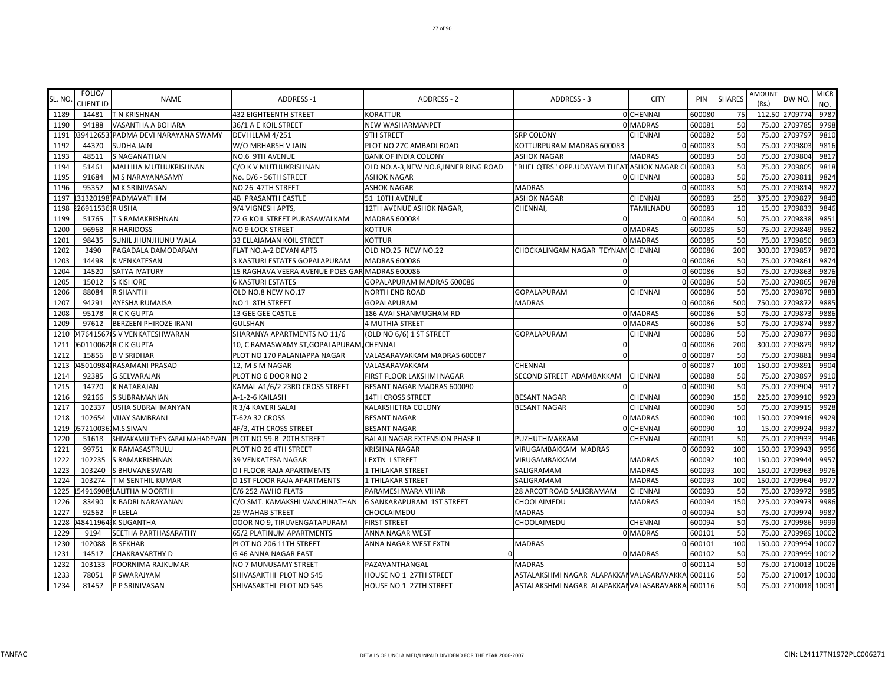| SL. NO. | FOLIO/ CLIENT ID | NAME | ADDRESS -1 | ADDRESS - 2 | ADDRESS - 3 | CITY | PIN | SHARES | AMOUNT (Rs.) | DW NO. | MICR NO. |
|---|---|---|---|---|---|---|---|---|---|---|---|
| 1189 | 14481 | T N KRISHNAN | 432 EIGHTEENTH STREET | KORATTUR | 0 | CHENNAI | 600080 | 75 | 112.50 | 2709774 | 9787 |
| 1190 | 94188 | VASANTHA A BOHARA | 36/1 A E KOIL STREET | NEW WASHARMANPET | 0 | MADRAS | 600081 | 50 | 75.00 | 2709785 | 9798 |
| 1191 | 039412653 | PADMA DEVI NARAYANA SWAMY | DEVI ILLAM 4/251 | 9TH STREET | SRP COLONY | CHENNAI | 600082 | 50 | 75.00 | 2709797 | 9810 |
| 1192 | 44370 | SUDHA JAIN | W/O MRHARSH V JAIN | PLOT NO 27C AMBADI ROAD | KOTTURPURAM MADRAS 600083 | 0 | 600083 | 50 | 75.00 | 2709803 | 9816 |
| 1193 | 48511 | S NAGANATHAN | NO.6 9TH AVENUE | BANK OF INDIA COLONY | ASHOK NAGAR | MADRAS | 600083 | 50 | 75.00 | 2709804 | 9817 |
| 1194 | 51461 | MALLIHA MUTHUKRISHNAN | C/O K V MUTHUKRISHNAN | OLD NO.A-3,NEW NO.8,INNER RING ROAD | "BHEL QTRS" OPP.UDAYAM THEAT | ASHOK NAGAR CH | 600083 | 50 | 75.00 | 2709805 | 9818 |
| 1195 | 91684 | M S NARAYANASAMY | No. D/6 - 56TH STREET | ASHOK NAGAR | 0 | CHENNAI | 600083 | 50 | 75.00 | 2709811 | 9824 |
| 1196 | 95357 | M K SRINIVASAN | NO 26 47TH STREET | ASHOK NAGAR | MADRAS | 0 | 600083 | 50 | 75.00 | 2709814 | 9827 |
| 1197 | 131320198 | PADMAVATHI M | 4B PRASANTH CASTLE | 51 10TH AVENUE | ASHOK NAGAR | CHENNAI | 600083 | 250 | 375.00 | 2709827 | 9840 |
| 1198 | 226911536 | R USHA | 9/4 VIGNESH APTS, | 12TH AVENUE ASHOK NAGAR, | CHENNAI, | TAMILNADU | 600083 | 10 | 15.00 | 2709833 | 9846 |
| 1199 | 51765 | T S RAMAKRISHNAN | 72 G KOIL STREET PURASAWALKAM | MADRAS 600084 | 0 | 0 | 600084 | 50 | 75.00 | 2709838 | 9851 |
| 1200 | 96968 | R HARIDOSS | NO 9 LOCK STREET | KOTTUR | 0 | MADRAS | 600085 | 50 | 75.00 | 2709849 | 9862 |
| 1201 | 98435 | SUNIL JHUNJHUNU WALA | 33 ELLAIAMAN KOIL STREET | KOTTUR | 0 | MADRAS | 600085 | 50 | 75.00 | 2709850 | 9863 |
| 1202 | 3490 | PAGADALA DAMODARAM | FLAT NO.A-2 DEVAN APTS | OLD NO.25 NEW NO.22 | CHOCKALINGAM NAGAR TEYNAM | CHENNAI | 600086 | 200 | 300.00 | 2709857 | 9870 |
| 1203 | 14498 | K VENKATESAN | 3 KASTURI ESTATES GOPALAPURAM | MADRAS 600086 | 0 | 0 | 600086 | 50 | 75.00 | 2709861 | 9874 |
| 1204 | 14520 | SATYA IVATURY | 15 RAGHAVA VEERA AVENUE POES GAR | MADRAS 600086 | 0 | 0 | 600086 | 50 | 75.00 | 2709863 | 9876 |
| 1205 | 15012 | S KISHORE | 6 KASTURI ESTATES | GOPALAPURAM MADRAS 600086 | 0 | 0 | 600086 | 50 | 75.00 | 2709865 | 9878 |
| 1206 | 88084 | R SHANTHI | OLD NO.8 NEW NO.17 | NORTH END ROAD | GOPALAPURAM | CHENNAI | 600086 | 50 | 75.00 | 2709870 | 9883 |
| 1207 | 94291 | AYESHA RUMAISA | NO 1 8TH STREET | GOPALAPURAM | MADRAS | 0 | 600086 | 500 | 750.00 | 2709872 | 9885 |
| 1208 | 95178 | R C K GUPTA | 13 GEE GEE CASTLE | 186 AVAI SHANMUGHAM RD | 0 | MADRAS | 600086 | 50 | 75.00 | 2709873 | 9886 |
| 1209 | 97612 | BERZEEN PHIROZE IRANI | GULSHAN | 4 MUTHIA STREET | 0 | MADRAS | 600086 | 50 | 75.00 | 2709874 | 9887 |
| 1210 | 047641567 | S V VENKATESHWARAN | SHARANYA APARTMENTS NO 11/6 | (OLD NO 6/6) 1 ST STREET | GOPALAPURAM | CHENNAI | 600086 | 50 | 75.00 | 2709877 | 9890 |
| 1211 | 060110062 | R C K GUPTA | 10, C RAMASWAMY ST,GOPALAPURAM, | CHENNAI | 0 | 0 | 600086 | 200 | 300.00 | 2709879 | 9892 |
| 1212 | 15856 | B V SRIDHAR | PLOT NO 170 PALANIAPPA NAGAR | VALASARAVAKKAM MADRAS 600087 | 0 | 0 | 600087 | 50 | 75.00 | 2709881 | 9894 |
| 1213 | 045010984 | RASAMANI PRASAD | 12, M S M NAGAR | VALASARAVAKKAM | CHENNAI | 0 | 600087 | 100 | 150.00 | 2709891 | 9904 |
| 1214 | 92385 | G SELVARAJAN | PLOT NO 6 DOOR NO 2 | FIRST FLOOR LAKSHMI NAGAR | SECOND STREET ADAMBAKKAM | CHENNAI | 600088 | 50 | 75.00 | 2709897 | 9910 |
| 1215 | 14770 | K NATARAJAN | KAMAL A1/6/2 23RD CROSS STREET | BESANT NAGAR MADRAS 600090 | 0 | 0 | 600090 | 50 | 75.00 | 2709904 | 9917 |
| 1216 | 92166 | S SUBRAMANIAN | A-1-2-6 KAILASH | 14TH CROSS STREET | BESANT NAGAR | CHENNAI | 600090 | 150 | 225.00 | 2709910 | 9923 |
| 1217 | 102337 | USHA SUBRAHMANYAN | R 3/4 KAVERI SALAI | KALAKSHETRA COLONY | BESANT NAGAR | CHENNAI | 600090 | 50 | 75.00 | 2709915 | 9928 |
| 1218 | 102654 | VIJAY SAMBRANI | T-62A 32 CROSS | BESANT NAGAR | 0 | MADRAS | 600090 | 100 | 150.00 | 2709916 | 9929 |
| 1219 | 057210036 | M.S.SIVAN | 4F/3, 4TH CROSS STREET | BESANT NAGAR | 0 | CHENNAI | 600090 | 10 | 15.00 | 2709924 | 9937 |
| 1220 | 51618 | SHIVAKAMU THENKARAI MAHADEVAN | PLOT NO.59-B 20TH STREET | BALAJI NAGAR EXTENSION PHASE II | PUZHUTHIVAKKAM | CHENNAI | 600091 | 50 | 75.00 | 2709933 | 9946 |
| 1221 | 99751 | K RAMASASTRULU | PLOT NO 26 4TH STREET | KRISHNA NAGAR | VIRUGAMBAKKAM MADRAS | 0 | 600092 | 100 | 150.00 | 2709943 | 9956 |
| 1222 | 102235 | S RAMAKRISHNAN | 39 VENKATESA NAGAR | I EXTN I STREET | VIRUGAMBAKKAM | MADRAS | 600092 | 100 | 150.00 | 2709944 | 9957 |
| 1223 | 103240 | S BHUVANESWARI | D I FLOOR RAJA APARTMENTS | 1 THILAKAR STREET | SALIGRAMAM | MADRAS | 600093 | 100 | 150.00 | 2709963 | 9976 |
| 1224 | 103274 | T M SENTHIL KUMAR | D 1ST FLOOR RAJA APARTMENTS | 1 THILAKAR STREET | SALIGRAMAM | MADRAS | 600093 | 100 | 150.00 | 2709964 | 9977 |
| 1225 | 154916908 | LALITHA MOORTHI | E/6 252 AWHO FLATS | PARAMESHWARA VIHAR | 28 ARCOT ROAD SALIGRAMAM | CHENNAI | 600093 | 50 | 75.00 | 2709972 | 9985 |
| 1226 | 83490 | K BADRI NARAYANAN | C/O SMT. KAMAKSHI VANCHINATHAN | 6 SANKARAPURAM 1ST STREET | CHOOLAIMEDU | MADRAS | 600094 | 150 | 225.00 | 2709973 | 9986 |
| 1227 | 92562 | P LEELA | 29 WAHAB STREET | CHOOLAIMEDU | MADRAS | 0 | 600094 | 50 | 75.00 | 2709974 | 9987 |
| 1228 | 048411964 | K SUGANTHA | DOOR NO 9, TIRUVENGATAPURAM | FIRST STREET | CHOOLAIMEDU | CHENNAI | 600094 | 50 | 75.00 | 2709986 | 9999 |
| 1229 | 9194 | SEETHA PARTHASARATHY | 65/2 PLATINUM APARTMENTS | ANNA NAGAR WEST | 0 | MADRAS | 600101 | 50 | 75.00 | 2709989 | 10002 |
| 1230 | 102088 | B SEKHAR | PLOT NO 206 11TH STREET | ANNA NAGAR WEST EXTN | MADRAS | 0 | 600101 | 100 | 150.00 | 2709994 | 10007 |
| 1231 | 14517 | CHAKRAVARTHY D | G 46 ANNA NAGAR EAST | 0 | 0 | MADRAS | 600102 | 50 | 75.00 | 2709999 | 10012 |
| 1232 | 103133 | POORNIMA RAJKUMAR | NO 7 MUNUSAMY STREET | PAZAVANTHANGAL | MADRAS | 0 | 600114 | 50 | 75.00 | 2710013 | 10026 |
| 1233 | 78051 | P SWARAJYAM | SHIVASAKTHI PLOT NO 545 | HOUSE NO 1 27TH STREET | ASTALAKSHMI NAGAR ALAPAKKAN | VALASARAVAKKA | 600116 | 50 | 75.00 | 2710017 | 10030 |
| 1234 | 81457 | P P SRINIVASAN | SHIVASAKTHI PLOT NO 545 | HOUSE NO 1 27TH STREET | ASTALAKSHMI NAGAR ALAPAKKAN | VALASARAVAKKA | 600116 | 50 | 75.00 | 2710018 | 10031 |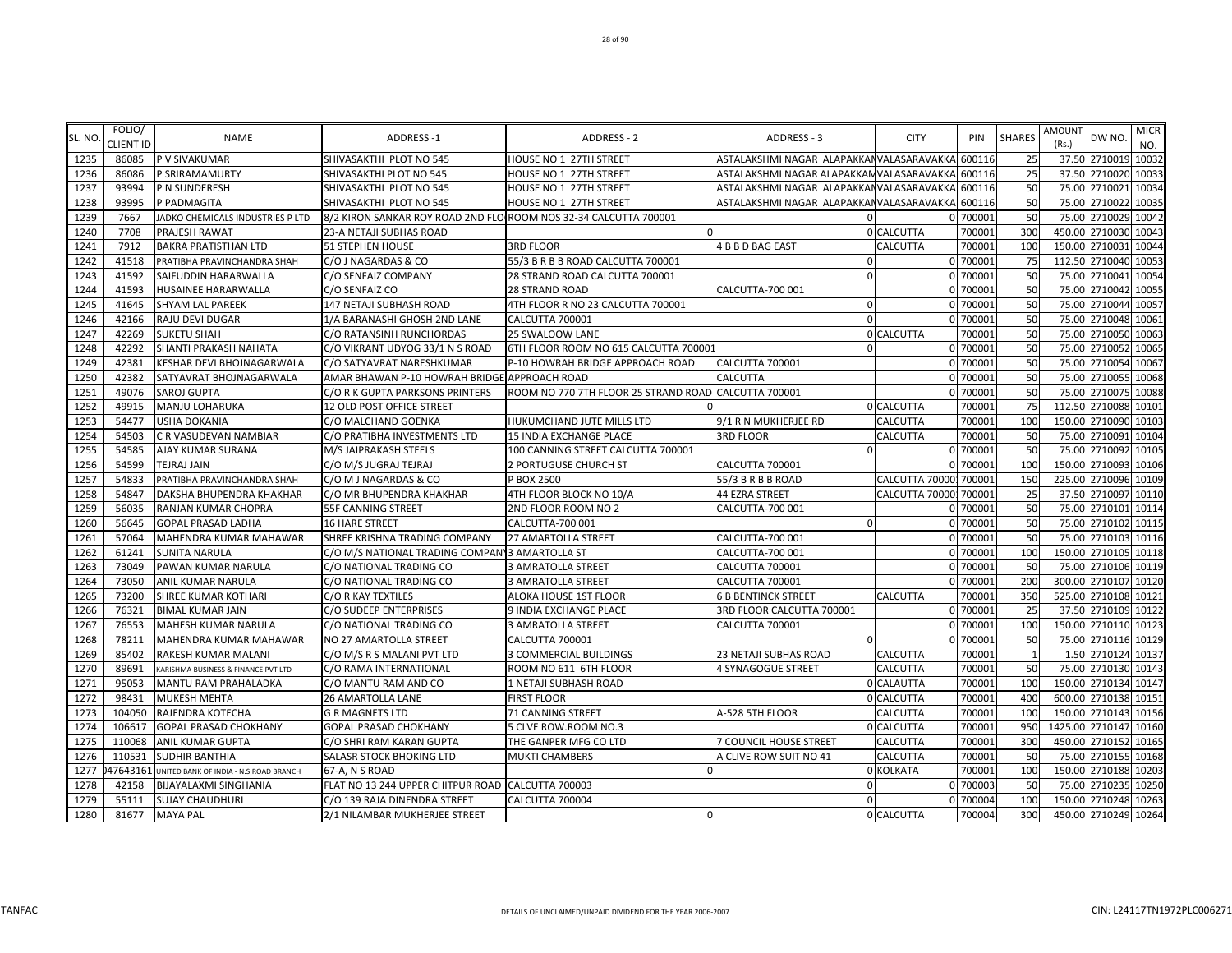| SL. NO. | FOLIO/ CLIENT ID | NAME | ADDRESS -1 | ADDRESS - 2 | ADDRESS - 3 | CITY | PIN | SHARES | AMOUNT (Rs.) | DW NO. | MICR NO. |
|---|---|---|---|---|---|---|---|---|---|---|---|
| 1235 | 86085 | P V SIVAKUMAR | SHIVASAKTHI PLOT NO 545 | HOUSE NO 1 27TH STREET | ASTALAKSHMI NAGAR ALAPAKKAN | VALASARAVAKKA | 600116 | 25 | 37.50 | 2710019 | 10032 |
| 1236 | 86086 | P SRIRAMAMURTY | SHIVASAKTHI PLOT NO 545 | HOUSE NO 1 27TH STREET | ASTALAKSHMI NAGAR ALAPAKKAN | VALASARAVAKKA | 600116 | 25 | 37.50 | 2710020 | 10033 |
| 1237 | 93994 | P N SUNDERESH | SHIVASAKTHI PLOT NO 545 | HOUSE NO 1 27TH STREET | ASTALAKSHMI NAGAR ALAPAKKAN | VALASARAVAKKA | 600116 | 50 | 75.00 | 2710021 | 10034 |
| 1238 | 93995 | P PADMAGITA | SHIVASAKTHI PLOT NO 545 | HOUSE NO 1 27TH STREET | ASTALAKSHMI NAGAR ALAPAKKAN | VALASARAVAKKA | 600116 | 50 | 75.00 | 2710022 | 10035 |
| 1239 | 7667 | JADKO CHEMICALS INDUSTRIES P LTD | 8/2 KIRON SANKAR ROY ROAD 2ND FLO | ROOM NOS 32-34 CALCUTTA 700001 | 0 | 0 | 700001 | 50 | 75.00 | 2710029 | 10042 |
| 1240 | 7708 | PRAJESH RAWAT | 23-A NETAJI SUBHAS ROAD | 0 | 0 | CALCUTTA | 700001 | 300 | 450.00 | 2710030 | 10043 |
| 1241 | 7912 | BAKRA PRATISTHAN LTD | 51 STEPHEN HOUSE | 3RD FLOOR | 4 B B D BAG EAST | CALCUTTA | 700001 | 100 | 150.00 | 2710031 | 10044 |
| 1242 | 41518 | PRATIBHA PRAVINCHANDRA SHAH | C/O J NAGARDAS & CO | 55/3 B R B B ROAD CALCUTTA 700001 | 0 | 0 | 700001 | 75 | 112.50 | 2710040 | 10053 |
| 1243 | 41592 | SAIFUDDIN HARARWALLA | C/O SENFAIZ COMPANY | 28 STRAND ROAD CALCUTTA 700001 | 0 | 0 | 700001 | 50 | 75.00 | 2710041 | 10054 |
| 1244 | 41593 | HUSAINEE HARARWALLA | C/O SENFAIZ CO | 28 STRAND ROAD | CALCUTTA-700 001 | 0 | 700001 | 50 | 75.00 | 2710042 | 10055 |
| 1245 | 41645 | SHYAM LAL PAREEK | 147 NETAJI SUBHASH ROAD | 4TH FLOOR R NO 23 CALCUTTA 700001 | 0 | 0 | 700001 | 50 | 75.00 | 2710044 | 10057 |
| 1246 | 42166 | RAJU DEVI DUGAR | 1/A BARANASHI GHOSH 2ND LANE | CALCUTTA 700001 | 0 | 0 | 700001 | 50 | 75.00 | 2710048 | 10061 |
| 1247 | 42269 | SUKETU SHAH | C/O RATANSINH RUNCHORDAS | 25 SWALOOW LANE | 0 | CALCUTTA | 700001 | 50 | 75.00 | 2710050 | 10063 |
| 1248 | 42292 | SHANTI PRAKASH NAHATA | C/O VIKRANT UDYOG 33/1 N S ROAD | 6TH FLOOR ROOM NO 615 CALCUTTA 700001 | 0 | 0 | 700001 | 50 | 75.00 | 2710052 | 10065 |
| 1249 | 42381 | KESHAR DEVI BHOJNAGARWALA | C/O SATYAVRAT NARESHKUMAR | P-10 HOWRAH BRIDGE APPROACH ROAD | CALCUTTA 700001 | 0 | 700001 | 50 | 75.00 | 2710054 | 10067 |
| 1250 | 42382 | SATYAVRAT BHOJNAGARWALA | AMAR BHAWAN P-10 HOWRAH BRIDGE | APPROACH ROAD | CALCUTTA | 0 | 700001 | 50 | 75.00 | 2710055 | 10068 |
| 1251 | 49076 | SAROJ GUPTA | C/O R K GUPTA PARKSONS PRINTERS | ROOM NO 770 7TH FLOOR 25 STRAND ROAD | CALCUTTA 700001 | 0 | 700001 | 50 | 75.00 | 2710075 | 10088 |
| 1252 | 49915 | MANJU LOHARUKA | 12 OLD POST OFFICE STREET | 0 | 0 | CALCUTTA | 700001 | 75 | 112.50 | 2710088 | 10101 |
| 1253 | 54477 | USHA DOKANIA | C/O MALCHAND GOENKA | HUKUMCHAND JUTE MILLS LTD | 9/1 R N MUKHERJEE RD | CALCUTTA | 700001 | 100 | 150.00 | 2710090 | 10103 |
| 1254 | 54503 | C R VASUDEVAN NAMBIAR | C/O PRATIBHA INVESTMENTS LTD | 15 INDIA EXCHANGE PLACE | 3RD FLOOR | CALCUTTA | 700001 | 50 | 75.00 | 2710091 | 10104 |
| 1255 | 54585 | AJAY KUMAR SURANA | M/S JAIPRAKASH STEELS | 100 CANNING STREET CALCUTTA 700001 | 0 | 0 | 700001 | 50 | 75.00 | 2710092 | 10105 |
| 1256 | 54599 | TEJRAJ JAIN | C/O M/S JUGRAJ TEJRAJ | 2 PORTUGUSE CHURCH ST | CALCUTTA 700001 | 0 | 700001 | 100 | 150.00 | 2710093 | 10106 |
| 1257 | 54833 | PRATIBHA PRAVINCHANDRA SHAH | C/O M J NAGARDAS & CO | P BOX 2500 | 55/3 B R B B ROAD | CALCUTTA 70000 | 700001 | 150 | 225.00 | 2710096 | 10109 |
| 1258 | 54847 | DAKSHA BHUPENDRA KHAKHAR | C/O MR BHUPENDRA KHAKHAR | 4TH FLOOR BLOCK NO 10/A | 44 EZRA STREET | CALCUTTA 70000 | 700001 | 25 | 37.50 | 2710097 | 10110 |
| 1259 | 56035 | RANJAN KUMAR CHOPRA | 55F CANNING STREET | 2ND FLOOR ROOM NO 2 | CALCUTTA-700 001 | 0 | 700001 | 50 | 75.00 | 2710101 | 10114 |
| 1260 | 56645 | GOPAL PRASAD LADHA | 16 HARE STREET | CALCUTTA-700 001 | 0 | 0 | 700001 | 50 | 75.00 | 2710102 | 10115 |
| 1261 | 57064 | MAHENDRA KUMAR MAHAWAR | SHREE KRISHNA TRADING COMPANY | 27 AMARTOLLA STREET | CALCUTTA-700 001 | 0 | 700001 | 50 | 75.00 | 2710103 | 10116 |
| 1262 | 61241 | SUNITA NARULA | C/O M/S NATIONAL TRADING COMPANY | 3 AMARTOLLA ST | CALCUTTA-700 001 | 0 | 700001 | 100 | 150.00 | 2710105 | 10118 |
| 1263 | 73049 | PAWAN KUMAR NARULA | C/O NATIONAL TRADING CO | 3 AMRATOLLA STREET | CALCUTTA 700001 | 0 | 700001 | 50 | 75.00 | 2710106 | 10119 |
| 1264 | 73050 | ANIL KUMAR NARULA | C/O NATIONAL TRADING CO | 3 AMRATOLLA STREET | CALCUTTA 700001 | 0 | 700001 | 200 | 300.00 | 2710107 | 10120 |
| 1265 | 73200 | SHREE KUMAR KOTHARI | C/O R KAY TEXTILES | ALOKA HOUSE 1ST FLOOR | 6 B BENTINCK STREET | CALCUTTA | 700001 | 350 | 525.00 | 2710108 | 10121 |
| 1266 | 76321 | BIMAL KUMAR JAIN | C/O SUDEEP ENTERPRISES | 9 INDIA EXCHANGE PLACE | 3RD FLOOR CALCUTTA 700001 | 0 | 700001 | 25 | 37.50 | 2710109 | 10122 |
| 1267 | 76553 | MAHESH KUMAR NARULA | C/O NATIONAL TRADING CO | 3 AMRATOLLA STREET | CALCUTTA 700001 | 0 | 700001 | 100 | 150.00 | 2710110 | 10123 |
| 1268 | 78211 | MAHENDRA KUMAR MAHAWAR | NO 27 AMARTOLLA STREET | CALCUTTA 700001 | 0 | 0 | 700001 | 50 | 75.00 | 2710116 | 10129 |
| 1269 | 85402 | RAKESH KUMAR MALANI | C/O M/S R S MALANI PVT LTD | 3 COMMERCIAL BUILDINGS | 23 NETAJI SUBHAS ROAD | CALCUTTA | 700001 | 1 | 1.50 | 2710124 | 10137 |
| 1270 | 89691 | KARISHMA BUSINESS & FINANCE PVT LTD | C/O RAMA INTERNATIONAL | ROOM NO 611 6TH FLOOR | 4 SYNAGOGUE STREET | CALCUTTA | 700001 | 50 | 75.00 | 2710130 | 10143 |
| 1271 | 95053 | MANTU RAM PRAHALADKA | C/O MANTU RAM AND CO | 1 NETAJI SUBHASH ROAD | 0 | CALAUTTA | 700001 | 100 | 150.00 | 2710134 | 10147 |
| 1272 | 98431 | MUKESH MEHTA | 26 AMARTOLLA LANE | FIRST FLOOR | 0 | CALCUTTA | 700001 | 400 | 600.00 | 2710138 | 10151 |
| 1273 | 104050 | RAJENDRA KOTECHA | G R MAGNETS LTD | 71 CANNING STREET | A-528 5TH FLOOR | CALCUTTA | 700001 | 100 | 150.00 | 2710143 | 10156 |
| 1274 | 106617 | GOPAL PRASAD CHOKHANY | GOPAL PRASAD CHOKHANY | 5 CLVE ROW.ROOM NO.3 | 0 | CALCUTTA | 700001 | 950 | 1425.00 | 2710147 | 10160 |
| 1275 | 110068 | ANIL KUMAR GUPTA | C/O SHRI RAM KARAN GUPTA | THE GANPER MFG CO LTD | 7 COUNCIL HOUSE STREET | CALCUTTA | 700001 | 300 | 450.00 | 2710152 | 10165 |
| 1276 | 110531 | SUDHIR BANTHIA | SALASR STOCK BHOKING LTD | MUKTI CHAMBERS | A CLIVE ROW SUIT NO 41 | CALCUTTA | 700001 | 50 | 75.00 | 2710155 | 10168 |
| 1277 | 047643161 | UNITED BANK OF INDIA - N.S.ROAD BRANCH | 67-A, N S ROAD | 0 | 0 | KOLKATA | 700001 | 100 | 150.00 | 2710188 | 10203 |
| 1278 | 42158 | BIJAYALAXMI SINGHANIA | FLAT NO 13 244 UPPER CHITPUR ROAD | CALCUTTA 700003 | 0 | 0 | 700003 | 50 | 75.00 | 2710235 | 10250 |
| 1279 | 55111 | SUJAY CHAUDHURI | C/O 139 RAJA DINENDRA STREET | CALCUTTA 700004 | 0 | 0 | 700004 | 100 | 150.00 | 2710248 | 10263 |
| 1280 | 81677 | MAYA PAL | 2/1 NILAMBAR MUKHERJEE STREET | 0 | 0 | CALCUTTA | 700004 | 300 | 450.00 | 2710249 | 10264 |

TANFAC

DETAILS OF UNCLAIMED/UNPAID DIVIDEND FOR THE YEAR 2006-2007

CIN: L24117TN1972PLC006271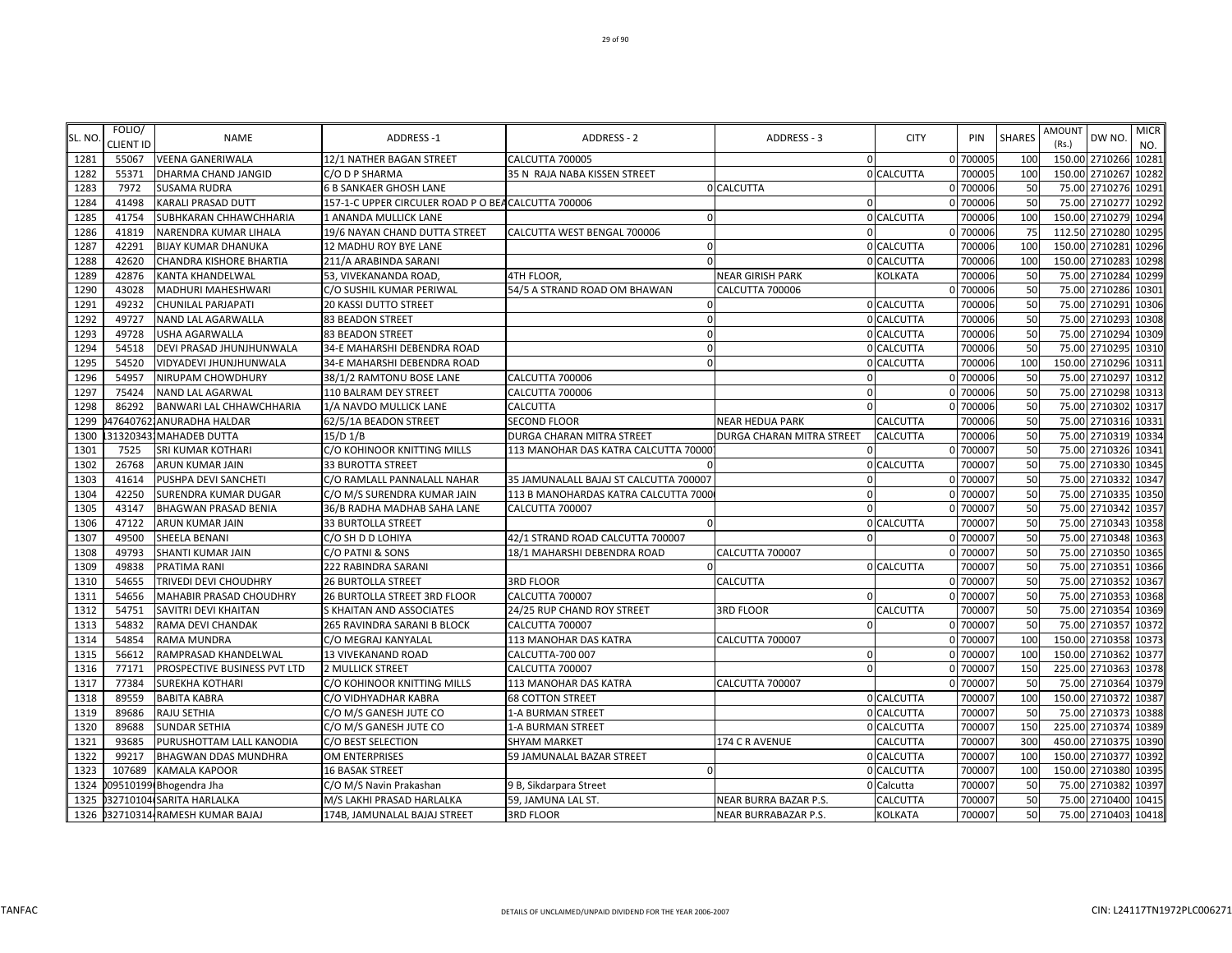| SL. NO. | FOLIO/ CLIENT ID | NAME | ADDRESS -1 | ADDRESS - 2 | ADDRESS - 3 | CITY | PIN | SHARES | AMOUNT (Rs.) | DW NO. | MICR NO. |
|---|---|---|---|---|---|---|---|---|---|---|---|
| 1281 | 55067 | VEENA GANERIWALA | 12/1 NATHER BAGAN STREET | CALCUTTA 700005 | 0 | 0 | 700005 | 100 | 150.00 | 2710266 | 10281 |
| 1282 | 55371 | DHARMA CHAND JANGID | C/O D P SHARMA | 35 N RAJA NABA KISSEN STREET | | 0 CALCUTTA | 700005 | 100 | 150.00 | 2710267 | 10282 |
| 1283 | 7972 | SUSAMA RUDRA | 6 B SANKAER GHOSH LANE | | 0 CALCUTTA | 0 | 700006 | 50 | 75.00 | 2710276 | 10291 |
| 1284 | 41498 | KARALI PRASAD DUTT | 157-1-C UPPER CIRCULER ROAD P O BEA | CALCUTTA 700006 | 0 | 0 | 700006 | 50 | 75.00 | 2710277 | 10292 |
| 1285 | 41754 | SUBHKARAN CHHAWCHHARIA | 1 ANANDA MULLICK LANE | 0 | | 0 CALCUTTA | 700006 | 100 | 150.00 | 2710279 | 10294 |
| 1286 | 41819 | NARENDRA KUMAR LIHALA | 19/6 NAYAN CHAND DUTTA STREET | CALCUTTA WEST BENGAL 700006 | 0 | 0 | 700006 | 75 | 112.50 | 2710280 | 10295 |
| 1287 | 42291 | BIJAY KUMAR DHANUKA | 12 MADHU ROY BYE LANE | 0 | | 0 CALCUTTA | 700006 | 100 | 150.00 | 2710281 | 10296 |
| 1288 | 42620 | CHANDRA KISHORE BHARTIA | 211/A ARABINDA SARANI | 0 | | 0 CALCUTTA | 700006 | 100 | 150.00 | 2710283 | 10298 |
| 1289 | 42876 | KANTA KHANDELWAL | 53, VIVEKANANDA ROAD, | 4TH FLOOR, | NEAR GIRISH PARK | KOLKATA | 700006 | 50 | 75.00 | 2710284 | 10299 |
| 1290 | 43028 | MADHURI MAHESHWARI | C/O SUSHIL KUMAR PERIWAL | 54/5 A STRAND ROAD OM BHAWAN | CALCUTTA 700006 | 0 | 700006 | 50 | 75.00 | 2710286 | 10301 |
| 1291 | 49232 | CHUNILAL PARJAPATI | 20 KASSI DUTTO STREET | 0 | | 0 CALCUTTA | 700006 | 50 | 75.00 | 2710291 | 10306 |
| 1292 | 49727 | NAND LAL AGARWALLA | 83 BEADON STREET | 0 | | 0 CALCUTTA | 700006 | 50 | 75.00 | 2710293 | 10308 |
| 1293 | 49728 | USHA AGARWALLA | 83 BEADON STREET | 0 | | 0 CALCUTTA | 700006 | 50 | 75.00 | 2710294 | 10309 |
| 1294 | 54518 | DEVI PRASAD JHUNJHUNWALA | 34-E MAHARSHI DEBENDRA ROAD | 0 | | 0 CALCUTTA | 700006 | 50 | 75.00 | 2710295 | 10310 |
| 1295 | 54520 | VIDYADEVI JHUNJHUNWALA | 34-E MAHARSHI DEBENDRA ROAD | 0 | | 0 CALCUTTA | 700006 | 100 | 150.00 | 2710296 | 10311 |
| 1296 | 54957 | NIRUPAM CHOWDHURY | 38/1/2 RAMTONU BOSE LANE | CALCUTTA 700006 | 0 | 0 | 700006 | 50 | 75.00 | 2710297 | 10312 |
| 1297 | 75424 | NAND LAL AGARWAL | 110 BALRAM DEY STREET | CALCUTTA 700006 | 0 | 0 | 700006 | 50 | 75.00 | 2710298 | 10313 |
| 1298 | 86292 | BANWARI LAL CHHAWCHHARIA | 1/A NAVDO MULLICK LANE | CALCUTTA | 0 | 0 | 700006 | 50 | 75.00 | 2710302 | 10317 |
| 1299 | 047640762 | ANURADHA HALDAR | 62/5/1A BEADON STREET | SECOND FLOOR | NEAR HEDUA PARK | CALCUTTA | 700006 | 50 | 75.00 | 2710316 | 10331 |
| 1300 | 131320343 | MAHADEB DUTTA | 15/D 1/B | DURGA CHARAN MITRA STREET | DURGA CHARAN MITRA STREET | CALCUTTA | 700006 | 50 | 75.00 | 2710319 | 10334 |
| 1301 | 7525 | SRI KUMAR KOTHARI | C/O KOHINOOR KNITTING MILLS | 113 MANOHAR DAS KATRA CALCUTTA 70000 | 0 | 0 | 700007 | 50 | 75.00 | 2710326 | 10341 |
| 1302 | 26768 | ARUN KUMAR JAIN | 33 BUROTTA STREET | 0 | | 0 CALCUTTA | 700007 | 50 | 75.00 | 2710330 | 10345 |
| 1303 | 41614 | PUSHPA DEVI SANCHETI | C/O RAMLALL PANNALALL NAHAR | 35 JAMUNALALL BAJAJ ST CALCUTTA 700007 | 0 | 0 | 700007 | 50 | 75.00 | 2710332 | 10347 |
| 1304 | 42250 | SURENDRA KUMAR DUGAR | C/O M/S SURENDRA KUMAR JAIN | 113 B MANOHARDAS KATRA CALCUTTA 7000 | 0 | 0 | 700007 | 50 | 75.00 | 2710335 | 10350 |
| 1305 | 43147 | BHAGWAN PRASAD BENIA | 36/B RADHA MADHAB SAHA LANE | CALCUTTA 700007 | 0 | 0 | 700007 | 50 | 75.00 | 2710342 | 10357 |
| 1306 | 47122 | ARUN KUMAR JAIN | 33 BURTOLLA STREET | 0 | | 0 CALCUTTA | 700007 | 50 | 75.00 | 2710343 | 10358 |
| 1307 | 49500 | SHEELA BENANI | C/O SH D D LOHIYA | 42/1 STRAND ROAD CALCUTTA 700007 | 0 | 0 | 700007 | 50 | 75.00 | 2710348 | 10363 |
| 1308 | 49793 | SHANTI KUMAR JAIN | C/O PATNI & SONS | 18/1 MAHARSHI DEBENDRA ROAD | CALCUTTA 700007 | 0 | 700007 | 50 | 75.00 | 2710350 | 10365 |
| 1309 | 49838 | PRATIMA RANI | 222 RABINDRA SARANI | 0 | | 0 CALCUTTA | 700007 | 50 | 75.00 | 2710351 | 10366 |
| 1310 | 54655 | TRIVEDI DEVI CHOUDHRY | 26 BURTOLLA STREET | 3RD FLOOR | CALCUTTA | 0 | 700007 | 50 | 75.00 | 2710352 | 10367 |
| 1311 | 54656 | MAHABIR PRASAD CHOUDHRY | 26 BURTOLLA STREET 3RD FLOOR | CALCUTTA 700007 | 0 | 0 | 700007 | 50 | 75.00 | 2710353 | 10368 |
| 1312 | 54751 | SAVITRI DEVI KHAITAN | S KHAITAN AND ASSOCIATES | 24/25 RUP CHAND ROY STREET | 3RD FLOOR | CALCUTTA | 700007 | 50 | 75.00 | 2710354 | 10369 |
| 1313 | 54832 | RAMA DEVI CHANDAK | 265 RAVINDRA SARANI B BLOCK | CALCUTTA 700007 | 0 | 0 | 700007 | 50 | 75.00 | 2710357 | 10372 |
| 1314 | 54854 | RAMA MUNDRA | C/O MEGRAJ KANYALAL | 113 MANOHAR DAS KATRA | CALCUTTA 700007 | 0 | 700007 | 100 | 150.00 | 2710358 | 10373 |
| 1315 | 56612 | RAMPRASAD KHANDELWAL | 13 VIVEKANAND ROAD | CALCUTTA-700 007 | 0 | 0 | 700007 | 100 | 150.00 | 2710362 | 10377 |
| 1316 | 77171 | PROSPECTIVE BUSINESS PVT LTD | 2 MULLICK STREET | CALCUTTA 700007 | 0 | 0 | 700007 | 150 | 225.00 | 2710363 | 10378 |
| 1317 | 77384 | SUREKHA KOTHARI | C/O KOHINOOR KNITTING MILLS | 113 MANOHAR DAS KATRA | CALCUTTA 700007 | 0 | 700007 | 50 | 75.00 | 2710364 | 10379 |
| 1318 | 89559 | BABITA KABRA | C/O VIDHYADHAR KABRA | 68 COTTON STREET | | 0 CALCUTTA | 700007 | 100 | 150.00 | 2710372 | 10387 |
| 1319 | 89686 | RAJU SETHIA | C/O M/S GANESH JUTE CO | 1-A BURMAN STREET | | 0 CALCUTTA | 700007 | 50 | 75.00 | 2710373 | 10388 |
| 1320 | 89688 | SUNDAR SETHIA | C/O M/S GANESH JUTE CO | 1-A BURMAN STREET | | 0 CALCUTTA | 700007 | 150 | 225.00 | 2710374 | 10389 |
| 1321 | 93685 | PURUSHOTTAM LALL KANODIA | C/O BEST SELECTION | SHYAM MARKET | 174 C R AVENUE | CALCUTTA | 700007 | 300 | 450.00 | 2710375 | 10390 |
| 1322 | 99217 | BHAGWAN DDAS MUNDHRA | OM ENTERPRISES | 59 JAMUNALAL BAZAR STREET | | 0 CALCUTTA | 700007 | 100 | 150.00 | 2710377 | 10392 |
| 1323 | 107689 | KAMALA KAPOOR | 16 BASAK STREET | 0 | | 0 CALCUTTA | 700007 | 100 | 150.00 | 2710380 | 10395 |
| 1324 | 009510199 | Bhogendra Jha | C/O M/S Navin Prakashan | 9 B, Sikdarpara Street | | 0 Calcutta | 700007 | 50 | 75.00 | 2710382 | 10397 |
| 1325 | 032710104 | SARITA HARLALKA | M/S LAKHI PRASAD HARLALKA | 59, JAMUNA LAL ST. | NEAR BURRA BAZAR P.S. | CALCUTTA | 700007 | 50 | 75.00 | 2710400 | 10415 |
| 1326 | 032710314 | RAMESH KUMAR BAJAJ | 174B, JAMUNALAL BAJAJ STREET | 3RD FLOOR | NEAR BURRABAZAR P.S. | KOLKATA | 700007 | 50 | 75.00 | 2710403 | 10418 |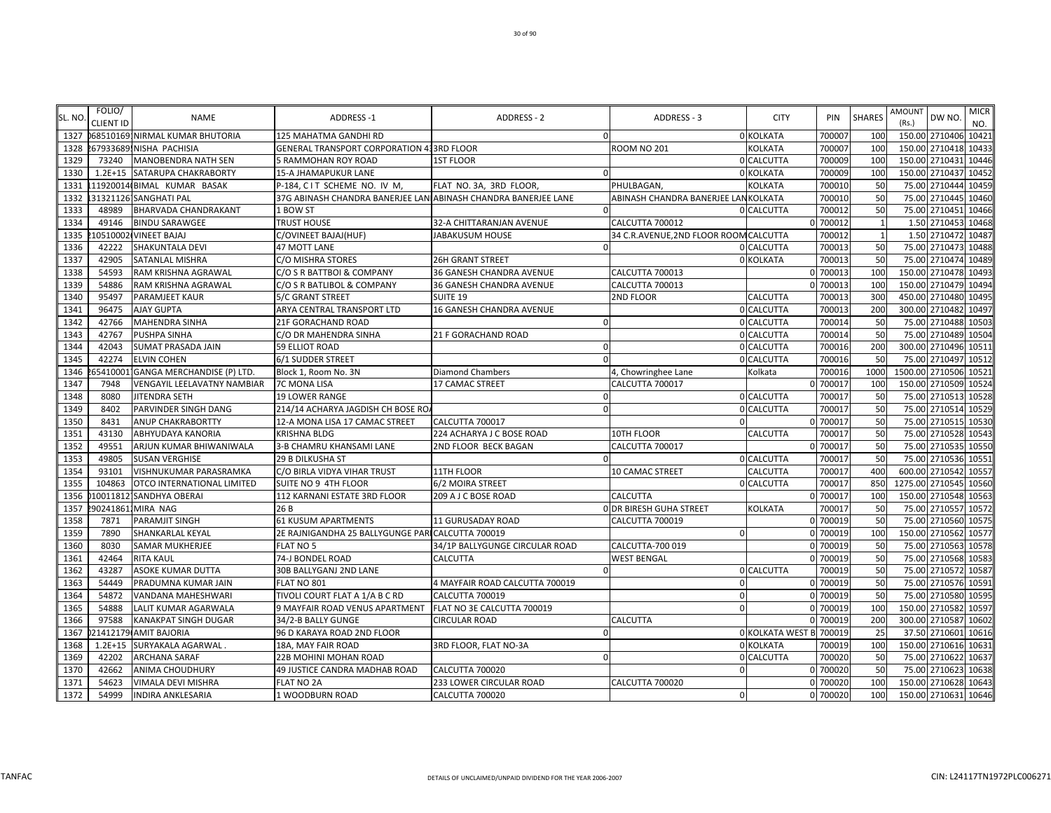| SL. NO. | FOLIO/ CLIENT ID | NAME | ADDRESS -1 | ADDRESS - 2 | ADDRESS - 3 | CITY | PIN | SHARES | AMOUNT (Rs.) | DW NO. | MICR NO. |
|---|---|---|---|---|---|---|---|---|---|---|---|
| 1327 | 068510169 | NIRMAL KUMAR BHUTORIA | 125 MAHATMA GANDHI RD | 0 | 0 | KOLKATA | 700007 | 100 | 150.00 | 2710406 | 10421 |
| 1328 | 267933689 | NISHA PACHISIA | GENERAL TRANSPORT CORPORATION 4 | 3RD FLOOR | ROOM NO 201 | KOLKATA | 700007 | 100 | 150.00 | 2710418 | 10433 |
| 1329 | 73240 | MANOBENDRA NATH SEN | 5 RAMMOHAN ROY ROAD | 1ST FLOOR | 0 | CALCUTTA | 700009 | 100 | 150.00 | 2710431 | 10446 |
| 1330 | 1.2E+15 | SATARUPA CHAKRABORTY | 15-A JHAMAPUKUR LANE | 0 | 0 | KOLKATA | 700009 | 100 | 150.00 | 2710437 | 10452 |
| 1331 | 119200140 | BIMAL KUMAR BASAK | P-184, C I T SCHEME NO. IV M, | FLAT NO. 3A, 3RD FLOOR, | PHULBAGAN, | KOLKATA | 700010 | 50 | 75.00 | 2710444 | 10459 |
| 1332 | 131321126 | SANGHATI PAL | 37G ABINASH CHANDRA BANERJEE LAN | ABINASH CHANDRA BANERJEE LANE | ABINASH CHANDRA BANERJEE LAN | KOLKATA | 700010 | 50 | 75.00 | 2710445 | 10460 |
| 1333 | 48989 | BHARVADA CHANDRAKANT | 1 BOW ST | 0 | 0 | CALCUTTA | 700012 | 50 | 75.00 | 2710451 | 10466 |
| 1334 | 49146 | BINDU SARAWGEE | TRUST HOUSE | 32-A CHITTARANJAN AVENUE | CALCUTTA 700012 | 0 | 700012 | 1 | 1.50 | 2710453 | 10468 |
| 1335 | 210510002 | VINEET BAJAJ | C/OVINEET BAJAJ(HUF) | JABAKUSUM HOUSE | 34 C.R.AVENUE,2ND FLOOR ROOM | CALCUTTA | 700012 | 1 | 1.50 | 2710472 | 10487 |
| 1336 | 42222 | SHAKUNTALA DEVI | 47 MOTT LANE | 0 | 0 | CALCUTTA | 700013 | 50 | 75.00 | 2710473 | 10488 |
| 1337 | 42905 | SATANLAL MISHRA | C/O MISHRA STORES | 26H GRANT STREET | 0 | KOLKATA | 700013 | 50 | 75.00 | 2710474 | 10489 |
| 1338 | 54593 | RAM KRISHNA AGRAWAL | C/O S R BATTBOI & COMPANY | 36 GANESH CHANDRA AVENUE | CALCUTTA 700013 | 0 | 700013 | 100 | 150.00 | 2710478 | 10493 |
| 1339 | 54886 | RAM KRISHNA AGRAWAL | C/O S R BATLIBOL & COMPANY | 36 GANESH CHANDRA AVENUE | CALCUTTA 700013 | 0 | 700013 | 100 | 150.00 | 2710479 | 10494 |
| 1340 | 95497 | PARAMJEET KAUR | 5/C GRANT STREET | SUITE 19 | 2ND FLOOR | CALCUTTA | 700013 | 300 | 450.00 | 2710480 | 10495 |
| 1341 | 96475 | AJAY GUPTA | ARYA CENTRAL TRANSPORT LTD | 16 GANESH CHANDRA AVENUE | 0 | CALCUTTA | 700013 | 200 | 300.00 | 2710482 | 10497 |
| 1342 | 42766 | MAHENDRA SINHA | 21F GORACHAND ROAD | 0 | 0 | CALCUTTA | 700014 | 50 | 75.00 | 2710488 | 10503 |
| 1343 | 42767 | PUSHPA SINHA | C/O DR MAHENDRA SINHA | 21 F GORACHAND ROAD | 0 | CALCUTTA | 700014 | 50 | 75.00 | 2710489 | 10504 |
| 1344 | 42043 | SUMAT PRASADA JAIN | 59 ELLIOT ROAD | 0 | 0 | CALCUTTA | 700016 | 200 | 300.00 | 2710496 | 10511 |
| 1345 | 42274 | ELVIN COHEN | 6/1 SUDDER STREET | 0 | 0 | CALCUTTA | 700016 | 50 | 75.00 | 2710497 | 10512 |
| 1346 | 265410001 | GANGA MERCHANDISE (P) LTD. | Block 1, Room No. 3N | Diamond Chambers | 4, Chowringhee Lane | Kolkata | 700016 | 1000 | 1500.00 | 2710506 | 10521 |
| 1347 | 7948 | VENGAYIL LEELAVATNY NAMBIAR | 7C MONA LISA | 17 CAMAC STREET | CALCUTTA 700017 | 0 | 700017 | 100 | 150.00 | 2710509 | 10524 |
| 1348 | 8080 | JITENDRA SETH | 19 LOWER RANGE | 0 | 0 | CALCUTTA | 700017 | 50 | 75.00 | 2710513 | 10528 |
| 1349 | 8402 | PARVINDER SINGH DANG | 214/14 ACHARYA JAGDISH CH BOSE RO | 0 | 0 | CALCUTTA | 700017 | 50 | 75.00 | 2710514 | 10529 |
| 1350 | 8431 | ANUP CHAKRABORTTY | 12-A MONA LISA 17 CAMAC STREET | CALCUTTA 700017 | 0 | 0 | 700017 | 50 | 75.00 | 2710515 | 10530 |
| 1351 | 43130 | ABHYUDAYA KANORIA | KRISHNA BLDG | 224 ACHARYA J C BOSE ROAD | 10TH FLOOR | CALCUTTA | 700017 | 50 | 75.00 | 2710528 | 10543 |
| 1352 | 49551 | ARJUN KUMAR BHIWANIWALA | 3-B CHAMRU KHANSAMI LANE | 2ND FLOOR BECK BAGAN | CALCUTTA 700017 | 0 | 700017 | 50 | 75.00 | 2710535 | 10550 |
| 1353 | 49805 | SUSAN VERGHISE | 29 B DILKUSHA ST | 0 | 0 | CALCUTTA | 700017 | 50 | 75.00 | 2710536 | 10551 |
| 1354 | 93101 | VISHNUKUMAR PARASRAMKA | C/O BIRLA VIDYA VIHAR TRUST | 11TH FLOOR | 10 CAMAC STREET | CALCUTTA | 700017 | 400 | 600.00 | 2710542 | 10557 |
| 1355 | 104863 | OTCO INTERNATIONAL LIMITED | SUITE NO 9 4TH FLOOR | 6/2 MOIRA STREET | 0 | CALCUTTA | 700017 | 850 | 1275.00 | 2710545 | 10560 |
| 1356 | 010011812 | SANDHYA OBERAI | 112 KARNANI ESTATE 3RD FLOOR | 209 A J C BOSE ROAD | CALCUTTA | 0 | 700017 | 100 | 150.00 | 2710548 | 10563 |
| 1357 | 290241861 | MIRA NAG | 26 B | 0 | DR BIRESH GUHA STREET | KOLKATA | 700017 | 50 | 75.00 | 2710557 | 10572 |
| 1358 | 7871 | PARAMJIT SINGH | 61 KUSUM APARTMENTS | 11 GURUSADAY ROAD | CALCUTTA 700019 | 0 | 700019 | 50 | 75.00 | 2710560 | 10575 |
| 1359 | 7890 | SHANKARLAL KEYAL | 2E RAJNIGANDHA 25 BALLYGUNGE PAR | CALCUTTA 700019 | 0 | 0 | 700019 | 100 | 150.00 | 2710562 | 10577 |
| 1360 | 8030 | SAMAR MUKHERJEE | FLAT NO 5 | 34/1P BALLYGUNGE CIRCULAR ROAD | CALCUTTA-700 019 | 0 | 700019 | 50 | 75.00 | 2710563 | 10578 |
| 1361 | 42464 | RITA KAUL | 74-J BONDEL ROAD | CALCUTTA | WEST BENGAL | 0 | 700019 | 50 | 75.00 | 2710568 | 10583 |
| 1362 | 43287 | ASOKE KUMAR DUTTA | 30B BALLYGANJ 2ND LANE | 0 | 0 | CALCUTTA | 700019 | 50 | 75.00 | 2710572 | 10587 |
| 1363 | 54449 | PRADUMNA KUMAR JAIN | FLAT NO 801 | 4 MAYFAIR ROAD CALCUTTA 700019 | 0 | 0 | 700019 | 50 | 75.00 | 2710576 | 10591 |
| 1364 | 54872 | VANDANA MAHESHWARI | TIVOLI COURT FLAT A 1/A B C RD | CALCUTTA 700019 | 0 | 0 | 700019 | 50 | 75.00 | 2710580 | 10595 |
| 1365 | 54888 | LALIT KUMAR AGARWALA | 9 MAYFAIR ROAD VENUS APARTMENT | FLAT NO 3E CALCUTTA 700019 | 0 | 0 | 700019 | 100 | 150.00 | 2710582 | 10597 |
| 1366 | 97588 | KANAKPAT SINGH DUGAR | 34/2-B BALLY GUNGE | CIRCULAR ROAD | CALCUTTA | 0 | 700019 | 200 | 300.00 | 2710587 | 10602 |
| 1367 | 021412179 | AMIT BAJORIA | 96 D KARAYA ROAD 2ND FLOOR | 0 | 0 | KOLKATA WEST B | 700019 | 25 | 37.50 | 2710601 | 10616 |
| 1368 | 1.2E+15 | SURYAKALA AGARWAL . | 18A, MAY FAIR ROAD | 3RD FLOOR, FLAT NO-3A | 0 | KOLKATA | 700019 | 100 | 150.00 | 2710616 | 10631 |
| 1369 | 42202 | ARCHANA SARAF | 22B MOHINI MOHAN ROAD | 0 | 0 | CALCUTTA | 700020 | 50 | 75.00 | 2710622 | 10637 |
| 1370 | 42662 | ANIMA CHOUDHURY | 49 JUSTICE CANDRA MADHAB ROAD | CALCUTTA 700020 | 0 | 0 | 700020 | 50 | 75.00 | 2710623 | 10638 |
| 1371 | 54623 | VIMALA DEVI MISHRA | FLAT NO 2A | 233 LOWER CIRCULAR ROAD | CALCUTTA 700020 | 0 | 700020 | 100 | 150.00 | 2710628 | 10643 |
| 1372 | 54999 | INDIRA ANKLESARIA | 1 WOODBURN ROAD | CALCUTTA 700020 | 0 | 0 | 700020 | 100 | 150.00 | 2710631 | 10646 |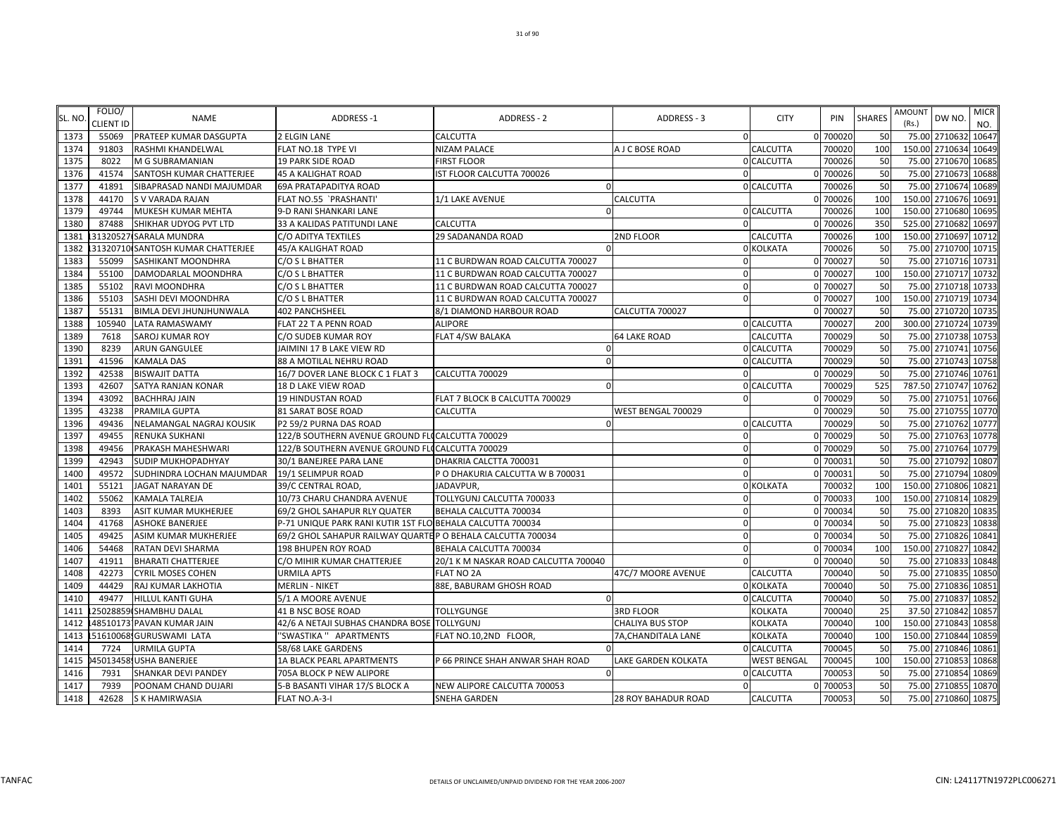| SL. NO. | FOLIO/ CLIENT ID | NAME | ADDRESS -1 | ADDRESS - 2 | ADDRESS - 3 | CITY | PIN | SHARES | AMOUNT (Rs.) | DW NO. | MICR NO. |
|---|---|---|---|---|---|---|---|---|---|---|---|
| 1373 | 55069 | PRATEEP KUMAR DASGUPTA | 2 ELGIN LANE | CALCUTTA | 0 | 0 | 700020 | 50 | 75.00 | 2710632 | 10647 |
| 1374 | 91803 | RASHMI KHANDELWAL | FLAT NO.18 TYPE VI | NIZAM PALACE | A J C BOSE ROAD | CALCUTTA | 700020 | 100 | 150.00 | 2710634 | 10649 |
| 1375 | 8022 | M G SUBRAMANIAN | 19 PARK SIDE ROAD | FIRST FLOOR | 0 | CALCUTTA | 700026 | 50 | 75.00 | 2710670 | 10685 |
| 1376 | 41574 | SANTOSH KUMAR CHATTERJEE | 45 A KALIGHAT ROAD | IST FLOOR CALCUTTA 700026 | 0 | 0 | 700026 | 50 | 75.00 | 2710673 | 10688 |
| 1377 | 41891 | SIBAPRASAD NANDI MAJUMDAR | 69A PRATAPADITYA ROAD | 0 | 0 | CALCUTTA | 700026 | 50 | 75.00 | 2710674 | 10689 |
| 1378 | 44170 | S V VARADA RAJAN | FLAT NO.55 `PRASHANTI' | 1/1 LAKE AVENUE | CALCUTTA | 0 | 700026 | 100 | 150.00 | 2710676 | 10691 |
| 1379 | 49744 | MUKESH KUMAR MEHTA | 9-D RANI SHANKARI LANE | 0 | 0 | CALCUTTA | 700026 | 100 | 150.00 | 2710680 | 10695 |
| 1380 | 87488 | SHIKHAR UDYOG PVT LTD | 33 A KALIDAS PATITUNDI LANE | CALCUTTA | 0 | 0 | 700026 | 350 | 525.00 | 2710682 | 10697 |
| 1381 | 131320527 | SARALA MUNDRA | C/O ADITYA TEXTILES | 29 SADANANDA ROAD | 2ND FLOOR | CALCUTTA | 700026 | 100 | 150.00 | 2710697 | 10712 |
| 1382 | 131320710 | SANTOSH KUMAR CHATTERJEE | 45/A KALIGHAT ROAD | 0 | 0 | KOLKATA | 700026 | 50 | 75.00 | 2710700 | 10715 |
| 1383 | 55099 | SASHIKANT MOONDHRA | C/O S L BHATTER | 11 C BURDWAN ROAD CALCUTTA 700027 | 0 | 0 | 700027 | 50 | 75.00 | 2710716 | 10731 |
| 1384 | 55100 | DAMODARLAL MOONDHRA | C/O S L BHATTER | 11 C BURDWAN ROAD CALCUTTA 700027 | 0 | 0 | 700027 | 100 | 150.00 | 2710717 | 10732 |
| 1385 | 55102 | RAVI MOONDHRA | C/O S L BHATTER | 11 C BURDWAN ROAD CALCUTTA 700027 | 0 | 0 | 700027 | 50 | 75.00 | 2710718 | 10733 |
| 1386 | 55103 | SASHI DEVI MOONDHRA | C/O S L BHATTER | 11 C BURDWAN ROAD CALCUTTA 700027 | 0 | 0 | 700027 | 100 | 150.00 | 2710719 | 10734 |
| 1387 | 55131 | BIMLA DEVI JHUNJHUNWALA | 402 PANCHSHEEL | 8/1 DIAMOND HARBOUR ROAD | CALCUTTA 700027 | 0 | 700027 | 50 | 75.00 | 2710720 | 10735 |
| 1388 | 105940 | LATA RAMASWAMY | FLAT 22 T A PENN ROAD | ALIPORE | 0 | CALCUTTA | 700027 | 200 | 300.00 | 2710724 | 10739 |
| 1389 | 7618 | SAROJ KUMAR ROY | C/O SUDEB KUMAR ROY | FLAT 4/SW BALAKA | 64 LAKE ROAD | CALCUTTA | 700029 | 50 | 75.00 | 2710738 | 10753 |
| 1390 | 8239 | ARUN GANGULEE | JAIMINI 17 B LAKE VIEW RD | 0 | 0 | CALCUTTA | 700029 | 50 | 75.00 | 2710741 | 10756 |
| 1391 | 41596 | KAMALA DAS | 88 A MOTILAL NEHRU ROAD | 0 | 0 | CALCUTTA | 700029 | 50 | 75.00 | 2710743 | 10758 |
| 1392 | 42538 | BISWAJIT DATTA | 16/7 DOVER LANE BLOCK C 1 FLAT 3 | CALCUTTA 700029 | 0 | 0 | 700029 | 50 | 75.00 | 2710746 | 10761 |
| 1393 | 42607 | SATYA RANJAN KONAR | 18 D LAKE VIEW ROAD | 0 | 0 | CALCUTTA | 700029 | 525 | 787.50 | 2710747 | 10762 |
| 1394 | 43092 | BACHHRAJ JAIN | 19 HINDUSTAN ROAD | FLAT 7 BLOCK B CALCUTTA 700029 | 0 | 0 | 700029 | 50 | 75.00 | 2710751 | 10766 |
| 1395 | 43238 | PRAMILA GUPTA | 81 SARAT BOSE ROAD | CALCUTTA | WEST BENGAL 700029 | 0 | 700029 | 50 | 75.00 | 2710755 | 10770 |
| 1396 | 49436 | NELAMANGAL NAGRAJ KOUSIK | P2 59/2 PURNA DAS ROAD | 0 | 0 | CALCUTTA | 700029 | 50 | 75.00 | 2710762 | 10777 |
| 1397 | 49455 | RENUKA SUKHANI | 122/B SOUTHERN AVENUE GROUND FLO | CALCUTTA 700029 | 0 | 0 | 700029 | 50 | 75.00 | 2710763 | 10778 |
| 1398 | 49456 | PRAKASH MAHESHWARI | 122/B SOUTHERN AVENUE GROUND FLO | CALCUTTA 700029 | 0 | 0 | 700029 | 50 | 75.00 | 2710764 | 10779 |
| 1399 | 42943 | SUDIP MUKHOPADHYAY | 30/1 BANEJREE PARA LANE | DHAKRIA CALCTTA 700031 | 0 | 0 | 700031 | 50 | 75.00 | 2710792 | 10807 |
| 1400 | 49572 | SUDHINDRA LOCHAN MAJUMDAR | 19/1 SELIMPUR ROAD | P O DHAKURIA CALCUTTA W B 700031 | 0 | 0 | 700031 | 50 | 75.00 | 2710794 | 10809 |
| 1401 | 55121 | JAGAT NARAYAN DE | 39/C CENTRAL ROAD, | JADAVPUR, | 0 | KOLKATA | 700032 | 100 | 150.00 | 2710806 | 10821 |
| 1402 | 55062 | KAMALA TALREJA | 10/73 CHARU CHANDRA AVENUE | TOLLYGUNJ CALCUTTA 700033 | 0 | 0 | 700033 | 100 | 150.00 | 2710814 | 10829 |
| 1403 | 8393 | ASIT KUMAR MUKHERJEE | 69/2 GHOL SAHAPUR RLY QUATER | BEHALA CALCUTTA 700034 | 0 | 0 | 700034 | 50 | 75.00 | 2710820 | 10835 |
| 1404 | 41768 | ASHOKE BANERJEE | P-71 UNIQUE PARK RANI KUTIR 1ST FLO | BEHALA CALCUTTA 700034 | 0 | 0 | 700034 | 50 | 75.00 | 2710823 | 10838 |
| 1405 | 49425 | ASIM KUMAR MUKHERJEE | 69/2 GHOL SAHAPUR RAILWAY QUARTE | P O BEHALA CALCUTTA 700034 | 0 | 0 | 700034 | 50 | 75.00 | 2710826 | 10841 |
| 1406 | 54468 | RATAN DEVI SHARMA | 198 BHUPEN ROY ROAD | BEHALA CALCUTTA 700034 | 0 | 0 | 700034 | 100 | 150.00 | 2710827 | 10842 |
| 1407 | 41911 | BHARATI CHATTERJEE | C/O MIHIR KUMAR CHATTERJEE | 20/1 K M NASKAR ROAD CALCUTTA 700040 | 0 | 0 | 700040 | 50 | 75.00 | 2710833 | 10848 |
| 1408 | 42273 | CYRIL MOSES COHEN | URMILA APTS | FLAT NO 2A | 47C/7 MOORE AVENUE | CALCUTTA | 700040 | 50 | 75.00 | 2710835 | 10850 |
| 1409 | 44429 | RAJ KUMAR LAKHOTIA | MERLIN - NIKET | 88E, BABURAM GHOSH ROAD | 0 | KOLKATA | 700040 | 50 | 75.00 | 2710836 | 10851 |
| 1410 | 49477 | HILLUL KANTI GUHA | 5/1 A MOORE AVENUE | 0 | 0 | CALCUTTA | 700040 | 50 | 75.00 | 2710837 | 10852 |
| 1411 | 125028859 | SHAMBHU DALAL | 41 B NSC BOSE ROAD | TOLLYGUNGE | 3RD FLOOR | KOLKATA | 700040 | 25 | 37.50 | 2710842 | 10857 |
| 1412 | 148510173 | PAVAN KUMAR JAIN | 42/6 A NETAJI SUBHAS CHANDRA BOSE | TOLLYGUNJ | CHALIYA BUS STOP | KOLKATA | 700040 | 100 | 150.00 | 2710843 | 10858 |
| 1413 | 151610068 | GURUSWAMI LATA | "SWASTIKA " APARTMENTS | FLAT NO.10,2ND FLOOR, | 7A,CHANDITALA LANE | KOLKATA | 700040 | 100 | 150.00 | 2710844 | 10859 |
| 1414 | 7724 | URMILA GUPTA | 58/68 LAKE GARDENS | 0 | 0 | CALCUTTA | 700045 | 50 | 75.00 | 2710846 | 10861 |
| 1415 | 045013458 | USHA BANERJEE | 1A BLACK PEARL APARTMENTS | P 66 PRINCE SHAH ANWAR SHAH ROAD | LAKE GARDEN KOLKATA | WEST BENGAL | 700045 | 100 | 150.00 | 2710853 | 10868 |
| 1416 | 7931 | SHANKAR DEVI PANDEY | 705A BLOCK P NEW ALIPORE | 0 | 0 | CALCUTTA | 700053 | 50 | 75.00 | 2710854 | 10869 |
| 1417 | 7939 | POONAM CHAND DUJARI | 5-B BASANTI VIHAR 17/S BLOCK A | NEW ALIPORE CALCUTTA 700053 | 0 | 0 | 700053 | 50 | 75.00 | 2710855 | 10870 |
| 1418 | 42628 | S K HAMIRWASIA | FLAT NO.A-3-I | SNEHA GARDEN | 28 ROY BAHADUR ROAD | CALCUTTA | 700053 | 50 | 75.00 | 2710860 | 10875 |

TANFAC DETAILS OF UNCLAIMED/UNPAID DIVIDEND FOR THE YEAR 2006-2007 CIN: L24117TN1972PLC006271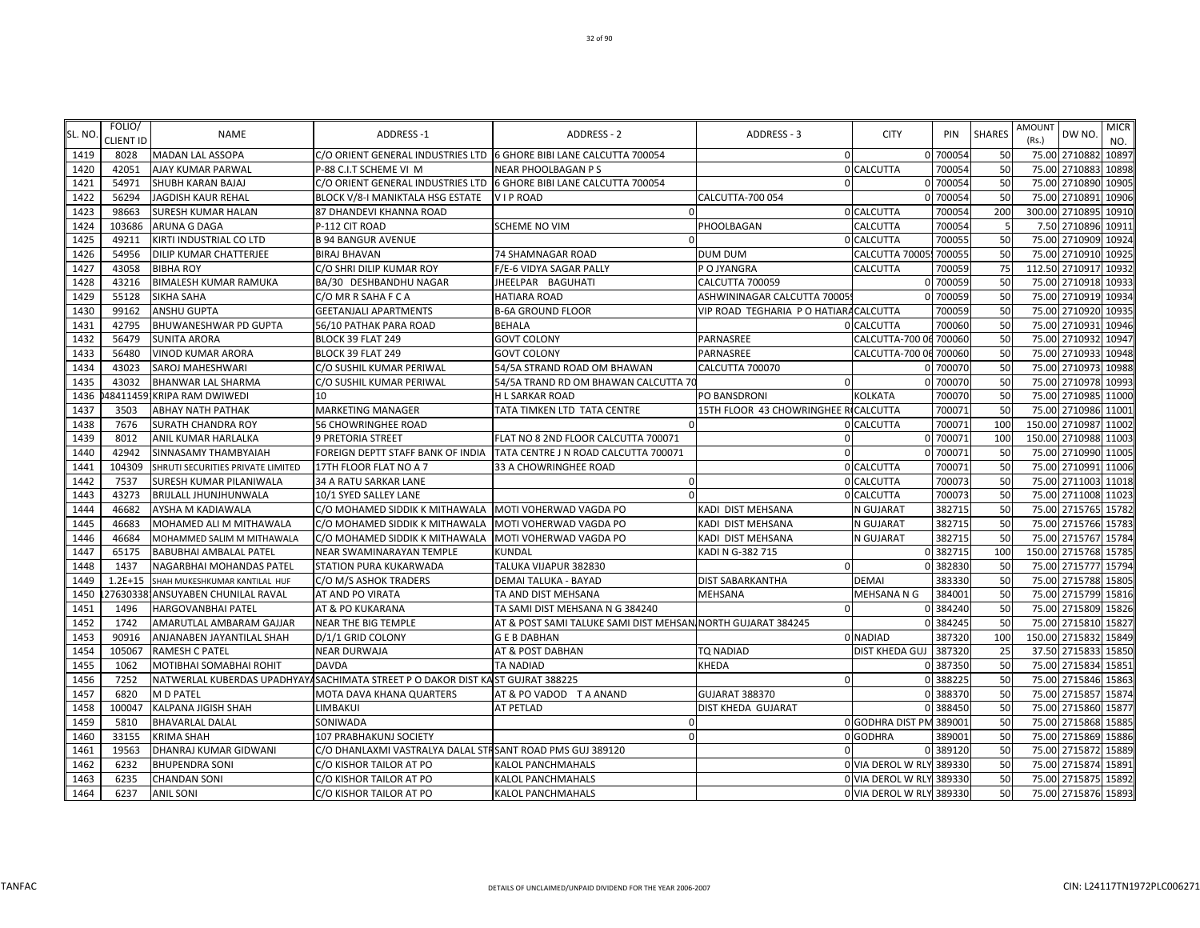| SL. NO. | FOLIO/ CLIENT ID | NAME | ADDRESS -1 | ADDRESS - 2 | ADDRESS - 3 | CITY | PIN | SHARES | AMOUNT (Rs.) | DW NO. | MICR NO. |
|---|---|---|---|---|---|---|---|---|---|---|---|
| 1419 | 8028 | MADAN LAL ASSOPA | C/O ORIENT GENERAL INDUSTRIES LTD | 6 GHORE BIBI LANE CALCUTTA 700054 | 0 | 0 | 700054 | 50 | 75.00 | 2710882 | 10897 |
| 1420 | 42051 | AJAY KUMAR PARWAL | P-88 C.I.T SCHEME VI M | NEAR PHOOLBAGAN P S | | 0 CALCUTTA | 700054 | 50 | 75.00 | 2710883 | 10898 |
| 1421 | 54971 | SHUBH KARAN BAJAJ | C/O ORIENT GENERAL INDUSTRIES LTD | 6 GHORE BIBI LANE CALCUTTA 700054 | 0 | 0 | 700054 | 50 | 75.00 | 2710890 | 10905 |
| 1422 | 56294 | JAGDISH KAUR REHAL | BLOCK V/8-I MANIKTALA HSG ESTATE | V I P ROAD | CALCUTTA-700 054 | 0 | 700054 | 50 | 75.00 | 2710891 | 10906 |
| 1423 | 98663 | SURESH KUMAR HALAN | 87 DHANDEVI KHANNA ROAD | 0 | | 0 CALCUTTA | 700054 | 200 | 300.00 | 2710895 | 10910 |
| 1424 | 103686 | ARUNA G DAGA | P-112 CIT ROAD | SCHEME NO VIM | PHOOLBAGAN | CALCUTTA | 700054 | 5 | 7.50 | 2710896 | 10911 |
| 1425 | 49211 | KIRTI INDUSTRIAL CO LTD | B 94 BANGUR AVENUE | 0 | | 0 CALCUTTA | 700055 | 50 | 75.00 | 2710909 | 10924 |
| 1426 | 54956 | DILIP KUMAR CHATTERJEE | BIRAJ BHAVAN | 74 SHAMNAGAR ROAD | DUM DUM | CALCUTTA 700055 | 700055 | 50 | 75.00 | 2710910 | 10925 |
| 1427 | 43058 | BIBHA ROY | C/O SHRI DILIP KUMAR ROY | F/E-6 VIDYA SAGAR PALLY | P O JYANGRA | CALCUTTA | 700059 | 75 | 112.50 | 2710917 | 10932 |
| 1428 | 43216 | BIMALESH KUMAR RAMUKA | BA/30 DESHBANDHU NAGAR | JHEELPAR BAGUHATI | CALCUTTA 700059 | 0 | 700059 | 50 | 75.00 | 2710918 | 10933 |
| 1429 | 55128 | SIKHA SAHA | C/O MR R SAHA F C A | HATIARA ROAD | ASHWININAGAR CALCUTTA 700059 | 0 | 700059 | 50 | 75.00 | 2710919 | 10934 |
| 1430 | 99162 | ANSHU GUPTA | GEETANJALI APARTMENTS | B-6A GROUND FLOOR | VIP ROAD TEGHARIA P O HATIARA | CALCUTTA | 700059 | 50 | 75.00 | 2710920 | 10935 |
| 1431 | 42795 | BHUWANESHWAR PD GUPTA | 56/10 PATHAK PARA ROAD | BEHALA | | 0 CALCUTTA | 700060 | 50 | 75.00 | 2710931 | 10946 |
| 1432 | 56479 | SUNITA ARORA | BLOCK 39 FLAT 249 | GOVT COLONY | PARNASREE | CALCUTTA-700 060 | 700060 | 50 | 75.00 | 2710932 | 10947 |
| 1433 | 56480 | VINOD KUMAR ARORA | BLOCK 39 FLAT 249 | GOVT COLONY | PARNASREE | CALCUTTA-700 060 | 700060 | 50 | 75.00 | 2710933 | 10948 |
| 1434 | 43023 | SAROJ MAHESHWARI | C/O SUSHIL KUMAR PERIWAL | 54/5A STRAND ROAD OM BHAWAN | CALCUTTA 700070 | 0 | 700070 | 50 | 75.00 | 2710973 | 10988 |
| 1435 | 43032 | BHANWAR LAL SHARMA | C/O SUSHIL KUMAR PERIWAL | 54/5A TRAND RD OM BHAWAN CALCUTTA 70 | 0 | 0 | 700070 | 50 | 75.00 | 2710978 | 10993 |
| 1436 | 048411459 | KRIPA RAM DWIWEDI | 10 | H L SARKAR ROAD | PO BANSDRONI | KOLKATA | 700070 | 50 | 75.00 | 2710985 | 11000 |
| 1437 | 3503 | ABHAY NATH PATHAK | MARKETING MANAGER | TATA TIMKEN LTD TATA CENTRE | 15TH FLOOR 43 CHOWRINGHEE R | CALCUTTA | 700071 | 50 | 75.00 | 2710986 | 11001 |
| 1438 | 7676 | SURATH CHANDRA ROY | 56 CHOWRINGHEE ROAD | 0 | | 0 CALCUTTA | 700071 | 100 | 150.00 | 2710987 | 11002 |
| 1439 | 8012 | ANIL KUMAR HARLALKA | 9 PRETORIA STREET | FLAT NO 8 2ND FLOOR CALCUTTA 700071 | 0 | 0 | 700071 | 100 | 150.00 | 2710988 | 11003 |
| 1440 | 42942 | SINNASAMY THAMBYAIAH | FOREIGN DEPTT STAFF BANK OF INDIA | TATA CENTRE J N ROAD CALCUTTA 700071 | 0 | 0 | 700071 | 50 | 75.00 | 2710990 | 11005 |
| 1441 | 104309 | SHRUTI SECURITIES PRIVATE LIMITED | 17TH FLOOR FLAT NO A 7 | 33 A CHOWRINGHEE ROAD | | 0 CALCUTTA | 700071 | 50 | 75.00 | 2710991 | 11006 |
| 1442 | 7537 | SURESH KUMAR PILANIWALA | 34 A RATU SARKAR LANE | 0 | | 0 CALCUTTA | 700073 | 50 | 75.00 | 2711003 | 11018 |
| 1443 | 43273 | BRIJLALL JHUNJHUNWALA | 10/1 SYED SALLEY LANE | 0 | | 0 CALCUTTA | 700073 | 50 | 75.00 | 2711008 | 11023 |
| 1444 | 46682 | AYSHA M KADIAWALA | C/O MOHAMED SIDDIK K MITHAWALA | MOTI VOHERWAD VAGDA PO | KADI DIST MEHSANA | N GUJARAT | 382715 | 50 | 75.00 | 2715765 | 15782 |
| 1445 | 46683 | MOHAMED ALI M MITHAWALA | C/O MOHAMED SIDDIK K MITHAWALA | MOTI VOHERWAD VAGDA PO | KADI DIST MEHSANA | N GUJARAT | 382715 | 50 | 75.00 | 2715766 | 15783 |
| 1446 | 46684 | MOHAMMED SALIM M MITHAWALA | C/O MOHAMED SIDDIK K MITHAWALA | MOTI VOHERWAD VAGDA PO | KADI DIST MEHSANA | N GUJARAT | 382715 | 50 | 75.00 | 2715767 | 15784 |
| 1447 | 65175 | BABUBHAI AMBALAL PATEL | NEAR SWAMINARAYAN TEMPLE | KUNDAL | KADI N G-382 715 | 0 | 382715 | 100 | 150.00 | 2715768 | 15785 |
| 1448 | 1437 | NAGARBHAI MOHANDAS PATEL | STATION PURA KUKARWADA | TALUKA VIJAPUR 382830 | 0 | 0 | 382830 | 50 | 75.00 | 2715777 | 15794 |
| 1449 | 1.2E+15 | SHAH MUKESHKUMAR KANTILAL HUF | C/O M/S ASHOK TRADERS | DEMAI TALUKA - BAYAD | DIST SABARKANTHA | DEMAI | 383330 | 50 | 75.00 | 2715788 | 15805 |
| 1450 | 127630338 | ANSUYABEN CHUNILAL RAVAL | AT AND PO VIRATA | TA AND DIST MEHSANA | MEHSANA | MEHSANA N G | 384001 | 50 | 75.00 | 2715799 | 15816 |
| 1451 | 1496 | HARGOVANBHAI PATEL | AT & PO KUKARANA | TA SAMI DIST MEHSANA N G 384240 | 0 | 0 | 384240 | 50 | 75.00 | 2715809 | 15826 |
| 1452 | 1742 | AMARUTLAL AMBARAM GAJJAR | NEAR THE BIG TEMPLE | AT & POST SAMI TALUKE SAMI DIST MEHSANA | NORTH GUJARAT 384245 | 0 | 384245 | 50 | 75.00 | 2715810 | 15827 |
| 1453 | 90916 | ANJANABEN JAYANTILAL SHAH | D/1/1 GRID COLONY | G E B DABHAN | | 0 NADIAD | 387320 | 100 | 150.00 | 2715832 | 15849 |
| 1454 | 105067 | RAMESH C PATEL | NEAR DURWAJA | AT & POST DABHAN | TQ NADIAD | DIST KHEDA GUJ | 387320 | 25 | 37.50 | 2715833 | 15850 |
| 1455 | 1062 | MOTIBHAI SOMABHAI ROHIT | DAVDA | TA NADIAD | KHEDA | 0 | 387350 | 50 | 75.00 | 2715834 | 15851 |
| 1456 | 7252 | NATWERLAL KUBERDAS UPADHYAYA | SACHIMATA STREET P O DAKOR DIST KAST GUJRAT 388225 | | 0 | 0 | 388225 | 50 | 75.00 | 2715846 | 15863 |
| 1457 | 6820 | M D PATEL | MOTA DAVA KHANA QUARTERS | AT & PO VADOD T A ANAND | GUJARAT 388370 | 0 | 388370 | 50 | 75.00 | 2715857 | 15874 |
| 1458 | 100047 | KALPANA JIGISH SHAH | LIMBAKUI | AT PETLAD | DIST KHEDA GUJARAT | 0 | 388450 | 50 | 75.00 | 2715860 | 15877 |
| 1459 | 5810 | BHAVARLAL DALAL | SONIWADA | 0 | | 0 GODHRA DIST PM | 389001 | 50 | 75.00 | 2715868 | 15885 |
| 1460 | 33155 | KRIMA SHAH | 107 PRABHAKUNJ SOCIETY | 0 | | 0 GODHRA | 389001 | 50 | 75.00 | 2715869 | 15886 |
| 1461 | 19563 | DHANRAJ KUMAR GIDWANI | C/O DHANLAXMI VASTRALYA DALAL ST | RSANT ROAD PMS GUJ 389120 | 0 | 0 | 389120 | 50 | 75.00 | 2715872 | 15889 |
| 1462 | 6232 | BHUPENDRA SONI | C/O KISHOR TAILOR AT PO | KALOL PANCHMAHALS | | 0 VIA DEROL W RLY | 389330 | 50 | 75.00 | 2715874 | 15891 |
| 1463 | 6235 | CHANDAN SONI | C/O KISHOR TAILOR AT PO | KALOL PANCHMAHALS | | 0 VIA DEROL W RLY | 389330 | 50 | 75.00 | 2715875 | 15892 |
| 1464 | 6237 | ANIL SONI | C/O KISHOR TAILOR AT PO | KALOL PANCHMAHALS | | 0 VIA DEROL W RLY | 389330 | 50 | 75.00 | 2715876 | 15893 |

TANFAC | DETAILS OF UNCLAIMED/UNPAID DIVIDEND FOR THE YEAR 2006-2007 | CIN: L24117TN1972PLC006271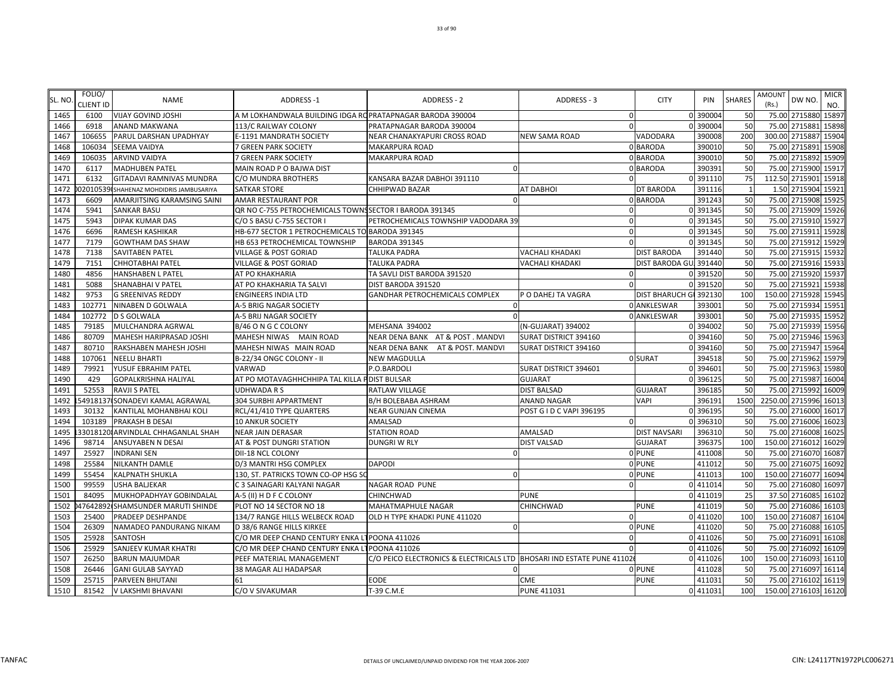| SL. NO. | FOLIO/ CLIENT ID | NAME | ADDRESS -1 | ADDRESS - 2 | ADDRESS - 3 | CITY | PIN | SHARES | AMOUNT (Rs.) | DW NO. | MICR NO. |
|---|---|---|---|---|---|---|---|---|---|---|---|
| 1465 | 6100 | VIJAY GOVIND JOSHI | A M LOKHANDWALA BUILDING IDGA RO | PRATAPNAGAR BARODA 390004 | 0 | 0 | 390004 | 50 | 75.00 | 2715880 | 15897 |
| 1466 | 6918 | ANAND MAKWANA | 113/C RAILWAY COLONY | PRATAPNAGAR BARODA 390004 | 0 | 0 | 390004 | 50 | 75.00 | 2715881 | 15898 |
| 1467 | 106655 | PARUL DARSHAN UPADHYAY | E-1191 MANDRATH SOCIETY | NEAR CHANAKYAPURI CROSS ROAD | NEW SAMA ROAD | VADODARA | 390008 | 200 | 300.00 | 2715887 | 15904 |
| 1468 | 106034 | SEEMA VAIDYA | 7 GREEN PARK SOCIETY | MAKARPURA ROAD | 0 | BARODA | 390010 | 50 | 75.00 | 2715891 | 15908 |
| 1469 | 106035 | ARVIND VAIDYA | 7 GREEN PARK SOCIETY | MAKARPURA ROAD | 0 | BARODA | 390010 | 50 | 75.00 | 2715892 | 15909 |
| 1470 | 6117 | MADHUBEN PATEL | MAIN ROAD P O BAJWA DIST | 0 | 0 | BARODA | 390391 | 50 | 75.00 | 2715900 | 15917 |
| 1471 | 6132 | GITADAVI RAMNIVAS MUNDRA | C/O MUNDRA BROTHERS | KANSARA BAZAR DABHOI 391110 | 0 | 0 | 391110 | 75 | 112.50 | 2715901 | 15918 |
| 1472 | 0020105390 | SHAHENAZ MOHDIDRIS JAMBUSARIYA | SATKAR STORE | CHHIPWAD BAZAR | AT DABHOI | DT BARODA | 391116 | 1 | 1.50 | 2715904 | 15921 |
| 1473 | 6609 | AMARJITSING KARAMSING SAINI | AMAR RESTAURANT POR | 0 | 0 | BARODA | 391243 | 50 | 75.00 | 2715908 | 15925 |
| 1474 | 5941 | SANKAR BASU | QR NO C-755 PETROCHEMICALS TOWNS | SECTOR I BARODA 391345 | 0 | 0 | 391345 | 50 | 75.00 | 2715909 | 15926 |
| 1475 | 5943 | DIPAK KUMAR DAS | C/O S BASU C-755 SECTOR I | PETROCHEMICALS TOWNSHIP VADODARA 39 | 0 | 0 | 391345 | 50 | 75.00 | 2715910 | 15927 |
| 1476 | 6696 | RAMESH KASHIKAR | HB-677 SECTOR 1 PETROCHEMICALS TO | BARODA 391345 | 0 | 0 | 391345 | 50 | 75.00 | 2715911 | 15928 |
| 1477 | 7179 | GOWTHAM DAS SHAW | HB 653 PETROCHEMICAL TOWNSHIP | BARODA 391345 | 0 | 0 | 391345 | 50 | 75.00 | 2715912 | 15929 |
| 1478 | 7138 | SAVITABEN PATEL | VILLAGE & POST GORIAD | TALUKA PADRA | VACHALI KHADAKI | DIST BARODA | 391440 | 50 | 75.00 | 2715915 | 15932 |
| 1479 | 7151 | CHHOTABHAI PATEL | VILLAGE & POST GORIAD | TALUKA PADRA | VACHALI KHADAKI | DIST BARODA GU | 391440 | 50 | 75.00 | 2715916 | 15933 |
| 1480 | 4856 | HANSHABEN L PATEL | AT PO KHAKHARIA | TA SAVLI DIST BARODA 391520 | 0 | 0 | 391520 | 50 | 75.00 | 2715920 | 15937 |
| 1481 | 5088 | SHANABHAI V PATEL | AT PO KHAKHARIA TA SALVI | DIST BARODA 391520 | 0 | 0 | 391520 | 50 | 75.00 | 2715921 | 15938 |
| 1482 | 9753 | G SREENIVAS REDDY | ENGINEERS INDIA LTD | GANDHAR PETROCHEMICALS COMPLEX | P O DAHEJ TA VAGRA | DIST BHARUCH G | 392130 | 100 | 150.00 | 2715928 | 15945 |
| 1483 | 102771 | NINABEN D GOLWALA | A-5 BRIG NAGAR SOCIETY | 0 | 0 | ANKLESWAR | 393001 | 50 | 75.00 | 2715934 | 15951 |
| 1484 | 102772 | D S GOLWALA | A-5 BRIJ NAGAR SOCIETY | 0 | 0 | ANKLESWAR | 393001 | 50 | 75.00 | 2715935 | 15952 |
| 1485 | 79185 | MULCHANDRA AGRWAL | B/46 O N G C COLONY | MEHSANA 394002 | (N-GUJARAT) 394002 | 0 | 394002 | 50 | 75.00 | 2715939 | 15956 |
| 1486 | 80709 | MAHESH HARIPRASAD JOSHI | MAHESH NIWAS MAIN ROAD | NEAR DENA BANK AT & POST . MANDVI | SURAT DISTRICT 394160 | 0 | 394160 | 50 | 75.00 | 2715946 | 15963 |
| 1487 | 80710 | RAKSHABEN MAHESH JOSHI | MAHESH NIWAS MAIN ROAD | NEAR DENA BANK AT & POST. MANDVI | SURAT DISTRICT 394160 | 0 | 394160 | 50 | 75.00 | 2715947 | 15964 |
| 1488 | 107061 | NEELU BHARTI | B-22/34 ONGC COLONY - II | NEW MAGDULLA | | 0 SURAT | 394518 | 50 | 75.00 | 2715962 | 15979 |
| 1489 | 79921 | YUSUF EBRAHIM PATEL | VARWAD | P.O.BARDOLI | SURAT DISTRICT 394601 | 0 | 394601 | 50 | 75.00 | 2715963 | 15980 |
| 1490 | 429 | GOPALKRISHNA HALIYAL | AT PO MOTAVAGHHCHHIPA TAL KILLA P | DIST BULSAR | GUJARAT | 0 | 396125 | 50 | 75.00 | 2715987 | 16004 |
| 1491 | 52553 | RAVJI S PATEL | UDHWADA R S | RATLAW VILLAGE | DIST BALSAD | GUJARAT | 396185 | 50 | 75.00 | 2715992 | 16009 |
| 1492 | 1549181370 | SONADEVI KAMAL AGRAWAL | 304 SURBHI APPARTMENT | B/H BOLEBABA ASHRAM | ANAND NAGAR | VAPI | 396191 | 1500 | 2250.00 | 2715996 | 16013 |
| 1493 | 30132 | KANTILAL MOHANBHAI KOLI | RCL/41/410 TYPE QUARTERS | NEAR GUNJAN CINEMA | POST G I D C VAPI 396195 | 0 | 396195 | 50 | 75.00 | 2716000 | 16017 |
| 1494 | 103189 | PRAKASH B DESAI | 10 ANKUR SOCIETY | AMALSAD | 0 | 0 | 396310 | 50 | 75.00 | 2716006 | 16023 |
| 1495 | 1330181208 | ARVINDLAL CHHAGANLAL SHAH | NEAR JAIN DERASAR | STATION ROAD | AMALSAD | DIST NAVSARI | 396310 | 50 | 75.00 | 2716008 | 16025 |
| 1496 | 98714 | ANSUYABEN N DESAI | AT & POST DUNGRI STATION | DUNGRI W RLY | DIST VALSAD | GUJARAT | 396375 | 100 | 150.00 | 2716012 | 16029 |
| 1497 | 25927 | INDRANI SEN | DII-18 NCL COLONY | 0 | | 0 PUNE | 411008 | 50 | 75.00 | 2716070 | 16087 |
| 1498 | 25584 | NILKANTH DAMLE | D/3 MANTRI HSG COMPLEX | DAPODI | | 0 PUNE | 411012 | 50 | 75.00 | 2716075 | 16092 |
| 1499 | 55454 | KALPNATH SHUKLA | 130, ST. PATRICKS TOWN CO-OP HSG SO | 0 | | 0 PUNE | 411013 | 100 | 150.00 | 2716077 | 16094 |
| 1500 | 99559 | USHA BALJEKAR | C 3 SAINAGARI KALYANI NAGAR | NAGAR ROAD PUNE | 0 | 0 | 411014 | 50 | 75.00 | 2716080 | 16097 |
| 1501 | 84095 | MUKHOPADHYAY GOBINDALAL | A-5 (II) H D F C COLONY | CHINCHWAD | PUNE | 0 | 411019 | 25 | 37.50 | 2716085 | 16102 |
| 1502 | 0476428920 | SHAMSUNDER MARUTI SHINDE | PLOT NO 14 SECTOR NO 18 | MAHATMAPHULE NAGAR | CHINCHWAD | PUNE | 411019 | 50 | 75.00 | 2716086 | 16103 |
| 1503 | 25400 | PRADEEP DESHPANDE | 134/7 RANGE HILLS WELBECK ROAD | OLD H TYPE KHADKI PUNE 411020 | 0 | 0 | 411020 | 100 | 150.00 | 2716087 | 16104 |
| 1504 | 26309 | NAMADEO PANDURANG NIKAM | D 38/6 RANGE HILLS KIRKEE | 0 | | 0 PUNE | 411020 | 50 | 75.00 | 2716088 | 16105 |
| 1505 | 25928 | SANTOSH | C/O MR DEEP CHAND CENTURY ENKA LT | POONA 411026 | 0 | 0 | 411026 | 50 | 75.00 | 2716091 | 16108 |
| 1506 | 25929 | SANJEEV KUMAR KHATRI | C/O MR DEEP CHAND CENTURY ENKA LT | POONA 411026 | 0 | 0 | 411026 | 50 | 75.00 | 2716092 | 16109 |
| 1507 | 26250 | BARUN MAJUMDAR | PEEF MATERIAL MANAGEMENT | C/O PEICO ELECTRONICS & ELECTRICALS LTD | BHOSARI IND ESTATE PUNE 411026 | 0 | 411026 | 100 | 150.00 | 2716093 | 16110 |
| 1508 | 26446 | GANI GULAB SAYYAD | 38 MAGAR ALI HADAPSAR | 0 | | 0 PUNE | 411028 | 50 | 75.00 | 2716097 | 16114 |
| 1509 | 25715 | PARVEEN BHUTANI | 61 | EODE | CME | PUNE | 411031 | 50 | 75.00 | 2716102 | 16119 |
| 1510 | 81542 | V LAKSHMI BHAVANI | C/O V SIVAKUMAR | T-39 C.M.E | PUNE 411031 | 0 | 411031 | 100 | 150.00 | 2716103 | 16120 |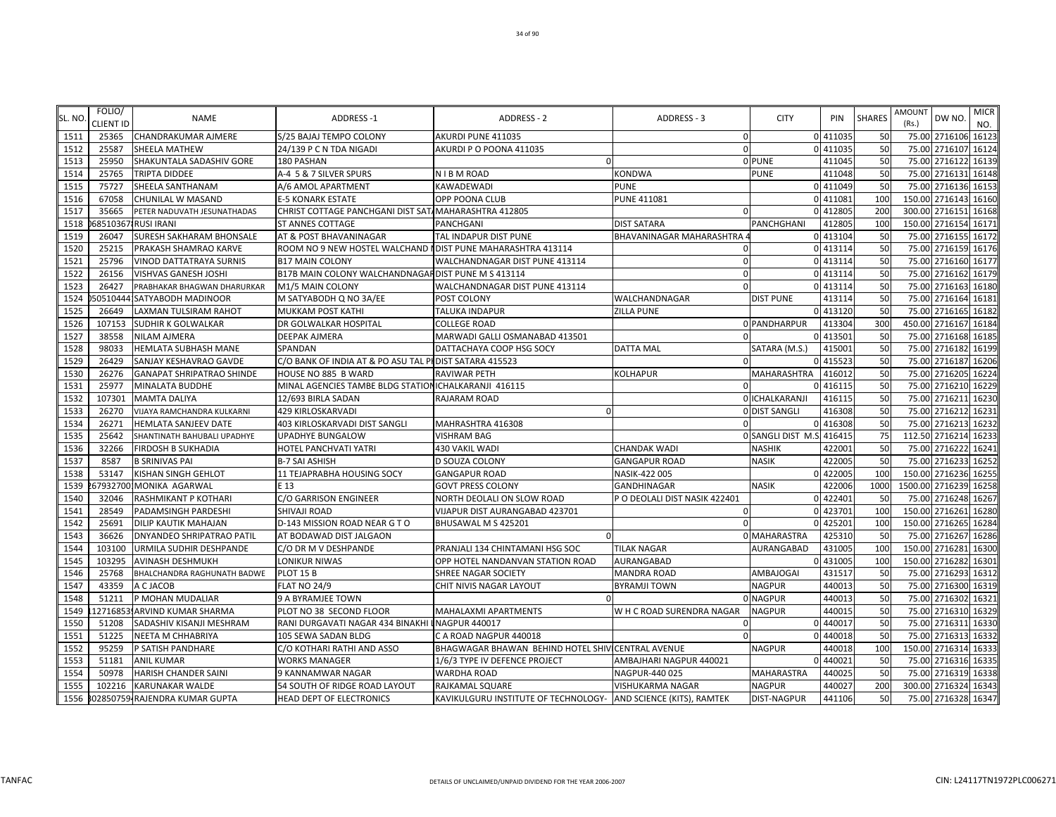| SL. NO. | FOLIO/ CLIENT ID | NAME | ADDRESS -1 | ADDRESS - 2 | ADDRESS - 3 | CITY | PIN | SHARES | AMOUNT (Rs.) | DW NO. | MICR NO. |
|---|---|---|---|---|---|---|---|---|---|---|---|
| 1511 | 25365 | CHANDRAKUMAR AJMERE | S/25 BAJAJ TEMPO COLONY | AKURDI PUNE 411035 | 0 | 0 | 411035 | 50 | 75.00 | 2716106 | 16123 |
| 1512 | 25587 | SHEELA MATHEW | 24/139 P C N TDA NIGADI | AKURDI P O POONA 411035 | 0 | 0 | 411035 | 50 | 75.00 | 2716107 | 16124 |
| 1513 | 25950 | SHAKUNTALA SADASHIV GORE | 180 PASHAN | 0 | | 0 PUNE | 411045 | 50 | 75.00 | 2716122 | 16139 |
| 1514 | 25765 | TRIPTA DIDDEE | A-4 5 & 7 SILVER SPURS | N I B M ROAD | KONDWA | PUNE | 411048 | 50 | 75.00 | 2716131 | 16148 |
| 1515 | 75727 | SHEELA SANTHANAM | A/6 AMOL APARTMENT | KAWADEWADI | PUNE | 0 | 411049 | 50 | 75.00 | 2716136 | 16153 |
| 1516 | 67058 | CHUNILAL W MASAND | E-5 KONARK ESTATE | OPP POONA CLUB | PUNE 411081 | 0 | 411081 | 100 | 150.00 | 2716143 | 16160 |
| 1517 | 35665 | PETER NADUVATH JESUNATHADAS | CHRIST COTTAGE PANCHGANI DIST SAT | MAHARASHTRA 412805 | 0 | 0 | 412805 | 200 | 300.00 | 2716151 | 16168 |
| 1518 | 068510367 | RUSI IRANI | ST ANNES COTTAGE | PANCHGANI | DIST SATARA | PANCHGHANI | 412805 | 100 | 150.00 | 2716154 | 16171 |
| 1519 | 26047 | SURESH SAKHARAM BHONSALE | AT & POST BHAVANINAGAR | TAL INDAPUR DIST PUNE | BHAVANINAGAR MAHARASHTRA 4 | 0 | 413104 | 50 | 75.00 | 2716155 | 16172 |
| 1520 | 25215 | PRAKASH SHAMRAO KARVE | ROOM NO 9 NEW HOSTEL WALCHAND N | DIST PUNE MAHARASHTRA 413114 | 0 | 0 | 413114 | 50 | 75.00 | 2716159 | 16176 |
| 1521 | 25796 | VINOD DATTATRAYA SURNIS | B17 MAIN COLONY | WALCHANDNAGAR DIST PUNE 413114 | 0 | 0 | 413114 | 50 | 75.00 | 2716160 | 16177 |
| 1522 | 26156 | VISHVAS GANESH JOSHI | B17B MAIN COLONY WALCHANDNAGAR | DIST PUNE M S 413114 | 0 | 0 | 413114 | 50 | 75.00 | 2716162 | 16179 |
| 1523 | 26427 | PRABHAKAR BHAGWAN DHARURKAR | M1/5 MAIN COLONY | WALCHANDNAGAR DIST PUNE 413114 | 0 | 0 | 413114 | 50 | 75.00 | 2716163 | 16180 |
| 1524 | 050510444 | SATYABODH MADINOOR | M SATYABODH Q NO 3A/EE | POST COLONY | WALCHANDNAGAR | DIST PUNE | 413114 | 50 | 75.00 | 2716164 | 16181 |
| 1525 | 26649 | LAXMAN TULSIRAM RAHOT | MUKKAM POST KATHI | TALUKA INDAPUR | ZILLA PUNE | 0 | 413120 | 50 | 75.00 | 2716165 | 16182 |
| 1526 | 107153 | SUDHIR K GOLWALKAR | DR GOLWALKAR HOSPITAL | COLLEGE ROAD | | 0 PANDHARPUR | 413304 | 300 | 450.00 | 2716167 | 16184 |
| 1527 | 38558 | NILAM AJMERA | DEEPAK AJMERA | MARWADI GALLI OSMANABAD 413501 | 0 | 0 | 413501 | 50 | 75.00 | 2716168 | 16185 |
| 1528 | 98033 | HEMLATA SUBHASH MANE | SPANDAN | DATTACHAYA COOP HSG SOCY | DATTA MAL | SATARA (M.S.) | 415001 | 50 | 75.00 | 2716182 | 16199 |
| 1529 | 26429 | SANJAY KESHAVRAO GAVDE | C/O BANK OF INDIA AT & PO ASU TAL P | DIST SATARA 415523 | 0 | 0 | 415523 | 50 | 75.00 | 2716187 | 16206 |
| 1530 | 26276 | GANAPAT SHRIPATRAO SHINDE | HOUSE NO 885 B WARD | RAVIWAR PETH | KOLHAPUR | MAHARASHTRA | 416012 | 50 | 75.00 | 2716205 | 16224 |
| 1531 | 25977 | MINALATA BUDDHE | MINAL AGENCIES TAMBE BLDG STATION | ICHALKARANJI 416115 | 0 | 0 | 416115 | 50 | 75.00 | 2716210 | 16229 |
| 1532 | 107301 | MAMTA DALIYA | 12/693 BIRLA SADAN | RAJARAM ROAD | | 0 ICHALKARANJI | 416115 | 50 | 75.00 | 2716211 | 16230 |
| 1533 | 26270 | VIJAYA RAMCHANDRA KULKARNI | 429 KIRLOSKARVADI | 0 | | 0 DIST SANGLI | 416308 | 50 | 75.00 | 2716212 | 16231 |
| 1534 | 26271 | HEMLATA SANJEEV DATE | 403 KIRLOSKARVADI DIST SANGLI | MAHRASHTRA 416308 | 0 | 0 | 416308 | 50 | 75.00 | 2716213 | 16232 |
| 1535 | 25642 | SHANTINATH BAHUBALI UPADHYE | UPADHYE BUNGALOW | VISHRAM BAG | | 0 SANGLI DIST M.S | 416415 | 75 | 112.50 | 2716214 | 16233 |
| 1536 | 32266 | FIRDOSH B SUKHADIA | HOTEL PANCHVATI YATRI | 430 VAKIL WADI | CHANDAK WADI | NASHIK | 422001 | 50 | 75.00 | 2716222 | 16241 |
| 1537 | 8587 | B SRINIVAS PAI | B-7 SAI ASHISH | D SOUZA COLONY | GANGAPUR ROAD | NASIK | 422005 | 50 | 75.00 | 2716233 | 16252 |
| 1538 | 53147 | KISHAN SINGH GEHLOT | 11 TEJAPRABHA HOUSING SOCY | GANGAPUR ROAD | NASIK-422 005 | 0 | 422005 | 100 | 150.00 | 2716236 | 16255 |
| 1539 | 267932700 | MONIKA AGARWAL | E 13 | GOVT PRESS COLONY | GANDHINAGAR | NASIK | 422006 | 1000 | 1500.00 | 2716239 | 16258 |
| 1540 | 32046 | RASHMIKANT P KOTHARI | C/O GARRISON ENGINEER | NORTH DEOLALI ON SLOW ROAD | P O DEOLALI DIST NASIK 422401 | 0 | 422401 | 50 | 75.00 | 2716248 | 16267 |
| 1541 | 28549 | PADAMSINGH PARDESHI | SHIVAJI ROAD | VIJAPUR DIST AURANGABAD 423701 | 0 | 0 | 423701 | 100 | 150.00 | 2716261 | 16280 |
| 1542 | 25691 | DILIP KAUTIK MAHAJAN | D-143 MISSION ROAD NEAR G T O | BHUSAWAL M S 425201 | 0 | 0 | 425201 | 100 | 150.00 | 2716265 | 16284 |
| 1543 | 36626 | DNYANDEO SHRIPATRAO PATIL | AT BODAWAD DIST JALGAON | 0 | | 0 MAHARASTRA | 425310 | 50 | 75.00 | 2716267 | 16286 |
| 1544 | 103100 | URMILA SUDHIR DESHPANDE | C/O DR M V DESHPANDE | PRANJALI 134 CHINTAMANI HSG SOC | TILAK NAGAR | AURANGABAD | 431005 | 100 | 150.00 | 2716281 | 16300 |
| 1545 | 103295 | AVINASH DESHMUKH | LONIKUR NIWAS | OPP HOTEL NANDANVAN STATION ROAD | AURANGABAD | 0 | 431005 | 100 | 150.00 | 2716282 | 16301 |
| 1546 | 25768 | BHALCHANDRA RAGHUNATH BADWE | PLOT 15 B | SHREE NAGAR SOCIETY | MANDRA ROAD | AMBAJOGAI | 431517 | 50 | 75.00 | 2716293 | 16312 |
| 1547 | 43359 | A C JACOB | FLAT NO 24/9 | CHIT NIVIS NAGAR LAYOUT | BYRAMJI TOWN | NAGPUR | 440013 | 50 | 75.00 | 2716300 | 16319 |
| 1548 | 51211 | P MOHAN MUDALIAR | 9 A BYRAMJEE TOWN | 0 | | 0 NAGPUR | 440013 | 50 | 75.00 | 2716302 | 16321 |
| 1549 | 127168539 | ARVIND KUMAR SHARMA | PLOT NO 38 SECOND FLOOR | MAHALAXMI APARTMENTS | W H C ROAD SURENDRA NAGAR | NAGPUR | 440015 | 50 | 75.00 | 2716310 | 16329 |
| 1550 | 51208 | SADASHIV KISANJI MESHRAM | RANI DURGAVATI NAGAR 434 BINAKHI L | NAGPUR 440017 | 0 | 0 | 440017 | 50 | 75.00 | 2716311 | 16330 |
| 1551 | 51225 | NEETA M CHHABRIYA | 105 SEWA SADAN BLDG | C A ROAD NAGPUR 440018 | 0 | 0 | 440018 | 50 | 75.00 | 2716313 | 16332 |
| 1552 | 95259 | P SATISH PANDHARE | C/O KOTHARI RATHI AND ASSO | BHAGWAGAR BHAWAN BEHIND HOTEL SHIV | CENTRAL AVENUE | NAGPUR | 440018 | 100 | 150.00 | 2716314 | 16333 |
| 1553 | 51181 | ANIL KUMAR | WORKS MANAGER | 1/6/3 TYPE IV DEFENCE PROJECT | AMBAJHARI NAGPUR 440021 | 0 | 440021 | 50 | 75.00 | 2716316 | 16335 |
| 1554 | 50978 | HARISH CHANDER SAINI | 9 KANNAMWAR NAGAR | WARDHA ROAD | NAGPUR-440 025 | MAHARASTRA | 440025 | 50 | 75.00 | 2716319 | 16338 |
| 1555 | 102216 | KARUNAKAR WALDE | 54 SOUTH OF RIDGE ROAD LAYOUT | RAJKAMAL SQUARE | VISHUKARMA NAGAR | NAGPUR | 440027 | 200 | 300.00 | 2716324 | 16343 |
| 1556 | 302850759 | RAJENDRA KUMAR GUPTA | HEAD DEPT OF ELECTRONICS | KAVIKULGURU INSTITUTE OF TECHNOLOGY- | AND SCIENCE (KITS), RAMTEK | DIST-NAGPUR | 441106 | 50 | 75.00 | 2716328 | 16347 |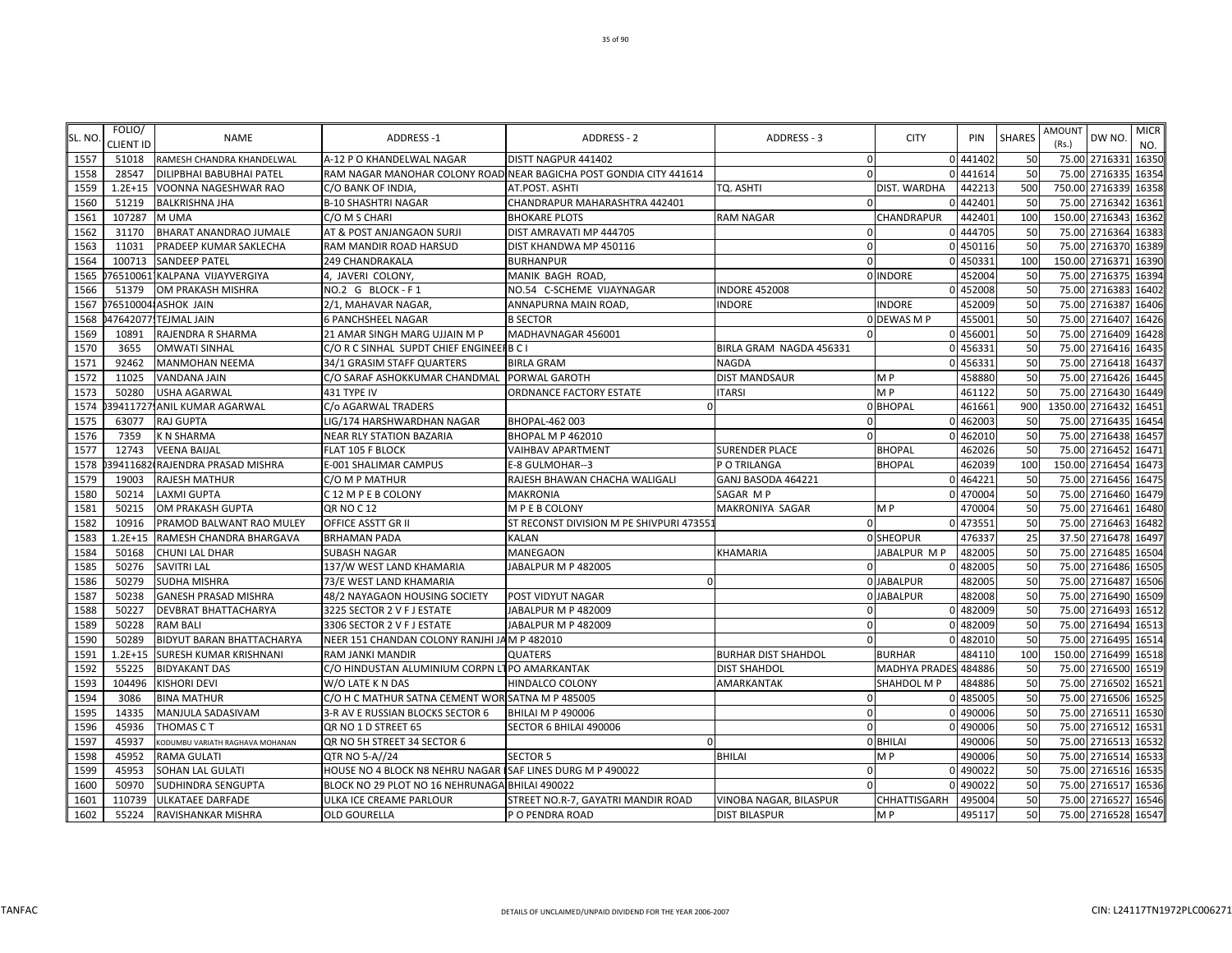| SL. NO. | FOLIO/ CLIENT ID | NAME | ADDRESS -1 | ADDRESS - 2 | ADDRESS - 3 | CITY | PIN | SHARES | AMOUNT (Rs.) | DW NO. | MICR NO. |
|---|---|---|---|---|---|---|---|---|---|---|---|
| 1557 | 51018 | RAMESH CHANDRA KHANDELWAL | A-12 P O KHANDELWAL NAGAR | DISTT NAGPUR 441402 | 0 | 0 | 441402 | 50 | 75.00 | 2716331 | 16350 |
| 1558 | 28547 | DILIPBHAI BABUBHAI PATEL | RAM NAGAR MANOHAR COLONY ROAD | NEAR BAGICHA POST GONDIA CITY 441614 | 0 | 0 | 441614 | 50 | 75.00 | 2716335 | 16354 |
| 1559 | 1.2E+15 | VOONNA NAGESHWAR RAO | C/O BANK OF INDIA, | AT.POST. ASHTI | TQ. ASHTI | DIST. WARDHA | 442213 | 500 | 750.00 | 2716339 | 16358 |
| 1560 | 51219 | BALKRISHNA JHA | B-10 SHASHTRI NAGAR | CHANDRAPUR MAHARASHTRA 442401 | 0 | 0 | 442401 | 50 | 75.00 | 2716342 | 16361 |
| 1561 | 107287 | M UMA | C/O M S CHARI | BHOKARE PLOTS | RAM NAGAR | CHANDRAPUR | 442401 | 100 | 150.00 | 2716343 | 16362 |
| 1562 | 31170 | BHARAT ANANDRAO JUMALE | AT & POST ANJANGAON SURJI | DIST AMRAVATI MP 444705 | 0 | 0 | 444705 | 50 | 75.00 | 2716364 | 16383 |
| 1563 | 11031 | PRADEEP KUMAR SAKLECHA | RAM MANDIR ROAD HARSUD | DIST KHANDWA MP 450116 | 0 | 0 | 450116 | 50 | 75.00 | 2716370 | 16389 |
| 1564 | 100713 | SANDEEP PATEL | 249 CHANDRAKALA | BURHANPUR | 0 | 0 | 450331 | 100 | 150.00 | 2716371 | 16390 |
| 1565 | 076510061 | KALPANA VIJAYVERGIYA | 4, JAVERI COLONY, | MANIK BAGH ROAD, | 0 | INDORE | 452004 | 50 | 75.00 | 2716375 | 16394 |
| 1566 | 51379 | OM PRAKASH MISHRA | NO.2 G BLOCK - F 1 | NO.54 C-SCHEME VIJAYNAGAR | INDORE 452008 | 0 | 452008 | 50 | 75.00 | 2716383 | 16402 |
| 1567 | 076510004 | ASHOK JAIN | 2/1, MAHAVAR NAGAR, | ANNAPURNA MAIN ROAD, | INDORE | INDORE | 452009 | 50 | 75.00 | 2716387 | 16406 |
| 1568 | 047642077 | TEJMAL JAIN | 6 PANCHSHEEL NAGAR | B SECTOR | 0 | DEWAS M P | 455001 | 50 | 75.00 | 2716407 | 16426 |
| 1569 | 10891 | RAJENDRA R SHARMA | 21 AMAR SINGH MARG UJJAIN M P | MADHAVNAGAR 456001 | 0 | 0 | 456001 | 50 | 75.00 | 2716409 | 16428 |
| 1570 | 3655 | OMWATI SINHAL | C/O R C SINHAL SUPDT CHIEF ENGINEER | B C I | BIRLA GRAM NAGDA 456331 | 0 | 456331 | 50 | 75.00 | 2716416 | 16435 |
| 1571 | 92462 | MANMOHAN NEEMA | 34/1 GRASIM STAFF QUARTERS | BIRLA GRAM | NAGDA | 0 | 456331 | 50 | 75.00 | 2716418 | 16437 |
| 1572 | 11025 | VANDANA JAIN | C/O SARAF ASHOKKUMAR CHANDMAL | PORWAL GAROTH | DIST MANDSAUR | M P | 458880 | 50 | 75.00 | 2716426 | 16445 |
| 1573 | 50280 | USHA AGARWAL | 431 TYPE IV | ORDNANCE FACTORY ESTATE | ITARSI | M P | 461122 | 50 | 75.00 | 2716430 | 16449 |
| 1574 | 039411727 | ANIL KUMAR AGARWAL | C/o AGARWAL TRADERS | 0 | 0 | BHOPAL | 461661 | 900 | 1350.00 | 2716432 | 16451 |
| 1575 | 63077 | RAJ GUPTA | LIG/174 HARSHWARDHAN NAGAR | BHOPAL-462 003 | 0 | 0 | 462003 | 50 | 75.00 | 2716435 | 16454 |
| 1576 | 7359 | K N SHARMA | NEAR RLY STATION BAZARIA | BHOPAL M P 462010 | 0 | 0 | 462010 | 50 | 75.00 | 2716438 | 16457 |
| 1577 | 12743 | VEENA BAIJAL | FLAT 105 F BLOCK | VAIHBAV APARTMENT | SURENDER PLACE | BHOPAL | 462026 | 50 | 75.00 | 2716452 | 16471 |
| 1578 | 039411682 | RAJENDRA PRASAD MISHRA | E-001 SHALIMAR CAMPUS | E-8 GULMOHAR--3 | P O TRILANGA | BHOPAL | 462039 | 100 | 150.00 | 2716454 | 16473 |
| 1579 | 19003 | RAJESH MATHUR | C/O M P MATHUR | RAJESH BHAWAN CHACHA WALIGALI | GANJ BASODA 464221 | 0 | 464221 | 50 | 75.00 | 2716456 | 16475 |
| 1580 | 50214 | LAXMI GUPTA | C 12 M P E B COLONY | MAKRONIA | SAGAR M P | 0 | 470004 | 50 | 75.00 | 2716460 | 16479 |
| 1581 | 50215 | OM PRAKASH GUPTA | QR NO C 12 | M P E B COLONY | MAKRONIYA SAGAR | M P | 470004 | 50 | 75.00 | 2716461 | 16480 |
| 1582 | 10916 | PRAMOD BALWANT RAO MULEY | OFFICE ASSTT GR II | ST RECONST DIVISION M PE SHIVPURI 473551 | 0 | 0 | 473551 | 50 | 75.00 | 2716463 | 16482 |
| 1583 | 1.2E+15 | RAMESH CHANDRA BHARGAVA | BRHAMAN PADA | KALAN | 0 | SHEOPUR | 476337 | 25 | 37.50 | 2716478 | 16497 |
| 1584 | 50168 | CHUNI LAL DHAR | SUBASH NAGAR | MANEGAON | KHAMARIA | JABALPUR M P | 482005 | 50 | 75.00 | 2716485 | 16504 |
| 1585 | 50276 | SAVITRI LAL | 137/W WEST LAND KHAMARIA | JABALPUR M P 482005 | 0 | 0 | 482005 | 50 | 75.00 | 2716486 | 16505 |
| 1586 | 50279 | SUDHA MISHRA | 73/E WEST LAND KHAMARIA | 0 | 0 | JABALPUR | 482005 | 50 | 75.00 | 2716487 | 16506 |
| 1587 | 50238 | GANESH PRASAD MISHRA | 48/2 NAYAGAON HOUSING SOCIETY | POST VIDYUT NAGAR | 0 | JABALPUR | 482008 | 50 | 75.00 | 2716490 | 16509 |
| 1588 | 50227 | DEVBRAT BHATTACHARYA | 3225 SECTOR 2 V F J ESTATE | JABALPUR M P 482009 | 0 | 0 | 482009 | 50 | 75.00 | 2716493 | 16512 |
| 1589 | 50228 | RAM BALI | 3306 SECTOR 2 V F J ESTATE | JABALPUR M P 482009 | 0 | 0 | 482009 | 50 | 75.00 | 2716494 | 16513 |
| 1590 | 50289 | BIDYUT BARAN BHATTACHARYA | NEER 151 CHANDAN COLONY RANJHI JA | M P 482010 | 0 | 0 | 482010 | 50 | 75.00 | 2716495 | 16514 |
| 1591 | 1.2E+15 | SURESH KUMAR KRISHNANI | RAM JANKI MANDIR | QUATERS | BURHAR DIST SHAHDOL | BURHAR | 484110 | 100 | 150.00 | 2716499 | 16518 |
| 1592 | 55225 | BIDYAKANT DAS | C/O HINDUSTAN ALUMINIUM CORPN LT | PO AMARKANTAK | DIST SHAHDOL | MADHYA PRADES | 484886 | 50 | 75.00 | 2716500 | 16519 |
| 1593 | 104496 | KISHORI DEVI | W/O LATE K N DAS | HINDALCO COLONY | AMARKANTAK | SHAHDOL M P | 484886 | 50 | 75.00 | 2716502 | 16521 |
| 1594 | 3086 | BINA MATHUR | C/O H C MATHUR SATNA CEMENT WOR | SATNA M P 485005 | 0 | 0 | 485005 | 50 | 75.00 | 2716506 | 16525 |
| 1595 | 14335 | MANJULA SADASIVAM | 3-R AV E RUSSIAN BLOCKS SECTOR 6 | BHILAI M P 490006 | 0 | 0 | 490006 | 50 | 75.00 | 2716511 | 16530 |
| 1596 | 45936 | THOMAS C T | QR NO 1 D STREET 65 | SECTOR 6 BHILAI 490006 | 0 | 0 | 490006 | 50 | 75.00 | 2716512 | 16531 |
| 1597 | 45937 | KODUMBU VARIATH RAGHAVA MOHANAN | QR NO 5H STREET 34 SECTOR 6 | 0 | 0 | BHILAI | 490006 | 50 | 75.00 | 2716513 | 16532 |
| 1598 | 45952 | RAMA GULATI | QTR NO 5-A//24 | SECTOR 5 | BHILAI | M P | 490006 | 50 | 75.00 | 2716514 | 16533 |
| 1599 | 45953 | SOHAN LAL GULATI | HOUSE NO 4 BLOCK N8 NEHRU NAGAR E | SAF LINES DURG M P 490022 | 0 | 0 | 490022 | 50 | 75.00 | 2716516 | 16535 |
| 1600 | 50970 | SUDHINDRA SENGUPTA | BLOCK NO 29 PLOT NO 16 NEHRUNAGA | BHILAI 490022 | 0 | 0 | 490022 | 50 | 75.00 | 2716517 | 16536 |
| 1601 | 110739 | ULKATAEE DARFADE | ULKA ICE CREAME PARLOUR | STREET NO.R-7, GAYATRI MANDIR ROAD | VINOBA NAGAR, BILASPUR | CHHATTISGARH | 495004 | 50 | 75.00 | 2716527 | 16546 |
| 1602 | 55224 | RAVISHANKAR MISHRA | OLD GOURELLA | P O PENDRA ROAD | DIST BILASPUR | M P | 495117 | 50 | 75.00 | 2716528 | 16547 |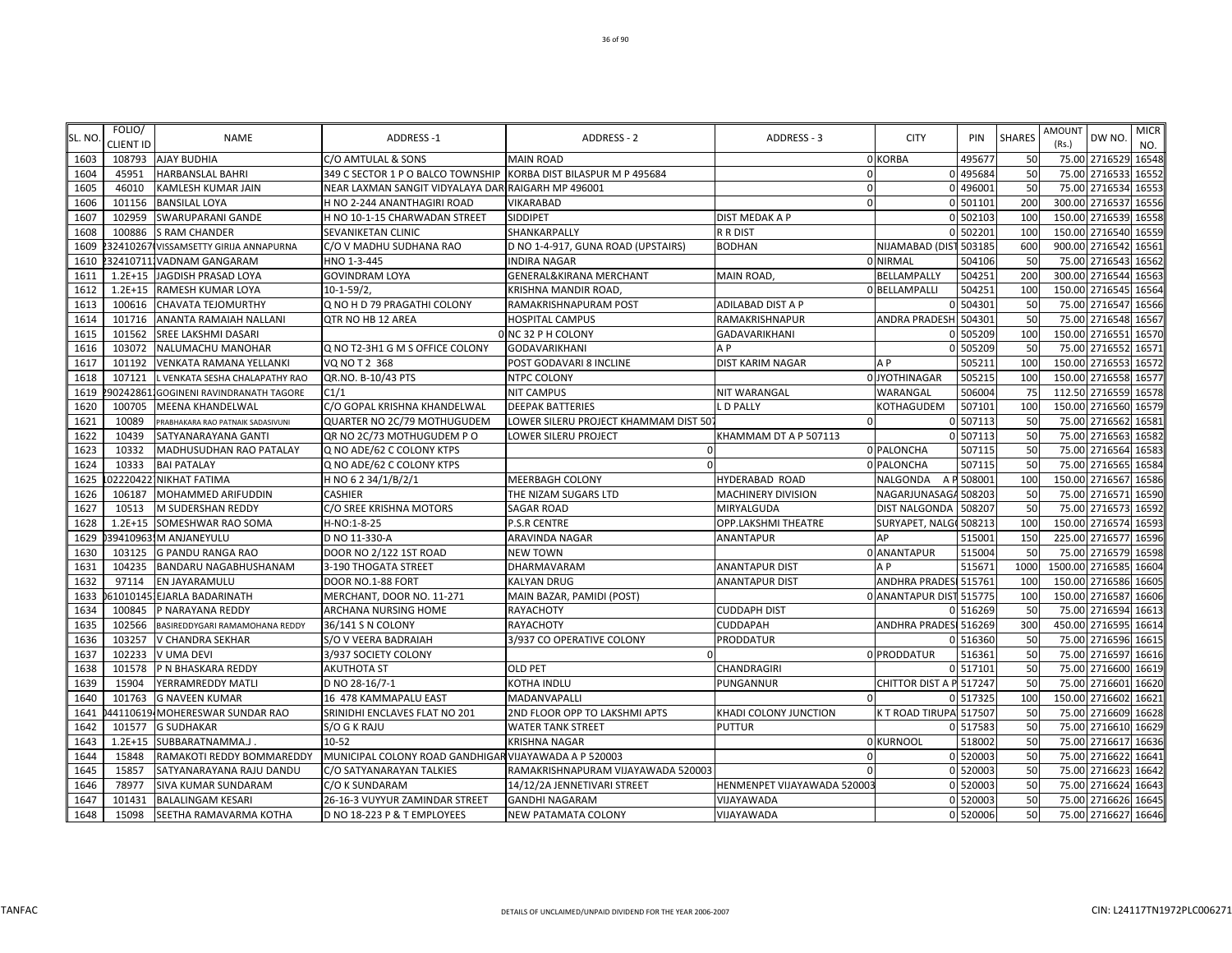| SL. NO. | FOLIO/ CLIENT ID | NAME | ADDRESS -1 | ADDRESS - 2 | ADDRESS - 3 | CITY | PIN | SHARES | AMOUNT (Rs.) | DW NO. | MICR NO. |
|---|---|---|---|---|---|---|---|---|---|---|---|
| 1603 | 108793 | AJAY BUDHIA | C/O AMTULAL & SONS | MAIN ROAD | 0 | KORBA | 495677 | 50 | 75.00 | 2716529 | 16548 |
| 1604 | 45951 | HARBANSLAL BAHRI | 349 C SECTOR 1 P O BALCO TOWNSHIP | KORBA DIST BILASPUR M P 495684 | 0 | 0 | 495684 | 50 | 75.00 | 2716533 | 16552 |
| 1605 | 46010 | KAMLESH KUMAR JAIN | NEAR LAXMAN SANGIT VIDYALAYA DAR | RAIGARH MP 496001 | 0 | 0 | 496001 | 50 | 75.00 | 2716534 | 16553 |
| 1606 | 101156 | BANSILAL LOYA | H NO 2-244 ANANTHAGIRI ROAD | VIKARABAD | 0 | 0 | 501101 | 200 | 300.00 | 2716537 | 16556 |
| 1607 | 102959 | SWARUPARANI GANDE | H NO 10-1-15 CHARWADAN STREET | SIDDIPET | DIST MEDAK A P | 0 | 502103 | 100 | 150.00 | 2716539 | 16558 |
| 1608 | 100886 | S RAM CHANDER | SEVANIKETAN CLINIC | SHANKARPALLY | R R DIST | 0 | 502201 | 100 | 150.00 | 2716540 | 16559 |
| 1609 | 232410267 | VISSAMSETTY GIRIJA ANNAPURNA | C/O V MADHU SUDHANA RAO | D NO 1-4-917, GUNA ROAD (UPSTAIRS) | BODHAN | NIJAMABAD (DIST | 503185 | 600 | 900.00 | 2716542 | 16561 |
| 1610 | 232410711 | VADNAM GANGARAM | HNO 1-3-445 | INDIRA NAGAR | 0 | NIRMAL | 504106 | 50 | 75.00 | 2716543 | 16562 |
| 1611 | 1.2E+15 | JAGDISH PRASAD LOYA | GOVINDRAM LOYA | GENERAL&KIRANA MERCHANT | MAIN ROAD, | BELLAMPALLY | 504251 | 200 | 300.00 | 2716544 | 16563 |
| 1612 | 1.2E+15 | RAMESH KUMAR LOYA | 10-1-59/2, | KRISHNA MANDIR ROAD, | 0 | BELLAMPALLI | 504251 | 100 | 150.00 | 2716545 | 16564 |
| 1613 | 100616 | CHAVATA TEJOMURTHY | Q NO H D 79 PRAGATHI COLONY | RAMAKRISHNAPURAM POST | ADILABAD DIST A P | 0 | 504301 | 50 | 75.00 | 2716547 | 16566 |
| 1614 | 101716 | ANANTA RAMAIAH NALLANI | QTR NO HB 12 AREA | HOSPITAL CAMPUS | RAMAKRISHNAPUR | ANDRA PRADESH | 504301 | 50 | 75.00 | 2716548 | 16567 |
| 1615 | 101562 | SREE LAKSHMI DASARI | 0 | NC 32 P H COLONY | GADAVARIKHANI | 0 | 505209 | 100 | 150.00 | 2716551 | 16570 |
| 1616 | 103072 | NALUMACHU MANOHAR | Q NO T2-3H1 G M S OFFICE COLONY | GODAVARIKHANI | A P | 0 | 505209 | 50 | 75.00 | 2716552 | 16571 |
| 1617 | 101192 | VENKATA RAMANA YELLANKI | VQ NO T 2 368 | POST GODAVARI 8 INCLINE | DIST KARIM NAGAR | A P | 505211 | 100 | 150.00 | 2716553 | 16572 |
| 1618 | 107121 | L VENKATA SESHA CHALAPATHY RAO | QR.NO. B-10/43 PTS | NTPC COLONY | 0 | JYOTHINAGAR | 505215 | 100 | 150.00 | 2716558 | 16577 |
| 1619 | 290242861 | GOGINENI RAVINDRANATH TAGORE | C1/1 | NIT CAMPUS | NIT WARANGAL | WARANGAL | 506004 | 75 | 112.50 | 2716559 | 16578 |
| 1620 | 100705 | MEENA KHANDELWAL | C/O GOPAL KRISHNA KHANDELWAL | DEEPAK BATTERIES | L D PALLY | KOTHAGUDEM | 507101 | 100 | 150.00 | 2716560 | 16579 |
| 1621 | 10089 | PRABHAKARA RAO PATNAIK SADASIVUNI | QUARTER NO 2C/79 MOTHUGUDEM | LOWER SILERU PROJECT KHAMMAM DIST 507 | 0 | 0 | 507113 | 50 | 75.00 | 2716562 | 16581 |
| 1622 | 10439 | SATYANARAYANA GANTI | QR NO 2C/73 MOTHUGUDEM P O | LOWER SILERU PROJECT | KHAMMAM DT A P 507113 | 0 | 507113 | 50 | 75.00 | 2716563 | 16582 |
| 1623 | 10332 | MADHUSUDHAN RAO PATALAY | Q NO ADE/62 C COLONY KTPS | 0 | 0 | PALONCHA | 507115 | 50 | 75.00 | 2716564 | 16583 |
| 1624 | 10333 | BAI PATALAY | Q NO ADE/62 C COLONY KTPS | 0 | 0 | PALONCHA | 507115 | 50 | 75.00 | 2716565 | 16584 |
| 1625 | 102220422 | NIKHAT FATIMA | H NO 6 2 34/1/B/2/1 | MEERBAGH COLONY | HYDERABAD ROAD | NALGONDA A P | 508001 | 100 | 150.00 | 2716567 | 16586 |
| 1626 | 106187 | MOHAMMED ARIFUDDIN | CASHIER | THE NIZAM SUGARS LTD | MACHINERY DIVISION | NAGARJUNASAGA | 508203 | 50 | 75.00 | 2716571 | 16590 |
| 1627 | 10513 | M SUDERSHAN REDDY | C/O SREE KRISHNA MOTORS | SAGAR ROAD | MIRYALGUDA | DIST NALGONDA | 508207 | 50 | 75.00 | 2716573 | 16592 |
| 1628 | 1.2E+15 | SOMESHWAR RAO SOMA | H-NO:1-8-25 | P.S.R CENTRE | OPP.LAKSHMI THEATRE | SURYAPET, NALGO | 508213 | 100 | 150.00 | 2716574 | 16593 |
| 1629 | 039410963 | M ANJANEYULU | D NO 11-330-A | ARAVINDA NAGAR | ANANTAPUR | AP | 515001 | 150 | 225.00 | 2716577 | 16596 |
| 1630 | 103125 | G PANDU RANGA RAO | DOOR NO 2/122 1ST ROAD | NEW TOWN | 0 | ANANTAPUR | 515004 | 50 | 75.00 | 2716579 | 16598 |
| 1631 | 104235 | BANDARU NAGABHUSHANAM | 3-190 THOGATA STREET | DHARMAVARAM | ANANTAPUR DIST | A P | 515671 | 1000 | 1500.00 | 2716585 | 16604 |
| 1632 | 97114 | EN JAYARAMULU | DOOR NO.1-88 FORT | KALYAN DRUG | ANANTAPUR DIST | ANDHRA PRADES | 515761 | 100 | 150.00 | 2716586 | 16605 |
| 1633 | 061010145 | EJARLA BADARINATH | MERCHANT, DOOR NO. 11-271 | MAIN BAZAR, PAMIDI (POST) | 0 | ANANTAPUR DIST | 515775 | 100 | 150.00 | 2716587 | 16606 |
| 1634 | 100845 | P NARAYANA REDDY | ARCHANA NURSING HOME | RAYACHOTY | CUDDAPH DIST | 0 | 516269 | 50 | 75.00 | 2716594 | 16613 |
| 1635 | 102566 | BASIREDDYGARI RAMAMOHANA REDDY | 36/141 S N COLONY | RAYACHOTY | CUDDAPAH | ANDHRA PRADES | 516269 | 300 | 450.00 | 2716595 | 16614 |
| 1636 | 103257 | V CHANDRA SEKHAR | S/O V VEERA BADRAIAH | 3/937 CO OPERATIVE COLONY | PRODDATUR | 0 | 516360 | 50 | 75.00 | 2716596 | 16615 |
| 1637 | 102233 | V UMA DEVI | 3/937 SOCIETY COLONY | 0 | 0 | PRODDATUR | 516361 | 50 | 75.00 | 2716597 | 16616 |
| 1638 | 101578 | P N BHASKARA REDDY | AKUTHOTA ST | OLD PET | CHANDRAGIRI | 0 | 517101 | 50 | 75.00 | 2716600 | 16619 |
| 1639 | 15904 | YERRAMREDDY MATLI | D NO 28-16/7-1 | KOTHA INDLU | PUNGANNUR | CHITTOR DIST A P | 517247 | 50 | 75.00 | 2716601 | 16620 |
| 1640 | 101763 | G NAVEEN KUMAR | 16 478 KAMMAPALU EAST | MADANVAPALLI | 0 | 0 | 517325 | 100 | 150.00 | 2716602 | 16621 |
| 1641 | 044110619 | MOHERESWAR SUNDAR RAO | SRINIDHI ENCLAVES FLAT NO 201 | 2ND FLOOR OPP TO LAKSHMI APTS | KHADI COLONY JUNCTION | K T ROAD TIRUPA | 517507 | 50 | 75.00 | 2716609 | 16628 |
| 1642 | 101577 | G SUDHAKAR | S/O G K RAJU | WATER TANK STREET | PUTTUR | 0 | 517583 | 50 | 75.00 | 2716610 | 16629 |
| 1643 | 1.2E+15 | SUBBARATNAMMA.J . | 10-52 | KRISHNA NAGAR | 0 | KURNOOL | 518002 | 50 | 75.00 | 2716617 | 16636 |
| 1644 | 15848 | RAMAKOTI REDDY BOMMAREDDY | MUNICIPAL COLONY ROAD GANDHIGAR | VIJAYAWADA A P 520003 | 0 | 0 | 520003 | 50 | 75.00 | 2716622 | 16641 |
| 1645 | 15857 | SATYANARAYANA RAJU DANDU | C/O SATYANARAYAN TALKIES | RAMAKRISHNAPURAM VIJAYAWADA 520003 | 0 | 0 | 520003 | 50 | 75.00 | 2716623 | 16642 |
| 1646 | 78977 | SIVA KUMAR SUNDARAM | C/O K SUNDARAM | 14/12/2A JENNETIVARI STREET | HENMENPET VIJAYAWADA 520003 | 0 | 520003 | 50 | 75.00 | 2716624 | 16643 |
| 1647 | 101431 | BALALINGAM KESARI | 26-16-3 VUYYUR ZAMINDAR STREET | GANDHI NAGARAM | VIJAYAWADA | 0 | 520003 | 50 | 75.00 | 2716626 | 16645 |
| 1648 | 15098 | SEETHA RAMAVARMA KOTHA | D NO 18-223 P & T EMPLOYEES | NEW PATAMATA COLONY | VIJAYAWADA | 0 | 520006 | 50 | 75.00 | 2716627 | 16646 |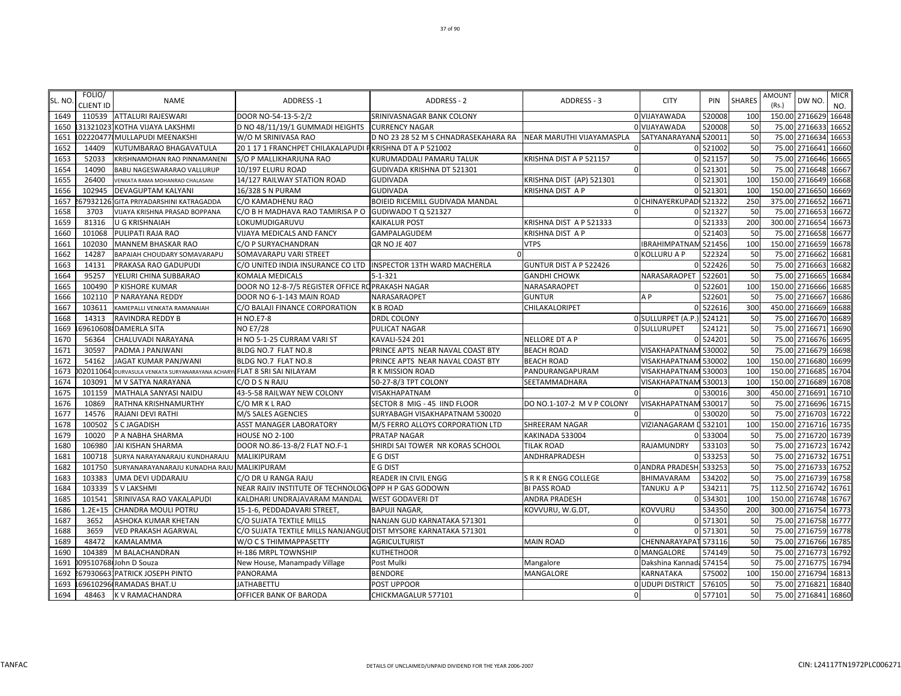| SL. NO. | FOLIO/ CLIENT ID | NAME | ADDRESS -1 | ADDRESS - 2 | ADDRESS - 3 | CITY | PIN | SHARES | AMOUNT (Rs.) | DW NO. | MICR NO. |
|---|---|---|---|---|---|---|---|---|---|---|---|
| 1649 | 110539 | ATTALURI RAJESWARI | DOOR NO-54-13-5-2/2 | SRINIVASNAGAR BANK COLONY | | 0 VIJAYAWADA | 520008 | 100 | 150.00 | 2716629 | 16648 |
| 1650 | 131321023 | KOTHA VIJAYA LAKSHMI | D NO 48/11/19/1 GUMMADI HEIGHTS | CURRENCY NAGAR | | 0 VIJAYAWADA | 520008 | 50 | 75.00 | 2716633 | 16652 |
| 1651 | 1022204778 | MULLAPUDI MEENAKSHI | W/O M SRINIVASA RAO | D NO 23 28 52 M S CHNADRASEKAHARA RA | NEAR MARUTHI VIJAYAMASPLA | SATYANARAYANA | 520011 | 50 | 75.00 | 2716634 | 16653 |
| 1652 | 14409 | KUTUMBARAO BHAGAVATULA | 20 1 17 1 FRANCHPET CHILAKALAPUDI P | KRISHNA DT A P 521002 | 0 | 0 | 521002 | 50 | 75.00 | 2716641 | 16660 |
| 1653 | 52033 | KRISHNAMOHAN RAO PINNAMANENI | S/O P MALLIKHARJUNA RAO | KURUMADDALI PAMARU TALUK | KRISHNA DIST A P 521157 | 0 | 521157 | 50 | 75.00 | 2716646 | 16665 |
| 1654 | 14090 | BABU NAGESWARARAO VALLURUP | 10/197 ELURU ROAD | GUDIVADA KRISHNA DT 521301 | 0 | 0 | 521301 | 50 | 75.00 | 2716648 | 16667 |
| 1655 | 26400 | VENKATA RAMA MOHANRAO CHALASANI | 14/127 RAILWAY STATION ROAD | GUDIVADA | KRISHNA DIST (AP) 521301 | 0 | 521301 | 100 | 150.00 | 2716649 | 16668 |
| 1656 | 102945 | DEVAGUPTAM KALYANI | 16/328 S N PURAM | GUDIVADA | KRISHNA DIST A P | 0 | 521301 | 100 | 150.00 | 2716650 | 16669 |
| 1657 | 267932126 | GITA PRIYADARSHINI KATRAGADDA | C/O KAMADHENU RAO | BOIEID RICEMILL GUDIVADA MANDAL | | 0 CHINAYERKUPADI | 521322 | 250 | 375.00 | 2716652 | 16671 |
| 1658 | 3703 | VIJAYA KRISHNA PRASAD BOPPANA | C/O B H MADHAVA RAO TAMIRISA P O | GUDIWADO T Q 521327 | 0 | 0 | 521327 | 50 | 75.00 | 2716653 | 16672 |
| 1659 | 81316 | U G KRISHNAIAH | LOKUMUDIGARUVU | KAIKALUR POST | KRISHNA DIST A P 521333 | 0 | 521333 | 200 | 300.00 | 2716654 | 16673 |
| 1660 | 101068 | PULIPATI RAJA RAO | VIJAYA MEDICALS AND FANCY | GAMPALAGUDEM | KRISHNA DIST A P | 0 | 521403 | 50 | 75.00 | 2716658 | 16677 |
| 1661 | 102030 | MANNEM BHASKAR RAO | C/O P SURYACHANDRAN | QR NO JE 407 | VTPS | IBRAHIMPATNAM | 521456 | 100 | 150.00 | 2716659 | 16678 |
| 1662 | 14287 | BAPAIAH CHOUDARY SOMAVARAPU | SOMAVARAPU VARI STREET | 0 | | 0 KOLLURU A P | 522324 | 50 | 75.00 | 2716662 | 16681 |
| 1663 | 14131 | PRAKASA RAO GADUPUDI | C/O UNITED INDIA INSURANCE CO LTD | INSPECTOR 13TH WARD MACHERLA | GUNTUR DIST A P 522426 | 0 | 522426 | 50 | 75.00 | 2716663 | 16682 |
| 1664 | 95257 | YELURI CHINA SUBBARAO | KOMALA MEDICALS | 5-1-321 | GANDHI CHOWK | NARASARAOPET | 522601 | 50 | 75.00 | 2716665 | 16684 |
| 1665 | 100490 | P KISHORE KUMAR | DOOR NO 12-8-7/5 REGISTER OFFICE RO | PRAKASH NAGAR | NARASARAOPET | 0 | 522601 | 100 | 150.00 | 2716666 | 16685 |
| 1666 | 102110 | P NARAYANA REDDY | DOOR NO 6-1-143 MAIN ROAD | NARASARAOPET | GUNTUR | A P | 522601 | 50 | 75.00 | 2716667 | 16686 |
| 1667 | 103611 | KAMEPALLI VENKATA RAMANAIAH | C/O BALAJI FINANCE CORPORATION | K B ROAD | CHILAKALORIPET | 0 | 522616 | 300 | 450.00 | 2716669 | 16688 |
| 1668 | 14313 | RAVINDRA REDDY B | H NO.E7-8 | DRDL COLONY | | 0 SULLURPET (A.P.) | 524121 | 50 | 75.00 | 2716670 | 16689 |
| 1669 | 1696106088 | DAMERLA SITA | NO E7/28 | PULICAT NAGAR | | 0 SULLURUPET | 524121 | 50 | 75.00 | 2716671 | 16690 |
| 1670 | 56364 | CHALUVADI NARAYANA | H NO 5-1-25 CURRAM VARI ST | KAVALI-524 201 | NELLORE DT A P | 0 | 524201 | 50 | 75.00 | 2716676 | 16695 |
| 1671 | 30597 | PADMA J PANJWANI | BLDG NO.7 FLAT NO.8 | PRINCE APTS NEAR NAVAL COAST BTY | BEACH ROAD | VISAKHAPATNAM | 530002 | 50 | 75.00 | 2716679 | 16698 |
| 1672 | 54162 | JAGAT KUMAR PANJWANI | BLDG NO.7 FLAT NO.8 | PRINCE APTS NEAR NAVAL COAST BTY | BEACH ROAD | VISAKHAPATNAM | 530002 | 100 | 150.00 | 2716680 | 16699 |
| 1673 | 002011064 | DURVASULA VENKATA SURYANARAYANA ACHARYU | FLAT 8 SRI SAI NILAYAM | R K MISSION ROAD | PANDURANGAPURAM | VISAKHAPATNAM | 530003 | 100 | 150.00 | 2716685 | 16704 |
| 1674 | 103091 | M V SATYA NARAYANA | C/O D S N RAJU | 50-27-8/3 TPT COLONY | SEETAMMADHARA | VISAKHAPATNAM | 530013 | 100 | 150.00 | 2716689 | 16708 |
| 1675 | 101159 | MATHALA SANYASI NAIDU | 43-5-58 RAILWAY NEW COLONY | VISAKHAPATNAM | 0 | 0 | 530016 | 300 | 450.00 | 2716691 | 16710 |
| 1676 | 10869 | RATHNA KRISHNAMURTHY | C/O MR K L RAO | SECTOR 8 MIG - 45 IIND FLOOR | DO NO.1-107-2 M V P COLONY | VISAKHAPATNAM | 530017 | 50 | 75.00 | 2716696 | 16715 |
| 1677 | 14576 | RAJANI DEVI RATHI | M/S SALES AGENCIES | SURYABAGH VISAKHAPATNAM 530020 | 0 | 0 | 530020 | 50 | 75.00 | 2716703 | 16722 |
| 1678 | 100502 | S C JAGADISH | ASST MANAGER LABORATORY | M/S FERRO ALLOYS CORPORATION LTD | SHREERAM NAGAR | VIZIANAGARAM D | 532101 | 100 | 150.00 | 2716716 | 16735 |
| 1679 | 10020 | P A NABHA SHARMA | HOUSE NO 2-100 | PRATAP NAGAR | KAKINADA 533004 | 0 | 533004 | 50 | 75.00 | 2716720 | 16739 |
| 1680 | 106980 | JAI KISHAN SHARMA | DOOR NO.86-13-8/2 FLAT NO.F-1 | SHIRDI SAI TOWER NR KORAS SCHOOL | TILAK ROAD | RAJAMUNDRY | 533103 | 50 | 75.00 | 2716723 | 16742 |
| 1681 | 100718 | SURYA NARAYANARAJU KUNDHARAJU | MALIKIPURAM | E G DIST | ANDHRAPRADESH | 0 | 533253 | 50 | 75.00 | 2716732 | 16751 |
| 1682 | 101750 | SURYANARAYANARAJU KUNDHA RAJU | MALIKIPURAM | E G DIST | | 0 ANDRA PRADESH | 533253 | 50 | 75.00 | 2716733 | 16752 |
| 1683 | 103383 | UMA DEVI UDDARAJU | C/O DR U RANGA RAJU | READER IN CIVIL ENGG | S R K R ENGG COLLEGE | BHIMAVARAM | 534202 | 50 | 75.00 | 2716739 | 16758 |
| 1684 | 103339 | S V LAKSHMI | NEAR RAJIV INSTITUTE OF TECHNOLOGY | OPP H P GAS GODOWN | BI PASS ROAD | TANUKU A P | 534211 | 75 | 112.50 | 2716742 | 16761 |
| 1685 | 101541 | SRINIVASA RAO VAKALAPUDI | KALDHARI UNDRAJAVARAM MANDAL | WEST GODAVERI DT | ANDRA PRADESH | 0 | 534301 | 100 | 150.00 | 2716748 | 16767 |
| 1686 | 1.2E+15 | CHANDRA MOULI POTRU | 15-1-6, PEDDADAVARI STREET, | BAPUJI NAGAR, | KOVVURU, W.G.DT, | KOVVURU | 534350 | 200 | 300.00 | 2716754 | 16773 |
| 1687 | 3652 | ASHOKA KUMAR KHETAN | C/O SUJATA TEXTILE MILLS | NANJAN GUD KARNATAKA 571301 | 0 | 0 | 571301 | 50 | 75.00 | 2716758 | 16777 |
| 1688 | 3659 | VED PRAKASH AGARWAL | C/O SUJATA TEXTILE MILLS NANJANGUD | DIST MYSORE KARNATAKA 571301 | 0 | 0 | 571301 | 50 | 75.00 | 2716759 | 16778 |
| 1689 | 48472 | KAMALAMMA | W/O C S THIMMAPPASETTY | AGRICULTURIST | MAIN ROAD | CHENNARAYAPAT | 573116 | 50 | 75.00 | 2716766 | 16785 |
| 1690 | 104389 | M BALACHANDRAN | H-186 MRPL TOWNSHIP | KUTHETHOOR | | 0 MANGALORE | 574149 | 50 | 75.00 | 2716773 | 16792 |
| 1691 | 095107680 | John D Souza | New House, Manampady Village | Post Mulki | Mangalore | Dakshina Kannada | 574154 | 50 | 75.00 | 2716775 | 16794 |
| 1692 | 267930663 | PATRICK JOSEPH PINTO | PANORAMA | BENDORE | MANGALORE | KARNATAKA | 575002 | 100 | 150.00 | 2716794 | 16813 |
| 1693 | 1696102960 | RAMADAS BHAT.U | JATHABETTU | POST UPPOOR | | 0 UDUPI DISTRICT | 576105 | 50 | 75.00 | 2716821 | 16840 |
| 1694 | 48463 | K V RAMACHANDRA | OFFICER BANK OF BARODA | CHICKMAGALUR 577101 | 0 | 0 | 577101 | 50 | 75.00 | 2716841 | 16860 |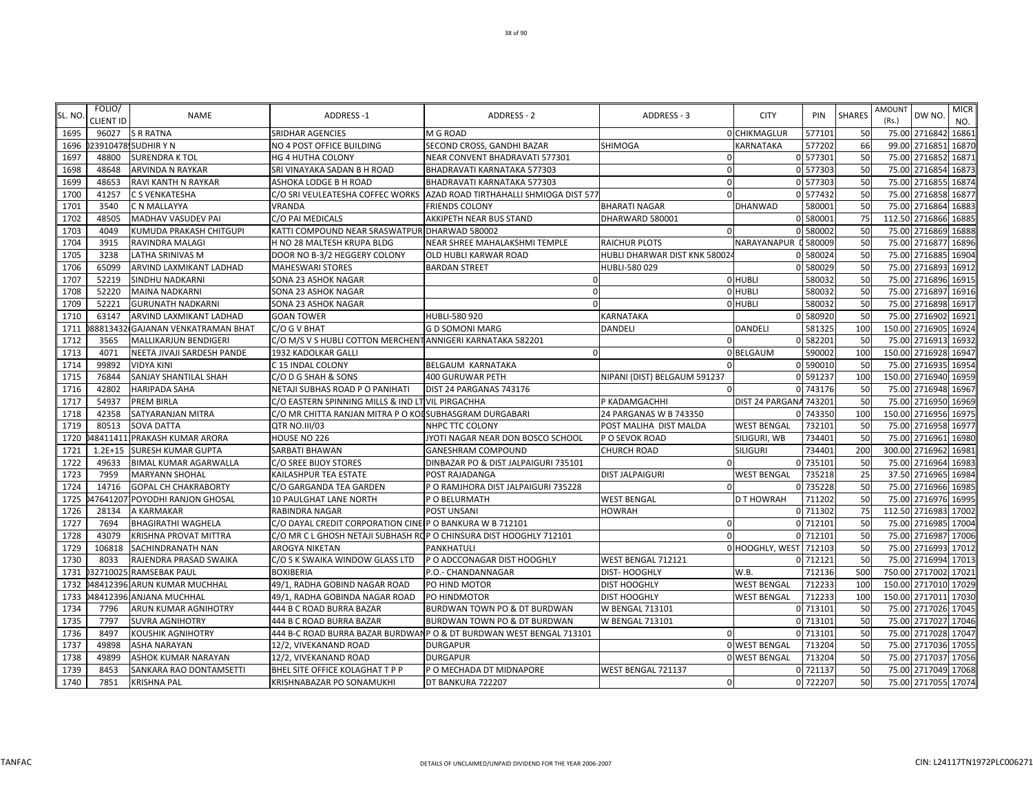| SL. NO. | FOLIO/ CLIENT ID | NAME | ADDRESS -1 | ADDRESS - 2 | ADDRESS - 3 | CITY | PIN | SHARES | AMOUNT (Rs.) | DW NO. | MICR NO. |
|---|---|---|---|---|---|---|---|---|---|---|---|
| 1695 | 96027 | S R RATNA | SRIDHAR AGENCIES | M G ROAD | | 0 CHIKMAGLUR | 577101 | 50 | 75.00 | 2716842 | 16861 |
| 1696 | 023910478 | SUDHIR Y N | NO 4 POST OFFICE BUILDING | SECOND CROSS, GANDHI BAZAR | SHIMOGA | KARNATAKA | 577202 | 66 | 99.00 | 2716851 | 16870 |
| 1697 | 48800 | SURENDRA K TOL | HG 4 HUTHA COLONY | NEAR CONVENT BHADRAVATI 577301 | 0 | 0 | 577301 | 50 | 75.00 | 2716852 | 16871 |
| 1698 | 48648 | ARVINDA N RAYKAR | SRI VINAYAKA SADAN B H ROAD | BHADRAVATI KARNATAKA 577303 | 0 | 0 | 577303 | 50 | 75.00 | 2716854 | 16873 |
| 1699 | 48653 | RAVI KANTH N RAYKAR | ASHOKA LODGE B H ROAD | BHADRAVATI KARNATAKA 577303 | 0 | 0 | 577303 | 50 | 75.00 | 2716855 | 16874 |
| 1700 | 41257 | C S VENKATESHA | C/O SRI VEULEATESHA COFFEC WORKS | AZAD ROAD TIRTHAHALLI SHMIOGA DIST 577 | 0 | 0 | 577432 | 50 | 75.00 | 2716858 | 16877 |
| 1701 | 3540 | C N MALLAYYA | VRANDA | FRIENDS COLONY | BHARATI NAGAR | DHANWAD | 580001 | 50 | 75.00 | 2716864 | 16883 |
| 1702 | 48505 | MADHAV VASUDEV PAI | C/O PAI MEDICALS | AKKIPETH NEAR BUS STAND | DHARWARD 580001 | 0 | 580001 | 75 | 112.50 | 2716866 | 16885 |
| 1703 | 4049 | KUMUDA PRAKASH CHITGUPI | KATTI COMPOUND NEAR SRASWATPUR | DHARWAD 580002 | 0 | 0 | 580002 | 50 | 75.00 | 2716869 | 16888 |
| 1704 | 3915 | RAVINDRA MALAGI | H NO 28 MALTESH KRUPA BLDG | NEAR SHREE MAHALAKSHMI TEMPLE | RAICHUR PLOTS | NARAYANAPUR D | 580009 | 50 | 75.00 | 2716877 | 16896 |
| 1705 | 3238 | LATHA SRINIVAS M | DOOR NO B-3/2 HEGGERY COLONY | OLD HUBLI KARWAR ROAD | HUBLI DHARWAR DIST KNK 580024 | 0 | 580024 | 50 | 75.00 | 2716885 | 16904 |
| 1706 | 65099 | ARVIND LAXMIKANT LADHAD | MAHESWARI STORES | BARDAN STREET | HUBLI-580 029 | 0 | 580029 | 50 | 75.00 | 2716893 | 16912 |
| 1707 | 52219 | SINDHU NADKARNI | SONA 23 ASHOK NAGAR | 0 | | 0 HUBLI | 580032 | 50 | 75.00 | 2716896 | 16915 |
| 1708 | 52220 | MAINA NADKARNI | SONA 23 ASHOK NAGAR | 0 | | 0 HUBLI | 580032 | 50 | 75.00 | 2716897 | 16916 |
| 1709 | 52221 | GURUNATH NADKARNI | SONA 23 ASHOK NAGAR | 0 | | 0 HUBLI | 580032 | 50 | 75.00 | 2716898 | 16917 |
| 1710 | 63147 | ARVIND LAXMIKANT LADHAD | GOAN TOWER | HUBLI-580 920 | KARNATAKA | 0 | 580920 | 50 | 75.00 | 2716902 | 16921 |
| 1711 | 088813432 | GAJANAN VENKATRAMAN BHAT | C/O G V BHAT | G D SOMONI MARG | DANDELI | DANDELI | 581325 | 100 | 150.00 | 2716905 | 16924 |
| 1712 | 3565 | MALLIKARJUN BENDIGERI | C/O M/S V S HUBLI COTTON MERCHENT | ANNIGERI KARNATAKA 582201 | 0 | 0 | 582201 | 50 | 75.00 | 2716913 | 16932 |
| 1713 | 4071 | NEETA JIVAJI SARDESH PANDE | 1932 KADOLKAR GALLI | 0 | | 0 BELGAUM | 590002 | 100 | 150.00 | 2716928 | 16947 |
| 1714 | 99892 | VIDYA KINI | C 15 INDAL COLONY | BELGAUM KARNATAKA | 0 | 0 | 590010 | 50 | 75.00 | 2716935 | 16954 |
| 1715 | 76844 | SANJAY SHANTILAL SHAH | C/O D G SHAH & SONS | 400 GURUWAR PETH | NIPANI (DIST) BELGAUM 591237 | 0 | 591237 | 100 | 150.00 | 2716940 | 16959 |
| 1716 | 42802 | HARIPADA SAHA | NETAJI SUBHAS ROAD P O PANIHATI | DIST 24 PARGANAS 743176 | 0 | 0 | 743176 | 50 | 75.00 | 2716948 | 16967 |
| 1717 | 54937 | PREM BIRLA | C/O EASTERN SPINNING MILLS & IND LT | VIL PIRGACHHA | P KADAMGACHHI | DIST 24 PARGANA | 743201 | 50 | 75.00 | 2716950 | 16969 |
| 1718 | 42358 | SATYARANJAN MITRA | C/O MR CHITTA RANJAN MITRA P O KO | SUBHASGRAM DURGABARI | 24 PARGANAS W B 743350 | 0 | 743350 | 100 | 150.00 | 2716956 | 16975 |
| 1719 | 80513 | SOVA DATTA | QTR NO.III/03 | NHPC TTC COLONY | POST MALIHA DIST MALDA | WEST BENGAL | 732101 | 50 | 75.00 | 2716958 | 16977 |
| 1720 | 048411411 | PRAKASH KUMAR ARORA | HOUSE NO 226 | JYOTI NAGAR NEAR DON BOSCO SCHOOL | P O SEVOK ROAD | SILIGURI, WB | 734401 | 50 | 75.00 | 2716961 | 16980 |
| 1721 | 1.2E+15 | SURESH KUMAR GUPTA | SARBATI BHAWAN | GANESHRAM COMPOUND | CHURCH ROAD | SILIGURI | 734401 | 200 | 300.00 | 2716962 | 16981 |
| 1722 | 49633 | BIMAL KUMAR AGARWALLA | C/O SREE BIJOY STORES | DINBAZAR PO & DIST JALPAIGURI 735101 | 0 | 0 | 735101 | 50 | 75.00 | 2716964 | 16983 |
| 1723 | 7959 | MARYANN SHOHAL | KAILASHPUR TEA ESTATE | POST RAJADANGA | DIST JALPAIGURI | WEST BENGAL | 735218 | 25 | 37.50 | 2716965 | 16984 |
| 1724 | 14716 | GOPAL CH CHAKRABORTY | C/O GARGANDA TEA GARDEN | P O RAMJHORA DIST JALPAIGURI 735228 | 0 | 0 | 735228 | 50 | 75.00 | 2716966 | 16985 |
| 1725 | 047641207 | POYODHI RANJON GHOSAL | 10 PAULGHAT LANE NORTH | P O BELURMATH | WEST BENGAL | D T HOWRAH | 711202 | 50 | 75.00 | 2716976 | 16995 |
| 1726 | 28134 | A KARMAKAR | RABINDRA NAGAR | POST UNSANI | HOWRAH | 0 | 711302 | 75 | 112.50 | 2716983 | 17002 |
| 1727 | 7694 | BHAGIRATHI WAGHELA | C/O DAYAL CREDIT CORPORATION CINE | P O BANKURA W B 712101 | 0 | 0 | 712101 | 50 | 75.00 | 2716985 | 17004 |
| 1728 | 43079 | KRISHNA PROVAT MITTRA | C/O MR C L GHOSH NETAJI SUBHASH R | P O CHINSURA DIST HOOGHLY 712101 | 0 | 0 | 712101 | 50 | 75.00 | 2716987 | 17006 |
| 1729 | 106818 | SACHINDRANATH NAN | AROGYA NIKETAN | PANKHATULI | | 0 HOOGHLY, WEST | 712103 | 50 | 75.00 | 2716993 | 17012 |
| 1730 | 8033 | RAJENDRA PRASAD SWAIKA | C/O S K SWAIKA WINDOW GLASS LTD | P O ADCCONAGAR DIST HOOGHLY | WEST BENGAL 712121 | 0 | 712121 | 50 | 75.00 | 2716994 | 17013 |
| 1731 | 032710025 | RAMSEBAK PAUL | BOXIBERIA | P.O.- CHANDANNAGAR | DIST- HOOGHLY | W.B. | 712136 | 500 | 750.00 | 2717002 | 17021 |
| 1732 | 048412396 | ARUN KUMAR MUCHHAL | 49/1, RADHA GOBIND NAGAR ROAD | PO HIND MOTOR | DIST HOOGHLY | WEST BENGAL | 712233 | 100 | 150.00 | 2717010 | 17029 |
| 1733 | 048412396 | ANJANA MUCHHAL | 49/1, RADHA GOBINDA NAGAR ROAD | PO HINDMOTOR | DIST HOOGHLY | WEST BENGAL | 712233 | 100 | 150.00 | 2717011 | 17030 |
| 1734 | 7796 | ARUN KUMAR AGNIHOTRY | 444 B C ROAD BURRA BAZAR | BURDWAN TOWN PO & DT BURDWAN | W BENGAL 713101 | 0 | 713101 | 50 | 75.00 | 2717026 | 17045 |
| 1735 | 7797 | SUVRA AGNIHOTRY | 444 B C ROAD BURRA BAZAR | BURDWAN TOWN PO & DT BURDWAN | W BENGAL 713101 | 0 | 713101 | 50 | 75.00 | 2717027 | 17046 |
| 1736 | 8497 | KOUSHIK AGNIHOTRY | 444 B-C ROAD BURRA BAZAR BURDWAN | P O & DT BURDWAN WEST BENGAL 713101 | 0 | 0 | 713101 | 50 | 75.00 | 2717028 | 17047 |
| 1737 | 49898 | ASHA NARAYAN | 12/2, VIVEKANAND ROAD | DURGAPUR | | 0 WEST BENGAL | 713204 | 50 | 75.00 | 2717036 | 17055 |
| 1738 | 49899 | ASHOK KUMAR NARAYAN | 12/2, VIVEKANAND ROAD | DURGAPUR | | 0 WEST BENGAL | 713204 | 50 | 75.00 | 2717037 | 17056 |
| 1739 | 8453 | SANKARA RAO DONTAMSETTI | BHEL SITE OFFICE KOLAGHAT T P P | P O MECHADA DT MIDNAPORE | WEST BENGAL 721137 | 0 | 721137 | 50 | 75.00 | 2717049 | 17068 |
| 1740 | 7851 | KRISHNA PAL | KRISHNABAZAR PO SONAMUKHI | DT BANKURA 722207 | 0 | 0 | 722207 | 50 | 75.00 | 2717055 | 17074 |

TANFAC    DETAILS OF UNCLAIMED/UNPAID DIVIDEND FOR THE YEAR 2006-2007    CIN: L24117TN1972PLC006271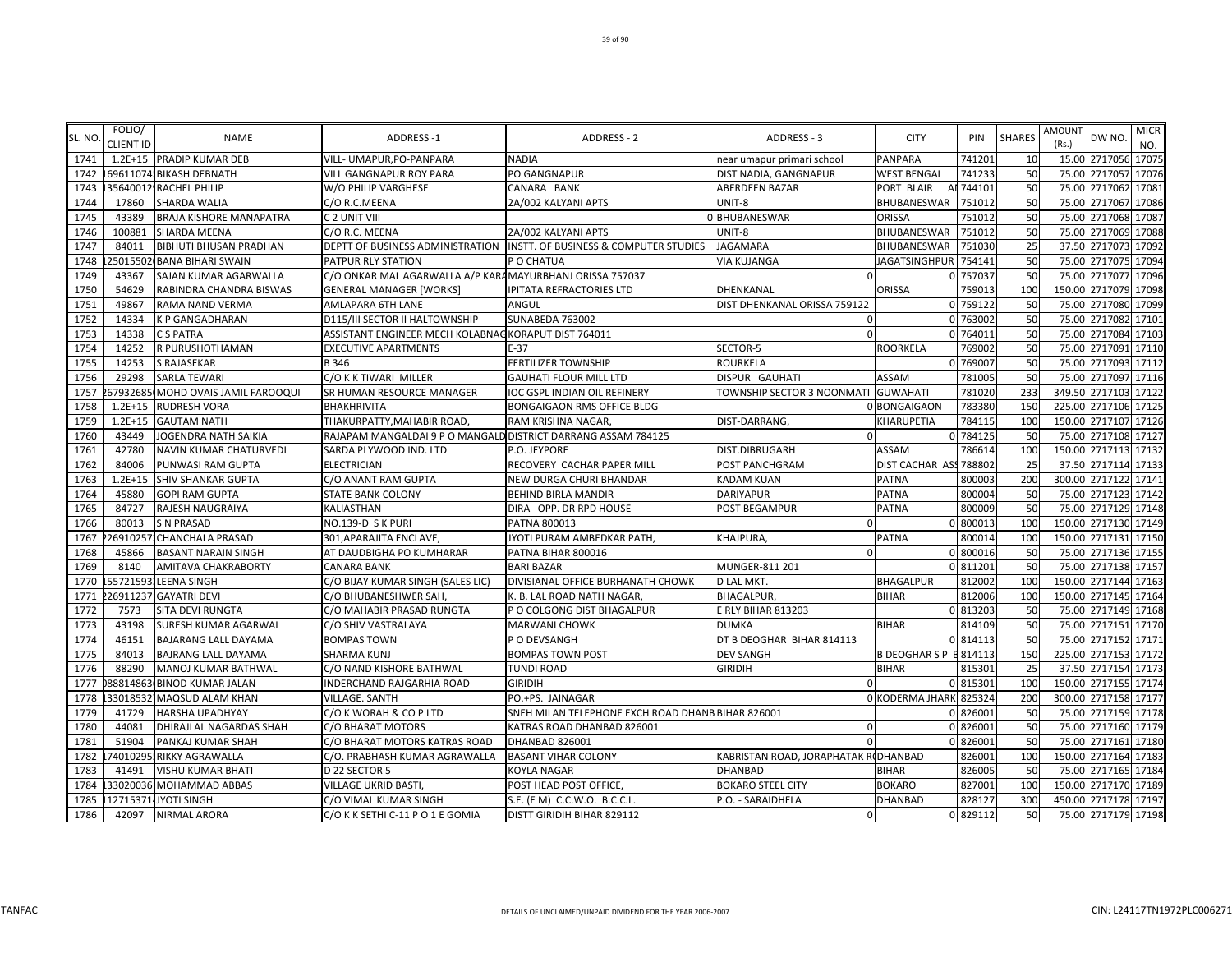| SL. NO. | FOLIO/ CLIENT ID | NAME | ADDRESS -1 | ADDRESS - 2 | ADDRESS - 3 | CITY | PIN | SHARES | AMOUNT (Rs.) | DW NO. | MICR NO. |
|---|---|---|---|---|---|---|---|---|---|---|---|
| 1741 | 1.2E+15 | PRADIP KUMAR DEB | VILL- UMAPUR,PO-PANPARA | NADIA | near umapur primari school | PANPARA | 741201 | 10 | 15.00 | 2717056 | 17075 |
| 1742 | 169611074 | BIKASH DEBNATH | VILL GANGNAPUR ROY PARA | PO GANGNAPUR | DIST NADIA, GANGNAPUR | WEST BENGAL | 741233 | 50 | 75.00 | 2717057 | 17076 |
| 1743 | 135640012 | RACHEL PHILIP | W/O PHILIP VARGHESE | CANARA BANK | ABERDEEN BAZAR | PORT BLAIR AI | 744101 | 50 | 75.00 | 2717062 | 17081 |
| 1744 | 17860 | SHARDA WALIA | C/O R.C.MEENA | 2A/002 KALYANI APTS | UNIT-8 | BHUBANESWAR | 751012 | 50 | 75.00 | 2717067 | 17086 |
| 1745 | 43389 | BRAJA KISHORE MANAPATRA | C 2 UNIT VIII | 0 | BHUBANESWAR | ORISSA | 751012 | 50 | 75.00 | 2717068 | 17087 |
| 1746 | 100881 | SHARDA MEENA | C/O R.C. MEENA | 2A/002 KALYANI APTS | UNIT-8 | BHUBANESWAR | 751012 | 50 | 75.00 | 2717069 | 17088 |
| 1747 | 84011 | BIBHUTI BHUSAN PRADHAN | DEPTT OF BUSINESS ADMINISTRATION | INSTT. OF BUSINESS & COMPUTER STUDIES | JAGAMARA | BHUBANESWAR | 751030 | 25 | 37.50 | 2717073 | 17092 |
| 1748 | 125015502 | BANA BIHARI SWAIN | PATPUR RLY STATION | P O CHATUA | VIA KUJANGA | JAGATSINGHPUR | 754141 | 50 | 75.00 | 2717075 | 17094 |
| 1749 | 43367 | SAJAN KUMAR AGARWALLA | C/O ONKAR MAL AGARWALLA A/P KARA | MAYURBHANJ ORISSA 757037 | 0 | 0 | 757037 | 50 | 75.00 | 2717077 | 17096 |
| 1750 | 54629 | RABINDRA CHANDRA BISWAS | GENERAL MANAGER [WORKS] | IPITATA REFRACTORIES LTD | DHENKANAL | ORISSA | 759013 | 100 | 150.00 | 2717079 | 17098 |
| 1751 | 49867 | RAMA NAND VERMA | AMLAPARA 6TH LANE | ANGUL | DIST DHENKANAL ORISSA 759122 | 0 | 759122 | 50 | 75.00 | 2717080 | 17099 |
| 1752 | 14334 | K P GANGADHARAN | D115/III SECTOR II HALTOWNSHIP | SUNABEDA 763002 | 0 | 0 | 763002 | 50 | 75.00 | 2717082 | 17101 |
| 1753 | 14338 | C S PATRA | ASSISTANT ENGINEER MECH KOLABNAG | KORAPUT DIST 764011 | 0 | 0 | 764011 | 50 | 75.00 | 2717084 | 17103 |
| 1754 | 14252 | R PURUSHOTHAMAN | EXECUTIVE APARTMENTS | E-37 | SECTOR-5 | ROORKELA | 769002 | 50 | 75.00 | 2717091 | 17110 |
| 1755 | 14253 | S RAJASEKAR | B 346 | FERTILIZER TOWNSHIP | ROURKELA | 0 | 769007 | 50 | 75.00 | 2717093 | 17112 |
| 1756 | 29298 | SARLA TEWARI | C/O K K TIWARI MILLER | GAUHATI FLOUR MILL LTD | DISPUR GAUHATI | ASSAM | 781005 | 50 | 75.00 | 2717097 | 17116 |
| 1757 | 267932685 | MOHD OVAIS JAMIL FAROOQUI | SR HUMAN RESOURCE MANAGER | IOC GSPL INDIAN OIL REFINERY | TOWNSHIP SECTOR 3 NOONMATI | GUWAHATI | 781020 | 233 | 349.50 | 2717103 | 17122 |
| 1758 | 1.2E+15 | RUDRESH VORA | BHAKHRIVITA | BONGAIGAON RMS OFFICE BLDG | 0 | BONGAIGAON | 783380 | 150 | 225.00 | 2717106 | 17125 |
| 1759 | 1.2E+15 | GAUTAM NATH | THAKURPATTY,MAHABIR ROAD, | RAM KRISHNA NAGAR, | DIST-DARRANG, | KHARUPETIA | 784115 | 100 | 150.00 | 2717107 | 17126 |
| 1760 | 43449 | JOGENDRA NATH SAIKIA | RAJAPAM MANGALDAI 9 P O MANGALD | DISTRICT DARRANG ASSAM 784125 | 0 | 0 | 784125 | 50 | 75.00 | 2717108 | 17127 |
| 1761 | 42780 | NAVIN KUMAR CHATURVEDI | SARDA PLYWOOD IND. LTD | P.O. JEYPORE | DIST.DIBRUGARH | ASSAM | 786614 | 100 | 150.00 | 2717113 | 17132 |
| 1762 | 84006 | PUNWASI RAM GUPTA | ELECTRICIAN | RECOVERY CACHAR PAPER MILL | POST PANCHGRAM | DIST CACHAR ASS | 788802 | 25 | 37.50 | 2717114 | 17133 |
| 1763 | 1.2E+15 | SHIV SHANKAR GUPTA | C/O ANANT RAM GUPTA | NEW DURGA CHURI BHANDAR | KADAM KUAN | PATNA | 800003 | 200 | 300.00 | 2717122 | 17141 |
| 1764 | 45880 | GOPI RAM GUPTA | STATE BANK COLONY | BEHIND BIRLA MANDIR | DARIYAPUR | PATNA | 800004 | 50 | 75.00 | 2717123 | 17142 |
| 1765 | 84727 | RAJESH NAUGRAIYA | KALIASTHAN | DIRA OPP. DR RPD HOUSE | POST BEGAMPUR | PATNA | 800009 | 50 | 75.00 | 2717129 | 17148 |
| 1766 | 80013 | S N PRASAD | NO.139-D S K PURI | PATNA 800013 | 0 | 0 | 800013 | 100 | 150.00 | 2717130 | 17149 |
| 1767 | 226910257 | CHANCHALA PRASAD | 301,APARAJITA ENCLAVE, | JYOTI PURAM AMBEDKAR PATH, | KHAJPURA, | PATNA | 800014 | 100 | 150.00 | 2717131 | 17150 |
| 1768 | 45866 | BASANT NARAIN SINGH | AT DAUDBIGHA PO KUMHARAR | PATNA BIHAR 800016 | 0 | 0 | 800016 | 50 | 75.00 | 2717136 | 17155 |
| 1769 | 8140 | AMITAVA CHAKRABORTY | CANARA BANK | BARI BAZAR | MUNGER-811 201 | 0 | 811201 | 50 | 75.00 | 2717138 | 17157 |
| 1770 | 155721593 | LEENA SINGH | C/O BIJAY KUMAR SINGH (SALES LIC) | DIVISIANAL OFFICE BURHANATH CHOWK | D LAL MKT. | BHAGALPUR | 812002 | 100 | 150.00 | 2717144 | 17163 |
| 1771 | 226911237 | GAYATRI DEVI | C/O BHUBANESHWER SAH, | K. B. LAL ROAD NATH NAGAR, | BHAGALPUR, | BIHAR | 812006 | 100 | 150.00 | 2717145 | 17164 |
| 1772 | 7573 | SITA DEVI RUNGTA | C/O MAHABIR PRASAD RUNGTA | P O COLGONG DIST BHAGALPUR | E RLY BIHAR 813203 | 0 | 813203 | 50 | 75.00 | 2717149 | 17168 |
| 1773 | 43198 | SURESH KUMAR AGARWAL | C/O SHIV VASTRALAYA | MARWANI CHOWK | DUMKA | BIHAR | 814109 | 50 | 75.00 | 2717151 | 17170 |
| 1774 | 46151 | BAJARANG LALL DAYAMA | BOMPAS TOWN | P O DEVSANGH | DT B DEOGHAR BIHAR 814113 | 0 | 814113 | 50 | 75.00 | 2717152 | 17171 |
| 1775 | 84013 | BAJRANG LALL DAYAMA | SHARMA KUNJ | BOMPAS TOWN POST | DEV SANGH | B DEOGHAR S P E | 814113 | 150 | 225.00 | 2717153 | 17172 |
| 1776 | 88290 | MANOJ KUMAR BATHWAL | C/O NAND KISHORE BATHWAL | TUNDI ROAD | GIRIDIH | BIHAR | 815301 | 25 | 37.50 | 2717154 | 17173 |
| 1777 | 088814863 | BINOD KUMAR JALAN | INDERCHAND RAJGARHIA ROAD | GIRIDIH | 0 | 0 | 815301 | 100 | 150.00 | 2717155 | 17174 |
| 1778 | 133018532 | MAQSUD ALAM KHAN | VILLAGE. SANTH | PO.+PS. JAINAGAR | 0 | KODERMA JHARK | 825324 | 200 | 300.00 | 2717158 | 17177 |
| 1779 | 41729 | HARSHA UPADHYAY | C/O K WORAH & CO P LTD | SNEH MILAN TELEPHONE EXCH ROAD DHANB | BIHAR 826001 | 0 | 826001 | 50 | 75.00 | 2717159 | 17178 |
| 1780 | 44081 | DHIRAJLAL NAGARDAS SHAH | C/O BHARAT MOTORS | KATRAS ROAD DHANBAD 826001 | 0 | 0 | 826001 | 50 | 75.00 | 2717160 | 17179 |
| 1781 | 51904 | PANKAJ KUMAR SHAH | C/O BHARAT MOTORS KATRAS ROAD | DHANBAD 826001 | 0 | 0 | 826001 | 50 | 75.00 | 2717161 | 17180 |
| 1782 | 174010295 | RIKKY AGRAWALLA | C/O. PRABHASH KUMAR AGRAWALLA | BASANT VIHAR COLONY | KABRISTAN ROAD, JORAPHATAK R | DHANBAD | 826001 | 100 | 150.00 | 2717164 | 17183 |
| 1783 | 41491 | VISHU KUMAR BHATI | D 22 SECTOR 5 | KOYLA NAGAR | DHANBAD | BIHAR | 826005 | 50 | 75.00 | 2717165 | 17184 |
| 1784 | 133020036 | MOHAMMAD ABBAS | VILLAGE UKRID BASTI, | POST HEAD POST OFFICE, | BOKARO STEEL CITY | BOKARO | 827001 | 100 | 150.00 | 2717170 | 17189 |
| 1785 | 112715371 | JYOTI SINGH | C/O VIMAL KUMAR SINGH | S.E. (E M) C.C.W.O. B.C.C.L. | P.O. - SARAIDHELA | DHANBAD | 828127 | 300 | 450.00 | 2717178 | 17197 |
| 1786 | 42097 | NIRMAL ARORA | C/O K K SETHI C-11 P O 1 E GOMIA | DISTT GIRIDIH BIHAR 829112 | 0 | 0 | 829112 | 50 | 75.00 | 2717179 | 17198 |

TANFAC — DETAILS OF UNCLAIMED/UNPAID DIVIDEND FOR THE YEAR 2006-2007 — CIN: L24117TN1972PLC006271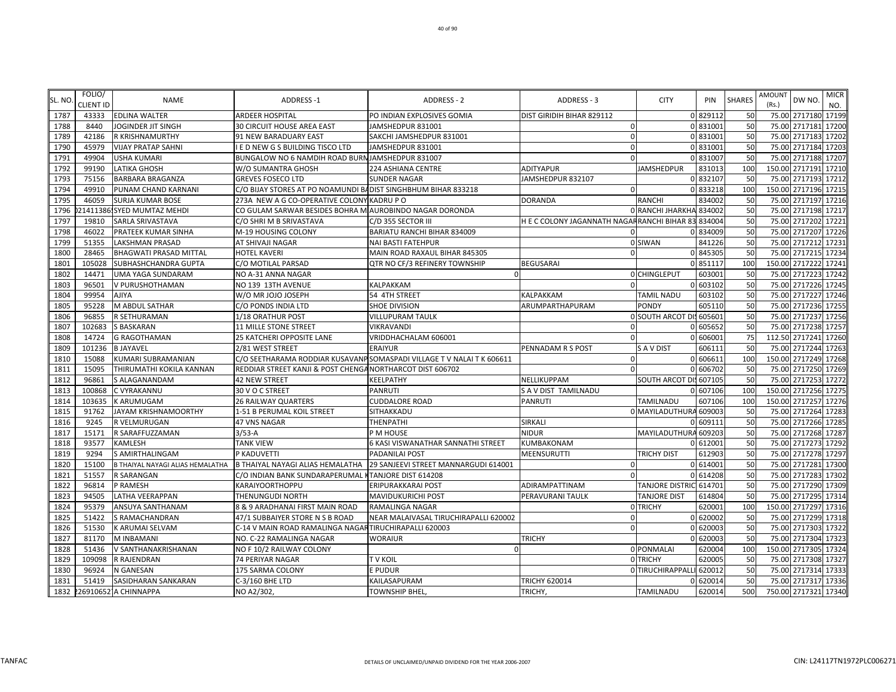| SL. NO. | FOLIO/ CLIENT ID | NAME | ADDRESS -1 | ADDRESS - 2 | ADDRESS - 3 | CITY | PIN | SHARES | AMOUNT (Rs.) | DW NO. | MICR NO. |
|---|---|---|---|---|---|---|---|---|---|---|---|
| 1787 | 43333 | EDLINA WALTER | ARDEER HOSPITAL | PO INDIAN EXPLOSIVES GOMIA | DIST GIRIDIH BIHAR 829112 | 0 | 829112 | 50 | 75.00 | 2717180 | 17199 |
| 1788 | 8440 | JOGINDER JIT SINGH | 30 CIRCUIT HOUSE AREA EAST | JAMSHEDPUR 831001 | 0 | 0 | 831001 | 50 | 75.00 | 2717181 | 17200 |
| 1789 | 42186 | R KRISHNAMURTHY | 91 NEW BARADUARY EAST | SAKCHI JAMSHEDPUR 831001 | 0 | 0 | 831001 | 50 | 75.00 | 2717183 | 17202 |
| 1790 | 45979 | VIJAY PRATAP SAHNI | I E D NEW G S BUILDING TISCO LTD | JAMSHEDPUR 831001 | 0 | 0 | 831001 | 50 | 75.00 | 2717184 | 17203 |
| 1791 | 49904 | USHA KUMARI | BUNGALOW NO 6 NAMDIH ROAD BURN | JAMSHEDPUR 831007 | 0 | 0 | 831007 | 50 | 75.00 | 2717188 | 17207 |
| 1792 | 99190 | LATIKA GHOSH | W/O SUMANTRA GHOSH | 224 ASHIANA CENTRE | ADITYAPUR | JAMSHEDPUR | 831013 | 100 | 150.00 | 2717191 | 17210 |
| 1793 | 75156 | BARBARA BRAGANZA | GREVES FOSECO LTD | SUNDER NAGAR | JAMSHEDPUR 832107 | 0 | 832107 | 50 | 75.00 | 2717193 | 17212 |
| 1794 | 49910 | PUNAM CHAND KARNANI | C/O BIJAY STORES AT PO NOAMUNDI BA | DIST SINGHBHUM BIHAR 833218 | 0 | 0 | 833218 | 100 | 150.00 | 2717196 | 17215 |
| 1795 | 46059 | SURJA KUMAR BOSE | 273A NEW A G CO-OPERATIVE COLONY | KADRU P O | DORANDA | RANCHI | 834002 | 50 | 75.00 | 2717197 | 17216 |
| 1796 | 0214113861 | SYED MUMTAZ MEHDI | CO GULAM SARWAR BESIDES BOHRA M | AUROBINDO NAGAR DORONDA | | 0 RANCHI JHARKHA | 834002 | 50 | 75.00 | 2717198 | 17217 |
| 1797 | 19810 | SARLA SRIVASTAVA | C/O SHRI M B SRIVASTAVA | C/D 355 SECTOR III | H E C COLONY JAGANNATH NAGAR | RANCHI BIHAR 83 | 834004 | 50 | 75.00 | 2717202 | 17221 |
| 1798 | 46022 | PRATEEK KUMAR SINHA | M-19 HOUSING COLONY | BARIATU RANCHI BIHAR 834009 | 0 | 0 | 834009 | 50 | 75.00 | 2717207 | 17226 |
| 1799 | 51355 | LAKSHMAN PRASAD | AT SHIVAJI NAGAR | NAI BASTI FATEHPUR | | 0 SIWAN | 841226 | 50 | 75.00 | 2717212 | 17231 |
| 1800 | 28465 | BHAGWATI PRASAD MITTAL | HOTEL KAVERI | MAIN ROAD RAXAUL BIHAR 845305 | 0 | 0 | 845305 | 50 | 75.00 | 2717215 | 17234 |
| 1801 | 105028 | SUBHASHCHANDRA GUPTA | C/O MOTILAL PARSAD | QTR NO CF/3 REFINERY TOWNSHIP | BEGUSARAI | 0 | 851117 | 100 | 150.00 | 2717222 | 17241 |
| 1802 | 14471 | UMA YAGA SUNDARAM | NO A-31 ANNA NAGAR | 0 | | 0 CHINGLEPUT | 603001 | 50 | 75.00 | 2717223 | 17242 |
| 1803 | 96501 | V PURUSHOTHAMAN | NO 139 13TH AVENUE | KALPAKKAM | 0 | 0 | 603102 | 50 | 75.00 | 2717226 | 17245 |
| 1804 | 99954 | AJIYA | W/O MR JOJO JOSEPH | 54 4TH STREET | KALPAKKAM | TAMIL NADU | 603102 | 50 | 75.00 | 2717227 | 17246 |
| 1805 | 95228 | M ABDUL SATHAR | C/O PONDS INDIA LTD | SHOE DIVISION | ARUMPARTHAPURAM | PONDY | 605110 | 50 | 75.00 | 2717236 | 17255 |
| 1806 | 96855 | R SETHURAMAN | 1/18 ORATHUR POST | VILLUPURAM TAULK | | 0 SOUTH ARCOT DIS | 605601 | 50 | 75.00 | 2717237 | 17256 |
| 1807 | 102683 | S BASKARAN | 11 MILLE STONE STREET | VIKRAVANDI | 0 | 0 | 605652 | 50 | 75.00 | 2717238 | 17257 |
| 1808 | 14724 | G RAGOTHAMAN | 25 KATCHERI OPPOSITE LANE | VRIDDHACHALAM 606001 | 0 | 0 | 606001 | 75 | 112.50 | 2717241 | 17260 |
| 1809 | 101236 | B JAYAVEL | 2/81 WEST STREET | ERAIYUR | PENNADAM R S POST | S A V DIST | 606111 | 50 | 75.00 | 2717244 | 17263 |
| 1810 | 15088 | KUMARI SUBRAMANIAN | C/O SEETHARAMA RODDIAR KUSAVANP | SOMASPADI VILLAGE T V NALAI T K 606611 | 0 | 0 | 606611 | 100 | 150.00 | 2717249 | 17268 |
| 1811 | 15095 | THIRUMATHI KOKILA KANNAN | REDDIAR STREET KANJI & POST CHENGA | NORTHARCOT DIST 606702 | 0 | 0 | 606702 | 50 | 75.00 | 2717250 | 17269 |
| 1812 | 96861 | S ALAGANANDAM | 42 NEW STREET | KEELPATHY | NELLIKUPPAM | SOUTH ARCOT DIS | 607105 | 50 | 75.00 | 2717253 | 17272 |
| 1813 | 100868 | C VYRAKANNU | 30 V O C STREET | PANRUTI | S A V DIST TAMILNADU | 0 | 607106 | 100 | 150.00 | 2717256 | 17275 |
| 1814 | 103635 | K ARUMUGAM | 26 RAILWAY QUARTERS | CUDDALORE ROAD | PANRUTI | TAMILNADU | 607106 | 100 | 150.00 | 2717257 | 17276 |
| 1815 | 91762 | JAYAM KRISHNAMOORTHY | 1-51 B PERUMAL KOIL STREET | SITHAKKADU | | 0 MAYILADUTHURA | 609003 | 50 | 75.00 | 2717264 | 17283 |
| 1816 | 9245 | R VELMURUGAN | 47 VNS NAGAR | THENPATHI | SIRKALI | 0 | 609111 | 50 | 75.00 | 2717266 | 17285 |
| 1817 | 15171 | R SARAFFUZZAMAN | 3/53-A | P M HOUSE | NIDUR | MAYILADUTHURA | 609203 | 50 | 75.00 | 2717268 | 17287 |
| 1818 | 93577 | KAMLESH | TANK VIEW | 6 KASI VISWANATHAR SANNATHI STREET | KUMBAKONAM | 0 | 612001 | 50 | 75.00 | 2717273 | 17292 |
| 1819 | 9294 | S AMIRTHALINGAM | P KADUVETTI | PADANILAI POST | MEENSURUTTI | TRICHY DIST | 612903 | 50 | 75.00 | 2717278 | 17297 |
| 1820 | 15100 | B THAIYAL NAYAGI ALIAS HEMALATHA | B THAIYAL NAYAGI ALIAS HEMALATHA | 29 SANJEEVI STREET MANNARGUDI 614001 | 0 | 0 | 614001 | 50 | 75.00 | 2717281 | 17300 |
| 1821 | 51557 | R SARANGAN | C/O INDIAN BANK SUNDARAPERUMAL K | TANJORE DIST 614208 | 0 | 0 | 614208 | 50 | 75.00 | 2717283 | 17302 |
| 1822 | 96814 | P RAMESH | KARAIYOORTHOPPU | ERIPURAKKARAI POST | ADIRAMPATTINAM | TANJORE DISTRIC | 614701 | 50 | 75.00 | 2717290 | 17309 |
| 1823 | 94505 | LATHA VEERAPPAN | THENUNGUDI NORTH | MAVIDUKURICHI POST | PERAVURANI TAULK | TANJORE DIST | 614804 | 50 | 75.00 | 2717295 | 17314 |
| 1824 | 95379 | ANSUYA SANTHANAM | 8 & 9 ARADHANAI FIRST MAIN ROAD | RAMALINGA NAGAR | | 0 TRICHY | 620001 | 100 | 150.00 | 2717297 | 17316 |
| 1825 | 51422 | S RAMACHANDRAN | 47/1 SUBBAIYER STORE N S B ROAD | NEAR MALAIVASAL TIRUCHIRAPALLI 620002 | 0 | 0 | 620002 | 50 | 75.00 | 2717299 | 17318 |
| 1826 | 51530 | K ARUMAI SELVAM | C-14 V MAIN ROAD RAMALINGA NAGAR | TIRUCHIRAPALLI 620003 | 0 | 0 | 620003 | 50 | 75.00 | 2717303 | 17322 |
| 1827 | 81170 | M INBAMANI | NO. C-22 RAMALINGA NAGAR | WORAIUR | TRICHY | 0 | 620003 | 50 | 75.00 | 2717304 | 17323 |
| 1828 | 51436 | V SANTHANAKRISHANAN | NO F 10/2 RAILWAY COLONY | 0 | | 0 PONMALAI | 620004 | 100 | 150.00 | 2717305 | 17324 |
| 1829 | 109098 | R RAJENDRAN | 74 PERIYAR NAGAR | T V KOIL | | 0 TRICHY | 620005 | 50 | 75.00 | 2717308 | 17327 |
| 1830 | 96924 | N GANESAN | 175 SARMA COLONY | E PUDUR | | 0 TIRUCHIRAPPALLI | 620012 | 50 | 75.00 | 2717314 | 17333 |
| 1831 | 51419 | SASIDHARAN SANKARAN | C-3/160 BHE LTD | KAILASAPURAM | TRICHY 620014 | 0 | 620014 | 50 | 75.00 | 2717317 | 17336 |
| 1832 | 226910652 | A CHINNAPPA | NO A2/302, | TOWNSHIP BHEL, | TRICHY, | TAMILNADU | 620014 | 500 | 750.00 | 2717321 | 17340 |

TANFAC | DETAILS OF UNCLAIMED/UNPAID DIVIDEND FOR THE YEAR 2006-2007 | CIN: L24117TN1972PLC006271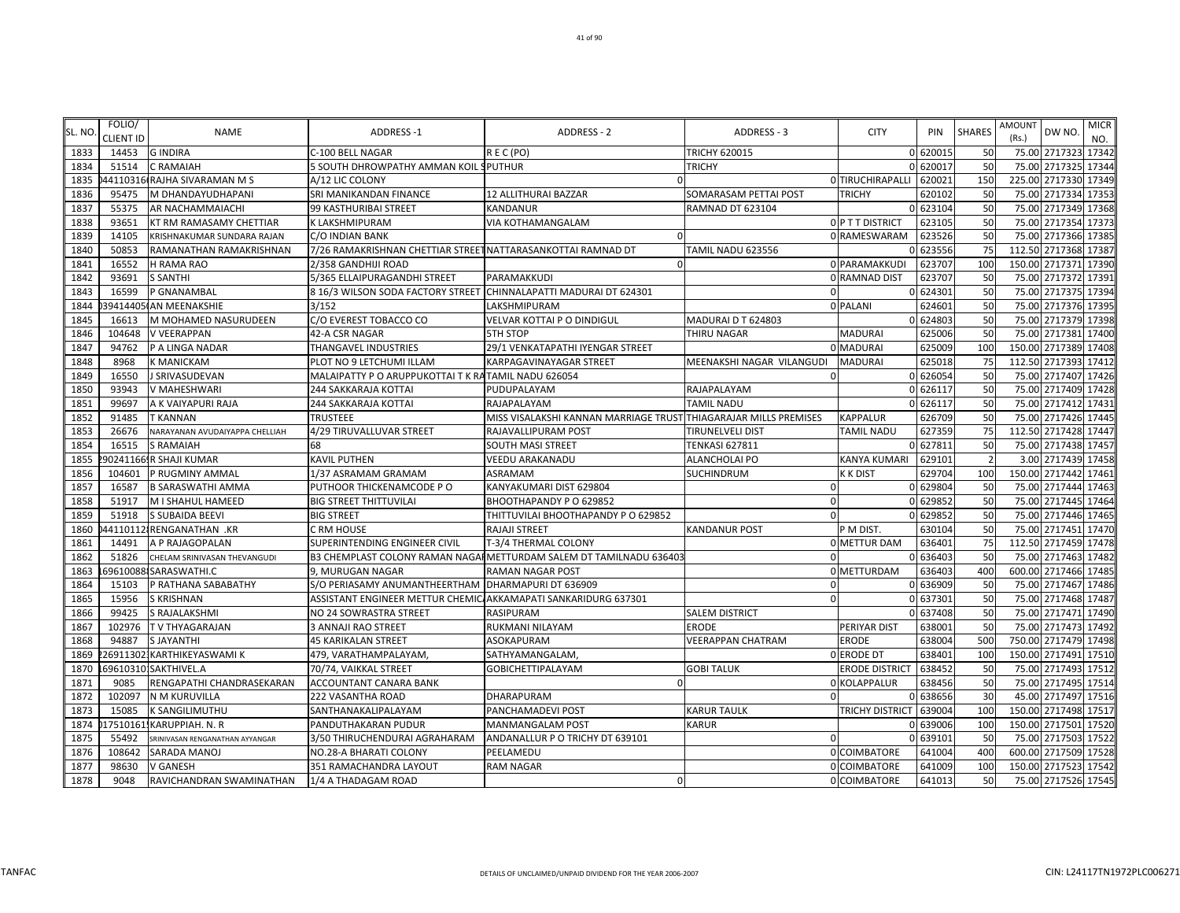| SL. NO. | FOLIO/ CLIENT ID | NAME | ADDRESS -1 | ADDRESS - 2 | ADDRESS - 3 | CITY | PIN | SHARES | AMOUNT (Rs.) | DW NO. | MICR NO. |
|---|---|---|---|---|---|---|---|---|---|---|---|
| 1833 | 14453 | G INDIRA | C-100 BELL NAGAR | R E C (PO) | TRICHY 620015 | 0 | 620015 | 50 | 75.00 | 2717323 | 17342 |
| 1834 | 51514 | C RAMAIAH | 5 SOUTH DHROWPATHY AMMAN KOIL S | PUTHUR | TRICHY | 0 | 620017 | 50 | 75.00 | 2717325 | 17344 |
| 1835 | 0441103160 | RAJHA SIVARAMAN M S | A/12 LIC COLONY | 0 | 0 | TIRUCHIRAPALLI | 620021 | 150 | 225.00 | 2717330 | 17349 |
| 1836 | 95475 | M DHANDAYUDHAPANI | SRI MANIKANDAN FINANCE | 12 ALLITHURAI BAZZAR | SOMARASAM PETTAI POST | TRICHY | 620102 | 50 | 75.00 | 2717334 | 17353 |
| 1837 | 55375 | AR NACHAMMAIACHI | 99 KASTHURIBAI STREET | KANDANUR | RAMNAD DT 623104 | 0 | 623104 | 50 | 75.00 | 2717349 | 17368 |
| 1838 | 93651 | KT RM RAMASAMY CHETTIAR | K LAKSHMIPURAM | VIA KOTHAMANGALAM | 0 | P T T DISTRICT | 623105 | 50 | 75.00 | 2717354 | 17373 |
| 1839 | 14105 | KRISHNAKUMAR SUNDARA RAJAN | C/O INDIAN BANK | 0 | 0 | RAMESWARAM | 623526 | 50 | 75.00 | 2717366 | 17385 |
| 1840 | 50853 | RAMANATHAN RAMAKRISHNAN | 7/26 RAMAKRISHNAN CHETTIAR STREET | NATTARASANKOTTAI RAMNAD DT | TAMIL NADU 623556 | 0 | 623556 | 75 | 112.50 | 2717368 | 17387 |
| 1841 | 16552 | H RAMA RAO | 2/358 GANDHIJI ROAD | 0 | 0 | PARAMAKKUDI | 623707 | 100 | 150.00 | 2717371 | 17390 |
| 1842 | 93691 | S SANTHI | 5/365 ELLAIPURAGANDHI STREET | PARAMAKKUDI | 0 | RAMNAD DIST | 623707 | 50 | 75.00 | 2717372 | 17391 |
| 1843 | 16599 | P GNANAMBAL | 8 16/3 WILSON SODA FACTORY STREET | CHINNALAPATTI MADURAI DT 624301 | 0 | 0 | 624301 | 50 | 75.00 | 2717375 | 17394 |
| 1844 | 0394144050 | AN MEENAKSHIE | 3/152 | LAKSHMIPURAM | 0 | PALANI | 624601 | 50 | 75.00 | 2717376 | 17395 |
| 1845 | 16613 | M MOHAMED NASURUDEEN | C/O EVEREST TOBACCO CO | VELVAR KOTTAI P O DINDIGUL | MADURAI D T 624803 | 0 | 624803 | 50 | 75.00 | 2717379 | 17398 |
| 1846 | 104648 | V VEERAPPAN | 42-A CSR NAGAR | 5TH STOP | THIRU NAGAR | MADURAI | 625006 | 50 | 75.00 | 2717381 | 17400 |
| 1847 | 94762 | P A LINGA NADAR | THANGAVEL INDUSTRIES | 29/1 VENKATAPATHI IYENGAR STREET | 0 | MADURAI | 625009 | 100 | 150.00 | 2717389 | 17408 |
| 1848 | 8968 | K MANICKAM | PLOT NO 9 LETCHUMI ILLAM | KARPAGAVINAYAGAR STREET | MEENAKSHI NAGAR VILANGUDI | MADURAI | 625018 | 75 | 112.50 | 2717393 | 17412 |
| 1849 | 16550 | J SRIVASUDEVAN | MALAIPATTY P O ARUPPUKOTTAI T K RA | TAMIL NADU 626054 | 0 | 0 | 626054 | 50 | 75.00 | 2717407 | 17426 |
| 1850 | 93943 | V MAHESHWARI | 244 SAKKARAJA KOTTAI | PUDUPALAYAM | RAJAPALAYAM | 0 | 626117 | 50 | 75.00 | 2717409 | 17428 |
| 1851 | 99697 | A K VAIYAPURI RAJA | 244 SAKKARAJA KOTTAI | RAJAPALAYAM | TAMIL NADU | 0 | 626117 | 50 | 75.00 | 2717412 | 17431 |
| 1852 | 91485 | T KANNAN | TRUSTEEE | MISS VISALAKSHI KANNAN MARRIAGE TRUST | THIAGARAJAR MILLS PREMISES | KAPPALUR | 626709 | 50 | 75.00 | 2717426 | 17445 |
| 1853 | 26676 | NARAYANAN AVUDAIYAPPA CHELLIAH | 4/29 TIRUVALLUVAR STREET | RAJAVALLIPURAM POST | TIRUNELVELI DIST | TAMIL NADU | 627359 | 75 | 112.50 | 2717428 | 17447 |
| 1854 | 16515 | S RAMAIAH | 68 | SOUTH MASI STREET | TENKASI 627811 | 0 | 627811 | 50 | 75.00 | 2717438 | 17457 |
| 1855 | 2902411669 | R SHAJI KUMAR | KAVIL PUTHEN | VEEDU ARAKANADU | ALANCHOLAI PO | KANYA KUMARI | 629101 | 2 | 3.00 | 2717439 | 17458 |
| 1856 | 104601 | P RUGMINY AMMAL | 1/37 ASRAMAM GRAMAM | ASRAMAM | SUCHINDRUM | K K DIST | 629704 | 100 | 150.00 | 2717442 | 17461 |
| 1857 | 16587 | B SARASWATHI AMMA | PUTHOOR THICKENAMCODE P O | KANYAKUMARI DIST 629804 | 0 | 0 | 629804 | 50 | 75.00 | 2717444 | 17463 |
| 1858 | 51917 | M I SHAHUL HAMEED | BIG STREET THITTUVILAI | BHOOTHAPANDY P O 629852 | 0 | 0 | 629852 | 50 | 75.00 | 2717445 | 17464 |
| 1859 | 51918 | S SUBAIDA BEEVI | BIG STREET | THITTUVILAI BHOOTHAPANDY P O 629852 | 0 | 0 | 629852 | 50 | 75.00 | 2717446 | 17465 |
| 1860 | 0441101121 | RENGANATHAN .KR | C RM HOUSE | RAJAJI STREET | KANDANUR POST | P M DIST. | 630104 | 50 | 75.00 | 2717451 | 17470 |
| 1861 | 14491 | A P RAJAGOPALAN | SUPERINTENDING ENGINEER CIVIL | T-3/4 THERMAL COLONY | 0 | METTUR DAM | 636401 | 75 | 112.50 | 2717459 | 17478 |
| 1862 | 51826 | CHELAM SRINIVASAN THEVANGUDI | B3 CHEMPLAST COLONY RAMAN NAGAR | METTURDAM SALEM DT TAMILNADU 636403 | 0 | 0 | 636403 | 50 | 75.00 | 2717463 | 17482 |
| 1863 | 1696100881 | SARASWATHI.C | 9, MURUGAN NAGAR | RAMAN NAGAR POST | 0 | METTURDAM | 636403 | 400 | 600.00 | 2717466 | 17485 |
| 1864 | 15103 | P RATHANA SABABATHY | S/O PERIASAMY ANUMANTHEERTHAM | DHARMAPURI DT 636909 | 0 | 0 | 636909 | 50 | 75.00 | 2717467 | 17486 |
| 1865 | 15956 | S KRISHNAN | ASSISTANT ENGINEER METTUR CHEMIC | AKKAMAPATI SANKARIDURG 637301 | 0 | 0 | 637301 | 50 | 75.00 | 2717468 | 17487 |
| 1866 | 99425 | S RAJALAKSHMI | NO 24 SOWRASTRA STREET | RASIPURAM | SALEM DISTRICT | 0 | 637408 | 50 | 75.00 | 2717471 | 17490 |
| 1867 | 102976 | T V THYAGARAJAN | 3 ANNAJI RAO STREET | RUKMANI NILAYAM | ERODE | PERIYAR DIST | 638001 | 50 | 75.00 | 2717473 | 17492 |
| 1868 | 94887 | S JAYANTHI | 45 KARIKALAN STREET | ASOKAPURAM | VEERAPPAN CHATRAM | ERODE | 638004 | 500 | 750.00 | 2717479 | 17498 |
| 1869 | 2269113021 | KARTHIKEYASWAMI K | 479, VARATHAMPALAYAM, | SATHYAMANGALAM, | 0 | ERODE DT | 638401 | 100 | 150.00 | 2717491 | 17510 |
| 1870 | 1696103101 | SAKTHIVEL.A | 70/74, VAIKKAL STREET | GOBICHETTIPALAYAM | GOBI TALUK | ERODE DISTRICT | 638452 | 50 | 75.00 | 2717493 | 17512 |
| 1871 | 9085 | RENGAPATHI CHANDRASEKARAN | ACCOUNTANT CANARA BANK | 0 | 0 | KOLAPPALUR | 638456 | 50 | 75.00 | 2717495 | 17514 |
| 1872 | 102097 | N M KURUVILLA | 222 VASANTHA ROAD | DHARAPURAM | 0 | 0 | 638656 | 30 | 45.00 | 2717497 | 17516 |
| 1873 | 15085 | K SANGILIMUTHU | SANTHANAKALIPALAYAM | PANCHAMADEVI POST | KARUR TAULK | TRICHY DISTRICT | 639004 | 100 | 150.00 | 2717498 | 17517 |
| 1874 | 0175101611 | KARUPPIAH. N. R | PANDUTHAKARAN PUDUR | MANMANGALAM POST | KARUR | 0 | 639006 | 100 | 150.00 | 2717501 | 17520 |
| 1875 | 55492 | SRINIVASAN RENGANATHAN AYYANGAR | 3/50 THIRUCHENDURAI AGRAHARAM | ANDANALLUR P O TRICHY DT 639101 | 0 | 0 | 639101 | 50 | 75.00 | 2717503 | 17522 |
| 1876 | 108642 | SARADA MANOJ | NO.28-A BHARATI COLONY | PEELAMEDU | 0 | COIMBATORE | 641004 | 400 | 600.00 | 2717509 | 17528 |
| 1877 | 98630 | V GANESH | 351 RAMACHANDRA LAYOUT | RAM NAGAR | 0 | COIMBATORE | 641009 | 100 | 150.00 | 2717523 | 17542 |
| 1878 | 9048 | RAVICHANDRAN SWAMINATHAN | 1/4 A THADAGAM ROAD | 0 | 0 | COIMBATORE | 641013 | 50 | 75.00 | 2717526 | 17545 |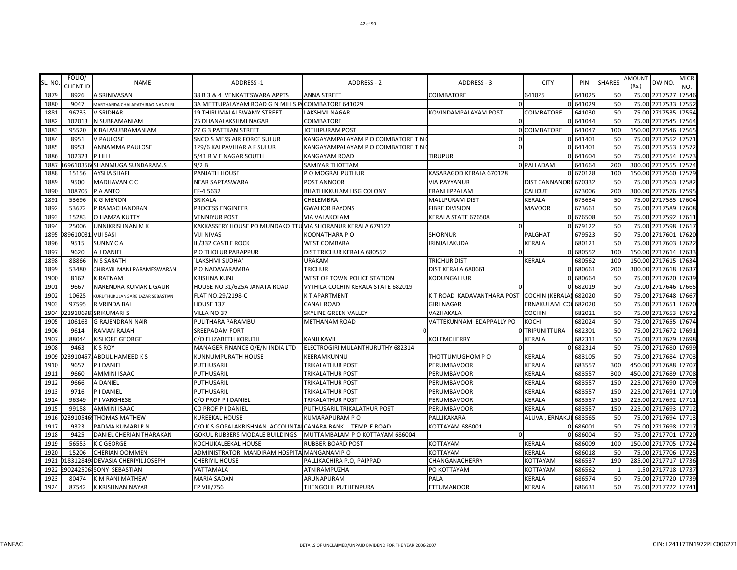| SL. NO. | FOLIO/ CLIENT ID | NAME | ADDRESS -1 | ADDRESS - 2 | ADDRESS - 3 | CITY | PIN | SHARES | AMOUNT (Rs.) | DW NO. | MICR NO. |
|---|---|---|---|---|---|---|---|---|---|---|---|
| 1879 | 8926 | A SRINIVASAN | 38 B 3 & 4 VENKATESWARA APPTS | ANNA STREET | COIMBATORE | 641025 | 641025 | 50 | 75.00 | 2717527 | 17546 |
| 1880 | 9047 | MARTHANDA CHALAPATHIRAO NANDURI | 3A METTUPALAYAM ROAD G N MILLS P | COIMBATORE 641029 | 0 | 0 | 641029 | 50 | 75.00 | 2717533 | 17552 |
| 1881 | 96733 | V SRIDHAR | 19 THIRUMALAI SWAMY STREET | LAKSHMI NAGAR | KOVINDAMPALAYAM POST | COIMBATORE | 641030 | 50 | 75.00 | 2717535 | 17554 |
| 1882 | 102013 | N SUBRAMANIAM | 75 DHANALAKSHMI NAGAR | COIMBATORE | 0 | 0 | 641044 | 50 | 75.00 | 2717545 | 17564 |
| 1883 | 95520 | K BALASUBRAMANIAM | 27 G 3 PATTKAN STREET | JOTHIPURAM POST | 0 | COIMBATORE | 641047 | 100 | 150.00 | 2717546 | 17565 |
| 1884 | 8951 | V PAULOSE | SNCO S MESS AIR FORCE SULUR | KANGAYAMPALAYAM P O COIMBATORE T N 6 | 0 | 0 | 641401 | 50 | 75.00 | 2717552 | 17571 |
| 1885 | 8953 | ANNAMMA PAULOSE | 129/6 KALPAVIHAR A F SULUR | KANGAYAMPALAYAM P O COIMBATORE T N 6 | 0 | 0 | 641401 | 50 | 75.00 | 2717553 | 17572 |
| 1886 | 102323 | P LILLI | 5/41 R V E NAGAR SOUTH | KANGAYAM ROAD | TIRUPUR | 0 | 641604 | 50 | 75.00 | 2717554 | 17573 |
| 1887 | 1696103560 | SHANMUGA SUNDARAM.S | 9/2 B | SAMIYAR THOTTAM | 0 | PALLADAM | 641664 | 200 | 300.00 | 2717555 | 17574 |
| 1888 | 15156 | AYSHA SHAFI | PANJATH HOUSE | P O MOGRAL PUTHUR | KASARAGOD KERALA 670128 | 0 | 670128 | 100 | 150.00 | 2717560 | 17579 |
| 1889 | 9500 | MADHAVAN C C | NEAR SAPTASWARA | POST ANNOOR | VIA PAYYANUR | DIST CANNANORE | 670332 | 50 | 75.00 | 2717563 | 17582 |
| 1890 | 108705 | P A ANTO | EF-4 5632 | BILATHIKKULAM HSG COLONY | ERANHIPPALAM | CALICUT | 673006 | 200 | 300.00 | 2717576 | 17595 |
| 1891 | 53696 | K G MENON | SRIKALA | CHELEMBRA | MALLPURAM DIST | KERALA | 673634 | 50 | 75.00 | 2717585 | 17604 |
| 1892 | 53672 | P RAMACHANDRAN | PROCESS ENGINEER | GWALIOR RAYONS | FIBRE DIVISION | MAVOOR | 673661 | 50 | 75.00 | 2717589 | 17608 |
| 1893 | 15283 | O HAMZA KUTTY | VENNIYUR POST | VIA VALAKOLAM | KERALA STATE 676508 | 0 | 676508 | 50 | 75.00 | 2717592 | 17611 |
| 1894 | 25006 | UNNIKRISHNAN M K | KAKKASSERY HOUSE PO MUNDAKO TTU | VIA SHORANUR KERALA 679122 | 0 | 0 | 679122 | 50 | 75.00 | 2717598 | 17617 |
| 1895 | 0896100811 | VIJI SASI | VIJI NIVAS | KOONATHARA P O | SHORNUR | PALGHAT | 679523 | 50 | 75.00 | 2717601 | 17620 |
| 1896 | 9515 | SUNNY C A | III/332 CASTLE ROCK | WEST COMBARA | IRINJALAKUDA | KERALA | 680121 | 50 | 75.00 | 2717603 | 17622 |
| 1897 | 9620 | A J DANIEL | P O THOLUR PARAPPUR | DIST TRICHUR KERALA 680552 | 0 | 0 | 680552 | 100 | 150.00 | 2717614 | 17633 |
| 1898 | 88866 | N S SARATH | `LAKSHMI SUDHA' | URAKAM | TRICHUR DIST | KERALA | 680562 | 100 | 150.00 | 2717615 | 17634 |
| 1899 | 53480 | CHIRAYIL MANI PARAMESWARAN | P O NADAVARAMBA | TRICHUR | DIST KERALA 680661 | 0 | 680661 | 200 | 300.00 | 2717618 | 17637 |
| 1900 | 8162 | K RATNAM | KRISHNA KUNJ | WEST OF TOWN POLICE STATION | KODUNGALLUR | 0 | 680664 | 50 | 75.00 | 2717620 | 17639 |
| 1901 | 9667 | NARENDRA KUMAR L GAUR | HOUSE NO 31/625A JANATA ROAD | VYTHILA COCHIN KERALA STATE 682019 | 0 | 0 | 682019 | 50 | 75.00 | 2717646 | 17665 |
| 1902 | 10625 | KURUTHUKULANGARE LAZAR SEBASTIAN | FLAT NO.29/2198-C | K T APARTMENT | K T ROAD KADAVANTHARA POST | COCHIN (KERALA) | 682020 | 50 | 75.00 | 2717648 | 17667 |
| 1903 | 97595 | R VRINDA BAI | HOUSE 137 | CANAL ROAD | GIRI NAGAR | ERNAKULAM CO | 682020 | 50 | 75.00 | 2717651 | 17670 |
| 1904 | 0239106983 | SRIKUMARI S | VILLA NO 37 | SKYLINE GREEN VALLEY | VAZHAKALA | COCHIN | 682021 | 50 | 75.00 | 2717653 | 17672 |
| 1905 | 106168 | G RAJENDRAN NAIR | PULITHARA PARAMBU | METHANAM ROAD | VATTEKUNNAM EDAPPALLY PO | KOCHI | 682024 | 50 | 75.00 | 2717655 | 17674 |
| 1906 | 9614 | RAMAN RAJAH | SREEPADAM FORT | 0 | 0 | TRIPUNITTURA | 682301 | 50 | 75.00 | 2717672 | 17691 |
| 1907 | 88044 | KISHORE GEORGE | C/O ELIZABETH KORUTH | KANJI KAVIL | KOLEMCHERRY | KERALA | 682311 | 50 | 75.00 | 2717679 | 17698 |
| 1908 | 9463 | K S ROY | MANAGER FINANCE O/E/N INDIA LTD | ELECTROGIRI MULANTHURUTHY 682314 | 0 | 0 | 682314 | 50 | 75.00 | 2717680 | 17699 |
| 1909 | 0239104573 | ABDUL HAMEED K S | KUNNUMPURATH HOUSE | KEERAMKUNNU | THOTTUMUGHOM P O | KERALA | 683105 | 50 | 75.00 | 2717684 | 17703 |
| 1910 | 9657 | P I DANIEL | PUTHUSARIL | TRIKALATHUR POST | PERUMBAVOOR | KERALA | 683557 | 300 | 450.00 | 2717688 | 17707 |
| 1911 | 9660 | AMMINI ISAAC | PUTHUSARIL | TRIKALATHUR POST | PERUMBAVOOR | KERALA | 683557 | 300 | 450.00 | 2717689 | 17708 |
| 1912 | 9666 | A DANIEL | PUTHUSARIL | TRIKALATHUR POST | PERUMBAVOOR | KERALA | 683557 | 150 | 225.00 | 2717690 | 17709 |
| 1913 | 9716 | P I DANIEL | PUTHUSARIL | TRIKALATHUR POST | PERUMBAVOOR | KERALA | 683557 | 150 | 225.00 | 2717691 | 17710 |
| 1914 | 96349 | P I VARGHESE | C/O PROF P I DANIEL | TRIKALATHUR POST | PERUMBAVOOR | KERALA | 683557 | 150 | 225.00 | 2717692 | 17711 |
| 1915 | 99158 | AMMINI ISAAC | CO PROF P I DANIEL | PUTHUSARIL TRIKALATHUR POST | PERUMBAVOOR | KERALA | 683557 | 150 | 225.00 | 2717693 | 17712 |
| 1916 | 0239105469 | THOMAS MATHEW | KUREEKAL HOUSE | KUMARAPURAM P O | PALLIKAKARA | ALUVA , ERNAKUL | 683565 | 50 | 75.00 | 2717694 | 17713 |
| 1917 | 9323 | PADMA KUMARI P N | C/O K S GOPALAKRISHNAN ACCOUNTA | CANARA BANK TEMPLE ROAD | KOTTAYAM 686001 | 0 | 686001 | 50 | 75.00 | 2717698 | 17717 |
| 1918 | 9425 | DANIEL CHERIAN THARAKAN | GOKUL RUBBERS MODALE BUILDINGS | MUTTAMBALAM P O KOTTAYAM 686004 | 0 | 0 | 686004 | 50 | 75.00 | 2717701 | 17720 |
| 1919 | 56553 | K C GEORGE | KOCHUKALEEKAL HOUSE | RUBBER BOARD POST | KOTTAYAM | KERALA | 686009 | 100 | 150.00 | 2717705 | 17724 |
| 1920 | 15206 | CHERIAN OOMMEN | ADMINISTRATOR MANDIRAM HOSPITA | MANGANAM P O | KOTTAYAM | KERALA | 686018 | 50 | 75.00 | 2717706 | 17725 |
| 1921 | 0183128498 | DEVASIA CHERIYIL JOSEPH | CHERIYIL HOUSE | PALLIKACHIRA P.O, PAIPPAD | CHANGANACHERRY | KOTTAYAM | 686537 | 190 | 285.00 | 2717717 | 17736 |
| 1922 | 2902425066 | SONY SEBASTIAN | VATTAMALA | ATNIRAMPUZHA | PO KOTTAYAM | KOTTAYAM | 686562 | 1 | 1.50 | 2717718 | 17737 |
| 1923 | 80474 | K M RANI MATHEW | MARIA SADAN | ARUNAPURAM | PALA | KERALA | 686574 | 50 | 75.00 | 2717720 | 17739 |
| 1924 | 87542 | K KRISHNAN NAYAR | EP VIII/756 | THENGOLIL PUTHENPURA | ETTUMANOOR | KERALA | 686631 | 50 | 75.00 | 2717722 | 17741 |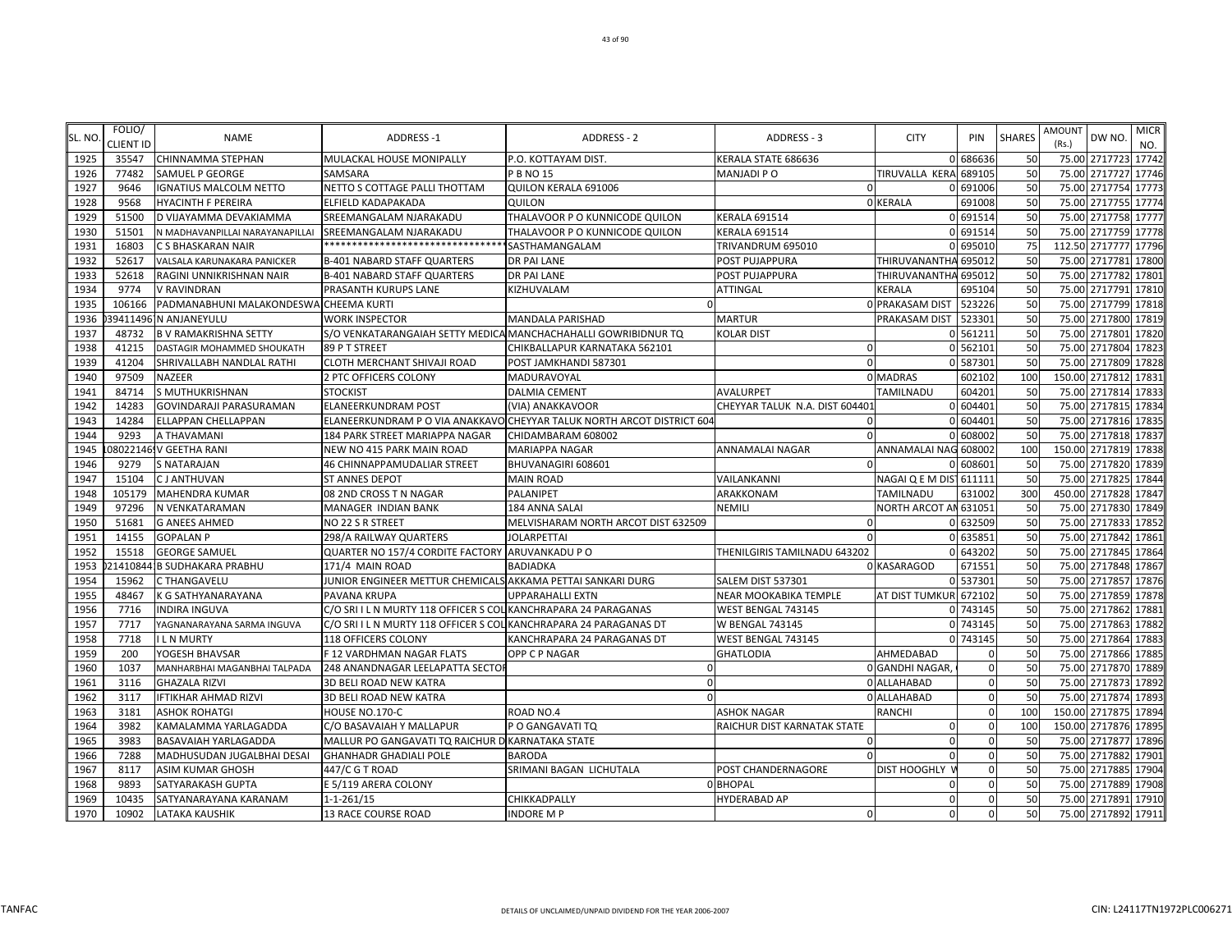| SL. NO. | FOLIO/ CLIENT ID | NAME | ADDRESS -1 | ADDRESS - 2 | ADDRESS - 3 | CITY | PIN | SHARES | AMOUNT (Rs.) | DW NO. | MICR NO. |
|---|---|---|---|---|---|---|---|---|---|---|---|
| 1925 | 35547 | CHINNAMMA STEPHAN | MULACKAL HOUSE MONIPALLY | P.O. KOTTAYAM DIST. | KERALA STATE 686636 | 0 | 686636 | 50 | 75.00 | 2717723 | 17742 |
| 1926 | 77482 | SAMUEL P GEORGE | SAMSARA | P B NO 15 | MANJADI P O | TIRUVALLA KERA | 689105 | 50 | 75.00 | 2717727 | 17746 |
| 1927 | 9646 | IGNATIUS MALCOLM NETTO | NETTO S COTTAGE PALLI THOTTAM | QUILON KERALA 691006 | 0 | 0 | 691006 | 50 | 75.00 | 2717754 | 17773 |
| 1928 | 9568 | HYACINTH F PEREIRA | ELFIELD KADAPAKADA | QUILON | 0 | KERALA | 691008 | 50 | 75.00 | 2717755 | 17774 |
| 1929 | 51500 | D VIJAYAMMA DEVAKIAMMA | SREEMANGALAM NJARAKADU | THALAVOOR P O KUNNICODE QUILON | KERALA 691514 | 0 | 691514 | 50 | 75.00 | 2717758 | 17777 |
| 1930 | 51501 | N MADHAVANPILLAI NARAYANAPILLAI | SREEMANGALAM NJARAKADU | THALAVOOR P O KUNNICODE QUILON | KERALA 691514 | 0 | 691514 | 50 | 75.00 | 2717759 | 17778 |
| 1931 | 16803 | C S BHASKARAN NAIR | ******************************** | SASTHAMANGALAM | TRIVANDRUM 695010 | 0 | 695010 | 75 | 112.50 | 2717777 | 17796 |
| 1932 | 52617 | VALSALA KARUNAKARA PANICKER | B-401 NABARD STAFF QUARTERS | DR PAI LANE | POST PUJAPPURA | THIRUVANANTHA | 695012 | 50 | 75.00 | 2717781 | 17800 |
| 1933 | 52618 | RAGINI UNNIKRISHNAN NAIR | B-401 NABARD STAFF QUARTERS | DR PAI LANE | POST PUJAPPURA | THIRUVANANTHA | 695012 | 50 | 75.00 | 2717782 | 17801 |
| 1934 | 9774 | V RAVINDRAN | PRASANTH KURUPS LANE | KIZHUVALAM | ATTINGAL | KERALA | 695104 | 50 | 75.00 | 2717791 | 17810 |
| 1935 | 106166 | PADMANABHUNI MALAKONDESWA | CHEEMA KURTI | 0 | 0 | PRAKASAM DIST | 523226 | 50 | 75.00 | 2717799 | 17818 |
| 1936 | 039411496 | N ANJANEYULU | WORK INSPECTOR | MANDALA PARISHAD | MARTUR | PRAKASAM DIST | 523301 | 50 | 75.00 | 2717800 | 17819 |
| 1937 | 48732 | B V RAMAKRISHNA SETTY | S/O VENKATARANGAIAH SETTY MEDICA | MANCHACHAHALLI GOWRIBIDNUR TQ | KOLAR DIST | 0 | 561211 | 50 | 75.00 | 2717801 | 17820 |
| 1938 | 41215 | DASTAGIR MOHAMMED SHOUKATH | 89 P T STREET | CHIKBALLAPUR KARNATAKA 562101 | 0 | 0 | 562101 | 50 | 75.00 | 2717804 | 17823 |
| 1939 | 41204 | SHRIVALLABH NANDLAL RATHI | CLOTH MERCHANT SHIVAJI ROAD | POST JAMKHANDI 587301 | 0 | 0 | 587301 | 50 | 75.00 | 2717809 | 17828 |
| 1940 | 97509 | NAZEER | 2 PTC OFFICERS COLONY | MADURAVOYAL | 0 | MADRAS | 602102 | 100 | 150.00 | 2717812 | 17831 |
| 1941 | 84714 | S MUTHUKRISHNAN | STOCKIST | DALMIA CEMENT | AVALURPET | TAMILNADU | 604201 | 50 | 75.00 | 2717814 | 17833 |
| 1942 | 14283 | GOVINDARAJI PARASURAMAN | ELANEERKUNDRAM POST | (VIA) ANAKKAVOOR | CHEYYAR TALUK N.A. DIST 604401 | 0 | 604401 | 50 | 75.00 | 2717815 | 17834 |
| 1943 | 14284 | ELLAPPAN CHELLAPPAN | ELANEERKUNDRAM P O VIA ANAKKAVO | CHEYYAR TALUK NORTH ARCOT DISTRICT 604 | 0 | 0 | 604401 | 50 | 75.00 | 2717816 | 17835 |
| 1944 | 9293 | A THAVAMANI | 184 PARK STREET MARIAPPA NAGAR | CHIDAMBARAM 608002 | 0 | 0 | 608002 | 50 | 75.00 | 2717818 | 17837 |
| 1945 | 108022146 | V GEETHA RANI | NEW NO 415 PARK MAIN ROAD | MARIAPPA NAGAR | ANNAMALAI NAGAR | ANNAMALAI NAG | 608002 | 100 | 150.00 | 2717819 | 17838 |
| 1946 | 9279 | S NATARAJAN | 46 CHINNAPPAMUDALIAR STREET | BHUVANAGIRI 608601 | 0 | 0 | 608601 | 50 | 75.00 | 2717820 | 17839 |
| 1947 | 15104 | C J ANTHUVAN | ST ANNES DEPOT | MAIN ROAD | VAILANKANNI | NAGAI Q E M DIST | 611111 | 50 | 75.00 | 2717825 | 17844 |
| 1948 | 105179 | MAHENDRA KUMAR | 08 2ND CROSS T N NAGAR | PALANIPET | ARAKKONAM | TAMILNADU | 631002 | 300 | 450.00 | 2717828 | 17847 |
| 1949 | 97296 | N VENKATARAMAN | MANAGER INDIAN BANK | 184 ANNA SALAI | NEMILI | NORTH ARCOT AN | 631051 | 50 | 75.00 | 2717830 | 17849 |
| 1950 | 51681 | G ANEES AHMED | NO 22 S R STREET | MELVISHARAM NORTH ARCOT DIST 632509 | 0 | 0 | 632509 | 50 | 75.00 | 2717833 | 17852 |
| 1951 | 14155 | GOPALAN P | 298/A RAILWAY QUARTERS | JOLARPETTAI | 0 | 0 | 635851 | 50 | 75.00 | 2717842 | 17861 |
| 1952 | 15518 | GEORGE SAMUEL | QUARTER NO 157/4 CORDITE FACTORY | ARUVANKADU P O | THENILGIRIS TAMILNADU 643202 | 0 | 643202 | 50 | 75.00 | 2717845 | 17864 |
| 1953 | 021410844 | B SUDHAKARA PRABHU | 171/4 MAIN ROAD | BADIADKA | 0 | KASARAGOD | 671551 | 50 | 75.00 | 2717848 | 17867 |
| 1954 | 15962 | C THANGAVELU | JUNIOR ENGINEER METTUR CHEMICALS | AKKAMA PETTAI SANKARI DURG | SALEM DIST 537301 | 0 | 537301 | 50 | 75.00 | 2717857 | 17876 |
| 1955 | 48467 | K G SATHYANARAYANA | PAVANA KRUPA | UPPARAHALLI EXTN | NEAR MOOKABIKA TEMPLE | AT DIST TUMKUR | 672102 | 50 | 75.00 | 2717859 | 17878 |
| 1956 | 7716 | INDIRA INGUVA | C/O SRI I L N MURTY 118 OFFICER S COL | KANCHRAPARA 24 PARAGANAS | WEST BENGAL 743145 | 0 | 743145 | 50 | 75.00 | 2717862 | 17881 |
| 1957 | 7717 | YAGNANARAYANA SARMA INGUVA | C/O SRI I L N MURTY 118 OFFICER S COL | KANCHRAPARA 24 PARAGANAS DT | W BENGAL 743145 | 0 | 743145 | 50 | 75.00 | 2717863 | 17882 |
| 1958 | 7718 | I L N MURTY | 118 OFFICERS COLONY | KANCHRAPARA 24 PARAGANAS DT | WEST BENGAL 743145 | 0 | 743145 | 50 | 75.00 | 2717864 | 17883 |
| 1959 | 200 | YOGESH BHAVSAR | F 12 VARDHMAN NAGAR FLATS | OPP C P NAGAR | GHATLODIA | AHMEDABAD | 0 | 50 | 75.00 | 2717866 | 17885 |
| 1960 | 1037 | MANHARBHAI MAGANBHAI TALPADA | 248 ANANDNAGAR LEELAPATTA SECTOR | 0 | 0 | GANDHI NAGAR, | 0 | 50 | 75.00 | 2717870 | 17889 |
| 1961 | 3116 | GHAZALA RIZVI | 3D BELI ROAD NEW KATRA | 0 | 0 | ALLAHABAD | 0 | 50 | 75.00 | 2717873 | 17892 |
| 1962 | 3117 | IFTIKHAR AHMAD RIZVI | 3D BELI ROAD NEW KATRA | 0 | 0 | ALLAHABAD | 0 | 50 | 75.00 | 2717874 | 17893 |
| 1963 | 3181 | ASHOK ROHATGI | HOUSE NO.170-C | ROAD NO.4 | ASHOK NAGAR | RANCHI | 0 | 100 | 150.00 | 2717875 | 17894 |
| 1964 | 3982 | KAMALAMMA YARLAGADDA | C/O BASAVAIAH Y MALLAPUR | P O GANGAVATI TQ | RAICHUR DIST KARNATAK STATE | 0 | 0 | 100 | 150.00 | 2717876 | 17895 |
| 1965 | 3983 | BASAVAIAH YARLAGADDA | MALLUR PO GANGAVATI TQ RAICHUR D | KARNATAKA STATE | 0 | 0 | 0 | 50 | 75.00 | 2717877 | 17896 |
| 1966 | 7288 | MADHUSUDAN JUGALBHAI DESAI | GHANHADR GHADIALI POLE | BARODA | 0 | 0 | 0 | 50 | 75.00 | 2717882 | 17901 |
| 1967 | 8117 | ASIM KUMAR GHOSH | 447/C G T ROAD | SRIMANI BAGAN LICHUTALA | POST CHANDERNAGORE | DIST HOOGHLY V | 0 | 50 | 75.00 | 2717885 | 17904 |
| 1968 | 9893 | SATYARAKASH GUPTA | E 5/119 ARERA COLONY | 0 | BHOPAL | 0 | 0 | 50 | 75.00 | 2717889 | 17908 |
| 1969 | 10435 | SATYANARAYANA KARANAM | 1-1-261/15 | CHIKKADPALLY | HYDERABAD AP | 0 | 0 | 50 | 75.00 | 2717891 | 17910 |
| 1970 | 10902 | LATAKA KAUSHIK | 13 RACE COURSE ROAD | INDORE M P | 0 | 0 | 0 | 50 | 75.00 | 2717892 | 17911 |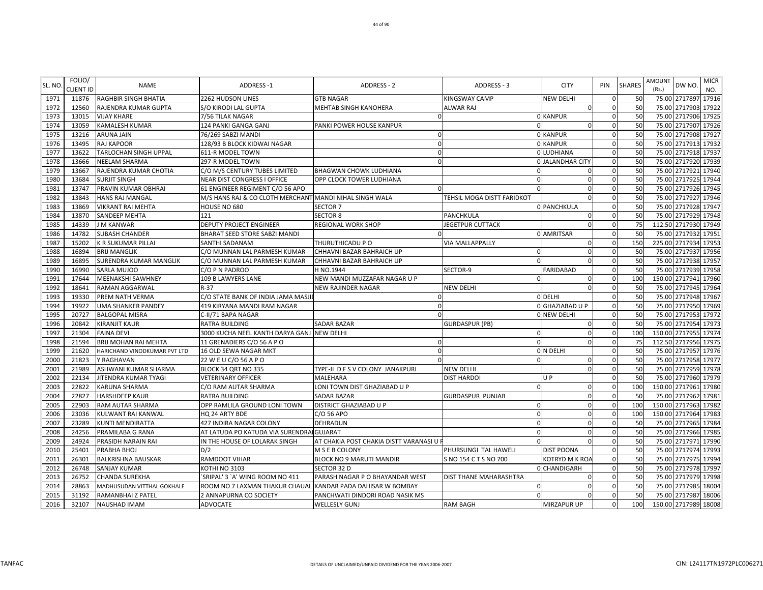| SL. NO. | FOLIO/ CLIENT ID | NAME | ADDRESS -1 | ADDRESS - 2 | ADDRESS - 3 | CITY | PIN | SHARES | AMOUNT (Rs.) | DW NO. | MICR NO. |
|---|---|---|---|---|---|---|---|---|---|---|---|
| 1971 | 11876 | RAGHBIR SINGH BHATIA | 2262 HUDSON LINES | GTB NAGAR | KINGSWAY CAMP | NEW DELHI | 0 | 50 | 75.00 | 2717897 | 17916 |
| 1972 | 12560 | RAJENDRA KUMAR GUPTA | S/O KIRODI LAL GUPTA | MEHTAB SINGH KANOHERA | ALWAR RAJ | 0 | 0 | 50 | 75.00 | 2717903 | 17922 |
| 1973 | 13015 | VIJAY KHARE | 7/56 TILAK NAGAR | 0 | 0 | KANPUR | 0 | 50 | 75.00 | 2717906 | 17925 |
| 1974 | 13059 | KAMALESH KUMAR | 124 PANKI GANGA GANJ | PANKI POWER HOUSE KANPUR | 0 | 0 | 0 | 50 | 75.00 | 2717907 | 17926 |
| 1975 | 13216 | ARUNA JAIN | 76/269 SABZI MANDI | 0 | 0 | KANPUR | 0 | 50 | 75.00 | 2717908 | 17927 |
| 1976 | 13495 | RAJ KAPOOR | 128/93 B BLOCK KIDWAI NAGAR | 0 | 0 | KANPUR | 0 | 50 | 75.00 | 2717913 | 17932 |
| 1977 | 13622 | TARLOCHAN SINGH UPPAL | 611-R MODEL TOWN | 0 | 0 | LUDHIANA | 0 | 50 | 75.00 | 2717918 | 17937 |
| 1978 | 13666 | NEELAM SHARMA | 297-R MODEL TOWN | 0 | 0 | JALANDHAR CITY | 0 | 50 | 75.00 | 2717920 | 17939 |
| 1979 | 13667 | RAJENDRA KUMAR CHOTIA | C/O M/S CENTURY TUBES LIMITED | BHAGWAN CHOWK LUDHIANA | 0 | 0 | 0 | 50 | 75.00 | 2717921 | 17940 |
| 1980 | 13684 | SURJIT SINGH | NEAR DIST CONGRESS I OFFICE | OPP CLOCK TOWER LUDHIANA | 0 | 0 | 0 | 50 | 75.00 | 2717925 | 17944 |
| 1981 | 13747 | PRAVIN KUMAR OBHRAI | 61 ENGINEER REGIMENT C/O 56 APO | 0 | 0 | 0 | 0 | 50 | 75.00 | 2717926 | 17945 |
| 1982 | 13843 | HANS RAJ MANGAL | M/S HANS RAJ & CO CLOTH MERCHANT | MANDI NIHAL SINGH WALA | TEHSIL MOGA DISTT FARIDKOT | 0 | 0 | 50 | 75.00 | 2717927 | 17946 |
| 1983 | 13869 | VIKRANT RAI MEHTA | HOUSE NO 680 | SECTOR 7 | 0 | PANCHKULA | 0 | 50 | 75.00 | 2717928 | 17947 |
| 1984 | 13870 | SANDEEP MEHTA | 121 | SECTOR 8 | PANCHKULA | 0 | 0 | 50 | 75.00 | 2717929 | 17948 |
| 1985 | 14339 | J M KANWAR | DEPUTY PROJECT ENGINEER | REGIONAL WORK SHOP | JEGETPUR CUTTACK | 0 | 0 | 75 | 112.50 | 2717930 | 17949 |
| 1986 | 14782 | SUBASH CHANDER | BHARAT SEED STORE SABZI MANDI | 0 | 0 | AMRITSAR | 0 | 50 | 75.00 | 2717932 | 17951 |
| 1987 | 15202 | K R SUKUMAR PILLAI | SANTHI SADANAM | THURUTHICADU P O | VIA MALLAPPALLY | 0 | 0 | 150 | 225.00 | 2717934 | 17953 |
| 1988 | 16894 | BRIJ MANGLIK | C/O MUNNAN LAL PARMESH KUMAR | CHHAVNI BAZAR BAHRAICH UP | 0 | 0 | 0 | 50 | 75.00 | 2717937 | 17956 |
| 1989 | 16895 | SURENDRA KUMAR MANGLIK | C/O MUNNAN LAL PARMESH KUMAR | CHHAVNI BAZAR BAHRAICH UP | 0 | 0 | 0 | 50 | 75.00 | 2717938 | 17957 |
| 1990 | 16990 | SARLA MUJOO | C/O P N PADROO | H NO.1944 | SECTOR-9 | FARIDABAD | 0 | 50 | 75.00 | 2717939 | 17958 |
| 1991 | 17644 | MEENAKSHI SAWHNEY | 109 B LAWYERS LANE | NEW MANDI MUZZAFAR NAGAR U P | 0 | 0 | 0 | 100 | 150.00 | 2717941 | 17960 |
| 1992 | 18641 | RAMAN AGGARWAL | R-37 | NEW RAJINDER NAGAR | NEW DELHI | 0 | 0 | 50 | 75.00 | 2717945 | 17964 |
| 1993 | 19330 | PREM NATH VERMA | C/O STATE BANK OF INDIA JAMA MASJI | 0 | 0 | DELHI | 0 | 50 | 75.00 | 2717948 | 17967 |
| 1994 | 19922 | UMA SHANKER PANDEY | 419 KIRYANA MANDI RAM NAGAR | 0 | 0 | GHAZIABAD U P | 0 | 50 | 75.00 | 2717950 | 17969 |
| 1995 | 20727 | BALGOPAL MISRA | C-II/71 BAPA NAGAR | 0 | 0 | NEW DELHI | 0 | 50 | 75.00 | 2717953 | 17972 |
| 1996 | 20842 | KIRANJIT KAUR | RATRA BUILDING | SADAR BAZAR | GURDASPUR (PB) | 0 | 0 | 50 | 75.00 | 2717954 | 17973 |
| 1997 | 21304 | FAINA DEVI | 3000 KUCHA NEEL KANTH DARYA GANJ | NEW DELHI | 0 | 0 | 0 | 100 | 150.00 | 2717955 | 17974 |
| 1998 | 21594 | BRIJ MOHAN RAI MEHTA | 11 GRENADIERS C/O 56 A P O | 0 | 0 | 0 | 0 | 75 | 112.50 | 2717956 | 17975 |
| 1999 | 21620 | HARICHAND VINODKUMAR PVT LTD | 16 OLD SEWA NAGAR MKT | 0 | 0 | N DELHI | 0 | 50 | 75.00 | 2717957 | 17976 |
| 2000 | 21823 | Y RAGHAVAN | 22 W E U C/O 56 A P O | 0 | 0 | 0 | 0 | 50 | 75.00 | 2717958 | 17977 |
| 2001 | 21989 | ASHWANI KUMAR SHARMA | BLOCK 34 QRT NO 335 | TYPE-II D F S V COLONY JANAKPURI | NEW DELHI | 0 | 0 | 50 | 75.00 | 2717959 | 17978 |
| 2002 | 22134 | JITENDRA KUMAR TYAGI | VETERINARY OFFICER | MALEHARA | DIST HARDOI | U P | 0 | 50 | 75.00 | 2717960 | 17979 |
| 2003 | 22822 | KARUNA SHARMA | C/O RAM AUTAR SHARMA | LONI TOWN DIST GHAZIABAD U P | 0 | 0 | 0 | 100 | 150.00 | 2717961 | 17980 |
| 2004 | 22827 | HARSHDEEP KAUR | RATRA BUILDING | SADAR BAZAR | GURDASPUR PUNJAB | 0 | 0 | 50 | 75.00 | 2717962 | 17981 |
| 2005 | 22903 | RAM AUTAR SHARMA | OPP RAMLILA GROUND LONI TOWN | DISTRICT GHAZIABAD U P | 0 | 0 | 0 | 100 | 150.00 | 2717963 | 17982 |
| 2006 | 23036 | KULWANT RAI KANWAL | HQ 24 ARTY BDE | C/O 56 APO | 0 | 0 | 0 | 100 | 150.00 | 2717964 | 17983 |
| 2007 | 23289 | KUNTI MENDIRATTA | 427 INDIRA NAGAR COLONY | DEHRADUN | 0 | 0 | 0 | 50 | 75.00 | 2717965 | 17984 |
| 2008 | 24256 | PRAMILABA G RANA | AT LATUDA PO KATUDA VIA SURENDRA | GUJARAT | 0 | 0 | 0 | 50 | 75.00 | 2717966 | 17985 |
| 2009 | 24924 | PRASIDH NARAIN RAI | IN THE HOUSE OF LOLARAK SINGH | AT CHAKIA POST CHAKIA DISTT VARANASI U P | 0 | 0 | 0 | 50 | 75.00 | 2717971 | 17990 |
| 2010 | 25401 | PRABHA BHOJ | D/2 | M S E B COLONY | PHURSUNGI TAL HAWELI | DIST POONA | 0 | 50 | 75.00 | 2717974 | 17993 |
| 2011 | 26301 | BALKRISHNA BAUSKAR | RAMDOOT VIHAR | BLOCK NO 9 MARUTI MANDIR | S NO 154 C T S NO 700 | KOTRYD M K ROA | 0 | 50 | 75.00 | 2717975 | 17994 |
| 2012 | 26748 | SANJAY KUMAR | KOTHI NO 3103 | SECTOR 32 D | 0 | CHANDIGARH | 0 | 50 | 75.00 | 2717978 | 17997 |
| 2013 | 26752 | CHANDA SUREKHA | `SRIPAL' 3 `A' WING ROOM NO 411 | PARASH NAGAR P O BHAYANDAR WEST | DIST THANE MAHARASHTRA | 0 | 0 | 50 | 75.00 | 2717979 | 17998 |
| 2014 | 28863 | MADHUSUDAN VITTHAL GOKHALE | ROOM NO 7 LAXMAN THAKUR CHAUAL | KANDAR PADA DAHISAR W BOMBAY | 0 | 0 | 0 | 50 | 75.00 | 2717985 | 18004 |
| 2015 | 31192 | RAMANBHAI Z PATEL | 2 ANNAPURNA CO SOCIETY | PANCHWATI DINDORI ROAD NASIK MS | 0 | 0 | 0 | 50 | 75.00 | 2717987 | 18006 |
| 2016 | 32107 | NAUSHAD IMAM | ADVOCATE | WELLESLY GUNJ | RAM BAGH | MIRZAPUR UP | 0 | 100 | 150.00 | 2717989 | 18008 |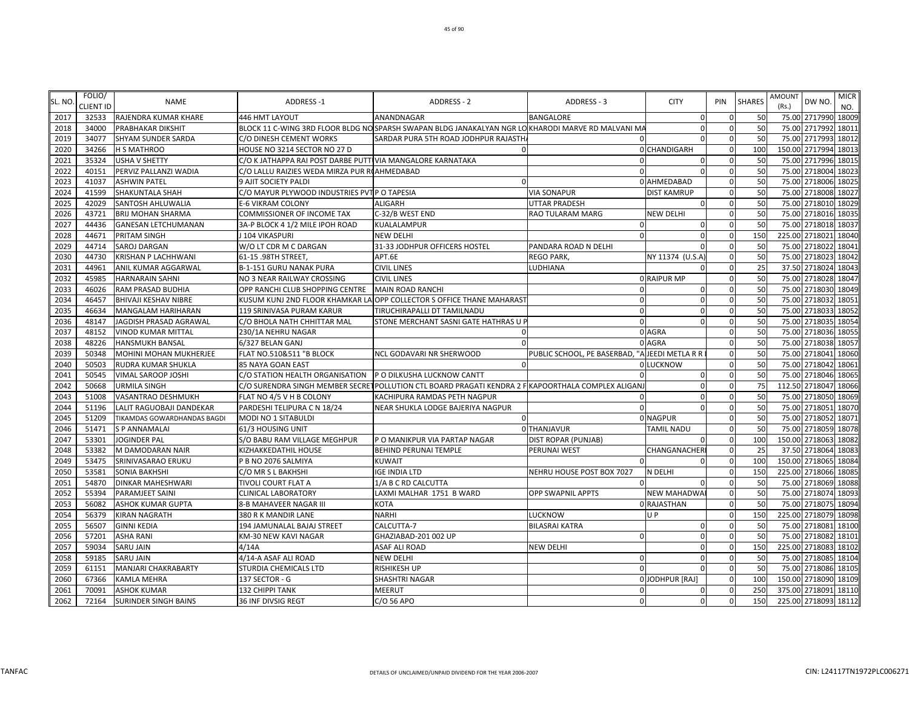| SL. NO. | FOLIO/ CLIENT ID | NAME | ADDRESS -1 | ADDRESS - 2 | ADDRESS - 3 | CITY | PIN | SHARES | AMOUNT (Rs.) | DW NO. | MICR NO. |
|---|---|---|---|---|---|---|---|---|---|---|---|
| 2017 | 32533 | RAJENDRA KUMAR KHARE | 446 HMT LAYOUT | ANANDNAGAR | BANGALORE | 0 | 0 | 50 | 75.00 | 2717990 | 18009 |
| 2018 | 34000 | PRABHAKAR DIKSHIT | BLOCK 11 C-WING 3RD FLOOR BLDG NO | SPARSH SWAPAN BLDG JANAKALYAN NGR LO | KHARODI MARVE RD MALVANI MA | 0 | 0 | 50 | 75.00 | 2717992 | 18011 |
| 2019 | 34077 | SHYAM SUNDER SARDA | C/O DINESH CEMENT WORKS | SARDAR PURA 5TH ROAD JODHPUR RAJASTH | 0 | 0 | 0 | 50 | 75.00 | 2717993 | 18012 |
| 2020 | 34266 | H S MATHROO | HOUSE NO 3214 SECTOR NO 27 D | 0 | 0 | CHANDIGARH | 0 | 100 | 150.00 | 2717994 | 18013 |
| 2021 | 35324 | USHA V SHETTY | C/O K JATHAPPA RAI POST DARBE PUTT | VIA MANGALORE KARNATAKA | 0 | 0 | 0 | 50 | 75.00 | 2717996 | 18015 |
| 2022 | 40151 | PERVIZ PALLANZI WADIA | C/O LALLU RAIZIES WEDA MIRZA PUR R | AHMEDABAD | 0 | 0 | 0 | 50 | 75.00 | 2718004 | 18023 |
| 2023 | 41037 | ASHWIN PATEL | 9 AJIT SOCIETY PALDI | 0 | 0 | AHMEDABAD | 0 | 50 | 75.00 | 2718006 | 18025 |
| 2024 | 41599 | SHAKUNTALA SHAH | C/O MAYUR PLYWOOD INDUSTRIES PVT | P O TAPESIA | VIA SONAPUR | DIST KAMRUP | 0 | 50 | 75.00 | 2718008 | 18027 |
| 2025 | 42029 | SANTOSH AHLUWALIA | E-6 VIKRAM COLONY | ALIGARH | UTTAR PRADESH | 0 | 0 | 50 | 75.00 | 2718010 | 18029 |
| 2026 | 43721 | BRIJ MOHAN SHARMA | COMMISSIONER OF INCOME TAX | C-32/B WEST END | RAO TULARAM MARG | NEW DELHI | 0 | 50 | 75.00 | 2718016 | 18035 |
| 2027 | 44436 | GANESAN LETCHUMANAN | 3A-P BLOCK 4 1/2 MILE IPOH ROAD | KUALALAMPUR | 0 | 0 | 0 | 50 | 75.00 | 2718018 | 18037 |
| 2028 | 44671 | PRITAM SINGH | J 104 VIKASPURI | NEW DELHI | 0 | 0 | 0 | 150 | 225.00 | 2718021 | 18040 |
| 2029 | 44714 | SAROJ DARGAN | W/O LT CDR M C DARGAN | 31-33 JODHPUR OFFICERS HOSTEL | PANDARA ROAD N DELHI | 0 | 0 | 50 | 75.00 | 2718022 | 18041 |
| 2030 | 44730 | KRISHAN P LACHHWANI | 61-15 .98TH STREET, | APT.6E | REGO PARK, | NY 11374 (U.S.A) | 0 | 50 | 75.00 | 2718023 | 18042 |
| 2031 | 44961 | ANIL KUMAR AGGARWAL | B-1-151 GURU NANAK PURA | CIVIL LINES | LUDHIANA | 0 | 0 | 25 | 37.50 | 2718024 | 18043 |
| 2032 | 45985 | HARNARAIN SAHNI | NO 3 NEAR RAILWAY CROSSING | CIVIL LINES | 0 | RAIPUR MP | 0 | 50 | 75.00 | 2718028 | 18047 |
| 2033 | 46026 | RAM PRASAD BUDHIA | OPP RANCHI CLUB SHOPPING CENTRE | MAIN ROAD RANCHI | 0 | 0 | 0 | 50 | 75.00 | 2718030 | 18049 |
| 2034 | 46457 | BHIVAJI KESHAV NIBRE | KUSUM KUNJ 2ND FLOOR KHAMKAR LA | OPP COLLECTOR S OFFICE THANE MAHARAST | 0 | 0 | 0 | 50 | 75.00 | 2718032 | 18051 |
| 2035 | 46634 | MANGALAM HARIHARAN | 119 SRINIVASA PURAM KARUR | TIRUCHIRAPALLI DT TAMILNADU | 0 | 0 | 0 | 50 | 75.00 | 2718033 | 18052 |
| 2036 | 48147 | JAGDISH PRASAD AGRAWAL | C/O BHOLA NATH CHHITTAR MAL | STONE MERCHANT SASNI GATE HATHRAS U P | 0 | 0 | 0 | 50 | 75.00 | 2718035 | 18054 |
| 2037 | 48152 | VINOD KUMAR MITTAL | 230/1A NEHRU NAGAR | 0 | 0 | AGRA | 0 | 50 | 75.00 | 2718036 | 18055 |
| 2038 | 48226 | HANSMUKH BANSAL | 6/327 BELAN GANJ | 0 | 0 | AGRA | 0 | 50 | 75.00 | 2718038 | 18057 |
| 2039 | 50348 | MOHINI MOHAN MUKHERJEE | FLAT NO.510&511 "B BLOCK | NCL GODAVARI NR SHERWOOD | PUBLIC SCHOOL, PE BASERBAD, "A | JEEDI METLA R R | 0 | 50 | 75.00 | 2718041 | 18060 |
| 2040 | 50503 | RUDRA KUMAR SHUKLA | 85 NAYA GOAN EAST | 0 | 0 | LUCKNOW | 0 | 50 | 75.00 | 2718042 | 18061 |
| 2041 | 50545 | VIMAL SAROOP JOSHI | C/O STATION HEALTH ORGANISATION | P O DILKUSHA LUCKNOW CANTT | 0 | 0 | 0 | 50 | 75.00 | 2718046 | 18065 |
| 2042 | 50668 | URMILA SINGH | C/O SURENDRA SINGH MEMBER SECRET | POLLUTION CTL BOARD PRAGATI KENDRA 2 F | KAPOORTHALA COMPLEX ALIGANJ | 0 | 0 | 75 | 112.50 | 2718047 | 18066 |
| 2043 | 51008 | VASANTRAO DESHMUKH | FLAT NO 4/5 V H B COLONY | KACHIPURA RAMDAS PETH NAGPUR | 0 | 0 | 0 | 50 | 75.00 | 2718050 | 18069 |
| 2044 | 51196 | LALIT RAGUOBAJI DANDEKAR | PARDESHI TELIPURA C N 18/24 | NEAR SHUKLA LODGE BAJERIYA NAGPUR | 0 | 0 | 0 | 50 | 75.00 | 2718051 | 18070 |
| 2045 | 51209 | TIKAMDAS GOWARDHANDAS BAGDI | MODI NO 1 SITABULDI | 0 | 0 | NAGPUR | 0 | 50 | 75.00 | 2718052 | 18071 |
| 2046 | 51471 | S P ANNAMALAI | 61/3 HOUSING UNIT | 0 | THANJAVUR | TAMIL NADU | 0 | 50 | 75.00 | 2718059 | 18078 |
| 2047 | 53301 | JOGINDER PAL | S/O BABU RAM VILLAGE MEGHPUR | P O MANIKPUR VIA PARTAP NAGAR | DIST ROPAR (PUNJAB) | 0 | 0 | 100 | 150.00 | 2718063 | 18082 |
| 2048 | 53382 | M DAMODARAN NAIR | KIZHAKKEDATHIL HOUSE | BEHIND PERUNAI TEMPLE | PERUNAI WEST | CHANGANACHERI | 0 | 25 | 37.50 | 2718064 | 18083 |
| 2049 | 53475 | SRINIVASARAO ERUKU | P B NO 2076 SALMIYA | KUWAIT | 0 | 0 | 0 | 100 | 150.00 | 2718065 | 18084 |
| 2050 | 53581 | SONIA BAKHSHI | C/O MR S L BAKHSHI | IGE INDIA LTD | NEHRU HOUSE POST BOX 7027 | N DELHI | 0 | 150 | 225.00 | 2718066 | 18085 |
| 2051 | 54870 | DINKAR MAHESHWARI | TIVOLI COURT FLAT A | 1/A B C RD CALCUTTA | 0 | 0 | 0 | 50 | 75.00 | 2718069 | 18088 |
| 2052 | 55394 | PARAMJEET SAINI | CLINICAL LABORATORY | LAXMI MALHAR 1751 B WARD | OPP SWAPNIL APPTS | NEW MAHADWAI | 0 | 50 | 75.00 | 2718074 | 18093 |
| 2053 | 56082 | ASHOK KUMAR GUPTA | 8-B MAHAVEER NAGAR III | KOTA | 0 | RAJASTHAN | 0 | 50 | 75.00 | 2718075 | 18094 |
| 2054 | 56379 | KIRAN NAGRATH | 380 R K MANDIR LANE | NARHI | LUCKNOW | U P | 0 | 150 | 225.00 | 2718079 | 18098 |
| 2055 | 56507 | GINNI KEDIA | 194 JAMUNALAL BAJAJ STREET | CALCUTTA-7 | BILASRAI KATRA | 0 | 0 | 50 | 75.00 | 2718081 | 18100 |
| 2056 | 57201 | ASHA RANI | KM-30 NEW KAVI NAGAR | GHAZIABAD-201 002 UP | 0 | 0 | 0 | 50 | 75.00 | 2718082 | 18101 |
| 2057 | 59034 | SARU JAIN | 4/14A | ASAF ALI ROAD | NEW DELHI | 0 | 0 | 150 | 225.00 | 2718083 | 18102 |
| 2058 | 59185 | SARU JAIN | 4/14-A ASAF ALI ROAD | NEW DELHI | 0 | 0 | 0 | 50 | 75.00 | 2718085 | 18104 |
| 2059 | 61151 | MANJARI CHAKRABARTY | STURDIA CHEMICALS LTD | RISHIKESH UP | 0 | 0 | 0 | 50 | 75.00 | 2718086 | 18105 |
| 2060 | 67366 | KAMLA MEHRA | 137 SECTOR - G | SHASHTRI NAGAR | 0 | JODHPUR [RAJ] | 0 | 100 | 150.00 | 2718090 | 18109 |
| 2061 | 70091 | ASHOK KUMAR | 132 CHIPPI TANK | MEERUT | 0 | 0 | 0 | 250 | 375.00 | 2718091 | 18110 |
| 2062 | 72164 | SURINDER SINGH BAINS | 36 INF DIVSIG REGT | C/O 56 APO | 0 | 0 | 0 | 150 | 225.00 | 2718093 | 18112 |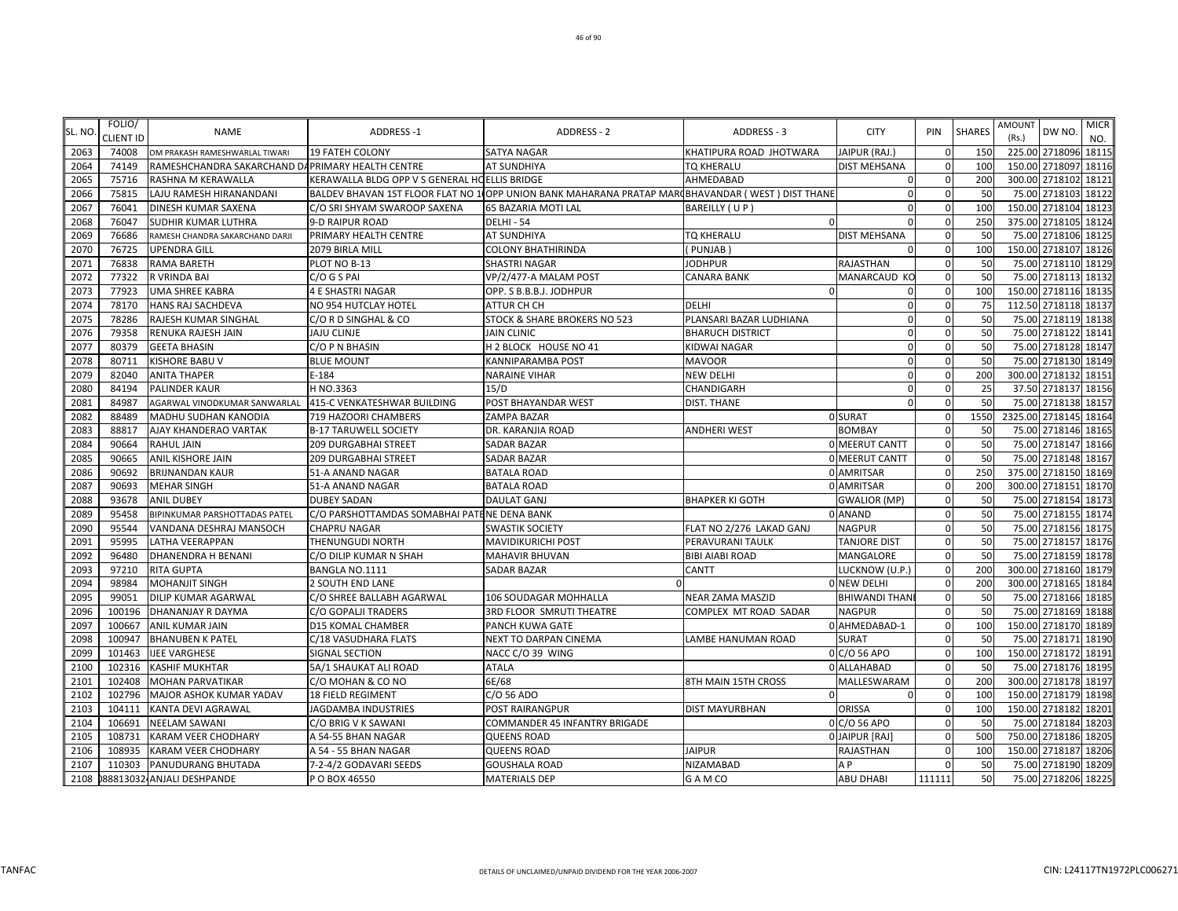| SL. NO. | FOLIO/ CLIENT ID | NAME | ADDRESS -1 | ADDRESS - 2 | ADDRESS - 3 | CITY | PIN | SHARES | AMOUNT (Rs.) | DW NO. | MICR NO. |
|---|---|---|---|---|---|---|---|---|---|---|---|
| 2063 | 74008 | OM PRAKASH RAMESHWARLAL TIWARI | 19 FATEH COLONY | SATYA NAGAR | KHATIPURA ROAD JHOTWARA | JAIPUR (RAJ.) | 0 | 150 | 225.00 | 2718096 | 18115 |
| 2064 | 74149 | RAMESHCHANDRA SAKARCHAND DA | PRIMARY HEALTH CENTRE | AT SUNDHIYA | TQ KHERALU | DIST MEHSANA | 0 | 100 | 150.00 | 2718097 | 18116 |
| 2065 | 75716 | RASHNA M KERAWALLA | KERAWALLA BLDG OPP V S GENERAL HO | ELLIS BRIDGE | AHMEDABAD | 0 | 0 | 200 | 300.00 | 2718102 | 18121 |
| 2066 | 75815 | LAJU RAMESH HIRANANDANI | BALDEV BHAVAN 1ST FLOOR FLAT NO 1 | OPP UNION BANK MAHARANA PRATAP MAR | BHAVANDAR ( WEST ) DIST THANE | 0 | 0 | 50 | 75.00 | 2718103 | 18122 |
| 2067 | 76041 | DINESH KUMAR SAXENA | C/O SRI SHYAM SWAROOP SAXENA | 65 BAZARIA MOTI LAL | BAREILLY ( U P ) | 0 | 0 | 100 | 150.00 | 2718104 | 18123 |
| 2068 | 76047 | SUDHIR KUMAR LUTHRA | 9-D RAIPUR ROAD | DELHI - 54 | 0 | 0 | 0 | 250 | 375.00 | 2718105 | 18124 |
| 2069 | 76686 | RAMESH CHANDRA SAKARCHAND DARJI | PRIMARY HEALTH CENTRE | AT SUNDHIYA | TQ KHERALU | DIST MEHSANA | 0 | 50 | 75.00 | 2718106 | 18125 |
| 2070 | 76725 | UPENDRA GILL | 2079 BIRLA MILL | COLONY BHATHIRINDA | ( PUNJAB ) | 0 | 0 | 100 | 150.00 | 2718107 | 18126 |
| 2071 | 76838 | RAMA BARETH | PLOT NO B-13 | SHASTRI NAGAR | JODHPUR | RAJASTHAN | 0 | 50 | 75.00 | 2718110 | 18129 |
| 2072 | 77322 | R VRINDA BAI | C/O G S PAI | VP/2/477-A MALAM POST | CANARA BANK | MANARCAUD KO | 0 | 50 | 75.00 | 2718113 | 18132 |
| 2073 | 77923 | UMA SHREE KABRA | 4 E SHASTRI NAGAR | OPP. S B.B.B.J. JODHPUR | 0 | 0 | 0 | 100 | 150.00 | 2718116 | 18135 |
| 2074 | 78170 | HANS RAJ SACHDEVA | NO 954 HUTCLAY HOTEL | ATTUR CH CH | DELHI | 0 | 0 | 75 | 112.50 | 2718118 | 18137 |
| 2075 | 78286 | RAJESH KUMAR SINGHAL | C/O R D SINGHAL & CO | STOCK & SHARE BROKERS NO 523 | PLANSARI BAZAR LUDHIANA | 0 | 0 | 50 | 75.00 | 2718119 | 18138 |
| 2076 | 79358 | RENUKA RAJESH JAIN | JAJU CLINJE | JAIN CLINIC | BHARUCH DISTRICT | 0 | 0 | 50 | 75.00 | 2718122 | 18141 |
| 2077 | 80379 | GEETA BHASIN | C/O P N BHASIN | H 2 BLOCK HOUSE NO 41 | KIDWAI NAGAR | 0 | 0 | 50 | 75.00 | 2718128 | 18147 |
| 2078 | 80711 | KISHORE BABU V | BLUE MOUNT | KANNIPARAMBA POST | MAVOOR | 0 | 0 | 50 | 75.00 | 2718130 | 18149 |
| 2079 | 82040 | ANITA THAPER | E-184 | NARAINE VIHAR | NEW DELHI | 0 | 0 | 200 | 300.00 | 2718132 | 18151 |
| 2080 | 84194 | PALINDER KAUR | H NO.3363 | 15/D | CHANDIGARH | 0 | 0 | 25 | 37.50 | 2718137 | 18156 |
| 2081 | 84987 | AGARWAL VINODKUMAR SANWARLAL | 415-C VENKATESHWAR BUILDING | POST BHAYANDAR WEST | DIST. THANE | 0 | 0 | 50 | 75.00 | 2718138 | 18157 |
| 2082 | 88489 | MADHU SUDHAN KANODIA | 719 HAZOORI CHAMBERS | ZAMPA BAZAR | 0 | SURAT | 0 | 1550 | 2325.00 | 2718145 | 18164 |
| 2083 | 88817 | AJAY KHANDERAO VARTAK | B-17 TARUWELL SOCIETY | DR. KARANJIA ROAD | ANDHERI WEST | BOMBAY | 0 | 50 | 75.00 | 2718146 | 18165 |
| 2084 | 90664 | RAHUL JAIN | 209 DURGABHAI STREET | SADAR BAZAR | 0 | MEERUT CANTT | 0 | 50 | 75.00 | 2718147 | 18166 |
| 2085 | 90665 | ANIL KISHORE JAIN | 209 DURGABHAI STREET | SADAR BAZAR | 0 | MEERUT CANTT | 0 | 50 | 75.00 | 2718148 | 18167 |
| 2086 | 90692 | BRIJNANDAN KAUR | 51-A ANAND NAGAR | BATALA ROAD | 0 | AMRITSAR | 0 | 250 | 375.00 | 2718150 | 18169 |
| 2087 | 90693 | MEHAR SINGH | 51-A ANAND NAGAR | BATALA ROAD | 0 | AMRITSAR | 0 | 200 | 300.00 | 2718151 | 18170 |
| 2088 | 93678 | ANIL DUBEY | DUBEY SADAN | DAULAT GANJ | BHAPKER KI GOTH | GWALIOR (MP) | 0 | 50 | 75.00 | 2718154 | 18173 |
| 2089 | 95458 | BIPINKUMAR PARSHOTTADAS PATEL | C/O PARSHOTTAMDAS SOMABHAI PATE | NE DENA BANK | 0 | ANAND | 0 | 50 | 75.00 | 2718155 | 18174 |
| 2090 | 95544 | VANDANA DESHRAJ MANSOCH | CHAPRU NAGAR | SWASTIK SOCIETY | FLAT NO 2/276 LAKAD GANJ | NAGPUR | 0 | 50 | 75.00 | 2718156 | 18175 |
| 2091 | 95995 | LATHA VEERAPPAN | THENUNGUDI NORTH | MAVIDIKURICHI POST | PERAVURANI TAULK | TANJORE DIST | 0 | 50 | 75.00 | 2718157 | 18176 |
| 2092 | 96480 | DHANENDRA H BENANI | C/O DILIP KUMAR N SHAH | MAHAVIR BHUVAN | BIBI AIABI ROAD | MANGALORE | 0 | 50 | 75.00 | 2718159 | 18178 |
| 2093 | 97210 | RITA GUPTA | BANGLA NO.1111 | SADAR BAZAR | CANTT | LUCKNOW (U.P.) | 0 | 200 | 300.00 | 2718160 | 18179 |
| 2094 | 98984 | MOHANJIT SINGH | 2 SOUTH END LANE | 0 | 0 | NEW DELHI | 0 | 200 | 300.00 | 2718165 | 18184 |
| 2095 | 99051 | DILIP KUMAR AGARWAL | C/O SHREE BALLABH AGARWAL | 106 SOUDAGAR MOHHALLA | NEAR ZAMA MASZID | BHIWANDI THANE | 0 | 50 | 75.00 | 2718166 | 18185 |
| 2096 | 100196 | DHANANJAY R DAYMA | C/O GOPALJI TRADERS | 3RD FLOOR SMRUTI THEATRE | COMPLEX MT ROAD SADAR | NAGPUR | 0 | 50 | 75.00 | 2718169 | 18188 |
| 2097 | 100667 | ANIL KUMAR JAIN | D15 KOMAL CHAMBER | PANCH KUWA GATE | 0 | AHMEDABAD-1 | 0 | 100 | 150.00 | 2718170 | 18189 |
| 2098 | 100947 | BHANUBEN K PATEL | C/18 VASUDHARA FLATS | NEXT TO DARPAN CINEMA | LAMBE HANUMAN ROAD | SURAT | 0 | 50 | 75.00 | 2718171 | 18190 |
| 2099 | 101463 | IJEE VARGHESE | SIGNAL SECTION | NACC C/O 39 WING | 0 | C/O 56 APO | 0 | 100 | 150.00 | 2718172 | 18191 |
| 2100 | 102316 | KASHIF MUKHTAR | 5A/1 SHAUKAT ALI ROAD | ATALA | 0 | ALLAHABAD | 0 | 50 | 75.00 | 2718176 | 18195 |
| 2101 | 102408 | MOHAN PARVATIKAR | C/O MOHAN & CO NO | 6E/68 | 8TH MAIN 15TH CROSS | MALLESWARAM | 0 | 200 | 300.00 | 2718178 | 18197 |
| 2102 | 102796 | MAJOR ASHOK KUMAR YADAV | 18 FIELD REGIMENT | C/O 56 ADO | 0 | 0 | 0 | 100 | 150.00 | 2718179 | 18198 |
| 2103 | 104111 | KANTA DEVI AGRAWAL | JAGDAMBA INDUSTRIES | POST RAIRANGPUR | DIST MAYURBHAN | ORISSA | 0 | 100 | 150.00 | 2718182 | 18201 |
| 2104 | 106691 | NEELAM SAWANI | C/O BRIG V K SAWANI | COMMANDER 45 INFANTRY BRIGADE | 0 | C/O 56 APO | 0 | 50 | 75.00 | 2718184 | 18203 |
| 2105 | 108731 | KARAM VEER CHODHARY | A 54-55 BHAN NAGAR | QUEENS ROAD | 0 | JAIPUR [RAJ] | 0 | 500 | 750.00 | 2718186 | 18205 |
| 2106 | 108935 | KARAM VEER CHODHARY | A 54 - 55 BHAN NAGAR | QUEENS ROAD | JAIPUR | RAJASTHAN | 0 | 100 | 150.00 | 2718187 | 18206 |
| 2107 | 110303 | PANUDURANG BHUTADA | 7-2-4/2 GODAVARI SEEDS | GOUSHALA ROAD | NIZAMABAD | A P | 0 | 50 | 75.00 | 2718190 | 18209 |
| 2108 | 088813032 | ANJALI DESHPANDE | P O BOX 46550 | MATERIALS DEP | G A M CO | ABU DHABI | 111111 | 50 | 75.00 | 2718206 | 18225 |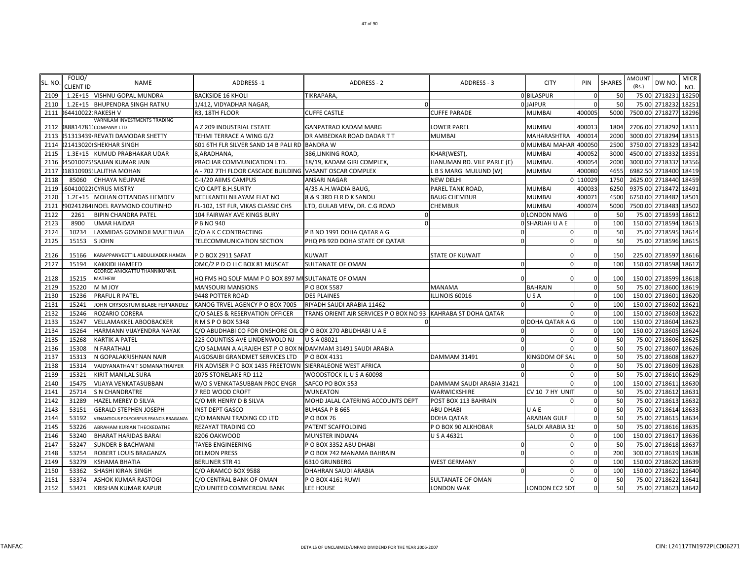| SL. NO. | FOLIO/ CLIENT ID | NAME | ADDRESS -1 | ADDRESS - 2 | ADDRESS - 3 | CITY | PIN | SHARES | AMOUNT (Rs.) | DW NO. | MICR NO. |
|---|---|---|---|---|---|---|---|---|---|---|---|
| 2109 | 1.2E+15 | VISHNU GOPAL MUNDRA | BACKSIDE 16 KHOLI | TIKRAPARA, | | 0 BILASPUR | 0 | 50 | 75.00 | 2718231 | 18250 |
| 2110 | 1.2E+15 | BHUPENDRA SINGH RATNU | 1/412, VIDYADHAR NAGAR, | 0 | | 0 JAIPUR | 0 | 50 | 75.00 | 2718232 | 18251 |
| 2111 | 064410022 | RAKESH V | R3, 18TH FLOOR | CUFFE CASTLE | CUFFE PARADE | MUMBAI | 400005 | 5000 | 7500.00 | 2718277 | 18296 |
| 2112 | 088814781 | VARNILAM INVESTMENTS TRADING COMPANY LTD | A Z 209 INDUSTRIAL ESTATE | GANPATRAO KADAM MARG | LOWER PAREL | MUMBAI | 400013 | 1804 | 2706.00 | 2718292 | 18311 |
| 2113 | 051313439 | REVATI DAMODAR SHETTY | TEHMI TERRACE A WING G/2 | DR AMBEDKAR ROAD DADAR T T | MUMBAI | MAHARASHTRA | 400014 | 2000 | 3000.00 | 2718294 | 18313 |
| 2114 | 021413020 | SHEKHAR SINGH | 601 6TH FLR SILVER SAND 14 B PALI RD | BANDRA W | | 0 MUMBAI MAHAR | 400050 | 2500 | 3750.00 | 2718323 | 18342 |
| 2115 | 1.3E+15 | KUMUD PRABHAKAR UDAR | 8,ARADHANA, | 386,LINKING ROAD, | KHAR(WEST), | MUMBAI | 400052 | 3000 | 4500.00 | 2718332 | 18351 |
| 2116 | 045010075 | SAJJAN KUMAR JAIN | PRACHAR COMMUNICATION LTD. | 18/19, KADAM GIRI COMPLEX, | HANUMAN RD. VILE PARLE (E) | MUMBAI. | 400054 | 2000 | 3000.00 | 2718337 | 18356 |
| 2117 | 018310905 | LALITHA MOHAN | A - 702 7TH FLOOR CASCADE BUILDING | VASANT OSCAR COMPLEX | L B S MARG MULUND (W) | MUMBAI | 400080 | 4655 | 6982.50 | 2718400 | 18419 |
| 2118 | 85060 | CHHAYA NEUPANE | C-II/20 AIIMS CAMPUS | ANSARI NAGAR | NEW DELHI | 0 | 110029 | 1750 | 2625.00 | 2718440 | 18459 |
| 2119 | 604100222 | CYRUS MISTRY | C/O CAPT B.H.SURTY | 4/35 A.H.WADIA BAUG, | PAREL TANK ROAD, | MUMBAI | 400033 | 6250 | 9375.00 | 2718472 | 18491 |
| 2120 | 1.2E+15 | MOHAN OTTANDAS HEMDEV | NEELKANTH NILAYAM FLAT NO | 8 & 9 3RD FLR D K SANDU | BAUG CHEMBUR | MUMBAI | 400071 | 4500 | 6750.00 | 2718482 | 18501 |
| 2121 | 290241284 | NOEL RAYMOND COUTINHO | FL-102, 1ST FLR, VIKAS CLASSIC CHS | LTD, GULAB VIEW, DR. C.G ROAD | CHEMBUR | MUMBAI | 400074 | 5000 | 7500.00 | 2718483 | 18502 |
| 2122 | 2261 | BIPIN CHANDRA PATEL | 104 FAIRWAY AVE KINGS BURY | 0 | | 0 LONDON NWG | 0 | 50 | 75.00 | 2718593 | 18612 |
| 2123 | 8900 | UMAR HAIDAR | P B NO 940 | 0 | | 0 SHARJAH U A E | 0 | 100 | 150.00 | 2718594 | 18613 |
| 2124 | 10234 | LAXMIDAS GOVINDJI MAJETHAIA | C/O A K C CONTRACTING | P B NO 1991 DOHA QATAR A G | 0 | 0 | 0 | 50 | 75.00 | 2718595 | 18614 |
| 2125 | 15153 | S JOHN | TELECOMMUNICATION SECTION | PHQ PB 92D DOHA STATE OF QATAR | 0 | 0 | 0 | 50 | 75.00 | 2718596 | 18615 |
| 2126 | 15166 | KARAPPANVEETTIL ABDULKADER HAMZA | P O BOX 2911 SAFAT | KUWAIT | STATE OF KUWAIT | 0 | 0 | 150 | 225.00 | 2718597 | 18616 |
| 2127 | 15194 | KAKKIDI HAMEED | OMC/2 P D O LLC BOX 81 MUSCAT | SULTANATE OF OMAN | 0 | 0 | 0 | 100 | 150.00 | 2718598 | 18617 |
| 2128 | 15215 | GEORGE ANICKATTU THANNIKUNNIL MATHEW | HQ FMS HQ SOLF MAM P O BOX 897 MU | SULTANATE OF OMAN | 0 | 0 | 0 | 100 | 150.00 | 2718599 | 18618 |
| 2129 | 15220 | M M JOY | MANSOURI MANSIONS | P O BOX 5587 | MANAMA | BAHRAIN | 0 | 50 | 75.00 | 2718600 | 18619 |
| 2130 | 15236 | PRAFUL R PATEL | 9448 POTTER ROAD | DES PLAINES | ILLINOIS 60016 | U S A | 0 | 100 | 150.00 | 2718601 | 18620 |
| 2131 | 15241 | JOHN CRYSOSTUM BLABE FERNANDEZ | KANOG TRVEL AGENCY P O BOX 7005 | RIYADH SAUDI ARABIA 11462 | 0 | 0 | 0 | 100 | 150.00 | 2718602 | 18621 |
| 2132 | 15246 | ROZARIO CORERA | C/O SALES & RESERVATION OFFICER | TRANS ORIENT AIR SERVICES P O BOX NO 93 | KAHRABA ST DOHA QATAR | 0 | 0 | 100 | 150.00 | 2718603 | 18622 |
| 2133 | 15247 | VELLAMAKKEL ABOOBACKER | R M S P O BOX 5348 | 0 | | 0 DOHA QATAR A G | 0 | 100 | 150.00 | 2718604 | 18623 |
| 2134 | 15264 | HARMANN VIJAYENDRA NAYAK | C/O ABUDHABI CO FOR ONSHORE OIL O | P O BOX 270 ABUDHABI U A E | 0 | 0 | 0 | 100 | 150.00 | 2718605 | 18624 |
| 2135 | 15268 | KARTIK A PATEL | 225 COUNTISS AVE LINDENWOLD NJ | U S A 08021 | 0 | 0 | 0 | 50 | 75.00 | 2718606 | 18625 |
| 2136 | 15308 | N FARATHALI | C/O SALMAN A ALRAJEH EST P O BOX N | DAMMAM 31491 SAUDI ARABIA | 0 | 0 | 0 | 50 | 75.00 | 2718607 | 18626 |
| 2137 | 15313 | N GOPALAKRISHNAN NAIR | ALGOSAIBI GRANDMET SERVICES LTD | P O BOX 4131 | DAMMAM 31491 | KINGDOM OF SAU | 0 | 50 | 75.00 | 2718608 | 18627 |
| 2138 | 15314 | VAIDYANATHAN T SOMANATHAIYER | FIN ADVISER P O BOX 1435 FREETOWN | SIERRALEONE WEST AFRICA | 0 | 0 | 0 | 50 | 75.00 | 2718609 | 18628 |
| 2139 | 15321 | KIRIT MANILAL SURA | 2075 STONELAKE RD 112 | WOODSTOCK IL U S A 60098 | 0 | 0 | 0 | 50 | 75.00 | 2718610 | 18629 |
| 2140 | 15475 | VIJAYA VENKATASUBBAN | W/O S VENKATASUBBAN PROC ENGR | SAFCO PO BOX 553 | DAMMAM SAUDI ARABIA 31421 | 0 | 0 | 100 | 150.00 | 2718611 | 18630 |
| 2141 | 25714 | S N CHANDRATRE | 7 RED WOOD CROFT | WUNEATON | WARWICKSHIRE | CV 10 7 HY UNIT | 0 | 50 | 75.00 | 2718612 | 18631 |
| 2142 | 31289 | HAZEL MEREY D SILVA | C/O MR HENRY D B SILVA | MOHD JALAL CATERING ACCOUNTS DEPT | POST BOX 113 BAHRAIN | 0 | 0 | 50 | 75.00 | 2718613 | 18632 |
| 2143 | 53151 | GERALD STEPHEN JOSEPH | INST DEPT GASCO | BUHASA P B 665 | ABU DHABI | U A E | 0 | 50 | 75.00 | 2718614 | 18633 |
| 2144 | 53192 | VENANTIOUS POLYCARPUS FRANCIS BRAGANZA | C/O MANNAI TRADING CO LTD | P O BOX 76 | DOHA QATAR | ARABIAN GULF | 0 | 50 | 75.00 | 2718615 | 18634 |
| 2145 | 53226 | ABRAHAM KURIAN THECKEDATHE | REZAYAT TRADING CO | PATENT SCAFFOLDING | P O BOX 90 ALKHOBAR | SAUDI ARABIA 31 | 0 | 50 | 75.00 | 2718616 | 18635 |
| 2146 | 53240 | BHARAT HARIDAS BARAI | 8206 OAKWOOD | MUNSTER INDIANA | U S A 46321 | 0 | 0 | 100 | 150.00 | 2718617 | 18636 |
| 2147 | 53247 | SUNDER B BACHWANI | TAYEB ENGINEERING | P O BOX 3352 ABU DHABI | 0 | 0 | 0 | 50 | 75.00 | 2718618 | 18637 |
| 2148 | 53254 | ROBERT LOUIS BRAGANZA | DELMON PRESS | P O BOX 742 MANAMA BAHRAIN | 0 | 0 | 0 | 200 | 300.00 | 2718619 | 18638 |
| 2149 | 53279 | KSHAMA BHATIA | BERLINER STR 41 | 6310 GRUNBERG | WEST GERMANY | 0 | 0 | 100 | 150.00 | 2718620 | 18639 |
| 2150 | 53362 | SHASHI KIRAN SINGH | C/O ARAMCO BOX 9588 | DHAHRAN SAUDI ARABIA | 0 | 0 | 0 | 100 | 150.00 | 2718621 | 18640 |
| 2151 | 53374 | ASHOK KUMAR RASTOGI | C/O CENTRAL BANK OF OMAN | P O BOX 4161 RUWI | SULTANATE OF OMAN | 0 | 0 | 50 | 75.00 | 2718622 | 18641 |
| 2152 | 53421 | KRISHAN KUMAR KAPUR | C/O UNITED COMMERCIAL BANK | LEE HOUSE | LONDON WAK | LONDON EC2 5DT | 0 | 50 | 75.00 | 2718623 | 18642 |

TANFAC — DETAILS OF UNCLAIMED/UNPAID DIVIDEND FOR THE YEAR 2006-2007 — CIN: L24117TN1972PLC006271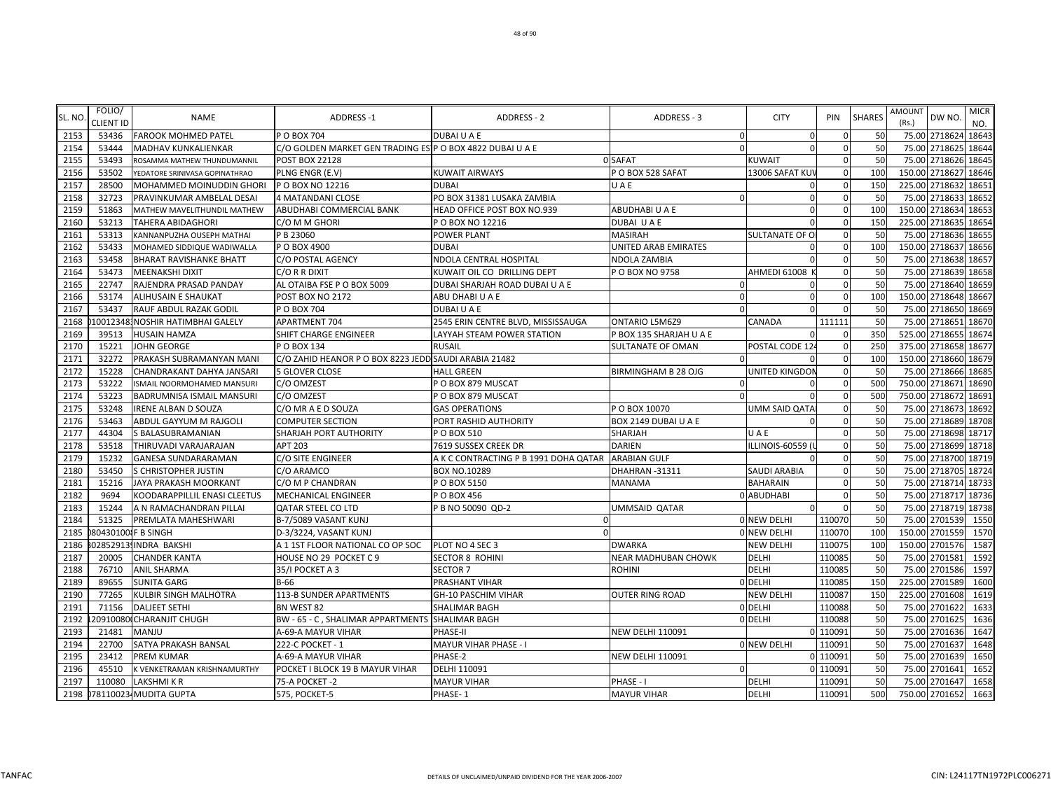| SL. NO. | FOLIO/ CLIENT ID | NAME | ADDRESS -1 | ADDRESS - 2 | ADDRESS - 3 | CITY | PIN | SHARES | AMOUNT (Rs.) | DW NO. | MICR NO. |
|---|---|---|---|---|---|---|---|---|---|---|---|
| 2153 | 53436 | FAROOK MOHMED PATEL | P O BOX 704 | DUBAI U A E | 0 | 0 | 0 | 50 | 75.00 | 2718624 | 18643 |
| 2154 | 53444 | MADHAV KUNKALIENKAR | C/O GOLDEN MARKET GEN TRADING ES | P O BOX 4822 DUBAI U A E | 0 | 0 | 0 | 50 | 75.00 | 2718625 | 18644 |
| 2155 | 53493 | ROSAMMA MATHEW THUNDUMANNIL | POST BOX 22128 | 0 | SAFAT | KUWAIT | 0 | 50 | 75.00 | 2718626 | 18645 |
| 2156 | 53502 | YEDATORE SRINIVASA GOPINATHRAO | PLNG ENGR (E.V) | KUWAIT AIRWAYS | P O BOX 528 SAFAT | 13006 SAFAT KUV | 0 | 100 | 150.00 | 2718627 | 18646 |
| 2157 | 28500 | MOHAMMED MOINUDDIN GHORI | P O BOX NO 12216 | DUBAI | U A E | 0 | 0 | 150 | 225.00 | 2718632 | 18651 |
| 2158 | 32723 | PRAVINKUMAR AMBELAL DESAI | 4 MATANDANI CLOSE | PO BOX 31381 LUSAKA ZAMBIA | 0 | 0 | 0 | 50 | 75.00 | 2718633 | 18652 |
| 2159 | 51863 | MATHEW MAVELITHUNDIL MATHEW | ABUDHABI COMMERCIAL BANK | HEAD OFFICE POST BOX NO.939 | ABUDHABI U A E | 0 | 0 | 100 | 150.00 | 2718634 | 18653 |
| 2160 | 53213 | TAHERA ABIDAGHORI | C/O M M GHORI | P O BOX NO 12216 | DUBAI U A E | 0 | 0 | 150 | 225.00 | 2718635 | 18654 |
| 2161 | 53313 | KANNANPUZHA OUSEPH MATHAI | P B 23060 | POWER PLANT | MASIRAH | SULTANATE OF O | 0 | 50 | 75.00 | 2718636 | 18655 |
| 2162 | 53433 | MOHAMED SIDDIQUE WADIWALLA | P O BOX 4900 | DUBAI | UNITED ARAB EMIRATES | 0 | 0 | 100 | 150.00 | 2718637 | 18656 |
| 2163 | 53458 | BHARAT RAVISHANKE BHATT | C/O POSTAL AGENCY | NDOLA CENTRAL HOSPITAL | NDOLA ZAMBIA | 0 | 0 | 50 | 75.00 | 2718638 | 18657 |
| 2164 | 53473 | MEENAKSHI DIXIT | C/O R R DIXIT | KUWAIT OIL CO DRILLING DEPT | P O BOX NO 9758 | AHMEDI 61008 K | 0 | 50 | 75.00 | 2718639 | 18658 |
| 2165 | 22747 | RAJENDRA PRASAD PANDAY | AL OTAIBA FSE P O BOX 5009 | DUBAI SHARJAH ROAD DUBAI U A E | 0 | 0 | 0 | 50 | 75.00 | 2718640 | 18659 |
| 2166 | 53174 | ALIHUSAIN E SHAUKAT | POST BOX NO 2172 | ABU DHABI U A E | 0 | 0 | 0 | 100 | 150.00 | 2718648 | 18667 |
| 2167 | 53437 | RAUF ABDUL RAZAK GODIL | P O BOX 704 | DUBAI U A E | 0 | 0 | 0 | 50 | 75.00 | 2718650 | 18669 |
| 2168 | 10012348 | NOSHIR HATIMBHAI GALELY | APARTMENT 704 | 2545 ERIN CENTRE BLVD, MISSISSAUGA | ONTARIO L5M6Z9 | CANADA | 111111 | 50 | 75.00 | 2718651 | 18670 |
| 2169 | 39513 | HUSAIN HAMZA | SHIFT CHARGE ENGINEER | LAYYAH STEAM POWER STATION | P BOX 135 SHARJAH U A E | 0 | 0 | 350 | 525.00 | 2718655 | 18674 |
| 2170 | 15221 | JOHN GEORGE | P O BOX 134 | RUSAIL | SULTANATE OF OMAN | POSTAL CODE 124 | 0 | 250 | 375.00 | 2718658 | 18677 |
| 2171 | 32272 | PRAKASH SUBRAMANYAN MANI | C/O ZAHID HEANOR P O BOX 8223 JEDD | SAUDI ARABIA 21482 | 0 | 0 | 0 | 100 | 150.00 | 2718660 | 18679 |
| 2172 | 15228 | CHANDRAKANT DAHYA JANSARI | 5 GLOVER CLOSE | HALL GREEN | BIRMINGHAM B 28 OJG | UNITED KINGDON | 0 | 50 | 75.00 | 2718666 | 18685 |
| 2173 | 53222 | ISMAIL NOORMOHAMED MANSURI | C/O OMZEST | P O BOX 879 MUSCAT | 0 | 0 | 0 | 500 | 750.00 | 2718671 | 18690 |
| 2174 | 53223 | BADRUMNISA ISMAIL MANSURI | C/O OMZEST | P O BOX 879 MUSCAT | 0 | 0 | 0 | 500 | 750.00 | 2718672 | 18691 |
| 2175 | 53248 | IRENE ALBAN D SOUZA | C/O MR A E D SOUZA | GAS OPERATIONS | P O BOX 10070 | UMM SAID QATA | 0 | 50 | 75.00 | 2718673 | 18692 |
| 2176 | 53463 | ABDUL GAYYUM M RAJGOLI | COMPUTER SECTION | PORT RASHID AUTHORITY | BOX 2149 DUBAI U A E | 0 | 0 | 50 | 75.00 | 2718689 | 18708 |
| 2177 | 44304 | S BALASUBRAMANIAN | SHARJAH PORT AUTHORITY | P O BOX 510 | SHARJAH | U A E | 0 | 50 | 75.00 | 2718698 | 18717 |
| 2178 | 53518 | THIRUVADI VARAJARAJAN | APT 203 | 7619 SUSSEX CREEK DR | DARIEN | ILLINOIS-60559 (U | 0 | 50 | 75.00 | 2718699 | 18718 |
| 2179 | 15232 | GANESA SUNDARARAMAN | C/O SITE ENGINEER | A K C CONTRACTING P B 1991 DOHA QATAR | ARABIAN GULF | 0 | 0 | 50 | 75.00 | 2718700 | 18719 |
| 2180 | 53450 | S CHRISTOPHER JUSTIN | C/O ARAMCO | BOX NO.10289 | DHAHRAN -31311 | SAUDI ARABIA | 0 | 50 | 75.00 | 2718705 | 18724 |
| 2181 | 15216 | JAYA PRAKASH MOORKANT | C/O M P CHANDRAN | P O BOX 5150 | MANAMA | BAHARAIN | 0 | 50 | 75.00 | 2718714 | 18733 |
| 2182 | 9694 | KOODARAPPILLIL ENASI CLEETUS | MECHANICAL ENGINEER | P O BOX 456 | 0 | ABUDHABI | 0 | 50 | 75.00 | 2718717 | 18736 |
| 2183 | 15244 | A N RAMACHANDRAN PILLAI | QATAR STEEL CO LTD | P B NO 50090 QD-2 | UMMSAID QATAR | 0 | 0 | 50 | 75.00 | 2718719 | 18738 |
| 2184 | 51325 | PREMLATA MAHESHWARI | B-7/5089 VASANT KUNJ | 0 | 0 | NEW DELHI | 110070 | 50 | 75.00 | 2701539 | 1550 |
| 2185 | 0804301004 | F B SINGH | D-3/3224, VASANT KUNJ | 0 | 0 | NEW DELHI | 110070 | 100 | 150.00 | 2701559 | 1570 |
| 2186 | 3028529139 | INDRA BAKSHI | A 1 1ST FLOOR NATIONAL CO OP SOC | PLOT NO 4 SEC 3 | DWARKA | NEW DELHI | 110075 | 100 | 150.00 | 2701576 | 1587 |
| 2187 | 20005 | CHANDER KANTA | HOUSE NO 29 POCKET C 9 | SECTOR 8 ROHINI | NEAR MADHUBAN CHOWK | DELHI | 110085 | 50 | 75.00 | 2701581 | 1592 |
| 2188 | 76710 | ANIL SHARMA | 35/I POCKET A 3 | SECTOR 7 | ROHINI | DELHI | 110085 | 50 | 75.00 | 2701586 | 1597 |
| 2189 | 89655 | SUNITA GARG | B-66 | PRASHANT VIHAR | 0 | DELHI | 110085 | 150 | 225.00 | 2701589 | 1600 |
| 2190 | 77265 | KULBIR SINGH MALHOTRA | 113-B SUNDER APARTMENTS | GH-10 PASCHIM VIHAR | OUTER RING ROAD | NEW DELHI | 110087 | 150 | 225.00 | 2701608 | 1619 |
| 2191 | 71156 | DALJEET SETHI | BN WEST 82 | SHALIMAR BAGH | 0 | DELHI | 110088 | 50 | 75.00 | 2701622 | 1633 |
| 2192 | 120910080 | CHARANJIT CHUGH | BW - 65 - C , SHALIMAR APPARTMENTS | SHALIMAR BAGH | 0 | DELHI | 110088 | 50 | 75.00 | 2701625 | 1636 |
| 2193 | 21481 | MANJU | A-69-A MAYUR VIHAR | PHASE-II | NEW DELHI 110091 | 0 | 110091 | 50 | 75.00 | 2701636 | 1647 |
| 2194 | 22700 | SATYA PRAKASH BANSAL | 222-C POCKET - 1 | MAYUR VIHAR PHASE - I | 0 | NEW DELHI | 110091 | 50 | 75.00 | 2701637 | 1648 |
| 2195 | 23412 | PREM KUMAR | A-69-A MAYUR VIHAR | PHASE-2 | NEW DELHI 110091 | 0 | 110091 | 50 | 75.00 | 2701639 | 1650 |
| 2196 | 45510 | K VENKETRAMAN KRISHNAMURTHY | POCKET I BLOCK 19 B MAYUR VIHAR | DELHI 110091 | 0 | 0 | 110091 | 50 | 75.00 | 2701641 | 1652 |
| 2197 | 110080 | LAKSHMI K R | 75-A POCKET -2 | MAYUR VIHAR | PHASE - I | DELHI | 110091 | 50 | 75.00 | 2701647 | 1658 |
| 2198 | 0781100234 | MUDITA GUPTA | 575, POCKET-5 | PHASE- 1 | MAYUR VIHAR | DELHI | 110091 | 500 | 750.00 | 2701652 | 1663 |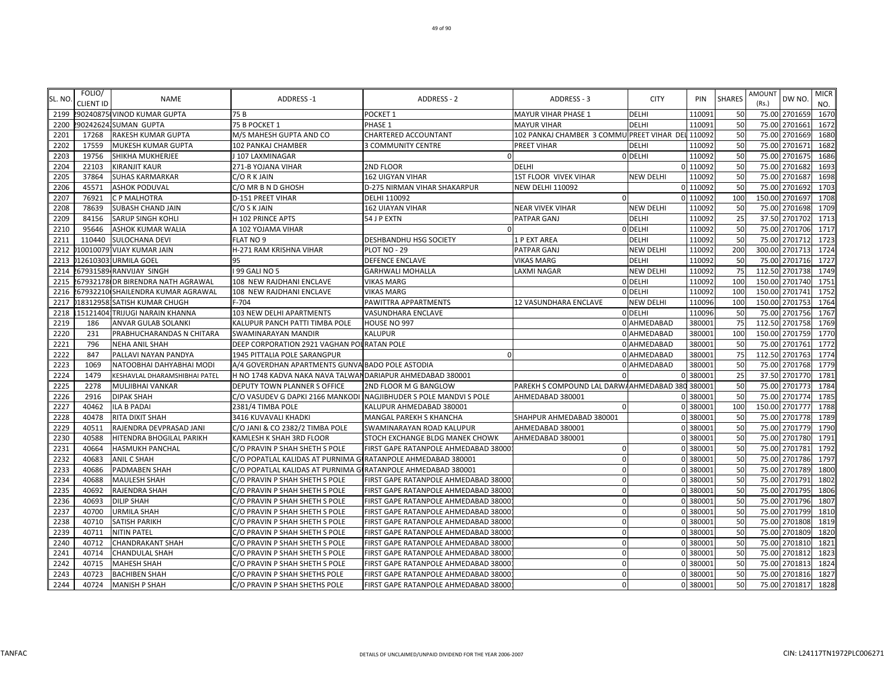| SL. NO. | FOLIO/ CLIENT ID | NAME | ADDRESS -1 | ADDRESS - 2 | ADDRESS - 3 | CITY | PIN | SHARES | AMOUNT (Rs.) | DW NO. | MICR NO. |
|---|---|---|---|---|---|---|---|---|---|---|---|
| 2199 | 290240875 | VINOD KUMAR GUPTA | 75 B | POCKET 1 | MAYUR VIHAR PHASE 1 | DELHI | 110091 | 50 | 75.00 | 2701659 | 1670 |
| 2200 | 290242624 | SUMAN GUPTA | 75 B POCKET 1 | PHASE 1 | MAYUR VIHAR | DELHI | 110091 | 50 | 75.00 | 2701661 | 1672 |
| 2201 | 17268 | RAKESH KUMAR GUPTA | M/S MAHESH GUPTA AND CO | CHARTERED ACCOUNTANT | 102 PANKAJ CHAMBER 3 COMMU | PREET VIHAR DEL | 110092 | 50 | 75.00 | 2701669 | 1680 |
| 2202 | 17559 | MUKESH KUMAR GUPTA | 102 PANKAJ CHAMBER | 3 COMMUNITY CENTRE | PREET VIHAR | DELHI | 110092 | 50 | 75.00 | 2701671 | 1682 |
| 2203 | 19756 | SHIKHA MUKHERJEE | J 107 LAXMINAGAR | 0 | 0 | DELHI | 110092 | 50 | 75.00 | 2701675 | 1686 |
| 2204 | 22103 | KIRANJIT KAUR | 271-B YOJANA VIHAR | 2ND FLOOR | DELHI | 0 | 110092 | 50 | 75.00 | 2701682 | 1693 |
| 2205 | 37864 | SUHAS KARMARKAR | C/O R K JAIN | 162 UIGYAN VIHAR | 1ST FLOOR VIVEK VIHAR | NEW DELHI | 110092 | 50 | 75.00 | 2701687 | 1698 |
| 2206 | 45571 | ASHOK PODUVAL | C/O MR B N D GHOSH | D-275 NIRMAN VIHAR SHAKARPUR | NEW DELHI 110092 | 0 | 110092 | 50 | 75.00 | 2701692 | 1703 |
| 2207 | 76921 | C P MALHOTRA | D-151 PREET VIHAR | DELHI 110092 | 0 | 0 | 110092 | 100 | 150.00 | 2701697 | 1708 |
| 2208 | 78639 | SUBASH CHAND JAIN | C/O S K JAIN | 162 UIAYAN VIHAR | NEAR VIVEK VIHAR | NEW DELHI | 110092 | 50 | 75.00 | 2701698 | 1709 |
| 2209 | 84156 | SARUP SINGH KOHLI | H 102 PRINCE APTS | 54 J P EXTN | PATPAR GANJ | DELHI | 110092 | 25 | 37.50 | 2701702 | 1713 |
| 2210 | 95646 | ASHOK KUMAR WALIA | A 102 YOJAMA VIHAR | 0 | 0 | DELHI | 110092 | 50 | 75.00 | 2701706 | 1717 |
| 2211 | 110440 | SULOCHANA DEVI | FLAT NO 9 | DESHBANDHU HSG SOCIETY | 1 P EXT AREA | DELHI | 110092 | 50 | 75.00 | 2701712 | 1723 |
| 2212 | 010010079 | VIJAY KUMAR JAIN | H-271 RAM KRISHNA VIHAR | PLOT NO - 29 | PATPAR GANJ | NEW DELHI | 110092 | 200 | 300.00 | 2701713 | 1724 |
| 2213 | 012610303 | URMILA GOEL | 95 | DEFENCE ENCLAVE | VIKAS MARG | DELHI | 110092 | 50 | 75.00 | 2701716 | 1727 |
| 2214 | 267931589 | RANVIJAY SINGH | I 99 GALI NO 5 | GARHWALI MOHALLA | LAXMI NAGAR | NEW DELHI | 110092 | 75 | 112.50 | 2701738 | 1749 |
| 2215 | 267932178 | DR BIRENDRA NATH AGRAWAL | 108 NEW RAJDHANI ENCLAVE | VIKAS MARG | 0 | DELHI | 110092 | 100 | 150.00 | 2701740 | 1751 |
| 2216 | 267932210 | SHAILENDRA KUMAR AGRAWAL | 108 NEW RAJDHANI ENCLAVE | VIKAS MARG | 0 | DELHI | 110092 | 100 | 150.00 | 2701741 | 1752 |
| 2217 | 018312958 | SATISH KUMAR CHUGH | F-704 | PAWITTRA APPARTMENTS | 12 VASUNDHARA ENCLAVE | NEW DELHI | 110096 | 100 | 150.00 | 2701753 | 1764 |
| 2218 | 115121404 | TRIJUGI NARAIN KHANNA | 103 NEW DELHI APARTMENTS | VASUNDHARA ENCLAVE | 0 | DELHI | 110096 | 50 | 75.00 | 2701756 | 1767 |
| 2219 | 186 | ANVAR GULAB SOLANKI | KALUPUR PANCH PATTI TIMBA POLE | HOUSE NO 997 | 0 | AHMEDABAD | 380001 | 75 | 112.50 | 2701758 | 1769 |
| 2220 | 231 | PRABHUCHARANDAS N CHITARA | SWAMINARAYAN MANDIR | KALUPUR | 0 | AHMEDABAD | 380001 | 100 | 150.00 | 2701759 | 1770 |
| 2221 | 796 | NEHA ANIL SHAH | DEEP CORPORATION 2921 VAGHAN POL | RATAN POLE | 0 | AHMEDABAD | 380001 | 50 | 75.00 | 2701761 | 1772 |
| 2222 | 847 | PALLAVI NAYAN PANDYA | 1945 PITTALIA POLE SARANGPUR | 0 | 0 | AHMEDABAD | 380001 | 75 | 112.50 | 2701763 | 1774 |
| 2223 | 1069 | NATOOBHAI DAHYABHAI MODI | A/4 GOVERDHAN APARTMENTS GUNVA | BADO POLE ASTODIA | 0 | AHMEDABAD | 380001 | 50 | 75.00 | 2701768 | 1779 |
| 2224 | 1479 | KESHAVLAL DHARAMSHIBHAI PATEL | H NO 1748 KADVA NAKA NAVA TALWAN | DARIAPUR AHMEDABAD 380001 | 0 | 0 | 380001 | 25 | 37.50 | 2701770 | 1781 |
| 2225 | 2278 | MULJIBHAI VANKAR | DEPUTY TOWN PLANNER S OFFICE | 2ND FLOOR M G BANGLOW | PAREKH S COMPOUND LAL DARWA | AHMEDABAD 380 | 380001 | 50 | 75.00 | 2701773 | 1784 |
| 2226 | 2916 | DIPAK SHAH | C/O VASUDEV G DAPKI 2166 MANKODI | NAGJIBHUDER S POLE MANDVI S POLE | AHMEDABAD 380001 | 0 | 380001 | 50 | 75.00 | 2701774 | 1785 |
| 2227 | 40462 | ILA B PADAI | 2381/4 TIMBA POLE | KALUPUR AHMEDABAD 380001 | 0 | 0 | 380001 | 100 | 150.00 | 2701777 | 1788 |
| 2228 | 40478 | RITA DIXIT SHAH | 3416 KUVAVALI KHADKI | MANGAL PAREKH S KHANCHA | SHAHPUR AHMEDABAD 380001 | 0 | 380001 | 50 | 75.00 | 2701778 | 1789 |
| 2229 | 40511 | RAJENDRA DEVPRASAD JANI | C/O JANI & CO 2382/2 TIMBA POLE | SWAMINARAYAN ROAD KALUPUR | AHMEDABAD 380001 | 0 | 380001 | 50 | 75.00 | 2701779 | 1790 |
| 2230 | 40588 | HITENDRA BHOGILAL PARIKH | KAMLESH K SHAH 3RD FLOOR | STOCH EXCHANGE BLDG MANEK CHOWK | AHMEDABAD 380001 | 0 | 380001 | 50 | 75.00 | 2701780 | 1791 |
| 2231 | 40664 | HASMUKH PANCHAL | C/O PRAVIN P SHAH SHETH S POLE | FIRST GAPE RATANPOLE AHMEDABAD 38000 | 0 | 0 | 380001 | 50 | 75.00 | 2701781 | 1792 |
| 2232 | 40683 | ANIL C SHAH | C/O POPATLAL KALIDAS AT PURNIMA G | RATANPOLE AHMEDABAD 380001 | 0 | 0 | 380001 | 50 | 75.00 | 2701786 | 1797 |
| 2233 | 40686 | PADMABEN SHAH | C/O POPATLAL KALIDAS AT PURNIMA G | RATANPOLE AHMEDABAD 380001 | 0 | 0 | 380001 | 50 | 75.00 | 2701789 | 1800 |
| 2234 | 40688 | MAULESH SHAH | C/O PRAVIN P SHAH SHETH S POLE | FIRST GAPE RATANPOLE AHMEDABAD 38000 | 0 | 0 | 380001 | 50 | 75.00 | 2701791 | 1802 |
| 2235 | 40692 | RAJENDRA SHAH | C/O PRAVIN P SHAH SHETH S POLE | FIRST GAPE RATANPOLE AHMEDABAD 38000 | 0 | 0 | 380001 | 50 | 75.00 | 2701795 | 1806 |
| 2236 | 40693 | DILIP SHAH | C/O PRAVIN P SHAH SHETH S POLE | FIRST GAPE RATANPOLE AHMEDABAD 38000 | 0 | 0 | 380001 | 50 | 75.00 | 2701796 | 1807 |
| 2237 | 40700 | URMILA SHAH | C/O PRAVIN P SHAH SHETH S POLE | FIRST GAPE RATANPOLE AHMEDABAD 38000 | 0 | 0 | 380001 | 50 | 75.00 | 2701799 | 1810 |
| 2238 | 40710 | SATISH PARIKH | C/O PRAVIN P SHAH SHETH S POLE | FIRST GAPE RATANPOLE AHMEDABAD 38000 | 0 | 0 | 380001 | 50 | 75.00 | 2701808 | 1819 |
| 2239 | 40711 | NITIN PATEL | C/O PRAVIN P SHAH SHETH S POLE | FIRST GAPE RATANPOLE AHMEDABAD 38000 | 0 | 0 | 380001 | 50 | 75.00 | 2701809 | 1820 |
| 2240 | 40712 | CHANDRAKANT SHAH | C/O PRAVIN P SHAH SHETH S POLE | FIRST GAPE RATANPOLE AHMEDABAD 38000 | 0 | 0 | 380001 | 50 | 75.00 | 2701810 | 1821 |
| 2241 | 40714 | CHANDULAL SHAH | C/O PRAVIN P SHAH SHETH S POLE | FIRST GAPE RATANPOLE AHMEDABAD 38000 | 0 | 0 | 380001 | 50 | 75.00 | 2701812 | 1823 |
| 2242 | 40715 | MAHESH SHAH | C/O PRAVIN P SHAH SHETH S POLE | FIRST GAPE RATANPOLE AHMEDABAD 38000 | 0 | 0 | 380001 | 50 | 75.00 | 2701813 | 1824 |
| 2243 | 40723 | BACHIBEN SHAH | C/O PRAVIN P SHAH SHETHS POLE | FIRST GAPE RATANPOLE AHMEDABAD 38000 | 0 | 0 | 380001 | 50 | 75.00 | 2701816 | 1827 |
| 2244 | 40724 | MANISH P SHAH | C/O PRAVIN P SHAH SHETHS POLE | FIRST GAPE RATANPOLE AHMEDABAD 38000 | 0 | 0 | 380001 | 50 | 75.00 | 2701817 | 1828 |

TANFAC — DETAILS OF UNCLAIMED/UNPAID DIVIDEND FOR THE YEAR 2006-2007 — CIN: L24117TN1972PLC006271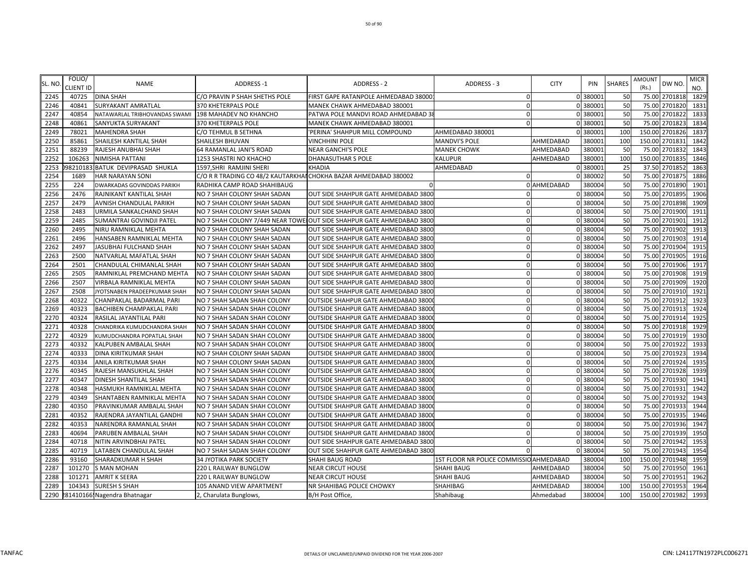| SL. NO. | FOLIO/ CLIENT ID | NAME | ADDRESS -1 | ADDRESS - 2 | ADDRESS - 3 | CITY | PIN | SHARES | AMOUNT (Rs.) | DW NO. | MICR NO. |
|---|---|---|---|---|---|---|---|---|---|---|---|
| 2245 | 40725 | DINA SHAH | C/O PRAVIN P SHAH SHETHS POLE | FIRST GAPE RATANPOLE AHMEDABAD 38000 | 0 | 0 | 380001 | 50 | 75.00 | 2701818 | 1829 |
| 2246 | 40841 | SURYAKANT AMRATLAL | 370 KHETERPALS POLE | MANEK CHAWK AHMEDABAD 380001 | 0 | 0 | 380001 | 50 | 75.00 | 2701820 | 1831 |
| 2247 | 40854 | NATAWARLAL TRIBHOVANDAS SWAMI | 198 MAHADEV NO KHANCHO | PATWA POLE MANDVI ROAD AHMEDABAD 38 | 0 | 0 | 380001 | 50 | 75.00 | 2701822 | 1833 |
| 2248 | 40861 | SANYUKTA SURYAKANT | 370 KHETERPALS POLE | MANEK CHAWK AHMEDABAD 380001 | 0 | 0 | 380001 | 50 | 75.00 | 2701823 | 1834 |
| 2249 | 78021 | MAHENDRA SHAH | C/O TEHMUL B SETHNA | 'PERINA' SHAHPUR MILL COMPOUND | AHMEDABAD 380001 | 0 | 380001 | 100 | 150.00 | 2701826 | 1837 |
| 2250 | 85861 | SHAILESH KANTILAL SHAH | SHAILESH BHUVAN | VINCHHINI POLE | MANDVI'S POLE | AHMEDABAD | 380001 | 100 | 150.00 | 2701831 | 1842 |
| 2251 | 88239 | RAJESH ANUBHAI SHAH | 64 RAMANLAL JANI'S ROAD | NEAR GANCHI'S POLE | MANEK CHOWK | AHMEDABAD | 380001 | 50 | 75.00 | 2701832 | 1843 |
| 2252 | 106263 | NIMISHA PATTANI | 1253 SHASTRI NO KHACHO | DHANASUTHAR S POLE | KALUPUR | AHMEDABAD | 380001 | 100 | 150.00 | 2701835 | 1846 |
| 2253 | 098210183 | BATUK DEVIPRASAD SHUKLA | 1597,SHRI RAMJINI SHERI | KHADIA | AHMEDABAD | 0 | 380001 | 25 | 37.50 | 2701852 | 1863 |
| 2254 | 1689 | HAR NARAYAN SONI | C/O R R TRADING CO 48/2 KAUTARKHAI | CHOKHA BAZAR AHMEDABAD 380002 | 0 | 0 | 380002 | 50 | 75.00 | 2701875 | 1886 |
| 2255 | 224 | DWARKADAS GOVINDDAS PARIKH | RADHIKA CAMP ROAD SHAHIBAUG | 0 | 0 | AHMEDABAD | 380004 | 50 | 75.00 | 2701890 | 1901 |
| 2256 | 2476 | RAJNIKANT KANTILAL SHAH | NO 7 SHAH COLONY SHAH SADAN | OUT SIDE SHAHPUR GATE AHMEDABAD 3800 | 0 | 0 | 380004 | 50 | 75.00 | 2701895 | 1906 |
| 2257 | 2479 | AVNISH CHANDULAL PARIKH | NO 7 SHAH COLONY SHAH SADAN | OUT SIDE SHAHPUR GATE AHMEDABAD 3800 | 0 | 0 | 380004 | 50 | 75.00 | 2701898 | 1909 |
| 2258 | 2483 | URMILA SANKALCHAND SHAH | NO 7 SHAH COLONY SHAH SADAN | OUT SIDE SHAHPUR GATE AHMEDABAD 3800 | 0 | 0 | 380004 | 50 | 75.00 | 2701900 | 1911 |
| 2259 | 2485 | SUMANTRAI GOVINDJI PATEL | NO 7 SHAH COLONY 7/449 NEAR TOWE | OUT SIDE SHAHPUR GATE AHMEDABAD 3800 | 0 | 0 | 380004 | 50 | 75.00 | 2701901 | 1912 |
| 2260 | 2495 | NIRU RAMNIKLAL MEHTA | NO 7 SHAH COLONY SHAH SADAN | OUT SIDE SHAHPUR GATE AHMEDABAD 3800 | 0 | 0 | 380004 | 50 | 75.00 | 2701902 | 1913 |
| 2261 | 2496 | HANSABEN RAMNIKLAL MEHTA | NO 7 SHAH COLONY SHAH SADAN | OUT SIDE SHAHPUR GATE AHMEDABAD 3800 | 0 | 0 | 380004 | 50 | 75.00 | 2701903 | 1914 |
| 2262 | 2497 | JASUBHAI FULCHAND SHAH | NO 7 SHAH COLONY SHAH SADAN | OUT SIDE SHAHPUR GATE AHMEDABAD 3800 | 0 | 0 | 380004 | 50 | 75.00 | 2701904 | 1915 |
| 2263 | 2500 | NATVARLAL MAFATLAL SHAH | NO 7 SHAH COLONY SHAH SADAN | OUT SIDE SHAHPUR GATE AHMEDABAD 3800 | 0 | 0 | 380004 | 50 | 75.00 | 2701905 | 1916 |
| 2264 | 2501 | CHANDULAL CHIMANLAL SHAH | NO 7 SHAH COLONY SHAH SADAN | OUT SIDE SHAHPUR GATE AHMEDABAD 3800 | 0 | 0 | 380004 | 50 | 75.00 | 2701906 | 1917 |
| 2265 | 2505 | RAMNIKLAL PREMCHAND MEHTA | NO 7 SHAH COLONY SHAH SADAN | OUT SIDE SHAHPUR GATE AHMEDABAD 3800 | 0 | 0 | 380004 | 50 | 75.00 | 2701908 | 1919 |
| 2266 | 2507 | VIRBALA RAMNIKLAL MEHTA | NO 7 SHAH COLONY SHAH SADAN | OUT SIDE SHAHPUR GATE AHMEDABAD 3800 | 0 | 0 | 380004 | 50 | 75.00 | 2701909 | 1920 |
| 2267 | 2508 | JYOTSNABEN PRADEEPKUMAR SHAH | NO 7 SHAH COLONY SHAH SADAN | OUT SIDE SHAHPUR GATE AHMEDABAD 3800 | 0 | 0 | 380004 | 50 | 75.00 | 2701910 | 1921 |
| 2268 | 40322 | CHANPAKLAL BADARMAL PARI | NO 7 SHAH SADAN SHAH COLONY | OUTSIDE SHAHPUR GATE AHMEDABAD 3800 | 0 | 0 | 380004 | 50 | 75.00 | 2701912 | 1923 |
| 2269 | 40323 | BACHIBEN CHAMPAKLAL PARI | NO 7 SHAH SADAN SHAH COLONY | OUTSIDE SHAHPUR GATE AHMEDABAD 3800 | 0 | 0 | 380004 | 50 | 75.00 | 2701913 | 1924 |
| 2270 | 40324 | RASILAL JAYANTILAL PARI | NO 7 SHAH SADAN SHAH COLONY | OUTSIDE SHAHPUR GATE AHMEDABAD 3800 | 0 | 0 | 380004 | 50 | 75.00 | 2701914 | 1925 |
| 2271 | 40328 | CHANDRIKA KUMUDCHANDRA SHAH | NO 7 SHAH SADAN SHAH COLONY | OUTSIDE SHAHPUR GATE AHMEDABAD 3800 | 0 | 0 | 380004 | 50 | 75.00 | 2701918 | 1929 |
| 2272 | 40329 | KUMUDCHANDRA POPATLAL SHAH | NO 7 SHAH SADAN SHAH COLONY | OUTSIDE SHAHPUR GATE AHMEDABAD 3800 | 0 | 0 | 380004 | 50 | 75.00 | 2701919 | 1930 |
| 2273 | 40332 | KALPUBEN AMBALAL SHAH | NO 7 SHAH SADAN SHAH COLONY | OUTSIDE SHAHPUR GATE AHMEDABAD 3800 | 0 | 0 | 380004 | 50 | 75.00 | 2701922 | 1933 |
| 2274 | 40333 | DINA KIRITKUMAR SHAH | NO 7 SHAH COLONY SHAH SADAN | OUTSIDE SHAHPUR GATE AHMEDABAD 3800 | 0 | 0 | 380004 | 50 | 75.00 | 2701923 | 1934 |
| 2275 | 40334 | ANILA KIRITKUMAR SHAH | NO 7 SHAH COLONY SHAH SADAN | OUTSIDE SHAHPUR GATE AHMEDABAD 3800 | 0 | 0 | 380004 | 50 | 75.00 | 2701924 | 1935 |
| 2276 | 40345 | RAJESH MANSUKHLAL SHAH | NO 7 SHAH SADAN SHAH COLONY | OUTSIDE SHAHPUR GATE AHMEDABAD 3800 | 0 | 0 | 380004 | 50 | 75.00 | 2701928 | 1939 |
| 2277 | 40347 | DINESH SHANTILAL SHAH | NO 7 SHAH SADAN SHAH COLONY | OUTSIDE SHAHPUR GATE AHMEDABAD 3800 | 0 | 0 | 380004 | 50 | 75.00 | 2701930 | 1941 |
| 2278 | 40348 | HASMUKH RAMNIKLAL MEHTA | NO 7 SHAH SADAN SHAH COLONY | OUTSIDE SHAHPUR GATE AHMEDABAD 3800 | 0 | 0 | 380004 | 50 | 75.00 | 2701931 | 1942 |
| 2279 | 40349 | SHANTABEN RAMNIKLAL MEHTA | NO 7 SHAH SADAN SHAH COLONY | OUTSIDE SHAHPUR GATE AHMEDABAD 3800 | 0 | 0 | 380004 | 50 | 75.00 | 2701932 | 1943 |
| 2280 | 40350 | PRAVINKUMAR AMBALAL SHAH | NO 7 SHAH SADAN SHAH COLONY | OUTSIDE SHAHPUR GATE AHMEDABAD 3800 | 0 | 0 | 380004 | 50 | 75.00 | 2701933 | 1944 |
| 2281 | 40352 | RAJENDRA JAYANTILAL GANDHI | NO 7 SHAH SADAN SHAH COLONY | OUTSIDE SHAHPUR GATE AHMEDABAD 3800 | 0 | 0 | 380004 | 50 | 75.00 | 2701935 | 1946 |
| 2282 | 40353 | NARENDRA RAMANLAL SHAH | NO 7 SHAH SADAN SHAH COLONY | OUTSIDE SHAHPUR GATE AHMEDABAD 3800 | 0 | 0 | 380004 | 50 | 75.00 | 2701936 | 1947 |
| 2283 | 40694 | PARUBEN AMBALAL SHAH | NO 7 SHAH SADAN SHAH COLONY | OUTSIDE SHAHPUR GATE AHMEDABAD 3800 | 0 | 0 | 380004 | 50 | 75.00 | 2701939 | 1950 |
| 2284 | 40718 | NITIN ARVINDBHAI PATEL | NO 7 SHAH SADAN SHAH COLONY | OUT SIDE SHAHPUR GATE AHMEDABAD 3800 | 0 | 0 | 380004 | 50 | 75.00 | 2701942 | 1953 |
| 2285 | 40719 | LATABEN CHANDULAL SHAH | NO 7 SHAH SADAN SHAH COLONY | OUT SIDE SHAHPUR GATE AHMEDABAD 3800 | 0 | 0 | 380004 | 50 | 75.00 | 2701943 | 1954 |
| 2286 | 93160 | SHARADKUMAR H SHAH | 34 JYOTIKA PARK SOCIETY | SHAHI BAUG ROAD | 1ST FLOOR NR POLICE COMMISSIO | AHMEDABAD | 380004 | 100 | 150.00 | 2701948 | 1959 |
| 2287 | 101270 | S MAN MOHAN | 220 L RAILWAY BUNGLOW | NEAR CIRCUT HOUSE | SHAHI BAUG | AHMEDABAD | 380004 | 50 | 75.00 | 2701950 | 1961 |
| 2288 | 101271 | AMRIT K SEERA | 220 L RAILWAY BUNGLOW | NEAR CIRCUT HOUSE | SHAHI BAUG | AHMEDABAD | 380004 | 50 | 75.00 | 2701951 | 1962 |
| 2289 | 104343 | SURESH S SHAH | 105 ANAND VIEW APARTMENT | NR SHAHIBAG POLICE CHOWKY | SHAHIBAG | AHMEDABAD | 380004 | 100 | 150.00 | 2701953 | 1964 |
| 2290 | 281410166 | Nagendra Bhatnagar | 2, Charulata Bunglows, | B/H Post Office, | Shahibaug | Ahmedabad | 380004 | 100 | 150.00 | 2701982 | 1993 |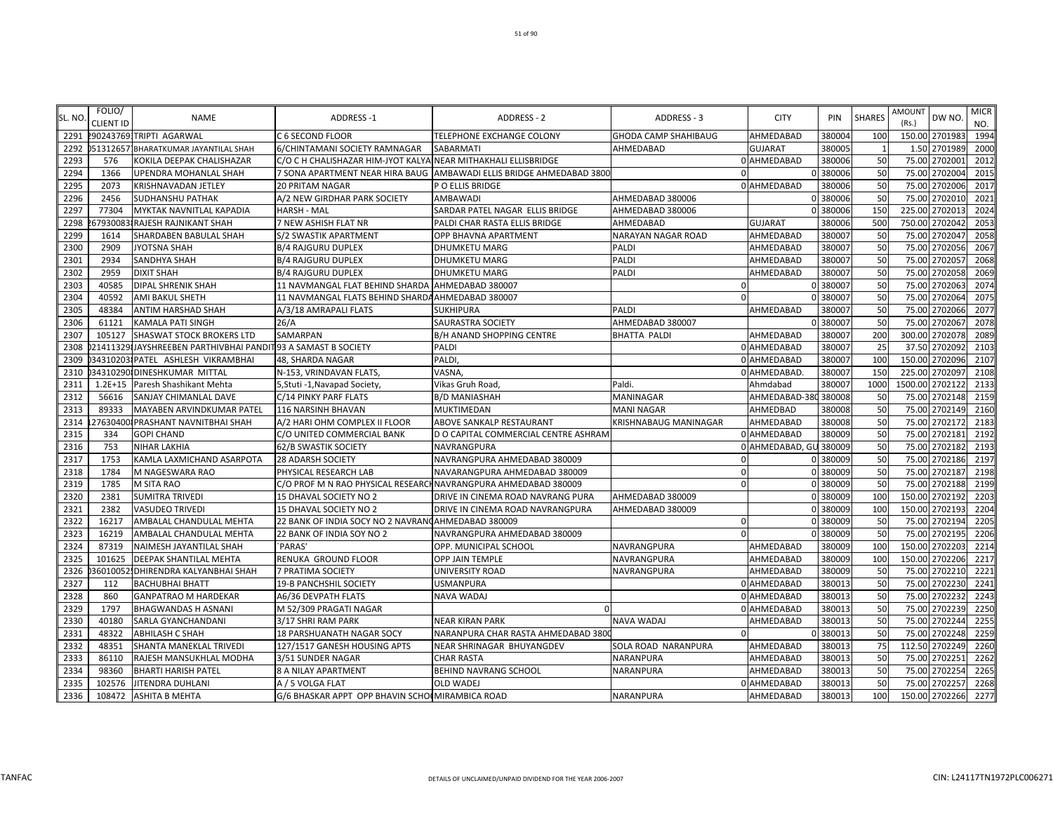| SL. NO. | FOLIO/ CLIENT ID | NAME | ADDRESS -1 | ADDRESS - 2 | ADDRESS - 3 | CITY | PIN | SHARES | AMOUNT (Rs.) | DW NO. | MICR NO. |
|---|---|---|---|---|---|---|---|---|---|---|---|
| 2291 | 290243769 | TRIPTI AGARWAL | C 6 SECOND FLOOR | TELEPHONE EXCHANGE COLONY | GHODA CAMP SHAHIBAUG | AHMEDABAD | 380004 | 100 | 150.00 | 2701983 | 1994 |
| 2292 | 051312657 | BHARATKUMAR JAYANTILAL SHAH | 6/CHINTAMANI SOCIETY RAMNAGAR | SABARMATI | AHMEDABAD | GUJARAT | 380005 | 1 | 1.50 | 2701989 | 2000 |
| 2293 | 576 | KOKILA DEEPAK CHALISHAZAR | C/O C H CHALISHAZAR HIM-JYOT KALYA | NEAR MITHAKHALI ELLISBRIDGE | 0 | AHMEDABAD | 380006 | 50 | 75.00 | 2702001 | 2012 |
| 2294 | 1366 | UPENDRA MOHANLAL SHAH | 7 SONA APARTMENT NEAR HIRA BAUG | AMBAWADI ELLIS BRIDGE AHMEDABAD 3800 | 0 | 0 | 380006 | 50 | 75.00 | 2702004 | 2015 |
| 2295 | 2073 | KRISHNAVADAN JETLEY | 20 PRITAM NAGAR | P O ELLIS BRIDGE | 0 | AHMEDABAD | 380006 | 50 | 75.00 | 2702006 | 2017 |
| 2296 | 2456 | SUDHANSHU PATHAK | A/2 NEW GIRDHAR PARK SOCIETY | AMBAWADI | AHMEDABAD 380006 | 0 | 380006 | 50 | 75.00 | 2702010 | 2021 |
| 2297 | 77304 | MYKTAK NAVNITLAL KAPADIA | HARSH - MAL | SARDAR PATEL NAGAR ELLIS BRIDGE | AHMEDABAD 380006 | 0 | 380006 | 150 | 225.00 | 2702013 | 2024 |
| 2298 | 267930083 | RAJESH RAJNIKANT SHAH | 7 NEW ASHISH FLAT NR | PALDI CHAR RASTA ELLIS BRIDGE | AHMEDABAD | GUJARAT | 380006 | 500 | 750.00 | 2702042 | 2053 |
| 2299 | 1614 | SHARDABEN BABULAL SHAH | S/2 SWASTIK APARTMENT | OPP BHAVNA APARTMENT | NARAYAN NAGAR ROAD | AHMEDABAD | 380007 | 50 | 75.00 | 2702047 | 2058 |
| 2300 | 2909 | JYOTSNA SHAH | B/4 RAJGURU DUPLEX | DHUMKETU MARG | PALDI | AHMEDABAD | 380007 | 50 | 75.00 | 2702056 | 2067 |
| 2301 | 2934 | SANDHYA SHAH | B/4 RAJGURU DUPLEX | DHUMKETU MARG | PALDI | AHMEDABAD | 380007 | 50 | 75.00 | 2702057 | 2068 |
| 2302 | 2959 | DIXIT SHAH | B/4 RAJGURU DUPLEX | DHUMKETU MARG | PALDI | AHMEDABAD | 380007 | 50 | 75.00 | 2702058 | 2069 |
| 2303 | 40585 | DIPAL SHRENIK SHAH | 11 NAVMANGAL FLAT BEHIND SHARDA | AHMEDABAD 380007 | 0 | 0 | 380007 | 50 | 75.00 | 2702063 | 2074 |
| 2304 | 40592 | AMI BAKUL SHETH | 11 NAVMANGAL FLATS BEHIND SHARDA | AHMEDABAD 380007 | 0 | 0 | 380007 | 50 | 75.00 | 2702064 | 2075 |
| 2305 | 48384 | ANTIM HARSHAD SHAH | A/3/18 AMRAPALI FLATS | SUKHIPURA | PALDI | AHMEDABAD | 380007 | 50 | 75.00 | 2702066 | 2077 |
| 2306 | 61121 | KAMALA PATI SINGH | 26/A | SAURASTRA SOCIETY | AHMEDABAD 380007 | 0 | 380007 | 50 | 75.00 | 2702067 | 2078 |
| 2307 | 105127 | SHASWAT STOCK BROKERS LTD | SAMARPAN | B/H ANAND SHOPPING CENTRE | BHATTA PALDI | AHMEDABAD | 380007 | 200 | 300.00 | 2702078 | 2089 |
| 2308 | 021411329 | JAYSHREEBEN PARTHIVBHAI PANDIT | 93 A SAMAST B SOCIETY | PALDI | | 0 AHMEDABAD | 380007 | 25 | 37.50 | 2702092 | 2103 |
| 2309 | 034310203 | PATEL ASHLESH VIKRAMBHAI | 48, SHARDA NAGAR | PALDI, | | 0 AHMEDABAD | 380007 | 100 | 150.00 | 2702096 | 2107 |
| 2310 | 034310290 | DINESHKUMAR MITTAL | N-153, VRINDAVAN FLATS, | VASNA, | | 0 AHMEDABAD. | 380007 | 150 | 225.00 | 2702097 | 2108 |
| 2311 | 1.2E+15 | Paresh Shashikant Mehta | 5,Stuti -1,Navapad Society, | Vikas Gruh Road, | Paldi. | Ahmdabad | 380007 | 1000 | 1500.00 | 2702122 | 2133 |
| 2312 | 56616 | SANJAY CHIMANLAL DAVE | C/14 PINKY PARF FLATS | B/D MANIASHAH | MANINAGAR | AHMEDABAD-380 | 380008 | 50 | 75.00 | 2702148 | 2159 |
| 2313 | 89333 | MAYABEN ARVINDKUMAR PATEL | 116 NARSINH BHAVAN | MUKTIMEDAN | MANI NAGAR | AHMEDBAD | 380008 | 50 | 75.00 | 2702149 | 2160 |
| 2314 | 127630400 | PRASHANT NAVNITBHAI SHAH | A/2 HARI OHM COMPLEX II FLOOR | ABOVE SANKALP RESTAURANT | KRISHNABAUG MANINAGAR | AHMEDABAD | 380008 | 50 | 75.00 | 2702172 | 2183 |
| 2315 | 334 | GOPI CHAND | C/O UNITED COMMERCIAL BANK | D O CAPITAL COMMERCIAL CENTRE ASHRAM | | 0 AHMEDABAD | 380009 | 50 | 75.00 | 2702181 | 2192 |
| 2316 | 753 | NIHAR LAKHIA | 62/B SWASTIK SOCIETY | NAVRANGPURA | | 0 AHMEDABAD, GU | 380009 | 50 | 75.00 | 2702182 | 2193 |
| 2317 | 1753 | KAMLA LAXMICHAND ASARPOTA | 28 ADARSH SOCIETY | NAVRANGPURA AHMEDABAD 380009 | 0 | 0 | 380009 | 50 | 75.00 | 2702186 | 2197 |
| 2318 | 1784 | M NAGESWARA RAO | PHYSICAL RESEARCH LAB | NAVARANGPURA AHMEDABAD 380009 | 0 | 0 | 380009 | 50 | 75.00 | 2702187 | 2198 |
| 2319 | 1785 | M SITA RAO | C/O PROF M N RAO PHYSICAL RESEARCH | NAVRANGPURA AHMEDABAD 380009 | 0 | 0 | 380009 | 50 | 75.00 | 2702188 | 2199 |
| 2320 | 2381 | SUMITRA TRIVEDI | 15 DHAVAL SOCIETY NO 2 | DRIVE IN CINEMA ROAD NAVRANG PURA | AHMEDABAD 380009 | 0 | 380009 | 100 | 150.00 | 2702192 | 2203 |
| 2321 | 2382 | VASUDEO TRIVEDI | 15 DHAVAL SOCIETY NO 2 | DRIVE IN CINEMA ROAD NAVRANGPURA | AHMEDABAD 380009 | 0 | 380009 | 100 | 150.00 | 2702193 | 2204 |
| 2322 | 16217 | AMBALAL CHANDULAL MEHTA | 22 BANK OF INDIA SOCY NO 2 NAVRANG | AHMEDABAD 380009 | 0 | 0 | 380009 | 50 | 75.00 | 2702194 | 2205 |
| 2323 | 16219 | AMBALAL CHANDULAL MEHTA | 22 BANK OF INDIA SOY NO 2 | NAVRANGPURA AHMEDABAD 380009 | 0 | 0 | 380009 | 50 | 75.00 | 2702195 | 2206 |
| 2324 | 87319 | NAIMESH JAYANTILAL SHAH | `PARAS' | OPP. MUNICIPAL SCHOOL | NAVRANGPURA | AHMEDABAD | 380009 | 100 | 150.00 | 2702203 | 2214 |
| 2325 | 101625 | DEEPAK SHANTILAL MEHTA | RENUKA GROUND FLOOR | OPP JAIN TEMPLE | NAVRANGPURA | AHMEDABAD | 380009 | 100 | 150.00 | 2702206 | 2217 |
| 2326 | 036010052 | DHIRENDRA KALYANBHAI SHAH | 7 PRATIMA SOCIETY | UNIVERSITY ROAD | NAVRANGPURA | AHMEDABAD | 380009 | 50 | 75.00 | 2702210 | 2221 |
| 2327 | 112 | BACHUBHAI BHATT | 19-B PANCHSHIL SOCIETY | USMANPURA | | 0 AHMEDABAD | 380013 | 50 | 75.00 | 2702230 | 2241 |
| 2328 | 860 | GANPATRAO M HARDEKAR | A6/36 DEVPATH FLATS | NAVA WADAJ | | 0 AHMEDABAD | 380013 | 50 | 75.00 | 2702232 | 2243 |
| 2329 | 1797 | BHAGWANDAS H ASNANI | M 52/309 PRAGATI NAGAR | 0 | | 0 AHMEDABAD | 380013 | 50 | 75.00 | 2702239 | 2250 |
| 2330 | 40180 | SARLA GYANCHANDANI | 3/17 SHRI RAM PARK | NEAR KIRAN PARK | NAVA WADAJ | AHMEDABAD | 380013 | 50 | 75.00 | 2702244 | 2255 |
| 2331 | 48322 | ABHILASH C SHAH | 18 PARSHUANATH NAGAR SOCY | NARANPURA CHAR RASTA AHMEDABAD 3800 | 0 | 0 | 380013 | 50 | 75.00 | 2702248 | 2259 |
| 2332 | 48351 | SHANTA MANEKLAL TRIVEDI | 127/1517 GANESH HOUSING APTS | NEAR SHRINAGAR BHUYANGDEV | SOLA ROAD NARANPURA | AHMEDABAD | 380013 | 75 | 112.50 | 2702249 | 2260 |
| 2333 | 86110 | RAJESH MANSUKHLAL MODHA | 3/51 SUNDER NAGAR | CHAR RASTA | NARANPURA | AHMEDABAD | 380013 | 50 | 75.00 | 2702251 | 2262 |
| 2334 | 98360 | BHARTI HARISH PATEL | 8 A NILAY APARTMENT | BEHIND NAVRANG SCHOOL | NARANPURA | AHMEDABAD | 380013 | 50 | 75.00 | 2702254 | 2265 |
| 2335 | 102576 | JITENDRA DUHLANI | A / 5 VOLGA FLAT | OLD WADEJ | | 0 AHMEDABAD | 380013 | 50 | 75.00 | 2702257 | 2268 |
| 2336 | 108472 | ASHITA B MEHTA | G/6 BHASKAR APPT OPP BHAVIN SCHO | MIRAMBICA ROAD | NARANPURA | AHMEDABAD | 380013 | 100 | 150.00 | 2702266 | 2277 |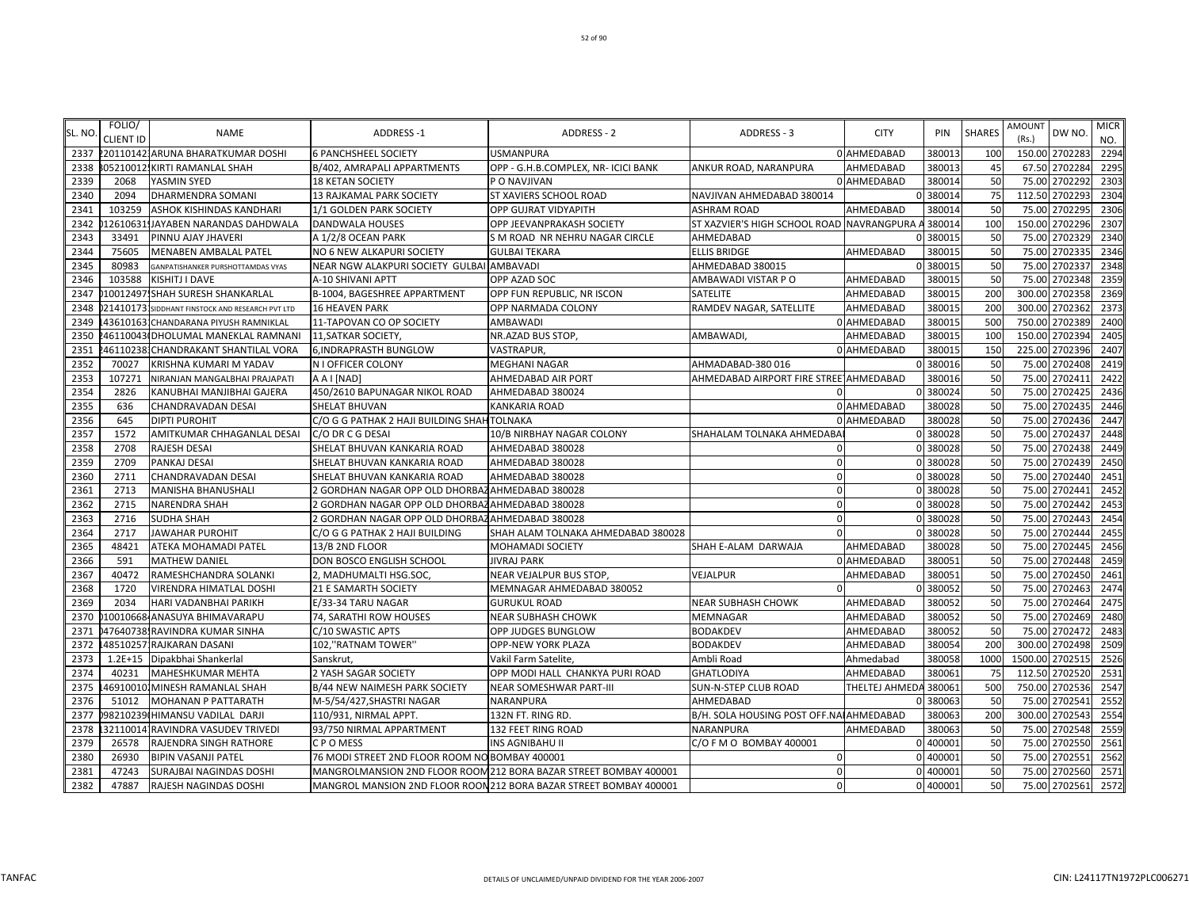| SL. NO. | FOLIO/ CLIENT ID | NAME | ADDRESS -1 | ADDRESS - 2 | ADDRESS - 3 | CITY | PIN | SHARES | AMOUNT (Rs.) | DW NO. | MICR NO. |
|---|---|---|---|---|---|---|---|---|---|---|---|
| 2337 | 220110142 | ARUNA BHARATKUMAR DOSHI | 6 PANCHSHEEL SOCIETY | USMANPURA | 0 | AHMEDABAD | 380013 | 100 | 150.00 | 2702283 | 2294 |
| 2338 | 3052100125 | KIRTI RAMANLAL SHAH | B/402, AMRAPALI APPARTMENTS | OPP - G.H.B.COMPLEX, NR- ICICI BANK | ANKUR ROAD, NARANPURA | AHMEDABAD | 380013 | 45 | 67.50 | 2702284 | 2295 |
| 2339 | 2068 | YASMIN SYED | 18 KETAN SOCIETY | P O NAVJIVAN | 0 | AHMEDABAD | 380014 | 50 | 75.00 | 2702292 | 2303 |
| 2340 | 2094 | DHARMENDRA SOMANI | 13 RAJKAMAL PARK SOCIETY | ST XAVIERS SCHOOL ROAD | NAVJIVAN AHMEDABAD 380014 | 0 | 380014 | 75 | 112.50 | 2702293 | 2304 |
| 2341 | 103259 | ASHOK KISHINDAS KANDHARI | 1/1 GOLDEN PARK SOCIETY | OPP GUJRAT VIDYAPITH | ASHRAM ROAD | AHMEDABAD | 380014 | 50 | 75.00 | 2702295 | 2306 |
| 2342 | 0126106315 | JAYABEN NARANDAS DAHDWALA | DANDWALA HOUSES | OPP JEEVANPRAKASH SOCIETY | ST XAZVIER'S HIGH SCHOOL ROAD | NAVRANGPURA A | 380014 | 100 | 150.00 | 2702296 | 2307 |
| 2343 | 33491 | PINNU AJAY JHAVERI | A 1/2/8 OCEAN PARK | S M ROAD NR NEHRU NAGAR CIRCLE | AHMEDABAD | 0 | 380015 | 50 | 75.00 | 2702329 | 2340 |
| 2344 | 75605 | MENABEN AMBALAL PATEL | NO 6 NEW ALKAPURI SOCIETY | GULBAI TEKARA | ELLIS BRIDGE | AHMEDABAD | 380015 | 50 | 75.00 | 2702335 | 2346 |
| 2345 | 80983 | GANPATISHANKER PURSHOTTAMDAS VYAS | NEAR NGW ALAKPURI SOCIETY GULBAI | AMBAVADI | AHMEDABAD 380015 | 0 | 380015 | 50 | 75.00 | 2702337 | 2348 |
| 2346 | 103588 | KISHITJ I DAVE | A-10 SHIVANI APTT | OPP AZAD SOC | AMBAWADI VISTAR P O | AHMEDABAD | 380015 | 50 | 75.00 | 2702348 | 2359 |
| 2347 | 0100124975 | SHAH SURESH SHANKARLAL | B-1004, BAGESHREE APPARTMENT | OPP FUN REPUBLIC, NR ISCON | SATELITE | AHMEDABAD | 380015 | 200 | 300.00 | 2702358 | 2369 |
| 2348 | 021410173 | SIDDHANT FINSTOCK AND RESEARCH PVT LTD | 16 HEAVEN PARK | OPP NARMADA COLONY | RAMDEV NAGAR, SATELLITE | AHMEDABAD | 380015 | 200 | 300.00 | 2702362 | 2373 |
| 2349 | 143610163 | CHANDARANA PIYUSH RAMNIKLAL | 11-TAPOVAN CO OP SOCIETY | AMBAWADI | 0 | AHMEDABAD | 380015 | 500 | 750.00 | 2702389 | 2400 |
| 2350 | 2461100430 | DHOLUMAL MANEKLAL RAMNANI | 11,SATKAR SOCIETY, | NR.AZAD BUS STOP, | AMBAWADI, | AHMEDABAD | 380015 | 100 | 150.00 | 2702394 | 2405 |
| 2351 | 246110238 | CHANDRAKANT SHANTILAL VORA | 6,INDRAPRASTH BUNGLOW | VASTRAPUR, | 0 | AHMEDABAD | 380015 | 150 | 225.00 | 2702396 | 2407 |
| 2352 | 70027 | KRISHNA KUMARI M YADAV | N I OFFICER COLONY | MEGHANI NAGAR | AHMADABAD-380 016 | 0 | 380016 | 50 | 75.00 | 2702408 | 2419 |
| 2353 | 107271 | NIRANJAN MANGALBHAI PRAJAPATI | A A I [NAD] | AHMEDABAD AIR PORT | AHMEDABAD AIRPORT FIRE STREET | AHMEDABAD | 380016 | 50 | 75.00 | 2702411 | 2422 |
| 2354 | 2826 | KANUBHAI MANJIBHAI GAJERA | 450/2610 BAPUNAGAR NIKOL ROAD | AHMEDABAD 380024 | 0 | 0 | 380024 | 50 | 75.00 | 2702425 | 2436 |
| 2355 | 636 | CHANDRAVADAN DESAI | SHELAT BHUVAN | KANKARIA ROAD | 0 | AHMEDABAD | 380028 | 50 | 75.00 | 2702435 | 2446 |
| 2356 | 645 | DIPTI PUROHIT | C/O G G PATHAK 2 HAJI BUILDING SHAH | TOLNAKA | 0 | AHMEDABAD | 380028 | 50 | 75.00 | 2702436 | 2447 |
| 2357 | 1572 | AMITKUMAR CHHAGANLAL DESAI | C/O DR C G DESAI | 10/B NIRBHAY NAGAR COLONY | SHAHALAM TOLNAKA AHMEDABA | 0 | 380028 | 50 | 75.00 | 2702437 | 2448 |
| 2358 | 2708 | RAJESH DESAI | SHELAT BHUVAN KANKARIA ROAD | AHMEDABAD 380028 | 0 | 0 | 380028 | 50 | 75.00 | 2702438 | 2449 |
| 2359 | 2709 | PANKAJ DESAI | SHELAT BHUVAN KANKARIA ROAD | AHMEDABAD 380028 | 0 | 0 | 380028 | 50 | 75.00 | 2702439 | 2450 |
| 2360 | 2711 | CHANDRAVADAN DESAI | SHELAT BHUVAN KANKARIA ROAD | AHMEDABAD 380028 | 0 | 0 | 380028 | 50 | 75.00 | 2702440 | 2451 |
| 2361 | 2713 | MANISHA BHANUSHALI | 2 GORDHAN NAGAR OPP OLD DHORBAZ | AHMEDABAD 380028 | 0 | 0 | 380028 | 50 | 75.00 | 2702441 | 2452 |
| 2362 | 2715 | NARENDRA SHAH | 2 GORDHAN NAGAR OPP OLD DHORBAZ | AHMEDABAD 380028 | 0 | 0 | 380028 | 50 | 75.00 | 2702442 | 2453 |
| 2363 | 2716 | SUDHA SHAH | 2 GORDHAN NAGAR OPP OLD DHORBAZ | AHMEDABAD 380028 | 0 | 0 | 380028 | 50 | 75.00 | 2702443 | 2454 |
| 2364 | 2717 | JAWAHAR PUROHIT | C/O G G PATHAK 2 HAJI BUILDING | SHAH ALAM TOLNAKA AHMEDABAD 380028 | 0 | 0 | 380028 | 50 | 75.00 | 2702444 | 2455 |
| 2365 | 48421 | ATEKA MOHAMADI PATEL | 13/B 2ND FLOOR | MOHAMADI SOCIETY | SHAH E-ALAM DARWAJA | AHMEDABAD | 380028 | 50 | 75.00 | 2702445 | 2456 |
| 2366 | 591 | MATHEW DANIEL | DON BOSCO ENGLISH SCHOOL | JIVRAJ PARK | 0 | AHMEDABAD | 380051 | 50 | 75.00 | 2702448 | 2459 |
| 2367 | 40472 | RAMESHCHANDRA SOLANKI | 2, MADHUMALTI HSG.SOC, | NEAR VEJALPUR BUS STOP, | VEJALPUR | AHMEDABAD | 380051 | 50 | 75.00 | 2702450 | 2461 |
| 2368 | 1720 | VIRENDRA HIMATLAL DOSHI | 21 E SAMARTH SOCIETY | MEMNAGAR AHMEDABAD 380052 | 0 | 0 | 380052 | 50 | 75.00 | 2702463 | 2474 |
| 2369 | 2034 | HARI VADANBHAI PARIKH | E/33-34 TARU NAGAR | GURUKUL ROAD | NEAR SUBHASH CHOWK | AHMEDABAD | 380052 | 50 | 75.00 | 2702464 | 2475 |
| 2370 | 0100106684 | ANASUYA BHIMAVARAPU | 74, SARATHI ROW HOUSES | NEAR SUBHASH CHOWK | MEMNAGAR | AHMEDABAD | 380052 | 50 | 75.00 | 2702469 | 2480 |
| 2371 | 0476407389 | RAVINDRA KUMAR SINHA | C/10 SWASTIC APTS | OPP JUDGES BUNGLOW | BODAKDEV | AHMEDABAD | 380052 | 50 | 75.00 | 2702472 | 2483 |
| 2372 | 148510257 | RAJKARAN DASANI | 102,"RATNAM TOWER" | OPP-NEW YORK PLAZA | BODAKDEV | AHMEDABAD | 380054 | 200 | 300.00 | 2702498 | 2509 |
| 2373 | 1.2E+15 | Dipakbhai Shankerlal | Sanskrut, | Vakil Farm Satelite, | Ambli Road | Ahmedabad | 380058 | 1000 | 1500.00 | 2702515 | 2526 |
| 2374 | 40231 | MAHESHKUMAR MEHTA | 2 YASH SAGAR SOCIETY | OPP MODI HALL CHANKYA PURI ROAD | GHATLODIYA | AHMEDABAD | 380061 | 75 | 112.50 | 2702520 | 2531 |
| 2375 | 146910010 | MINESH RAMANLAL SHAH | B/44 NEW NAIMESH PARK SOCIETY | NEAR SOMESHWAR PART-III | SUN-N-STEP CLUB ROAD | THELTEJ AHMEDA | 380061 | 500 | 750.00 | 2702536 | 2547 |
| 2376 | 51012 | MOHANAN P PATTARATH | M-5/54/427,SHASTRI NAGAR | NARANPURA | AHMEDABAD | 0 | 380063 | 50 | 75.00 | 2702541 | 2552 |
| 2377 | 0982102390 | HIMANSU VADILAL DARJI | 110/931, NIRMAL APPT. | 132N FT. RING RD. | B/H. SOLA HOUSING POST OFF.NA | AHMEDABAD | 380063 | 200 | 300.00 | 2702543 | 2554 |
| 2378 | 132110014 | RAVINDRA VASUDEV TRIVEDI | 93/750 NIRMAL APPARTMENT | 132 FEET RING ROAD | NARANPURA | AHMEDABAD | 380063 | 50 | 75.00 | 2702548 | 2559 |
| 2379 | 26578 | RAJENDRA SINGH RATHORE | C P O MESS | INS AGNIBAHU II | C/O F M O BOMBAY 400001 | 0 | 400001 | 50 | 75.00 | 2702550 | 2561 |
| 2380 | 26930 | BIPIN VASANJI PATEL | 76 MODI STREET 2ND FLOOR ROOM NO | BOMBAY 400001 | 0 | 0 | 400001 | 50 | 75.00 | 2702551 | 2562 |
| 2381 | 47243 | SURAJBAI NAGINDAS DOSHI | MANGROLMANSION 2ND FLOOR ROOM | 212 BORA BAZAR STREET BOMBAY 400001 | 0 | 0 | 400001 | 50 | 75.00 | 2702560 | 2571 |
| 2382 | 47887 | RAJESH NAGINDAS DOSHI | MANGROL MANSION 2ND FLOOR ROOM | 212 BORA BAZAR STREET BOMBAY 400001 | 0 | 0 | 400001 | 50 | 75.00 | 2702561 | 2572 |

TANFAC

DETAILS OF UNCLAIMED/UNPAID DIVIDEND FOR THE YEAR 2006-2007

CIN: L24117TN1972PLC006271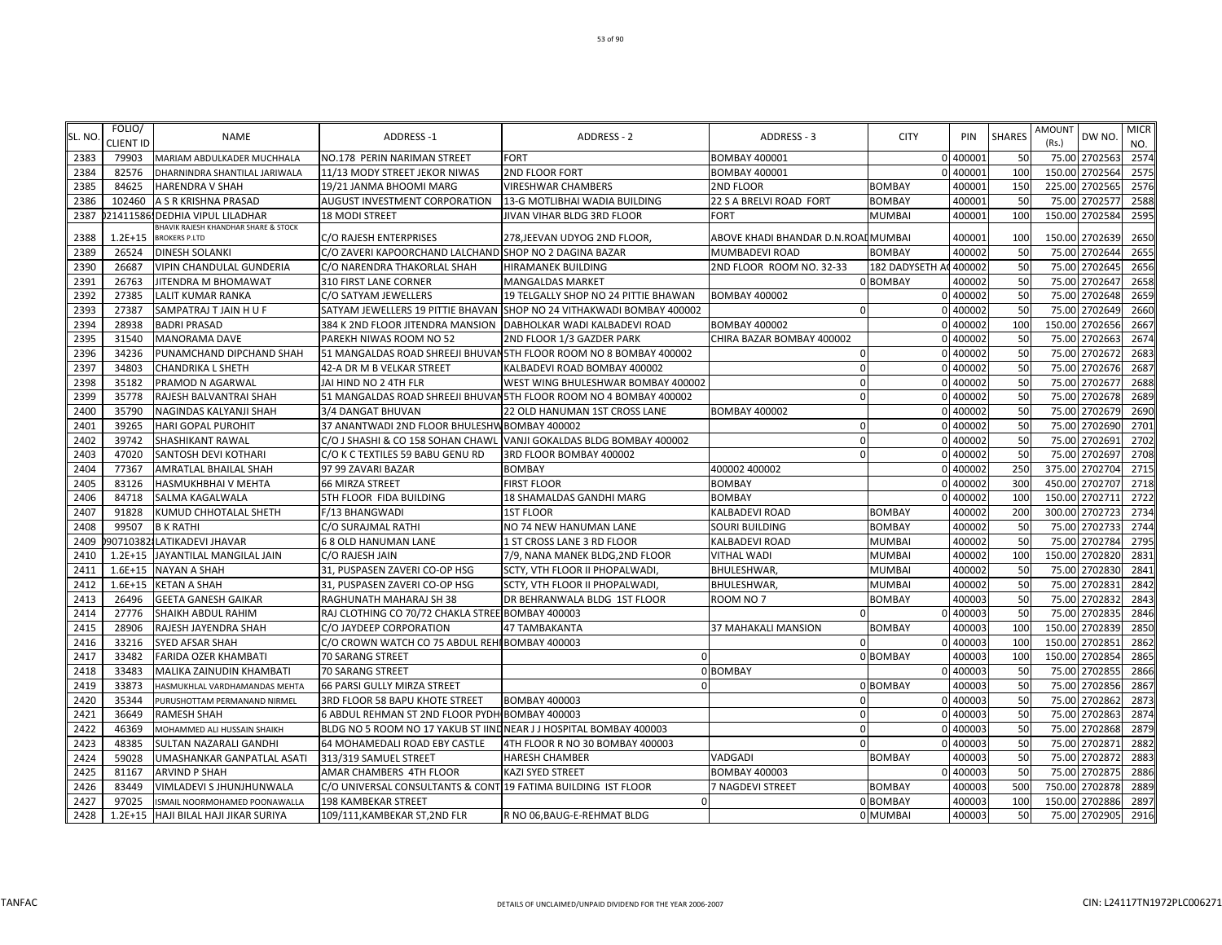| SL. NO. | FOLIO/ CLIENT ID | NAME | ADDRESS -1 | ADDRESS - 2 | ADDRESS - 3 | CITY | PIN | SHARES | AMOUNT (Rs.) | DW NO. | MICR NO. |
|---|---|---|---|---|---|---|---|---|---|---|---|
| 2383 | 79903 | MARIAM ABDULKADER MUCHHALA | NO.178 PERIN NARIMAN STREET | FORT | BOMBAY 400001 | 0 | 400001 | 50 | 75.00 | 2702563 | 2574 |
| 2384 | 82576 | DHARNINDRA SHANTILAL JARIWALA | 11/13 MODY STREET JEKOR NIWAS | 2ND FLOOR FORT | BOMBAY 400001 | 0 | 400001 | 100 | 150.00 | 2702564 | 2575 |
| 2385 | 84625 | HARENDRA V SHAH | 19/21 JANMA BHOOMI MARG | VIRESHWAR CHAMBERS | 2ND FLOOR | BOMBAY | 400001 | 150 | 225.00 | 2702565 | 2576 |
| 2386 | 102460 | A S R KRISHNA PRASAD | AUGUST INVESTMENT CORPORATION | 13-G MOTLIBHAI WADIA BUILDING | 22 S A BRELVI ROAD FORT | BOMBAY | 400001 | 50 | 75.00 | 2702577 | 2588 |
| 2387 | 0214115869 | DEDHIA VIPUL LILADHAR | 18 MODI STREET | JIVAN VIHAR BLDG 3RD FLOOR | FORT | MUMBAI | 400001 | 100 | 150.00 | 2702584 | 2595 |
| 2388 | 1.2E+15 | BHAVIK RAJESH KHANDHAR SHARE & STOCK BROKERS P.LTD | C/O RAJESH ENTERPRISES | 278,JEEVAN UDYOG 2ND FLOOR, | ABOVE KHADI BHANDAR D.N.ROAD | MUMBAI | 400001 | 100 | 150.00 | 2702639 | 2650 |
| 2389 | 26524 | DINESH SOLANKI | C/O ZAVERI KAPOORCHAND LALCHAND | SHOP NO 2 DAGINA BAZAR | MUMBADEVI ROAD | BOMBAY | 400002 | 50 | 75.00 | 2702644 | 2655 |
| 2390 | 26687 | VIPIN CHANDULAL GUNDERIA | C/O NARENDRA THAKORLAL SHAH | HIRAMANEK BUILDING | 2ND FLOOR ROOM NO. 32-33 | 182 DADYSETH A( | 400002 | 50 | 75.00 | 2702645 | 2656 |
| 2391 | 26763 | JITENDRA M BHOMAWAT | 310 FIRST LANE CORNER | MANGALDAS MARKET | 0 | BOMBAY | 400002 | 50 | 75.00 | 2702647 | 2658 |
| 2392 | 27385 | LALIT KUMAR RANKA | C/O SATYAM JEWELLERS | 19 TELGALLY SHOP NO 24 PITTIE BHAWAN | BOMBAY 400002 | 0 | 400002 | 50 | 75.00 | 2702648 | 2659 |
| 2393 | 27387 | SAMPATRAJ T JAIN H U F | SATYAM JEWELLERS 19 PITTIE BHAVAN | SHOP NO 24 VITHAKWADI BOMBAY 400002 | 0 | 0 | 400002 | 50 | 75.00 | 2702649 | 2660 |
| 2394 | 28938 | BADRI PRASAD | 384 K 2ND FLOOR JITENDRA MANSION | DABHOLKAR WADI KALBADEVI ROAD | BOMBAY 400002 | 0 | 400002 | 100 | 150.00 | 2702656 | 2667 |
| 2395 | 31540 | MANORAMA DAVE | PAREKH NIWAS ROOM NO 52 | 2ND FLOOR 1/3 GAZDER PARK | CHIRA BAZAR BOMBAY 400002 | 0 | 400002 | 50 | 75.00 | 2702663 | 2674 |
| 2396 | 34236 | PUNAMCHAND DIPCHAND SHAH | 51 MANGALDAS ROAD SHREEJI BHUVAN | 5TH FLOOR ROOM NO 8 BOMBAY 400002 | 0 | 0 | 400002 | 50 | 75.00 | 2702672 | 2683 |
| 2397 | 34803 | CHANDRIKA L SHETH | 42-A DR M B VELKAR STREET | KALBADEVI ROAD BOMBAY 400002 | 0 | 0 | 400002 | 50 | 75.00 | 2702676 | 2687 |
| 2398 | 35182 | PRAMOD N AGARWAL | JAI HIND NO 2 4TH FLR | WEST WING BHULESHWAR BOMBAY 400002 | 0 | 0 | 400002 | 50 | 75.00 | 2702677 | 2688 |
| 2399 | 35778 | RAJESH BALVANTRAI SHAH | 51 MANGALDAS ROAD SHREEJI BHUVAN | 5TH FLOOR ROOM NO 4 BOMBAY 400002 | 0 | 0 | 400002 | 50 | 75.00 | 2702678 | 2689 |
| 2400 | 35790 | NAGINDAS KALYANJI SHAH | 3/4 DANGAT BHUVAN | 22 OLD HANUMAN 1ST CROSS LANE | BOMBAY 400002 | 0 | 400002 | 50 | 75.00 | 2702679 | 2690 |
| 2401 | 39265 | HARI GOPAL PUROHIT | 37 ANANTWADI 2ND FLOOR BHULESHW | BOMBAY 400002 | 0 | 0 | 400002 | 50 | 75.00 | 2702690 | 2701 |
| 2402 | 39742 | SHASHIKANT RAWAL | C/O J SHASHI & CO 158 SOHAN CHAWL | VANJI GOKALDAS BLDG BOMBAY 400002 | 0 | 0 | 400002 | 50 | 75.00 | 2702691 | 2702 |
| 2403 | 47020 | SANTOSH DEVI KOTHARI | C/O K C TEXTILES 59 BABU GENU RD | 3RD FLOOR BOMBAY 400002 | 0 | 0 | 400002 | 50 | 75.00 | 2702697 | 2708 |
| 2404 | 77367 | AMRATLAL BHAILAL SHAH | 97 99 ZAVARI BAZAR | BOMBAY | 400002 400002 | 0 | 400002 | 250 | 375.00 | 2702704 | 2715 |
| 2405 | 83126 | HASMUKHBHAI V MEHTA | 66 MIRZA STREET | FIRST FLOOR | BOMBAY | 0 | 400002 | 300 | 450.00 | 2702707 | 2718 |
| 2406 | 84718 | SALMA KAGALWALA | 5TH FLOOR FIDA BUILDING | 18 SHAMALDAS GANDHI MARG | BOMBAY | 0 | 400002 | 100 | 150.00 | 2702711 | 2722 |
| 2407 | 91828 | KUMUD CHHOTALAL SHETH | F/13 BHANGWADI | 1ST FLOOR | KALBADEVI ROAD | BOMBAY | 400002 | 200 | 300.00 | 2702723 | 2734 |
| 2408 | 99507 | B K RATHI | C/O SURAJMAL RATHI | NO 74 NEW HANUMAN LANE | SOURI BUILDING | BOMBAY | 400002 | 50 | 75.00 | 2702733 | 2744 |
| 2409 | 0907103828 | LATIKADEVI JHAVAR | 6 8 OLD HANUMAN LANE | 1 ST CROSS LANE 3 RD FLOOR | KALBADEVI ROAD | MUMBAI | 400002 | 50 | 75.00 | 2702784 | 2795 |
| 2410 | 1.2E+15 | JAYANTILAL MANGILAL JAIN | C/O RAJESH JAIN | 7/9, NANA MANEK BLDG,2ND FLOOR | VITHAL WADI | MUMBAI | 400002 | 100 | 150.00 | 2702820 | 2831 |
| 2411 | 1.6E+15 | NAYAN A SHAH | 31, PUSPASEN ZAVERI CO-OP HSG | SCTY, VTH FLOOR II PHOPALWADI, | BHULESHWAR, | MUMBAI | 400002 | 50 | 75.00 | 2702830 | 2841 |
| 2412 | 1.6E+15 | KETAN A SHAH | 31, PUSPASEN ZAVERI CO-OP HSG | SCTY, VTH FLOOR II PHOPALWADI, | BHULESHWAR, | MUMBAI | 400002 | 50 | 75.00 | 2702831 | 2842 |
| 2413 | 26496 | GEETA GANESH GAIKAR | RAGHUNATH MAHARAJ SH 38 | DR BEHRANWALA BLDG 1ST FLOOR | ROOM NO 7 | BOMBAY | 400003 | 50 | 75.00 | 2702832 | 2843 |
| 2414 | 27776 | SHAIKH ABDUL RAHIM | RAJ CLOTHING CO 70/72 CHAKLA STREE | BOMBAY 400003 | 0 | 0 | 400003 | 50 | 75.00 | 2702835 | 2846 |
| 2415 | 28906 | RAJESH JAYENDRA SHAH | C/O JAYDEEP CORPORATION | 47 TAMBAKANTA | 37 MAHAKALI MANSION | BOMBAY | 400003 | 100 | 150.00 | 2702839 | 2850 |
| 2416 | 33216 | SYED AFSAR SHAH | C/O CROWN WATCH CO 75 ABDUL REH | BOMBAY 400003 | 0 | 0 | 400003 | 100 | 150.00 | 2702851 | 2862 |
| 2417 | 33482 | FARIDA OZER KHAMBATI | 70 SARANG STREET | 0 | 0 | BOMBAY | 400003 | 100 | 150.00 | 2702854 | 2865 |
| 2418 | 33483 | MALIKA ZAINUDIN KHAMBATI | 70 SARANG STREET | 0 | BOMBAY | 0 | 400003 | 50 | 75.00 | 2702855 | 2866 |
| 2419 | 33873 | HASMUKHLAL VARDHAMANDAS MEHTA | 66 PARSI GULLY MIRZA STREET | 0 | 0 | BOMBAY | 400003 | 50 | 75.00 | 2702856 | 2867 |
| 2420 | 35344 | PURUSHOTTAM PERMANAND NIRMEL | 3RD FLOOR 58 BAPU KHOTE STREET | BOMBAY 400003 | 0 | 0 | 400003 | 50 | 75.00 | 2702862 | 2873 |
| 2421 | 36649 | RAMESH SHAH | 6 ABDUL REHMAN ST 2ND FLOOR PYDH | BOMBAY 400003 | 0 | 0 | 400003 | 50 | 75.00 | 2702863 | 2874 |
| 2422 | 46369 | MOHAMMED ALI HUSSAIN SHAIKH | BLDG NO 5 ROOM NO 17 YAKUB ST IIN | NEAR J J HOSPITAL BOMBAY 400003 | 0 | 0 | 400003 | 50 | 75.00 | 2702868 | 2879 |
| 2423 | 48385 | SULTAN NAZARALI GANDHI | 64 MOHAMEDALI ROAD EBY CASTLE | 4TH FLOOR R NO 30 BOMBAY 400003 | 0 | 0 | 400003 | 50 | 75.00 | 2702871 | 2882 |
| 2424 | 59028 | UMASHANKAR GANPATLAL ASATI | 313/319 SAMUEL STREET | HARESH CHAMBER | VADGADI | BOMBAY | 400003 | 50 | 75.00 | 2702872 | 2883 |
| 2425 | 81167 | ARVIND P SHAH | AMAR CHAMBERS 4TH FLOOR | KAZI SYED STREET | BOMBAY 400003 | 0 | 400003 | 50 | 75.00 | 2702875 | 2886 |
| 2426 | 83449 | VIMLADEVI S JHUNJHUNWALA | C/O UNIVERSAL CONSULTANTS & CONT | 19 FATIMA BUILDING IST FLOOR | 7 NAGDEVI STREET | BOMBAY | 400003 | 500 | 750.00 | 2702878 | 2889 |
| 2427 | 97025 | ISMAIL NOORMOHAMED POONAWALLA | 198 KAMBEKAR STREET | 0 | 0 | BOMBAY | 400003 | 100 | 150.00 | 2702886 | 2897 |
| 2428 | 1.2E+15 | HAJI BILAL HAJI JIKAR SURIYA | 109/111,KAMBEKAR ST,2ND FLR | R NO 06,BAUG-E-REHMAT BLDG | 0 | MUMBAI | 400003 | 50 | 75.00 | 2702905 | 2916 |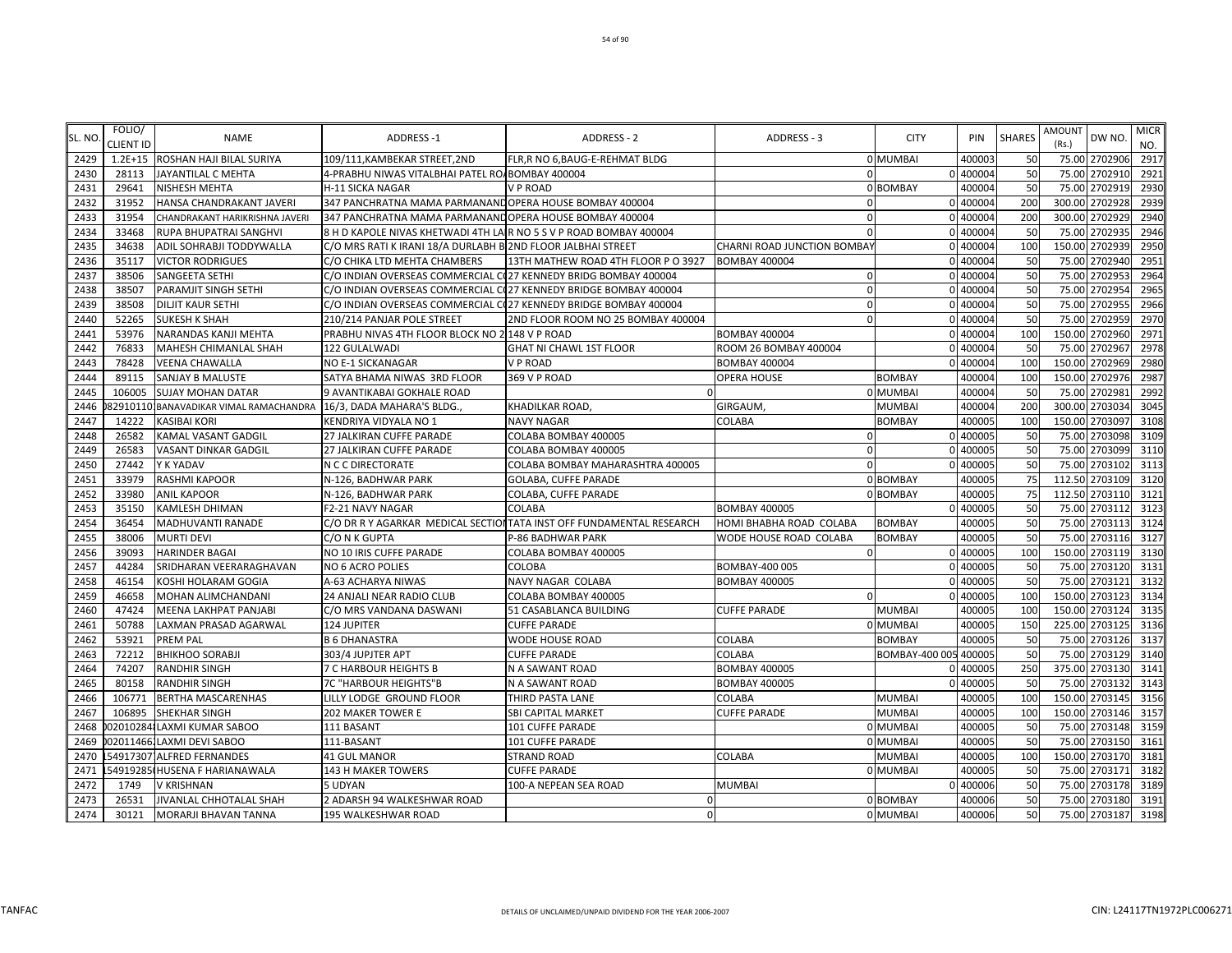| SL. NO. | FOLIO/ CLIENT ID | NAME | ADDRESS -1 | ADDRESS - 2 | ADDRESS - 3 | CITY | PIN | SHARES | AMOUNT (Rs.) | DW NO. | MICR NO. |
|---|---|---|---|---|---|---|---|---|---|---|---|
| 2429 | 1.2E+15 | ROSHAN HAJI BILAL SURIYA | 109/111,KAMBEKAR STREET,2ND | FLR,R NO 6,BAUG-E-REHMAT BLDG | | 0 MUMBAI | 400003 | 50 | 75.00 | 2702906 | 2917 |
| 2430 | 28113 | JAYANTILAL C MEHTA | 4-PRABHU NIWAS VITALBHAI PATEL RO | BOMBAY 400004 | 0 | 0 | 400004 | 50 | 75.00 | 2702910 | 2921 |
| 2431 | 29641 | NISHESH MEHTA | H-11 SICKA NAGAR | V P ROAD | | 0 BOMBAY | 400004 | 50 | 75.00 | 2702919 | 2930 |
| 2432 | 31952 | HANSA CHANDRAKANT JAVERI | 347 PANCHRATNA MAMA PARMANAND | OPERA HOUSE BOMBAY 400004 | 0 | 0 | 400004 | 200 | 300.00 | 2702928 | 2939 |
| 2433 | 31954 | CHANDRAKANT HARIKRISHNA JAVERI | 347 PANCHRATNA MAMA PARMANAND | OPERA HOUSE BOMBAY 400004 | 0 | 0 | 400004 | 200 | 300.00 | 2702929 | 2940 |
| 2434 | 33468 | RUPA BHUPATRAI SANGHVI | 8 H D KAPOLE NIVAS KHETWADI 4TH LA | R NO 5 S V P ROAD BOMBAY 400004 | 0 | 0 | 400004 | 50 | 75.00 | 2702935 | 2946 |
| 2435 | 34638 | ADIL SOHRABJI TODDYWALLA | C/O MRS RATI K IRANI 18/A DURLABH B | 2ND FLOOR JALBHAI STREET | CHARNI ROAD JUNCTION BOMBAY | 0 | 400004 | 100 | 150.00 | 2702939 | 2950 |
| 2436 | 35117 | VICTOR RODRIGUES | C/O CHIKA LTD MEHTA CHAMBERS | 13TH MATHEW ROAD 4TH FLOOR P O 3927 | BOMBAY 400004 | 0 | 400004 | 50 | 75.00 | 2702940 | 2951 |
| 2437 | 38506 | SANGEETA SETHI | C/O INDIAN OVERSEAS COMMERCIAL C | 27 KENNEDY BRIDG BOMBAY 400004 | 0 | 0 | 400004 | 50 | 75.00 | 2702953 | 2964 |
| 2438 | 38507 | PARAMJIT SINGH SETHI | C/O INDIAN OVERSEAS COMMERCIAL C | 27 KENNEDY BRIDGE BOMBAY 400004 | 0 | 0 | 400004 | 50 | 75.00 | 2702954 | 2965 |
| 2439 | 38508 | DILJIT KAUR SETHI | C/O INDIAN OVERSEAS COMMERCIAL C | 27 KENNEDY BRIDGE BOMBAY 400004 | 0 | 0 | 400004 | 50 | 75.00 | 2702955 | 2966 |
| 2440 | 52265 | SUKESH K SHAH | 210/214 PANJAR POLE STREET | 2ND FLOOR ROOM NO 25 BOMBAY 400004 | 0 | 0 | 400004 | 50 | 75.00 | 2702959 | 2970 |
| 2441 | 53976 | NARANDAS KANJI MEHTA | PRABHU NIVAS 4TH FLOOR BLOCK NO 2 | 148 V P ROAD | BOMBAY 400004 | 0 | 400004 | 100 | 150.00 | 2702960 | 2971 |
| 2442 | 76833 | MAHESH CHIMANLAL SHAH | 122 GULALWADI | GHAT NI CHAWL 1ST FLOOR | ROOM 26 BOMBAY 400004 | 0 | 400004 | 50 | 75.00 | 2702967 | 2978 |
| 2443 | 78428 | VEENA CHAWALLA | NO E-1 SICKANAGAR | V P ROAD | BOMBAY 400004 | 0 | 400004 | 100 | 150.00 | 2702969 | 2980 |
| 2444 | 89115 | SANJAY B MALUSTE | SATYA BHAMA NIWAS 3RD FLOOR | 369 V P ROAD | OPERA HOUSE | BOMBAY | 400004 | 100 | 150.00 | 2702976 | 2987 |
| 2445 | 106005 | SUJAY MOHAN DATAR | 9 AVANTIKABAI GOKHALE ROAD | 0 | | 0 MUMBAI | 400004 | 50 | 75.00 | 2702981 | 2992 |
| 2446 | 082910110 | BANAVADIKAR VIMAL RAMACHANDRA | 16/3, DADA MAHARA'S BLDG., | KHADILKAR ROAD, | GIRGAUM, | MUMBAI | 400004 | 200 | 300.00 | 2703034 | 3045 |
| 2447 | 14222 | KASIBAI KORI | KENDRIYA VIDYALA NO 1 | NAVY NAGAR | COLABA | BOMBAY | 400005 | 100 | 150.00 | 2703097 | 3108 |
| 2448 | 26582 | KAMAL VASANT GADGIL | 27 JALKIRAN CUFFE PARADE | COLABA BOMBAY 400005 | 0 | 0 | 400005 | 50 | 75.00 | 2703098 | 3109 |
| 2449 | 26583 | VASANT DINKAR GADGIL | 27 JALKIRAN CUFFE PARADE | COLABA BOMBAY 400005 | 0 | 0 | 400005 | 50 | 75.00 | 2703099 | 3110 |
| 2450 | 27442 | Y K YADAV | N C C DIRECTORATE | COLABA BOMBAY MAHARASHTRA 400005 | 0 | 0 | 400005 | 50 | 75.00 | 2703102 | 3113 |
| 2451 | 33979 | RASHMI KAPOOR | N-126, BADHWAR PARK | GOLABA, CUFFE PARADE | | 0 BOMBAY | 400005 | 75 | 112.50 | 2703109 | 3120 |
| 2452 | 33980 | ANIL KAPOOR | N-126, BADHWAR PARK | COLABA, CUFFE PARADE | | 0 BOMBAY | 400005 | 75 | 112.50 | 2703110 | 3121 |
| 2453 | 35150 | KAMLESH DHIMAN | F2-21 NAVY NAGAR | COLABA | BOMBAY 400005 | 0 | 400005 | 50 | 75.00 | 2703112 | 3123 |
| 2454 | 36454 | MADHUVANTI RANADE | C/O DR R Y AGARKAR MEDICAL SECTIO | TATA INST OFF FUNDAMENTAL RESEARCH | HOMI BHABHA ROAD COLABA | BOMBAY | 400005 | 50 | 75.00 | 2703113 | 3124 |
| 2455 | 38006 | MURTI DEVI | C/O N K GUPTA | P-86 BADHWAR PARK | WODE HOUSE ROAD COLABA | BOMBAY | 400005 | 50 | 75.00 | 2703116 | 3127 |
| 2456 | 39093 | HARINDER BAGAI | NO 10 IRIS CUFFE PARADE | COLABA BOMBAY 400005 | 0 | 0 | 400005 | 100 | 150.00 | 2703119 | 3130 |
| 2457 | 44284 | SRIDHARAN VEERARAGHAVAN | NO 6 ACRO POLIES | COLOBA | BOMBAY-400 005 | 0 | 400005 | 50 | 75.00 | 2703120 | 3131 |
| 2458 | 46154 | KOSHI HOLARAM GOGIA | A-63 ACHARYA NIWAS | NAVY NAGAR COLABA | BOMBAY 400005 | 0 | 400005 | 50 | 75.00 | 2703121 | 3132 |
| 2459 | 46658 | MOHAN ALIMCHANDANI | 24 ANJALI NEAR RADIO CLUB | COLABA BOMBAY 400005 | 0 | 0 | 400005 | 100 | 150.00 | 2703123 | 3134 |
| 2460 | 47424 | MEENA LAKHPAT PANJABI | C/O MRS VANDANA DASWANI | 51 CASABLANCA BUILDING | CUFFE PARADE | MUMBAI | 400005 | 100 | 150.00 | 2703124 | 3135 |
| 2461 | 50788 | LAXMAN PRASAD AGARWAL | 124 JUPITER | CUFFE PARADE | | 0 MUMBAI | 400005 | 150 | 225.00 | 2703125 | 3136 |
| 2462 | 53921 | PREM PAL | B 6 DHANASTRA | WODE HOUSE ROAD | COLABA | BOMBAY | 400005 | 50 | 75.00 | 2703126 | 3137 |
| 2463 | 72212 | BHIKHOO SORABJI | 303/4 JUPJTER APT | CUFFE PARADE | COLABA | BOMBAY-400 005 | 400005 | 50 | 75.00 | 2703129 | 3140 |
| 2464 | 74207 | RANDHIR SINGH | 7 C HARBOUR HEIGHTS B | N A SAWANT ROAD | BOMBAY 400005 | 0 | 400005 | 250 | 375.00 | 2703130 | 3141 |
| 2465 | 80158 | RANDHIR SINGH | 7C "HARBOUR HEIGHTS"B | N A SAWANT ROAD | BOMBAY 400005 | 0 | 400005 | 50 | 75.00 | 2703132 | 3143 |
| 2466 | 106771 | BERTHA MASCARENHAS | LILLY LODGE GROUND FLOOR | THIRD PASTA LANE | COLABA | MUMBAI | 400005 | 100 | 150.00 | 2703145 | 3156 |
| 2467 | 106895 | SHEKHAR SINGH | 202 MAKER TOWER E | SBI CAPITAL MARKET | CUFFE PARADE | MUMBAI | 400005 | 100 | 150.00 | 2703146 | 3157 |
| 2468 | 002010284 | LAXMI KUMAR SABOO | 111 BASANT | 101 CUFFE PARADE | | 0 MUMBAI | 400005 | 50 | 75.00 | 2703148 | 3159 |
| 2469 | 002011466 | LAXMI DEVI SABOO | 111-BASANT | 101 CUFFE PARADE | | 0 MUMBAI | 400005 | 50 | 75.00 | 2703150 | 3161 |
| 2470 | 154917307 | ALFRED FERNANDES | 41 GUL MANOR | STRAND ROAD | COLABA | MUMBAI | 400005 | 100 | 150.00 | 2703170 | 3181 |
| 2471 | 154919285 | HUSENA F HARIANAWALA | 143 H MAKER TOWERS | CUFFE PARADE | | 0 MUMBAI | 400005 | 50 | 75.00 | 2703171 | 3182 |
| 2472 | 1749 | V KRISHNAN | 5 UDYAN | 100-A NEPEAN SEA ROAD | MUMBAI | 0 | 400006 | 50 | 75.00 | 2703178 | 3189 |
| 2473 | 26531 | JIVANLAL CHHOTALAL SHAH | 2 ADARSH 94 WALKESHWAR ROAD | 0 | | 0 BOMBAY | 400006 | 50 | 75.00 | 2703180 | 3191 |
| 2474 | 30121 | MORARJI BHAVAN TANNA | 195 WALKESHWAR ROAD | 0 | | 0 MUMBAI | 400006 | 50 | 75.00 | 2703187 | 3198 |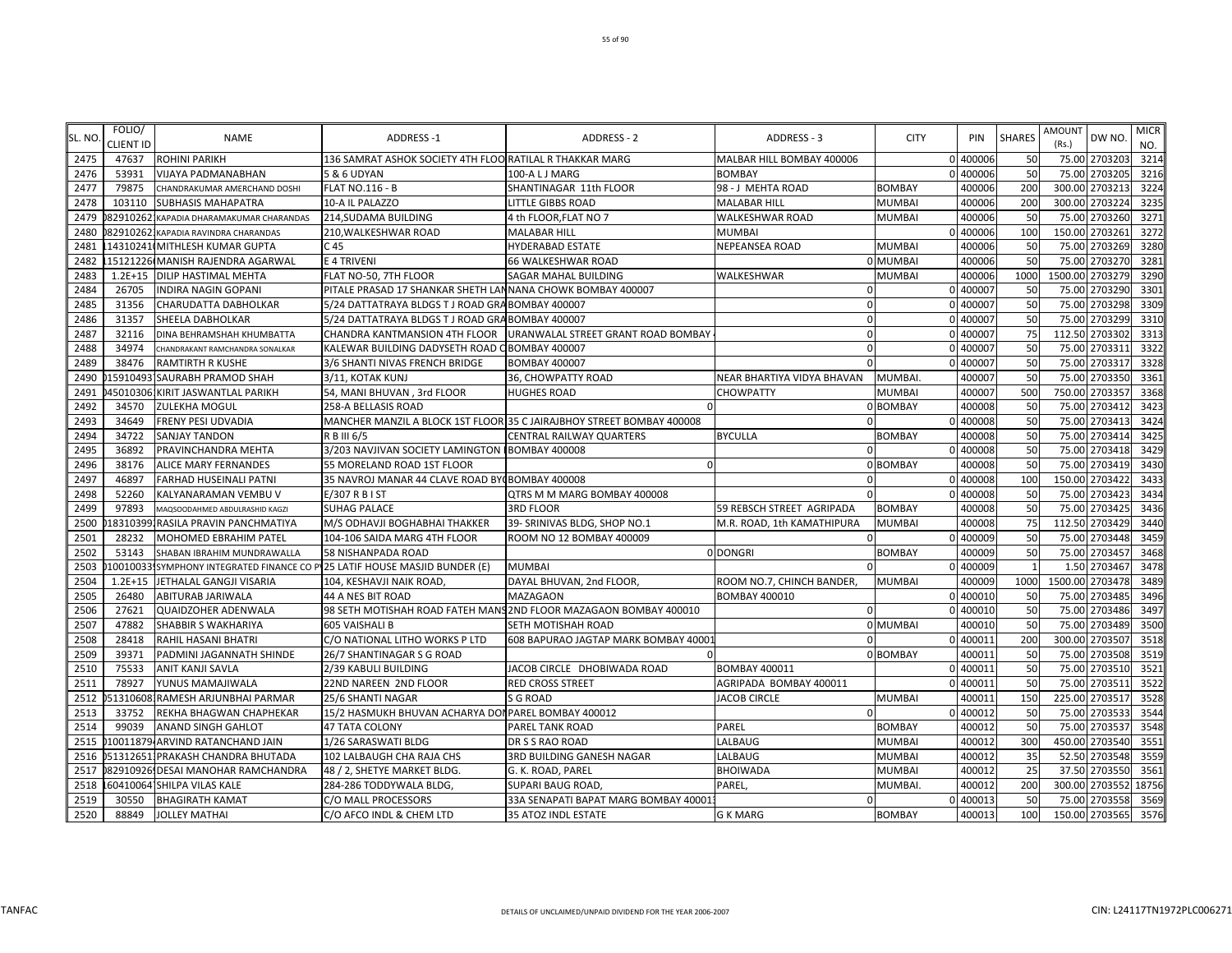| SL. NO. | FOLIO/ CLIENT ID | NAME | ADDRESS -1 | ADDRESS - 2 | ADDRESS - 3 | CITY | PIN | SHARES | AMOUNT (Rs.) | DW NO. | MICR NO. |
|---|---|---|---|---|---|---|---|---|---|---|---|
| 2475 | 47637 | ROHINI PARIKH | 136 SAMRAT ASHOK SOCIETY 4TH FLOO | RATILAL R THAKKAR MARG | MALBAR HILL BOMBAY 400006 | 0 | 400006 | 50 | 75.00 | 2703203 | 3214 |
| 2476 | 53931 | VIJAYA PADMANABHAN | 5 & 6 UDYAN | 100-A L J MARG | BOMBAY | 0 | 400006 | 50 | 75.00 | 2703205 | 3216 |
| 2477 | 79875 | CHANDRAKUMAR AMERCHAND DOSHI | FLAT NO.116 - B | SHANTINAGAR 11th FLOOR | 98 - J MEHTA ROAD | BOMBAY | 400006 | 200 | 300.00 | 2703213 | 3224 |
| 2478 | 103110 | SUBHASIS MAHAPATRA | 10-A IL PALAZZO | LITTLE GIBBS ROAD | MALABAR HILL | MUMBAI | 400006 | 200 | 300.00 | 2703224 | 3235 |
| 2479 | 082910262 | KAPADIA DHARAMAKUMAR CHARANDAS | 214,SUDAMA BUILDING | 4 th FLOOR,FLAT NO 7 | WALKESHWAR ROAD | MUMBAI | 400006 | 50 | 75.00 | 2703260 | 3271 |
| 2480 | 082910262 | KAPADIA RAVINDRA CHARANDAS | 210,WALKESHWAR ROAD | MALABAR HILL | MUMBAI | 0 | 400006 | 100 | 150.00 | 2703261 | 3272 |
| 2481 | 114310241 | MITHLESH KUMAR GUPTA | C 45 | HYDERABAD ESTATE | NEPEANSEA ROAD | MUMBAI | 400006 | 50 | 75.00 | 2703269 | 3280 |
| 2482 | 115121226 | MANISH RAJENDRA AGARWAL | E 4 TRIVENI | 66 WALKESHWAR ROAD | 0 | MUMBAI | 400006 | 50 | 75.00 | 2703270 | 3281 |
| 2483 | 1.2E+15 | DILIP HASTIMAL MEHTA | FLAT NO-50, 7TH FLOOR | SAGAR MAHAL BUILDING | WALKESHWAR | MUMBAI | 400006 | 1000 | 1500.00 | 2703279 | 3290 |
| 2484 | 26705 | INDIRA NAGIN GOPANI | PITALE PRASAD 17 SHANKAR SHETH LAN | NANA CHOWK BOMBAY 400007 | 0 | 0 | 400007 | 50 | 75.00 | 2703290 | 3301 |
| 2485 | 31356 | CHARUDATTA DABHOLKAR | 5/24 DATTATRAYA BLDGS T J ROAD GRA | BOMBAY 400007 | 0 | 0 | 400007 | 50 | 75.00 | 2703298 | 3309 |
| 2486 | 31357 | SHEELA DABHOLKAR | 5/24 DATTATRAYA BLDGS T J ROAD GRA | BOMBAY 400007 | 0 | 0 | 400007 | 50 | 75.00 | 2703299 | 3310 |
| 2487 | 32116 | DINA BEHRAMSHAH KHUMBATTA | CHANDRA KANTMANSION 4TH FLOOR | URANWALAL STREET GRANT ROAD BOMBAY | 0 | 0 | 400007 | 75 | 112.50 | 2703302 | 3313 |
| 2488 | 34974 | CHANDRAKANT RAMCHANDRA SONALKAR | KALEWAR BUILDING DADYSETH ROAD C | BOMBAY 400007 | 0 | 0 | 400007 | 50 | 75.00 | 2703311 | 3322 |
| 2489 | 38476 | RAMTIRTH R KUSHE | 3/6 SHANTI NIVAS FRENCH BRIDGE | BOMBAY 400007 | 0 | 0 | 400007 | 50 | 75.00 | 2703317 | 3328 |
| 2490 | 015910493 | SAURABH PRAMOD SHAH | 3/11, KOTAK KUNJ | 36, CHOWPATTY ROAD | NEAR BHARTIYA VIDYA BHAVAN | MUMBAI. | 400007 | 50 | 75.00 | 2703350 | 3361 |
| 2491 | 045010306 | KIRIT JASWANTLAL PARIKH | 54, MANI BHUVAN , 3rd FLOOR | HUGHES ROAD | CHOWPATTY | MUMBAI | 400007 | 500 | 750.00 | 2703357 | 3368 |
| 2492 | 34570 | ZULEKHA MOGUL | 258-A BELLASIS ROAD | 0 | 0 | BOMBAY | 400008 | 50 | 75.00 | 2703412 | 3423 |
| 2493 | 34649 | FRENY PESI UDVADIA | MANCHER MANZIL A BLOCK 1ST FLOOR | 35 C JAIRAJBHOY STREET BOMBAY 400008 | 0 | 0 | 400008 | 50 | 75.00 | 2703413 | 3424 |
| 2494 | 34722 | SANJAY TANDON | R B III 6/5 | CENTRAL RAILWAY QUARTERS | BYCULLA | BOMBAY | 400008 | 50 | 75.00 | 2703414 | 3425 |
| 2495 | 36892 | PRAVINCHANDRA MEHTA | 3/203 NAVJIVAN SOCIETY LAMINGTON | BOMBAY 400008 | 0 | 0 | 400008 | 50 | 75.00 | 2703418 | 3429 |
| 2496 | 38176 | ALICE MARY FERNANDES | 55 MORELAND ROAD 1ST FLOOR | 0 | 0 | BOMBAY | 400008 | 50 | 75.00 | 2703419 | 3430 |
| 2497 | 46897 | FARHAD HUSEINALI PATNI | 35 NAVROJ MANAR 44 CLAVE ROAD BY | BOMBAY 400008 | 0 | 0 | 400008 | 100 | 150.00 | 2703422 | 3433 |
| 2498 | 52260 | KALYANARAMAN VEMBU V | E/307 R B I ST | QTRS M M MARG BOMBAY 400008 | 0 | 0 | 400008 | 50 | 75.00 | 2703423 | 3434 |
| 2499 | 97893 | MAQSOODAHMED ABDULRASHID KAGZI | SUHAG PALACE | 3RD FLOOR | 59 REBSCH STREET AGRIPADA | BOMBAY | 400008 | 50 | 75.00 | 2703425 | 3436 |
| 2500 | 018310399 | RASILA PRAVIN PANCHMATIYA | M/S ODHAVJI BOGHABHAI THAKKER | 39- SRINIVAS BLDG, SHOP NO.1 | M.R. ROAD, 1th KAMATHIPURA | MUMBAI | 400008 | 75 | 112.50 | 2703429 | 3440 |
| 2501 | 28232 | MOHOMED EBRAHIM PATEL | 104-106 SAIDA MARG 4TH FLOOR | ROOM NO 12 BOMBAY 400009 | 0 | 0 | 400009 | 50 | 75.00 | 2703448 | 3459 |
| 2502 | 53143 | SHABAN IBRAHIM MUNDRAWALLA | 58 NISHANPADA ROAD | 0 | DONGRI | BOMBAY | 400009 | 50 | 75.00 | 2703457 | 3468 |
| 2503 | 010010033 | SYMPHONY INTEGRATED FINANCE CO P | 25 LATIF HOUSE MASJID BUNDER (E) | MUMBAI | 0 | 0 | 400009 | 1 | 1.50 | 2703467 | 3478 |
| 2504 | 1.2E+15 | JETHALAL GANGJI VISARIA | 104, KESHAVJI NAIK ROAD, | DAYAL BHUVAN, 2nd FLOOR, | ROOM NO.7, CHINCH BANDER, | MUMBAI | 400009 | 1000 | 1500.00 | 2703478 | 3489 |
| 2505 | 26480 | ABITURAB JARIWALA | 44 A NES BIT ROAD | MAZAGAON | BOMBAY 400010 | 0 | 400010 | 50 | 75.00 | 2703485 | 3496 |
| 2506 | 27621 | QUAIDZOHER ADENWALA | 98 SETH MOTISHAH ROAD FATEH MANS | 2ND FLOOR MAZAGAON BOMBAY 400010 | 0 | 0 | 400010 | 50 | 75.00 | 2703486 | 3497 |
| 2507 | 47882 | SHABBIR S WAKHARIYA | 605 VAISHALI B | SETH MOTISHAH ROAD | 0 | MUMBAI | 400010 | 50 | 75.00 | 2703489 | 3500 |
| 2508 | 28418 | RAHIL HASANI BHATRI | C/O NATIONAL LITHO WORKS P LTD | 608 BAPURAO JAGTAP MARK BOMBAY 40001 | 0 | 0 | 400011 | 200 | 300.00 | 2703507 | 3518 |
| 2509 | 39371 | PADMINI JAGANNATH SHINDE | 26/7 SHANTINAGAR S G ROAD | 0 | 0 | BOMBAY | 400011 | 50 | 75.00 | 2703508 | 3519 |
| 2510 | 75533 | ANIT KANJI SAVLA | 2/39 KABULI BUILDING | JACOB CIRCLE DHOBIWADA ROAD | BOMBAY 400011 | 0 | 400011 | 50 | 75.00 | 2703510 | 3521 |
| 2511 | 78927 | YUNUS MAMAJIWALA | 22ND NAREEN 2ND FLOOR | RED CROSS STREET | AGRIPADA BOMBAY 400011 | 0 | 400011 | 50 | 75.00 | 2703511 | 3522 |
| 2512 | 051310608 | RAMESH ARJUNBHAI PARMAR | 25/6 SHANTI NAGAR | S G ROAD | JACOB CIRCLE | MUMBAI | 400011 | 150 | 225.00 | 2703517 | 3528 |
| 2513 | 33752 | REKHA BHAGWAN CHAPHEKAR | 15/2 HASMUKH BHUVAN ACHARYA DON | PAREL BOMBAY 400012 | 0 | 0 | 400012 | 50 | 75.00 | 2703533 | 3544 |
| 2514 | 99039 | ANAND SINGH GAHLOT | 47 TATA COLONY | PAREL TANK ROAD | PAREL | BOMBAY | 400012 | 50 | 75.00 | 2703537 | 3548 |
| 2515 | 010011879 | ARVIND RATANCHAND JAIN | 1/26 SARASWATI BLDG | DR S S RAO ROAD | LALBAUG | MUMBAI | 400012 | 300 | 450.00 | 2703540 | 3551 |
| 2516 | 051312651 | PRAKASH CHANDRA BHUTADA | 102 LALBAUGH CHA RAJA CHS | 3RD BUILDING GANESH NAGAR | LALBAUG | MUMBAI | 400012 | 35 | 52.50 | 2703548 | 3559 |
| 2517 | 082910926 | DESAI MANOHAR RAMCHANDRA | 48 / 2, SHETYE MARKET BLDG. | G. K. ROAD, PAREL | BHOIWADA | MUMBAI | 400012 | 25 | 37.50 | 2703550 | 3561 |
| 2518 | 160410064 | SHILPA VILAS KALE | 284-286 TODDYWALA BLDG, | SUPARI BAUG ROAD, | PAREL, | MUMBAI. | 400012 | 200 | 300.00 | 2703552 | 18756 |
| 2519 | 30550 | BHAGIRATH KAMAT | C/O MALL PROCESSORS | 33A SENAPATI BAPAT MARG BOMBAY 40001 | 0 | 0 | 400013 | 50 | 75.00 | 2703558 | 3569 |
| 2520 | 88849 | JOLLEY MATHAI | C/O AFCO INDL & CHEM LTD | 35 ATOZ INDL ESTATE | G K MARG | BOMBAY | 400013 | 100 | 150.00 | 2703565 | 3576 |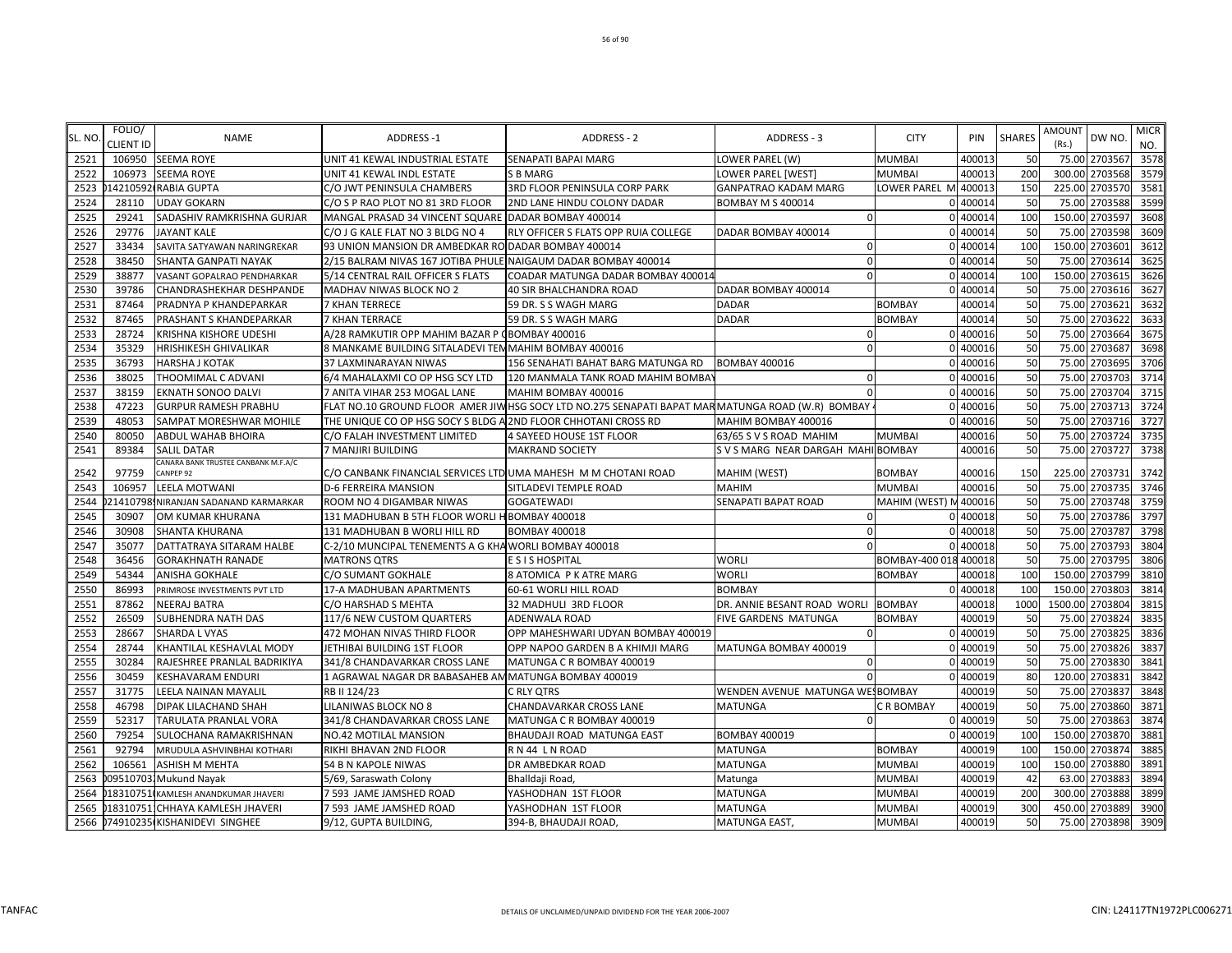| SL. NO. | FOLIO/ CLIENT ID | NAME | ADDRESS -1 | ADDRESS - 2 | ADDRESS - 3 | CITY | PIN | SHARES | AMOUNT (Rs.) | DW NO. | MICR NO. |
|---|---|---|---|---|---|---|---|---|---|---|---|
| 2521 | 106950 | SEEMA ROYE | UNIT 41 KEWAL INDUSTRIAL ESTATE | SENAPATI BAPAI MARG | LOWER PAREL (W) | MUMBAI | 400013 | 50 | 75.00 | 2703567 | 3578 |
| 2522 | 106973 | SEEMA ROYE | UNIT 41 KEWAL INDL ESTATE | S B MARG | LOWER PAREL [WEST] | MUMBAI | 400013 | 200 | 300.00 | 2703568 | 3579 |
| 2523 | 142105920 | RABIA GUPTA | C/O JWT PENINSULA CHAMBERS | 3RD FLOOR PENINSULA CORP PARK | GANPATRAO KADAM MARG | LOWER PAREL M | 400013 | 150 | 225.00 | 2703570 | 3581 |
| 2524 | 28110 | UDAY GOKARN | C/O S P RAO PLOT NO 81 3RD FLOOR | 2ND LANE HINDU COLONY DADAR | BOMBAY M S 400014 | 0 | 400014 | 50 | 75.00 | 2703588 | 3599 |
| 2525 | 29241 | SADASHIV RAMKRISHNA GURJAR | MANGAL PRASAD 34 VINCENT SQUARE | DADAR BOMBAY 400014 | 0 | 0 | 400014 | 100 | 150.00 | 2703597 | 3608 |
| 2526 | 29776 | JAYANT KALE | C/O J G KALE FLAT NO 3 BLDG NO 4 | RLY OFFICER S FLATS OPP RUIA COLLEGE | DADAR BOMBAY 400014 | 0 | 400014 | 50 | 75.00 | 2703598 | 3609 |
| 2527 | 33434 | SAVITA SATYAWAN NARINGREKAR | 93 UNION MANSION DR AMBEDKAR RO | DADAR BOMBAY 400014 | 0 | 0 | 400014 | 100 | 150.00 | 2703601 | 3612 |
| 2528 | 38450 | SHANTA GANPATI NAYAK | 2/15 BALRAM NIVAS 167 JOTIBA PHULE | NAIGAUM DADAR BOMBAY 400014 | 0 | 0 | 400014 | 50 | 75.00 | 2703614 | 3625 |
| 2529 | 38877 | VASANT GOPALRAO PENDHARKAR | 5/14 CENTRAL RAIL OFFICER S FLATS | COADAR MATUNGA DADAR BOMBAY 400014 | 0 | 0 | 400014 | 100 | 150.00 | 2703615 | 3626 |
| 2530 | 39786 | CHANDRASHEKHAR DESHPANDE | MADHAV NIWAS BLOCK NO 2 | 40 SIR BHALCHANDRA ROAD | DADAR BOMBAY 400014 | 0 | 400014 | 50 | 75.00 | 2703616 | 3627 |
| 2531 | 87464 | PRADNYA P KHANDEPARKAR | 7 KHAN TERRECE | 59 DR. S S WAGH MARG | DADAR | BOMBAY | 400014 | 50 | 75.00 | 2703621 | 3632 |
| 2532 | 87465 | PRASHANT S KHANDEPARKAR | 7 KHAN TERRACE | 59 DR. S S WAGH MARG | DADAR | BOMBAY | 400014 | 50 | 75.00 | 2703622 | 3633 |
| 2533 | 28724 | KRISHNA KISHORE UDESHI | A/28 RAMKUTIR OPP MAHIM BAZAR P O | BOMBAY 400016 | 0 | 0 | 400016 | 50 | 75.00 | 2703664 | 3675 |
| 2534 | 35329 | HRISHIKESH GHIVALIKAR | 8 MANKAME BUILDING SITALADEVI TEM | MAHIM BOMBAY 400016 | 0 | 0 | 400016 | 50 | 75.00 | 2703687 | 3698 |
| 2535 | 36793 | HARSHA J KOTAK | 37 LAXMINARAYAN NIWAS | 156 SENAHATI BAHAT BARG MATUNGA RD | BOMBAY 400016 | 0 | 400016 | 50 | 75.00 | 2703695 | 3706 |
| 2536 | 38025 | THOOMIMAL C ADVANI | 6/4 MAHALAXMI CO OP HSG SCY LTD | 120 MANMALA TANK ROAD MAHIM BOMBAY | 0 | 0 | 400016 | 50 | 75.00 | 2703703 | 3714 |
| 2537 | 38159 | EKNATH SONOO DALVI | 7 ANITA VIHAR 253 MOGAL LANE | MAHIM BOMBAY 400016 | 0 | 0 | 400016 | 50 | 75.00 | 2703704 | 3715 |
| 2538 | 47223 | GURPUR RAMESH PRABHU | FLAT NO.10 GROUND FLOOR AMER JIW | HSG SOCY LTD NO.275 SENAPATI BAPAT MAR | MATUNGA ROAD (W.R) BOMBAY 4 | 0 | 400016 | 50 | 75.00 | 2703713 | 3724 |
| 2539 | 48053 | SAMPAT MORESHWAR MOHILE | THE UNIQUE CO OP HSG SOCY S BLDG A | 2ND FLOOR CHHOTANI CROSS RD | MAHIM BOMBAY 400016 | 0 | 400016 | 50 | 75.00 | 2703716 | 3727 |
| 2540 | 80050 | ABDUL WAHAB BHOIRA | C/O FALAH INVESTMENT LIMITED | 4 SAYEED HOUSE 1ST FLOOR | 63/65 S V S ROAD MAHIM | MUMBAI | 400016 | 50 | 75.00 | 2703724 | 3735 |
| 2541 | 89384 | SALIL DATAR | 7 MANJIRI BUILDING | MAKRAND SOCIETY | S V S MARG NEAR DARGAH MAHI | BOMBAY | 400016 | 50 | 75.00 | 2703727 | 3738 |
| 2542 | 97759 | CANARA BANK TRUSTEE CANBANK M.F.A/C CANPEP 92 | C/O CANBANK FINANCIAL SERVICES LTD | UMA MAHESH M M CHOTANI ROAD | MAHIM (WEST) | BOMBAY | 400016 | 150 | 225.00 | 2703731 | 3742 |
| 2543 | 106957 | LEELA MOTWANI | D-6 FERREIRA MANSION | SITLADEVI TEMPLE ROAD | MAHIM | MUMBAI | 400016 | 50 | 75.00 | 2703735 | 3746 |
| 2544 | 02141079890 | NIRANJAN SADANAND KARMARKAR | ROOM NO 4 DIGAMBAR NIWAS | GOGATEWADI | SENAPATI BAPAT ROAD | MAHIM (WEST) M | 400016 | 50 | 75.00 | 2703748 | 3759 |
| 2545 | 30907 | OM KUMAR KHURANA | 131 MADHUBAN B 5TH FLOOR WORLI H | BOMBAY 400018 | 0 | 0 | 400018 | 50 | 75.00 | 2703786 | 3797 |
| 2546 | 30908 | SHANTA KHURANA | 131 MADHUBAN B WORLI HILL RD | BOMBAY 400018 | 0 | 0 | 400018 | 50 | 75.00 | 2703787 | 3798 |
| 2547 | 35077 | DATTATRAYA SITARAM HALBE | C-2/10 MUNCIPAL TENEMENTS A G KHA | WORLI BOMBAY 400018 | 0 | 0 | 400018 | 50 | 75.00 | 2703793 | 3804 |
| 2548 | 36456 | GORAKHNATH RANADE | MATRONS QTRS | E S I S HOSPITAL | WORLI | BOMBAY-400 018 | 400018 | 50 | 75.00 | 2703795 | 3806 |
| 2549 | 54344 | ANISHA GOKHALE | C/O SUMANT GOKHALE | 8 ATOMICA P K ATRE MARG | WORLI | BOMBAY | 400018 | 100 | 150.00 | 2703799 | 3810 |
| 2550 | 86993 | PRIMROSE INVESTMENTS PVT LTD | 17-A MADHUBAN APARTMENTS | 60-61 WORLI HILL ROAD | BOMBAY | 0 | 400018 | 100 | 150.00 | 2703803 | 3814 |
| 2551 | 87862 | NEERAJ BATRA | C/O HARSHAD S MEHTA | 32 MADHULI 3RD FLOOR | DR. ANNIE BESANT ROAD WORLI | BOMBAY | 400018 | 1000 | 1500.00 | 2703804 | 3815 |
| 2552 | 26509 | SUBHENDRA NATH DAS | 117/6 NEW CUSTOM QUARTERS | ADENWALA ROAD | FIVE GARDENS MATUNGA | BOMBAY | 400019 | 50 | 75.00 | 2703824 | 3835 |
| 2553 | 28667 | SHARDA L VYAS | 472 MOHAN NIVAS THIRD FLOOR | OPP MAHESHWARI UDYAN BOMBAY 400019 | 0 | 0 | 400019 | 50 | 75.00 | 2703825 | 3836 |
| 2554 | 28744 | KHANTILAL KESHAVLAL MODY | JETHIBAI BUILDING 1ST FLOOR | OPP NAPOO GARDEN B A KHIMJI MARG | MATUNGA BOMBAY 400019 | 0 | 400019 | 50 | 75.00 | 2703826 | 3837 |
| 2555 | 30284 | RAJESHREE PRANLAL BADRIKIYA | 341/8 CHANDAVARKAR CROSS LANE | MATUNGA C R BOMBAY 400019 | 0 | 0 | 400019 | 50 | 75.00 | 2703830 | 3841 |
| 2556 | 30459 | KESHAVARAM ENDURI | 1 AGRAWAL NAGAR DR BABASAHEB AM | MATUNGA BOMBAY 400019 | 0 | 0 | 400019 | 80 | 120.00 | 2703831 | 3842 |
| 2557 | 31775 | LEELA NAINAN MAYALIL | RB II 124/23 | C RLY QTRS | WENDEN AVENUE MATUNGA WES | BOMBAY | 400019 | 50 | 75.00 | 2703837 | 3848 |
| 2558 | 46798 | DIPAK LILACHAND SHAH | LILANIWAS BLOCK NO 8 | CHANDAVARKAR CROSS LANE | MATUNGA | C R BOMBAY | 400019 | 50 | 75.00 | 2703860 | 3871 |
| 2559 | 52317 | TARULATA PRANLAL VORA | 341/8 CHANDAVARKAR CROSS LANE | MATUNGA C R BOMBAY 400019 | 0 | 0 | 400019 | 50 | 75.00 | 2703863 | 3874 |
| 2560 | 79254 | SULOCHANA RAMAKRISHNAN | NO.42 MOTILAL MANSION | BHAUDAJI ROAD MATUNGA EAST | BOMBAY 400019 | 0 | 400019 | 100 | 150.00 | 2703870 | 3881 |
| 2561 | 92794 | MRUDULA ASHVINBHAI KOTHARI | RIKHI BHAVAN 2ND FLOOR | R N 44 L N ROAD | MATUNGA | BOMBAY | 400019 | 100 | 150.00 | 2703874 | 3885 |
| 2562 | 106561 | ASHISH M MEHTA | 54 B N KAPOLE NIWAS | DR AMBEDKAR ROAD | MATUNGA | MUMBAI | 400019 | 100 | 150.00 | 2703880 | 3891 |
| 2563 | 00951070311 | Mukund Nayak | 5/69, Saraswath Colony | Bhalldaji Road, | Matunga | MUMBAI | 400019 | 42 | 63.00 | 2703883 | 3894 |
| 2564 | 01831075100 | KAMLESH ANANDKUMAR JHAVERI | 7 593 JAME JAMSHED ROAD | YASHODHAN 1ST FLOOR | MATUNGA | MUMBAI | 400019 | 200 | 300.00 | 2703888 | 3899 |
| 2565 | 01831075111 | CHHAYA KAMLESH JHAVERI | 7 593 JAME JAMSHED ROAD | YASHODHAN 1ST FLOOR | MATUNGA | MUMBAI | 400019 | 300 | 450.00 | 2703889 | 3900 |
| 2566 | 07491023500 | KISHANIDEVI SINGHEE | 9/12, GUPTA BUILDING, | 394-B, BHAUDAJI ROAD, | MATUNGA EAST, | MUMBAI | 400019 | 50 | 75.00 | 2703898 | 3909 |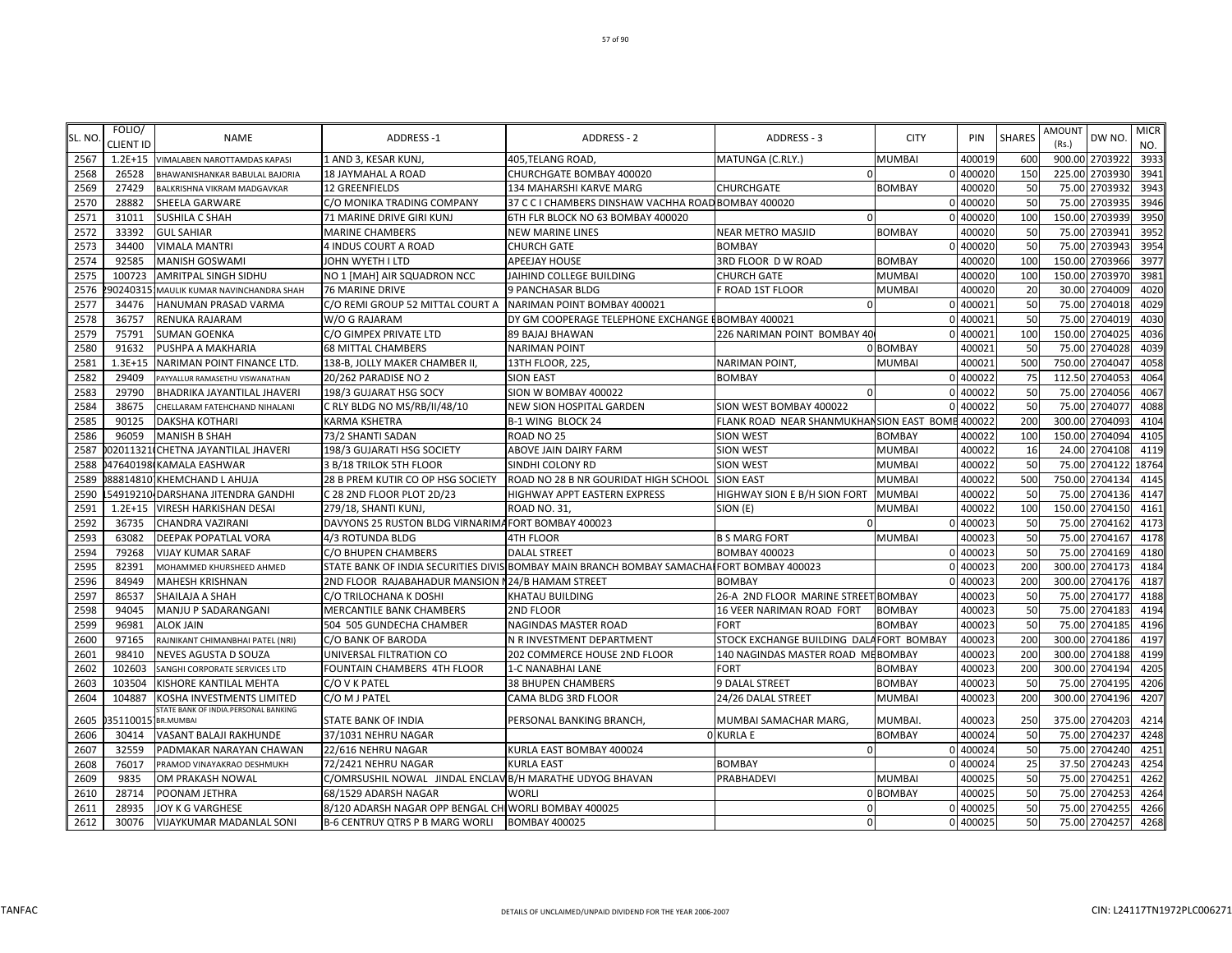| SL. NO. | FOLIO/ CLIENT ID | NAME | ADDRESS -1 | ADDRESS - 2 | ADDRESS - 3 | CITY | PIN | SHARES | AMOUNT (Rs.) | DW NO. | MICR NO. |
|---|---|---|---|---|---|---|---|---|---|---|---|
| 2567 | 1.2E+15 | VIMALABEN NAROTTAMDAS KAPASI | 1 AND 3, KESAR KUNJ, | 405,TELANG ROAD, | MATUNGA (C.RLY.) | MUMBAI | 400019 | 600 | 900.00 | 2703922 | 3933 |
| 2568 | 26528 | BHAWANISHANKAR BABULAL BAJORIA | 18 JAYMAHAL A ROAD | CHURCHGATE BOMBAY 400020 | 0 | 0 | 400020 | 150 | 225.00 | 2703930 | 3941 |
| 2569 | 27429 | BALKRISHNA VIKRAM MADGAVKAR | 12 GREENFIELDS | 134 MAHARSHI KARVE MARG | CHURCHGATE | BOMBAY | 400020 | 50 | 75.00 | 2703932 | 3943 |
| 2570 | 28882 | SHEELA GARWARE | C/O MONIKA TRADING COMPANY | 37 C C I CHAMBERS DINSHAW VACHHA ROAD | BOMBAY 400020 | 0 | 400020 | 50 | 75.00 | 2703935 | 3946 |
| 2571 | 31011 | SUSHILA C SHAH | 71 MARINE DRIVE GIRI KUNJ | 6TH FLR BLOCK NO 63 BOMBAY 400020 | 0 | 0 | 400020 | 100 | 150.00 | 2703939 | 3950 |
| 2572 | 33392 | GUL SAHIAR | MARINE CHAMBERS | NEW MARINE LINES | NEAR METRO MASJID | BOMBAY | 400020 | 50 | 75.00 | 2703941 | 3952 |
| 2573 | 34400 | VIMALA MANTRI | 4 INDUS COURT A ROAD | CHURCH GATE | BOMBAY | 0 | 400020 | 50 | 75.00 | 2703943 | 3954 |
| 2574 | 92585 | MANISH GOSWAMI | JOHN WYETH I LTD | APEEJAY HOUSE | 3RD FLOOR D W ROAD | BOMBAY | 400020 | 100 | 150.00 | 2703966 | 3977 |
| 2575 | 100723 | AMRITPAL SINGH SIDHU | NO 1 [MAH] AIR SQUADRON NCC | JAIHIND COLLEGE BUILDING | CHURCH GATE | MUMBAI | 400020 | 100 | 150.00 | 2703970 | 3981 |
| 2576 | 290240315 | MAULIK KUMAR NAVINCHANDRA SHAH | 76 MARINE DRIVE | 9 PANCHASAR BLDG | F ROAD 1ST FLOOR | MUMBAI | 400020 | 20 | 30.00 | 2704009 | 4020 |
| 2577 | 34476 | HANUMAN PRASAD VARMA | C/O REMI GROUP 52 MITTAL COURT A | NARIMAN POINT BOMBAY 400021 | 0 | 0 | 400021 | 50 | 75.00 | 2704018 | 4029 |
| 2578 | 36757 | RENUKA RAJARAM | W/O G RAJARAM | DY GM COOPERAGE TELEPHONE EXCHANGE B | BOMBAY 400021 | 0 | 400021 | 50 | 75.00 | 2704019 | 4030 |
| 2579 | 75791 | SUMAN GOENKA | C/O GIMPEX PRIVATE LTD | 89 BAJAJ BHAWAN | 226 NARIMAN POINT BOMBAY 40 | 0 | 400021 | 100 | 150.00 | 2704025 | 4036 |
| 2580 | 91632 | PUSHPA A MAKHARIA | 68 MITTAL CHAMBERS | NARIMAN POINT | 0 | BOMBAY | 400021 | 50 | 75.00 | 2704028 | 4039 |
| 2581 | 1.3E+15 | NARIMAN POINT FINANCE LTD. | 138-B, JOLLY MAKER CHAMBER II, | 13TH FLOOR, 225, | NARIMAN POINT, | MUMBAI | 400021 | 500 | 750.00 | 2704047 | 4058 |
| 2582 | 29409 | PAYYALLUR RAMASETHU VISWANATHAN | 20/262 PARADISE NO 2 | SION EAST | BOMBAY | 0 | 400022 | 75 | 112.50 | 2704053 | 4064 |
| 2583 | 29790 | BHADRIKA JAYANTILAL JHAVERI | 198/3 GUJARAT HSG SOCY | SION W BOMBAY 400022 | 0 | 0 | 400022 | 50 | 75.00 | 2704056 | 4067 |
| 2584 | 38675 | CHELLARAM FATEHCHAND NIHALANI | C RLY BLDG NO MS/RB/II/48/10 | NEW SION HOSPITAL GARDEN | SION WEST BOMBAY 400022 | 0 | 400022 | 50 | 75.00 | 2704077 | 4088 |
| 2585 | 90125 | DAKSHA KOTHARI | KARMA KSHETRA | B-1 WING BLOCK 24 | FLANK ROAD NEAR SHANMUKHANSION EAST BOMB | | 400022 | 200 | 300.00 | 2704093 | 4104 |
| 2586 | 96059 | MANISH B SHAH | 73/2 SHANTI SADAN | ROAD NO 25 | SION WEST | BOMBAY | 400022 | 100 | 150.00 | 2704094 | 4105 |
| 2587 | 002011321 | CHETNA JAYANTILAL JHAVERI | 198/3 GUJARATI HSG SOCIETY | ABOVE JAIN DAIRY FARM | SION WEST | MUMBAI | 400022 | 16 | 24.00 | 2704108 | 4119 |
| 2588 | 047640198 | KAMALA EASHWAR | 3 B/18 TRILOK 5TH FLOOR | SINDHI COLONY RD | SION WEST | MUMBAI | 400022 | 50 | 75.00 | 2704122 | 18764 |
| 2589 | 088814810 | KHEMCHAND L AHUJA | 28 B PREM KUTIR CO OP HSG SOCIETY | ROAD NO 28 B NR GOURIDAT HIGH SCHOOL | SION EAST | MUMBAI | 400022 | 500 | 750.00 | 2704134 | 4145 |
| 2590 | 154919210 | DARSHANA JITENDRA GANDHI | C 28 2ND FLOOR PLOT 2D/23 | HIGHWAY APPT EASTERN EXPRESS | HIGHWAY SION E B/H SION FORT | MUMBAI | 400022 | 50 | 75.00 | 2704136 | 4147 |
| 2591 | 1.2E+15 | VIRESH HARKISHAN DESAI | 279/18, SHANTI KUNJ, | ROAD NO. 31, | SION (E) | MUMBAI | 400022 | 100 | 150.00 | 2704150 | 4161 |
| 2592 | 36735 | CHANDRA VAZIRANI | DAVYONS 25 RUSTON BLDG VIRNARIMA | FORT BOMBAY 400023 | 0 | 0 | 400023 | 50 | 75.00 | 2704162 | 4173 |
| 2593 | 63082 | DEEPAK POPATLAL VORA | 4/3 ROTUNDA BLDG | 4TH FLOOR | B S MARG FORT | MUMBAI | 400023 | 50 | 75.00 | 2704167 | 4178 |
| 2594 | 79268 | VIJAY KUMAR SARAF | C/O BHUPEN CHAMBERS | DALAL STREET | BOMBAY 400023 | 0 | 400023 | 50 | 75.00 | 2704169 | 4180 |
| 2595 | 82391 | MOHAMMED KHURSHEED AHMED | STATE BANK OF INDIA SECURITIES DIVIS | BOMBAY MAIN BRANCH BOMBAY SAMACHAR | FORT BOMBAY 400023 | 0 | 400023 | 200 | 300.00 | 2704173 | 4184 |
| 2596 | 84949 | MAHESH KRISHNAN | 2ND FLOOR RAJABAHADUR MANSION N | 24/B HAMAM STREET | BOMBAY | 0 | 400023 | 200 | 300.00 | 2704176 | 4187 |
| 2597 | 86537 | SHAILAJA A SHAH | C/O TRILOCHANA K DOSHI | KHATAU BUILDING | 26-A 2ND FLOOR MARINE STREET | BOMBAY | 400023 | 50 | 75.00 | 2704177 | 4188 |
| 2598 | 94045 | MANJU P SADARANGANI | MERCANTILE BANK CHAMBERS | 2ND FLOOR | 16 VEER NARIMAN ROAD FORT | BOMBAY | 400023 | 50 | 75.00 | 2704183 | 4194 |
| 2599 | 96981 | ALOK JAIN | 504 505 GUNDECHA CHAMBER | NAGINDAS MASTER ROAD | FORT | BOMBAY | 400023 | 50 | 75.00 | 2704185 | 4196 |
| 2600 | 97165 | RAJNIKANT CHIMANBHAI PATEL (NRI) | C/O BANK OF BARODA | N R INVESTMENT DEPARTMENT | STOCK EXCHANGE BUILDING DALA | FORT BOMBAY | 400023 | 200 | 300.00 | 2704186 | 4197 |
| 2601 | 98410 | NEVES AGUSTA D SOUZA | UNIVERSAL FILTRATION CO | 202 COMMERCE HOUSE 2ND FLOOR | 140 NAGINDAS MASTER ROAD ME | BOMBAY | 400023 | 200 | 300.00 | 2704188 | 4199 |
| 2602 | 102603 | SANGHI CORPORATE SERVICES LTD | FOUNTAIN CHAMBERS 4TH FLOOR | 1-C NANABHAI LANE | FORT | BOMBAY | 400023 | 200 | 300.00 | 2704194 | 4205 |
| 2603 | 103504 | KISHORE KANTILAL MEHTA | C/O V K PATEL | 38 BHUPEN CHAMBERS | 9 DALAL STREET | BOMBAY | 400023 | 50 | 75.00 | 2704195 | 4206 |
| 2604 | 104887 | KOSHA INVESTMENTS LIMITED | C/O M J PATEL | CAMA BLDG 3RD FLOOR | 24/26 DALAL STREET | MUMBAI | 400023 | 200 | 300.00 | 2704196 | 4207 |
| 2605 | 035110015 | STATE BANK OF INDIA.PERSONAL BANKING BR.MUMBAI | STATE BANK OF INDIA | PERSONAL BANKING BRANCH, | MUMBAI SAMACHAR MARG, | MUMBAI. | 400023 | 250 | 375.00 | 2704203 | 4214 |
| 2606 | 30414 | VASANT BALAJI RAKHUNDE | 37/1031 NEHRU NAGAR | 0 | KURLA E | BOMBAY | 400024 | 50 | 75.00 | 2704237 | 4248 |
| 2607 | 32559 | PADMAKAR NARAYAN CHAWAN | 22/616 NEHRU NAGAR | KURLA EAST BOMBAY 400024 | 0 | 0 | 400024 | 50 | 75.00 | 2704240 | 4251 |
| 2608 | 76017 | PRAMOD VINAYAKRAO DESHMUKH | 72/2421 NEHRU NAGAR | KURLA EAST | BOMBAY | 0 | 400024 | 25 | 37.50 | 2704243 | 4254 |
| 2609 | 9835 | OM PRAKASH NOWAL | C/OMRSUSHIL NOWAL JINDAL ENCLAV | B/H MARATHE UDYOG BHAVAN | PRABHADEVI | MUMBAI | 400025 | 50 | 75.00 | 2704251 | 4262 |
| 2610 | 28714 | POONAM JETHRA | 68/1529 ADARSH NAGAR | WORLI | 0 | BOMBAY | 400025 | 50 | 75.00 | 2704253 | 4264 |
| 2611 | 28935 | JOY K G VARGHESE | 8/120 ADARSH NAGAR OPP BENGAL CH | WORLI BOMBAY 400025 | 0 | 0 | 400025 | 50 | 75.00 | 2704255 | 4266 |
| 2612 | 30076 | VIJAYKUMAR MADANLAL SONI | B-6 CENTRUY QTRS P B MARG WORLI | BOMBAY 400025 | 0 | 0 | 400025 | 50 | 75.00 | 2704257 | 4268 |

TANFAC DETAILS OF UNCLAIMED/UNPAID DIVIDEND FOR THE YEAR 2006-2007 CIN: L24117TN1972PLC006271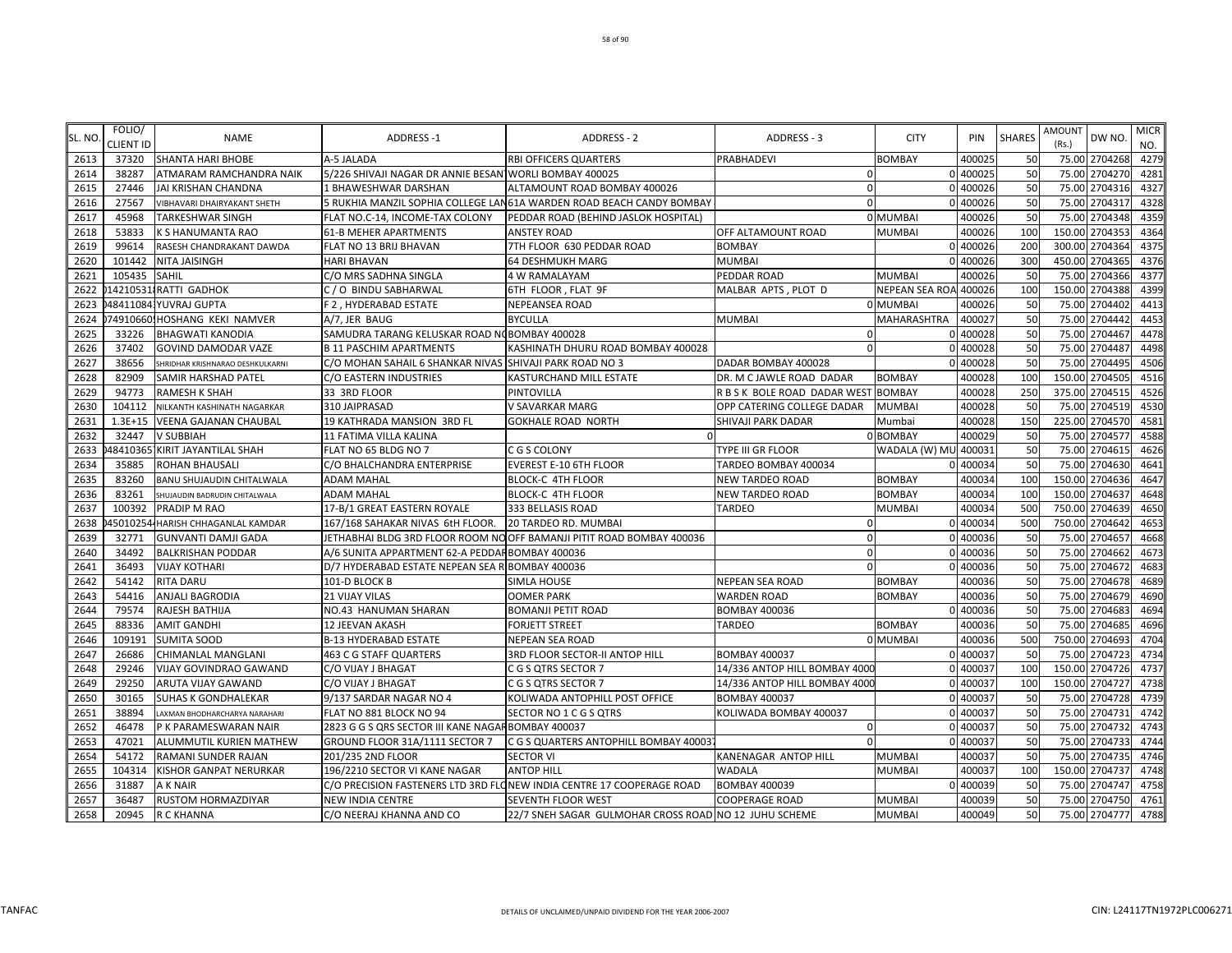| SL. NO. | FOLIO/ CLIENT ID | NAME | ADDRESS -1 | ADDRESS - 2 | ADDRESS - 3 | CITY | PIN | SHARES | AMOUNT (Rs.) | DW NO. | MICR NO. |
|---|---|---|---|---|---|---|---|---|---|---|---|
| 2613 | 37320 | SHANTA HARI BHOBE | A-5 JALADA | RBI OFFICERS QUARTERS | PRABHADEVI | BOMBAY | 400025 | 50 | 75.00 | 2704268 | 4279 |
| 2614 | 38287 | ATMARAM RAMCHANDRA NAIK | 5/226 SHIVAJI NAGAR DR ANNIE BESAN | WORLI BOMBAY 400025 | 0 | 0 | 400025 | 50 | 75.00 | 2704270 | 4281 |
| 2615 | 27446 | JAI KRISHAN CHANDNA | 1 BHAWESHWAR DARSHAN | ALTAMOUNT ROAD BOMBAY 400026 | 0 | 0 | 400026 | 50 | 75.00 | 2704316 | 4327 |
| 2616 | 27567 | VIBHAVARI DHAIRYAKANT SHETH | 5 RUKHIA MANZIL SOPHIA COLLEGE LAN | 61A WARDEN ROAD BEACH CANDY BOMBAY | 0 | 0 | 400026 | 50 | 75.00 | 2704317 | 4328 |
| 2617 | 45968 | TARKESHWAR SINGH | FLAT NO.C-14, INCOME-TAX COLONY | PEDDAR ROAD (BEHIND JASLOK HOSPITAL) | | 0 MUMBAI | 400026 | 50 | 75.00 | 2704348 | 4359 |
| 2618 | 53833 | K S HANUMANTA RAO | 61-B MEHER APARTMENTS | ANSTEY ROAD | OFF ALTAMOUNT ROAD | MUMBAI | 400026 | 100 | 150.00 | 2704353 | 4364 |
| 2619 | 99614 | RASESH CHANDRAKANT DAWDA | FLAT NO 13 BRIJ BHAVAN | 7TH FLOOR 630 PEDDAR ROAD | BOMBAY | 0 | 400026 | 200 | 300.00 | 2704364 | 4375 |
| 2620 | 101442 | NITA JAISINGH | HARI BHAVAN | 64 DESHMUKH MARG | MUMBAI | 0 | 400026 | 300 | 450.00 | 2704365 | 4376 |
| 2621 | 105435 | SAHIL | C/O MRS SADHNA SINGLA | 4 W RAMALAYAM | PEDDAR ROAD | MUMBAI | 400026 | 50 | 75.00 | 2704366 | 4377 |
| 2622 | 014210531 | RATTI GADHOK | C / O BINDU SABHARWAL | 6TH FLOOR , FLAT 9F | MALBAR APTS , PLOT D | NEPEAN SEA ROA | 400026 | 100 | 150.00 | 2704388 | 4399 |
| 2623 | 048411084 | YUVRAJ GUPTA | F 2 , HYDERABAD ESTATE | NEPEANSEA ROAD | | 0 MUMBAI | 400026 | 50 | 75.00 | 2704402 | 4413 |
| 2624 | 074910660 | HOSHANG KEKI NAMVER | A/7, JER BAUG | BYCULLA | MUMBAI | MAHARASHTRA | 400027 | 50 | 75.00 | 2704442 | 4453 |
| 2625 | 33226 | BHAGWATI KANODIA | SAMUDRA TARANG KELUSKAR ROAD NO | BOMBAY 400028 | 0 | 0 | 400028 | 50 | 75.00 | 2704467 | 4478 |
| 2626 | 37402 | GOVIND DAMODAR VAZE | B 11 PASCHIM APARTMENTS | KASHINATH DHURU ROAD BOMBAY 400028 | 0 | 0 | 400028 | 50 | 75.00 | 2704487 | 4498 |
| 2627 | 38656 | SHRIDHAR KRISHNARAO DESHKULKARNI | C/O MOHAN SAHAIL 6 SHANKAR NIVAS | SHIVAJI PARK ROAD NO 3 | DADAR BOMBAY 400028 | 0 | 400028 | 50 | 75.00 | 2704495 | 4506 |
| 2628 | 82909 | SAMIR HARSHAD PATEL | C/O EASTERN INDUSTRIES | KASTURCHAND MILL ESTATE | DR. M C JAWLE ROAD DADAR | BOMBAY | 400028 | 100 | 150.00 | 2704505 | 4516 |
| 2629 | 94773 | RAMESH K SHAH | 33 3RD FLOOR | PINTOVILLA | R B S K BOLE ROAD DADAR WEST | BOMBAY | 400028 | 250 | 375.00 | 2704515 | 4526 |
| 2630 | 104112 | NILKANTH KASHINATH NAGARKAR | 310 JAIPRASAD | V SAVARKAR MARG | OPP CATERING COLLEGE DADAR | MUMBAI | 400028 | 50 | 75.00 | 2704519 | 4530 |
| 2631 | 1.3E+15 | VEENA GAJANAN CHAUBAL | 19 KATHRADA MANSION 3RD FL | GOKHALE ROAD NORTH | SHIVAJI PARK DADAR | Mumbai | 400028 | 150 | 225.00 | 2704570 | 4581 |
| 2632 | 32447 | V SUBBIAH | 11 FATIMA VILLA KALINA | 0 | | 0 BOMBAY | 400029 | 50 | 75.00 | 2704577 | 4588 |
| 2633 | 048410365 | KIRIT JAYANTILAL SHAH | FLAT NO 65 BLDG NO 7 | C G S COLONY | TYPE III GR FLOOR | WADALA (W) MU | 400031 | 50 | 75.00 | 2704615 | 4626 |
| 2634 | 35885 | ROHAN BHAUSALI | C/O BHALCHANDRA ENTERPRISE | EVEREST E-10 6TH FLOOR | TARDEO BOMBAY 400034 | 0 | 400034 | 50 | 75.00 | 2704630 | 4641 |
| 2635 | 83260 | BANU SHUJAUDIN CHITALWALA | ADAM MAHAL | BLOCK-C 4TH FLOOR | NEW TARDEO ROAD | BOMBAY | 400034 | 100 | 150.00 | 2704636 | 4647 |
| 2636 | 83261 | SHUJAUDIN BADRUDIN CHITALWALA | ADAM MAHAL | BLOCK-C 4TH FLOOR | NEW TARDEO ROAD | BOMBAY | 400034 | 100 | 150.00 | 2704637 | 4648 |
| 2637 | 100392 | PRADIP M RAO | 17-B/1 GREAT EASTERN ROYALE | 333 BELLASIS ROAD | TARDEO | MUMBAI | 400034 | 500 | 750.00 | 2704639 | 4650 |
| 2638 | 045010254 | HARISH CHHAGANLAL KAMDAR | 167/168 SAHAKAR NIVAS 6tH FLOOR. | 20 TARDEO RD. MUMBAI | 0 | 0 | 400034 | 500 | 750.00 | 2704642 | 4653 |
| 2639 | 32771 | GUNVANTI DAMJI GADA | JETHABHAI BLDG 3RD FLOOR ROOM NO | OFF BAMANJI PITIT ROAD BOMBAY 400036 | 0 | 0 | 400036 | 50 | 75.00 | 2704657 | 4668 |
| 2640 | 34492 | BALKRISHAN PODDAR | A/6 SUNITA APPARTMENT 62-A PEDDAR | BOMBAY 400036 | 0 | 0 | 400036 | 50 | 75.00 | 2704662 | 4673 |
| 2641 | 36493 | VIJAY KOTHARI | D/7 HYDERABAD ESTATE NEPEAN SEA R | BOMBAY 400036 | 0 | 0 | 400036 | 50 | 75.00 | 2704672 | 4683 |
| 2642 | 54142 | RITA DARU | 101-D BLOCK B | SIMLA HOUSE | NEPEAN SEA ROAD | BOMBAY | 400036 | 50 | 75.00 | 2704678 | 4689 |
| 2643 | 54416 | ANJALI BAGRODIA | 21 VIJAY VILAS | OOMER PARK | WARDEN ROAD | BOMBAY | 400036 | 50 | 75.00 | 2704679 | 4690 |
| 2644 | 79574 | RAJESH BATHIJA | NO.43 HANUMAN SHARAN | BOMANJI PETIT ROAD | BOMBAY 400036 | 0 | 400036 | 50 | 75.00 | 2704683 | 4694 |
| 2645 | 88336 | AMIT GANDHI | 12 JEEVAN AKASH | FORJETT STREET | TARDEO | BOMBAY | 400036 | 50 | 75.00 | 2704685 | 4696 |
| 2646 | 109191 | SUMITA SOOD | B-13 HYDERABAD ESTATE | NEPEAN SEA ROAD | | 0 MUMBAI | 400036 | 500 | 750.00 | 2704693 | 4704 |
| 2647 | 26686 | CHIMANLAL MANGLANI | 463 C G STAFF QUARTERS | 3RD FLOOR SECTOR-II ANTOP HILL | BOMBAY 400037 | 0 | 400037 | 50 | 75.00 | 2704723 | 4734 |
| 2648 | 29246 | VIJAY GOVINDRAO GAWAND | C/O VIJAY J BHAGAT | C G S QTRS SECTOR 7 | 14/336 ANTOP HILL BOMBAY 4000 | 0 | 400037 | 100 | 150.00 | 2704726 | 4737 |
| 2649 | 29250 | ARUTA VIJAY GAWAND | C/O VIJAY J BHAGAT | C G S QTRS SECTOR 7 | 14/336 ANTOP HILL BOMBAY 4000 | 0 | 400037 | 100 | 150.00 | 2704727 | 4738 |
| 2650 | 30165 | SUHAS K GONDHALEKAR | 9/137 SARDAR NAGAR NO 4 | KOLIWADA ANTOPHILL POST OFFICE | BOMBAY 400037 | 0 | 400037 | 50 | 75.00 | 2704728 | 4739 |
| 2651 | 38894 | LAXMAN BHODHARCHARYA NARAHARI | FLAT NO 881 BLOCK NO 94 | SECTOR NO 1 C G S QTRS | KOLIWADA BOMBAY 400037 | 0 | 400037 | 50 | 75.00 | 2704731 | 4742 |
| 2652 | 46478 | P K PARAMESWARAN NAIR | 2823 G G S QRS SECTOR III KANE NAGAR | BOMBAY 400037 | 0 | 0 | 400037 | 50 | 75.00 | 2704732 | 4743 |
| 2653 | 47021 | ALUMMUTIL KURIEN MATHEW | GROUND FLOOR 31A/1111 SECTOR 7 | C G S QUARTERS ANTOPHILL BOMBAY 400037 | 0 | 0 | 400037 | 50 | 75.00 | 2704733 | 4744 |
| 2654 | 54172 | RAMANI SUNDER RAJAN | 201/235 2ND FLOOR | SECTOR VI | KANENAGAR ANTOP HILL | MUMBAI | 400037 | 50 | 75.00 | 2704735 | 4746 |
| 2655 | 104314 | KISHOR GANPAT NERURKAR | 196/2210 SECTOR VI KANE NAGAR | ANTOP HILL | WADALA | MUMBAI | 400037 | 100 | 150.00 | 2704737 | 4748 |
| 2656 | 31887 | A K NAIR | C/O PRECISION FASTENERS LTD 3RD FLO | NEW INDIA CENTRE 17 COOPERAGE ROAD | BOMBAY 400039 | 0 | 400039 | 50 | 75.00 | 2704747 | 4758 |
| 2657 | 36487 | RUSTOM HORMAZDIYAR | NEW INDIA CENTRE | SEVENTH FLOOR WEST | COOPERAGE ROAD | MUMBAI | 400039 | 50 | 75.00 | 2704750 | 4761 |
| 2658 | 20945 | R C KHANNA | C/O NEERAJ KHANNA AND CO | 22/7 SNEH SAGAR GULMOHAR CROSS ROAD | NO 12 JUHU SCHEME | MUMBAI | 400049 | 50 | 75.00 | 2704777 | 4788 |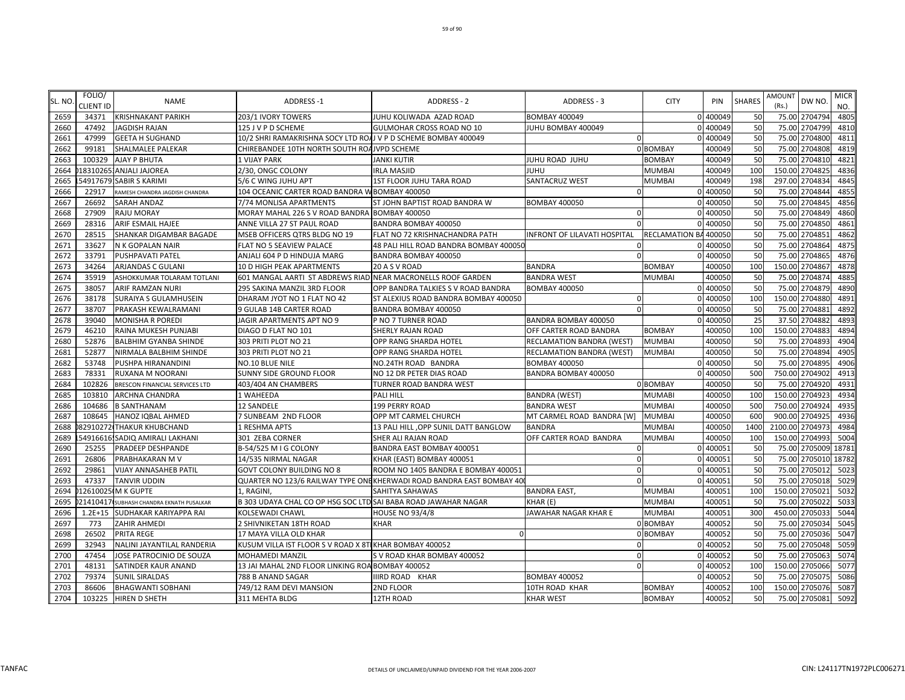| SL. NO. | FOLIO/ CLIENT ID | NAME | ADDRESS -1 | ADDRESS - 2 | ADDRESS - 3 | CITY | PIN | SHARES | AMOUNT (Rs.) | DW NO. | MICR NO. |
|---|---|---|---|---|---|---|---|---|---|---|---|
| 2659 | 34371 | KRISHNAKANT PARIKH | 203/1 IVORY TOWERS | JUHU KOLIWADA AZAD ROAD | BOMBAY 400049 | 0 | 400049 | 50 | 75.00 | 2704794 | 4805 |
| 2660 | 47492 | JAGDISH RAJAN | 125 J V P D SCHEME | GULMOHAR CROSS ROAD NO 10 | JUHU BOMBAY 400049 | 0 | 400049 | 50 | 75.00 | 2704799 | 4810 |
| 2661 | 47999 | GEETA H SUGHAND | 10/2 SHRI RAMAKRISHNA SOCY LTD ROA | J V P D SCHEME BOMBAY 400049 | 0 | 0 | 400049 | 50 | 75.00 | 2704800 | 4811 |
| 2662 | 99181 | SHALMALEE PALEKAR | CHIREBANDEE 10TH NORTH SOUTH ROA | JVPD SCHEME | | 0 BOMBAY | 400049 | 50 | 75.00 | 2704808 | 4819 |
| 2663 | 100329 | AJAY P BHUTA | 1 VIJAY PARK | JANKI KUTIR | JUHU ROAD JUHU | BOMBAY | 400049 | 50 | 75.00 | 2704810 | 4821 |
| 2664 | 018310265 | ANJALI JAJOREA | 2/30, ONGC COLONY | IRLA MASJID | JUHU | MUMBAI | 400049 | 100 | 150.00 | 2704825 | 4836 |
| 2665 | 154917679 | SABIR S KARIMI | 5/6 C WING JUHU APT | 1ST FLOOR JUHU TARA ROAD | SANTACRUZ WEST | MUMBAI | 400049 | 198 | 297.00 | 2704834 | 4845 |
| 2666 | 22917 | RAMESH CHANDRA JAGDISH CHANDRA | 104 OCEANIC CARTER ROAD BANDRA W | BOMBAY 400050 | 0 | 0 | 400050 | 50 | 75.00 | 2704844 | 4855 |
| 2667 | 26692 | SARAH ANDAZ | 7/74 MONLISA APARTMENTS | ST JOHN BAPTIST ROAD BANDRA W | BOMBAY 400050 | 0 | 400050 | 50 | 75.00 | 2704845 | 4856 |
| 2668 | 27909 | RAJU MORAY | MORAY MAHAL 226 S V ROAD BANDRA | BOMBAY 400050 | 0 | 0 | 400050 | 50 | 75.00 | 2704849 | 4860 |
| 2669 | 28316 | ARIF ESMAIL HAJEE | ANNE VILLA 27 ST PAUL ROAD | BANDRA BOMBAY 400050 | 0 | 0 | 400050 | 50 | 75.00 | 2704850 | 4861 |
| 2670 | 28515 | SHANKAR DIGAMBAR BAGADE | MSEB OFFICERS QTRS BLDG NO 19 | FLAT NO 72 KRISHNACHANDRA PATH | INFRONT OF LILAVATI HOSPITAL | RECLAMATION BA | 400050 | 50 | 75.00 | 2704851 | 4862 |
| 2671 | 33627 | N K GOPALAN NAIR | FLAT NO 5 SEAVIEW PALACE | 48 PALI HILL ROAD BANDRA BOMBAY 400050 | 0 | 0 | 400050 | 50 | 75.00 | 2704864 | 4875 |
| 2672 | 33791 | PUSHPAVATI PATEL | ANJALI 604 P D HINDUJA MARG | BANDRA BOMBAY 400050 | 0 | 0 | 400050 | 50 | 75.00 | 2704865 | 4876 |
| 2673 | 34264 | ARJANDAS C GULANI | 10 D HIGH PEAK APARTMENTS | 20 A S V ROAD | BANDRA | BOMBAY | 400050 | 100 | 150.00 | 2704867 | 4878 |
| 2674 | 35919 | ASHOKKUMAR TOLARAM TOTLANI | 601 MANGAL AARTI ST ABDREWS RIAD | NEAR MACRONELLS ROOF GARDEN | BANDRA WEST | MUMBAI | 400050 | 50 | 75.00 | 2704874 | 4885 |
| 2675 | 38057 | ARIF RAMZAN NURI | 295 SAKINA MANZIL 3RD FLOOR | OPP BANDRA TALKIES S V ROAD BANDRA | BOMBAY 400050 | 0 | 400050 | 50 | 75.00 | 2704879 | 4890 |
| 2676 | 38178 | SURAIYA S GULAMHUSEIN | DHARAM JYOT NO 1 FLAT NO 42 | ST ALEXIUS ROAD BANDRA BOMBAY 400050 | 0 | 0 | 400050 | 100 | 150.00 | 2704880 | 4891 |
| 2677 | 38707 | PRAKASH KEWALRAMANI | 9 GULAB 14B CARTER ROAD | BANDRA BOMBAY 400050 | 0 | 0 | 400050 | 50 | 75.00 | 2704881 | 4892 |
| 2678 | 39040 | MONISHA R POREDI | JAGIR APARTMENTS APT NO 9 | P NO 7 TURNER ROAD | BANDRA BOMBAY 400050 | 0 | 400050 | 25 | 37.50 | 2704882 | 4893 |
| 2679 | 46210 | RAINA MUKESH PUNJABI | DIAGO D FLAT NO 101 | SHERLY RAJAN ROAD | OFF CARTER ROAD BANDRA | BOMBAY | 400050 | 100 | 150.00 | 2704883 | 4894 |
| 2680 | 52876 | BALBHIM GYANBA SHINDE | 303 PRITI PLOT NO 21 | OPP RANG SHARDA HOTEL | RECLAMATION BANDRA (WEST) | MUMBAI | 400050 | 50 | 75.00 | 2704893 | 4904 |
| 2681 | 52877 | NIRMALA BALBHIM SHINDE | 303 PRITI PLOT NO 21 | OPP RANG SHARDA HOTEL | RECLAMATION BANDRA (WEST) | MUMBAI | 400050 | 50 | 75.00 | 2704894 | 4905 |
| 2682 | 53748 | PUSHPA HIRANANDINI | NO.10 BLUE NILE | NO.24TH ROAD BANDRA | BOMBAY 400050 | 0 | 400050 | 50 | 75.00 | 2704895 | 4906 |
| 2683 | 78331 | RUXANA M NOORANI | SUNNY SIDE GROUND FLOOR | NO 12 DR PETER DIAS ROAD | BANDRA BOMBAY 400050 | 0 | 400050 | 500 | 750.00 | 2704902 | 4913 |
| 2684 | 102826 | BRESCON FINANCIAL SERVICES LTD | 403/404 AN CHAMBERS | TURNER ROAD BANDRA WEST | | 0 BOMBAY | 400050 | 50 | 75.00 | 2704920 | 4931 |
| 2685 | 103810 | ARCHNA CHANDRA | 1 WAHEEDA | PALI HILL | BANDRA (WEST) | MUMABI | 400050 | 100 | 150.00 | 2704923 | 4934 |
| 2686 | 104686 | B SANTHANAM | 12 SANDELE | 199 PERRY ROAD | BANDRA WEST | MUMBAI | 400050 | 500 | 750.00 | 2704924 | 4935 |
| 2687 | 108645 | HANOZ IQBAL AHMED | 7 SUNBEAM 2ND FLOOR | OPP MT CARMEL CHURCH | MT CARMEL ROAD BANDRA [W] | MUMBAI | 400050 | 600 | 900.00 | 2704925 | 4936 |
| 2688 | 082910272 | THAKUR KHUBCHAND | 1 RESHMA APTS | 13 PALI HILL ,OPP SUNIL DATT BANGLOW | BANDRA | MUMBAI | 400050 | 1400 | 2100.00 | 2704973 | 4984 |
| 2689 | 154916616 | SADIQ AMIRALI LAKHANI | 301 ZEBA CORNER | SHER ALI RAJAN ROAD | OFF CARTER ROAD BANDRA | MUMBAI | 400050 | 100 | 150.00 | 2704993 | 5004 |
| 2690 | 25255 | PRADEEP DESHPANDE | B-54/525 M I G COLONY | BANDRA EAST BOMBAY 400051 | 0 | 0 | 400051 | 50 | 75.00 | 2705009 | 18781 |
| 2691 | 26806 | PRABHAKARAN M V | 14/535 NIRMAL NAGAR | KHAR (EAST) BOMBAY 400051 | 0 | 0 | 400051 | 50 | 75.00 | 2705010 | 18782 |
| 2692 | 29861 | VIJAY ANNASAHEB PATIL | GOVT COLONY BUILDING NO 8 | ROOM NO 1405 BANDRA E BOMBAY 400051 | 0 | 0 | 400051 | 50 | 75.00 | 2705012 | 5023 |
| 2693 | 47337 | TANVIR UDDIN | QUARTER NO 123/6 RAILWAY TYPE ONE | KHERWADI ROAD BANDRA EAST BOMBAY 400 | 0 | 0 | 400051 | 50 | 75.00 | 2705018 | 5029 |
| 2694 | 012610025 | M K GUPTE | 1, RAGINI, | SAHITYA SAHAWAS | BANDRA EAST, | MUMBAI | 400051 | 100 | 150.00 | 2705021 | 5032 |
| 2695 | 021410417 | SUBHASH CHANDRA EKNATH PUSALKAR | B 303 UDAYA CHAL CO OP HSG SOC LTD | SAI BABA ROAD JAWAHAR NAGAR | KHAR (E) | MUMBAI | 400051 | 50 | 75.00 | 2705022 | 5033 |
| 2696 | 1.2E+15 | SUDHAKAR KARIYAPPA RAI | KOLSEWADI CHAWL | HOUSE NO 93/4/8 | JAWAHAR NAGAR KHAR E | MUMBAI | 400051 | 300 | 450.00 | 2705033 | 5044 |
| 2697 | 773 | ZAHIR AHMEDI | 2 SHIVNIKETAN 18TH ROAD | KHAR | | 0 BOMBAY | 400052 | 50 | 75.00 | 2705034 | 5045 |
| 2698 | 26502 | PRITA REGE | 17 MAYA VILLA OLD KHAR | 0 | | 0 BOMBAY | 400052 | 50 | 75.00 | 2705036 | 5047 |
| 2699 | 32943 | NALINI JAYANTILAL RANDERIA | KUSUM VILLA IST FLOOR S V ROAD X 8T | KHAR BOMBAY 400052 | 0 | 0 | 400052 | 50 | 75.00 | 2705048 | 5059 |
| 2700 | 47454 | JOSE PATROCINIO DE SOUZA | MOHAMEDI MANZIL | S V ROAD KHAR BOMBAY 400052 | 0 | 0 | 400052 | 50 | 75.00 | 2705063 | 5074 |
| 2701 | 48131 | SATINDER KAUR ANAND | 13 JAI MAHAL 2ND FLOOR LINKING ROA | BOMBAY 400052 | 0 | 0 | 400052 | 100 | 150.00 | 2705066 | 5077 |
| 2702 | 79374 | SUNIL SIRALDAS | 788 B ANAND SAGAR | IIIRD ROAD KHAR | BOMBAY 400052 | 0 | 400052 | 50 | 75.00 | 2705075 | 5086 |
| 2703 | 86606 | BHAGWANTI SOBHANI | 749/12 RAM DEVI MANSION | 2ND FLOOR | 10TH ROAD KHAR | BOMBAY | 400052 | 100 | 150.00 | 2705076 | 5087 |
| 2704 | 103225 | HIREN D SHETH | 311 MEHTA BLDG | 12TH ROAD | KHAR WEST | BOMBAY | 400052 | 50 | 75.00 | 2705081 | 5092 |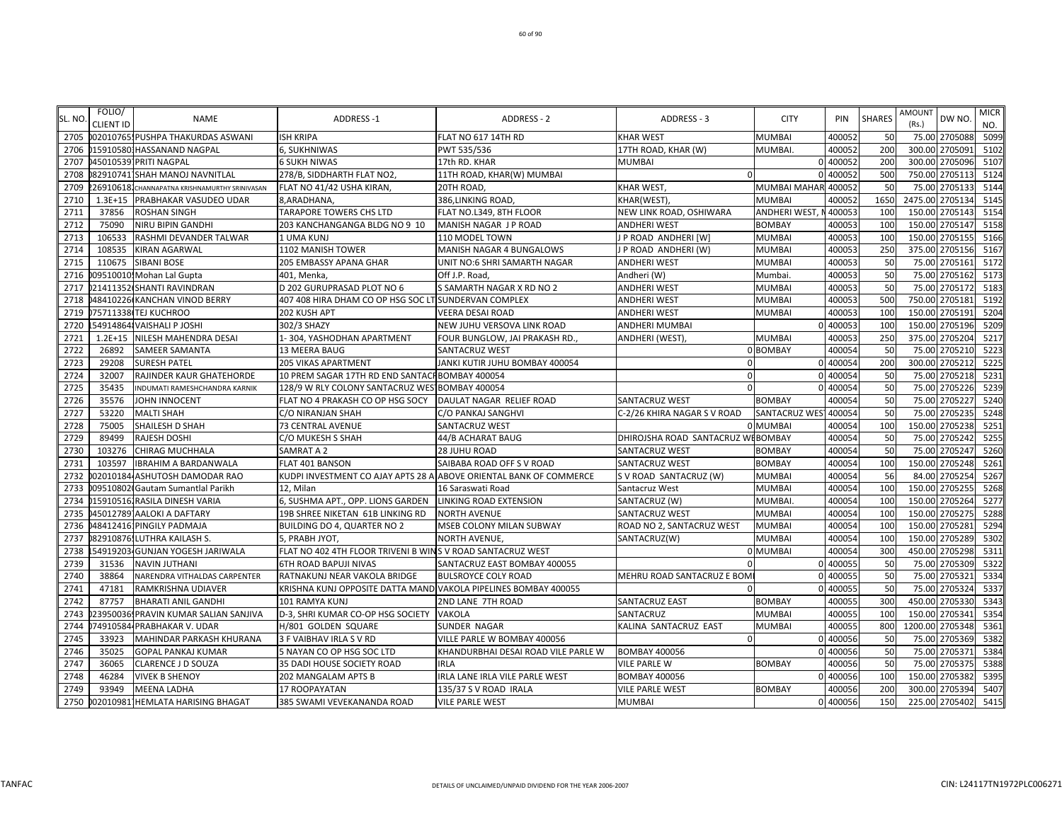| SL. NO. | FOLIO/ CLIENT ID | NAME | ADDRESS -1 | ADDRESS - 2 | ADDRESS - 3 | CITY | PIN | SHARES | AMOUNT (Rs.) | DW NO. | MICR NO. |
|---|---|---|---|---|---|---|---|---|---|---|---|
| 2705 | )02010765! | PUSHPA THAKURDAS ASWANI | ISH KRIPA | FLAT NO 617 14TH RD | KHAR WEST | MUMBAI | 400052 | 50 | 75.00 | 2705088 | 5099 |
| 2706 | )15910580. | HASSANAND NAGPAL | 6, SUKHNIWAS | PWT 535/536 | 17TH ROAD, KHAR (W) | MUMBAI. | 400052 | 200 | 300.00 | 2705091 | 5102 |
| 2707 | )45010539 | PRITI NAGPAL | 6 SUKH NIWAS | 17th RD. KHAR | MUMBAI | 0 | 400052 | 200 | 300.00 | 2705096 | 5107 |
| 2708 | )82910741 | SHAH MANOJ NAVNITLAL | 278/B, SIDDHARTH FLAT NO2, | 11TH ROAD, KHAR(W) MUMBAI | 0 | 0 | 400052 | 500 | 750.00 | 2705113 | 5124 |
| 2709 | 226910618. | CHANNAPATNA KRISHNAMURTHY SRINIVASAN | FLAT NO 41/42 USHA KIRAN, | 20TH ROAD, | KHAR WEST, | MUMBAI MAHAR | 400052 | 50 | 75.00 | 2705133 | 5144 |
| 2710 | 1.3E+15 | PRABHAKAR VASUDEO UDAR | 8,ARADHANA, | 386,LINKING ROAD, | KHAR(WEST), | MUMBAI | 400052 | 1650 | 2475.00 | 2705134 | 5145 |
| 2711 | 37856 | ROSHAN SINGH | TARAPORE TOWERS CHS LTD | FLAT NO.L349, 8TH FLOOR | NEW LINK ROAD, OSHIWARA | ANDHERI WEST, N | 400053 | 100 | 150.00 | 2705143 | 5154 |
| 2712 | 75090 | NIRU BIPIN GANDHI | 203 KANCHANGANGA BLDG NO 9 10 | MANISH NAGAR J P ROAD | ANDHERI WEST | BOMBAY | 400053 | 100 | 150.00 | 2705147 | 5158 |
| 2713 | 106533 | RASHMI DEVANDER TALWAR | 1 UMA KUNJ | 110 MODEL TOWN | J P ROAD ANDHERI [W] | MUMBAI | 400053 | 100 | 150.00 | 2705155 | 5166 |
| 2714 | 108535 | KIRAN AGARWAL | 1102 MANISH TOWER | MANISH NAGAR 4 BUNGALOWS | J P ROAD ANDHERI (W) | MUMBAI | 400053 | 250 | 375.00 | 2705156 | 5167 |
| 2715 | 110675 | SIBANI BOSE | 205 EMBASSY APANA GHAR | UNIT NO:6 SHRI SAMARTH NAGAR | ANDHERI WEST | MUMBAI | 400053 | 50 | 75.00 | 2705161 | 5172 |
| 2716 | )09510010! | Mohan Lal Gupta | 401, Menka, | Off J.P. Road, | Andheri (W) | Mumbai. | 400053 | 50 | 75.00 | 2705162 | 5173 |
| 2717 | )21411352( | SHANTI RAVINDRAN | D 202 GURUPRASAD PLOT NO 6 | S SAMARTH NAGAR X RD NO 2 | ANDHERI WEST | MUMBAI | 400053 | 50 | 75.00 | 2705172 | 5183 |
| 2718 | )48410226( | KANCHAN VINOD BERRY | 407 408 HIRA DHAM CO OP HSG SOC LT | SUNDERVAN COMPLEX | ANDHERI WEST | MUMBAI | 400053 | 500 | 750.00 | 2705181 | 5192 |
| 2719 | )75711338( | TEJ KUCHROO | 202 KUSH APT | VEERA DESAI ROAD | ANDHERI WEST | MUMBAI | 400053 | 100 | 150.00 | 2705191 | 5204 |
| 2720 | 154914864 | VAISHALI P JOSHI | 302/3 SHAZY | NEW JUHU VERSOVA LINK ROAD | ANDHERI MUMBAI | 0 | 400053 | 100 | 150.00 | 2705196 | 5209 |
| 2721 | 1.2E+15 | NILESH MAHENDRA DESAI | 1- 304, YASHODHAN APARTMENT | FOUR BUNGLOW, JAI PRAKASH RD., | ANDHERI (WEST), | MUMBAI | 400053 | 250 | 375.00 | 2705204 | 5217 |
| 2722 | 26892 | SAMEER SAMANTA | 13 MEERA BAUG | SANTACRUZ WEST | 0 | BOMBAY | 400054 | 50 | 75.00 | 2705210 | 5223 |
| 2723 | 29208 | SURESH PATEL | 205 VIKAS APARTMENT | JANKI KUTIR JUHU BOMBAY 400054 | 0 | 0 | 400054 | 200 | 300.00 | 2705212 | 5225 |
| 2724 | 32007 | RAJINDER KAUR GHATEHORDE | 10 PREM SAGAR 17TH RD END SANTACR | BOMBAY 400054 | 0 | 0 | 400054 | 50 | 75.00 | 2705218 | 5231 |
| 2725 | 35435 | INDUMATI RAMESHCHANDRA KARNIK | 128/9 W RLY COLONY SANTACRUZ WES | BOMBAY 400054 | 0 | 0 | 400054 | 50 | 75.00 | 2705226 | 5239 |
| 2726 | 35576 | JOHN INNOCENT | FLAT NO 4 PRAKASH CO OP HSG SOCY | DAULAT NAGAR RELIEF ROAD | SANTACRUZ WEST | BOMBAY | 400054 | 50 | 75.00 | 2705227 | 5240 |
| 2727 | 53220 | MALTI SHAH | C/O NIRANJAN SHAH | C/O PANKAJ SANGHVI | C-2/26 KHIRA NAGAR S V ROAD | SANTACRUZ WES | 400054 | 50 | 75.00 | 2705235 | 5248 |
| 2728 | 75005 | SHAILESH D SHAH | 73 CENTRAL AVENUE | SANTACRUZ WEST | 0 | MUMBAI | 400054 | 100 | 150.00 | 2705238 | 5251 |
| 2729 | 89499 | RAJESH DOSHI | C/O MUKESH S SHAH | 44/B ACHARAT BAUG | DHIROJSHA ROAD SANTACRUZ WE | BOMBAY | 400054 | 50 | 75.00 | 2705242 | 5255 |
| 2730 | 103276 | CHIRAG MUCHHALA | SAMRAT A 2 | 28 JUHU ROAD | SANTACRUZ WEST | BOMBAY | 400054 | 50 | 75.00 | 2705247 | 5260 |
| 2731 | 103597 | IBRAHIM A BARDANWALA | FLAT 401 BANSON | SAIBABA ROAD OFF S V ROAD | SANTACRUZ WEST | BOMBAY | 400054 | 100 | 150.00 | 2705248 | 5261 |
| 2732 | )02010184 | ASHUTOSH DAMODAR RAO | KUDPI INVESTMENT CO AJAY APTS 28 A | ABOVE ORIENTAL BANK OF COMMERCE | S V ROAD SANTACRUZ (W) | MUMBAI | 400054 | 56 | 84.00 | 2705254 | 5267 |
| 2733 | )09510802( | Gautam Sumantlal Parikh | 12, Milan | 16 Saraswati Road | Santacruz West | MUMBAI | 400054 | 100 | 150.00 | 2705255 | 5268 |
| 2734 | )15910516. | RASILA DINESH VARIA | 6, SUSHMA APT., OPP. LIONS GARDEN | LINKING ROAD EXTENSION | SANTACRUZ (W) | MUMBAI. | 400054 | 100 | 150.00 | 2705264 | 5277 |
| 2735 | )45012789 | AALOKI A DAFTARY | 19B SHREE NIKETAN 61B LINKING RD | NORTH AVENUE | SANTACRUZ WEST | MUMBAI | 400054 | 100 | 150.00 | 2705275 | 5288 |
| 2736 | )48412416 | PINGILY PADMAJA | BUILDING DO 4, QUARTER NO 2 | MSEB COLONY MILAN SUBWAY | ROAD NO 2, SANTACRUZ WEST | MUMBAI | 400054 | 100 | 150.00 | 2705281 | 5294 |
| 2737 | )82910876! | LUTHRA KAILASH S. | 5, PRABH JYOT, | NORTH AVENUE, | SANTACRUZ(W) | MUMBAI | 400054 | 100 | 150.00 | 2705289 | 5302 |
| 2738 | 154919203 | GUNJAN YOGESH JARIWALA | FLAT NO 402 4TH FLOOR TRIVENI B WIN | S V ROAD SANTACRUZ WEST | | 0 MUMBAI | 400054 | 300 | 450.00 | 2705298 | 5311 |
| 2739 | 31536 | NAVIN JUTHANI | 6TH ROAD BAPUJI NIVAS | SANTACRUZ EAST BOMBAY 400055 | 0 | 0 | 400055 | 50 | 75.00 | 2705309 | 5322 |
| 2740 | 38864 | NARENDRA VITHALDAS CARPENTER | RATNAKUNJ NEAR VAKOLA BRIDGE | BULSROYCE COLY ROAD | MEHRU ROAD SANTACRUZ E BOM | 0 | 400055 | 50 | 75.00 | 2705321 | 5334 |
| 2741 | 47181 | RAMKRISHNA UDIAVER | KRISHNA KUNJ OPPOSITE DATTA MAND | VAKOLA PIPELINES BOMBAY 400055 | 0 | 0 | 400055 | 50 | 75.00 | 2705324 | 5337 |
| 2742 | 87757 | BHARATI ANIL GANDHI | 101 RAMYA KUNJ | 2ND LANE 7TH ROAD | SANTACRUZ EAST | BOMBAY | 400055 | 300 | 450.00 | 2705330 | 5343 |
| 2743 | )23950036! | PRAVIN KUMAR SALIAN SANJIVA | D-3, SHRI KUMAR CO-OP HSG SOCIETY | VAKOLA | SANTACRUZ | MUMBAI | 400055 | 100 | 150.00 | 2705341 | 5354 |
| 2744 | )74910584 | PRABHAKAR V. UDAR | H/801 GOLDEN SQUARE | SUNDER NAGAR | KALINA SANTACRUZ EAST | MUMBAI | 400055 | 800 | 1200.00 | 2705348 | 5361 |
| 2745 | 33923 | MAHINDAR PARKASH KHURANA | 3 F VAIBHAV IRLA S V RD | VILLE PARLE W BOMBAY 400056 | 0 | 0 | 400056 | 50 | 75.00 | 2705369 | 5382 |
| 2746 | 35025 | GOPAL PANKAJ KUMAR | 5 NAYAN CO OP HSG SOC LTD | KHANDURBHAI DESAI ROAD VILE PARLE W | BOMBAY 400056 | 0 | 400056 | 50 | 75.00 | 2705371 | 5384 |
| 2747 | 36065 | CLARENCE J D SOUZA | 35 DADI HOUSE SOCIETY ROAD | IRLA | VILE PARLE W | BOMBAY | 400056 | 50 | 75.00 | 2705375 | 5388 |
| 2748 | 46284 | VIVEK B SHENOY | 202 MANGALAM APTS B | IRLA LANE IRLA VILE PARLE WEST | BOMBAY 400056 | 0 | 400056 | 100 | 150.00 | 2705382 | 5395 |
| 2749 | 93949 | MEENA LADHA | 17 ROOPAYATAN | 135/37 S V ROAD IRALA | VILE PARLE WEST | BOMBAY | 400056 | 200 | 300.00 | 2705394 | 5407 |
| 2750 | )02010981 | HEMLATA HARISING BHAGAT | 385 SWAMI VEVEKANANDA ROAD | VILE PARLE WEST | MUMBAI | 0 | 400056 | 150 | 225.00 | 2705402 | 5415 |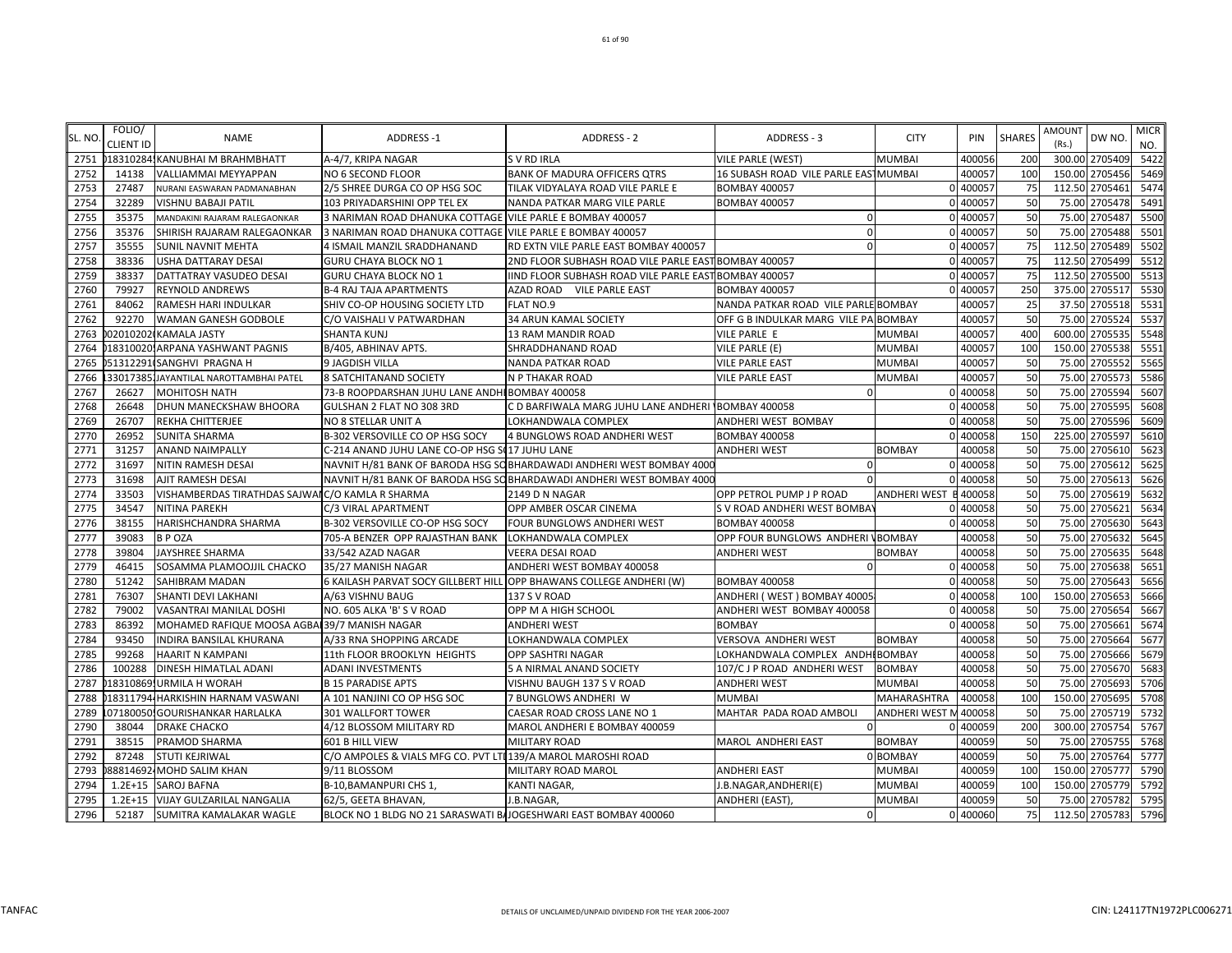| SL. NO. | FOLIO/ CLIENT ID | NAME | ADDRESS -1 | ADDRESS - 2 | ADDRESS - 3 | CITY | PIN | SHARES | AMOUNT (Rs.) | DW NO. | MICR NO. |
|---|---|---|---|---|---|---|---|---|---|---|---|
| 2751 | )18310284 | KANUBHAI M BRAHMBHATT | A-4/7, KRIPA NAGAR | S V RD IRLA | VILE PARLE (WEST) | MUMBAI | 400056 | 200 | 300.00 | 2705409 | 5422 |
| 2752 | 14138 | VALLIAMMAI MEYYAPPAN | NO 6 SECOND FLOOR | BANK OF MADURA OFFICERS QTRS | 16 SUBASH ROAD VILE PARLE EAST | MUMBAI | 400057 | 100 | 150.00 | 2705456 | 5469 |
| 2753 | 27487 | NURANI EASWARAN PADMANABHAN | 2/5 SHREE DURGA CO OP HSG SOC | TILAK VIDYALAYA ROAD VILE PARLE E | BOMBAY 400057 | 0 | 400057 | 75 | 112.50 | 2705461 | 5474 |
| 2754 | 32289 | VISHNU BABAJI PATIL | 103 PRIYADARSHINI OPP TEL EX | NANDA PATKAR MARG VILE PARLE | BOMBAY 400057 | 0 | 400057 | 50 | 75.00 | 2705478 | 5491 |
| 2755 | 35375 | MANDAKINI RAJARAM RALEGAONKAR | 3 NARIMAN ROAD DHANUKA COTTAGE | VILE PARLE E BOMBAY 400057 | 0 | 0 | 400057 | 50 | 75.00 | 2705487 | 5500 |
| 2756 | 35376 | SHIRISH RAJARAM RALEGAONKAR | 3 NARIMAN ROAD DHANUKA COTTAGE | VILE PARLE E BOMBAY 400057 | 0 | 0 | 400057 | 50 | 75.00 | 2705488 | 5501 |
| 2757 | 35555 | SUNIL NAVNIT MEHTA | 4 ISMAIL MANZIL SRADDHANAND | RD EXTN VILE PARLE EAST BOMBAY 400057 | 0 | 0 | 400057 | 75 | 112.50 | 2705489 | 5502 |
| 2758 | 38336 | USHA DATTARAY DESAI | GURU CHAYA BLOCK NO 1 | 2ND FLOOR SUBHASH ROAD VILE PARLE EAST | BOMBAY 400057 | 0 | 400057 | 75 | 112.50 | 2705499 | 5512 |
| 2759 | 38337 | DATTATRAY VASUDEO DESAI | GURU CHAYA BLOCK NO 1 | IIND FLOOR SUBHASH ROAD VILE PARLE EAST | BOMBAY 400057 | 0 | 400057 | 75 | 112.50 | 2705500 | 5513 |
| 2760 | 79927 | REYNOLD ANDREWS | B-4 RAJ TAJA APARTMENTS | AZAD ROAD VILE PARLE EAST | BOMBAY 400057 | 0 | 400057 | 250 | 375.00 | 2705517 | 5530 |
| 2761 | 84062 | RAMESH HARI INDULKAR | SHIV CO-OP HOUSING SOCIETY LTD | FLAT NO.9 | NANDA PATKAR ROAD VILE PARLE | BOMBAY | 400057 | 25 | 37.50 | 2705518 | 5531 |
| 2762 | 92270 | WAMAN GANESH GODBOLE | C/O VAISHALI V PATWARDHAN | 34 ARUN KAMAL SOCIETY | OFF G B INDULKAR MARG VILE PA | BOMBAY | 400057 | 50 | 75.00 | 2705524 | 5537 |
| 2763 | )020102020 | KAMALA JASTY | SHANTA KUNJ | 13 RAM MANDIR ROAD | VILE PARLE E | MUMBAI | 400057 | 400 | 600.00 | 2705535 | 5548 |
| 2764 | )18310020 | ARPANA YASHWANT PAGNIS | B/405, ABHINAV APTS. | SHRADDHANAND ROAD | VILE PARLE (E) | MUMBAI | 400057 | 100 | 150.00 | 2705538 | 5551 |
| 2765 | )51312291 | SANGHVI PRAGNA H | 9 JAGDISH VILLA | NANDA PATKAR ROAD | VILE PARLE EAST | MUMBAI | 400057 | 50 | 75.00 | 2705552 | 5565 |
| 2766 | 133017385 | JAYANTILAL NAROTTAMBHAI PATEL | 8 SATCHITANAND SOCIETY | N P THAKAR ROAD | VILE PARLE EAST | MUMBAI | 400057 | 50 | 75.00 | 2705573 | 5586 |
| 2767 | 26627 | MOHITOSH NATH | 73-B ROOPDARSHAN JUHU LANE ANDHI | BOMBAY 400058 | 0 | 0 | 400058 | 50 | 75.00 | 2705594 | 5607 |
| 2768 | 26648 | DHUN MANECKSHAW BHOORA | GULSHAN 2 FLAT NO 308 3RD | C D BARFIWALA MARG JUHU LANE ANDHERI | BOMBAY 400058 | 0 | 400058 | 50 | 75.00 | 2705595 | 5608 |
| 2769 | 26707 | REKHA CHITTERJEE | NO 8 STELLAR UNIT A | LOKHANDWALA COMPLEX | ANDHERI WEST BOMBAY | 0 | 400058 | 50 | 75.00 | 2705596 | 5609 |
| 2770 | 26952 | SUNITA SHARMA | B-302 VERSOVILLE CO OP HSG SOCY | 4 BUNGLOWS ROAD ANDHERI WEST | BOMBAY 400058 | 0 | 400058 | 150 | 225.00 | 2705597 | 5610 |
| 2771 | 31257 | ANAND NAIMPALLY | C-214 ANAND JUHU LANE CO-OP HSG S | 17 JUHU LANE | ANDHERI WEST | BOMBAY | 400058 | 50 | 75.00 | 2705610 | 5623 |
| 2772 | 31697 | NITIN RAMESH DESAI | NAVNIT H/81 BANK OF BARODA HSG SO | BHARDAWADI ANDHERI WEST BOMBAY 4000 | 0 | 0 | 400058 | 50 | 75.00 | 2705612 | 5625 |
| 2773 | 31698 | AJIT RAMESH DESAI | NAVNIT H/81 BANK OF BARODA HSG SO | BHARDAWADI ANDHERI WEST BOMBAY 4000 | 0 | 0 | 400058 | 50 | 75.00 | 2705613 | 5626 |
| 2774 | 33503 | VISHAMBERDAS TIRATHDAS SAJWA | C/O KAMLA R SHARMA | 2149 D N NAGAR | OPP PETROL PUMP J P ROAD | ANDHERI WEST E | 400058 | 50 | 75.00 | 2705619 | 5632 |
| 2775 | 34547 | NITINA PAREKH | C/3 VIRAL APARTMENT | OPP AMBER OSCAR CINEMA | S V ROAD ANDHERI WEST BOMBAY | 0 | 400058 | 50 | 75.00 | 2705621 | 5634 |
| 2776 | 38155 | HARISHCHANDRA SHARMA | B-302 VERSOVILLE CO-OP HSG SOCY | FOUR BUNGLOWS ANDHERI WEST | BOMBAY 400058 | 0 | 400058 | 50 | 75.00 | 2705630 | 5643 |
| 2777 | 39083 | B P OZA | 705-A BENZER OPP RAJASTHAN BANK | LOKHANDWALA COMPLEX | OPP FOUR BUNGLOWS ANDHERI V | BOMBAY | 400058 | 50 | 75.00 | 2705632 | 5645 |
| 2778 | 39804 | JAYSHREE SHARMA | 33/542 AZAD NAGAR | VEERA DESAI ROAD | ANDHERI WEST | BOMBAY | 400058 | 50 | 75.00 | 2705635 | 5648 |
| 2779 | 46415 | SOSAMMA PLAMOOJJIL CHACKO | 35/27 MANISH NAGAR | ANDHERI WEST BOMBAY 400058 | 0 | 0 | 400058 | 50 | 75.00 | 2705638 | 5651 |
| 2780 | 51242 | SAHIBRAM MADAN | 6 KAILASH PARVAT SOCY GILLBERT HILL | OPP BHAWANS COLLEGE ANDHERI (W) | BOMBAY 400058 | 0 | 400058 | 50 | 75.00 | 2705643 | 5656 |
| 2781 | 76307 | SHANTI DEVI LAKHANI | A/63 VISHNU BAUG | 137 S V ROAD | ANDHERI ( WEST ) BOMBAY 40005 | 0 | 400058 | 100 | 150.00 | 2705653 | 5666 |
| 2782 | 79002 | VASANTRAI MANILAL DOSHI | NO. 605 ALKA 'B' S V ROAD | OPP M A HIGH SCHOOL | ANDHERI WEST BOMBAY 400058 | 0 | 400058 | 50 | 75.00 | 2705654 | 5667 |
| 2783 | 86392 | MOHAMED RAFIQUE MOOSA AGBA | 39/7 MANISH NAGAR | ANDHERI WEST | BOMBAY | 0 | 400058 | 50 | 75.00 | 2705661 | 5674 |
| 2784 | 93450 | INDIRA BANSILAL KHURANA | A/33 RNA SHOPPING ARCADE | LOKHANDWALA COMPLEX | VERSOVA ANDHERI WEST | BOMBAY | 400058 | 50 | 75.00 | 2705664 | 5677 |
| 2785 | 99268 | HAARIT N KAMPANI | 11th FLOOR BROOKLYN HEIGHTS | OPP SASHTRI NAGAR | LOKHANDWALA COMPLEX ANDH | BOMBAY | 400058 | 50 | 75.00 | 2705666 | 5679 |
| 2786 | 100288 | DINESH HIMATLAL ADANI | ADANI INVESTMENTS | 5 A NIRMAL ANAND SOCIETY | 107/C J P ROAD ANDHERI WEST | BOMBAY | 400058 | 50 | 75.00 | 2705670 | 5683 |
| 2787 | )18310869 | URMILA H WORAH | B 15 PARADISE APTS | VISHNU BAUGH 137 S V ROAD | ANDHERI WEST | MUMBAI | 400058 | 50 | 75.00 | 2705693 | 5706 |
| 2788 | )18311794 | HARKISHIN HARNAM VASWANI | A 101 NANJINI CO OP HSG SOC | 7 BUNGLOWS ANDHERI W | MUMBAI | MAHARASHTRA | 400058 | 100 | 150.00 | 2705695 | 5708 |
| 2789 | 107180050 | GOURISHANKAR HARLALKA | 301 WALLFORT TOWER | CAESAR ROAD CROSS LANE NO 1 | MAHTAR PADA ROAD AMBOLI | ANDHERI WEST M | 400058 | 50 | 75.00 | 2705719 | 5732 |
| 2790 | 38044 | DRAKE CHACKO | 4/12 BLOSSOM MILITARY RD | MAROL ANDHERI E BOMBAY 400059 | 0 | 0 | 400059 | 200 | 300.00 | 2705754 | 5767 |
| 2791 | 38515 | PRAMOD SHARMA | 601 B HILL VIEW | MILITARY ROAD | MAROL ANDHERI EAST | BOMBAY | 400059 | 50 | 75.00 | 2705755 | 5768 |
| 2792 | 87248 | STUTI KEJRIWAL | C/O AMPOLES & VIALS MFG CO. PVT LT | 139/A MAROL MAROSHI ROAD | 0 | BOMBAY | 400059 | 50 | 75.00 | 2705764 | 5777 |
| 2793 | )888146924 | MOHD SALIM KHAN | 9/11 BLOSSOM | MILITARY ROAD MAROL | ANDHERI EAST | MUMBAI | 400059 | 100 | 150.00 | 2705777 | 5790 |
| 2794 | 1.2E+15 | SAROJ BAFNA | B-10,BAMANPURI CHS 1, | KANTI NAGAR, | J.B.NAGAR,ANDHERI(E) | MUMBAI | 400059 | 100 | 150.00 | 2705779 | 5792 |
| 2795 | 1.2E+15 | VIJAY GULZARILAL NANGALIA | 62/5, GEETA BHAVAN, | J.B.NAGAR, | ANDHERI (EAST), | MUMBAI | 400059 | 50 | 75.00 | 2705782 | 5795 |
| 2796 | 52187 | SUMITRA KAMALAKAR WAGLE | BLOCK NO 1 BLDG NO 21 SARASWATI B | JOGESHWARI EAST BOMBAY 400060 | 0 | 0 | 400060 | 75 | 112.50 | 2705783 | 5796 |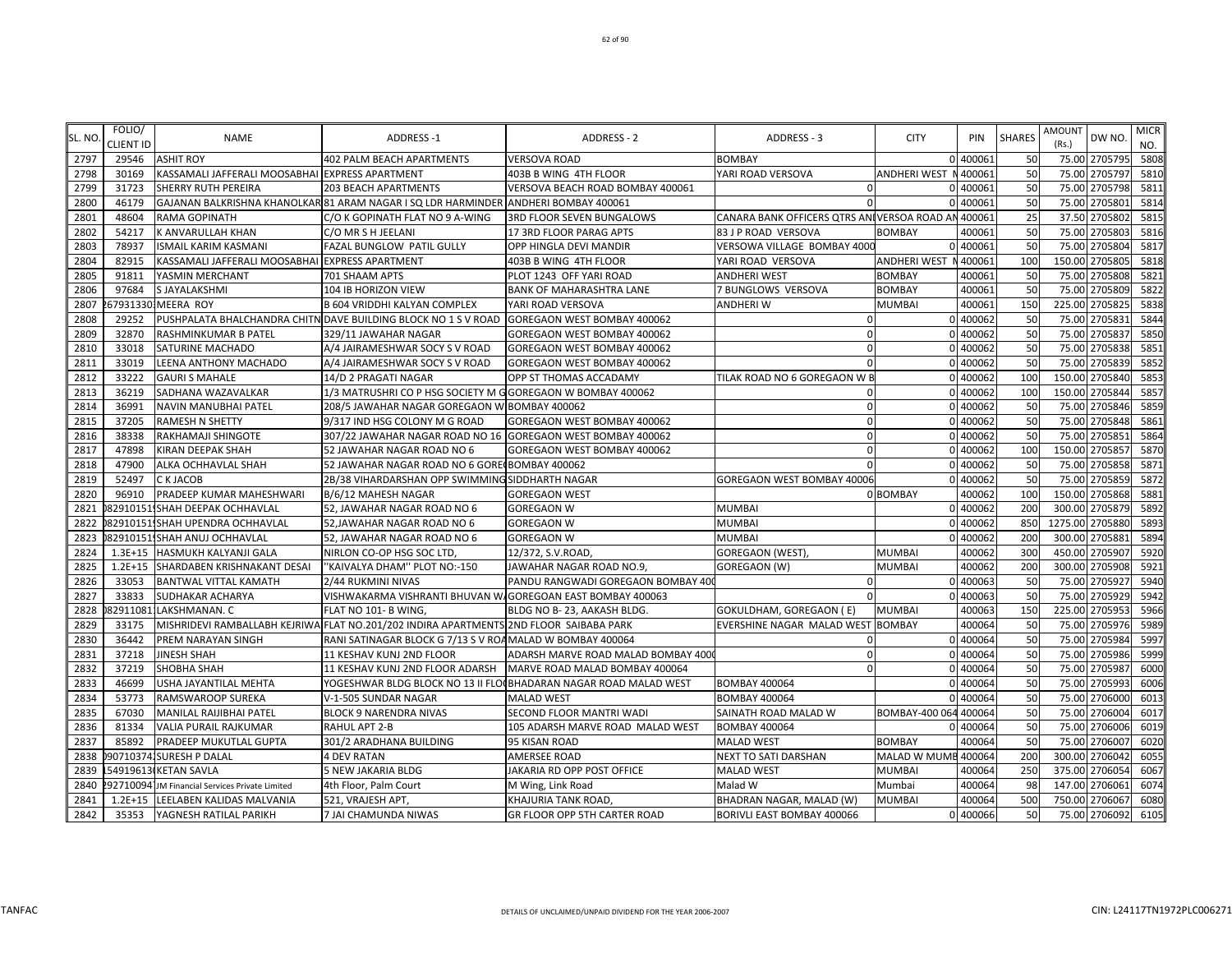| SL. NO. | FOLIO/ CLIENT ID | NAME | ADDRESS -1 | ADDRESS - 2 | ADDRESS - 3 | CITY | PIN | SHARES | AMOUNT (Rs.) | DW NO. | MICR NO. |
|---|---|---|---|---|---|---|---|---|---|---|---|
| 2797 | 29546 | ASHIT ROY | 402 PALM BEACH APARTMENTS | VERSOVA ROAD | BOMBAY | 0 | 400061 | 50 | 75.00 | 2705795 | 5808 |
| 2798 | 30169 | KASSAMALI JAFFERALI MOOSABHAI | EXPRESS APARTMENT | 403B B WING 4TH FLOOR | YARI ROAD VERSOVA | ANDHERI WEST N | 400061 | 50 | 75.00 | 2705797 | 5810 |
| 2799 | 31723 | SHERRY RUTH PEREIRA | 203 BEACH APARTMENTS | VERSOVA BEACH ROAD BOMBAY 400061 | 0 | 0 | 400061 | 50 | 75.00 | 2705798 | 5811 |
| 2800 | 46179 | GAJANAN BALKRISHNA KHANOLKAR | 81 ARAM NAGAR I SQ LDR HARMINDER | ANDHERI BOMBAY 400061 | 0 | 0 | 400061 | 50 | 75.00 | 2705801 | 5814 |
| 2801 | 48604 | RAMA GOPINATH | C/O K GOPINATH FLAT NO 9 A-WING | 3RD FLOOR SEVEN BUNGALOWS | CANARA BANK OFFICERS QTRS AN | VERSOA ROAD AN | 400061 | 25 | 37.50 | 2705802 | 5815 |
| 2802 | 54217 | K ANVARULLAH KHAN | C/O MR S H JEELANI | 17 3RD FLOOR PARAG APTS | 83 J P ROAD VERSOVA | BOMBAY | 400061 | 50 | 75.00 | 2705803 | 5816 |
| 2803 | 78937 | ISMAIL KARIM KASMANI | FAZAL BUNGLOW PATIL GULLY | OPP HINGLA DEVI MANDIR | VERSOWA VILLAGE BOMBAY 4000 | 0 | 400061 | 50 | 75.00 | 2705804 | 5817 |
| 2804 | 82915 | KASSAMALI JAFFERALI MOOSABHAI | EXPRESS APARTMENT | 403B B WING 4TH FLOOR | YARI ROAD VERSOVA | ANDHERI WEST N | 400061 | 100 | 150.00 | 2705805 | 5818 |
| 2805 | 91811 | YASMIN MERCHANT | 701 SHAAM APTS | PLOT 1243 OFF YARI ROAD | ANDHERI WEST | BOMBAY | 400061 | 50 | 75.00 | 2705808 | 5821 |
| 2806 | 97684 | S JAYALAKSHMI | 104 IB HORIZON VIEW | BANK OF MAHARASHTRA LANE | 7 BUNGLOWS VERSOVA | BOMBAY | 400061 | 50 | 75.00 | 2705809 | 5822 |
| 2807 | 2679313301 | MEERA ROY | B 604 VRIDDHI KALYAN COMPLEX | YARI ROAD VERSOVA | ANDHERI W | MUMBAI | 400061 | 150 | 225.00 | 2705825 | 5838 |
| 2808 | 29252 | PUSHPALATA BHALCHANDRA CHITN | DAVE BUILDING BLOCK NO 1 S V ROAD | GOREGAON WEST BOMBAY 400062 | 0 | 0 | 400062 | 50 | 75.00 | 2705831 | 5844 |
| 2809 | 32870 | RASHMINKUMAR B PATEL | 329/11 JAWAHAR NAGAR | GOREGAON WEST BOMBAY 400062 | 0 | 0 | 400062 | 50 | 75.00 | 2705837 | 5850 |
| 2810 | 33018 | SATURINE MACHADO | A/4 JAIRAMESHWAR SOCY S V ROAD | GOREGAON WEST BOMBAY 400062 | 0 | 0 | 400062 | 50 | 75.00 | 2705838 | 5851 |
| 2811 | 33019 | LEENA ANTHONY MACHADO | A/4 JAIRAMESHWAR SOCY S V ROAD | GOREGAON WEST BOMBAY 400062 | 0 | 0 | 400062 | 50 | 75.00 | 2705839 | 5852 |
| 2812 | 33222 | GAURI S MAHALE | 14/D 2 PRAGATI NAGAR | OPP ST THOMAS ACCADAMY | TILAK ROAD NO 6 GOREGAON W B | 0 | 400062 | 100 | 150.00 | 2705840 | 5853 |
| 2813 | 36219 | SADHANA WAZAVALKAR | 1/3 MATRUSHRI CO P HSG SOCIETY M G | GOREGAON W BOMBAY 400062 | 0 | 0 | 400062 | 100 | 150.00 | 2705844 | 5857 |
| 2814 | 36991 | NAVIN MANUBHAI PATEL | 208/5 JAWAHAR NAGAR GOREGAON W | BOMBAY 400062 | 0 | 0 | 400062 | 50 | 75.00 | 2705846 | 5859 |
| 2815 | 37205 | RAMESH N SHETTY | 9/317 IND HSG COLONY M G ROAD | GOREGAON WEST BOMBAY 400062 | 0 | 0 | 400062 | 50 | 75.00 | 2705848 | 5861 |
| 2816 | 38338 | RAKHAMAJI SHINGOTE | 307/22 JAWAHAR NAGAR ROAD NO 16 | GOREGAON WEST BOMBAY 400062 | 0 | 0 | 400062 | 50 | 75.00 | 2705851 | 5864 |
| 2817 | 47898 | KIRAN DEEPAK SHAH | 52 JAWAHAR NAGAR ROAD NO 6 | GOREGAON WEST BOMBAY 400062 | 0 | 0 | 400062 | 100 | 150.00 | 2705857 | 5870 |
| 2818 | 47900 | ALKA OCHHAVLAL SHAH | 52 JAWAHAR NAGAR ROAD NO 6 GORE( | BOMBAY 400062 | 0 | 0 | 400062 | 50 | 75.00 | 2705858 | 5871 |
| 2819 | 52497 | C K JACOB | 2B/38 VIHARDARSHAN OPP SWIMMING | SIDDHARTH NAGAR | GOREGAON WEST BOMBAY 40006 | 0 | 400062 | 50 | 75.00 | 2705859 | 5872 |
| 2820 | 96910 | PRADEEP KUMAR MAHESHWARI | B/6/12 MAHESH NAGAR | GOREGAON WEST | 0 | BOMBAY | 400062 | 100 | 150.00 | 2705868 | 5881 |
| 2821 | 0829101519 | SHAH DEEPAK OCHHAVLAL | 52, JAWAHAR NAGAR ROAD NO 6 | GOREGAON W | MUMBAI | 0 | 400062 | 200 | 300.00 | 2705879 | 5892 |
| 2822 | 0829101519 | SHAH UPENDRA OCHHAVLAL | 52,JAWAHAR NAGAR ROAD NO 6 | GOREGAON W | MUMBAI | 0 | 400062 | 850 | 1275.00 | 2705880 | 5893 |
| 2823 | 0829101519 | SHAH ANUJ OCHHAVLAL | 52, JAWAHAR NAGAR ROAD NO 6 | GOREGAON W | MUMBAI | 0 | 400062 | 200 | 300.00 | 2705881 | 5894 |
| 2824 | 1.3E+15 | HASMUKH KALYANJI GALA | NIRLON CO-OP HSG SOC LTD, | 12/372, S.V.ROAD, | GOREGAON (WEST), | MUMBAI | 400062 | 300 | 450.00 | 2705907 | 5920 |
| 2825 | 1.2E+15 | SHARDABEN KRISHNAKANT DESAI | "KAIVALYA DHAM" PLOT NO:-150 | JAWAHAR NAGAR ROAD NO.9, | GOREGAON (W) | MUMBAI | 400062 | 200 | 300.00 | 2705908 | 5921 |
| 2826 | 33053 | BANTWAL VITTAL KAMATH | 2/44 RUKMINI NIVAS | PANDU RANGWADI GOREGAON BOMBAY 400 | 0 | 0 | 400063 | 50 | 75.00 | 2705927 | 5940 |
| 2827 | 33833 | SUDHAKAR ACHARYA | VISHWAKARMA VISHRANTI BHUVAN W/ | GOREGOAN EAST BOMBAY 400063 | 0 | 0 | 400063 | 50 | 75.00 | 2705929 | 5942 |
| 2828 | 0829110811 | LAKSHMANAN. C | FLAT NO 101- B WING, | BLDG NO B- 23, AAKASH BLDG. | GOKULDHAM, GOREGAON ( E) | MUMBAI | 400063 | 150 | 225.00 | 2705953 | 5966 |
| 2829 | 33175 | MISHRIDEVI RAMBALLABH KEJRIWA | FLAT NO.201/202 INDIRA APARTMENTS | 2ND FLOOR SAIBABA PARK | EVERSHINE NAGAR MALAD WEST | BOMBAY | 400064 | 50 | 75.00 | 2705976 | 5989 |
| 2830 | 36442 | PREM NARAYAN SINGH | RANI SATINAGAR BLOCK G 7/13 S V RO | MALAD W BOMBAY 400064 | 0 | 0 | 400064 | 50 | 75.00 | 2705984 | 5997 |
| 2831 | 37218 | JINESH SHAH | 11 KESHAV KUNJ 2ND FLOOR | ADARSH MARVE ROAD MALAD BOMBAY 400( | 0 | 0 | 400064 | 50 | 75.00 | 2705986 | 5999 |
| 2832 | 37219 | SHOBHA SHAH | 11 KESHAV KUNJ 2ND FLOOR ADARSH | MARVE ROAD MALAD BOMBAY 400064 | 0 | 0 | 400064 | 50 | 75.00 | 2705987 | 6000 |
| 2833 | 46699 | USHA JAYANTILAL MEHTA | YOGESHWAR BLDG BLOCK NO 13 II FLO( | BHADARAN NAGAR ROAD MALAD WEST | BOMBAY 400064 | 0 | 400064 | 50 | 75.00 | 2705993 | 6006 |
| 2834 | 53773 | RAMSWAROOP SUREKA | V-1-505 SUNDAR NAGAR | MALAD WEST | BOMBAY 400064 | 0 | 400064 | 50 | 75.00 | 2706000 | 6013 |
| 2835 | 67030 | MANILAL RAIJIBHAI PATEL | BLOCK 9 NARENDRA NIVAS | SECOND FLOOR MANTRI WADI | SAINATH ROAD MALAD W | BOMBAY-400 064 | 400064 | 50 | 75.00 | 2706004 | 6017 |
| 2836 | 81334 | VALIA PURAIL RAJKUMAR | RAHUL APT 2-B | 105 ADARSH MARVE ROAD MALAD WEST | BOMBAY 400064 | 0 | 400064 | 50 | 75.00 | 2706006 | 6019 |
| 2837 | 85892 | PRADEEP MUKUTLAL GUPTA | 301/2 ARADHANA BUILDING | 95 KISAN ROAD | MALAD WEST | BOMBAY | 400064 | 50 | 75.00 | 2706007 | 6020 |
| 2838 | 0907103741 | SURESH P DALAL | 4 DEV RATAN | AMERSEE ROAD | NEXT TO SATI DARSHAN | MALAD W MUMB | 400064 | 200 | 300.00 | 2706042 | 6055 |
| 2839 | 1549196130 | KETAN SAVLA | 5 NEW JAKARIA BLDG | JAKARIA RD OPP POST OFFICE | MALAD WEST | MUMBAI | 400064 | 250 | 375.00 | 2706054 | 6067 |
| 2840 | 2927100941 | JM Financial Services Private Limited | 4th Floor, Palm Court | M Wing, Link Road | Malad W | Mumbai | 400064 | 98 | 147.00 | 2706061 | 6074 |
| 2841 | 1.2E+15 | LEELABEN KALIDAS MALVANIA | 521, VRAJESH APT, | KHAJURIA TANK ROAD, | BHADRAN NAGAR, MALAD (W) | MUMBAI | 400064 | 500 | 750.00 | 2706067 | 6080 |
| 2842 | 35353 | YAGNESH RATILAL PARIKH | 7 JAI CHAMUNDA NIWAS | GR FLOOR OPP 5TH CARTER ROAD | BORIVLI EAST BOMBAY 400066 | 0 | 400066 | 50 | 75.00 | 2706092 | 6105 |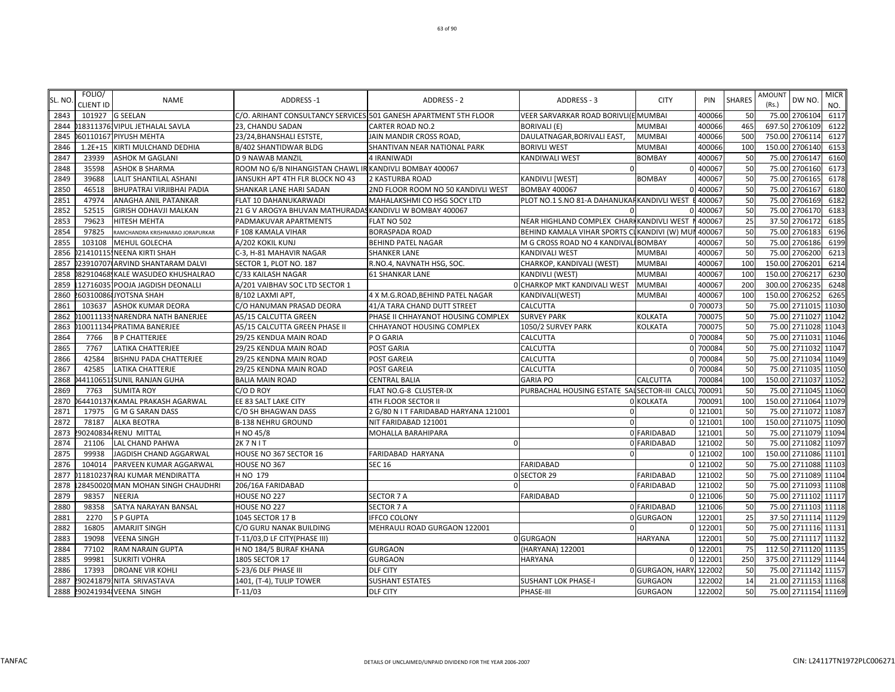| SL. NO. | FOLIO/ CLIENT ID | NAME | ADDRESS -1 | ADDRESS - 2 | ADDRESS - 3 | CITY | PIN | SHARES | AMOUNT (Rs.) | DW NO. | MICR NO. |
|---|---|---|---|---|---|---|---|---|---|---|---|
| 2843 | 101927 | G SEELAN | C/O. ARIHANT CONSULTANCY SERVICES | 501 GANESH APARTMENT 5TH FLOOR | VEER SARVARKAR ROAD BORIVLI(E | MUMBAI | 400066 | 50 | 75.00 | 2706104 | 6117 |
| 2844 | 018311376 | VIPUL JETHALAL SAVLA | 23, CHANDU SADAN | CARTER ROAD NO.2 | BORIVALI (E) | MUMBAI | 400066 | 465 | 697.50 | 2706109 | 6122 |
| 2845 | 060110167 | PIYUSH MEHTA | 23/24,BHANSHALI ESTSTE, | JAIN MANDIR CROSS ROAD, | DAULATNAGAR,BORIVALI EAST, | MUMBAI | 400066 | 500 | 750.00 | 2706114 | 6127 |
| 2846 | 1.2E+15 | KIRTI MULCHAND DEDHIA | B/402 SHANTIDWAR BLDG | SHANTIVAN NEAR NATIONAL PARK | BORIVLI WEST | MUMBAI | 400066 | 100 | 150.00 | 2706140 | 6153 |
| 2847 | 23939 | ASHOK M GAGLANI | D 9 NAWAB MANZIL | 4 IRANIWADI | KANDIWALI WEST | BOMBAY | 400067 | 50 | 75.00 | 2706147 | 6160 |
| 2848 | 35598 | ASHOK B SHARMA | ROOM NO 6/B NIHANGISTAN CHAWL IR | KANDIVLI BOMBAY 400067 | 0 | 0 | 400067 | 50 | 75.00 | 2706160 | 6173 |
| 2849 | 39688 | LALIT SHANTILAL ASHANI | JANSUKH APT 4TH FLR BLOCK NO 43 | 2 KASTURBA ROAD | KANDIVLI [WEST] | BOMBAY | 400067 | 50 | 75.00 | 2706165 | 6178 |
| 2850 | 46518 | BHUPATRAI VIRJIBHAI PADIA | SHANKAR LANE HARI SADAN | 2ND FLOOR ROOM NO 50 KANDIVLI WEST | BOMBAY 400067 | 0 | 400067 | 50 | 75.00 | 2706167 | 6180 |
| 2851 | 47974 | ANAGHA ANIL PATANKAR | FLAT 10 DAHANUKARWADI | MAHALAKSHMI CO HSG SOCY LTD | PLOT NO.1 S.NO 81-A DAHANUKAR | KANDIVLI WEST E | 400067 | 50 | 75.00 | 2706169 | 6182 |
| 2852 | 52515 | GIRISH ODHAVJI MALKAN | 21 G V AROGYA BHUVAN MATHURADAS | KANDIVLI W BOMBAY 400067 | 0 | 0 | 400067 | 50 | 75.00 | 2706170 | 6183 |
| 2853 | 79623 | HITESH MEHTA | PADMAKUVAR APARTMENTS | FLAT NO 502 | NEAR HIGHLAND COMPLEX CHARK | KANDIVLI WEST M | 400067 | 25 | 37.50 | 2706172 | 6185 |
| 2854 | 97825 | RAMCHANDRA KRISHNARAO JORAPURKAR | F 108 KAMALA VIHAR | BORASPADA ROAD | BEHIND KAMALA VIHAR SPORTS CL | KANDIVI (W) MUM | 400067 | 50 | 75.00 | 2706183 | 6196 |
| 2855 | 103108 | MEHUL GOLECHA | A/202 KOKIL KUNJ | BEHIND PATEL NAGAR | M G CROSS ROAD NO 4 KANDIVALI | BOMBAY | 400067 | 50 | 75.00 | 2706186 | 6199 |
| 2856 | 021410115 | NEENA KIRTI SHAH | C-3, H-81 MAHAVIR NAGAR | SHANKER LANE | KANDIVALI WEST | MUMBAI | 400067 | 50 | 75.00 | 2706200 | 6213 |
| 2857 | 023910707 | ARVIND SHANTARAM DALVI | SECTOR 1, PLOT NO. 187 | R.NO.4, NAVNATH HSG, SOC. | CHARKOP, KANDIVALI (WEST) | MUMBAI | 400067 | 100 | 150.00 | 2706201 | 6214 |
| 2858 | 082910468 | KALE WASUDEO KHUSHALRAO | C/33 KAILASH NAGAR | 61 SHANKAR LANE | KANDIVLI (WEST) | MUMBAI | 400067 | 100 | 150.00 | 2706217 | 6230 |
| 2859 | 112716035 | POOJA JAGDISH DEONALLI | A/201 VAIBHAV SOC LTD SECTOR 1 | 0 | CHARKOP MKT KANDIVALI WEST | MUMBAI | 400067 | 200 | 300.00 | 2706235 | 6248 |
| 2860 | 260310086 | JYOTSNA SHAH | B/102 LAXMI APT, | 4 X M.G.ROAD,BEHIND PATEL NAGAR | KANDIVALI(WEST) | MUMBAI | 400067 | 100 | 150.00 | 2706252 | 6265 |
| 2861 | 103637 | ASHOK KUMAR DEORA | C/O HANUMAN PRASAD DEORA | 41/A TARA CHAND DUTT STREET | CALCUTTA | 0 | 700073 | 50 | 75.00 | 2711015 | 11030 |
| 2862 | 010011133 | NARENDRA NATH BANERJEE | A5/15 CALCUTTA GREEN | PHASE II CHHAYANOT HOUSING COMPLEX | SURVEY PARK | KOLKATA | 700075 | 50 | 75.00 | 2711027 | 11042 |
| 2863 | 010011134 | PRATIMA BANERJEE | A5/15 CALCUTTA GREEN PHASE II | CHHAYANOT HOUSING COMPLEX | 1050/2 SURVEY PARK | KOLKATA | 700075 | 50 | 75.00 | 2711028 | 11043 |
| 2864 | 7766 | B P CHATTERJEE | 29/25 KENDUA MAIN ROAD | P O GARIA | CALCUTTA | 0 | 700084 | 50 | 75.00 | 2711031 | 11046 |
| 2865 | 7767 | LATIKA CHATTERJEE | 29/25 KENDUA MAIN ROAD | POST GARIA | CALCUTTA | 0 | 700084 | 50 | 75.00 | 2711032 | 11047 |
| 2866 | 42584 | BISHNU PADA CHATTERJEE | 29/25 KENDNA MAIN ROAD | POST GAREIA | CALCUTTA | 0 | 700084 | 50 | 75.00 | 2711034 | 11049 |
| 2867 | 42585 | LATIKA CHATTERJE | 29/25 KENDNA MAIN ROAD | POST GAREIA | CALCUTTA | 0 | 700084 | 50 | 75.00 | 2711035 | 11050 |
| 2868 | 044110651 | SUNIL RANJAN GUHA | BALIA MAIN ROAD | CENTRAL BALIA | GARIA PO | CALCUTTA | 700084 | 100 | 150.00 | 2711037 | 11052 |
| 2869 | 7763 | SUMITA ROY | C/O D ROY | FLAT NO.G-8 CLUSTER-IX | PURBACHAL HOUSING ESTATE SAL | SECTOR-III CALCU | 700091 | 50 | 75.00 | 2711045 | 11060 |
| 2870 | 064410137 | KAMAL PRAKASH AGARWAL | EE 83 SALT LAKE CITY | 4TH FLOOR SECTOR II | 0 | KOLKATA | 700091 | 100 | 150.00 | 2711064 | 11079 |
| 2871 | 17975 | G M G SARAN DASS | C/O SH BHAGWAN DASS | 2 G/80 N I T FARIDABAD HARYANA 121001 | 0 | 0 | 121001 | 50 | 75.00 | 2711072 | 11087 |
| 2872 | 78187 | ALKA BEOTRA | B-138 NEHRU GROUND | NIT FARIDABAD 121001 | 0 | 0 | 121001 | 100 | 150.00 | 2711075 | 11090 |
| 2873 | 290240834 | RENU MITTAL | H NO 45/8 | MOHALLA BARAHIPARA | | 0 FARIDABAD | 121001 | 50 | 75.00 | 2711079 | 11094 |
| 2874 | 21106 | LAL CHAND PAHWA | 2K 7 N I T | 0 | | 0 FARIDABAD | 121002 | 50 | 75.00 | 2711082 | 11097 |
| 2875 | 99938 | JAGDISH CHAND AGGARWAL | HOUSE NO 367 SECTOR 16 | FARIDABAD HARYANA | 0 | 0 | 121002 | 100 | 150.00 | 2711086 | 11101 |
| 2876 | 104014 | PARVEEN KUMAR AGGARWAL | HOUSE NO 367 | SEC 16 | FARIDABAD | 0 | 121002 | 50 | 75.00 | 2711088 | 11103 |
| 2877 | 011810237 | RAJ KUMAR MENDIRATTA | H NO 179 | 0 | SECTOR 29 | FARIDABAD | 121002 | 50 | 75.00 | 2711089 | 11104 |
| 2878 | 128450020 | MAN MOHAN SINGH CHAUDHRI | 206/16A FARIDABAD | 0 | | 0 FARIDABAD | 121002 | 50 | 75.00 | 2711093 | 11108 |
| 2879 | 98357 | NEERJA | HOUSE NO 227 | SECTOR 7 A | FARIDABAD | 0 | 121006 | 50 | 75.00 | 2711102 | 11117 |
| 2880 | 98358 | SATYA NARAYAN BANSAL | HOUSE NO 227 | SECTOR 7 A | | 0 FARIDABAD | 121006 | 50 | 75.00 | 2711103 | 11118 |
| 2881 | 2270 | S P GUPTA | 1045 SECTOR 17 B | IFFCO COLONY | | 0 GURGAON | 122001 | 25 | 37.50 | 2711114 | 11129 |
| 2882 | 16805 | AMARJIT SINGH | C/O GURU NANAK BUILDING | MEHRAULI ROAD GURGAON 122001 | 0 | 0 | 122001 | 50 | 75.00 | 2711116 | 11131 |
| 2883 | 19098 | VEENA SINGH | T-11/03,D LF CITY(PHASE III) | 0 | GURGAON | HARYANA | 122001 | 50 | 75.00 | 2711117 | 11132 |
| 2884 | 77102 | RAM NARAIN GUPTA | H NO 184/5 BURAF KHANA | GURGAON | (HARYANA) 122001 | 0 | 122001 | 75 | 112.50 | 2711120 | 11135 |
| 2885 | 99981 | SUKRITI VOHRA | 1805 SECTOR 17 | GURGAON | HARYANA | 0 | 122001 | 250 | 375.00 | 2711129 | 11144 |
| 2886 | 17393 | DROANE VIR KOHLI | S-23/6 DLF PHASE III | DLF CITY | | 0 GURGAON, HARY | 122002 | 50 | 75.00 | 2711142 | 11157 |
| 2887 | 290241879 | NITA SRIVASTAVA | 1401, (T-4), TULIP TOWER | SUSHANT ESTATES | SUSHANT LOK PHASE-I | GURGAON | 122002 | 14 | 21.00 | 2711153 | 11168 |
| 2888 | 290241934 | VEENA SINGH | T-11/03 | DLF CITY | PHASE-III | GURGAON | 122002 | 50 | 75.00 | 2711154 | 11169 |

TANFAC

DETAILS OF UNCLAIMED/UNPAID DIVIDEND FOR THE YEAR 2006-2007

CIN: L24117TN1972PLC006271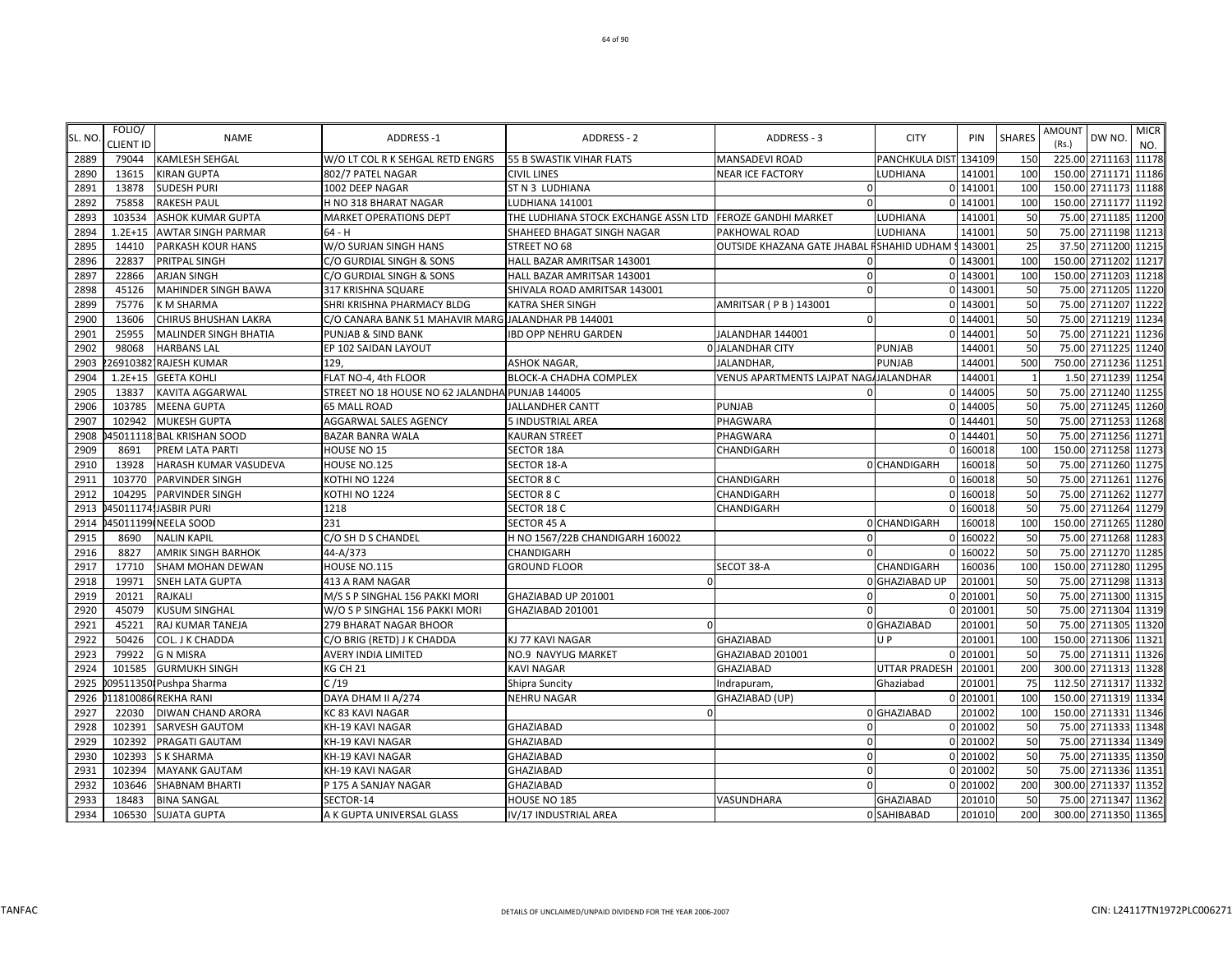| SL. NO. | FOLIO/ CLIENT ID | NAME | ADDRESS -1 | ADDRESS - 2 | ADDRESS - 3 | CITY | PIN | SHARES | AMOUNT (Rs.) | DW NO. | MICR NO. |
|---|---|---|---|---|---|---|---|---|---|---|---|
| 2889 | 79044 | KAMLESH SEHGAL | W/O LT COL R K SEHGAL RETD ENGRS | 55 B SWASTIK VIHAR FLATS | MANSADEVI ROAD | PANCHKULA DIST | 134109 | 150 | 225.00 | 2711163 | 11178 |
| 2890 | 13615 | KIRAN GUPTA | 802/7 PATEL NAGAR | CIVIL LINES | NEAR ICE FACTORY | LUDHIANA | 141001 | 100 | 150.00 | 2711171 | 11186 |
| 2891 | 13878 | SUDESH PURI | 1002 DEEP NAGAR | ST N 3 LUDHIANA | 0 | 0 | 141001 | 100 | 150.00 | 2711173 | 11188 |
| 2892 | 75858 | RAKESH PAUL | H NO 318 BHARAT NAGAR | LUDHIANA 141001 | 0 | 0 | 141001 | 100 | 150.00 | 2711177 | 11192 |
| 2893 | 103534 | ASHOK KUMAR GUPTA | MARKET OPERATIONS DEPT | THE LUDHIANA STOCK EXCHANGE ASSN LTD | FEROZE GANDHI MARKET | LUDHIANA | 141001 | 50 | 75.00 | 2711185 | 11200 |
| 2894 | 1.2E+15 | AWTAR SINGH PARMAR | 64 - H | SHAHEED BHAGAT SINGH NAGAR | PAKHOWAL ROAD | LUDHIANA | 141001 | 50 | 75.00 | 2711198 | 11213 |
| 2895 | 14410 | PARKASH KOUR HANS | W/O SURJAN SINGH HANS | STREET NO 68 | OUTSIDE KHAZANA GATE JHABAL R | SHAHID UDHAM S | 143001 | 25 | 37.50 | 2711200 | 11215 |
| 2896 | 22837 | PRITPAL SINGH | C/O GURDIAL SINGH & SONS | HALL BAZAR AMRITSAR 143001 | 0 | 0 | 143001 | 100 | 150.00 | 2711202 | 11217 |
| 2897 | 22866 | ARJAN SINGH | C/O GURDIAL SINGH & SONS | HALL BAZAR AMRITSAR 143001 | 0 | 0 | 143001 | 100 | 150.00 | 2711203 | 11218 |
| 2898 | 45126 | MAHINDER SINGH BAWA | 317 KRISHNA SQUARE | SHIVALA ROAD AMRITSAR 143001 | 0 | 0 | 143001 | 50 | 75.00 | 2711205 | 11220 |
| 2899 | 75776 | K M SHARMA | SHRI KRISHNA PHARMACY BLDG | KATRA SHER SINGH | AMRITSAR ( P B ) 143001 | 0 | 143001 | 50 | 75.00 | 2711207 | 11222 |
| 2900 | 13606 | CHIRUS BHUSHAN LAKRA | C/O CANARA BANK 51 MAHAVIR MARG | JALANDHAR PB 144001 | 0 | 0 | 144001 | 50 | 75.00 | 2711219 | 11234 |
| 2901 | 25955 | MALINDER SINGH BHATIA | PUNJAB & SIND BANK | IBD OPP NEHRU GARDEN | JALANDHAR 144001 | 0 | 144001 | 50 | 75.00 | 2711221 | 11236 |
| 2902 | 98068 | HARBANS LAL | EP 102 SAIDAN LAYOUT | 0 | JALANDHAR CITY | PUNJAB | 144001 | 50 | 75.00 | 2711225 | 11240 |
| 2903 | 26910382 | RAJESH KUMAR | 129, | ASHOK NAGAR, | JALANDHAR, | PUNJAB | 144001 | 500 | 750.00 | 2711236 | 11251 |
| 2904 | 1.2E+15 | GEETA KOHLI | FLAT NO-4, 4th FLOOR | BLOCK-A CHADHA COMPLEX | VENUS APARTMENTS LAJPAT NAGA | JALANDHAR | 144001 | 1 | 1.50 | 2711239 | 11254 |
| 2905 | 13837 | KAVITA AGGARWAL | STREET NO 18 HOUSE NO 62 JALANDHA | PUNJAB 144005 | 0 | 0 | 144005 | 50 | 75.00 | 2711240 | 11255 |
| 2906 | 103785 | MEENA GUPTA | 65 MALL ROAD | JALLANDHER CANTT | PUNJAB | 0 | 144005 | 50 | 75.00 | 2711245 | 11260 |
| 2907 | 102942 | MUKESH GUPTA | AGGARWAL SALES AGENCY | 5 INDUSTRIAL AREA | PHAGWARA | 0 | 144401 | 50 | 75.00 | 2711253 | 11268 |
| 2908 | 045011118 | BAL KRISHAN SOOD | BAZAR BANRA WALA | KAURAN STREET | PHAGWARA | 0 | 144401 | 50 | 75.00 | 2711256 | 11271 |
| 2909 | 8691 | PREM LATA PARTI | HOUSE NO 15 | SECTOR 18A | CHANDIGARH | 0 | 160018 | 100 | 150.00 | 2711258 | 11273 |
| 2910 | 13928 | HARASH KUMAR VASUDEVA | HOUSE NO.125 | SECTOR 18-A | 0 | CHANDIGARH | 160018 | 50 | 75.00 | 2711260 | 11275 |
| 2911 | 103770 | PARVINDER SINGH | KOTHI NO 1224 | SECTOR 8 C | CHANDIGARH | 0 | 160018 | 50 | 75.00 | 2711261 | 11276 |
| 2912 | 104295 | PARVINDER SINGH | KOTHI NO 1224 | SECTOR 8 C | CHANDIGARH | 0 | 160018 | 50 | 75.00 | 2711262 | 11277 |
| 2913 | 045011174 | JASBIR PURI | 1218 | SECTOR 18 C | CHANDIGARH | 0 | 160018 | 50 | 75.00 | 2711264 | 11279 |
| 2914 | 045011199 | NEELA SOOD | 231 | SECTOR 45 A | 0 | CHANDIGARH | 160018 | 100 | 150.00 | 2711265 | 11280 |
| 2915 | 8690 | NALIN KAPIL | C/O SH D S CHANDEL | H NO 1567/22B CHANDIGARH 160022 | 0 | 0 | 160022 | 50 | 75.00 | 2711268 | 11283 |
| 2916 | 8827 | AMRIK SINGH BARHOK | 44-A/373 | CHANDIGARH | 0 | 0 | 160022 | 50 | 75.00 | 2711270 | 11285 |
| 2917 | 17710 | SHAM MOHAN DEWAN | HOUSE NO.115 | GROUND FLOOR | SECOT 38-A | CHANDIGARH | 160036 | 100 | 150.00 | 2711280 | 11295 |
| 2918 | 19971 | SNEH LATA GUPTA | 413 A RAM NAGAR | 0 | 0 | GHAZIABAD UP | 201001 | 50 | 75.00 | 2711298 | 11313 |
| 2919 | 20121 | RAJKALI | M/S S P SINGHAL 156 PAKKI MORI | GHAZIABAD UP 201001 | 0 | 0 | 201001 | 50 | 75.00 | 2711300 | 11315 |
| 2920 | 45079 | KUSUM SINGHAL | W/O S P SINGHAL 156 PAKKI MORI | GHAZIABAD 201001 | 0 | 0 | 201001 | 50 | 75.00 | 2711304 | 11319 |
| 2921 | 45221 | RAJ KUMAR TANEJA | 279 BHARAT NAGAR BHOOR | 0 | 0 | GHAZIABAD | 201001 | 50 | 75.00 | 2711305 | 11320 |
| 2922 | 50426 | COL. J K CHADDA | C/O BRIG (RETD) J K CHADDA | KJ 77 KAVI NAGAR | GHAZIABAD | U P | 201001 | 100 | 150.00 | 2711306 | 11321 |
| 2923 | 79922 | G N MISRA | AVERY INDIA LIMITED | NO.9 NAVYUG MARKET | GHAZIABAD 201001 | 0 | 201001 | 50 | 75.00 | 2711311 | 11326 |
| 2924 | 101585 | GURMUKH SINGH | KG CH 21 | KAVI NAGAR | GHAZIABAD | UTTAR PRADESH | 201001 | 200 | 300.00 | 2711313 | 11328 |
| 2925 | 009511350 | Pushpa Sharma | C /19 | Shipra Suncity | Indrapuram, | Ghaziabad | 201001 | 75 | 112.50 | 2711317 | 11332 |
| 2926 | 011810086 | REKHA RANI | DAYA DHAM II A/274 | NEHRU NAGAR | GHAZIABAD (UP) | 0 | 201001 | 100 | 150.00 | 2711319 | 11334 |
| 2927 | 22030 | DIWAN CHAND ARORA | KC 83 KAVI NAGAR | 0 | 0 | GHAZIABAD | 201002 | 100 | 150.00 | 2711331 | 11346 |
| 2928 | 102391 | SARVESH GAUTOM | KH-19 KAVI NAGAR | GHAZIABAD | 0 | 0 | 201002 | 50 | 75.00 | 2711333 | 11348 |
| 2929 | 102392 | PRAGATI GAUTAM | KH-19 KAVI NAGAR | GHAZIABAD | 0 | 0 | 201002 | 50 | 75.00 | 2711334 | 11349 |
| 2930 | 102393 | S K SHARMA | KH-19 KAVI NAGAR | GHAZIABAD | 0 | 0 | 201002 | 50 | 75.00 | 2711335 | 11350 |
| 2931 | 102394 | MAYANK GAUTAM | KH-19 KAVI NAGAR | GHAZIABAD | 0 | 0 | 201002 | 50 | 75.00 | 2711336 | 11351 |
| 2932 | 103646 | SHABNAM BHARTI | P 175 A SANJAY NAGAR | GHAZIABAD | 0 | 0 | 201002 | 200 | 300.00 | 2711337 | 11352 |
| 2933 | 18483 | BINA SANGAL | SECTOR-14 | HOUSE NO 185 | VASUNDHARA | GHAZIABAD | 201010 | 50 | 75.00 | 2711347 | 11362 |
| 2934 | 106530 | SUJATA GUPTA | A K GUPTA UNIVERSAL GLASS | IV/17 INDUSTRIAL AREA | 0 | SAHIBABAD | 201010 | 200 | 300.00 | 2711350 | 11365 |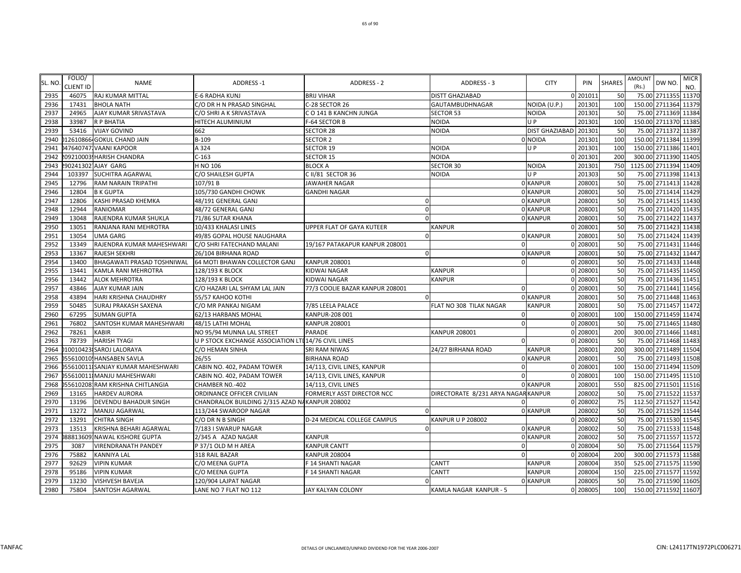| SL. NO. | FOLIO/ CLIENT ID | NAME | ADDRESS -1 | ADDRESS - 2 | ADDRESS - 3 | CITY | PIN | SHARES | AMOUNT (Rs.) | DW NO. | MICR NO. |
|---|---|---|---|---|---|---|---|---|---|---|---|
| 2935 | 46075 | RAJ KUMAR MITTAL | E-6 RADHA KUNJ | BRIJ VIHAR | DISTT GHAZIABAD | 0 | 201011 | 50 | 75.00 | 2711355 | 11370 |
| 2936 | 17431 | BHOLA NATH | C/O DR H N PRASAD SINGHAL | C-28 SECTOR 26 | GAUTAMBUDHNAGAR | NOIDA (U.P.) | 201301 | 100 | 150.00 | 2711364 | 11379 |
| 2937 | 24965 | AJAY KUMAR SRIVASTAVA | C/O SHRI A K SRIVASTAVA | C O 141 B KANCHN JUNGA | SECTOR 53 | NOIDA | 201301 | 50 | 75.00 | 2711369 | 11384 |
| 2938 | 33987 | R P BHATIA | HITECH ALUMINIUM | F-64 SECTOR B | NOIDA | U P | 201301 | 100 | 150.00 | 2711370 | 11385 |
| 2939 | 53416 | VIJAY GOVIND | 662 | SECTOR 28 | NOIDA | DIST GHAZIABAD | 201301 | 50 | 75.00 | 2711372 | 11387 |
| 2940 | 0126108664 | GOKUL CHAND JAIN | B-109 | SECTOR 2 | | 0 NOIDA | 201301 | 100 | 150.00 | 2711384 | 11399 |
| 2941 | 0476407471 | VAANI KAPOOR | A 324 | SECTOR 19 | NOIDA | U P | 201301 | 100 | 150.00 | 2711386 | 11401 |
| 2942 | 2092100039 | HARISH CHANDRA | C-163 | SECTOR 15 | NOIDA | 0 | 201301 | 200 | 300.00 | 2711390 | 11405 |
| 2943 | 2902413021 | AJAY GARG | H NO 106 | BLOCK A | SECTOR 30 | NOIDA | 201301 | 750 | 1125.00 | 2711394 | 11409 |
| 2944 | 103397 | SUCHITRA AGARWAL | C/O SHAILESH GUPTA | C II/81 SECTOR 36 | NOIDA | U P | 201303 | 50 | 75.00 | 2711398 | 11413 |
| 2945 | 12796 | RAM NARAIN TRIPATHI | 107/91 B | JAWAHER NAGAR | | 0 KANPUR | 208001 | 50 | 75.00 | 2711413 | 11428 |
| 2946 | 12804 | B K GUPTA | 105/730 GANDHI CHOWK | GANDHI NAGAR | | 0 KANPUR | 208001 | 50 | 75.00 | 2711414 | 11429 |
| 2947 | 12806 | KASHI PRASAD KHEMKA | 48/191 GENERAL GANJ | 0 | | 0 KANPUR | 208001 | 50 | 75.00 | 2711415 | 11430 |
| 2948 | 12944 | RANIOMAR | 48/72 GENERAL GANJ | 0 | | 0 KANPUR | 208001 | 50 | 75.00 | 2711420 | 11435 |
| 2949 | 13048 | RAJENDRA KUMAR SHUKLA | 71/86 SUTAR KHANA | 0 | | 0 KANPUR | 208001 | 50 | 75.00 | 2711422 | 11437 |
| 2950 | 13051 | RANJANA RANI MEHROTRA | 10/433 KHALASI LINES | UPPER FLAT OF GAYA KUTEER | KANPUR | 0 | 208001 | 50 | 75.00 | 2711423 | 11438 |
| 2951 | 13054 | UMA GARG | 49/85 GOPAL HOUSE NAUGHARA | 0 | | 0 KANPUR | 208001 | 50 | 75.00 | 2711424 | 11439 |
| 2952 | 13349 | RAJENDRA KUMAR MAHESHWARI | C/O SHRI FATECHAND MALANI | 19/167 PATAKAPUR KANPUR 208001 | 0 | 0 | 208001 | 50 | 75.00 | 2711431 | 11446 |
| 2953 | 13367 | RAJESH SEKHRI | 26/104 BIRHANA ROAD | 0 | | 0 KANPUR | 208001 | 50 | 75.00 | 2711432 | 11447 |
| 2954 | 13400 | BHAGAWATI PRASAD TOSHNIWAL | 64 MOTI BHAWAN COLLECTOR GANJ | KANPUR 208001 | 0 | 0 | 208001 | 50 | 75.00 | 2711433 | 11448 |
| 2955 | 13441 | KAMLA RANI MEHROTRA | 128/193 K BLOCK | KIDWAI NAGAR | KANPUR | 0 | 208001 | 50 | 75.00 | 2711435 | 11450 |
| 2956 | 13442 | ALOK MEHROTRA | 128/193 K BLOCK | KIDWAI NAGAR | KANPUR | 0 | 208001 | 50 | 75.00 | 2711436 | 11451 |
| 2957 | 43846 | AJAY KUMAR JAIN | C/O HAZARI LAL SHYAM LAL JAIN | 77/3 COOLIE BAZAR KANPUR 208001 | 0 | 0 | 208001 | 50 | 75.00 | 2711441 | 11456 |
| 2958 | 43894 | HARI KRISHNA CHAUDHRY | 55/57 KAHOO KOTHI | 0 | | 0 KANPUR | 208001 | 50 | 75.00 | 2711448 | 11463 |
| 2959 | 50485 | SURAJ PRAKASH SAXENA | C/O MR PANKAJ NIGAM | 7/85 LEELA PALACE | FLAT NO 308 TILAK NAGAR | KANPUR | 208001 | 50 | 75.00 | 2711457 | 11472 |
| 2960 | 67295 | SUMAN GUPTA | 62/13 HARBANS MOHAL | KANPUR-208 001 | 0 | 0 | 208001 | 100 | 150.00 | 2711459 | 11474 |
| 2961 | 76802 | SANTOSH KUMAR MAHESHWARI | 48/15 LATHI MOHAL | KANPUR 208001 | 0 | 0 | 208001 | 50 | 75.00 | 2711465 | 11480 |
| 2962 | 78261 | KABIR | NO 95/94 MUNNA LAL STREET | PARADE | KANPUR 208001 | 0 | 208001 | 200 | 300.00 | 2711466 | 11481 |
| 2963 | 78739 | HARISH TYAGI | U P STOCK EXCHANGE ASSOCIATION LTD | 14/76 CIVIL LINES | 0 | 0 | 208001 | 50 | 75.00 | 2711468 | 11483 |
| 2964 | 0100104239 | SAROJ LALORAYA | C/O HEMAN SINHA | SRI RAM NIWAS | 24/27 BIRHANA ROAD | KANPUR | 208001 | 200 | 300.00 | 2711489 | 11504 |
| 2965 | 0556100101 | HANSABEN SAVLA | 26/55 | BIRHANA ROAD | | 0 KANPUR | 208001 | 50 | 75.00 | 2711493 | 11508 |
| 2966 | 0556100111 | SANJAY KUMAR MAHESHWARI | CABIN NO. 402, PADAM TOWER | 14/113, CIVIL LINES, KANPUR | 0 | 0 | 208001 | 100 | 150.00 | 2711494 | 11509 |
| 2967 | 0556100111 | MANJU MAHESHWARI | CABIN NO. 402, PADAM TOWER | 14/113, CIVIL LINES, KANPUR | 0 | 0 | 208001 | 100 | 150.00 | 2711495 | 11510 |
| 2968 | 0556102081 | RAM KRISHNA CHITLANGIA | CHAMBER NO.-402 | 14/113, CIVIL LINES | | 0 KANPUR | 208001 | 550 | 825.00 | 2711501 | 11516 |
| 2969 | 13165 | HARDEV AURORA | ORDINANCE OFFICER CIVILIAN | FORMERLY ASST DIRECTOR NCC | DIRECTORATE 8/231 ARYA NAGAR | KANPUR | 208002 | 50 | 75.00 | 2711522 | 11537 |
| 2970 | 13196 | DEVENDU BAHADUR SINGH | CHANDRALOK BUILDING 2/315 AZAD NA | KANPUR 208002 | 0 | 0 | 208002 | 75 | 112.50 | 2711527 | 11542 |
| 2971 | 13272 | MANJU AGARWAL | 113/244 SWAROOP NAGAR | 0 | | 0 KANPUR | 208002 | 50 | 75.00 | 2711529 | 11544 |
| 2972 | 13291 | CHITRA SINGH | C/O DR N B SINGH | D-24 MEDICAL COLLEGE CAMPUS | KANPUR U P 208002 | 0 | 208002 | 50 | 75.00 | 2711530 | 11545 |
| 2973 | 13513 | KRISHNA BEHARI AGARWAL | 7/183 I SWARUP NAGAR | 0 | | 0 KANPUR | 208002 | 50 | 75.00 | 2711533 | 11548 |
| 2974 | 0888136091 | NAWAL KISHORE GUPTA | 2/345 A AZAD NAGAR | KANPUR | | 0 KANPUR | 208002 | 50 | 75.00 | 2711557 | 11572 |
| 2975 | 3087 | VIRENDRANATH PANDEY | P 37/1 OLD M H AREA | KANPUR CANTT | 0 | 0 | 208004 | 50 | 75.00 | 2711564 | 11579 |
| 2976 | 75882 | KANNIYA LAL | 318 RAIL BAZAR | KANPUR 208004 | 0 | 0 | 208004 | 200 | 300.00 | 2711573 | 11588 |
| 2977 | 92629 | VIPIN KUMAR | C/O MEENA GUPTA | F 14 SHANTI NAGAR | CANTT | KANPUR | 208004 | 350 | 525.00 | 2711575 | 11590 |
| 2978 | 95186 | VIPIN KUMAR | C/O MEENA GUPTA | F 14 SHANTI NAGAR | CANTT | KANPUR | 208004 | 150 | 225.00 | 2711577 | 11592 |
| 2979 | 13230 | VISHVESH BAVEJA | 120/904 LAJPAT NAGAR | 0 | | 0 KANPUR | 208005 | 50 | 75.00 | 2711590 | 11605 |
| 2980 | 75804 | SANTOSH AGARWAL | LANE NO 7 FLAT NO 112 | JAY KALYAN COLONY | KAMLA NAGAR KANPUR - 5 | 0 | 208005 | 100 | 150.00 | 2711592 | 11607 |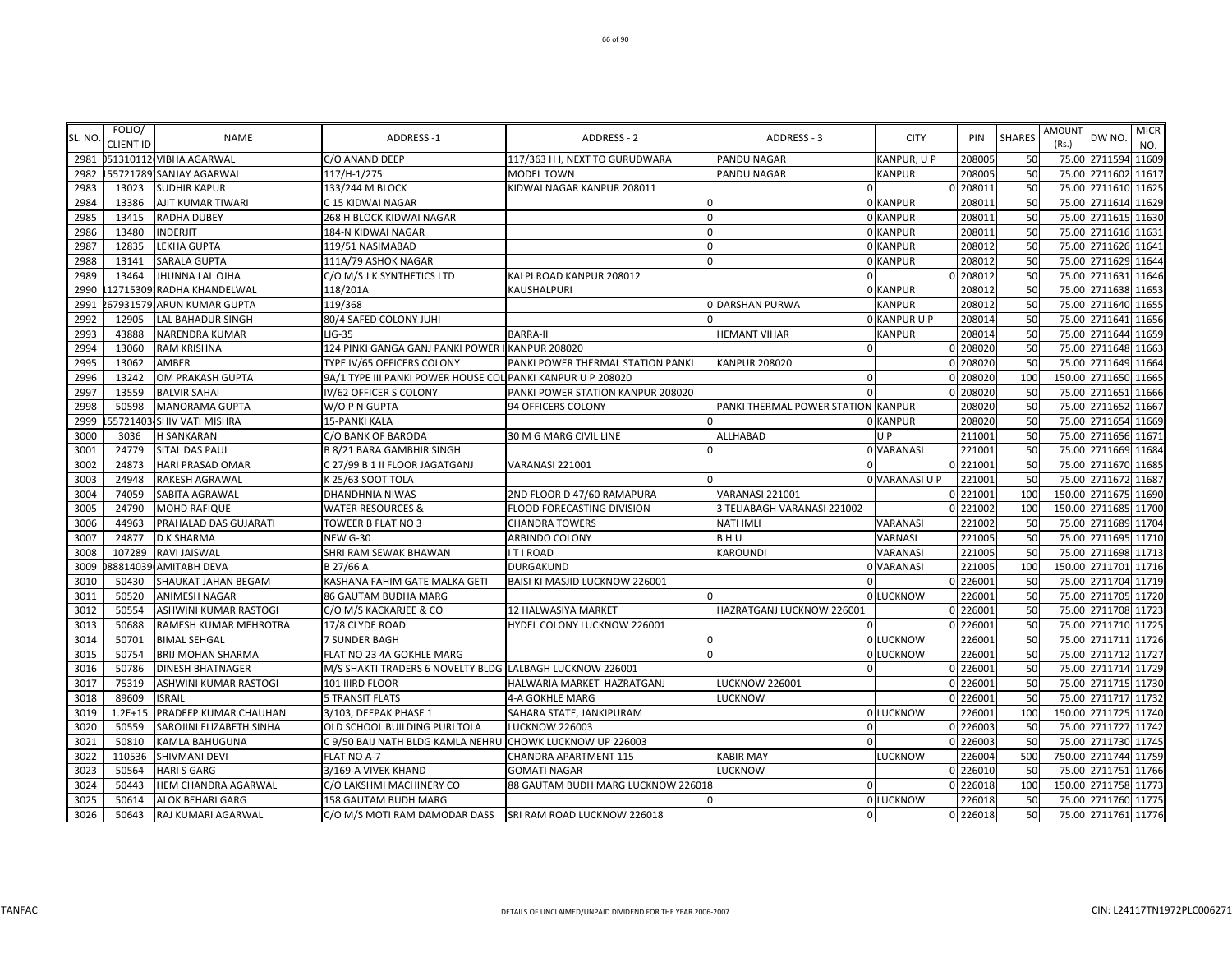| SL. NO. | FOLIO/ CLIENT ID | NAME | ADDRESS -1 | ADDRESS - 2 | ADDRESS - 3 | CITY | PIN | SHARES | AMOUNT (Rs.) | DW NO. | MICR NO. |
|---|---|---|---|---|---|---|---|---|---|---|---|
| 2981 | 0513101120 | VIBHA AGARWAL | C/O ANAND DEEP | 117/363 H I, NEXT TO GURUDWARA | PANDU NAGAR | KANPUR, U P | 208005 | 50 | 75.00 | 2711594 | 11609 |
| 2982 | 1557217897 | SANJAY AGARWAL | 117/H-1/275 | MODEL TOWN | PANDU NAGAR | KANPUR | 208005 | 50 | 75.00 | 2711602 | 11617 |
| 2983 | 13023 | SUDHIR KAPUR | 133/244 M BLOCK | KIDWAI NAGAR KANPUR 208011 | 0 | 0 | 208011 | 50 | 75.00 | 2711610 | 11625 |
| 2984 | 13386 | AJIT KUMAR TIWARI | C 15 KIDWAI NAGAR | 0 | 0 | KANPUR | 208011 | 50 | 75.00 | 2711614 | 11629 |
| 2985 | 13415 | RADHA DUBEY | 268 H BLOCK KIDWAI NAGAR | 0 | 0 | KANPUR | 208011 | 50 | 75.00 | 2711615 | 11630 |
| 2986 | 13480 | INDERJIT | 184-N KIDWAI NAGAR | 0 | 0 | KANPUR | 208011 | 50 | 75.00 | 2711616 | 11631 |
| 2987 | 12835 | LEKHA GUPTA | 119/51 NASIMABAD | 0 | 0 | KANPUR | 208012 | 50 | 75.00 | 2711626 | 11641 |
| 2988 | 13141 | SARALA GUPTA | 111A/79 ASHOK NAGAR | 0 | 0 | KANPUR | 208012 | 50 | 75.00 | 2711629 | 11644 |
| 2989 | 13464 | JHUNNA LAL OJHA | C/O M/S J K SYNTHETICS LTD | KALPI ROAD KANPUR 208012 | 0 | 0 | 208012 | 50 | 75.00 | 2711631 | 11646 |
| 2990 | 1127153093 | RADHA KHANDELWAL | 118/201A | KAUSHALPURI | 0 | KANPUR | 208012 | 50 | 75.00 | 2711638 | 11653 |
| 2991 | 2679315791 | ARUN KUMAR GUPTA | 119/368 | 0 | DARSHAN PURWA | KANPUR | 208012 | 50 | 75.00 | 2711640 | 11655 |
| 2992 | 12905 | LAL BAHADUR SINGH | 80/4 SAFED COLONY JUHI | 0 | 0 | KANPUR U P | 208014 | 50 | 75.00 | 2711641 | 11656 |
| 2993 | 43888 | NARENDRA KUMAR | LIG-35 | BARRA-II | HEMANT VIHAR | KANPUR | 208014 | 50 | 75.00 | 2711644 | 11659 |
| 2994 | 13060 | RAM KRISHNA | 124 PINKI GANGA GANJ PANKI POWER H | KANPUR 208020 | 0 | 0 | 208020 | 50 | 75.00 | 2711648 | 11663 |
| 2995 | 13062 | AMBER | TYPE IV/65 OFFICERS COLONY | PANKI POWER THERMAL STATION PANKI | KANPUR 208020 | 0 | 208020 | 50 | 75.00 | 2711649 | 11664 |
| 2996 | 13242 | OM PRAKASH GUPTA | 9A/1 TYPE III PANKI POWER HOUSE COL | PANKI KANPUR U P 208020 | 0 | 0 | 208020 | 100 | 150.00 | 2711650 | 11665 |
| 2997 | 13559 | BALVIR SAHAI | IV/62 OFFICER S COLONY | PANKI POWER STATION KANPUR 208020 | 0 | 0 | 208020 | 50 | 75.00 | 2711651 | 11666 |
| 2998 | 50598 | MANORAMA GUPTA | W/O P N GUPTA | 94 OFFICERS COLONY | PANKI THERMAL POWER STATION | KANPUR | 208020 | 50 | 75.00 | 2711652 | 11667 |
| 2999 | 1557214034 | SHIV VATI MISHRA | 15-PANKI KALA | 0 | 0 | KANPUR | 208020 | 50 | 75.00 | 2711654 | 11669 |
| 3000 | 3036 | H SANKARAN | C/O BANK OF BARODA | 30 M G MARG CIVIL LINE | ALLHABAD | U P | 211001 | 50 | 75.00 | 2711656 | 11671 |
| 3001 | 24779 | SITAL DAS PAUL | B 8/21 BARA GAMBHIR SINGH | 0 | 0 | VARANASI | 221001 | 50 | 75.00 | 2711669 | 11684 |
| 3002 | 24873 | HARI PRASAD OMAR | C 27/99 B 1 II FLOOR JAGATGANJ | VARANASI 221001 | 0 | 0 | 221001 | 50 | 75.00 | 2711670 | 11685 |
| 3003 | 24948 | RAKESH AGRAWAL | K 25/63 SOOT TOLA | 0 | 0 | VARANASI U P | 221001 | 50 | 75.00 | 2711672 | 11687 |
| 3004 | 74059 | SABITA AGRAWAL | DHANDHNIA NIWAS | 2ND FLOOR D 47/60 RAMAPURA | VARANASI 221001 | 0 | 221001 | 100 | 150.00 | 2711675 | 11690 |
| 3005 | 24790 | MOHD RAFIQUE | WATER RESOURCES & | FLOOD FORECASTING DIVISION | 3 TELIABAGH VARANASI 221002 | 0 | 221002 | 100 | 150.00 | 2711685 | 11700 |
| 3006 | 44963 | PRAHALAD DAS GUJARATI | TOWEER B FLAT NO 3 | CHANDRA TOWERS | NATI IMLI | VARANASI | 221002 | 50 | 75.00 | 2711689 | 11704 |
| 3007 | 24877 | D K SHARMA | NEW G-30 | ARBINDO COLONY | B H U | VARNASI | 221005 | 50 | 75.00 | 2711695 | 11710 |
| 3008 | 107289 | RAVI JAISWAL | SHRI RAM SEWAK BHAWAN | I T I ROAD | KAROUNDI | VARANASI | 221005 | 50 | 75.00 | 2711698 | 11713 |
| 3009 | 0888140390 | AMITABH DEVA | B 27/66 A | DURGAKUND | 0 | VARANASI | 221005 | 100 | 150.00 | 2711701 | 11716 |
| 3010 | 50430 | SHAUKAT JAHAN BEGAM | KASHANA FAHIM GATE MALKA GETI | BAISI KI MASJID LUCKNOW 226001 | 0 | 0 | 226001 | 50 | 75.00 | 2711704 | 11719 |
| 3011 | 50520 | ANIMESH NAGAR | 86 GAUTAM BUDHA MARG | 0 | 0 | LUCKNOW | 226001 | 50 | 75.00 | 2711705 | 11720 |
| 3012 | 50554 | ASHWINI KUMAR RASTOGI | C/O M/S KACKARJEE & CO | 12 HALWASIYA MARKET | HAZRATGANJ LUCKNOW 226001 | 0 | 226001 | 50 | 75.00 | 2711708 | 11723 |
| 3013 | 50688 | RAMESH KUMAR MEHROTRA | 17/8 CLYDE ROAD | HYDEL COLONY LUCKNOW 226001 | 0 | 0 | 226001 | 50 | 75.00 | 2711710 | 11725 |
| 3014 | 50701 | BIMAL SEHGAL | 7 SUNDER BAGH | 0 | 0 | LUCKNOW | 226001 | 50 | 75.00 | 2711711 | 11726 |
| 3015 | 50754 | BRIJ MOHAN SHARMA | FLAT NO 23 4A GOKHLE MARG | 0 | 0 | LUCKNOW | 226001 | 50 | 75.00 | 2711712 | 11727 |
| 3016 | 50786 | DINESH BHATNAGER | M/S SHAKTI TRADERS 6 NOVELTY BLDG | LALBAGH LUCKNOW 226001 | 0 | 0 | 226001 | 50 | 75.00 | 2711714 | 11729 |
| 3017 | 75319 | ASHWINI KUMAR RASTOGI | 101 IIIRD FLOOR | HALWARIA MARKET HAZRATGANJ | LUCKNOW 226001 | 0 | 226001 | 50 | 75.00 | 2711715 | 11730 |
| 3018 | 89609 | ISRAIL | 5 TRANSIT FLATS | 4-A GOKHLE MARG | LUCKNOW | 0 | 226001 | 50 | 75.00 | 2711717 | 11732 |
| 3019 | 1.2E+15 | PRADEEP KUMAR CHAUHAN | 3/103, DEEPAK PHASE 1 | SAHARA STATE, JANKIPURAM | 0 | LUCKNOW | 226001 | 100 | 150.00 | 2711725 | 11740 |
| 3020 | 50559 | SAROJINI ELIZABETH SINHA | OLD SCHOOL BUILDING PURI TOLA | LUCKNOW 226003 | 0 | 0 | 226003 | 50 | 75.00 | 2711727 | 11742 |
| 3021 | 50810 | KAMLA BAHUGUNA | C 9/50 BAIJ NATH BLDG KAMLA NEHRU | CHOWK LUCKNOW UP 226003 | 0 | 0 | 226003 | 50 | 75.00 | 2711730 | 11745 |
| 3022 | 110536 | SHIVMANI DEVI | FLAT NO A-7 | CHANDRA APARTMENT 115 | KABIR MAY | LUCKNOW | 226004 | 500 | 750.00 | 2711744 | 11759 |
| 3023 | 50564 | HARI S GARG | 3/169-A VIVEK KHAND | GOMATI NAGAR | LUCKNOW | 0 | 226010 | 50 | 75.00 | 2711751 | 11766 |
| 3024 | 50443 | HEM CHANDRA AGARWAL | C/O LAKSHMI MACHINERY CO | 88 GAUTAM BUDH MARG LUCKNOW 226018 | 0 | 0 | 226018 | 100 | 150.00 | 2711758 | 11773 |
| 3025 | 50614 | ALOK BEHARI GARG | 158 GAUTAM BUDH MARG | 0 | 0 | LUCKNOW | 226018 | 50 | 75.00 | 2711760 | 11775 |
| 3026 | 50643 | RAJ KUMARI AGARWAL | C/O M/S MOTI RAM DAMODAR DASS | SRI RAM ROAD LUCKNOW 226018 | 0 | 0 | 226018 | 50 | 75.00 | 2711761 | 11776 |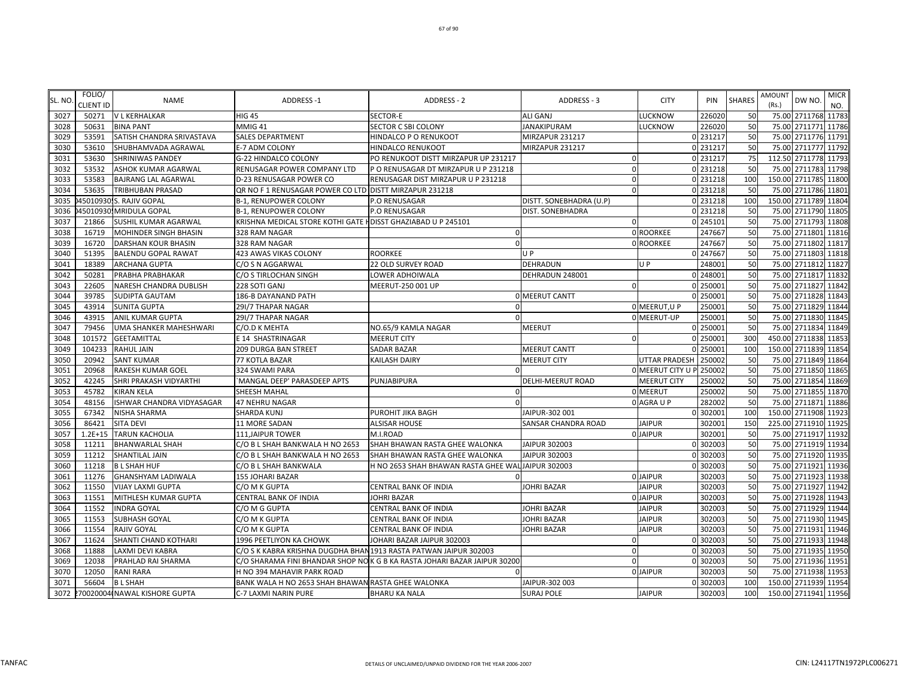| SL. NO. | FOLIO/ CLIENT ID | NAME | ADDRESS -1 | ADDRESS - 2 | ADDRESS - 3 | CITY | PIN | SHARES | AMOUNT (Rs.) | DW NO. | MICR NO. |
|---|---|---|---|---|---|---|---|---|---|---|---|
| 3027 | 50271 | V L KERHALKAR | HIG 45 | SECTOR-E | ALI GANJ | LUCKNOW | 226020 | 50 | 75.00 | 2711768 | 11783 |
| 3028 | 50631 | BINA PANT | MMIG 41 | SECTOR C SBI COLONY | JANAKIPURAM | LUCKNOW | 226020 | 50 | 75.00 | 2711771 | 11786 |
| 3029 | 53591 | SATISH CHANDRA SRIVASTAVA | SALES DEPARTMENT | HINDALCO P O RENUKOOT | MIRZAPUR 231217 | 0 | 231217 | 50 | 75.00 | 2711776 | 11791 |
| 3030 | 53610 | SHUBHAMVADA AGRAWAL | E-7 ADM COLONY | HINDALCO RENUKOOT | MIRZAPUR 231217 | 0 | 231217 | 50 | 75.00 | 2711777 | 11792 |
| 3031 | 53630 | SHRINIWAS PANDEY | G-22 HINDALCO COLONY | PO RENUKOOT DISTT MIRZAPUR UP 231217 | 0 | 0 | 231217 | 75 | 112.50 | 2711778 | 11793 |
| 3032 | 53532 | ASHOK KUMAR AGARWAL | RENUSAGAR POWER COMPANY LTD | P O RENUSAGAR DT MIRZAPUR U P 231218 | 0 | 0 | 231218 | 50 | 75.00 | 2711783 | 11798 |
| 3033 | 53583 | BAJRANG LAL AGARWAL | D-23 RENUSAGAR POWER CO | RENUSAGAR DIST MIRZAPUR U P 231218 | 0 | 0 | 231218 | 100 | 150.00 | 2711785 | 11800 |
| 3034 | 53635 | TRIBHUBAN PRASAD | QR NO F 1 RENUSAGAR POWER CO LTD | DISTT MIRZAPUR 231218 | 0 | 0 | 231218 | 50 | 75.00 | 2711786 | 11801 |
| 3035 | 0450109309 | S. RAJIV GOPAL | B-1, RENUPOWER COLONY | P.O RENUSAGAR | DISTT. SONEBHADRA (U.P) | 0 | 231218 | 100 | 150.00 | 2711789 | 11804 |
| 3036 | 0450109309 | MRIDULA GOPAL | B-1, RENUPOWER COLONY | P.O RENUSAGAR | DIST. SONEBHADRA | 0 | 231218 | 50 | 75.00 | 2711790 | 11805 |
| 3037 | 21866 | SUSHIL KUMAR AGARWAL | KRISHNA MEDICAL STORE KOTHI GATE H | DISST GHAZIABAD U P 245101 | 0 | 0 | 245101 | 50 | 75.00 | 2711793 | 11808 |
| 3038 | 16719 | MOHINDER SINGH BHASIN | 328 RAM NAGAR | 0 | 0 | ROORKEE | 247667 | 50 | 75.00 | 2711801 | 11816 |
| 3039 | 16720 | DARSHAN KOUR BHASIN | 328 RAM NAGAR | 0 | 0 | ROORKEE | 247667 | 50 | 75.00 | 2711802 | 11817 |
| 3040 | 51395 | BALENDU GOPAL RAWAT | 423 AWAS VIKAS COLONY | ROORKEE | U P | 0 | 247667 | 50 | 75.00 | 2711803 | 11818 |
| 3041 | 18389 | ARCHANA GUPTA | C/O S N AGGARWAL | 22 OLD SURVEY ROAD | DEHRADUN | U P | 248001 | 50 | 75.00 | 2711812 | 11827 |
| 3042 | 50281 | PRABHA PRABHAKAR | C/O S TIRLOCHAN SINGH | LOWER ADHOIWALA | DEHRADUN 248001 | 0 | 248001 | 50 | 75.00 | 2711817 | 11832 |
| 3043 | 22605 | NARESH CHANDRA DUBLISH | 228 SOTI GANJ | MEERUT-250 001 UP | 0 | 0 | 250001 | 50 | 75.00 | 2711827 | 11842 |
| 3044 | 39785 | SUDIPTA GAUTAM | 186-B DAYANAND PATH | | 0 MEERUT CANTT | 0 | 250001 | 50 | 75.00 | 2711828 | 11843 |
| 3045 | 43914 | SUNITA GUPTA | 29I/7 THAPAR NAGAR | 0 | 0 | MEERUT,U P | 250001 | 50 | 75.00 | 2711829 | 11844 |
| 3046 | 43915 | ANIL KUMAR GUPTA | 29I/7 THAPAR NAGAR | 0 | 0 | MEERUT-UP | 250001 | 50 | 75.00 | 2711830 | 11845 |
| 3047 | 79456 | UMA SHANKER MAHESHWARI | C/O.D K MEHTA | NO.65/9 KAMLA NAGAR | MEERUT | 0 | 250001 | 50 | 75.00 | 2711834 | 11849 |
| 3048 | 101572 | GEETAMITTAL | E 14 SHASTRINAGAR | MEERUT CITY | 0 | 0 | 250001 | 300 | 450.00 | 2711838 | 11853 |
| 3049 | 104233 | RAHUL JAIN | 209 DURGA BAN STREET | SADAR BAZAR | MEERUT CANTT | 0 | 250001 | 100 | 150.00 | 2711839 | 11854 |
| 3050 | 20942 | SANT KUMAR | 77 KOTLA BAZAR | KAILASH DAIRY | MEERUT CITY | UTTAR PRADESH | 250002 | 50 | 75.00 | 2711849 | 11864 |
| 3051 | 20968 | RAKESH KUMAR GOEL | 324 SWAMI PARA | 0 | 0 | MEERUT CITY U P | 250002 | 50 | 75.00 | 2711850 | 11865 |
| 3052 | 42245 | SHRI PRAKASH VIDYARTHI | `MANGAL DEEP' PARASDEEP APTS | PUNJABIPURA | DELHI-MEERUT ROAD | MEERUT CITY | 250002 | 50 | 75.00 | 2711854 | 11869 |
| 3053 | 45782 | KIRAN KELA | SHEESH MAHAL | 0 | 0 | MEERUT | 250002 | 50 | 75.00 | 2711855 | 11870 |
| 3054 | 48156 | ISHWAR CHANDRA VIDYASAGAR | 47 NEHRU NAGAR | 0 | 0 | AGRA U P | 282002 | 50 | 75.00 | 2711871 | 11886 |
| 3055 | 67342 | NISHA SHARMA | SHARDA KUNJ | PUROHIT JIKA BAGH | JAIPUR-302 001 | 0 | 302001 | 100 | 150.00 | 2711908 | 11923 |
| 3056 | 86421 | SITA DEVI | 11 MORE SADAN | ALSISAR HOUSE | SANSAR CHANDRA ROAD | JAIPUR | 302001 | 150 | 225.00 | 2711910 | 11925 |
| 3057 | 1.2E+15 | TARUN KACHOLIA | 111,JAIPUR TOWER | M.I.ROAD | 0 | JAIPUR | 302001 | 50 | 75.00 | 2711917 | 11932 |
| 3058 | 11211 | BHANWARLAL SHAH | C/O B L SHAH BANKWALA H NO 2653 | SHAH BHAWAN RASTA GHEE WALONKA | JAIPUR 302003 | 0 | 302003 | 50 | 75.00 | 2711919 | 11934 |
| 3059 | 11212 | SHANTILAL JAIN | C/O B L SHAH BANKWALA H NO 2653 | SHAH BHAWAN RASTA GHEE WALONKA | JAIPUR 302003 | 0 | 302003 | 50 | 75.00 | 2711920 | 11935 |
| 3060 | 11218 | B L SHAH HUF | C/O B L SHAH BANKWALA | H NO 2653 SHAH BHAWAN RASTA GHEE WAL | JAIPUR 302003 | 0 | 302003 | 50 | 75.00 | 2711921 | 11936 |
| 3061 | 11276 | GHANSHYAM LADIWALA | 155 JOHARI BAZAR | 0 | 0 | JAIPUR | 302003 | 50 | 75.00 | 2711923 | 11938 |
| 3062 | 11550 | VIJAY LAXMI GUPTA | C/O M K GUPTA | CENTRAL BANK OF INDIA | JOHRI BAZAR | JAIPUR | 302003 | 50 | 75.00 | 2711927 | 11942 |
| 3063 | 11551 | MITHLESH KUMAR GUPTA | CENTRAL BANK OF INDIA | JOHRI BAZAR | 0 | JAIPUR | 302003 | 50 | 75.00 | 2711928 | 11943 |
| 3064 | 11552 | INDRA GOYAL | C/O M G GUPTA | CENTRAL BANK OF INDIA | JOHRI BAZAR | JAIPUR | 302003 | 50 | 75.00 | 2711929 | 11944 |
| 3065 | 11553 | SUBHASH GOYAL | C/O M K GUPTA | CENTRAL BANK OF INDIA | JOHRI BAZAR | JAIPUR | 302003 | 50 | 75.00 | 2711930 | 11945 |
| 3066 | 11554 | RAJIV GOYAL | C/O M K GUPTA | CENTRAL BANK OF INDIA | JOHRI BAZAR | JAIPUR | 302003 | 50 | 75.00 | 2711931 | 11946 |
| 3067 | 11624 | SHANTI CHAND KOTHARI | 1996 PEETLIYON KA CHOWK | JOHARI BAZAR JAIPUR 302003 | 0 | 0 | 302003 | 50 | 75.00 | 2711933 | 11948 |
| 3068 | 11888 | LAXMI DEVI KABRA | C/O S K KABRA KRISHNA DUGDHA BHAN | 1913 RASTA PATWAN JAIPUR 302003 | 0 | 0 | 302003 | 50 | 75.00 | 2711935 | 11950 |
| 3069 | 12038 | PRAHLAD RAI SHARMA | C/O SHARAMA FINI BHANDAR SHOP NO | K G B KA RASTA JOHARI BAZAR JAIPUR 30200 | 0 | 0 | 302003 | 50 | 75.00 | 2711936 | 11951 |
| 3070 | 12050 | RANI RARA | H NO 394 MAHAVIR PARK ROAD | 0 | 0 | JAIPUR | 302003 | 50 | 75.00 | 2711938 | 11953 |
| 3071 | 56604 | B L SHAH | BANK WALA H NO 2653 SHAH BHAWAN | RASTA GHEE WALONKA | JAIPUR-302 003 | 0 | 302003 | 100 | 150.00 | 2711939 | 11954 |
| 3072 | 2700200040 | NAWAL KISHORE GUPTA | C-7 LAXMI NARIN PURE | BHARU KA NALA | SURAJ POLE | JAIPUR | 302003 | 100 | 150.00 | 2711941 | 11956 |

TANFAC

DETAILS OF UNCLAIMED/UNPAID DIVIDEND FOR THE YEAR 2006-2007

CIN: L24117TN1972PLC006271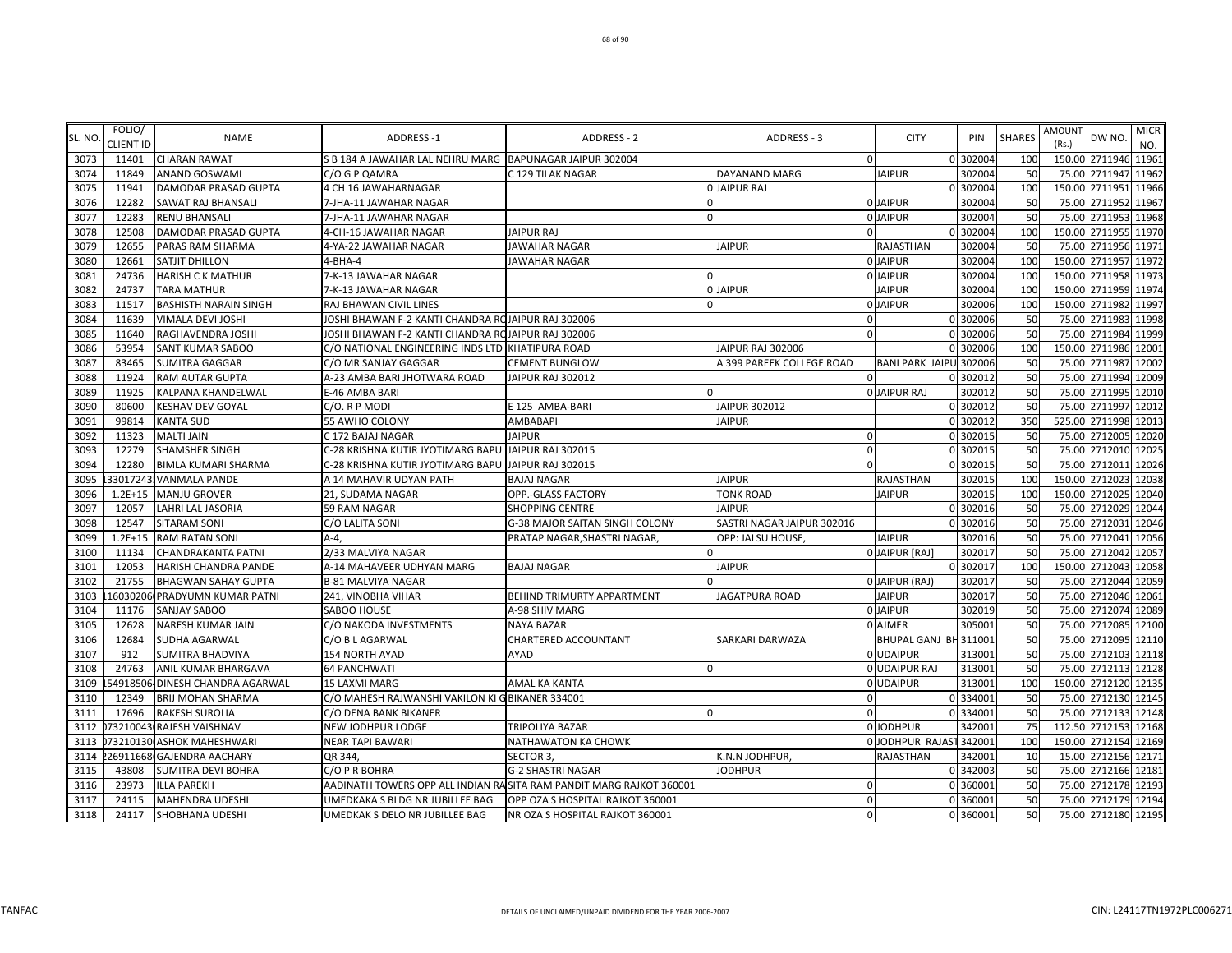| SL. NO. | FOLIO/ CLIENT ID | NAME | ADDRESS -1 | ADDRESS - 2 | ADDRESS - 3 | CITY | PIN | SHARES | AMOUNT (Rs.) | DW NO. | MICR NO. |
|---|---|---|---|---|---|---|---|---|---|---|---|
| 3073 | 11401 | CHARAN RAWAT | S B 184 A JAWAHAR LAL NEHRU MARG | BAPUNAGAR JAIPUR 302004 | 0 | 0 | 302004 | 100 | 150.00 | 2711946 | 11961 |
| 3074 | 11849 | ANAND GOSWAMI | C/O G P QAMRA | C 129 TILAK NAGAR | DAYANAND MARG | JAIPUR | 302004 | 50 | 75.00 | 2711947 | 11962 |
| 3075 | 11941 | DAMODAR PRASAD GUPTA | 4 CH 16 JAWAHARNAGAR | 0 | JAIPUR RAJ | 0 | 302004 | 100 | 150.00 | 2711951 | 11966 |
| 3076 | 12282 | SAWAT RAJ BHANSALI | 7-JHA-11 JAWAHAR NAGAR | 0 | | 0 JAIPUR | 302004 | 50 | 75.00 | 2711952 | 11967 |
| 3077 | 12283 | RENU BHANSALI | 7-JHA-11 JAWAHAR NAGAR | 0 | | 0 JAIPUR | 302004 | 50 | 75.00 | 2711953 | 11968 |
| 3078 | 12508 | DAMODAR PRASAD GUPTA | 4-CH-16 JAWAHAR NAGAR | JAIPUR RAJ | 0 | 0 | 302004 | 100 | 150.00 | 2711955 | 11970 |
| 3079 | 12655 | PARAS RAM SHARMA | 4-YA-22 JAWAHAR NAGAR | JAWAHAR NAGAR | JAIPUR | RAJASTHAN | 302004 | 50 | 75.00 | 2711956 | 11971 |
| 3080 | 12661 | SATJIT DHILLON | 4-BHA-4 | JAWAHAR NAGAR | | 0 JAIPUR | 302004 | 100 | 150.00 | 2711957 | 11972 |
| 3081 | 24736 | HARISH C K MATHUR | 7-K-13 JAWAHAR NAGAR | 0 | | 0 JAIPUR | 302004 | 100 | 150.00 | 2711958 | 11973 |
| 3082 | 24737 | TARA MATHUR | 7-K-13 JAWAHAR NAGAR | 0 | JAIPUR | JAIPUR | 302004 | 100 | 150.00 | 2711959 | 11974 |
| 3083 | 11517 | BASHISTH NARAIN SINGH | RAJ BHAWAN CIVIL LINES | 0 | | 0 JAIPUR | 302006 | 100 | 150.00 | 2711982 | 11997 |
| 3084 | 11639 | VIMALA DEVI JOSHI | JOSHI BHAWAN F-2 KANTI CHANDRA RO | JAIPUR RAJ 302006 | 0 | 0 | 302006 | 50 | 75.00 | 2711983 | 11998 |
| 3085 | 11640 | RAGHAVENDRA JOSHI | JOSHI BHAWAN F-2 KANTI CHANDRA RO | JAIPUR RAJ 302006 | 0 | 0 | 302006 | 50 | 75.00 | 2711984 | 11999 |
| 3086 | 53954 | SANT KUMAR SABOO | C/O NATIONAL ENGINEERING INDS LTD | KHATIPURA ROAD | JAIPUR RAJ 302006 | 0 | 302006 | 100 | 150.00 | 2711986 | 12001 |
| 3087 | 83465 | SUMITRA GAGGAR | C/O MR SANJAY GAGGAR | CEMENT BUNGLOW | A 399 PAREEK COLLEGE ROAD | BANI PARK JAIPU | 302006 | 50 | 75.00 | 2711987 | 12002 |
| 3088 | 11924 | RAM AUTAR GUPTA | A-23 AMBA BARI JHOTWARA ROAD | JAIPUR RAJ 302012 | 0 | 0 | 302012 | 50 | 75.00 | 2711994 | 12009 |
| 3089 | 11925 | KALPANA KHANDELWAL | E-46 AMBA BARI | 0 | | 0 JAIPUR RAJ | 302012 | 50 | 75.00 | 2711995 | 12010 |
| 3090 | 80600 | KESHAV DEV GOYAL | C/O. R P MODI | E 125 AMBA-BARI | JAIPUR 302012 | 0 | 302012 | 50 | 75.00 | 2711997 | 12012 |
| 3091 | 99814 | KANTA SUD | 55 AWHO COLONY | AMBABAPI | JAIPUR | 0 | 302012 | 350 | 525.00 | 2711998 | 12013 |
| 3092 | 11323 | MALTI JAIN | C 172 BAJAJ NAGAR | JAIPUR | 0 | 0 | 302015 | 50 | 75.00 | 2712005 | 12020 |
| 3093 | 12279 | SHAMSHER SINGH | C-28 KRISHNA KUTIR JYOTIMARG BAPU | JAIPUR RAJ 302015 | 0 | 0 | 302015 | 50 | 75.00 | 2712010 | 12025 |
| 3094 | 12280 | BIMLA KUMARI SHARMA | C-28 KRISHNA KUTIR JYOTIMARG BAPU | JAIPUR RAJ 302015 | 0 | 0 | 302015 | 50 | 75.00 | 2712011 | 12026 |
| 3095 | 1330172435 | VANMALA PANDE | A 14 MAHAVIR UDYAN PATH | BAJAJ NAGAR | JAIPUR | RAJASTHAN | 302015 | 100 | 150.00 | 2712023 | 12038 |
| 3096 | 1.2E+15 | MANJU GROVER | 21, SUDAMA NAGAR | OPP.-GLASS FACTORY | TONK ROAD | JAIPUR | 302015 | 100 | 150.00 | 2712025 | 12040 |
| 3097 | 12057 | LAHRI LAL JASORIA | 59 RAM NAGAR | SHOPPING CENTRE | JAIPUR | 0 | 302016 | 50 | 75.00 | 2712029 | 12044 |
| 3098 | 12547 | SITARAM SONI | C/O LALITA SONI | G-38 MAJOR SAITAN SINGH COLONY | SASTRI NAGAR JAIPUR 302016 | 0 | 302016 | 50 | 75.00 | 2712031 | 12046 |
| 3099 | 1.2E+15 | RAM RATAN SONI | A-4, | PRATAP NAGAR,SHASTRI NAGAR, | OPP: JALSU HOUSE, | JAIPUR | 302016 | 50 | 75.00 | 2712041 | 12056 |
| 3100 | 11134 | CHANDRAKANTA PATNI | 2/33 MALVIYA NAGAR | 0 | | 0 JAIPUR [RAJ] | 302017 | 50 | 75.00 | 2712042 | 12057 |
| 3101 | 12053 | HARISH CHANDRA PANDE | A-14 MAHAVEER UDHYAN MARG | BAJAJ NAGAR | JAIPUR | 0 | 302017 | 100 | 150.00 | 2712043 | 12058 |
| 3102 | 21755 | BHAGWAN SAHAY GUPTA | B-81 MALVIYA NAGAR | 0 | | 0 JAIPUR (RAJ) | 302017 | 50 | 75.00 | 2712044 | 12059 |
| 3103 | 1160302060 | PRADYUMN KUMAR PATNI | 241, VINOBHA VIHAR | BEHIND TRIMURTY APPARTMENT | JAGATPURA ROAD | JAIPUR | 302017 | 50 | 75.00 | 2712046 | 12061 |
| 3104 | 11176 | SANJAY SABOO | SABOO HOUSE | A-98 SHIV MARG | | 0 JAIPUR | 302019 | 50 | 75.00 | 2712074 | 12089 |
| 3105 | 12628 | NARESH KUMAR JAIN | C/O NAKODA INVESTMENTS | NAYA BAZAR | | 0 AJMER | 305001 | 50 | 75.00 | 2712085 | 12100 |
| 3106 | 12684 | SUDHA AGARWAL | C/O B L AGARWAL | CHARTERED ACCOUNTANT | SARKARI DARWAZA | BHUPAL GANJ BH | 311001 | 50 | 75.00 | 2712095 | 12110 |
| 3107 | 912 | SUMITRA BHADVIYA | 154 NORTH AYAD | AYAD | | 0 UDAIPUR | 313001 | 50 | 75.00 | 2712103 | 12118 |
| 3108 | 24763 | ANIL KUMAR BHARGAVA | 64 PANCHWATI | 0 | | 0 UDAIPUR RAJ | 313001 | 50 | 75.00 | 2712113 | 12128 |
| 3109 | 1549185064 | DINESH CHANDRA AGARWAL | 15 LAXMI MARG | AMAL KA KANTA | | 0 UDAIPUR | 313001 | 100 | 150.00 | 2712120 | 12135 |
| 3110 | 12349 | BRIJ MOHAN SHARMA | C/O MAHESH RAJWANSHI VAKILON KI G | BIKANER 334001 | 0 | 0 | 334001 | 50 | 75.00 | 2712130 | 12145 |
| 3111 | 17696 | RAKESH SUROLIA | C/O DENA BANK BIKANER | 0 | 0 | 0 | 334001 | 50 | 75.00 | 2712133 | 12148 |
| 3112 | 0732100430 | RAJESH VAISHNAV | NEW JODHPUR LODGE | TRIPOLIYA BAZAR | | 0 JODHPUR | 342001 | 75 | 112.50 | 2712153 | 12168 |
| 3113 | 0732101300 | ASHOK MAHESHWARI | NEAR TAPI BAWARI | NATHAWATON KA CHOWK | | 0 JODHPUR RAJAST | 342001 | 100 | 150.00 | 2712154 | 12169 |
| 3114 | 2269116680 | GAJENDRA AACHARY | QR 344, | SECTOR 3, | K.N.N JODHPUR, | RAJASTHAN | 342001 | 10 | 15.00 | 2712156 | 12171 |
| 3115 | 43808 | SUMITRA DEVI BOHRA | C/O P R BOHRA | G-2 SHASTRI NAGAR | JODHPUR | 0 | 342003 | 50 | 75.00 | 2712166 | 12181 |
| 3116 | 23973 | ILLA PAREKH | AADINATH TOWERS OPP ALL INDIAN RA | SITA RAM PANDIT MARG RAJKOT 360001 | 0 | 0 | 360001 | 50 | 75.00 | 2712178 | 12193 |
| 3117 | 24115 | MAHENDRA UDESHI | UMEDKAKA S BLDG NR JUBILLEE BAG | OPP OZA S HOSPITAL RAJKOT 360001 | 0 | 0 | 360001 | 50 | 75.00 | 2712179 | 12194 |
| 3118 | 24117 | SHOBHANA UDESHI | UMEDKAK S DELO NR JUBILLEE BAG | NR OZA S HOSPITAL RAJKOT 360001 | 0 | 0 | 360001 | 50 | 75.00 | 2712180 | 12195 |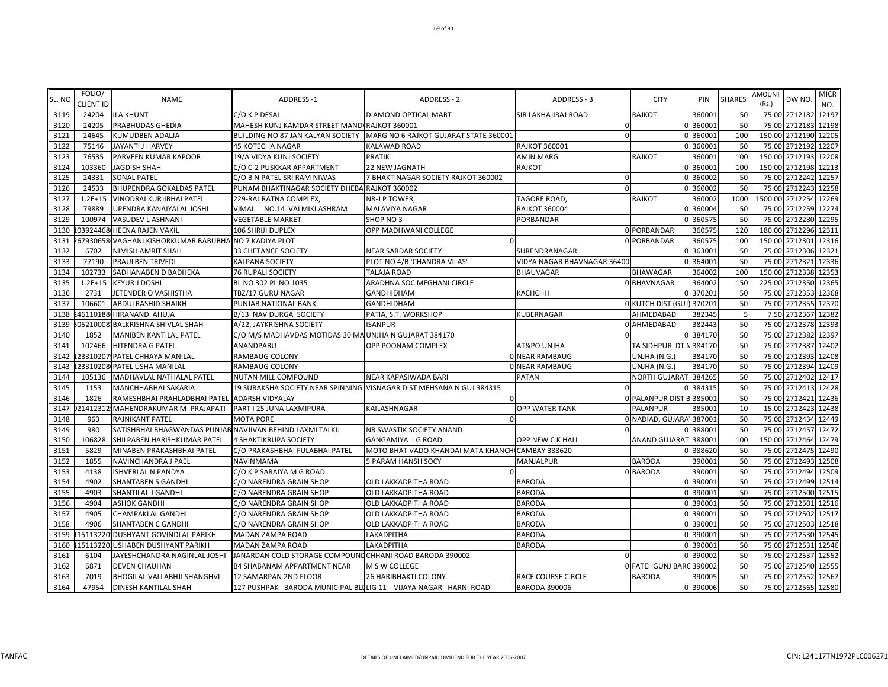| SL. NO. | FOLIO/ CLIENT ID | NAME | ADDRESS -1 | ADDRESS - 2 | ADDRESS - 3 | CITY | PIN | SHARES | AMOUNT (Rs.) | DW NO. | MICR NO. |
|---|---|---|---|---|---|---|---|---|---|---|---|
| 3119 | 24204 | ILA KHUNT | C/O K P DESAI | DIAMOND OPTICAL MART | SIR LAKHAJIRAJ ROAD | RAJKOT | 360001 | 50 | 75.00 | 2712182 | 12197 |
| 3120 | 24205 | PRABHUDAS GHEDIA | MAHESH KUNJ KAMDAR STREET MANDV | RAJKOT 360001 | 0 | 0 | 360001 | 50 | 75.00 | 2712183 | 12198 |
| 3121 | 24645 | KUMUDBEN ADALJA | BUILDING NO 87 JAN KALYAN SOCIETY | MARG NO 6 RAJKOT GUJARAT STATE 360001 | 0 | 0 | 360001 | 100 | 150.00 | 2712190 | 12205 |
| 3122 | 75146 | JAYANTI J HARVEY | 45 KOTECHA NAGAR | KALAWAD ROAD | RAJKOT 360001 | 0 | 360001 | 50 | 75.00 | 2712192 | 12207 |
| 3123 | 76535 | PARVEEN KUMAR KAPOOR | 19/A VIDYA KUNJ SOCIETY | PRATIK | AMIN MARG | RAJKOT | 360001 | 100 | 150.00 | 2712193 | 12208 |
| 3124 | 103360 | JAGDISH SHAH | C/O C-2 PUSKKAR APPARTMENT | 22 NEW JAGNATH | RAJKOT | 0 | 360001 | 100 | 150.00 | 2712198 | 12213 |
| 3125 | 24331 | SONAL PATEL | C/O B N PATEL SRI RAM NIWAS | 7 BHAKTINAGAR SOCIETY RAJKOT 360002 | 0 | 0 | 360002 | 50 | 75.00 | 2712242 | 12257 |
| 3126 | 24533 | BHUPENDRA GOKALDAS PATEL | PUNAM BHAKTINAGAR SOCIETY DHEBA | RAJKOT 360002 | 0 | 0 | 360002 | 50 | 75.00 | 2712243 | 12258 |
| 3127 | 1.2E+15 | VINODRAI KURJIBHAI PATEL | 229-RAJ RATNA COMPLEX, | NR-J P TOWER, | TAGORE ROAD, | RAJKOT | 360002 | 1000 | 1500.00 | 2712254 | 12269 |
| 3128 | 79889 | UPENDRA KANAIYALAL JOSHI | VIMAL NO.14 VALMIKI ASHRAM | MALAVIYA NAGAR | RAJKOT 360004 | 0 | 360004 | 50 | 75.00 | 2712259 | 12274 |
| 3129 | 100974 | VASUDEV L ASHNANI | VEGETABLE MARKET | SHOP NO 3 | PORBANDAR | 0 | 360575 | 50 | 75.00 | 2712280 | 12295 |
| 3130 | 1039244680 | HEENA RAJEN VAKIL | 106 SHRIJI DUPLEX | OPP MADHWANI COLLEGE | 0 | PORBANDAR | 360575 | 120 | 180.00 | 2712296 | 12311 |
| 3131 | 2679306580 | VAGHANI KISHORKUMAR BABUBHAI | NO 7 KADIYA PLOT | 0 | 0 | PORBANDAR | 360575 | 100 | 150.00 | 2712301 | 12316 |
| 3132 | 6702 | NIMISH AMRIT SHAH | 33 CHETANCE SOCIETY | NEAR SARDAR SOCIETY | SURENDRANAGAR | 0 | 363001 | 50 | 75.00 | 2712306 | 12321 |
| 3133 | 77190 | PRAULBEN TRIVEDI | KALPANA SOCIETY | PLOT NO 4/B 'CHANDRA VILAS' | VIDYA NAGAR BHAVNAGAR 36400 | 0 | 364001 | 50 | 75.00 | 2712321 | 12336 |
| 3134 | 102733 | SADHANABEN D BADHEKA | 76 RUPALI SOCIETY | TALAJA ROAD | BHAUVAGAR | BHAWAGAR | 364002 | 100 | 150.00 | 2712338 | 12353 |
| 3135 | 1.2E+15 | KEYUR J DOSHI | BL NO 302 PL NO 1035 | ARADHNA SOC MEGHANI CIRCLE | 0 | BHAVNAGAR | 364002 | 150 | 225.00 | 2712350 | 12365 |
| 3136 | 2731 | JETENDER O VASHISTHA | TBZ/17 GURU NAGAR | GANDHIDHAM | KACHCHH | 0 | 370201 | 50 | 75.00 | 2712353 | 12368 |
| 3137 | 106601 | ABDULRASHID SHAIKH | PUNJAB NATIONAL BANK | GANDHIDHAM | 0 | KUTCH DIST (GUJ) | 370201 | 50 | 75.00 | 2712355 | 12370 |
| 3138 | 2461101880 | HIRANAND AHUJA | B/13 NAV DURGA SOCIETY | PATIA, S.T. WORKSHOP | KUBERNAGAR | AHMEDABAD | 382345 | 5 | 7.50 | 2712367 | 12382 |
| 3139 | 3052100081 | BALKRISHNA SHIVLAL SHAH | A/22, JAYKRISHNA SOCIETY | ISANPUR | 0 | AHMEDABAD | 382443 | 50 | 75.00 | 2712378 | 12393 |
| 3140 | 1852 | MANIBEN KANTILAL PATEL | C/O M/S MADHAVDAS MOTIDAS 30 MA | UNJHA N GUJARAT 384170 | 0 | 0 | 384170 | 50 | 75.00 | 2712382 | 12397 |
| 3141 | 102466 | HITENDRA G PATEL | ANANDPARU | OPP POONAM COMPLEX | AT&PO UNJHA | TA SIDHPUR DT N | 384170 | 50 | 75.00 | 2712387 | 12402 |
| 3142 | 1233102079 | PATEL CHHAYA MANILAL | RAMBAUG COLONY | 0 | NEAR RAMBAUG | UNJHA (N.G.) | 384170 | 50 | 75.00 | 2712393 | 12408 |
| 3143 | 1233102080 | PATEL USHA MANILAL | RAMBAUG COLONY | 0 | NEAR RAMBAUG | UNJHA (N.G.) | 384170 | 50 | 75.00 | 2712394 | 12409 |
| 3144 | 105136 | MADHAVLAL NATHALAL PATEL | NUTAN MILL COMPOUND | NEAR KAPASIWADA BARI | PATAN | NORTH GUJARAT | 384265 | 50 | 75.00 | 2712402 | 12417 |
| 3145 | 1153 | MANCHHABHAI SAKARIA | 19 SURAKSHA SOCIETY NEAR SPINNING | VISNAGAR DIST MEHSANA N GUJ 384315 | 0 | 0 | 384315 | 50 | 75.00 | 2712413 | 12428 |
| 3146 | 1826 | RAMESHBHAI PRAHLADBHAI PATEL | ADARSH VIDYALAY | 0 | 0 | PALANPUR DIST B | 385001 | 50 | 75.00 | 2712421 | 12436 |
| 3147 | 0214123129 | MAHENDRAKUMAR M PRAJAPATI | PART I 25 JUNA LAXMIPURA | KAILASHNAGAR | OPP WATER TANK | PALANPUR | 385001 | 10 | 15.00 | 2712423 | 12438 |
| 3148 | 963 | RAJNIKANT PATEL | MOTA PORE | 0 | 0 | NADIAD, GUJARA | 387001 | 50 | 75.00 | 2712434 | 12449 |
| 3149 | 980 | SATISHBHAI BHAGWANDAS PUNJAB | NAVJIVAN BEHIND LAXMI TALKIJ | NR SWASTIK SOCIETY ANAND | 0 | 0 | 388001 | 50 | 75.00 | 2712457 | 12472 |
| 3150 | 106828 | SHILPABEN HARISHKUMAR PATEL | 4 SHAKTIKRUPA SOCIETY | GANGAMIYA I G ROAD | OPP NEW C K HALL | ANAND GUJARAT | 388001 | 100 | 150.00 | 2712464 | 12479 |
| 3151 | 5829 | MINABEN PRAKASHBHAI PATEL | C/O PRAKASHBHAI FULABHAI PATEL | MOTO BHAT VADO KHANDAI MATA KHANCH | CAMBAY 388620 | 0 | 388620 | 50 | 75.00 | 2712475 | 12490 |
| 3152 | 1855 | NAVINCHANDRA J PAEL | NAVINMAMA | 5 PARAM HANSH SOCY | MANJALPUR | BARODA | 390001 | 50 | 75.00 | 2712493 | 12508 |
| 3153 | 4138 | ISHVERLAL N PANDYA | C/O K P SARAIYA M G ROAD | 0 | 0 | BARODA | 390001 | 50 | 75.00 | 2712494 | 12509 |
| 3154 | 4902 | SHANTABEN S GANDHI | C/O NARENDRA GRAIN SHOP | OLD LAKKADPITHA ROAD | BARODA | 0 | 390001 | 50 | 75.00 | 2712499 | 12514 |
| 3155 | 4903 | SHANTILAL J GANDHI | C/O NARENDRA GRAIN SHOP | OLD LAKKADPITHA ROAD | BARODA | 0 | 390001 | 50 | 75.00 | 2712500 | 12515 |
| 3156 | 4904 | ASHOK GANDHI | C/O NARENDRA GRAIN SHOP | OLD LAKKADPITHA ROAD | BARODA | 0 | 390001 | 50 | 75.00 | 2712501 | 12516 |
| 3157 | 4905 | CHAMPAKLAL GANDHI | C/O NARENDRA GRAIN SHOP | OLD LAKKADPITHA ROAD | BARODA | 0 | 390001 | 50 | 75.00 | 2712502 | 12517 |
| 3158 | 4906 | SHANTABEN C GANDHI | C/O NARENDRA GRAIN SHOP | OLD LAKKADPITHA ROAD | BARODA | 0 | 390001 | 50 | 75.00 | 2712503 | 12518 |
| 3159 | 1151132201 | DUSHYANT GOVINDLAL PARIKH | MADAN ZAMPA ROAD | LAKADPITHA | BARODA | 0 | 390001 | 50 | 75.00 | 2712530 | 12545 |
| 3160 | 1151132201 | USHABEN DUSHYANT PARIKH | MADAN ZAMPA ROAD | LAKADPITHA | BARODA | 0 | 390001 | 50 | 75.00 | 2712531 | 12546 |
| 3161 | 6104 | JAYESHCHANDRA NAGINLAL JOSHI | JANARDAN COLD STORAGE COMPOUND | CHHANI ROAD BARODA 390002 | 0 | 0 | 390002 | 50 | 75.00 | 2712537 | 12552 |
| 3162 | 6871 | DEVEN CHAUHAN | B4 SHABANAM APPARTMENT NEAR | M S W COLLEGE | 0 | FATEHGUNJ BARO | 390002 | 50 | 75.00 | 2712540 | 12555 |
| 3163 | 7019 | BHOGILAL VALLABHJI SHANGHVI | 12 SAMARPAN 2ND FLOOR | 26 HARIBHAKTI COLONY | RACE COURSE CIRCLE | BARODA | 390005 | 50 | 75.00 | 2712552 | 12567 |
| 3164 | 47954 | DINESH KANTILAL SHAH | 127 PUSHPAK BARODA MUNICIPAL BL | LIG 11 VIJAYA NAGAR HARNI ROAD | BARODA 390006 | 0 | 390006 | 50 | 75.00 | 2712565 | 12580 |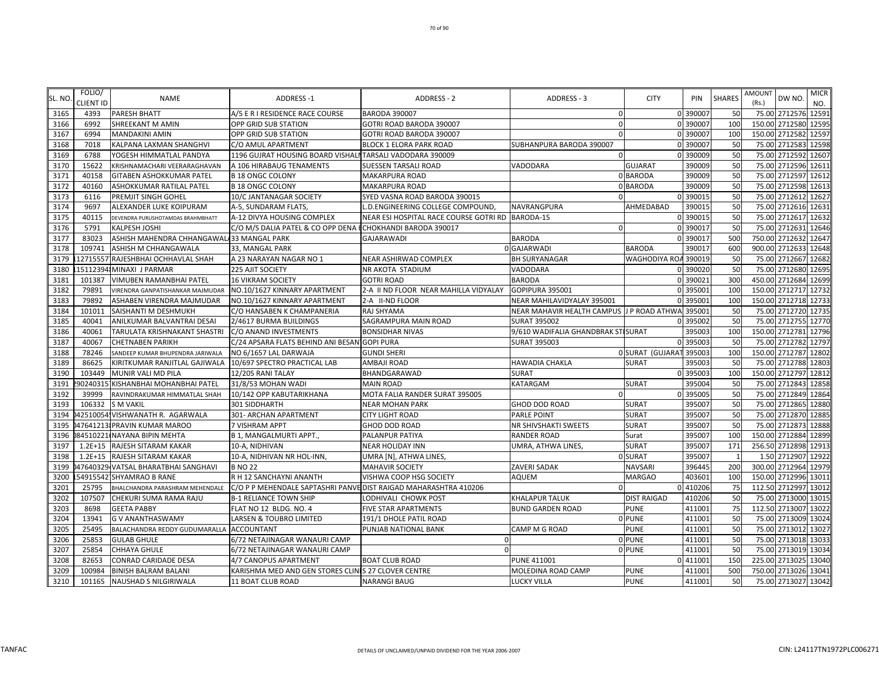| SL. NO. | FOLIO/ CLIENT ID | NAME | ADDRESS -1 | ADDRESS - 2 | ADDRESS - 3 | CITY | PIN | SHARES | AMOUNT (Rs.) | DW NO. | MICR NO. |
|---|---|---|---|---|---|---|---|---|---|---|---|
| 3165 | 4393 | PARESH BHATT | A/5 E R I RESIDENCE RACE COURSE | BARODA 390007 | 0 | 0 | 390007 | 50 | 75.00 | 2712576 | 12591 |
| 3166 | 6992 | SHREEKANT M AMIN | OPP GRID SUB STATION | GOTRI ROAD BARODA 390007 | 0 | 0 | 390007 | 100 | 150.00 | 2712580 | 12595 |
| 3167 | 6994 | MANDAKINI AMIN | OPP GRID SUB STATION | GOTRI ROAD BARODA 390007 | 0 | 0 | 390007 | 100 | 150.00 | 2712582 | 12597 |
| 3168 | 7018 | KALPANA LAXMAN SHANGHVI | C/O AMUL APARTMENT | BLOCK 1 ELORA PARK ROAD | SUBHANPURA BARODA 390007 | 0 | 390007 | 50 | 75.00 | 2712583 | 12598 |
| 3169 | 6788 | YOGESH HIMMATLAL PANDYA | 1196 GUJRAT HOUSING BOARD VISHAL | TARSALI VADODARA 390009 | 0 | 0 | 390009 | 50 | 75.00 | 2712592 | 12607 |
| 3170 | 15622 | KRISHNAMACHARI VEERARAGHAVAN | A 106 HIRABAUG TENAMENTS | SUESSEN TARSALI ROAD | VADODARA | GUJARAT | 390009 | 50 | 75.00 | 2712596 | 12611 |
| 3171 | 40158 | GITABEN ASHOKKUMAR PATEL | B 18 ONGC COLONY | MAKARPURA ROAD | 0 | BARODA | 390009 | 50 | 75.00 | 2712597 | 12612 |
| 3172 | 40160 | ASHOKKUMAR RATILAL PATEL | B 18 ONGC COLONY | MAKARPURA ROAD | 0 | BARODA | 390009 | 50 | 75.00 | 2712598 | 12613 |
| 3173 | 6116 | PREMJIT SINGH GOHEL | 10/C JANTANAGAR SOCIETY | SYED VASNA ROAD BARODA 390015 | 0 | 0 | 390015 | 50 | 75.00 | 2712612 | 12627 |
| 3174 | 9697 | ALEXANDER LUKE KOIPURAM | A-5, SUNDARAM FLATS, | L.D.ENGINEERING COLLEGE COMPOUND, | NAVRANGPURA | AHMEDABAD | 390015 | 50 | 75.00 | 2712616 | 12631 |
| 3175 | 40115 | DEVENDRA PURUSHOTAMDAS BRAHMBHATT | A-12 DIVYA HOUSING COMPLEX | NEAR ESI HOSPITAL RACE COURSE GOTRI RD | BARODA-15 | 0 | 390015 | 50 | 75.00 | 2712617 | 12632 |
| 3176 | 5791 | KALPESH JOSHI | C/O M/S DALIA PATEL & CO OPP DENA E | CHOKHANDI BARODA 390017 | 0 | 0 | 390017 | 50 | 75.00 | 2712631 | 12646 |
| 3177 | 83023 | ASHISH MAHENDRA CHHANGAWALA | 33 MANGAL PARK | GAJARAWADI | BARODA | 0 | 390017 | 500 | 750.00 | 2712632 | 12647 |
| 3178 | 109741 | ASHISH M CHHANGAWALA | 33, MANGAL PARK | 0 | GAJARWADI | BARODA | 390017 | 600 | 900.00 | 2712633 | 12648 |
| 3179 | 12715557 | RAJESHBHAI OCHHAVLAL SHAH | A 23 NARAYAN NAGAR NO 1 | NEAR ASHIRWAD COMPLEX | BH SURYANAGAR | WAGHODIYA ROA | 390019 | 50 | 75.00 | 2712667 | 12682 |
| 3180 | 15112394 | MINAXI J PARMAR | 225 AJIT SOCIETY | NR AKOTA STADIUM | VADODARA | 0 | 390020 | 50 | 75.00 | 2712680 | 12695 |
| 3181 | 101387 | VIMUBEN RAMANBHAI PATEL | 16 VIKRAM SOCIETY | GOTRI ROAD | BARODA | 0 | 390021 | 300 | 450.00 | 2712684 | 12699 |
| 3182 | 79891 | VIRENDRA GANPATISHANKAR MAJMUDAR | NO.10/1627 KINNARY APARTMENT | 2-A II ND FLOOR NEAR MAHILLA VIDYALAY | GOPIPURA 395001 | 0 | 395001 | 100 | 150.00 | 2712717 | 12732 |
| 3183 | 79892 | ASHABEN VIRENDRA MAJMUDAR | NO.10/1627 KINNARY APARTMENT | 2-A II-ND FLOOR | NEAR MAHILAVIDYALAY 395001 | 0 | 395001 | 100 | 150.00 | 2712718 | 12733 |
| 3184 | 101011 | SAISHANTI M DESHMUKH | C/O HANSABEN K CHAMPANERIA | RAJ SHYAMA | NEAR MAHAVIR HEALTH CAMPUS | J P ROAD ATHWA | 395001 | 50 | 75.00 | 2712720 | 12735 |
| 3185 | 40041 | ANILKUMAR BALVANTRAI DESAI | 2/4617 BURMA BUILDINGS | SAGRAMPURA MAIN ROAD | SURAT 395002 | 0 | 395002 | 50 | 75.00 | 2712755 | 12770 |
| 3186 | 40061 | TARULATA KRISHNAKANT SHASTRI | C/O ANAND INVESTMENTS | BONSIDHAR NIVAS | 9/610 WADIFALIA GHANDBRAK ST | SURAT | 395003 | 100 | 150.00 | 2712781 | 12796 |
| 3187 | 40067 | CHETNABEN PARIKH | C/24 APSARA FLATS BEHIND ANI BESANT | GOPI PURA | SURAT 395003 | 0 | 395003 | 50 | 75.00 | 2712782 | 12797 |
| 3188 | 78246 | SANDEEP KUMAR BHUPENDRA JARIWALA | NO 6/1657 LAL DARWAJA | GUNDI SHERI | 0 | SURAT (GUJARAT | 395003 | 100 | 150.00 | 2712787 | 12802 |
| 3189 | 86625 | KIRITKUMAR RANJITLAL GAJIWALA | 10/697 SPECTRO PRACTICAL LAB | AMBAJI ROAD | HAWADIA CHAKLA | SURAT | 395003 | 50 | 75.00 | 2712788 | 12803 |
| 3190 | 103449 | MUNIR VALI MD PILA | 12/205 RANI TALAY | BHANDGARAWAD | SURAT | 0 | 395003 | 100 | 150.00 | 2712797 | 12812 |
| 3191 | 290240315 | KISHANBHAI MOHANBHAI PATEL | 31/8/53 MOHAN WADI | MAIN ROAD | KATARGAM | SURAT | 395004 | 50 | 75.00 | 2712843 | 12858 |
| 3192 | 39999 | RAVINDRAKUMAR HIMMATLAL SHAH | 10/142 OPP KABUTARIKHANA | MOTA FALIA RANDER SURAT 395005 | 0 | 0 | 395005 | 50 | 75.00 | 2712849 | 12864 |
| 3193 | 106332 | S M VAKIL | 301 SIDDHARTH | NEAR MOHAN PARK | GHOD DOD ROAD | SURAT | 395007 | 50 | 75.00 | 2712865 | 12880 |
| 3194 | 042510054 | VISHWANATH R. AGARWALA | 301- ARCHAN APARTMENT | CITY LIGHT ROAD | PARLE POINT | SURAT | 395007 | 50 | 75.00 | 2712870 | 12885 |
| 3195 | 047641213 | PRAVIN KUMAR MAROO | 7 VISHRAM APPT | GHOD DOD ROAD | NR SHIVSHAKTI SWEETS | SURAT | 395007 | 50 | 75.00 | 2712873 | 12888 |
| 3196 | 084510221 | NAYANA BIPIN MEHTA | B 1, MANGALMURTI APPT., | PALANPUR PATIYA | RANDER ROAD | Surat | 395007 | 100 | 150.00 | 2712884 | 12899 |
| 3197 | 1.2E+15 | RAJESH SITARAM KAKAR | 10-A, NIDHIVAN | NEAR HOLIDAY INN | UMRA, ATHWA LINES, | SURAT | 395007 | 171 | 256.50 | 2712898 | 12913 |
| 3198 | 1.2E+15 | RAJESH SITARAM KAKAR | 10-A, NIDHIVAN NR HOL-INN, | UMRA [N], ATHWA LINES, | 0 | SURAT | 395007 | 1 | 1.50 | 2712907 | 12922 |
| 3199 | 047640329 | VATSAL BHARATBHAI SANGHAVI | B NO 22 | MAHAVIR SOCIETY | ZAVERI SADAK | NAVSARI | 396445 | 200 | 300.00 | 2712964 | 12979 |
| 3200 | 54915542 | SHYAMRAO B RANE | R H 12 SANCHAYNI ANANTH | VISHWA COOP HSG SOCIETY | AQUEM | MARGAO | 403601 | 100 | 150.00 | 2712996 | 13011 |
| 3201 | 25795 | BHALCHANDRA PARASHRAM MEHENDALE | C/O P P MEHENDALE SAPTASHRI PANVE | DIST RAIGAD MAHARASHTRA 410206 | 0 | 0 | 410206 | 75 | 112.50 | 2712997 | 13012 |
| 3202 | 107507 | CHEKURI SUMA RAMA RAJU | B-1 RELIANCE TOWN SHIP | LODHIVALI CHOWK POST | KHALAPUR TALUK | DIST RAIGAD | 410206 | 50 | 75.00 | 2713000 | 13015 |
| 3203 | 8698 | GEETA PABBY | FLAT NO 12 BLDG. NO. 4 | FIVE STAR APARTMENTS | BUND GARDEN ROAD | PUNE | 411001 | 75 | 112.50 | 2713007 | 13022 |
| 3204 | 13941 | G V ANANTHASWAMY | LARSEN & TOUBRO LIMITED | 191/1 DHOLE PATIL ROAD | 0 | PUNE | 411001 | 50 | 75.00 | 2713009 | 13024 |
| 3205 | 25495 | BALACHANDRA REDDY GUDUMARALLA | ACCOUNTANT | PUNJAB NATIONAL BANK | CAMP M G ROAD | PUNE | 411001 | 50 | 75.00 | 2713012 | 13027 |
| 3206 | 25853 | GULAB GHULE | 6/72 NETAJINAGAR WANAURI CAMP | 0 | 0 | PUNE | 411001 | 50 | 75.00 | 2713018 | 13033 |
| 3207 | 25854 | CHHAYA GHULE | 6/72 NETAJINAGAR WANAURI CAMP | 0 | 0 | PUNE | 411001 | 50 | 75.00 | 2713019 | 13034 |
| 3208 | 82653 | CONRAD CARIDADE DESA | 4/7 CANOPUS APARTMENT | BOAT CLUB ROAD | PUNE 411001 | 0 | 411001 | 150 | 225.00 | 2713025 | 13040 |
| 3209 | 100984 | BINISH BALRAM BALANI | KARISHMA MED AND GEN STORES CLINI | S 27 CLOVER CENTRE | MOLEDINA ROAD CAMP | PUNE | 411001 | 500 | 750.00 | 2713026 | 13041 |
| 3210 | 101165 | NAUSHAD S NILGIRIWALA | 11 BOAT CLUB ROAD | NARANGI BAUG | LUCKY VILLA | PUNE | 411001 | 50 | 75.00 | 2713027 | 13042 |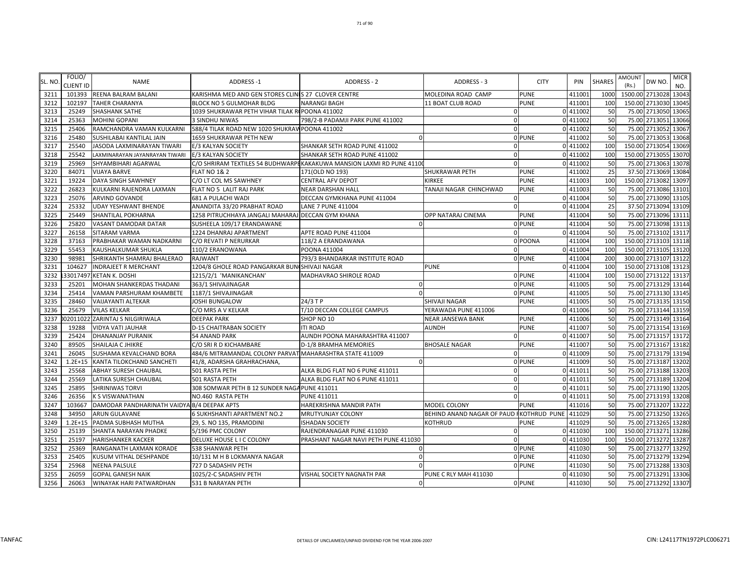| SL. NO. | FOLIO/ CLIENT ID | NAME | ADDRESS -1 | ADDRESS - 2 | ADDRESS - 3 | CITY | PIN | SHARES | AMOUNT (Rs.) | DW NO. | MICR NO. |
|---|---|---|---|---|---|---|---|---|---|---|---|
| 3211 | 101393 | REENA BALRAM BALANI | KARISHMA MED AND GEN STORES CLINI | S 27 CLOVER CENTRE | MOLEDINA ROAD CAMP | PUNE | 411001 | 1000 | 1500.00 | 2713028 | 13043 |
| 3212 | 102197 | TAHER CHARANYA | BLOCK NO 5 GULMOHAR BLDG | NARANGI BAGH | 11 BOAT CLUB ROAD | PUNE | 411001 | 100 | 150.00 | 2713030 | 13045 |
| 3213 | 25249 | SHASHANK SATHE | 1039 SHUKRAWAR PETH VIHAR TILAK R | POONA 411002 | 0 | 0 | 411002 | 50 | 75.00 | 2713050 | 13065 |
| 3214 | 25363 | MOHINI GOPANI | 3 SINDHU NIWAS | 798/2-B PADAMJI PARK PUNE 411002 | 0 | 0 | 411002 | 50 | 75.00 | 2713051 | 13066 |
| 3215 | 25406 | RAMCHANDRA VAMAN KULKARNI | 588/4 TILAK ROAD NEW 1020 SHUKRAW | POONA 411002 | 0 | 0 | 411002 | 50 | 75.00 | 2713052 | 13067 |
| 3216 | 25480 | SUSHILABAI KANTILAL JAIN | 1659 SHUKRAWAR PETH NEW | 0 | 0 | PUNE | 411002 | 50 | 75.00 | 2713053 | 13068 |
| 3217 | 25540 | JASODA LAXMINARAYAN TIWARI | E/3 KALYAN SOCIETY | SHANKAR SETH ROAD PUNE 411002 | 0 | 0 | 411002 | 100 | 150.00 | 2713054 | 13069 |
| 3218 | 25542 | LAXMINARAYAN JAYANRAYAN TIWARI | E/3 KALYAN SOCIETY | SHANKAR SETH ROAD PUNE 411002 | 0 | 0 | 411002 | 100 | 150.00 | 2713055 | 13070 |
| 3219 | 25969 | SHYAMBIHARI AGARWAL | C/O SHRIRAM TEXTILES 54 BUDHWARPE | KAKAKUWA MANSION LAXMI RD PUNE 41100 | 0 | 0 | 411002 | 50 | 75.00 | 2713063 | 13078 |
| 3220 | 84071 | VIJAYA BARVE | FLAT NO 1& 2 | 171(OLD NO 193) | SHUKRAWAR PETH | PUNE | 411002 | 25 | 37.50 | 2713069 | 13084 |
| 3221 | 19224 | DAYA SINGH SAWHNEY | C/O LT COL MS SAWHNEY | CENTRAL AFV DEPOT | KIRKEE | PUNE | 411003 | 100 | 150.00 | 2713082 | 13097 |
| 3222 | 26823 | KULKARNI RAJENDRA LAXMAN | FLAT NO 5 LALIT RAJ PARK | NEAR DARSHAN HALL | TANAJI NAGAR CHINCHWAD | PUNE | 411003 | 50 | 75.00 | 2713086 | 13101 |
| 3223 | 25076 | ARVIND GOVANDE | 681 A PULACHI WADI | DECCAN GYMKHANA PUNE 411004 | 0 | 0 | 411004 | 50 | 75.00 | 2713090 | 13105 |
| 3224 | 25332 | UDAY YESHWANT BHENDE | ANANDITA 33/20 PRABHAT ROAD | LANE 7 PUNE 411004 | 0 | 0 | 411004 | 25 | 37.50 | 2713094 | 13109 |
| 3225 | 25449 | SHANTILAL POKHARNA | 1258 PITRUCHHAYA JANGALI MAHARAJ | DECCAN GYM KHANA | OPP NATARAJ CINEMA | PUNE | 411004 | 50 | 75.00 | 2713096 | 13111 |
| 3226 | 25820 | VASANT DAMODAR DATAR | SUSHEELA 109/17 ERANDAWANE | 0 | | 0 PUNE | 411004 | 50 | 75.00 | 2713098 | 13113 |
| 3227 | 26158 | SITARAM VARMA | 1224 DHANRAJ APARTMENT | APTE ROAD PUNE 411004 | 0 | 0 | 411004 | 50 | 75.00 | 2713102 | 13117 |
| 3228 | 37163 | PRABHAKAR WAMAN NADKARNI | C/O REVATI P NERURKAR | 118/2 A ERANDAWANA | 0 | POONA | 411004 | 100 | 150.00 | 2713103 | 13118 |
| 3229 | 55453 | KAUSHALKUMAR SHUKLA | 110/2 ERANOWANA | POONA 411004 | 0 | 0 | 411004 | 100 | 150.00 | 2713105 | 13120 |
| 3230 | 98981 | SHRIKANTH SHAMRAJ BHALERAO | RAJWANT | 793/3 BHANDARKAR INSTITUTE ROAD | 0 | PUNE | 411004 | 200 | 300.00 | 2713107 | 13122 |
| 3231 | 104627 | INDRAJEET R MERCHANT | 1204/8 GHOLE ROAD PANGARKAR BUN | SHIVAJI NAGAR | PUNE | 0 | 411004 | 100 | 150.00 | 2713108 | 13123 |
| 3232 | 13301749 | KETAN K. DOSHI | 1215/2/1 'MANIKANCHAN' | MADHAVRAO SHIROLE ROAD | 0 | PUNE | 411004 | 100 | 150.00 | 2713122 | 13137 |
| 3233 | 25201 | MOHAN SHANKERDAS THADANI | 363/1 SHIVAJINAGAR | 0 | 0 | PUNE | 411005 | 50 | 75.00 | 2713129 | 13144 |
| 3234 | 25414 | VAMAN PARSHURAM KHAMBETE | 1187/1 SHIVAJINAGAR | 0 | 0 | PUNE | 411005 | 50 | 75.00 | 2713130 | 13145 |
| 3235 | 28460 | VAIJAYANTI ALTEKAR | JOSHI BUNGALOW | 24/3 T P | SHIVAJI NAGAR | PUNE | 411005 | 50 | 75.00 | 2713135 | 13150 |
| 3236 | 25679 | VILAS KELKAR | C/O MRS A V KELKAR | T/10 DECCAN COLLEGE CAMPUS | YERAWADA PUNE 411006 | 0 | 411006 | 50 | 75.00 | 2713144 | 13159 |
| 3237 | 002011022 | ZARINTAJ S NILGIRIWALA | DEEPAK PARK | SHOP NO 10 | NEAR JANSEWA BANK | PUNE | 411006 | 50 | 75.00 | 2713149 | 13164 |
| 3238 | 19288 | VIDYA VATI JAUHAR | D-15 CHAITRABAN SOCIETY | ITI ROAD | AUNDH | PUNE | 411007 | 50 | 75.00 | 2713154 | 13169 |
| 3239 | 25424 | DHANANJAY PURANIK | 54 ANAND PARK | AUNDH POONA MAHARASHTRA 411007 | 0 | 0 | 411007 | 50 | 75.00 | 2713157 | 13172 |
| 3240 | 89505 | SHAILAJA C JHIKRE | C/O SRI R D KICHAMBARE | D-1/8 BRAMHA MEMORIES | BHOSALE NAGAR | PUNE | 411007 | 50 | 75.00 | 2713167 | 13182 |
| 3241 | 26045 | SUSHAMA KEVALCHAND BORA | 484/6 MITRAMANDAL COLONY PARVAT | MAHARASHTRA STATE 411009 | 0 | 0 | 411009 | 50 | 75.00 | 2713179 | 13194 |
| 3242 | 1.2E+15 | KANTA TILOKCHAND SANCHETI | 41/8, ADARSHA GRAHRACHANA, | 0 | 0 | PUNE | 411009 | 50 | 75.00 | 2713187 | 13202 |
| 3243 | 25568 | ABHAY SURESH CHAUBAL | 501 RASTA PETH | ALKA BLDG FLAT NO 6 PUNE 411011 | 0 | 0 | 411011 | 50 | 75.00 | 2713188 | 13203 |
| 3244 | 25569 | LATIKA SURESH CHAUBAL | 501 RASTA PETH | ALKA BLDG FLAT NO 6 PUNE 411011 | 0 | 0 | 411011 | 50 | 75.00 | 2713189 | 13204 |
| 3245 | 25895 | SHRINIWAS TORVI | 308 SOMWAR PETH B 12 SUNDER NAGA | PUNE 411011 | 0 | 0 | 411011 | 50 | 75.00 | 2713190 | 13205 |
| 3246 | 26356 | K S VISWANATHAN | NO.460 RASTA PETH | PUNE 411011 | 0 | 0 | 411011 | 50 | 75.00 | 2713193 | 13208 |
| 3247 | 103667 | DAMODAR PANDHARINATH VAIDYA | B/4 DEEPAK APTS | HAREKRISHNA MANDIR PATH | MODEL COLONY | PUNE | 411016 | 50 | 75.00 | 2713207 | 13222 |
| 3248 | 34950 | ARUN GULAVANE | 6 SUKHSHANTI APARTMENT NO.2 | MRUTYUNJAY COLONY | BEHIND ANAND NAGAR OF PAUD R | KOTHRUD PUNE | 411029 | 50 | 75.00 | 2713250 | 13265 |
| 3249 | 1.2E+15 | PADMA SUBHASH MUTHA | 29, S. NO 135, PRAMODINI | ISHADAN SOCIETY | KOTHRUD | PUNE | 411029 | 50 | 75.00 | 2713265 | 13280 |
| 3250 | 25139 | SHANTA NARAYAN PHADKE | 5/196 PMC COLONY | RAJENDRANAGAR PUNE 411030 | 0 | 0 | 411030 | 100 | 150.00 | 2713271 | 13286 |
| 3251 | 25197 | HARISHANKER KACKER | DELUXE HOUSE L I C COLONY | PRASHANT NAGAR NAVI PETH PUNE 411030 | 0 | 0 | 411030 | 100 | 150.00 | 2713272 | 13287 |
| 3252 | 25369 | RANGANATH LAXMAN KORADE | 538 SHANWAR PETH | 0 | 0 | PUNE | 411030 | 50 | 75.00 | 2713277 | 13292 |
| 3253 | 25405 | KUSUM VITHAL DESHPANDE | 10/131 M H B LOKMANYA NAGAR | 0 | 0 | PUNE | 411030 | 50 | 75.00 | 2713279 | 13294 |
| 3254 | 25968 | NEENA PALSULE | 727 D SADASHIV PETH | 0 | 0 | PUNE | 411030 | 50 | 75.00 | 2713288 | 13303 |
| 3255 | 26059 | GOPAL GANESH NAIK | 1025/2-C SADASHIV PETH | VISHAL SOCIETY NAGNATH PAR | PUNE C RLY MAH 411030 | 0 | 411030 | 50 | 75.00 | 2713291 | 13306 |
| 3256 | 26063 | WINAYAK HARI PATWARDHAN | 531 B NARAYAN PETH | 0 | 0 | PUNE | 411030 | 50 | 75.00 | 2713292 | 13307 |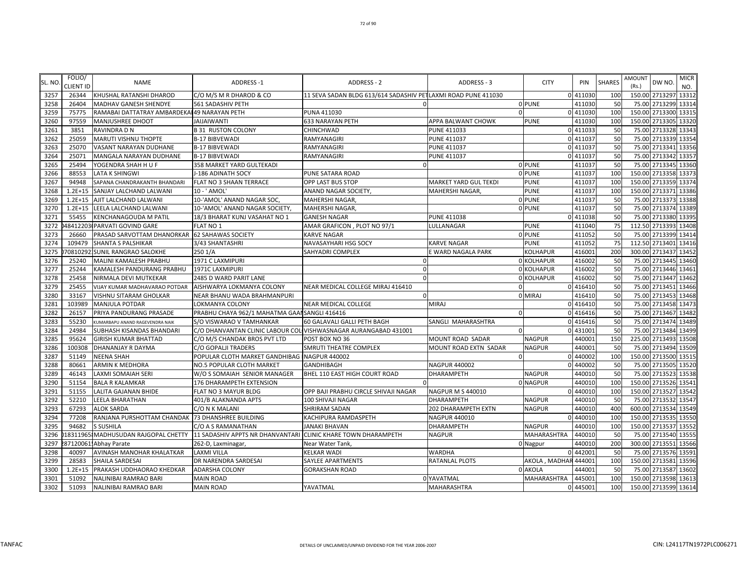| SL. NO. | FOLIO/ CLIENT ID | NAME | ADDRESS -1 | ADDRESS - 2 | ADDRESS - 3 | CITY | PIN | SHARES | AMOUNT (Rs.) | DW NO. | MICR NO. |
|---|---|---|---|---|---|---|---|---|---|---|---|
| 3257 | 26344 | KHUSHAL RATANSHI DHAROD | C/O M/S M R DHAROD & CO | 11 SEVA SADAN BLDG 613/614 SADASHIV PET | LAXMI ROAD PUNE 411030 | 0 | 411030 | 100 | 150.00 | 2713297 | 13312 |
| 3258 | 26404 | MADHAV GANESH SHENDYE | 561 SADASHIV PETH | 0 | 0 | PUNE | 411030 | 50 | 75.00 | 2713299 | 13314 |
| 3259 | 75775 | RAMABAI DATTATRAY AMBARDEKAR | 49 NARAYAN PETH | PUNA 411030 | 0 | 0 | 411030 | 100 | 150.00 | 2713300 | 13315 |
| 3260 | 97559 | MANJUSHREE DHOOT | JAIJAIWANTI | 633 NARAYAN PETH | APPA BALWANT CHOWK | PUNE | 411030 | 100 | 150.00 | 2713305 | 13320 |
| 3261 | 3851 | RAVINDRA D N | B 31 RUSTON COLONY | CHINCHWAD | PUNE 411033 | 0 | 411033 | 50 | 75.00 | 2713328 | 13343 |
| 3262 | 25059 | MARUTI VISHNU THOPTE | B-17 BIBVEWADI | RAMYANAGIRI | PUNE 411037 | 0 | 411037 | 50 | 75.00 | 2713339 | 13354 |
| 3263 | 25070 | VASANT NARAYAN DUDHANE | B-17 BIBVEWADI | RAMYANAGIRI | PUNE 411037 | 0 | 411037 | 50 | 75.00 | 2713341 | 13356 |
| 3264 | 25071 | MANGALA NARAYAN DUDHANE | B-17 BIBVEWADI | RAMYANAGIRI | PUNE 411037 | 0 | 411037 | 50 | 75.00 | 2713342 | 13357 |
| 3265 | 25494 | YOGENDRA SHAH H U F | 358 MARKET YARD GULTEKADI | 0 | 0 | PUNE | 411037 | 50 | 75.00 | 2713345 | 13360 |
| 3266 | 88553 | LATA K SHINGWI | J-186 ADINATH SOCY | PUNE SATARA ROAD | 0 | PUNE | 411037 | 100 | 150.00 | 2713358 | 13373 |
| 3267 | 94948 | SAPANA CHANDRAKANTH BHANDARI | FLAT NO 3 SHAAN TERRACE | OPP LAST BUS STOP | MARKET YARD GUL TEKDI | PUNE | 411037 | 100 | 150.00 | 2713359 | 13374 |
| 3268 | 1.2E+15 | SANJAY LALCHAND LALWANI | 10 - ' AMOL' | ANAND NAGAR SOCIETY, | MAHERSHI NAGAR, | PUNE | 411037 | 100 | 150.00 | 2713371 | 13386 |
| 3269 | 1.2E+15 | AJIT LALCHAND LALWANI | 10-'AMOL' ANAND NAGAR SOC, | MAHERSHI NAGAR, | 0 | PUNE | 411037 | 50 | 75.00 | 2713373 | 13388 |
| 3270 | 1.2E+15 | LEELA LALCHAND LALWANI | 10-'AMOL' ANAND NAGAR SOCIETY, | MAHERSHI NAGAR, | 0 | PUNE | 411037 | 50 | 75.00 | 2713374 | 13389 |
| 3271 | 55455 | KENCHANAGOUDA M PATIL | 18/3 BHARAT KUNJ VASAHAT NO 1 | GANESH NAGAR | PUNE 411038 | 0 | 411038 | 50 | 75.00 | 2713380 | 13395 |
| 3272 | 0484122030 | PARVATI GOVIND GARE | FLAT NO 1 | AMAR GRAFICON , PLOT NO 97/1 | LULLANAGAR | PUNE | 411040 | 75 | 112.50 | 2713393 | 13408 |
| 3273 | 26660 | PRASAD SARVOTTAM DHANORKAR | 62 SAHAWAS SOCIETY | KARVE NAGAR | 0 | PUNE | 411052 | 50 | 75.00 | 2713399 | 13414 |
| 3274 | 109479 | SHANTA S PALSHIKAR | 3/43 SHANTASHRI | NAVASAYHARI HSG SOCY | KARVE NAGAR | PUNE | 411052 | 75 | 112.50 | 2713401 | 13416 |
| 3275 | 070810292 | SUNIL RANGRAO SALOKHE | 250 1/A | SAHYADRI COMPLEX | E WARD NAGALA PARK | KOLHAPUR | 416001 | 200 | 300.00 | 2713437 | 13452 |
| 3276 | 25240 | MALINI KAMALESH PRABHU | 1971 C LAXMIPURI | 0 | 0 | KOLHAPUR | 416002 | 50 | 75.00 | 2713445 | 13460 |
| 3277 | 25244 | KAMALESH PANDURANG PRABHU | 1971C LAXMIPURI | 0 | 0 | KOLHAPUR | 416002 | 50 | 75.00 | 2713446 | 13461 |
| 3278 | 25458 | NIRMALA DEVI MUTKEKAR | 2485 D WARD PARIT LANE | 0 | 0 | KOLHAPUR | 416002 | 50 | 75.00 | 2713447 | 13462 |
| 3279 | 25455 | VIJAY KUMAR MADHAVARAO POTDAR | AISHWARYA LOKMANYA COLONY | NEAR MEDICAL COLLEGE MIRAJ 416410 | 0 | 0 | 416410 | 50 | 75.00 | 2713451 | 13466 |
| 3280 | 33167 | VISHNU SITARAM GHOLKAR | NEAR BHANU WADA BRAHMANPURI | 0 | 0 | MIRAJ | 416410 | 50 | 75.00 | 2713453 | 13468 |
| 3281 | 103989 | MANJULA POTDAR | LOKMANYA COLONY | NEAR MEDICAL COLLEGE | MIRAJ | 0 | 416410 | 50 | 75.00 | 2713458 | 13473 |
| 3282 | 26157 | PRIYA PANDURANG PRASADE | PRABHU CHAYA 962/1 MAHATMA GAANDHI | SANGLI 416416 | 0 | 0 | 416416 | 50 | 75.00 | 2713467 | 13482 |
| 3283 | 55230 | KUMARBAPU ANAND RAGEVENDRA NAIK | S/O VISWARAO V TAMHANKAR | 60 GALAVALI GALLI PETH BAGH | SANGLI MAHARASHTRA | 0 | 416416 | 50 | 75.00 | 2713474 | 13489 |
| 3284 | 24984 | SUBHASH KISANDAS BHANDARI | C/O DHANVANTAN CLINIC LABOUR COL | VISHWASNAGAR AURANGABAD 431001 | 0 | 0 | 431001 | 50 | 75.00 | 2713484 | 13499 |
| 3285 | 95624 | GIRISH KUMAR BHATTAD | C/O M/S CHANDAK BROS PVT LTD | POST BOX NO 36 | MOUNT ROAD SADAR | NAGPUR | 440001 | 150 | 225.00 | 2713493 | 13508 |
| 3286 | 100308 | DHANANJAY R DAYMA | C/O GOPALJI TRADERS | SMRUTI THEATRE COMPLEX | MOUNT ROAD EXTN SADAR | NAGPUR | 440001 | 50 | 75.00 | 2713494 | 13509 |
| 3287 | 51149 | NEENA SHAH | POPULAR CLOTH MARKET GANDHIBAG | NAGPUR 440002 | 0 | 0 | 440002 | 100 | 150.00 | 2713500 | 13515 |
| 3288 | 80661 | ARMIN K MEDHORA | NO.5 POPULAR CLOTH MARKET | GANDHIBAGH | NAGPUR 440002 | 0 | 440002 | 50 | 75.00 | 2713505 | 13520 |
| 3289 | 46143 | LAXMI SOMAIAH SERI | W/O S SOMAIAH SENIOR MANAGER | BHEL 110 EAST HIGH COURT ROAD | DHARAMPETH | NAGPUR | 440010 | 50 | 75.00 | 2713523 | 13538 |
| 3290 | 51154 | BALA R KALAMKAR | 176 DHARAMPETH EXTENSION | 0 | 0 | NAGPUR | 440010 | 100 | 150.00 | 2713526 | 13541 |
| 3291 | 51155 | LALITA GAJANAN BHIDE | FLAT NO 3 MAYUR BLDG | OPP BAJI PRABHU CIRCLE SHIVAJI NAGAR | NAGPUR M S 440010 | 0 | 440010 | 100 | 150.00 | 2713527 | 13542 |
| 3292 | 52210 | LEELA BHARATHAN | 401/B ALAKNANDA APTS | 100 SHIVAJI NAGAR | DHARAMPETH | NAGPUR | 440010 | 50 | 75.00 | 2713532 | 13547 |
| 3293 | 67293 | ALOK SARDA | C/O N K MALANI | SHRIRAM SADAN | 202 DHARAMPETH EXTN | NAGPUR | 440010 | 400 | 600.00 | 2713534 | 13549 |
| 3294 | 77208 | RANJANA PURSHOTTAM CHANDAK | 73 DHANSHREE BUILDING | KACHIPURA RAMDASPETH | NAGPUR 440010 | 0 | 440010 | 100 | 150.00 | 2713535 | 13550 |
| 3295 | 94682 | S SUSHILA | C/O A S RAMANATHAN | JANAKI BHAVAN | DHARAMPETH | NAGPUR | 440010 | 100 | 150.00 | 2713537 | 13552 |
| 3296 | 0183119650 | MADHUSUDAN RAJGOPAL CHETTY | 11 SADASHIV APPTS NR DHANVANTARI | CLINIC KHARE TOWN DHARAMPETH | NAGPUR | MAHARASHTRA | 440010 | 50 | 75.00 | 2713540 | 13555 |
| 3297 | 2871200619 | Abhay Parate | 262-D, Laxminagar, | Near Water Tank, | 0 | Nagpur | 440010 | 200 | 300.00 | 2713551 | 13566 |
| 3298 | 40097 | AVINASH MANOHAR KHALATKAR | LAXMI VILLA | KELKAR WADI | WARDHA | 0 | 442001 | 50 | 75.00 | 2713576 | 13591 |
| 3299 | 28583 | SHAILA SARDESAI | DR NARENDRA SARDESAI | SAYLEE APARTMENTS | RATANLAL PLOTS | AKOLA , MADHAR | 444001 | 100 | 150.00 | 2713581 | 13596 |
| 3300 | 1.2E+15 | PRAKASH UDDHAORAO KHEDKAR | ADARSHA COLONY | GORAKSHAN ROAD | 0 | AKOLA | 444001 | 50 | 75.00 | 2713587 | 13602 |
| 3301 | 51092 | NALINIBAI RAMRAO BARI | MAIN ROAD | 0 | YAVATMAL | MAHARASHTRA | 445001 | 100 | 150.00 | 2713598 | 13613 |
| 3302 | 51093 | NALINIBAI RAMRAO BARI | MAIN ROAD | YAVATMAL | MAHARASHTRA | 0 | 445001 | 100 | 150.00 | 2713599 | 13614 |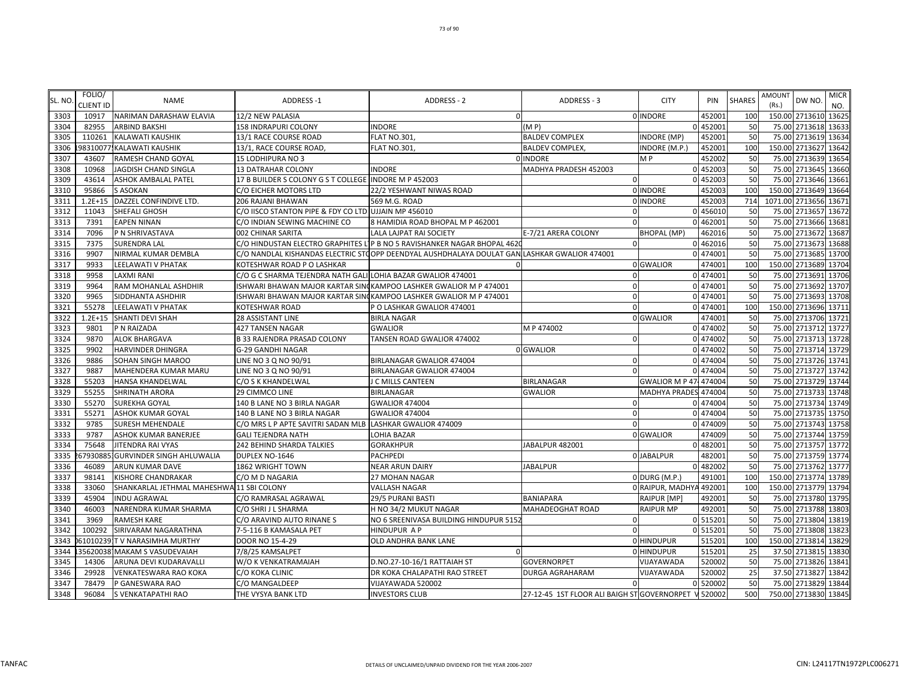| SL. NO. | FOLIO/ CLIENT ID | NAME | ADDRESS -1 | ADDRESS - 2 | ADDRESS - 3 | CITY | PIN | SHARES | AMOUNT (Rs.) | DW NO. | MICR NO. |
|---|---|---|---|---|---|---|---|---|---|---|---|
| 3303 | 10917 | NARIMAN DARASHAW ELAVIA | 12/2 NEW PALASIA | 0 | 0 | INDORE | 452001 | 100 | 150.00 | 2713610 | 13625 |
| 3304 | 82955 | ARBIND BAKSHI | 158 INDRAPURI COLONY | INDORE | (M P) | 0 | 452001 | 50 | 75.00 | 2713618 | 13633 |
| 3305 | 110261 | KALAWATI KAUSHIK | 13/1 RACE COURSE ROAD | FLAT NO.301, | BALDEV COMPLEX | INDORE (MP) | 452001 | 50 | 75.00 | 2713619 | 13634 |
| 3306 | 98310077 | KALAWATI KAUSHIK | 13/1, RACE COURSE ROAD, | FLAT NO.301, | BALDEV COMPLEX, | INDORE (M.P.) | 452001 | 100 | 150.00 | 2713627 | 13642 |
| 3307 | 43607 | RAMESH CHAND GOYAL | 15 LODHIPURA NO 3 | 0 | INDORE | M P | 452002 | 50 | 75.00 | 2713639 | 13654 |
| 3308 | 10968 | JAGDISH CHAND SINGLA | 13 DATRAHAR COLONY | INDORE | MADHYA PRADESH 452003 | 0 | 452003 | 50 | 75.00 | 2713645 | 13660 |
| 3309 | 43614 | ASHOK AMBALAL PATEL | 17 B BUILDER S COLONY G S T COLLEGE | INDORE M P 452003 | 0 | 0 | 452003 | 50 | 75.00 | 2713646 | 13661 |
| 3310 | 95866 | S ASOKAN | C/O EICHER MOTORS LTD | 22/2 YESHWANT NIWAS ROAD | 0 | INDORE | 452003 | 100 | 150.00 | 2713649 | 13664 |
| 3311 | 1.2E+15 | DAZZEL CONFINDIVE LTD. | 206 RAJANI BHAWAN | 569 M.G. ROAD | 0 | INDORE | 452003 | 714 | 1071.00 | 2713656 | 13671 |
| 3312 | 11043 | SHEFALI GHOSH | C/O IISCO STANTON PIPE & FDY CO LTD | UJJAIN MP 456010 | 0 | 0 | 456010 | 50 | 75.00 | 2713657 | 13672 |
| 3313 | 7391 | EAPEN NINAN | C/O INDIAN SEWING MACHINE CO | 8 HAMIDIA ROAD BHOPAL M P 462001 | 0 | 0 | 462001 | 50 | 75.00 | 2713666 | 13681 |
| 3314 | 7096 | P N SHRIVASTAVA | 002 CHINAR SARITA | LALA LAJPAT RAI SOCIETY | E-7/21 ARERA COLONY | BHOPAL (MP) | 462016 | 50 | 75.00 | 2713672 | 13687 |
| 3315 | 7375 | SURENDRA LAL | C/O HINDUSTAN ELECTRO GRAPHITES L | P B NO 5 RAVISHANKER NAGAR BHOPAL 4620 | 0 | 0 | 462016 | 50 | 75.00 | 2713673 | 13688 |
| 3316 | 9907 | NIRMAL KUMAR DEMBLA | C/O NANDLAL KISHANDAS ELECTRIC ST | OPP DEENDYAL AUSHDHALAYA DOULAT GAN | LASHKAR GWALIOR 474001 | 0 | 474001 | 50 | 75.00 | 2713685 | 13700 |
| 3317 | 9933 | LEELAWATI V PHATAK | KOTESHWAR ROAD P O LASHKAR | 0 | 0 | GWALIOR | 474001 | 100 | 150.00 | 2713689 | 13704 |
| 3318 | 9958 | LAXMI RANI | C/O G C SHARMA TEJENDRA NATH GALI | LOHIA BAZAR GWALIOR 474001 | 0 | 0 | 474001 | 50 | 75.00 | 2713691 | 13706 |
| 3319 | 9964 | RAM MOHANLAL ASHDHIR | ISHWARI BHAWAN MAJOR KARTAR SIN | KAMPOO LASHKER GWALIOR M P 474001 | 0 | 0 | 474001 | 50 | 75.00 | 2713692 | 13707 |
| 3320 | 9965 | SIDDHANTA ASHDHIR | ISHWARI BHAWAN MAJOR KARTAR SIN | KAMPOO LASHKER GWALIOR M P 474001 | 0 | 0 | 474001 | 50 | 75.00 | 2713693 | 13708 |
| 3321 | 55278 | LEELAWATI V PHATAK | KOTESHWAR ROAD | P O LASHKAR GWALIOR 474001 | 0 | 0 | 474001 | 100 | 150.00 | 2713696 | 13711 |
| 3322 | 1.2E+15 | SHANTI DEVI SHAH | 28 ASSISTANT LINE | BIRLA NAGAR | 0 | GWALIOR | 474001 | 50 | 75.00 | 2713706 | 13721 |
| 3323 | 9801 | P N RAIZADA | 427 TANSEN NAGAR | GWALIOR | M P 474002 | 0 | 474002 | 50 | 75.00 | 2713712 | 13727 |
| 3324 | 9870 | ALOK BHARGAVA | B 33 RAJENDRA PRASAD COLONY | TANSEN ROAD GWALIOR 474002 | 0 | 0 | 474002 | 50 | 75.00 | 2713713 | 13728 |
| 3325 | 9902 | HARVINDER DHINGRA | G-29 GANDHI NAGAR | 0 | GWALIOR | 0 | 474002 | 50 | 75.00 | 2713714 | 13729 |
| 3326 | 9886 | SOHAN SINGH MAROO | LINE NO 3 Q NO 90/91 | BIRLANAGAR GWALIOR 474004 | 0 | 0 | 474004 | 50 | 75.00 | 2713726 | 13741 |
| 3327 | 9887 | MAHENDERA KUMAR MARU | LINE NO 3 Q NO 90/91 | BIRLANAGAR GWALIOR 474004 | 0 | 0 | 474004 | 50 | 75.00 | 2713727 | 13742 |
| 3328 | 55203 | HANSA KHANDELWAL | C/O S K KHANDELWAL | J C MILLS CANTEEN | BIRLANAGAR | GWALIOR M P 47 | 474004 | 50 | 75.00 | 2713729 | 13744 |
| 3329 | 55255 | SHRINATH ARORA | 29 CIMMCO LINE | BIRLANAGAR | GWALIOR | MADHYA PRADES | 474004 | 50 | 75.00 | 2713733 | 13748 |
| 3330 | 55270 | SUREKHA GOYAL | 140 B LANE NO 3 BIRLA NAGAR | GWALIOR 474004 | 0 | 0 | 474004 | 50 | 75.00 | 2713734 | 13749 |
| 3331 | 55271 | ASHOK KUMAR GOYAL | 140 B LANE NO 3 BIRLA NAGAR | GWALIOR 474004 | 0 | 0 | 474004 | 50 | 75.00 | 2713735 | 13750 |
| 3332 | 9785 | SURESH MEHENDALE | C/O MRS L P APTE SAVITRI SADAN MLB | LASHKAR GWALIOR 474009 | 0 | 0 | 474009 | 50 | 75.00 | 2713743 | 13758 |
| 3333 | 9787 | ASHOK KUMAR BANERJEE | GALI TEJENDRA NATH | LOHIA BAZAR | 0 | GWALIOR | 474009 | 50 | 75.00 | 2713744 | 13759 |
| 3334 | 75648 | JITENDRA RAI VYAS | 242 BEHIND SHARDA TALKIES | GORAKHPUR | JABALPUR 482001 | 0 | 482001 | 50 | 75.00 | 2713757 | 13772 |
| 3335 | 267930885 | GURVINDER SINGH AHLUWALIA | DUPLEX NO-1646 | PACHPEDI | 0 | JABALPUR | 482001 | 50 | 75.00 | 2713759 | 13774 |
| 3336 | 46089 | ARUN KUMAR DAVE | 1862 WRIGHT TOWN | NEAR ARUN DAIRY | JABALPUR | 0 | 482002 | 50 | 75.00 | 2713762 | 13777 |
| 3337 | 98141 | KISHORE CHANDRAKAR | C/O M D NAGARIA | 27 MOHAN NAGAR | 0 | DURG (M.P.) | 491001 | 100 | 150.00 | 2713774 | 13789 |
| 3338 | 33060 | SHANKARLAL JETHMAL MAHESHWA | 11 SBI COLONY | VALLASH NAGAR | 0 | RAIPUR, MADHYA | 492001 | 100 | 150.00 | 2713779 | 13794 |
| 3339 | 45904 | INDU AGRAWAL | C/O RAMRASAL AGRAWAL | 29/5 PURANI BASTI | BANIAPARA | RAIPUR [MP] | 492001 | 50 | 75.00 | 2713780 | 13795 |
| 3340 | 46003 | NARENDRA KUMAR SHARMA | C/O SHRI J L SHARMA | H NO 34/2 MUKUT NAGAR | MAHADEOGHAT ROAD | RAIPUR MP | 492001 | 50 | 75.00 | 2713788 | 13803 |
| 3341 | 3969 | RAMESH KARE | C/O ARAVIND AUTO RINANE S | NO 6 SREENIVASA BUILDING HINDUPUR 5152 | 0 | 0 | 515201 | 50 | 75.00 | 2713804 | 13819 |
| 3342 | 100292 | SIRIVARAM NAGARATHNA | 7-5-116 B KAMASALA PET | HINDUPUR A P | 0 | 0 | 515201 | 50 | 75.00 | 2713808 | 13823 |
| 3343 | 061010239 | T V NARASIMHA MURTHY | DOOR NO 15-4-29 | OLD ANDHRA BANK LANE | 0 | HINDUPUR | 515201 | 100 | 150.00 | 2713814 | 13829 |
| 3344 | 135620038 | MAKAM S VASUDEVAIAH | 7/8/25 KAMSALPET | 0 | 0 | HINDUPUR | 515201 | 25 | 37.50 | 2713815 | 13830 |
| 3345 | 14306 | ARUNA DEVI KUDARAVALLI | W/O K VENKATRAMAIAH | D.NO.27-10-16/1 RATTAIAH ST | GOVERNORPET | VIJAYAWADA | 520002 | 50 | 75.00 | 2713826 | 13841 |
| 3346 | 29928 | VENKATESWARA RAO KOKA | C/O KOKA CLINIC | DR KOKA CHALAPATHI RAO STREET | DURGA AGRAHARAM | VIJAYAWADA | 520002 | 25 | 37.50 | 2713827 | 13842 |
| 3347 | 78479 | P GANESWARA RAO | C/O MANGALDEEP | VIJAYAWADA 520002 | 0 | 0 | 520002 | 50 | 75.00 | 2713829 | 13844 |
| 3348 | 96084 | S VENKATAPATHI RAO | THE VYSYA BANK LTD | INVESTORS CLUB | 27-12-45 1ST FLOOR ALI BAIGH ST | GOVERNORPET V | 520002 | 500 | 750.00 | 2713830 | 13845 |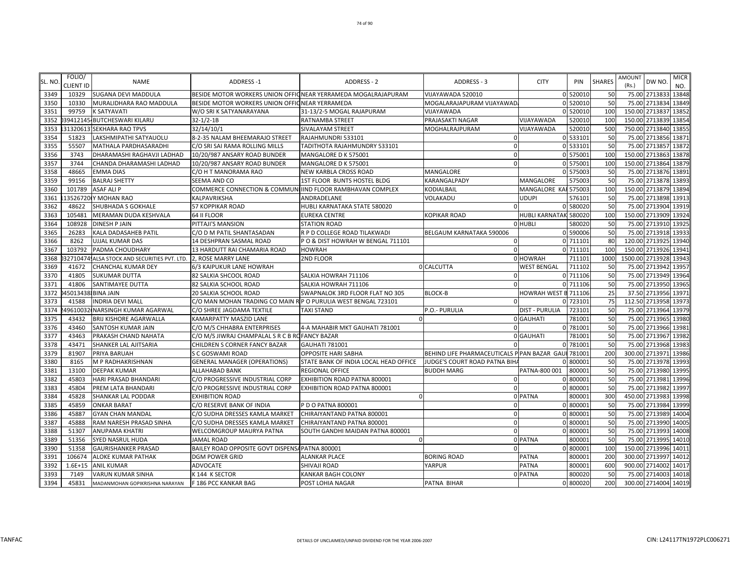| SL. NO. | FOLIO/ CLIENT ID | NAME | ADDRESS -1 | ADDRESS - 2 | ADDRESS - 3 | CITY | PIN | SHARES | AMOUNT (Rs.) | DW NO. | MICR NO. |
|---|---|---|---|---|---|---|---|---|---|---|---|
| 3349 | 10329 | SUGANA DEVI MADDULA | BESIDE MOTOR WORKERS UNION OFFIC | NEAR YERRAMEDA MOGALRAJAPURAM | VIJAYAWADA 520010 | 0 | 520010 | 50 | 75.00 | 2713833 | 13848 |
| 3350 | 10330 | MURALIDHARA RAO MADDULA | BESIDE MOTOR WORKERS UNION OFFIC | NEAR YERRAMEDA | MOGALARAJAPURAM VIJAYAWAD | 0 | 520010 | 50 | 75.00 | 2713834 | 13849 |
| 3351 | 99759 | K SATYAVATI | W/O SRI K SATYANARAYANA | 31-13/2-5 MOGAL RAJAPURAM | VIJAYAWADA | 0 | 520010 | 100 | 150.00 | 2713837 | 13852 |
| 3352 | 039412145 | BUTCHESWARI KILARU | 32-1/2-1B | RATNAMBA STREET | PRAJASAKTI NAGAR | VIJAYAWADA | 520010 | 100 | 150.00 | 2713839 | 13854 |
| 3353 | 131320613 | SEKHARA RAO TPVS | 32/14/10/1 | SIVALAYAM STREET | MOGHALRAJPURAM | VIJAYAWADA | 520010 | 500 | 750.00 | 2713840 | 13855 |
| 3354 | 51823 | LAKSHMIPATHI SATYAUOLU | 8-2-35 NALAM BHEEMARAJO STREET | RAJAHMUNDRI 533101 | 0 | 0 | 533101 | 50 | 75.00 | 2713856 | 13871 |
| 3355 | 55507 | MATHALA PARDHASARADHI | C/O SRI SAI RAMA ROLLING MILLS | TADITHOTA RAJAHMUNDRY 533101 | 0 | 0 | 533101 | 50 | 75.00 | 2713857 | 13872 |
| 3356 | 3743 | DHARAMASHI RAGHAVJI LADHAD | 10/20/987 ANSARY ROAD BUNDER | MANGALORE D K 575001 | 0 | 0 | 575001 | 100 | 150.00 | 2713863 | 13878 |
| 3357 | 3744 | CHANDA DHARAMASHI LADHAD | 10/20/987 ANSARY ROAD BUNDER | MANGALORE D K 575001 | 0 | 0 | 575001 | 100 | 150.00 | 2713864 | 13879 |
| 3358 | 48665 | EMMA DIAS | C/O H T MANORAMA RAO | NEW KARBLA CROSS ROAD | MANGALORE | 0 | 575003 | 50 | 75.00 | 2713876 | 13891 |
| 3359 | 99156 | BALRAJ SHETTY | SEEMA AND CO | 1ST FLOOR BUNTS HOSTEL BLDG | KARANGALPADY | MANGALORE | 575003 | 50 | 75.00 | 2713878 | 13893 |
| 3360 | 101789 | ASAF ALI P | COMMERCE CONNECTION & COMMUN | IIND FLOOR RAMBHAVAN COMPLEX | KODIALBAIL | MANGALORE KA | 575003 | 100 | 150.00 | 2713879 | 13894 |
| 3361 | 135267200 | Y MOHAN RAO | KALPAVRIKSHA | ANDRADELANE | VOLAKADU | UDUPI | 576101 | 50 | 75.00 | 2713898 | 13913 |
| 3362 | 48622 | SHUBHADA S GOKHALE | 57 KOPPIKAR ROAD | HUBLI KARNATAKA STATE 580020 | 0 | 0 | 580020 | 50 | 75.00 | 2713904 | 13919 |
| 3363 | 105481 | MERAMAN DUDA KESHVALA | 64 II FLOOR | EUREKA CENTRE | KOPIKAR ROAD | HUBLI KARNATAK | 580020 | 100 | 150.00 | 2713909 | 13924 |
| 3364 | 108928 | DINESH P JAIN | PITTAJI'S MANSION | STATION ROAD | 0 | HUBLI | 580020 | 50 | 75.00 | 2713910 | 13925 |
| 3365 | 26283 | KALA DADASAHEB PATIL | C/O D M PATIL SHANTASADAN | R P D COLLEGE ROAD TILAKWADI | BELGAUM KARNATAKA 590006 | 0 | 590006 | 50 | 75.00 | 2713918 | 13933 |
| 3366 | 8262 | UJJAL KUMAR DAS | 14 DESHPRAN SASMAL ROAD | P O & DIST HOWRAH W BENGAL 711101 | 0 | 0 | 711101 | 80 | 120.00 | 2713925 | 13940 |
| 3367 | 103792 | PADMA CHOUDHARY | 13 HARDUTT RAI CHAMARIA ROAD | HOWRAH | 0 | 0 | 711101 | 100 | 150.00 | 2713926 | 13941 |
| 3368 | 032710474 | ALSA STOCK AND SECURITIES PVT. LTD. | 2, ROSE MARRY LANE | 2ND FLOOR | 0 | HOWRAH | 711101 | 1000 | 1500.00 | 2713928 | 13943 |
| 3369 | 41672 | CHANCHAL KUMAR DEY | 6/3 KAIPUKUR LANE HOWRAH | | 0 | CALCUTTA | WEST BENGAL | 711102 | 50 | 75.00 | 2713942 | 13957 |
| 3370 | 41805 | SUKUMAR DUTTA | 82 SALKIA SHCOOL ROAD | SALKIA HOWRAH 711106 | 0 | 0 | 711106 | 50 | 75.00 | 2713949 | 13964 |
| 3371 | 41806 | SANTIMAYEE DUTTA | 82 SALKIA SCHOOL ROAD | SALKIA HOWRAH 711106 | 0 | 0 | 711106 | 50 | 75.00 | 2713950 | 13965 |
| 3372 | 045013438 | BINA JAIN | 20 SALKIA SCHOOL ROAD | SWAPNALOK 3RD FLOOR FLAT NO 305 | BLOCK-B | HOWRAH WEST B | 711106 | 25 | 37.50 | 2713956 | 13971 |
| 3373 | 41588 | INDRIA DEVI MALL | C/O MAN MOHAN TRADING CO MAIN R | P O PURULIA WEST BENGAL 723101 | 0 | 0 | 723101 | 75 | 112.50 | 2713958 | 13973 |
| 3374 | 249610032 | NARSINGH KUMAR AGARWAL | C/O SHREE JAGDAMA TEXTILE | TAXI STAND | P.O.- PURULIA | DIST - PURULIA | 723101 | 50 | 75.00 | 2713964 | 13979 |
| 3375 | 43432 | BRIJ KISHORE AGARWALLA | KAMARPATTY MASZID LANE | 0 | | 0 GAUHATI | 781001 | 50 | 75.00 | 2713965 | 13980 |
| 3376 | 43460 | SANTOSH KUMAR JAIN | C/O M/S CHHABRA ENTERPRISES | 4-A MAHABIR MKT GAUHATI 781001 | 0 | 0 | 781001 | 50 | 75.00 | 2713966 | 13981 |
| 3377 | 43463 | PRAKASH CHAND NAHATA | C/O M/S JIWRAJ CHAMPALAL S R C B RO | FANCY BAZAR | | 0 GAUHATI | 781001 | 50 | 75.00 | 2713967 | 13982 |
| 3378 | 43471 | SHANKER LAL AJITSARIA | CHILDREN S CORNER FANCY BAZAR | GAUHATI 781001 | 0 | 0 | 781001 | 50 | 75.00 | 2713968 | 13983 |
| 3379 | 81907 | PRIYA BARUAH | S C GOSWAMI ROAD | OPPOSITE HARI SABHA | BEHIND LIFE PHARMACEUTICALS P | PAN BAZAR GAU | 781001 | 200 | 300.00 | 2713971 | 13986 |
| 3380 | 8165 | M P RADHAKRISHNAN | GENERAL MANAGER (OPERATIONS) | STATE BANK OF INDIA LOCAL HEAD OFFICE | JUDGE'S COURT ROAD PATNA BIHA | 0 | 800001 | 50 | 75.00 | 2713978 | 13993 |
| 3381 | 13100 | DEEPAK KUMAR | ALLAHABAD BANK | REGIONAL OFFICE | BUDDH MARG | PATNA-800 001 | 800001 | 50 | 75.00 | 2713980 | 13995 |
| 3382 | 45803 | HARI PRASAD BHANDARI | C/O PROGRESSIVE INDUSTRIAL CORP | EXHIBITION ROAD PATNA 800001 | 0 | 0 | 800001 | 50 | 75.00 | 2713981 | 13996 |
| 3383 | 45804 | PREM LATA BHANDARI | C/O PROGRESSIVE INDUSTRIAL CORP | EXHIBITION ROAD PATNA 800001 | 0 | 0 | 800001 | 50 | 75.00 | 2713982 | 13997 |
| 3384 | 45828 | SHANKAR LAL PODDAR | EXHIBITION ROAD | 0 | | 0 PATNA | 800001 | 300 | 450.00 | 2713983 | 13998 |
| 3385 | 45859 | ONKAR BARAT | C/O RESERVE BANK OF INDIA | P D O PATNA 800001 | 0 | 0 | 800001 | 50 | 75.00 | 2713984 | 13999 |
| 3386 | 45887 | GYAN CHAN MANDAL | C/O SUDHA DRESSES KAMLA MARKET | CHIRAIYANTAND PATNA 800001 | 0 | 0 | 800001 | 50 | 75.00 | 2713989 | 14004 |
| 3387 | 45888 | RAM NARESH PRASAD SINHA | C/O SUDHA DRESSES KAMLA MARKET | CHIRAIYANTAND PATNA 800001 | 0 | 0 | 800001 | 50 | 75.00 | 2713990 | 14005 |
| 3388 | 51307 | ANUPAMA KHATRI | WELCOMGROUP MAURYA PATNA | SOUTH GANDHI MAIDAN PATNA 800001 | 0 | 0 | 800001 | 50 | 75.00 | 2713993 | 14008 |
| 3389 | 51356 | SYED NASRUL HUDA | JAMAL ROAD | 0 | | 0 PATNA | 800001 | 50 | 75.00 | 2713995 | 14010 |
| 3390 | 51358 | GAURISHANKER PRASAD | BAILEY ROAD OPPOSITE GOVT DISPENSA | PATNA 800001 | 0 | 0 | 800001 | 100 | 150.00 | 2713996 | 14011 |
| 3391 | 106674 | ALOKE KUMAR PATHAK | DGM POWER GRID | ALANKAR PLACE | BORING ROAD | PATNA | 800001 | 200 | 300.00 | 2713997 | 14012 |
| 3392 | 1.6E+15 | ANIL KUMAR | ADVOCATE | SHIVAJI ROAD | YARPUR | PATNA | 800001 | 600 | 900.00 | 2714002 | 14017 |
| 3393 | 7149 | VARUN KUMAR SINHA | K 144 K SECTOR | KANKAR BAGH COLONY | | 0 PATNA | 800020 | 50 | 75.00 | 2714003 | 14018 |
| 3394 | 45831 | MADANMOHAN GOPIKRISHNA NARAYAN | F 186 PCC KANKAR BAG | POST LOHIA NAGAR | PATNA BIHAR | 0 | 800020 | 200 | 300.00 | 2714004 | 14019 |

TANFAC

DETAILS OF UNCLAIMED/UNPAID DIVIDEND FOR THE YEAR 2006-2007

CIN: L24117TN1972PLC006271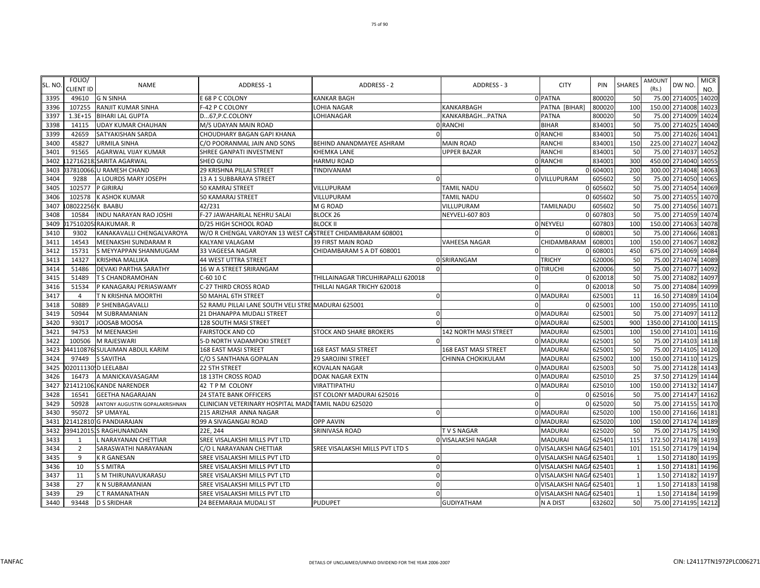| SL. NO. | FOLIO/ CLIENT ID | NAME | ADDRESS -1 | ADDRESS - 2 | ADDRESS - 3 | CITY | PIN | SHARES | AMOUNT (Rs.) | DW NO. | MICR NO. |
|---|---|---|---|---|---|---|---|---|---|---|---|
| 3395 | 49610 | G N SINHA | E 68 P C COLONY | KANKAR BAGH | | 0 PATNA | 800020 | 50 | 75.00 | 2714005 | 14020 |
| 3396 | 107255 | RANJIT KUMAR SINHA | F-42 P C COLONY | LOHIA NAGAR | KANKARBAGH | PATNA [BIHAR] | 800020 | 100 | 150.00 | 2714008 | 14023 |
| 3397 | 1.3E+15 | BIHARI LAL GUPTA | D...67,P.C.COLONY | LOHIANAGAR | KANKARBAGH...PATNA | PATNA | 800020 | 50 | 75.00 | 2714009 | 14024 |
| 3398 | 14115 | UDAY KUMAR CHAUHAN | M/S UDAYAN MAIN ROAD | | 0 RANCHI | BIHAR | 834001 | 50 | 75.00 | 2714025 | 14040 |
| 3399 | 42659 | SATYAKISHAN SARDA | CHOUDHARY BAGAN GAPI KHANA | 0 | | 0 RANCHI | 834001 | 50 | 75.00 | 2714026 | 14041 |
| 3400 | 45827 | URMILA SINHA | C/O POORANMAL JAIN AND SONS | BEHIND ANANDMAYEE ASHRAM | MAIN ROAD | RANCHI | 834001 | 150 | 225.00 | 2714027 | 14042 |
| 3401 | 91565 | AGARWAL VIJAY KUMAR | SHREE GANPATI INVESTMENT | KHEMKA LANE | UPPER BAZAR | RANCHI | 834001 | 50 | 75.00 | 2714037 | 14052 |
| 3402 | 12716218 | SARITA AGARWAL | SHEO GUNJ | HARMU ROAD | | 0 RANCHI | 834001 | 300 | 450.00 | 2714040 | 14055 |
| 3403 | 037810066 | U RAMESH CHAND | 29 KRISHNA PILLAI STREET | TINDIVANAM | 0 | 0 | 604001 | 200 | 300.00 | 2714048 | 14063 |
| 3404 | 9288 | A LOURDS MARY JOSEPH | 13 A 1 SUBBARAYA STREET | 0 | | 0 VILLUPURAM | 605602 | 50 | 75.00 | 2714050 | 14065 |
| 3405 | 102577 | P GIRIRAJ | 50 KAMRAJ STREET | VILLUPURAM | TAMIL NADU | 0 | 605602 | 50 | 75.00 | 2714054 | 14069 |
| 3406 | 102578 | K ASHOK KUMAR | 50 KAMARAJ STREET | VILLUPURAM | TAMIL NADU | 0 | 605602 | 50 | 75.00 | 2714055 | 14070 |
| 3407 | 108022256 | K BAABU | 42/231 | M G ROAD | VILLUPURAM | TAMILNADU | 605602 | 50 | 75.00 | 2714056 | 14071 |
| 3408 | 10584 | INDU NARAYAN RAO JOSHI | F-27 JAWAHARLAL NEHRU SALAI | BLOCK 26 | NEYVELI-607 803 | 0 | 607803 | 50 | 75.00 | 2714059 | 14074 |
| 3409 | 017510205 | RAJKUMAR. R | D/25 HIGH SCHOOL ROAD | BLOCK II | | 0 NEYVELI | 607803 | 100 | 150.00 | 2714063 | 14078 |
| 3410 | 9302 | KANAKAVALLI CHENGALVAROYA | W/O R CHENGAL VAROYAN 13 WEST CA | STREET CHIDAMBARAM 608001 | 0 | 0 | 608001 | 50 | 75.00 | 2714066 | 14081 |
| 3411 | 14543 | MEENAKSHI SUNDARAM R | KALYANI VALAGAM | 39 FIRST MAIN ROAD | VAHEESA NAGAR | CHIDAMBARAM | 608001 | 100 | 150.00 | 2714067 | 14082 |
| 3412 | 15731 | S MEYYAPPAN SHANMUGAM | 33 VAGEESA NAGAR | CHIDAMBARAM S A DT 608001 | 0 | 0 | 608001 | 450 | 675.00 | 2714069 | 14084 |
| 3413 | 14327 | KRISHNA MALLIKA | 44 WEST UTTRA STREET | | 0 SRIRANGAM | TRICHY | 620006 | 50 | 75.00 | 2714074 | 14089 |
| 3414 | 51486 | DEVAKI PARTHA SARATHY | 16 W A STREET SRIRANGAM | 0 | | 0 TIRUCHI | 620006 | 50 | 75.00 | 2714077 | 14092 |
| 3415 | 51489 | T S CHANDRAMOHAN | C-60 10 C | THILLAINAGAR TIRCUHIRAPALLI 620018 | 0 | 0 | 620018 | 50 | 75.00 | 2714082 | 14097 |
| 3416 | 51534 | P KANAGARAJ PERIASWAMY | C-27 THIRD CROSS ROAD | THILLAI NAGAR TRICHY 620018 | 0 | 0 | 620018 | 50 | 75.00 | 2714084 | 14099 |
| 3417 | 4 | T N KRISHNA MOORTHI | 50 MAHAL 6TH STREET | 0 | | 0 MADURAI | 625001 | 11 | 16.50 | 2714089 | 14104 |
| 3418 | 50889 | P SHENBAGAVALLI | 52 RAMU PILLAI LANE SOUTH VELI STRE | MADURAI 625001 | 0 | 0 | 625001 | 100 | 150.00 | 2714095 | 14110 |
| 3419 | 50944 | M SUBRAMANIAN | 21 DHANAPPA MUDALI STREET | 0 | | 0 MADURAI | 625001 | 50 | 75.00 | 2714097 | 14112 |
| 3420 | 93017 | JOOSAB MOOSA | 128 SOUTH MASI STREET | 0 | | 0 MADURAI | 625001 | 900 | 1350.00 | 2714100 | 14115 |
| 3421 | 94753 | M MEENAKSHI | FAIRSTOCK AND CO | STOCK AND SHARE BROKERS | 142 NORTH MASI STREET | MADURAI | 625001 | 100 | 150.00 | 2714101 | 14116 |
| 3422 | 100506 | M RAJESWARI | 5-D NORTH VADAMPOKI STREET | 0 | | 0 MADURAI | 625001 | 50 | 75.00 | 2714103 | 14118 |
| 3423 | 044110876 | SULAIMAN ABDUL KARIM | 168 EAST MASI STREET | 168 EAST MASI STREET | 168 EAST MASI STREET | MADURAI | 625001 | 50 | 75.00 | 2714105 | 14120 |
| 3424 | 97449 | S SAVITHA | C/O S SANTHANA GOPALAN | 29 SAROJINI STREET | CHINNA CHOKIKULAM | MADURAI | 625002 | 100 | 150.00 | 2714110 | 14125 |
| 3425 | 002011130 | D LEELABAI | 22 5TH STREET | KOVALAN NAGAR | | 0 MADURAI | 625003 | 50 | 75.00 | 2714128 | 14143 |
| 3426 | 16473 | A MANICKAVASAGAM | 18 13TH CROSS ROAD | DOAK NAGAR EXTN | | 0 MADURAI | 625010 | 25 | 37.50 | 2714129 | 14144 |
| 3427 | 021412106 | KANDE NARENDER | 42 T P M COLONY | VIRATTIPATHU | | 0 MADURAI | 625010 | 100 | 150.00 | 2714132 | 14147 |
| 3428 | 16541 | GEETHA NAGARAJAN | 24 STATE BANK OFFICERS | IST COLONY MADURAI 625016 | 0 | 0 | 625016 | 50 | 75.00 | 2714147 | 14162 |
| 3429 | 50928 | ANTONY AUGUSTIN GOPALAKRISHNAN | CLINICIAN VETERINARY HOSPITAL MADU | TAMIL NADU 625020 | 0 | 0 | 625020 | 50 | 75.00 | 2714155 | 14170 |
| 3430 | 95072 | SP UMAYAL | 215 ARIZHAR ANNA NAGAR | 0 | | 0 MADURAI | 625020 | 100 | 150.00 | 2714166 | 14181 |
| 3431 | 021412810 | G PANDIARAJAN | 99 A SIVAGANGAI ROAD | OPP AAVIN | | 0 MADURAI | 625020 | 100 | 150.00 | 2714174 | 14189 |
| 3432 | 039412015 | S RAGHUNANDAN | 22E, 244 | SRINIVASA ROAD | T V S NAGAR | MADURAI | 625020 | 50 | 75.00 | 2714175 | 14190 |
| 3433 | 1 | L NARAYANAN CHETTIAR | SREE VISALAKSHI MILLS PVT LTD | | 0 VISALAKSHI NAGAR | MADURAI | 625401 | 115 | 172.50 | 2714178 | 14193 |
| 3434 | 2 | SARASWATHI NARAYANAN | C/O L NARAYANAN CHETTIAR | SREE VISALAKSHI MILLS PVT LTD S | | 0 VISALAKSHI NAGA | 625401 | 101 | 151.50 | 2714179 | 14194 |
| 3435 | 9 | K R GANESAN | SREE VISALAKSHI MILLS PVT LTD | 0 | | 0 VISALAKSHI NAGA | 625401 | 1 | 1.50 | 2714180 | 14195 |
| 3436 | 10 | S S MITRA | SREE VISALAKSHI MILLS PVT LTD | 0 | | 0 VISALAKSHI NAGA | 625401 | 1 | 1.50 | 2714181 | 14196 |
| 3437 | 11 | S M THIRUNAVUKARASU | SREE VISALAKSHI MILLS PVT LTD | 0 | | 0 VISALAKSHI NAGA | 625401 | 1 | 1.50 | 2714182 | 14197 |
| 3438 | 27 | K N SUBRAMANIAN | SREE VISALAKSHI MILLS PVT LTD | 0 | | 0 VISALAKSHI NAGA | 625401 | 1 | 1.50 | 2714183 | 14198 |
| 3439 | 29 | C T RAMANATHAN | SREE VISALAKSHI MILLS PVT LTD | 0 | | 0 VISALAKSHI NAGA | 625401 | 1 | 1.50 | 2714184 | 14199 |
| 3440 | 93448 | D S SRIDHAR | 24 BEEMARAJA MUDALI ST | PUDUPET | GUDIYATHAM | N A DIST | 632602 | 50 | 75.00 | 2714195 | 14212 |

TANFAC

DETAILS OF UNCLAIMED/UNPAID DIVIDEND FOR THE YEAR 2006-2007

CIN: L24117TN1972PLC006271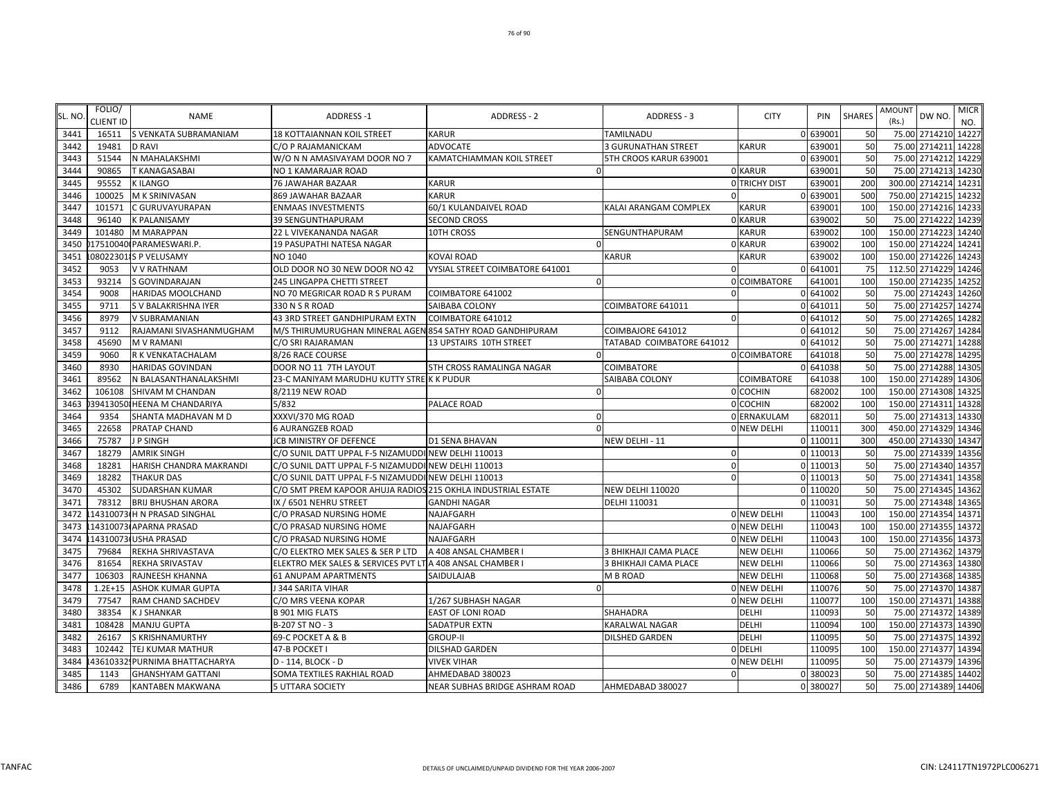| SL. NO. | FOLIO/ CLIENT ID | NAME | ADDRESS -1 | ADDRESS - 2 | ADDRESS - 3 | CITY | PIN | SHARES | AMOUNT (Rs.) | DW NO. | MICR NO. |
|---|---|---|---|---|---|---|---|---|---|---|---|
| 3441 | 16511 | S VENKATA SUBRAMANIAM | 18 KOTTAIANNAN KOIL STREET | KARUR | TAMILNADU | 0 | 639001 | 50 | 75.00 | 2714210 | 14227 |
| 3442 | 19481 | D RAVI | C/O P RAJAMANICKAM | ADVOCATE | 3 GURUNATHAN STREET | KARUR | 639001 | 50 | 75.00 | 2714211 | 14228 |
| 3443 | 51544 | N MAHALAKSHMI | W/O N N AMASIVAYAM DOOR NO 7 | KAMATCHIAMMAN KOIL STREET | 5TH CROOS KARUR 639001 | 0 | 639001 | 50 | 75.00 | 2714212 | 14229 |
| 3444 | 90865 | T KANAGASABAI | NO 1 KAMARAJAR ROAD | 0 | 0 | KARUR | 639001 | 50 | 75.00 | 2714213 | 14230 |
| 3445 | 95552 | K ILANGO | 76 JAWAHAR BAZAAR | KARUR | 0 | TRICHY DIST | 639001 | 200 | 300.00 | 2714214 | 14231 |
| 3446 | 100025 | M K SRINIVASAN | 869 JAWAHAR BAZAAR | KARUR | 0 | 0 | 639001 | 500 | 750.00 | 2714215 | 14232 |
| 3447 | 101571 | C GURUVAYURAPAN | ENMAAS INVESTMENTS | 60/1 KULANDAIVEL ROAD | KALAI ARANGAM COMPLEX | KARUR | 639001 | 100 | 150.00 | 2714216 | 14233 |
| 3448 | 96140 | K PALANISAMY | 39 SENGUNTHAPURAM | SECOND CROSS | 0 | KARUR | 639002 | 50 | 75.00 | 2714222 | 14239 |
| 3449 | 101480 | M MARAPPAN | 22 L VIVEKANANDA NAGAR | 10TH CROSS | SENGUNTHAPURAM | KARUR | 639002 | 100 | 150.00 | 2714223 | 14240 |
| 3450 | 0175100400 | PARAMESWARI.P. | 19 PASUPATHI NATESA NAGAR | 0 | 0 | KARUR | 639002 | 100 | 150.00 | 2714224 | 14241 |
| 3451 | 10802230115 | S P VELUSAMY | NO 1040 | KOVAI ROAD | KARUR | KARUR | 639002 | 100 | 150.00 | 2714226 | 14243 |
| 3452 | 9053 | V V RATHNAM | OLD DOOR NO 30 NEW DOOR NO 42 | VYSIAL STREET COIMBATORE 641001 | 0 | 0 | 641001 | 75 | 112.50 | 2714229 | 14246 |
| 3453 | 93214 | S GOVINDARAJAN | 245 LINGAPPA CHETTI STREET | 0 | 0 | COIMBATORE | 641001 | 100 | 150.00 | 2714235 | 14252 |
| 3454 | 9008 | HARIDAS MOOLCHAND | NO 70 MEGRICAR ROAD R S PURAM | COIMBATORE 641002 | 0 | 0 | 641002 | 50 | 75.00 | 2714243 | 14260 |
| 3455 | 9711 | S V BALAKRISHNA IYER | 330 N S R ROAD | SAIBABA COLONY | COIMBATORE 641011 | 0 | 641011 | 50 | 75.00 | 2714257 | 14274 |
| 3456 | 8979 | V SUBRAMANIAN | 43 3RD STREET GANDHIPURAM EXTN | COIMBATORE 641012 | 0 | 0 | 641012 | 50 | 75.00 | 2714265 | 14282 |
| 3457 | 9112 | RAJAMANI SIVASHANMUGHAM | M/S THIRUMURUGHAN MINERAL AGEN | 854 SATHY ROAD GANDHIPURAM | COIMBAJORE 641012 | 0 | 641012 | 50 | 75.00 | 2714267 | 14284 |
| 3458 | 45690 | M V RAMANI | C/O SRI RAJARAMAN | 13 UPSTAIRS 10TH STREET | TATABAD COIMBATORE 641012 | 0 | 641012 | 50 | 75.00 | 2714271 | 14288 |
| 3459 | 9060 | R K VENKATACHALAM | 8/26 RACE COURSE | 0 | 0 | COIMBATORE | 641018 | 50 | 75.00 | 2714278 | 14295 |
| 3460 | 8930 | HARIDAS GOVINDAN | DOOR NO 11 7TH LAYOUT | 5TH CROSS RAMALINGA NAGAR | COIMBATORE | 0 | 641038 | 50 | 75.00 | 2714288 | 14305 |
| 3461 | 89562 | N BALASANTHANALAKSHMI | 23-C MANIYAM MARUDHU KUTTY STRE | K K PUDUR | SAIBABA COLONY | COIMBATORE | 641038 | 100 | 150.00 | 2714289 | 14306 |
| 3462 | 106108 | SHIVAM M CHANDAN | 8/2119 NEW ROAD | 0 | 0 | COCHIN | 682002 | 100 | 150.00 | 2714308 | 14325 |
| 3463 | 0394130500 | HEENA M CHANDARIYA | 5/832 | PALACE ROAD | 0 | COCHIN | 682002 | 100 | 150.00 | 2714311 | 14328 |
| 3464 | 9354 | SHANTA MADHAVAN M D | XXXVI/370 MG ROAD | 0 | 0 | ERNAKULAM | 682011 | 50 | 75.00 | 2714313 | 14330 |
| 3465 | 22658 | PRATAP CHAND | 6 AURANGZEB ROAD | 0 | 0 | NEW DELHI | 110011 | 300 | 450.00 | 2714329 | 14346 |
| 3466 | 75787 | J P SINGH | JCB MINISTRY OF DEFENCE | D1 SENA BHAVAN | NEW DELHI - 11 | 0 | 110011 | 300 | 450.00 | 2714330 | 14347 |
| 3467 | 18279 | AMRIK SINGH | C/O SUNIL DATT UPPAL F-5 NIZAMUDDI | NEW DELHI 110013 | 0 | 0 | 110013 | 50 | 75.00 | 2714339 | 14356 |
| 3468 | 18281 | HARISH CHANDRA MAKRANDI | C/O SUNIL DATT UPPAL F-5 NIZAMUDDI | NEW DELHI 110013 | 0 | 0 | 110013 | 50 | 75.00 | 2714340 | 14357 |
| 3469 | 18282 | THAKUR DAS | C/O SUNIL DATT UPPAL F-5 NIZAMUDDI | NEW DELHI 110013 | 0 | 0 | 110013 | 50 | 75.00 | 2714341 | 14358 |
| 3470 | 45302 | SUDARSHAN KUMAR | C/O SMT PREM KAPOOR AHUJA RADIOS | 215 OKHLA INDUSTRIAL ESTATE | NEW DELHI 110020 | 0 | 110020 | 50 | 75.00 | 2714345 | 14362 |
| 3471 | 78312 | BRIJ BHUSHAN ARORA | IX / 6501 NEHRU STREET | GANDHI NAGAR | DELHI 110031 | 0 | 110031 | 50 | 75.00 | 2714348 | 14365 |
| 3472 | 1143100730 | H N PRASAD SINGHAL | C/O PRASAD NURSING HOME | NAJAFGARH | 0 | NEW DELHI | 110043 | 100 | 150.00 | 2714354 | 14371 |
| 3473 | 1143100730 | APARNA PRASAD | C/O PRASAD NURSING HOME | NAJAFGARH | 0 | NEW DELHI | 110043 | 100 | 150.00 | 2714355 | 14372 |
| 3474 | 1143100730 | USHA PRASAD | C/O PRASAD NURSING HOME | NAJAFGARH | 0 | NEW DELHI | 110043 | 100 | 150.00 | 2714356 | 14373 |
| 3475 | 79684 | REKHA SHRIVASTAVA | C/O ELEKTRO MEK SALES & SER P LTD | A 408 ANSAL CHAMBER I | 3 BHIKHAJI CAMA PLACE | NEW DELHI | 110066 | 50 | 75.00 | 2714362 | 14379 |
| 3476 | 81654 | REKHA SRIVASTAV | ELEKTRO MEK SALES & SERVICES PVT LT | A 408 ANSAL CHAMBER I | 3 BHIKHAJI CAMA PLACE | NEW DELHI | 110066 | 50 | 75.00 | 2714363 | 14380 |
| 3477 | 106303 | RAJNEESH KHANNA | 61 ANUPAM APARTMENTS | SAIDULAJAB | M B ROAD | NEW DELHI | 110068 | 50 | 75.00 | 2714368 | 14385 |
| 3478 | 1.2E+15 | ASHOK KUMAR GUPTA | J 344 SARITA VIHAR | 0 | 0 | NEW DELHI | 110076 | 50 | 75.00 | 2714370 | 14387 |
| 3479 | 77547 | RAM CHAND SACHDEV | C/O MRS VEENA KOPAR | 1/267 SUBHASH NAGAR | 0 | NEW DELHI | 110077 | 100 | 150.00 | 2714371 | 14388 |
| 3480 | 38354 | K J SHANKAR | B 901 MIG FLATS | EAST OF LONI ROAD | SHAHADRA | DELHI | 110093 | 50 | 75.00 | 2714372 | 14389 |
| 3481 | 108428 | MANJU GUPTA | B-207 ST NO - 3 | SADATPUR EXTN | KARALWAL NAGAR | DELHI | 110094 | 100 | 150.00 | 2714373 | 14390 |
| 3482 | 26167 | S KRISHNAMURTHY | 69-C POCKET A & B | GROUP-II | DILSHED GARDEN | DELHI | 110095 | 50 | 75.00 | 2714375 | 14392 |
| 3483 | 102442 | TEJ KUMAR MATHUR | 47-B POCKET I | DILSHAD GARDEN | 0 | DELHI | 110095 | 100 | 150.00 | 2714377 | 14394 |
| 3484 | 1436103329 | PURNIMA BHATTACHARYA | D - 114, BLOCK - D | VIVEK VIHAR | 0 | NEW DELHI | 110095 | 50 | 75.00 | 2714379 | 14396 |
| 3485 | 1143 | GHANSHYAM GATTANI | SOMA TEXTILES RAKHIAL ROAD | AHMEDABAD 380023 | 0 | 0 | 380023 | 50 | 75.00 | 2714385 | 14402 |
| 3486 | 6789 | KANTABEN MAKWANA | 5 UTTARA SOCIETY | NEAR SUBHAS BRIDGE ASHRAM ROAD | AHMEDABAD 380027 | 0 | 380027 | 50 | 75.00 | 2714389 | 14406 |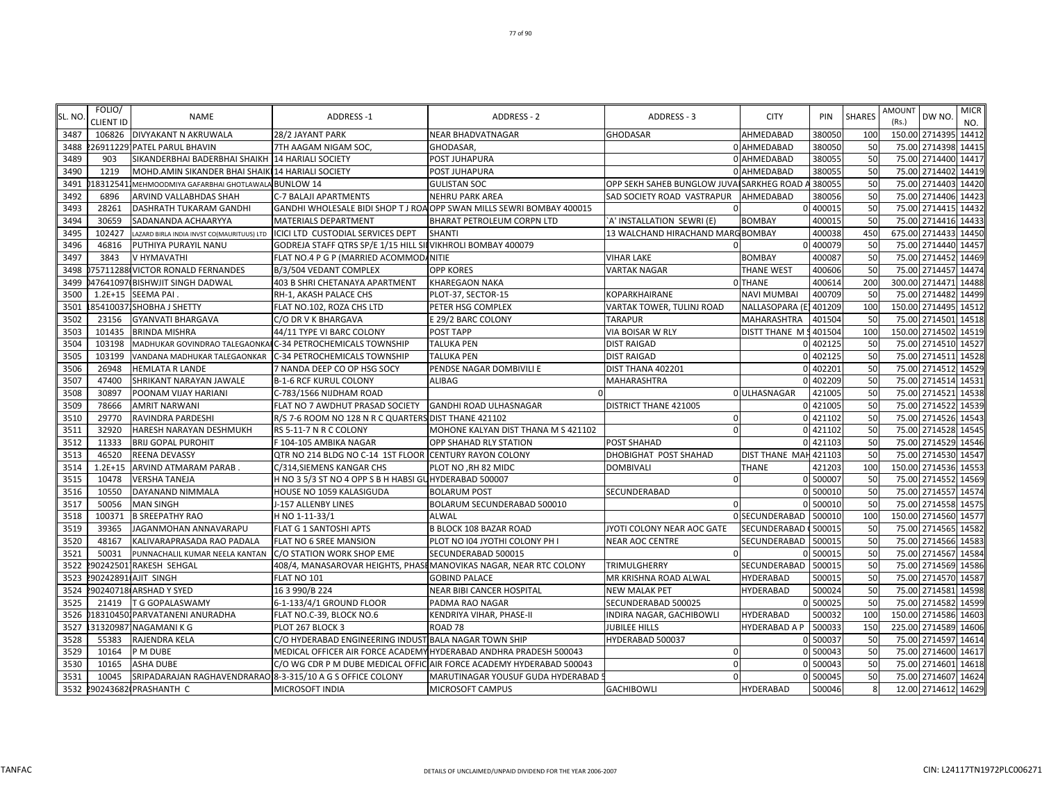| SL. NO. | FOLIO/ CLIENT ID | NAME | ADDRESS -1 | ADDRESS - 2 | ADDRESS - 3 | CITY | PIN | SHARES | AMOUNT (Rs.) | DW NO. | MICR NO. |
|---|---|---|---|---|---|---|---|---|---|---|---|
| 3487 | 106826 | DIVYAKANT N AKRUWALA | 28/2 JAYANT PARK | NEAR BHADVATNAGAR | GHODASAR | AHMEDABAD | 380050 | 100 | 150.00 | 2714395 | 14412 |
| 3488 | 226911229 | PATEL PARUL BHAVIN | 7TH AAGAM NIGAM SOC, | GHODASAR, | | 0 AHMEDABAD | 380050 | 50 | 75.00 | 2714398 | 14415 |
| 3489 | 903 | SIKANDERBHAI BADERBHAI SHAIKH | 14 HARIALI SOCIETY | POST JUHAPURA | | 0 AHMEDABAD | 380055 | 50 | 75.00 | 2714400 | 14417 |
| 3490 | 1219 | MOHD.AMIN SIKANDER BHAI SHAIK | 14 HARIALI SOCIETY | POST JUHAPURA | | 0 AHMEDABAD | 380055 | 50 | 75.00 | 2714402 | 14419 |
| 3491 | 018312541 | MEHMOODMIYA GAFARBHAI GHOTLAWALA | BUNLOW 14 | GULISTAN SOC | OPP SEKH SAHEB BUNGLOW JUVA | SARKHEG ROAD A | 380055 | 50 | 75.00 | 2714403 | 14420 |
| 3492 | 6896 | ARVIND VALLABHDAS SHAH | C-7 BALAJI APARTMENTS | NEHRU PARK AREA | SAD SOCIETY ROAD VASTRAPUR | AHMEDABAD | 380056 | 50 | 75.00 | 2714406 | 14423 |
| 3493 | 28261 | DASHRATH TUKARAM GANDHI | GANDHI WHOLESALE BIDI SHOP T J ROA | OPP SWAN MILLS SEWRI BOMBAY 400015 | 0 | 0 | 400015 | 50 | 75.00 | 2714415 | 14432 |
| 3494 | 30659 | SADANANDA ACHAARYYA | MATERIALS DEPARTMENT | BHARAT PETROLEUM CORPN LTD | `A' INSTALLATION SEWRI (E) | BOMBAY | 400015 | 50 | 75.00 | 2714416 | 14433 |
| 3495 | 102427 | LAZARD BIRLA INDIA INVST CO(MAURITUUS) LTD | ICICI LTD CUSTODIAL SERVICES DEPT | SHANTI | 13 WALCHAND HIRACHAND MARG | BOMBAY | 400038 | 450 | 675.00 | 2714433 | 14450 |
| 3496 | 46816 | PUTHIYA PURAYIL NANU | GODREJA STAFF QTRS SP/E 1/15 HILL SI | VIKHROLI BOMBAY 400079 | 0 | 0 | 400079 | 50 | 75.00 | 2714440 | 14457 |
| 3497 | 3843 | V HYMAVATHI | FLAT NO.4 P G P (MARRIED ACOMMODA | NITIE | VIHAR LAKE | BOMBAY | 400087 | 50 | 75.00 | 2714452 | 14469 |
| 3498 | 075711288 | VICTOR RONALD FERNANDES | B/3/504 VEDANT COMPLEX | OPP KORES | VARTAK NAGAR | THANE WEST | 400606 | 50 | 75.00 | 2714457 | 14474 |
| 3499 | 047641097 | BISHWJIT SINGH DADWAL | 403 B SHRI CHETANAYA APARTMENT | KHAREGAON NAKA | | 0 THANE | 400614 | 200 | 300.00 | 2714471 | 14488 |
| 3500 | 1.2E+15 | SEEMA PAI . | RH-1, AKASH PALACE CHS | PLOT-37, SECTOR-15 | KOPARKHAIRANE | NAVI MUMBAI | 400709 | 50 | 75.00 | 2714482 | 14499 |
| 3501 | 185410037 | SHOBHA J SHETTY | FLAT NO.102, ROZA CHS LTD | PETER HSG COMPLEX | VARTAK TOWER, TULINJ ROAD | NALLASOPARA (E | 401209 | 100 | 150.00 | 2714495 | 14512 |
| 3502 | 23156 | GYANVATI BHARGAVA | C/O DR V K BHARGAVA | E 29/2 BARC COLONY | TARAPUR | MAHARASHTRA | 401504 | 50 | 75.00 | 2714501 | 14518 |
| 3503 | 101435 | BRINDA MISHRA | 44/11 TYPE VI BARC COLONY | POST TAPP | VIA BOISAR W RLY | DISTT THANE M S | 401504 | 100 | 150.00 | 2714502 | 14519 |
| 3504 | 103198 | MADHUKAR GOVINDRAO TALEGAONKA | C-34 PETROCHEMICALS TOWNSHIP | TALUKA PEN | DIST RAIGAD | 0 | 402125 | 50 | 75.00 | 2714510 | 14527 |
| 3505 | 103199 | VANDANA MADHUKAR TALEGAONKAR | C-34 PETROCHEMICALS TOWNSHIP | TALUKA PEN | DIST RAIGAD | 0 | 402125 | 50 | 75.00 | 2714511 | 14528 |
| 3506 | 26948 | HEMLATA R LANDE | 7 NANDA DEEP CO OP HSG SOCY | PENDSE NAGAR DOMBIVILI E | DIST THANA 402201 | 0 | 402201 | 50 | 75.00 | 2714512 | 14529 |
| 3507 | 47400 | SHRIKANT NARAYAN JAWALE | B-1-6 RCF KURUL COLONY | ALIBAG | MAHARASHTRA | 0 | 402209 | 50 | 75.00 | 2714514 | 14531 |
| 3508 | 30897 | POONAM VIJAY HARIANI | C-783/1566 NIJDHAM ROAD | 0 | | 0 ULHASNAGAR | 421005 | 50 | 75.00 | 2714521 | 14538 |
| 3509 | 78666 | AMRIT NARWANI | FLAT NO 7 AWDHUT PRASAD SOCIETY | GANDHI ROAD ULHASNAGAR | DISTRICT THANE 421005 | 0 | 421005 | 50 | 75.00 | 2714522 | 14539 |
| 3510 | 29770 | RAVINDRA PARDESHI | R/S 7-6 ROOM NO 128 N R C QUARTERS | DIST THANE 421102 | 0 | 0 | 421102 | 50 | 75.00 | 2714526 | 14543 |
| 3511 | 32920 | HARESH NARAYAN DESHMUKH | RS 5-11-7 N R C COLONY | MOHONE KALYAN DIST THANA M S 421102 | 0 | 0 | 421102 | 50 | 75.00 | 2714528 | 14545 |
| 3512 | 11333 | BRIJ GOPAL PUROHIT | F 104-105 AMBIKA NAGAR | OPP SHAHAD RLY STATION | POST SHAHAD | 0 | 421103 | 50 | 75.00 | 2714529 | 14546 |
| 3513 | 46520 | REENA DEVASSY | QTR NO 214 BLDG NO C-14 1ST FLOOR | CENTURY RAYON COLONY | DHOBIGHAT POST SHAHAD | DIST THANE MAH | 421103 | 50 | 75.00 | 2714530 | 14547 |
| 3514 | 1.2E+15 | ARVIND ATMARAM PARAB . | C/314,SIEMENS KANGAR CHS | PLOT NO ,RH 82 MIDC | DOMBIVALI | THANE | 421203 | 100 | 150.00 | 2714536 | 14553 |
| 3515 | 10478 | VERSHA TANEJA | H NO 3 5/3 ST NO 4 OPP S B H HABSI GU | HYDERABAD 500007 | 0 | 0 | 500007 | 50 | 75.00 | 2714552 | 14569 |
| 3516 | 10550 | DAYANAND NIMMALA | HOUSE NO 1059 KALASIGUDA | BOLARUM POST | SECUNDERABAD | 0 | 500010 | 50 | 75.00 | 2714557 | 14574 |
| 3517 | 50056 | MAN SINGH | J-157 ALLENBY LINES | BOLARUM SECUNDERABAD 500010 | 0 | 0 | 500010 | 50 | 75.00 | 2714558 | 14575 |
| 3518 | 100371 | B SREEPATHY RAO | H NO 1-11-33/1 | ALWAL | | 0 SECUNDERABAD | 500010 | 100 | 150.00 | 2714560 | 14577 |
| 3519 | 39365 | JAGANMOHAN ANNAVARAPU | FLAT G 1 SANTOSHI APTS | B BLOCK 108 BAZAR ROAD | JYOTI COLONY NEAR AOC GATE | SECUNDERABAD ( | 500015 | 50 | 75.00 | 2714565 | 14582 |
| 3520 | 48167 | KALIVARAPRASADA RAO PADALA | FLAT NO 6 SREE MANSION | PLOT NO I04 JYOTHI COLONY PH I | NEAR AOC CENTRE | SECUNDERABAD | 500015 | 50 | 75.00 | 2714566 | 14583 |
| 3521 | 50031 | PUNNACHALIL KUMAR NEELA KANTAN | C/O STATION WORK SHOP EME | SECUNDERABAD 500015 | 0 | 0 | 500015 | 50 | 75.00 | 2714567 | 14584 |
| 3522 | 290242501 | RAKESH SEHGAL | 408/4, MANASAROVAR HEIGHTS, PHASE | MANOVIKAS NAGAR, NEAR RTC COLONY | TRIMULGHERRY | SECUNDERABAD | 500015 | 50 | 75.00 | 2714569 | 14586 |
| 3523 | 290242891 | AJIT SINGH | FLAT NO 101 | GOBIND PALACE | MR KRISHNA ROAD ALWAL | HYDERABAD | 500015 | 50 | 75.00 | 2714570 | 14587 |
| 3524 | 290240718 | ARSHAD Y SYED | 16 3 990/B 224 | NEAR BIBI CANCER HOSPITAL | NEW MALAK PET | HYDERABAD | 500024 | 50 | 75.00 | 2714581 | 14598 |
| 3525 | 21419 | T G GOPALASWAMY | 6-1-133/4/1 GROUND FLOOR | PADMA RAO NAGAR | SECUNDERABAD 500025 | 0 | 500025 | 50 | 75.00 | 2714582 | 14599 |
| 3526 | 018310450 | PARVATANENI ANURADHA | FLAT NO.C-39, BLOCK NO.6 | KENDRIYA VIHAR, PHASE-II | INDIRA NAGAR, GACHIBOWLI | HYDERABAD | 500032 | 100 | 150.00 | 2714586 | 14603 |
| 3527 | 131320987 | NAGAMANI K G | PLOT 267 BLOCK 3 | ROAD 78 | JUBILEE HILLS | HYDERABAD A P | 500033 | 150 | 225.00 | 2714589 | 14606 |
| 3528 | 55383 | RAJENDRA KELA | C/O HYDERABAD ENGINEERING INDUST | BALA NAGAR TOWN SHIP | HYDERABAD 500037 | 0 | 500037 | 50 | 75.00 | 2714597 | 14614 |
| 3529 | 10164 | P M DUBE | MEDICAL OFFICER AIR FORCE ACADEMY | HYDERABAD ANDHRA PRADESH 500043 | 0 | 0 | 500043 | 50 | 75.00 | 2714600 | 14617 |
| 3530 | 10165 | ASHA DUBE | C/O WG CDR P M DUBE MEDICAL OFFIC | AIR FORCE ACADEMY HYDERABAD 500043 | 0 | 0 | 500043 | 50 | 75.00 | 2714601 | 14618 |
| 3531 | 10045 | SRIPADARAJAN RAGHAVENDRARAO | 8-3-315/10 A G S OFFICE COLONY | MARUTINAGAR YOUSUF GUDA HYDERABAD 5 | 0 | 0 | 500045 | 50 | 75.00 | 2714607 | 14624 |
| 3532 | 290243682 | PRASHANTH C | MICROSOFT INDIA | MICROSOFT CAMPUS | GACHIBOWLI | HYDERABAD | 500046 | 8 | 12.00 | 2714612 | 14629 |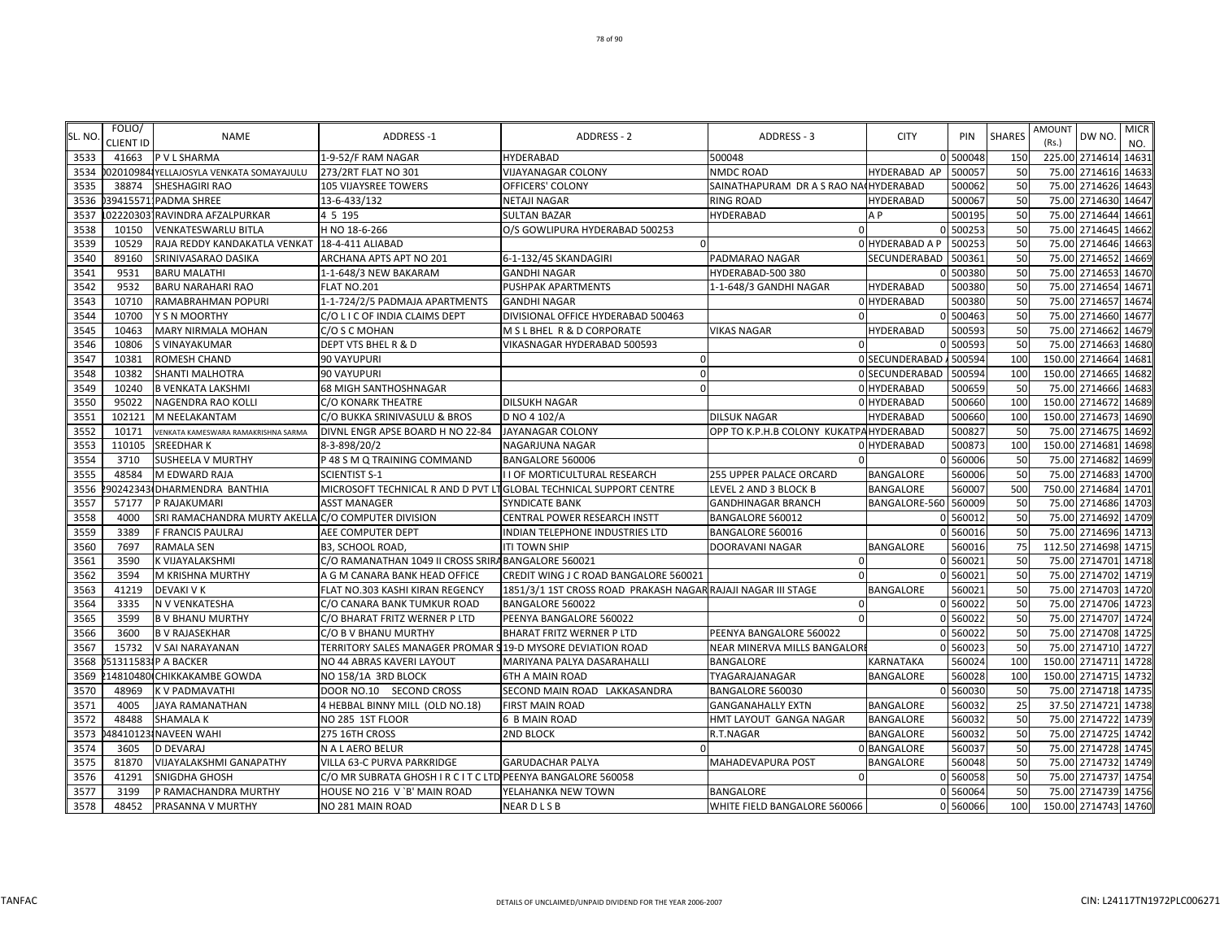| SL. NO. | FOLIO/ CLIENT ID | NAME | ADDRESS -1 | ADDRESS - 2 | ADDRESS - 3 | CITY | PIN | SHARES | AMOUNT (Rs.) | DW NO. | MICR NO. |
|---|---|---|---|---|---|---|---|---|---|---|---|
| 3533 | 41663 | P V L SHARMA | 1-9-52/F RAM NAGAR | HYDERABAD | 500048 | 0 | 500048 | 150 | 225.00 | 2714614 | 14631 |
| 3534 | 0020109841 | YELLAJOSYLA VENKATA SOMAYAJULU | 273/2RT FLAT NO 301 | VIJAYANAGAR COLONY | NMDC ROAD | HYDERABAD AP | 500057 | 50 | 75.00 | 2714616 | 14633 |
| 3535 | 38874 | SHESHAGIRI RAO | 105 VIJAYSREE TOWERS | OFFICERS' COLONY | SAINATHAPURAM DR A S RAO NA | HYDERABAD | 500062 | 50 | 75.00 | 2714626 | 14643 |
| 3536 | 0394155711 | PADMA SHREE | 13-6-433/132 | NETAJI NAGAR | RING ROAD | HYDERABAD | 500067 | 50 | 75.00 | 2714630 | 14647 |
| 3537 | 1022203031 | RAVINDRA AFZALPURKAR | 4 5 195 | SULTAN BAZAR | HYDERABAD | A P | 500195 | 50 | 75.00 | 2714644 | 14661 |
| 3538 | 10150 | VENKATESWARLU BITLA | H NO 18-6-266 | O/S GOWLIPURA HYDERABAD 500253 | 0 | 0 | 500253 | 50 | 75.00 | 2714645 | 14662 |
| 3539 | 10529 | RAJA REDDY KANDAKATLA VENKAT | 18-4-411 ALIABAD | 0 | 0 | HYDERABAD A P | 500253 | 50 | 75.00 | 2714646 | 14663 |
| 3540 | 89160 | SRINIVASARAO DASIKA | ARCHANA APTS APT NO 201 | 6-1-132/45 SKANDAGIRI | PADMARAO NAGAR | SECUNDERABAD | 500361 | 50 | 75.00 | 2714652 | 14669 |
| 3541 | 9531 | BARU MALATHI | 1-1-648/3 NEW BAKARAM | GANDHI NAGAR | HYDERABAD-500 380 | 0 | 500380 | 50 | 75.00 | 2714653 | 14670 |
| 3542 | 9532 | BARU NARAHARI RAO | FLAT NO.201 | PUSHPAK APARTMENTS | 1-1-648/3 GANDHI NAGAR | HYDERABAD | 500380 | 50 | 75.00 | 2714654 | 14671 |
| 3543 | 10710 | RAMABRAHMAN POPURI | 1-1-724/2/5 PADMAJA APARTMENTS | GANDHI NAGAR | 0 | HYDERABAD | 500380 | 50 | 75.00 | 2714657 | 14674 |
| 3544 | 10700 | Y S N MOORTHY | C/O L I C OF INDIA CLAIMS DEPT | DIVISIONAL OFFICE HYDERABAD 500463 | 0 | 0 | 500463 | 50 | 75.00 | 2714660 | 14677 |
| 3545 | 10463 | MARY NIRMALA MOHAN | C/O S C MOHAN | M S L BHEL R & D CORPORATE | VIKAS NAGAR | HYDERABAD | 500593 | 50 | 75.00 | 2714662 | 14679 |
| 3546 | 10806 | S VINAYAKUMAR | DEPT VTS BHEL R & D | VIKASNAGAR HYDERABAD 500593 | 0 | 0 | 500593 | 50 | 75.00 | 2714663 | 14680 |
| 3547 | 10381 | ROMESH CHAND | 90 VAYUPURI | 0 | 0 | SECUNDERABAD A | 500594 | 100 | 150.00 | 2714664 | 14681 |
| 3548 | 10382 | SHANTI MALHOTRA | 90 VAYUPURI | 0 | 0 | SECUNDERABAD | 500594 | 100 | 150.00 | 2714665 | 14682 |
| 3549 | 10240 | B VENKATA LAKSHMI | 68 MIGH SANTHOSHNAGAR | 0 | 0 | HYDERABAD | 500659 | 50 | 75.00 | 2714666 | 14683 |
| 3550 | 95022 | NAGENDRA RAO KOLLI | C/O KONARK THEATRE | DILSUKH NAGAR | 0 | HYDERABAD | 500660 | 100 | 150.00 | 2714672 | 14689 |
| 3551 | 102121 | M NEELAKANTAM | C/O BUKKA SRINIVASULU & BROS | D NO 4 102/A | DILSUK NAGAR | HYDERABAD | 500660 | 100 | 150.00 | 2714673 | 14690 |
| 3552 | 10171 | VENKATA KAMESWARA RAMAKRISHNA SARMA | DIVNL ENGR APSE BOARD H NO 22-84 | JAYANAGAR COLONY | OPP TO K.P.H.B COLONY KUKATPA | HYDERABAD | 500827 | 50 | 75.00 | 2714675 | 14692 |
| 3553 | 110105 | SREEDHAR K | 8-3-898/20/2 | NAGARJUNA NAGAR | 0 | HYDERABAD | 500873 | 100 | 150.00 | 2714681 | 14698 |
| 3554 | 3710 | SUSHEELA V MURTHY | P 48 S M Q TRAINING COMMAND | BANGALORE 560006 | 0 | 0 | 560006 | 50 | 75.00 | 2714682 | 14699 |
| 3555 | 48584 | M EDWARD RAJA | SCIENTIST S-1 | I I OF MORTICULTURAL RESEARCH | 255 UPPER PALACE ORCARD | BANGALORE | 560006 | 50 | 75.00 | 2714683 | 14700 |
| 3556 | 2902423430 | DHARMENDRA BANTHIA | MICROSOFT TECHNICAL R AND D PVT LT | GLOBAL TECHNICAL SUPPORT CENTRE | LEVEL 2 AND 3 BLOCK B | BANGALORE | 560007 | 500 | 750.00 | 2714684 | 14701 |
| 3557 | 57177 | P RAJAKUMARI | ASST MANAGER | SYNDICATE BANK | GANDHINAGAR BRANCH | BANGALORE-560 | 560009 | 50 | 75.00 | 2714686 | 14703 |
| 3558 | 4000 | SRI RAMACHANDRA MURTY AKELLA | C/O COMPUTER DIVISION | CENTRAL POWER RESEARCH INSTT | BANGALORE 560012 | 0 | 560012 | 50 | 75.00 | 2714692 | 14709 |
| 3559 | 3389 | F FRANCIS PAULRAJ | AEE COMPUTER DEPT | INDIAN TELEPHONE INDUSTRIES LTD | BANGALORE 560016 | 0 | 560016 | 50 | 75.00 | 2714696 | 14713 |
| 3560 | 7697 | RAMALA SEN | B3, SCHOOL ROAD, | ITI TOWN SHIP | DOORAVANI NAGAR | BANGALORE | 560016 | 75 | 112.50 | 2714698 | 14715 |
| 3561 | 3590 | K VIJAYALAKSHMI | C/O RAMANATHAN 1049 II CROSS SRIRA | BANGALORE 560021 | 0 | 0 | 560021 | 50 | 75.00 | 2714701 | 14718 |
| 3562 | 3594 | M KRISHNA MURTHY | A G M CANARA BANK HEAD OFFICE | CREDIT WING J C ROAD BANGALORE 560021 | 0 | 0 | 560021 | 50 | 75.00 | 2714702 | 14719 |
| 3563 | 41219 | DEVAKI V K | FLAT NO.303 KASHI KIRAN REGENCY | 1851/3/1 1ST CROSS ROAD PRAKASH NAGAR | RAJAJI NAGAR III STAGE | BANGALORE | 560021 | 50 | 75.00 | 2714703 | 14720 |
| 3564 | 3335 | N V VENKATESHA | C/O CANARA BANK TUMKUR ROAD | BANGALORE 560022 | 0 | 0 | 560022 | 50 | 75.00 | 2714706 | 14723 |
| 3565 | 3599 | B V BHANU MURTHY | C/O BHARAT FRITZ WERNER P LTD | PEENYA BANGALORE 560022 | 0 | 0 | 560022 | 50 | 75.00 | 2714707 | 14724 |
| 3566 | 3600 | B V RAJASEKHAR | C/O B V BHANU MURTHY | BHARAT FRITZ WERNER P LTD | PEENYA BANGALORE 560022 | 0 | 560022 | 50 | 75.00 | 2714708 | 14725 |
| 3567 | 15732 | V SAI NARAYANAN | TERRITORY SALES MANAGER PROMAR S | 19-D MYSORE DEVIATION ROAD | NEAR MINERVA MILLS BANGALORE | 0 | 560023 | 50 | 75.00 | 2714710 | 14727 |
| 3568 | 0513115831 | P A BACKER | NO 44 ABRAS KAVERI LAYOUT | MARIYANA PALYA DASARAHALLI | BANGALORE | KARNATAKA | 560024 | 100 | 150.00 | 2714711 | 14728 |
| 3569 | 2148104800 | CHIKKAKAMBE GOWDA | NO 158/1A 3RD BLOCK | 6TH A MAIN ROAD | TYAGARAJANAGAR | BANGALORE | 560028 | 100 | 150.00 | 2714715 | 14732 |
| 3570 | 48969 | K V PADMAVATHI | DOOR NO.10 SECOND CROSS | SECOND MAIN ROAD LAKKASANDRA | BANGALORE 560030 | 0 | 560030 | 50 | 75.00 | 2714718 | 14735 |
| 3571 | 4005 | JAYA RAMANATHAN | 4 HEBBAL BINNY MILL (OLD NO.18) | FIRST MAIN ROAD | GANGANAHALLY EXTN | BANGALORE | 560032 | 25 | 37.50 | 2714721 | 14738 |
| 3572 | 48488 | SHAMALA K | NO 285 1ST FLOOR | 6 B MAIN ROAD | HMT LAYOUT GANGA NAGAR | BANGALORE | 560032 | 50 | 75.00 | 2714722 | 14739 |
| 3573 | 0484101231 | NAVEEN WAHI | 275 16TH CROSS | 2ND BLOCK | R.T.NAGAR | BANGALORE | 560032 | 50 | 75.00 | 2714725 | 14742 |
| 3574 | 3605 | D DEVARAJ | N A L AERO BELUR | 0 | 0 | BANGALORE | 560037 | 50 | 75.00 | 2714728 | 14745 |
| 3575 | 81870 | VIJAYALAKSHMI GANAPATHY | VILLA 63-C PURVA PARKRIDGE | GARUDACHAR PALYA | MAHADEVAPURA POST | BANGALORE | 560048 | 50 | 75.00 | 2714732 | 14749 |
| 3576 | 41291 | SNIGDHA GHOSH | C/O MR SUBRATA GHOSH I R C I T C LTD | PEENYA BANGALORE 560058 | 0 | 0 | 560058 | 50 | 75.00 | 2714737 | 14754 |
| 3577 | 3199 | P RAMACHANDRA MURTHY | HOUSE NO 216 V `B' MAIN ROAD | YELAHANKA NEW TOWN | BANGALORE | 0 | 560064 | 50 | 75.00 | 2714739 | 14756 |
| 3578 | 48452 | PRASANNA V MURTHY | NO 281 MAIN ROAD | NEAR D L S B | WHITE FIELD BANGALORE 560066 | 0 | 560066 | 100 | 150.00 | 2714743 | 14760 |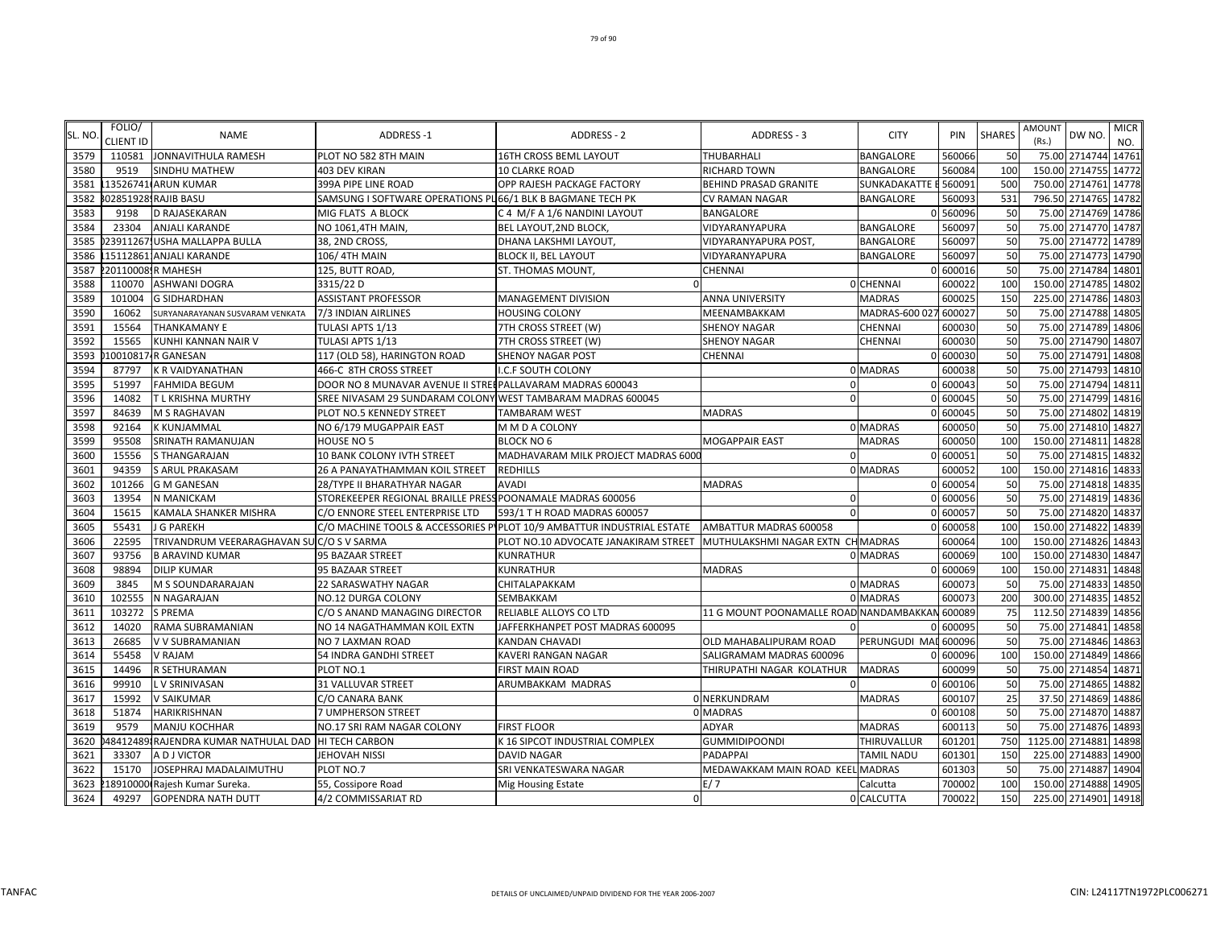| SL. NO. | FOLIO/ CLIENT ID | NAME | ADDRESS -1 | ADDRESS - 2 | ADDRESS - 3 | CITY | PIN | SHARES | AMOUNT (Rs.) | DW NO. | MICR NO. |
|---|---|---|---|---|---|---|---|---|---|---|---|
| 3579 | 110581 | JONNAVITHULA RAMESH | PLOT NO 582 8TH MAIN | 16TH CROSS BEML LAYOUT | THUBARHALI | BANGALORE | 560066 | 50 | 75.00 | 2714744 | 14761 |
| 3580 | 9519 | SINDHU MATHEW | 403 DEV KIRAN | 10 CLARKE ROAD | RICHARD TOWN | BANGALORE | 560084 | 100 | 150.00 | 2714755 | 14772 |
| 3581 | 113526741 | ARUN KUMAR | 399A PIPE LINE ROAD | OPP RAJESH PACKAGE FACTORY | BEHIND PRASAD GRANITE | SUNKADAKATTE E | 560091 | 500 | 750.00 | 2714761 | 14778 |
| 3582 | 302851928 | RAJIB BASU | SAMSUNG I SOFTWARE OPERATIONS PL | 66/1 BLK B BAGMANE TECH PK | CV RAMAN NAGAR | BANGALORE | 560093 | 531 | 796.50 | 2714765 | 14782 |
| 3583 | 9198 | D RAJASEKARAN | MIG FLATS A BLOCK | C 4 M/F A 1/6 NANDINI LAYOUT | BANGALORE | 0 | 560096 | 50 | 75.00 | 2714769 | 14786 |
| 3584 | 23304 | ANJALI KARANDE | NO 1061,4TH MAIN, | BEL LAYOUT,2ND BLOCK, | VIDYARANYAPURA | BANGALORE | 560097 | 50 | 75.00 | 2714770 | 14787 |
| 3585 | 023911267 | USHA MALLAPPA BULLA | 38, 2ND CROSS, | DHANA LAKSHMI LAYOUT, | VIDYARANYAPURA POST, | BANGALORE | 560097 | 50 | 75.00 | 2714772 | 14789 |
| 3586 | 115112861 | ANJALI KARANDE | 106/ 4TH MAIN | BLOCK II, BEL LAYOUT | VIDYARANYAPURA | BANGALORE | 560097 | 50 | 75.00 | 2714773 | 14790 |
| 3587 | 220110008 | R MAHESH | 125, BUTT ROAD, | ST. THOMAS MOUNT, | CHENNAI | 0 | 600016 | 50 | 75.00 | 2714784 | 14801 |
| 3588 | 110070 | ASHWANI DOGRA | 3315/22 D | 0 | 0 | CHENNAI | 600022 | 100 | 150.00 | 2714785 | 14802 |
| 3589 | 101004 | G SIDHARDHAN | ASSISTANT PROFESSOR | MANAGEMENT DIVISION | ANNA UNIVERSITY | MADRAS | 600025 | 150 | 225.00 | 2714786 | 14803 |
| 3590 | 16062 | SURYANARAYANAN SUSVARAM VENKATA | 7/3 INDIAN AIRLINES | HOUSING COLONY | MEENAMBAKKAM | MADRAS-600 027 | 600027 | 50 | 75.00 | 2714788 | 14805 |
| 3591 | 15564 | THANKAMANY E | TULASI APTS 1/13 | 7TH CROSS STREET (W) | SHENOY NAGAR | CHENNAI | 600030 | 50 | 75.00 | 2714789 | 14806 |
| 3592 | 15565 | KUNHI KANNAN NAIR V | TULASI APTS 1/13 | 7TH CROSS STREET (W) | SHENOY NAGAR | CHENNAI | 600030 | 50 | 75.00 | 2714790 | 14807 |
| 3593 | 010010817 | R GANESAN | 117 (OLD 58), HARINGTON ROAD | SHENOY NAGAR POST | CHENNAI | 0 | 600030 | 50 | 75.00 | 2714791 | 14808 |
| 3594 | 87797 | K R VAIDYANATHAN | 466-C 8TH CROSS STREET | I.C.F SOUTH COLONY | 0 | MADRAS | 600038 | 50 | 75.00 | 2714793 | 14810 |
| 3595 | 51997 | FAHMIDA BEGUM | DOOR NO 8 MUNAVAR AVENUE II STREE | PALLAVARAM MADRAS 600043 | 0 | 0 | 600043 | 50 | 75.00 | 2714794 | 14811 |
| 3596 | 14082 | T L KRISHNA MURTHY | SREE NIVASAM 29 SUNDARAM COLONY | WEST TAMBARAM MADRAS 600045 | 0 | 0 | 600045 | 50 | 75.00 | 2714799 | 14816 |
| 3597 | 84639 | M S RAGHAVAN | PLOT NO.5 KENNEDY STREET | TAMBARAM WEST | MADRAS | 0 | 600045 | 50 | 75.00 | 2714802 | 14819 |
| 3598 | 92164 | K KUNJAMMAL | NO 6/179 MUGAPPAIR EAST | M M D A COLONY | 0 | MADRAS | 600050 | 50 | 75.00 | 2714810 | 14827 |
| 3599 | 95508 | SRINATH RAMANUJAN | HOUSE NO 5 | BLOCK NO 6 | MOGAPPAIR EAST | MADRAS | 600050 | 100 | 150.00 | 2714811 | 14828 |
| 3600 | 15556 | S THANGARAJAN | 10 BANK COLONY IVTH STREET | MADHAVARAM MILK PROJECT MADRAS 6000 | 0 | 0 | 600051 | 50 | 75.00 | 2714815 | 14832 |
| 3601 | 94359 | S ARUL PRAKASAM | 26 A PANAYATHAMMAN KOIL STREET | REDHILLS | 0 | MADRAS | 600052 | 100 | 150.00 | 2714816 | 14833 |
| 3602 | 101266 | G M GANESAN | 28/TYPE II BHARATHYAR NAGAR | AVADI | MADRAS | 0 | 600054 | 50 | 75.00 | 2714818 | 14835 |
| 3603 | 13954 | N MANICKAM | STOREKEEPER REGIONAL BRAILLE PRESS | POONAMALE MADRAS 600056 | 0 | 0 | 600056 | 50 | 75.00 | 2714819 | 14836 |
| 3604 | 15615 | KAMALA SHANKER MISHRA | C/O ENNORE STEEL ENTERPRISE LTD | 593/1 T H ROAD MADRAS 600057 | 0 | 0 | 600057 | 50 | 75.00 | 2714820 | 14837 |
| 3605 | 55431 | J G PAREKH | C/O MACHINE TOOLS & ACCESSORIES P | PLOT 10/9 AMBATTUR INDUSTRIAL ESTATE | AMBATTUR MADRAS 600058 | 0 | 600058 | 100 | 150.00 | 2714822 | 14839 |
| 3606 | 22595 | TRIVANDRUM VEERARAGHAVAN SU | C/O S V SARMA | PLOT NO.10 ADVOCATE JANAKIRAM STREET | MUTHULAKSHMI NAGAR EXTN CH | MADRAS | 600064 | 100 | 150.00 | 2714826 | 14843 |
| 3607 | 93756 | B ARAVIND KUMAR | 95 BAZAAR STREET | KUNRATHUR | 0 | MADRAS | 600069 | 100 | 150.00 | 2714830 | 14847 |
| 3608 | 98894 | DILIP KUMAR | 95 BAZAAR STREET | KUNRATHUR | MADRAS | 0 | 600069 | 100 | 150.00 | 2714831 | 14848 |
| 3609 | 3845 | M S SOUNDARARAJAN | 22 SARASWATHY NAGAR | CHITALAPAKKAM | 0 | MADRAS | 600073 | 50 | 75.00 | 2714833 | 14850 |
| 3610 | 102555 | N NAGARAJAN | NO.12 DURGA COLONY | SEMBAKKAM | 0 | MADRAS | 600073 | 200 | 300.00 | 2714835 | 14852 |
| 3611 | 103272 | S PREMA | C/O S ANAND MANAGING DIRECTOR | RELIABLE ALLOYS CO LTD | 11 G MOUNT POONAMALLE ROAD | NANDAMBAKKAN | 600089 | 75 | 112.50 | 2714839 | 14856 |
| 3612 | 14020 | RAMA SUBRAMANIAN | NO 14 NAGATHAMMAN KOIL EXTN | JAFFERKHANPET POST MADRAS 600095 | 0 | 0 | 600095 | 50 | 75.00 | 2714841 | 14858 |
| 3613 | 26685 | V V SUBRAMANIAN | NO 7 LAXMAN ROAD | KANDAN CHAVADI | OLD MAHABALIPURAM ROAD | PERUNGUDI MAI | 600096 | 50 | 75.00 | 2714846 | 14863 |
| 3614 | 55458 | V RAJAM | 54 INDRA GANDHI STREET | KAVERI RANGAN NAGAR | SALIGRAMAM MADRAS 600096 | 0 | 600096 | 100 | 150.00 | 2714849 | 14866 |
| 3615 | 14496 | R SETHURAMAN | PLOT NO.1 | FIRST MAIN ROAD | THIRUPATHI NAGAR KOLATHUR | MADRAS | 600099 | 50 | 75.00 | 2714854 | 14871 |
| 3616 | 99910 | L V SRINIVASAN | 31 VALLUVAR STREET | ARUMBAKKAM MADRAS | 0 | 0 | 600106 | 50 | 75.00 | 2714865 | 14882 |
| 3617 | 15992 | V SAIKUMAR | C/O CANARA BANK | 0 | NERKUNDRAM | MADRAS | 600107 | 25 | 37.50 | 2714869 | 14886 |
| 3618 | 51874 | HARIKRISHNAN | 7 UMPHERSON STREET | 0 | MADRAS | 0 | 600108 | 50 | 75.00 | 2714870 | 14887 |
| 3619 | 9579 | MANJU KOCHHAR | NO.17 SRI RAM NAGAR COLONY | FIRST FLOOR | ADYAR | MADRAS | 600113 | 50 | 75.00 | 2714876 | 14893 |
| 3620 | 048412489 | RAJENDRA KUMAR NATHULAL DAD | HI TECH CARBON | K 16 SIPCOT INDUSTRIAL COMPLEX | GUMMIDIPOONDI | THIRUVALLUR | 601201 | 750 | 1125.00 | 2714881 | 14898 |
| 3621 | 33307 | A D J VICTOR | JEHOVAH NISSI | DAVID NAGAR | PADAPPAI | TAMIL NADU | 601301 | 150 | 225.00 | 2714883 | 14900 |
| 3622 | 15170 | JOSEPHRAJ MADALAIMUTHU | PLOT NO.7 | SRI VENKATESWARA NAGAR | MEDAWAKKAM MAIN ROAD KEEL | MADRAS | 601303 | 50 | 75.00 | 2714887 | 14904 |
| 3623 | 218910000 | Rajesh Kumar Sureka. | 55, Cossipore Road | Mig Housing Estate | E/ 7 | Calcutta | 700002 | 100 | 150.00 | 2714888 | 14905 |
| 3624 | 49297 | GOPENDRA NATH DUTT | 4/2 COMMISSARIAT RD | 0 | 0 | CALCUTTA | 700022 | 150 | 225.00 | 2714901 | 14918 |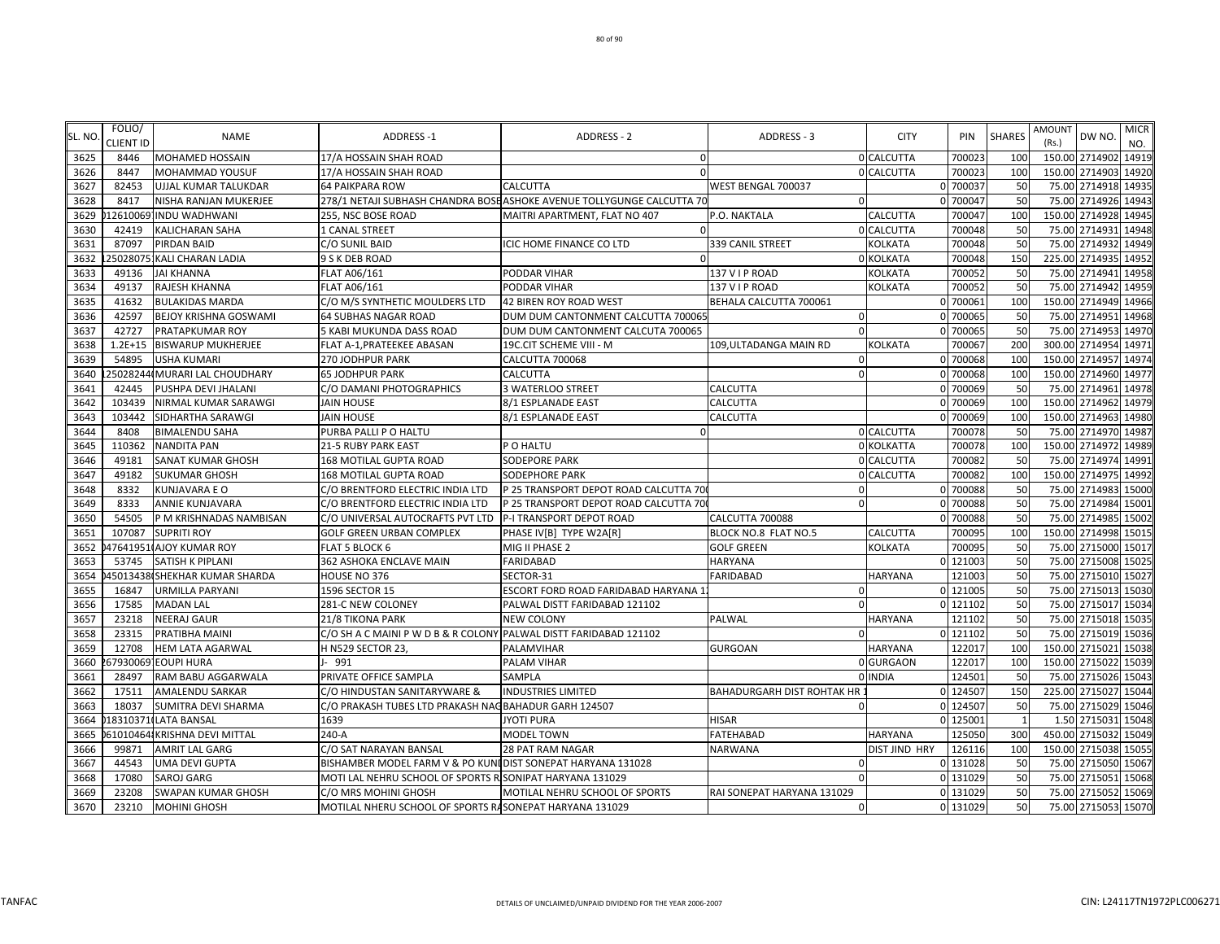| SL. NO. | FOLIO/ CLIENT ID | NAME | ADDRESS -1 | ADDRESS - 2 | ADDRESS - 3 | CITY | PIN | SHARES | AMOUNT (Rs.) | DW NO. | MICR NO. |
|---|---|---|---|---|---|---|---|---|---|---|---|
| 3625 | 8446 | MOHAMED HOSSAIN | 17/A HOSSAIN SHAH ROAD | 0 | | 0 CALCUTTA | 700023 | 100 | 150.00 | 2714902 | 14919 |
| 3626 | 8447 | MOHAMMAD YOUSUF | 17/A HOSSAIN SHAH ROAD | 0 | | 0 CALCUTTA | 700023 | 100 | 150.00 | 2714903 | 14920 |
| 3627 | 82453 | UJJAL KUMAR TALUKDAR | 64 PAIKPARA ROW | CALCUTTA | WEST BENGAL 700037 | 0 | 700037 | 50 | 75.00 | 2714918 | 14935 |
| 3628 | 8417 | NISHA RANJAN MUKERJEE | 278/1 NETAJI SUBHASH CHANDRA BOSE | ASHOKE AVENUE TOLLYGUNGE CALCUTTA 70 | 0 | 0 | 700047 | 50 | 75.00 | 2714926 | 14943 |
| 3629 | 12610069 | INDU WADHWANI | 255, NSC BOSE ROAD | MAITRI APARTMENT, FLAT NO 407 | P.O. NAKTALA | CALCUTTA | 700047 | 100 | 150.00 | 2714928 | 14945 |
| 3630 | 42419 | KALICHARAN SAHA | 1 CANAL STREET | 0 | | 0 CALCUTTA | 700048 | 50 | 75.00 | 2714931 | 14948 |
| 3631 | 87097 | PIRDAN BAID | C/O SUNIL BAID | ICIC HOME FINANCE CO LTD | 339 CANIL STREET | KOLKATA | 700048 | 50 | 75.00 | 2714932 | 14949 |
| 3632 | 25028075 | KALI CHARAN LADIA | 9 S K DEB ROAD | 0 | | 0 KOLKATA | 700048 | 150 | 225.00 | 2714935 | 14952 |
| 3633 | 49136 | JAI KHANNA | FLAT A06/161 | PODDAR VIHAR | 137 V I P ROAD | KOLKATA | 700052 | 50 | 75.00 | 2714941 | 14958 |
| 3634 | 49137 | RAJESH KHANNA | FLAT A06/161 | PODDAR VIHAR | 137 V I P ROAD | KOLKATA | 700052 | 50 | 75.00 | 2714942 | 14959 |
| 3635 | 41632 | BULAKIDAS MARDA | C/O M/S SYNTHETIC MOULDERS LTD | 42 BIREN ROY ROAD WEST | BEHALA CALCUTTA 700061 | 0 | 700061 | 100 | 150.00 | 2714949 | 14966 |
| 3636 | 42597 | BEJOY KRISHNA GOSWAMI | 64 SUBHAS NAGAR ROAD | DUM DUM CANTONMENT CALCUTTA 700065 | 0 | 0 | 700065 | 50 | 75.00 | 2714951 | 14968 |
| 3637 | 42727 | PRATAPKUMAR ROY | 5 KABI MUKUNDA DASS ROAD | DUM DUM CANTONMENT CALCUTA 700065 | 0 | 0 | 700065 | 50 | 75.00 | 2714953 | 14970 |
| 3638 | 1.2E+15 | BISWARUP MUKHERJEE | FLAT A-1,PRATEEKEE ABASAN | 19C.CIT SCHEME VIII - M | 109,ULTADANGA MAIN RD | KOLKATA | 700067 | 200 | 300.00 | 2714954 | 14971 |
| 3639 | 54895 | USHA KUMARI | 270 JODHPUR PARK | CALCUTTA 700068 | 0 | 0 | 700068 | 100 | 150.00 | 2714957 | 14974 |
| 3640 | 250282440 | MURARI LAL CHOUDHARY | 65 JODHPUR PARK | CALCUTTA | 0 | 0 | 700068 | 100 | 150.00 | 2714960 | 14977 |
| 3641 | 42445 | PUSHPA DEVI JHALANI | C/O DAMANI PHOTOGRAPHICS | 3 WATERLOO STREET | CALCUTTA | 0 | 700069 | 50 | 75.00 | 2714961 | 14978 |
| 3642 | 103439 | NIRMAL KUMAR SARAWGI | JAIN HOUSE | 8/1 ESPLANADE EAST | CALCUTTA | 0 | 700069 | 100 | 150.00 | 2714962 | 14979 |
| 3643 | 103442 | SIDHARTHA SARAWGI | JAIN HOUSE | 8/1 ESPLANADE EAST | CALCUTTA | 0 | 700069 | 100 | 150.00 | 2714963 | 14980 |
| 3644 | 8408 | BIMALENDU SAHA | PURBA PALLI P O HALTU | 0 | | 0 CALCUTTA | 700078 | 50 | 75.00 | 2714970 | 14987 |
| 3645 | 110362 | NANDITA PAN | 21-5 RUBY PARK EAST | P O HALTU | | 0 KOLKATTA | 700078 | 100 | 150.00 | 2714972 | 14989 |
| 3646 | 49181 | SANAT KUMAR GHOSH | 168 MOTILAL GUPTA ROAD | SODEPORE PARK | | 0 CALCUTTA | 700082 | 50 | 75.00 | 2714974 | 14991 |
| 3647 | 49182 | SUKUMAR GHOSH | 168 MOTILAL GUPTA ROAD | SODEPHORE PARK | | 0 CALCUTTA | 700082 | 100 | 150.00 | 2714975 | 14992 |
| 3648 | 8332 | KUNJAVARA E O | C/O BRENTFORD ELECTRIC INDIA LTD | P 25 TRANSPORT DEPOT ROAD CALCUTTA 70 | 0 | 0 | 700088 | 50 | 75.00 | 2714983 | 15000 |
| 3649 | 8333 | ANNIE KUNJAVARA | C/O BRENTFORD ELECTRIC INDIA LTD | P 25 TRANSPORT DEPOT ROAD CALCUTTA 70 | 0 | 0 | 700088 | 50 | 75.00 | 2714984 | 15001 |
| 3650 | 54505 | P M KRISHNADAS NAMBISAN | C/O UNIVERSAL AUTOCRAFTS PVT LTD | P-I TRANSPORT DEPOT ROAD | CALCUTTA 700088 | 0 | 700088 | 50 | 75.00 | 2714985 | 15002 |
| 3651 | 107087 | SUPRITI ROY | GOLF GREEN URBAN COMPLEX | PHASE IV[B] TYPE W2A[R] | BLOCK NO.8 FLAT NO.5 | CALCUTTA | 700095 | 100 | 150.00 | 2714998 | 15015 |
| 3652 | 476419510 | AJOY KUMAR ROY | FLAT 5 BLOCK 6 | MIG II PHASE 2 | GOLF GREEN | KOLKATA | 700095 | 50 | 75.00 | 2715000 | 15017 |
| 3653 | 53745 | SATISH K PIPLANI | 362 ASHOKA ENCLAVE MAIN | FARIDABAD | HARYANA | 0 | 121003 | 50 | 75.00 | 2715008 | 15025 |
| 3654 | 450134380 | SHEKHAR KUMAR SHARDA | HOUSE NO 376 | SECTOR-31 | FARIDABAD | HARYANA | 121003 | 50 | 75.00 | 2715010 | 15027 |
| 3655 | 16847 | URMILLA PARYANI | 1596 SECTOR 15 | ESCORT FORD ROAD FARIDABAD HARYANA 1 | 0 | 0 | 121005 | 50 | 75.00 | 2715013 | 15030 |
| 3656 | 17585 | MADAN LAL | 281-C NEW COLONEY | PALWAL DISTT FARIDABAD 121102 | 0 | 0 | 121102 | 50 | 75.00 | 2715017 | 15034 |
| 3657 | 23218 | NEERAJ GAUR | 21/8 TIKONA PARK | NEW COLONY | PALWAL | HARYANA | 121102 | 50 | 75.00 | 2715018 | 15035 |
| 3658 | 23315 | PRATIBHA MAINI | C/O SH A C MAINI P W D B & R COLONY | PALWAL DISTT FARIDABAD 121102 | 0 | 0 | 121102 | 50 | 75.00 | 2715019 | 15036 |
| 3659 | 12708 | HEM LATA AGARWAL | H N529 SECTOR 23, | PALAMVIHAR | GURGOAN | HARYANA | 122017 | 100 | 150.00 | 2715021 | 15038 |
| 3660 | 67930069 | EOUPI HURA | J- 991 | PALAM VIHAR | | 0 GURGAON | 122017 | 100 | 150.00 | 2715022 | 15039 |
| 3661 | 28497 | RAM BABU AGGARWALA | PRIVATE OFFICE SAMPLA | SAMPLA | | 0 INDIA | 124501 | 50 | 75.00 | 2715026 | 15043 |
| 3662 | 17511 | AMALENDU SARKAR | C/O HINDUSTAN SANITARYWARE & | INDUSTRIES LIMITED | BAHADURGARH DIST ROHTAK HR | 0 | 124507 | 150 | 225.00 | 2715027 | 15044 |
| 3663 | 18037 | SUMITRA DEVI SHARMA | C/O PRAKASH TUBES LTD PRAKASH NAG | BAHADUR GARH 124507 | 0 | 0 | 124507 | 50 | 75.00 | 2715029 | 15046 |
| 3664 | 183103710 | LATA BANSAL | 1639 | JYOTI PURA | HISAR | 0 | 125001 | 1 | 1.50 | 2715031 | 15048 |
| 3665 | 61010464 | KRISHNA DEVI MITTAL | 240-A | MODEL TOWN | FATEHABAD | HARYANA | 125050 | 300 | 450.00 | 2715032 | 15049 |
| 3666 | 99871 | AMRIT LAL GARG | C/O SAT NARAYAN BANSAL | 28 PAT RAM NAGAR | NARWANA | DIST JIND HRY | 126116 | 100 | 150.00 | 2715038 | 15055 |
| 3667 | 44543 | UMA DEVI GUPTA | BISHAMBER MODEL FARM V & PO KUNI | DIST SONEPAT HARYANA 131028 | 0 | 0 | 131028 | 50 | 75.00 | 2715050 | 15067 |
| 3668 | 17080 | SAROJ GARG | MOTI LAL NEHRU SCHOOL OF SPORTS R | SONIPAT HARYANA 131029 | 0 | 0 | 131029 | 50 | 75.00 | 2715051 | 15068 |
| 3669 | 23208 | SWAPAN KUMAR GHOSH | C/O MRS MOHINI GHOSH | MOTILAL NEHRU SCHOOL OF SPORTS | RAI SONEPAT HARYANA 131029 | 0 | 131029 | 50 | 75.00 | 2715052 | 15069 |
| 3670 | 23210 | MOHINI GHOSH | MOTILAL NHERU SCHOOL OF SPORTS RA | SONEPAT HARYANA 131029 | 0 | 0 | 131029 | 50 | 75.00 | 2715053 | 15070 |

TANFAC | DETAILS OF UNCLAIMED/UNPAID DIVIDEND FOR THE YEAR 2006-2007 | CIN: L24117TN1972PLC006271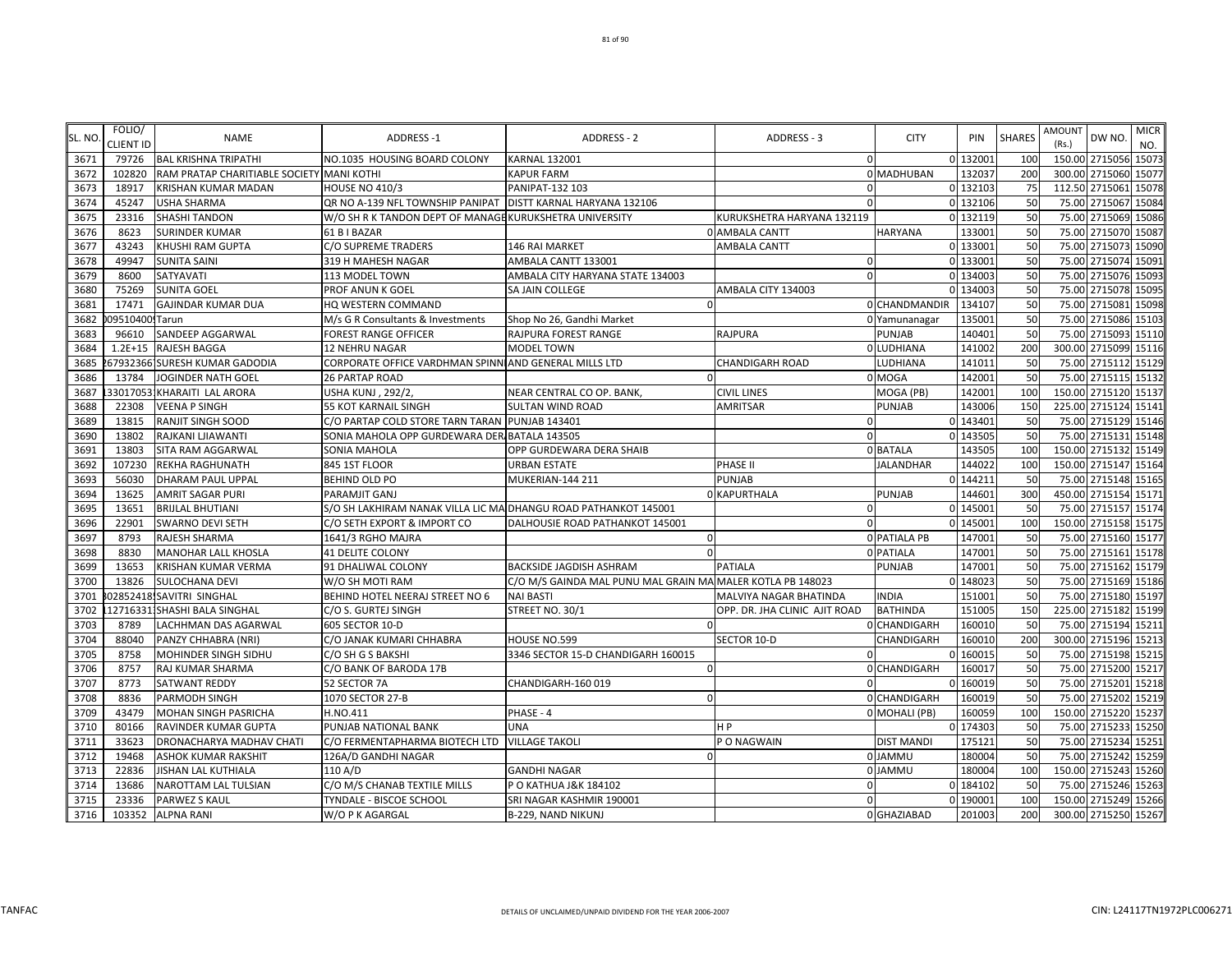| SL. NO. | FOLIO/ CLIENT ID | NAME | ADDRESS -1 | ADDRESS - 2 | ADDRESS - 3 | CITY | PIN | SHARES | AMOUNT (Rs.) | DW NO. | MICR NO. |
|---|---|---|---|---|---|---|---|---|---|---|---|
| 3671 | 79726 | BAL KRISHNA TRIPATHI | NO.1035 HOUSING BOARD COLONY | KARNAL 132001 | 0 | 0 | 132001 | 100 | 150.00 | 2715056 | 15073 |
| 3672 | 102820 | RAM PRATAP CHARITIABLE SOCIETY | MANI KOTHI | KAPUR FARM | | 0 MADHUBAN | 132037 | 200 | 300.00 | 2715060 | 15077 |
| 3673 | 18917 | KRISHAN KUMAR MADAN | HOUSE NO 410/3 | PANIPAT-132 103 | 0 | 0 | 132103 | 75 | 112.50 | 2715061 | 15078 |
| 3674 | 45247 | USHA SHARMA | QR NO A-139 NFL TOWNSHIP PANIPAT | DISTT KARNAL HARYANA 132106 | 0 | 0 | 132106 | 50 | 75.00 | 2715067 | 15084 |
| 3675 | 23316 | SHASHI TANDON | W/O SH R K TANDON DEPT OF MANAGE | KURUKSHETRA UNIVERSITY | KURUKSHETRA HARYANA 132119 | 0 | 132119 | 50 | 75.00 | 2715069 | 15086 |
| 3676 | 8623 | SURINDER KUMAR | 61 B I BAZAR | | 0 AMBALA CANTT | HARYANA | 133001 | 50 | 75.00 | 2715070 | 15087 |
| 3677 | 43243 | KHUSHI RAM GUPTA | C/O SUPREME TRADERS | 146 RAI MARKET | AMBALA CANTT | 0 | 133001 | 50 | 75.00 | 2715073 | 15090 |
| 3678 | 49947 | SUNITA SAINI | 319 H MAHESH NAGAR | AMBALA CANTT 133001 | 0 | 0 | 133001 | 50 | 75.00 | 2715074 | 15091 |
| 3679 | 8600 | SATYAVATI | 113 MODEL TOWN | AMBALA CITY HARYANA STATE 134003 | 0 | 0 | 134003 | 50 | 75.00 | 2715076 | 15093 |
| 3680 | 75269 | SUNITA GOEL | PROF ANUN K GOEL | SA JAIN COLLEGE | AMBALA CITY 134003 | 0 | 134003 | 50 | 75.00 | 2715078 | 15095 |
| 3681 | 17471 | GAJINDAR KUMAR DUA | HQ WESTERN COMMAND | 0 | | 0 CHANDMANDIR | 134107 | 50 | 75.00 | 2715081 | 15098 |
| 3682 | 009510400 | Tarun | M/s G R Consultants & Investments | Shop No 26, Gandhi Market | | 0 Yamunanagar | 135001 | 50 | 75.00 | 2715086 | 15103 |
| 3683 | 96610 | SANDEEP AGGARWAL | FOREST RANGE OFFICER | RAJPURA FOREST RANGE | RAJPURA | PUNJAB | 140401 | 50 | 75.00 | 2715093 | 15110 |
| 3684 | 1.2E+15 | RAJESH BAGGA | 12 NEHRU NAGAR | MODEL TOWN | | 0 LUDHIANA | 141002 | 200 | 300.00 | 2715099 | 15116 |
| 3685 | 267932366 | SURESH KUMAR GADODIA | CORPORATE OFFICE VARDHMAN SPINN | AND GENERAL MILLS LTD | CHANDIGARH ROAD | LUDHIANA | 141011 | 50 | 75.00 | 2715112 | 15129 |
| 3686 | 13784 | JOGINDER NATH GOEL | 26 PARTAP ROAD | 0 | | 0 MOGA | 142001 | 50 | 75.00 | 2715115 | 15132 |
| 3687 | 133017053 | KHARAITI LAL ARORA | USHA KUNJ , 292/2, | NEAR CENTRAL CO OP. BANK, | CIVIL LINES | MOGA (PB) | 142001 | 100 | 150.00 | 2715120 | 15137 |
| 3688 | 22308 | VEENA P SINGH | 55 KOT KARNAIL SINGH | SULTAN WIND ROAD | AMRITSAR | PUNJAB | 143006 | 150 | 225.00 | 2715124 | 15141 |
| 3689 | 13815 | RANJIT SINGH SOOD | C/O PARTAP COLD STORE TARN TARAN | PUNJAB 143401 | 0 | 0 | 143401 | 50 | 75.00 | 2715129 | 15146 |
| 3690 | 13802 | RAJKANI LJIAWANTI | SONIA MAHOLA OPP GURDEWARA DER | BATALA 143505 | 0 | 0 | 143505 | 50 | 75.00 | 2715131 | 15148 |
| 3691 | 13803 | SITA RAM AGGARWAL | SONIA MAHOLA | OPP GURDEWARA DERA SHAIB | | 0 BATALA | 143505 | 100 | 150.00 | 2715132 | 15149 |
| 3692 | 107230 | REKHA RAGHUNATH | 845 1ST FLOOR | URBAN ESTATE | PHASE II | JALANDHAR | 144022 | 100 | 150.00 | 2715147 | 15164 |
| 3693 | 56030 | DHARAM PAUL UPPAL | BEHIND OLD PO | MUKERIAN-144 211 | PUNJAB | 0 | 144211 | 50 | 75.00 | 2715148 | 15165 |
| 3694 | 13625 | AMRIT SAGAR PURI | PARAMJIT GANJ | | 0 KAPURTHALA | PUNJAB | 144601 | 300 | 450.00 | 2715154 | 15171 |
| 3695 | 13651 | BRIJLAL BHUTIANI | S/O SH LAKHIRAM NANAK VILLA LIC MA | DHANGU ROAD PATHANKOT 145001 | 0 | 0 | 145001 | 50 | 75.00 | 2715157 | 15174 |
| 3696 | 22901 | SWARNO DEVI SETH | C/O SETH EXPORT & IMPORT CO | DALHOUSIE ROAD PATHANKOT 145001 | 0 | 0 | 145001 | 100 | 150.00 | 2715158 | 15175 |
| 3697 | 8793 | RAJESH SHARMA | 1641/3 RGHO MAJRA | 0 | | 0 PATIALA PB | 147001 | 50 | 75.00 | 2715160 | 15177 |
| 3698 | 8830 | MANOHAR LALL KHOSLA | 41 DELITE COLONY | 0 | | 0 PATIALA | 147001 | 50 | 75.00 | 2715161 | 15178 |
| 3699 | 13653 | KRISHAN KUMAR VERMA | 91 DHALIWAL COLONY | BACKSIDE JAGDISH ASHRAM | PATIALA | PUNJAB | 147001 | 50 | 75.00 | 2715162 | 15179 |
| 3700 | 13826 | SULOCHANA DEVI | W/O SH MOTI RAM | C/O M/S GAINDA MAL PUNU MAL GRAIN MA | MALER KOTLA PB 148023 | 0 | 148023 | 50 | 75.00 | 2715169 | 15186 |
| 3701 | 302852418 | SAVITRI SINGHAL | BEHIND HOTEL NEERAJ STREET NO 6 | NAI BASTI | MALVIYA NAGAR BHATINDA | INDIA | 151001 | 50 | 75.00 | 2715180 | 15197 |
| 3702 | 112716331 | SHASHI BALA SINGHAL | C/O S. GURTEJ SINGH | STREET NO. 30/1 | OPP. DR. JHA CLINIC AJIT ROAD | BATHINDA | 151005 | 150 | 225.00 | 2715182 | 15199 |
| 3703 | 8789 | LACHHMAN DAS AGARWAL | 605 SECTOR 10-D | 0 | | 0 CHANDIGARH | 160010 | 50 | 75.00 | 2715194 | 15211 |
| 3704 | 88040 | PANZY CHHABRA (NRI) | C/O JANAK KUMARI CHHABRA | HOUSE NO.599 | SECTOR 10-D | CHANDIGARH | 160010 | 200 | 300.00 | 2715196 | 15213 |
| 3705 | 8758 | MOHINDER SINGH SIDHU | C/O SH G S BAKSHI | 3346 SECTOR 15-D CHANDIGARH 160015 | 0 | 0 | 160015 | 50 | 75.00 | 2715198 | 15215 |
| 3706 | 8757 | RAJ KUMAR SHARMA | C/O BANK OF BARODA 17B | 0 | | 0 CHANDIGARH | 160017 | 50 | 75.00 | 2715200 | 15217 |
| 3707 | 8773 | SATWANT REDDY | 52 SECTOR 7A | CHANDIGARH-160 019 | 0 | 0 | 160019 | 50 | 75.00 | 2715201 | 15218 |
| 3708 | 8836 | PARMODH SINGH | 1070 SECTOR 27-B | 0 | | 0 CHANDIGARH | 160019 | 50 | 75.00 | 2715202 | 15219 |
| 3709 | 43479 | MOHAN SINGH PASRICHA | H.NO.411 | PHASE - 4 | | 0 MOHALI (PB) | 160059 | 100 | 150.00 | 2715220 | 15237 |
| 3710 | 80166 | RAVINDER KUMAR GUPTA | PUNJAB NATIONAL BANK | UNA | H P | 0 | 174303 | 50 | 75.00 | 2715233 | 15250 |
| 3711 | 33623 | DRONACHARYA MADHAV CHATI | C/O FERMENTAPHARMA BIOTECH LTD | VILLAGE TAKOLI | P O NAGWAIN | DIST MANDI | 175121 | 50 | 75.00 | 2715234 | 15251 |
| 3712 | 19468 | ASHOK KUMAR RAKSHIT | 126A/D GANDHI NAGAR | 0 | | 0 JAMMU | 180004 | 50 | 75.00 | 2715242 | 15259 |
| 3713 | 22836 | JISHAN LAL KUTHIALA | 110 A/D | GANDHI NAGAR | | 0 JAMMU | 180004 | 100 | 150.00 | 2715243 | 15260 |
| 3714 | 13686 | NAROTTAM LAL TULSIAN | C/O M/S CHANAB TEXTILE MILLS | P O KATHUA J&K 184102 | 0 | 0 | 184102 | 50 | 75.00 | 2715246 | 15263 |
| 3715 | 23336 | PARWEZ S KAUL | TYNDALE - BISCOE SCHOOL | SRI NAGAR KASHMIR 190001 | 0 | 0 | 190001 | 100 | 150.00 | 2715249 | 15266 |
| 3716 | 103352 | ALPNA RANI | W/O P K AGARGAL | B-229, NAND NIKUNJ | | 0 GHAZIABAD | 201003 | 200 | 300.00 | 2715250 | 15267 |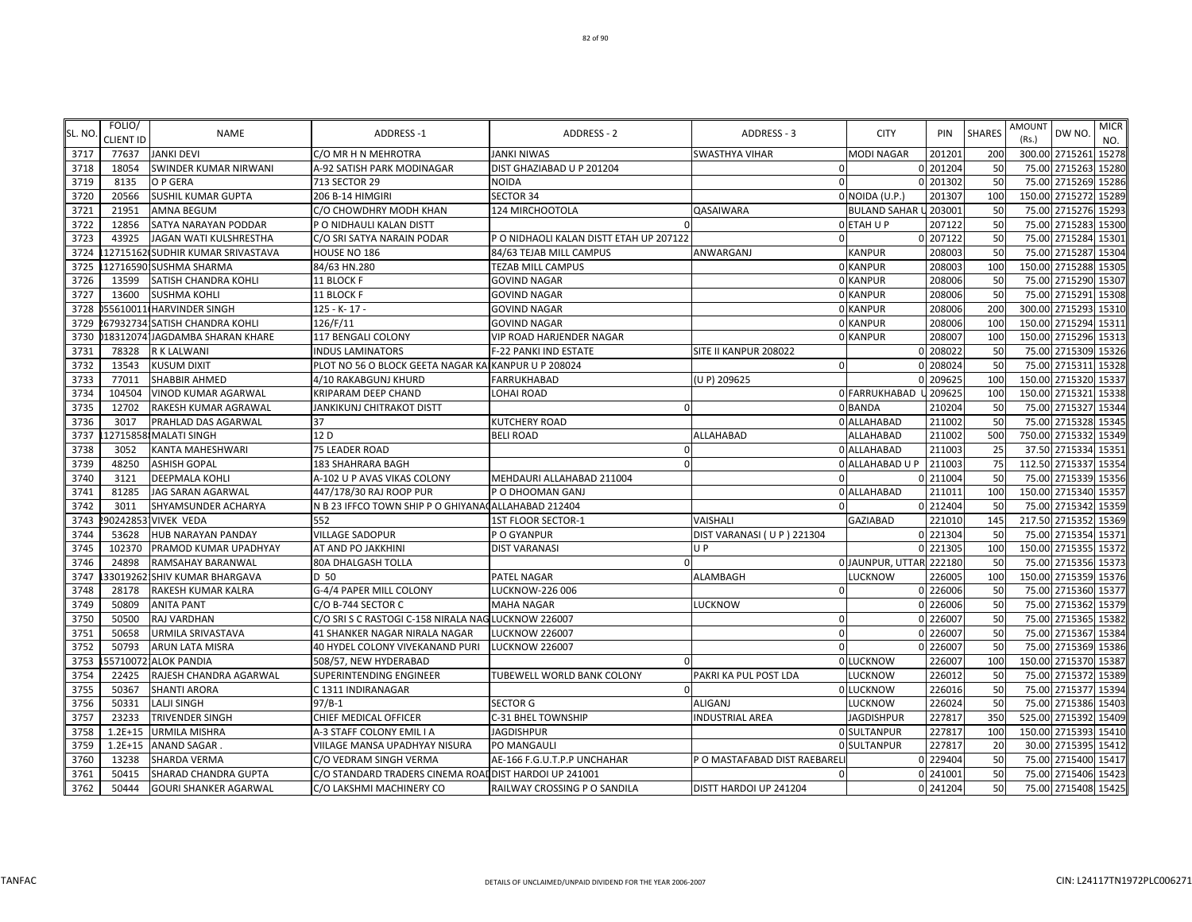| SL. NO. | FOLIO/ CLIENT ID | NAME | ADDRESS -1 | ADDRESS - 2 | ADDRESS - 3 | CITY | PIN | SHARES | AMOUNT (Rs.) | DW NO. | MICR NO. |
|---|---|---|---|---|---|---|---|---|---|---|---|
| 3717 | 77637 | JANKI DEVI | C/O MR H N MEHROTRA | JANKI NIWAS | SWASTHYA VIHAR | MODI NAGAR | 201201 | 200 | 300.00 | 2715261 | 15278 |
| 3718 | 18054 | SWINDER KUMAR NIRWANI | A-92 SATISH PARK MODINAGAR | DIST GHAZIABAD U P 201204 | 0 | 0 | 201204 | 50 | 75.00 | 2715263 | 15280 |
| 3719 | 8135 | O P GERA | 713 SECTOR 29 | NOIDA | 0 | 0 | 201302 | 50 | 75.00 | 2715269 | 15286 |
| 3720 | 20566 | SUSHIL KUMAR GUPTA | 206 B-14 HIMGIRI | SECTOR 34 | 0 | NOIDA (U.P.) | 201307 | 100 | 150.00 | 2715272 | 15289 |
| 3721 | 21951 | AMNA BEGUM | C/O CHOWDHRY MODH KHAN | 124 MIRCHOOTOLA | QASAIWARA | BULAND SAHAR U | 203001 | 50 | 75.00 | 2715276 | 15293 |
| 3722 | 12856 | SATYA NARAYAN PODDAR | P O NIDHAULI KALAN DISTT | 0 | 0 | ETAH U P | 207122 | 50 | 75.00 | 2715283 | 15300 |
| 3723 | 43925 | JAGAN WATI KULSHRESTHA | C/O SRI SATYA NARAIN PODAR | P O NIDHAOLI KALAN DISTT ETAH UP 207122 | 0 | 0 | 207122 | 50 | 75.00 | 2715284 | 15301 |
| 3724 | 1127151620 | SUDHIR KUMAR SRIVASTAVA | HOUSE NO 186 | 84/63 TEJAB MILL CAMPUS | ANWARGANJ | KANPUR | 208003 | 50 | 75.00 | 2715287 | 15304 |
| 3725 | 1127165900 | SUSHMA SHARMA | 84/63 HN.280 | TEZAB MILL CAMPUS | 0 | KANPUR | 208003 | 100 | 150.00 | 2715288 | 15305 |
| 3726 | 13599 | SATISH CHANDRA KOHLI | 11 BLOCK F | GOVIND NAGAR | 0 | KANPUR | 208006 | 50 | 75.00 | 2715290 | 15307 |
| 3727 | 13600 | SUSHMA KOHLI | 11 BLOCK F | GOVIND NAGAR | 0 | KANPUR | 208006 | 50 | 75.00 | 2715291 | 15308 |
| 3728 | 0556100110 | HARVINDER SINGH | 125 - K- 17 - | GOVIND NAGAR | 0 | KANPUR | 208006 | 200 | 300.00 | 2715293 | 15310 |
| 3729 | 2679327341 | SATISH CHANDRA KOHLI | 126/F/11 | GOVIND NAGAR | 0 | KANPUR | 208006 | 100 | 150.00 | 2715294 | 15311 |
| 3730 | 0183120741 | JAGDAMBA SHARAN KHARE | 117 BENGALI COLONY | VIP ROAD HARJENDER NAGAR | 0 | KANPUR | 208007 | 100 | 150.00 | 2715296 | 15313 |
| 3731 | 78328 | R K LALWANI | INDUS LAMINATORS | F-22 PANKI IND ESTATE | SITE II KANPUR 208022 | 0 | 208022 | 50 | 75.00 | 2715309 | 15326 |
| 3732 | 13543 | KUSUM DIXIT | PLOT NO 56 O BLOCK GEETA NAGAR KA | KANPUR U P 208024 | 0 | 0 | 208024 | 50 | 75.00 | 2715311 | 15328 |
| 3733 | 77011 | SHABBIR AHMED | 4/10 RAKABGUNJ KHURD | FARRUKHABAD | (U P) 209625 | 0 | 209625 | 100 | 150.00 | 2715320 | 15337 |
| 3734 | 104504 | VINOD KUMAR AGARWAL | KRIPARAM DEEP CHAND | LOHAI ROAD | 0 | FARRUKHABAD U | 209625 | 100 | 150.00 | 2715321 | 15338 |
| 3735 | 12702 | RAKESH KUMAR AGRAWAL | JANKIKUNJ CHITRAKOT DISTT | 0 | 0 | BANDA | 210204 | 50 | 75.00 | 2715327 | 15344 |
| 3736 | 3017 | PRAHLAD DAS AGARWAL | 37 | KUTCHERY ROAD | 0 | ALLAHABAD | 211002 | 50 | 75.00 | 2715328 | 15345 |
| 3737 | 1127158580 | MALATI SINGH | 12 D | BELI ROAD | ALLAHABAD | ALLAHABAD | 211002 | 500 | 750.00 | 2715332 | 15349 |
| 3738 | 3052 | KANTA MAHESHWARI | 75 LEADER ROAD | 0 | 0 | ALLAHABAD | 211003 | 25 | 37.50 | 2715334 | 15351 |
| 3739 | 48250 | ASHISH GOPAL | 183 SHAHRARA BAGH | 0 | 0 | ALLAHABAD U P | 211003 | 75 | 112.50 | 2715337 | 15354 |
| 3740 | 3121 | DEEPMALA KOHLI | A-102 U P AVAS VIKAS COLONY | MEHDAURI ALLAHABAD 211004 | 0 | 0 | 211004 | 50 | 75.00 | 2715339 | 15356 |
| 3741 | 81285 | JAG SARAN AGARWAL | 447/178/30 RAJ ROOP PUR | P O DHOOMAN GANJ | 0 | ALLAHABAD | 211011 | 100 | 150.00 | 2715340 | 15357 |
| 3742 | 3011 | SHYAMSUNDER ACHARYA | N B 23 IFFCO TOWN SHIP P O GHIYANA | ALLAHABAD 212404 | 0 | 0 | 212404 | 50 | 75.00 | 2715342 | 15359 |
| 3743 | 2902428531 | VIVEK VEDA | 552 | 1ST FLOOR SECTOR-1 | VAISHALI | GAZIABAD | 221010 | 145 | 217.50 | 2715352 | 15369 |
| 3744 | 53628 | HUB NARAYAN PANDAY | VILLAGE SADOPUR | P O GYANPUR | DIST VARANASI ( U P ) 221304 | 0 | 221304 | 50 | 75.00 | 2715354 | 15371 |
| 3745 | 102370 | PRAMOD KUMAR UPADHYAY | AT AND PO JAKKHINI | DIST VARANASI | U P | 0 | 221305 | 100 | 150.00 | 2715355 | 15372 |
| 3746 | 24898 | RAMSAHAY BARANWAL | 80A DHALGASH TOLLA | 0 | 0 | JAUNPUR, UTTAR | 222180 | 50 | 75.00 | 2715356 | 15373 |
| 3747 | 1330192621 | SHIV KUMAR BHARGAVA | D 50 | PATEL NAGAR | ALAMBAGH | LUCKNOW | 226005 | 100 | 150.00 | 2715359 | 15376 |
| 3748 | 28178 | RAKESH KUMAR KALRA | G-4/4 PAPER MILL COLONY | LUCKNOW-226 006 | 0 | 0 | 226006 | 50 | 75.00 | 2715360 | 15377 |
| 3749 | 50809 | ANITA PANT | C/O B-744 SECTOR C | MAHA NAGAR | LUCKNOW | 0 | 226006 | 50 | 75.00 | 2715362 | 15379 |
| 3750 | 50500 | RAJ VARDHAN | C/O SRI S C RASTOGI C-158 NIRALA NAG | LUCKNOW 226007 | 0 | 0 | 226007 | 50 | 75.00 | 2715365 | 15382 |
| 3751 | 50658 | URMILA SRIVASTAVA | 41 SHANKER NAGAR NIRALA NAGAR | LUCKNOW 226007 | 0 | 0 | 226007 | 50 | 75.00 | 2715367 | 15384 |
| 3752 | 50793 | ARUN LATA MISRA | 40 HYDEL COLONY VIVEKANAND PURI | LUCKNOW 226007 | 0 | 0 | 226007 | 50 | 75.00 | 2715369 | 15386 |
| 3753 | 1557100721 | ALOK PANDIA | 508/57, NEW HYDERABAD | 0 | 0 | LUCKNOW | 226007 | 100 | 150.00 | 2715370 | 15387 |
| 3754 | 22425 | RAJESH CHANDRA AGARWAL | SUPERINTENDING ENGINEER | TUBEWELL WORLD BANK COLONY | PAKRI KA PUL POST LDA | LUCKNOW | 226012 | 50 | 75.00 | 2715372 | 15389 |
| 3755 | 50367 | SHANTI ARORA | C 1311 INDIRANAGAR | 0 | 0 | LUCKNOW | 226016 | 50 | 75.00 | 2715377 | 15394 |
| 3756 | 50331 | LALJI SINGH | 97/B-1 | SECTOR G | ALIGANJ | LUCKNOW | 226024 | 50 | 75.00 | 2715386 | 15403 |
| 3757 | 23233 | TRIVENDER SINGH | CHIEF MEDICAL OFFICER | C-31 BHEL TOWNSHIP | INDUSTRIAL AREA | JAGDISHPUR | 227817 | 350 | 525.00 | 2715392 | 15409 |
| 3758 | 1.2E+15 | URMILA MISHRA | A-3 STAFF COLONY EMIL I A | JAGDISHPUR | 0 | SULTANPUR | 227817 | 100 | 150.00 | 2715393 | 15410 |
| 3759 | 1.2E+15 | ANAND SAGAR . | VIILAGE MANSA UPADHYAY NISURA | PO MANGAULI | 0 | SULTANPUR | 227817 | 20 | 30.00 | 2715395 | 15412 |
| 3760 | 13238 | SHARDA VERMA | C/O VEDRAM SINGH VERMA | AE-166 F.G.U.T.P.P UNCHAHAR | P O MASTAFABAD DIST RAEBAREL | 0 | 229404 | 50 | 75.00 | 2715400 | 15417 |
| 3761 | 50415 | SHARAD CHANDRA GUPTA | C/O STANDARD TRADERS CINEMA ROAD | DIST HARDOI UP 241001 | 0 | 0 | 241001 | 50 | 75.00 | 2715406 | 15423 |
| 3762 | 50444 | GOURI SHANKER AGARWAL | C/O LAKSHMI MACHINERY CO | RAILWAY CROSSING P O SANDILA | DISTT HARDOI UP 241204 | 0 | 241204 | 50 | 75.00 | 2715408 | 15425 |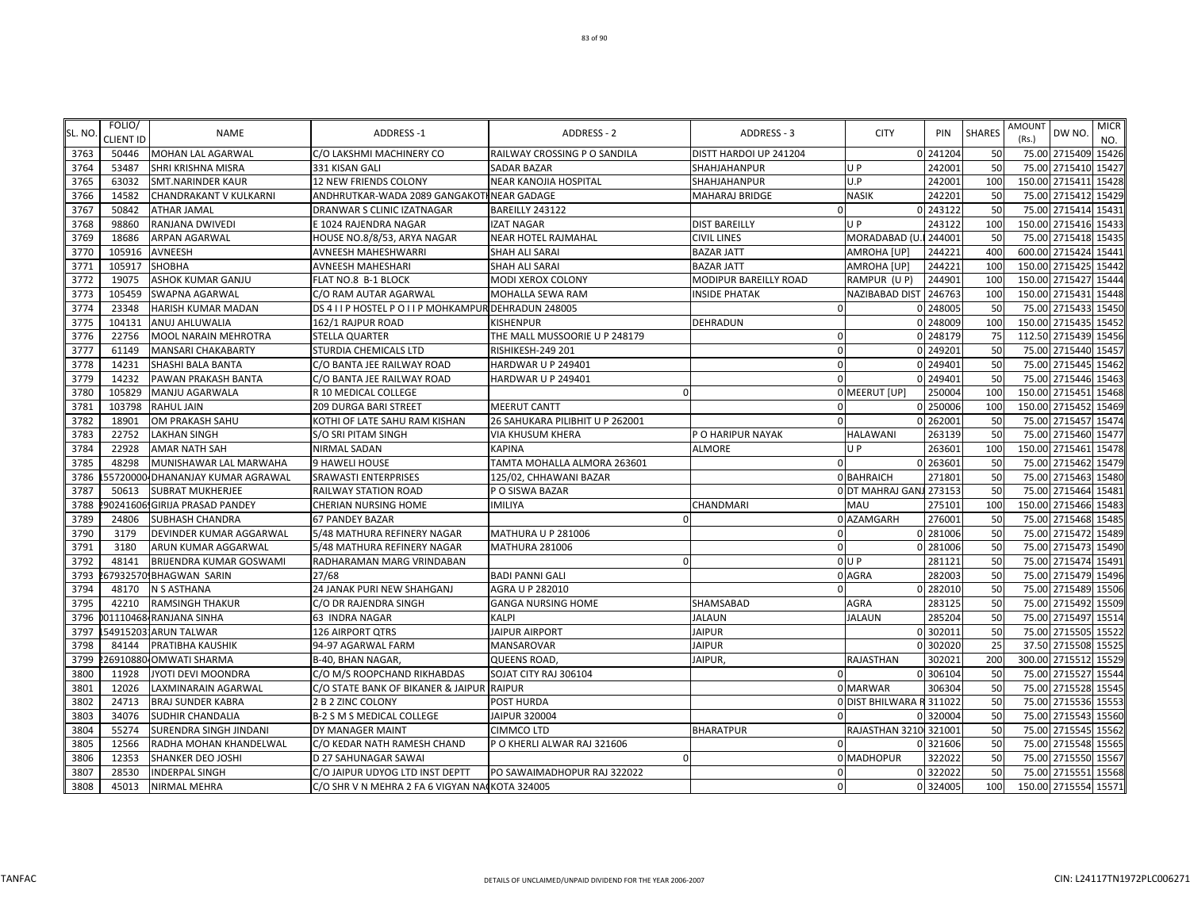| SL. NO. | FOLIO/ CLIENT ID | NAME | ADDRESS -1 | ADDRESS - 2 | ADDRESS - 3 | CITY | PIN | SHARES | AMOUNT (Rs.) | DW NO. | MICR NO. |
|---|---|---|---|---|---|---|---|---|---|---|---|
| 3763 | 50446 | MOHAN LAL AGARWAL | C/O LAKSHMI MACHINERY CO | RAILWAY CROSSING P O SANDILA | DISTT HARDOI UP 241204 | 0 | 241204 | 50 | 75.00 | 2715409 | 15426 |
| 3764 | 53487 | SHRI KRISHNA MISRA | 331 KISAN GALI | SADAR BAZAR | SHAHJAHANPUR | U P | 242001 | 50 | 75.00 | 2715410 | 15427 |
| 3765 | 63032 | SMT.NARINDER KAUR | 12 NEW FRIENDS COLONY | NEAR KANOJIA HOSPITAL | SHAHJAHANPUR | U.P | 242001 | 100 | 150.00 | 2715411 | 15428 |
| 3766 | 14582 | CHANDRAKANT V KULKARNI | ANDHRUTKAR-WADA 2089 GANGAKOTI | NEAR GADAGE | MAHARAJ BRIDGE | NASIK | 242201 | 50 | 75.00 | 2715412 | 15429 |
| 3767 | 50842 | ATHAR JAMAL | DRANWAR S CLINIC IZATNAGAR | BAREILLY 243122 | 0 | 0 | 243122 | 50 | 75.00 | 2715414 | 15431 |
| 3768 | 98860 | RANJANA DWIVEDI | E 1024 RAJENDRA NAGAR | IZAT NAGAR | DIST BAREILLY | U P | 243122 | 100 | 150.00 | 2715416 | 15433 |
| 3769 | 18686 | ARPAN AGARWAL | HOUSE NO.8/8/53, ARYA NAGAR | NEAR HOTEL RAJMAHAL | CIVIL LINES | MORADABAD (U. | 244001 | 50 | 75.00 | 2715418 | 15435 |
| 3770 | 105916 | AVNEESH | AVNEESH MAHESHWARRI | SHAH ALI SARAI | BAZAR JATT | AMROHA [UP] | 244221 | 400 | 600.00 | 2715424 | 15441 |
| 3771 | 105917 | SHOBHA | AVNEESH MAHESHARI | SHAH ALI SARAI | BAZAR JATT | AMROHA [UP] | 244221 | 100 | 150.00 | 2715425 | 15442 |
| 3772 | 19075 | ASHOK KUMAR GANJU | FLAT NO.8 B-1 BLOCK | MODI XEROX COLONY | MODIPUR BAREILLY ROAD | RAMPUR (U P) | 244901 | 100 | 150.00 | 2715427 | 15444 |
| 3773 | 105459 | SWAPNA AGARWAL | C/O RAM AUTAR AGARWAL | MOHALLA SEWA RAM | INSIDE PHATAK | NAZIBABAD DIST | 246763 | 100 | 150.00 | 2715431 | 15448 |
| 3774 | 23348 | HARISH KUMAR MADAN | DS 4 I I P HOSTEL P O I I P MOHKAMPUR | DEHRADUN 248005 | 0 | 0 | 248005 | 50 | 75.00 | 2715433 | 15450 |
| 3775 | 104131 | ANUJ AHLUWALIA | 162/1 RAJPUR ROAD | KISHENPUR | DEHRADUN | 0 | 248009 | 100 | 150.00 | 2715435 | 15452 |
| 3776 | 22756 | MOOL NARAIN MEHROTRA | STELLA QUARTER | THE MALL MUSSOORIE U P 248179 | 0 | 0 | 248179 | 75 | 112.50 | 2715439 | 15456 |
| 3777 | 61149 | MANSARI CHAKABARTY | STURDIA CHEMICALS LTD | RISHIKESH-249 201 | 0 | 0 | 249201 | 50 | 75.00 | 2715440 | 15457 |
| 3778 | 14231 | SHASHI BALA BANTA | C/O BANTA JEE RAILWAY ROAD | HARDWAR U P 249401 | 0 | 0 | 249401 | 50 | 75.00 | 2715445 | 15462 |
| 3779 | 14232 | PAWAN PRAKASH BANTA | C/O BANTA JEE RAILWAY ROAD | HARDWAR U P 249401 | 0 | 0 | 249401 | 50 | 75.00 | 2715446 | 15463 |
| 3780 | 105829 | MANJU AGARWALA | R 10 MEDICAL COLLEGE | 0 | 0 | MEERUT [UP] | 250004 | 100 | 150.00 | 2715451 | 15468 |
| 3781 | 103798 | RAHUL JAIN | 209 DURGA BARI STREET | MEERUT CANTT | 0 | 0 | 250006 | 100 | 150.00 | 2715452 | 15469 |
| 3782 | 18901 | OM PRAKASH SAHU | KOTHI OF LATE SAHU RAM KISHAN | 26 SAHUKARA PILIBHIT U P 262001 | 0 | 0 | 262001 | 50 | 75.00 | 2715457 | 15474 |
| 3783 | 22752 | LAKHAN SINGH | S/O SRI PITAM SINGH | VIA KHUSUM KHERA | P O HARIPUR NAYAK | HALAWANI | 263139 | 50 | 75.00 | 2715460 | 15477 |
| 3784 | 22928 | AMAR NATH SAH | NIRMAL SADAN | KAPINA | ALMORE | U P | 263601 | 100 | 150.00 | 2715461 | 15478 |
| 3785 | 48298 | MUNISHAWAR LAL MARWAHA | 9 HAWELI HOUSE | TAMTA MOHALLA ALMORA 263601 | 0 | 0 | 263601 | 50 | 75.00 | 2715462 | 15479 |
| 3786 | 155720000 | DHANANJAY KUMAR AGRAWAL | SRAWASTI ENTERPRISES | 125/02, CHHAWANI BAZAR | 0 | BAHRAICH | 271801 | 50 | 75.00 | 2715463 | 15480 |
| 3787 | 50613 | SUBRAT MUKHERJEE | RAILWAY STATION ROAD | P O SISWA BAZAR | 0 | DT MAHRAJ GANJ | 273153 | 50 | 75.00 | 2715464 | 15481 |
| 3788 | 290241606 | GIRIJA PRASAD PANDEY | CHERIAN NURSING HOME | IMILIYA | CHANDMARI | MAU | 275101 | 100 | 150.00 | 2715466 | 15483 |
| 3789 | 24806 | SUBHASH CHANDRA | 67 PANDEY BAZAR | 0 | 0 | AZAMGARH | 276001 | 50 | 75.00 | 2715468 | 15485 |
| 3790 | 3179 | DEVINDER KUMAR AGGARWAL | 5/48 MATHURA REFINERY NAGAR | MATHURA U P 281006 | 0 | 0 | 281006 | 50 | 75.00 | 2715472 | 15489 |
| 3791 | 3180 | ARUN KUMAR AGGARWAL | 5/48 MATHURA REFINERY NAGAR | MATHURA 281006 | 0 | 0 | 281006 | 50 | 75.00 | 2715473 | 15490 |
| 3792 | 48141 | BRIJENDRA KUMAR GOSWAMI | RADHARAMAN MARG VRINDABAN | 0 | 0 | U P | 281121 | 50 | 75.00 | 2715474 | 15491 |
| 3793 | 267932570 | BHAGWAN SARIN | 27/68 | BADI PANNI GALI | 0 | AGRA | 282003 | 50 | 75.00 | 2715479 | 15496 |
| 3794 | 48170 | N S ASTHANA | 24 JANAK PURI NEW SHAHGANJ | AGRA U P 282010 | 0 | 0 | 282010 | 50 | 75.00 | 2715489 | 15506 |
| 3795 | 42210 | RAMSINGH THAKUR | C/O DR RAJENDRA SINGH | GANGA NURSING HOME | SHAMSABAD | AGRA | 283125 | 50 | 75.00 | 2715492 | 15509 |
| 3796 | 001110468 | RANJANA SINHA | 63 INDRA NAGAR | KALPI | JALAUN | JALAUN | 285204 | 50 | 75.00 | 2715497 | 15514 |
| 3797 | 154915203 | ARUN TALWAR | 126 AIRPORT QTRS | JAIPUR AIRPORT | JAIPUR | 0 | 302011 | 50 | 75.00 | 2715505 | 15522 |
| 3798 | 84144 | PRATIBHA KAUSHIK | 94-97 AGARWAL FARM | MANSAROVAR | JAIPUR | 0 | 302020 | 25 | 37.50 | 2715508 | 15525 |
| 3799 | 226910880 | OMWATI SHARMA | B-40, BHAN NAGAR, | QUEENS ROAD, | JAIPUR, | RAJASTHAN | 302021 | 200 | 300.00 | 2715512 | 15529 |
| 3800 | 11928 | JYOTI DEVI MOONDRA | C/O M/S ROOPCHAND RIKHABDAS | SOJAT CITY RAJ 306104 | 0 | 0 | 306104 | 50 | 75.00 | 2715527 | 15544 |
| 3801 | 12026 | LAXMINARAIN AGARWAL | C/O STATE BANK OF BIKANER & JAIPUR | RAIPUR | 0 | MARWAR | 306304 | 50 | 75.00 | 2715528 | 15545 |
| 3802 | 24713 | BRAJ SUNDER KABRA | 2 B 2 ZINC COLONY | POST HURDA | 0 | DIST BHILWARA R | 311022 | 50 | 75.00 | 2715536 | 15553 |
| 3803 | 34076 | SUDHIR CHANDALIA | B-2 S M S MEDICAL COLLEGE | JAIPUR 320004 | 0 | 0 | 320004 | 50 | 75.00 | 2715543 | 15560 |
| 3804 | 55274 | SURENDRA SINGH JINDANI | DY MANAGER MAINT | CIMMCO LTD | BHARATPUR | RAJASTHAN 3210 | 321001 | 50 | 75.00 | 2715545 | 15562 |
| 3805 | 12566 | RADHA MOHAN KHANDELWAL | C/O KEDAR NATH RAMESH CHAND | P O KHERLI ALWAR RAJ 321606 | 0 | 0 | 321606 | 50 | 75.00 | 2715548 | 15565 |
| 3806 | 12353 | SHANKER DEO JOSHI | D 27 SAHUNAGAR SAWAI | 0 | 0 | MADHOPUR | 322022 | 50 | 75.00 | 2715550 | 15567 |
| 3807 | 28530 | INDERPAL SINGH | C/O JAIPUR UDYOG LTD INST DEPTT | PO SAWAIMADHOPUR RAJ 322022 | 0 | 0 | 322022 | 50 | 75.00 | 2715551 | 15568 |
| 3808 | 45013 | NIRMAL MEHRA | C/O SHR V N MEHRA 2 FA 6 VIGYAN NA | KOTA 324005 | 0 | 0 | 324005 | 100 | 150.00 | 2715554 | 15571 |

TANFAC | DETAILS OF UNCLAIMED/UNPAID DIVIDEND FOR THE YEAR 2006-2007 | CIN: L24117TN1972PLC006271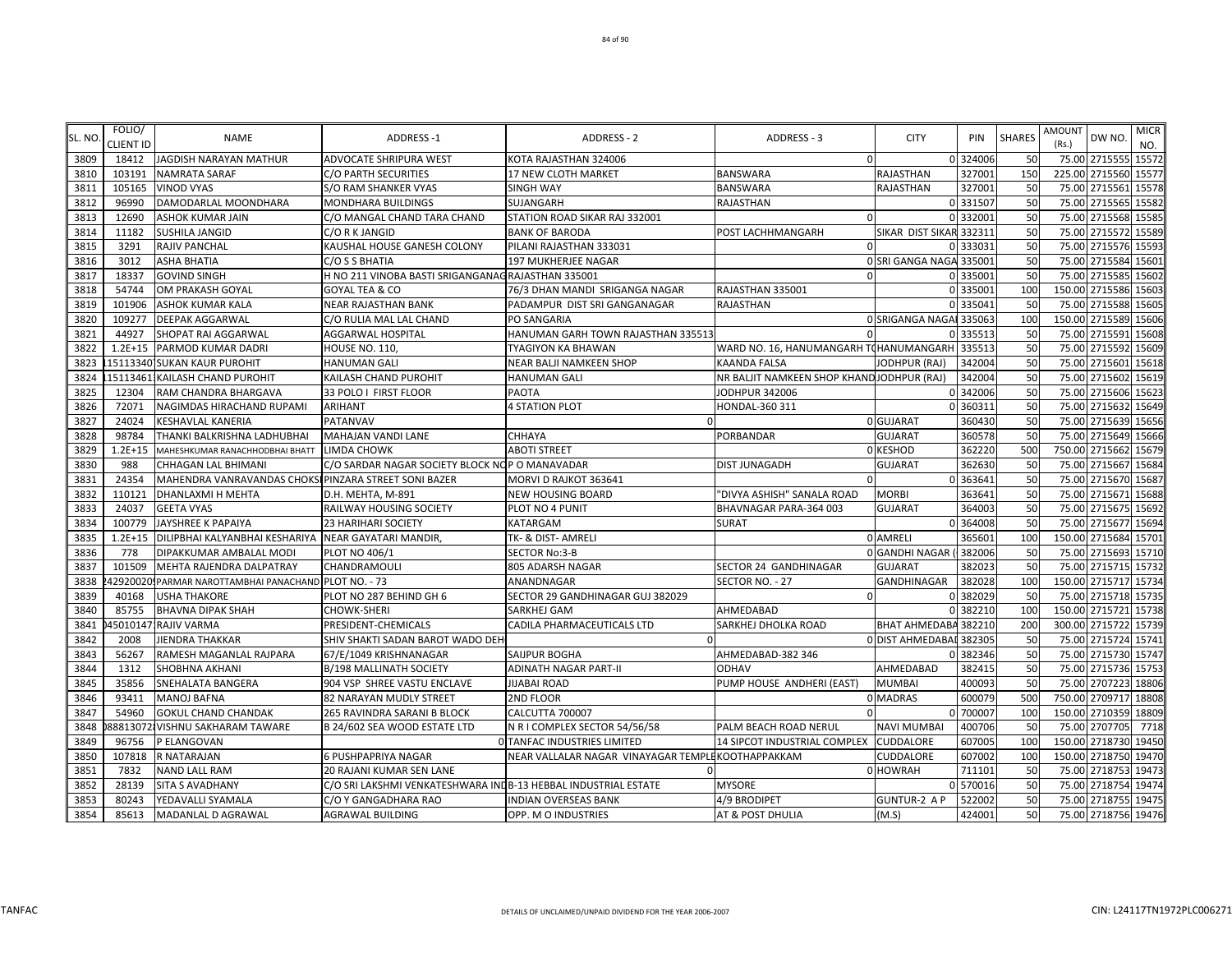| SL. NO. | FOLIO/ CLIENT ID | NAME | ADDRESS -1 | ADDRESS - 2 | ADDRESS - 3 | CITY | PIN | SHARES | AMOUNT (Rs.) | DW NO. | MICR NO. |
|---|---|---|---|---|---|---|---|---|---|---|---|
| 3809 | 18412 | JAGDISH NARAYAN MATHUR | ADVOCATE SHRIPURA WEST | KOTA RAJASTHAN 324006 | 0 | 0 | 324006 | 50 | 75.00 | 2715555 | 15572 |
| 3810 | 103191 | NAMRATA SARAF | C/O PARTH SECURITIES | 17 NEW CLOTH MARKET | BANSWARA | RAJASTHAN | 327001 | 150 | 225.00 | 2715560 | 15577 |
| 3811 | 105165 | VINOD VYAS | S/O RAM SHANKER VYAS | SINGH WAY | BANSWARA | RAJASTHAN | 327001 | 50 | 75.00 | 2715561 | 15578 |
| 3812 | 96990 | DAMODARLAL MOONDHARA | MONDHARA BUILDINGS | SUJANGARH | RAJASTHAN | 0 | 331507 | 50 | 75.00 | 2715565 | 15582 |
| 3813 | 12690 | ASHOK KUMAR JAIN | C/O MANGAL CHAND TARA CHAND | STATION ROAD SIKAR RAJ 332001 | 0 | 0 | 332001 | 50 | 75.00 | 2715568 | 15585 |
| 3814 | 11182 | SUSHILA JANGID | C/O R K JANGID | BANK OF BARODA | POST LACHHMANGARH | SIKAR DIST SIKAR | 332311 | 50 | 75.00 | 2715572 | 15589 |
| 3815 | 3291 | RAJIV PANCHAL | KAUSHAL HOUSE GANESH COLONY | PILANI RAJASTHAN 333031 | 0 | 0 | 333031 | 50 | 75.00 | 2715576 | 15593 |
| 3816 | 3012 | ASHA BHATIA | C/O S S BHATIA | 197 MUKHERJEE NAGAR | | 0 SRI GANGA NAGA | 335001 | 50 | 75.00 | 2715584 | 15601 |
| 3817 | 18337 | GOVIND SINGH | H NO 211 VINOBA BASTI SRIGANGANAG | RAJASTHAN 335001 | 0 | 0 | 335001 | 50 | 75.00 | 2715585 | 15602 |
| 3818 | 54744 | OM PRAKASH GOYAL | GOYAL TEA & CO | 76/3 DHAN MANDI SRIGANGA NAGAR | RAJASTHAN 335001 | 0 | 335001 | 100 | 150.00 | 2715586 | 15603 |
| 3819 | 101906 | ASHOK KUMAR KALA | NEAR RAJASTHAN BANK | PADAMPUR DIST SRI GANGANAGAR | RAJASTHAN | 0 | 335041 | 50 | 75.00 | 2715588 | 15605 |
| 3820 | 109277 | DEEPAK AGGARWAL | C/O RULIA MAL LAL CHAND | PO SANGARIA | | 0 SRIGANGA NAGAI | 335063 | 100 | 150.00 | 2715589 | 15606 |
| 3821 | 44927 | SHOPAT RAI AGGARWAL | AGGARWAL HOSPITAL | HANUMAN GARH TOWN RAJASTHAN 335513 | 0 | 0 | 335513 | 50 | 75.00 | 2715591 | 15608 |
| 3822 | 1.2E+15 | PARMOD KUMAR DADRI | HOUSE NO. 110, | TYAGIYON KA BHAWAN | WARD NO. 16, HANUMANGARH T | HANUMANGARH | 335513 | 50 | 75.00 | 2715592 | 15609 |
| 3823 | 15113340 | SUKAN KAUR PUROHIT | HANUMAN GALI | NEAR BALJI NAMKEEN SHOP | KAANDA FALSA | JODHPUR (RAJ) | 342004 | 50 | 75.00 | 2715601 | 15618 |
| 3824 | 15113461 | KAILASH CHAND PUROHIT | KAILASH CHAND PUROHIT | HANUMAN GALI | NR BALJIT NAMKEEN SHOP KHAND | JODHPUR (RAJ) | 342004 | 50 | 75.00 | 2715602 | 15619 |
| 3825 | 12304 | RAM CHANDRA BHARGAVA | 33 POLO I FIRST FLOOR | PAOTA | JODHPUR 342006 | 0 | 342006 | 50 | 75.00 | 2715606 | 15623 |
| 3826 | 72071 | NAGIMDAS HIRACHAND RUPAMI | ARIHANT | 4 STATION PLOT | HONDAL-360 311 | 0 | 360311 | 50 | 75.00 | 2715632 | 15649 |
| 3827 | 24024 | KESHAVLAL KANERIA | PATANVAV | 0 | | 0 GUJARAT | 360430 | 50 | 75.00 | 2715639 | 15656 |
| 3828 | 98784 | THANKI BALKRISHNA LADHUBHAI | MAHAJAN VANDI LANE | CHHAYA | PORBANDAR | GUJARAT | 360578 | 50 | 75.00 | 2715649 | 15666 |
| 3829 | 1.2E+15 | MAHESHKUMAR RANACHHODBHAI BHATT | LIMDA CHOWK | ABOTI STREET | | 0 KESHOD | 362220 | 500 | 750.00 | 2715662 | 15679 |
| 3830 | 988 | CHHAGAN LAL BHIMANI | C/O SARDAR NAGAR SOCIETY BLOCK NO | P O MANAVADAR | DIST JUNAGADH | GUJARAT | 362630 | 50 | 75.00 | 2715667 | 15684 |
| 3831 | 24354 | MAHENDRA VANRAVANDAS CHOKSI | PINZARA STREET SONI BAZER | MORVI D RAJKOT 363641 | 0 | 0 | 363641 | 50 | 75.00 | 2715670 | 15687 |
| 3832 | 110121 | DHANLAXMI H MEHTA | D.H. MEHTA, M-891 | NEW HOUSING BOARD | "DIVYA ASHISH" SANALA ROAD | MORBI | 363641 | 50 | 75.00 | 2715671 | 15688 |
| 3833 | 24037 | GEETA VYAS | RAILWAY HOUSING SOCIETY | PLOT NO 4 PUNIT | BHAVNAGAR PARA-364 003 | GUJARAT | 364003 | 50 | 75.00 | 2715675 | 15692 |
| 3834 | 100779 | JAYSHREE K PAPAIYA | 23 HARIHARI SOCIETY | KATARGAM | SURAT | 0 | 364008 | 50 | 75.00 | 2715677 | 15694 |
| 3835 | 1.2E+15 | DILIPBHAI KALYANBHAI KESHARIYA | NEAR GAYATARI MANDIR, | TK- & DIST- AMRELI | | 0 AMRELI | 365601 | 100 | 150.00 | 2715684 | 15701 |
| 3836 | 778 | DIPAKKUMAR AMBALAL MODI | PLOT NO 406/1 | SECTOR No:3-B | | 0 GANDHI NAGAR ( | 382006 | 50 | 75.00 | 2715693 | 15710 |
| 3837 | 101509 | MEHTA RAJENDRA DALPATRAY | CHANDRAMOULI | 805 ADARSH NAGAR | SECTOR 24 GANDHINAGAR | GUJARAT | 382023 | 50 | 75.00 | 2715715 | 15732 |
| 3838 | 42920020 | PARMAR NAROTTAMBHAI PANACHAND | PLOT NO. - 73 | ANANDNAGAR | SECTOR NO. - 27 | GANDHINAGAR | 382028 | 100 | 150.00 | 2715717 | 15734 |
| 3839 | 40168 | USHA THAKORE | PLOT NO 287 BEHIND GH 6 | SECTOR 29 GANDHINAGAR GUJ 382029 | 0 | 0 | 382029 | 50 | 75.00 | 2715718 | 15735 |
| 3840 | 85755 | BHAVNA DIPAK SHAH | CHOWK-SHERI | SARKHEJ GAM | AHMEDABAD | 0 | 382210 | 100 | 150.00 | 2715721 | 15738 |
| 3841 | 45010147 | RAJIV VARMA | PRESIDENT-CHEMICALS | CADILA PHARMACEUTICALS LTD | SARKHEJ DHOLKA ROAD | BHAT AHMEDABA | 382210 | 200 | 300.00 | 2715722 | 15739 |
| 3842 | 2008 | JIENDRA THAKKAR | SHIV SHAKTI SADAN BAROT WADO DEH | 0 | | 0 DIST AHMEDABAI | 382305 | 50 | 75.00 | 2715724 | 15741 |
| 3843 | 56267 | RAMESH MAGANLAL RAJPARA | 67/E/1049 KRISHNANAGAR | SAIJPUR BOGHA | AHMEDABAD-382 346 | 0 | 382346 | 50 | 75.00 | 2715730 | 15747 |
| 3844 | 1312 | SHOBHNA AKHANI | B/198 MALLINATH SOCIETY | ADINATH NAGAR PART-II | ODHAV | AHMEDABAD | 382415 | 50 | 75.00 | 2715736 | 15753 |
| 3845 | 35856 | SNEHALATA BANGERA | 904 VSP SHREE VASTU ENCLAVE | JIJABAI ROAD | PUMP HOUSE ANDHERI (EAST) | MUMBAI | 400093 | 50 | 75.00 | 2707223 | 18806 |
| 3846 | 93411 | MANOJ BAFNA | 82 NARAYAN MUDLY STREET | 2ND FLOOR | | 0 MADRAS | 600079 | 500 | 750.00 | 2709717 | 18808 |
| 3847 | 54960 | GOKUL CHAND CHANDAK | 265 RAVINDRA SARANI B BLOCK | CALCUTTA 700007 | 0 | 0 | 700007 | 100 | 150.00 | 2710359 | 18809 |
| 3848 | 88813072 | VISHNU SAKHARAM TAWARE | B 24/602 SEA WOOD ESTATE LTD | N R I COMPLEX SECTOR 54/56/58 | PALM BEACH ROAD NERUL | NAVI MUMBAI | 400706 | 50 | 75.00 | 2707705 | 7718 |
| 3849 | 96756 | P ELANGOVAN | 0 | TANFAC INDUSTRIES LIMITED | 14 SIPCOT INDUSTRIAL COMPLEX | CUDDALORE | 607005 | 100 | 150.00 | 2718730 | 19450 |
| 3850 | 107818 | R NATARAJAN | 6 PUSHPAPRIYA NAGAR | NEAR VALLALAR NAGAR VINAYAGAR TEMPLE | KOOTHAPPAKKAM | CUDDALORE | 607002 | 100 | 150.00 | 2718750 | 19470 |
| 3851 | 7832 | NAND LALL RAM | 20 RAJANI KUMAR SEN LANE | 0 | | 0 HOWRAH | 711101 | 50 | 75.00 | 2718753 | 19473 |
| 3852 | 28139 | SITA S AVADHANY | C/O SRI LAKSHMI VENKATESHWARA IND | B-13 HEBBAL INDUSTRIAL ESTATE | MYSORE | 0 | 570016 | 50 | 75.00 | 2718754 | 19474 |
| 3853 | 80243 | YEDAVALLI SYAMALA | C/O Y GANGADHARA RAO | INDIAN OVERSEAS BANK | 4/9 BRODIPET | GUNTUR-2 A P | 522002 | 50 | 75.00 | 2718755 | 19475 |
| 3854 | 85613 | MADANLAL D AGRAWAL | AGRAWAL BUILDING | OPP. M O INDUSTRIES | AT & POST DHULIA | (M.S) | 424001 | 50 | 75.00 | 2718756 | 19476 |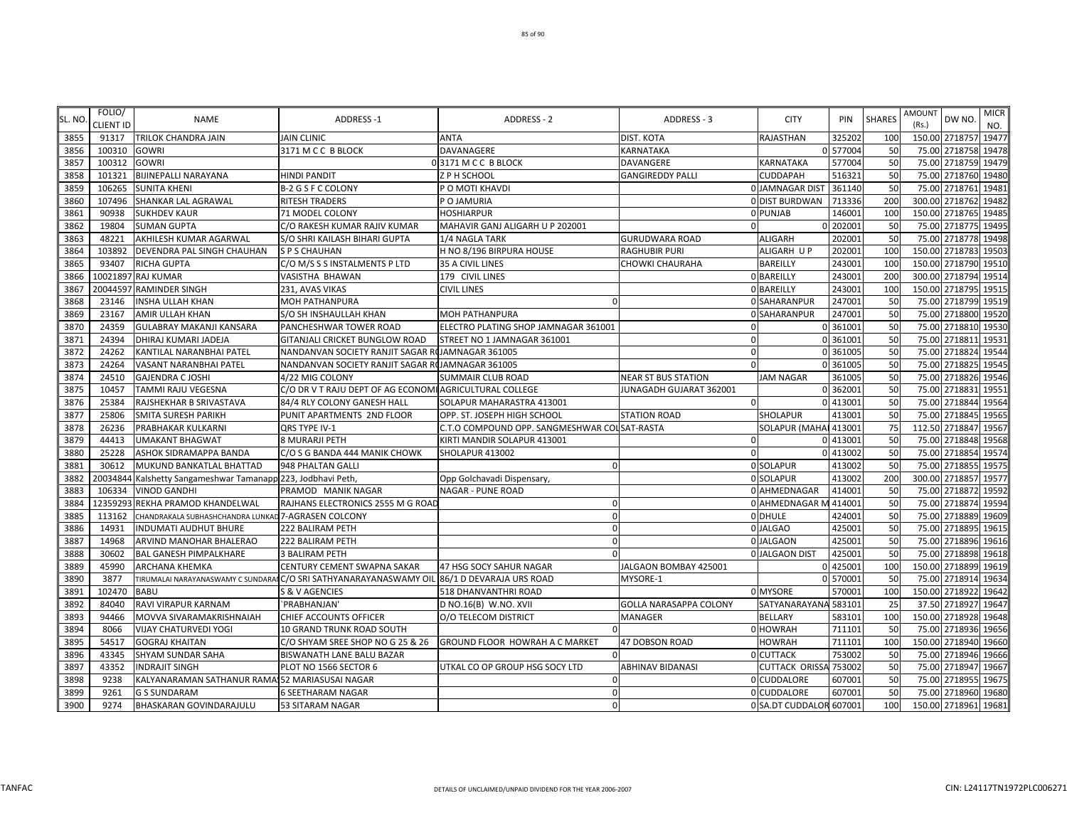| SL. NO. | FOLIO/ CLIENT ID | NAME | ADDRESS -1 | ADDRESS - 2 | ADDRESS - 3 | CITY | PIN | SHARES | AMOUNT (Rs.) | DW NO. | MICR NO. |
|---|---|---|---|---|---|---|---|---|---|---|---|
| 3855 | 91317 | TRILOK CHANDRA JAIN | JAIN CLINIC | ANTA | DIST. KOTA | RAJASTHAN | 325202 | 100 | 150.00 | 2718757 | 19477 |
| 3856 | 100310 | GOWRI | 3171 M C C B BLOCK | DAVANAGERE | KARNATAKA | 0 | 577004 | 50 | 75.00 | 2718758 | 19478 |
| 3857 | 100312 | GOWRI | 0 | 3171 M C C B BLOCK | DAVANGERE | KARNATAKA | 577004 | 50 | 75.00 | 2718759 | 19479 |
| 3858 | 101321 | BIJINEPALLI NARAYANA | HINDI PANDIT | Z P H SCHOOL | GANGIREDDY PALLI | CUDDAPAH | 516321 | 50 | 75.00 | 2718760 | 19480 |
| 3859 | 106265 | SUNITA KHENI | B-2 G S F C COLONY | P O MOTI KHAVDI | 0 | JAMNAGAR DIST | 361140 | 50 | 75.00 | 2718761 | 19481 |
| 3860 | 107496 | SHANKAR LAL AGRAWAL | RITESH TRADERS | P O JAMURIA | 0 | DIST BURDWAN | 713336 | 200 | 300.00 | 2718762 | 19482 |
| 3861 | 90938 | SUKHDEV KAUR | 71 MODEL COLONY | HOSHIARPUR | 0 | PUNJAB | 146001 | 100 | 150.00 | 2718765 | 19485 |
| 3862 | 19804 | SUMAN GUPTA | C/O RAKESH KUMAR RAJIV KUMAR | MAHAVIR GANJ ALIGARH U P 202001 | 0 | 0 | 202001 | 50 | 75.00 | 2718775 | 19495 |
| 3863 | 48221 | AKHILESH KUMAR AGARWAL | S/O SHRI KAILASH BIHARI GUPTA | 1/4 NAGLA TARK | GURUDWARA ROAD | ALIGARH | 202001 | 50 | 75.00 | 2718778 | 19498 |
| 3864 | 103892 | DEVENDRA PAL SINGH CHAUHAN | S P S CHAUHAN | H NO 8/196 BIRPURA HOUSE | RAGHUBIR PURI | ALIGARH U P | 202001 | 100 | 150.00 | 2718783 | 19503 |
| 3865 | 93407 | RICHA GUPTA | C/O M/S S S INSTALMENTS P LTD | 35 A CIVIL LINES | CHOWKI CHAURAHA | BAREILLY | 243001 | 100 | 150.00 | 2718790 | 19510 |
| 3866 | 10021897 | RAJ KUMAR | VASISTHA BHAWAN | 179 CIVIL LINES | 0 | BAREILLY | 243001 | 200 | 300.00 | 2718794 | 19514 |
| 3867 | 20044597 | RAMINDER SINGH | 231, AVAS VIKAS | CIVIL LINES | 0 | BAREILLY | 243001 | 100 | 150.00 | 2718795 | 19515 |
| 3868 | 23146 | INSHA ULLAH KHAN | MOH PATHANPURA | 0 | 0 | SAHARANPUR | 247001 | 50 | 75.00 | 2718799 | 19519 |
| 3869 | 23167 | AMIR ULLAH KHAN | S/O SH INSHAULLAH KHAN | MOH PATHANPURA | 0 | SAHARANPUR | 247001 | 50 | 75.00 | 2718800 | 19520 |
| 3870 | 24359 | GULABRAY MAKANJI KANSARA | PANCHESHWAR TOWER ROAD | ELECTRO PLATING SHOP JAMNAGAR 361001 | 0 | 0 | 361001 | 50 | 75.00 | 2718810 | 19530 |
| 3871 | 24394 | DHIRAJ KUMARI JADEJA | GITANJALI CRICKET BUNGLOW ROAD | STREET NO 1 JAMNAGAR 361001 | 0 | 0 | 361001 | 50 | 75.00 | 2718811 | 19531 |
| 3872 | 24262 | KANTILAL NARANBHAI PATEL | NANDANVAN SOCIETY RANJIT SAGAR R | JAMNAGAR 361005 | 0 | 0 | 361005 | 50 | 75.00 | 2718824 | 19544 |
| 3873 | 24264 | VASANT NARANBHAI PATEL | NANDANVAN SOCIETY RANJIT SAGAR R | JAMNAGAR 361005 | 0 | 0 | 361005 | 50 | 75.00 | 2718825 | 19545 |
| 3874 | 24510 | GAJENDRA C JOSHI | 4/22 MIG COLONY | SUMMAIR CLUB ROAD | NEAR ST BUS STATION | JAM NAGAR | 361005 | 50 | 75.00 | 2718826 | 19546 |
| 3875 | 10457 | TAMMI RAJU VEGESNA | C/O DR V T RAJU DEPT OF AG ECONOMI | AGRICULTURAL COLLEGE | JUNAGADH GUJARAT 362001 | 0 | 362001 | 50 | 75.00 | 2718831 | 19551 |
| 3876 | 25384 | RAJSHEKHAR B SRIVASTAVA | 84/4 RLY COLONY GANESH HALL | SOLAPUR MAHARASTRA 413001 | 0 | 0 | 413001 | 50 | 75.00 | 2718844 | 19564 |
| 3877 | 25806 | SMITA SURESH PARIKH | PUNIT APARTMENTS 2ND FLOOR | OPP. ST. JOSEPH HIGH SCHOOL | STATION ROAD | SHOLAPUR | 413001 | 50 | 75.00 | 2718845 | 19565 |
| 3878 | 26236 | PRABHAKAR KULKARNI | QRS TYPE IV-1 | C.T.O COMPOUND OPP. SANGMESHWAR COL | SAT-RASTA | SOLAPUR (MAHA | 413001 | 75 | 112.50 | 2718847 | 19567 |
| 3879 | 44413 | UMAKANT BHAGWAT | 8 MURARJI PETH | KIRTI MANDIR SOLAPUR 413001 | 0 | 0 | 413001 | 50 | 75.00 | 2718848 | 19568 |
| 3880 | 25228 | ASHOK SIDRAMAPPA BANDA | C/O S G BANDA 444 MANIK CHOWK | SHOLAPUR 413002 | 0 | 0 | 413002 | 50 | 75.00 | 2718854 | 19574 |
| 3881 | 30612 | MUKUND BANKATLAL BHATTAD | 948 PHALTAN GALLI | 0 | 0 | SOLAPUR | 413002 | 50 | 75.00 | 2718855 | 19575 |
| 3882 | 20034844 | Kalshetty Sangameshwar Tamanapp | 223, Jodbhavi Peth, | Opp Golchavadi Dispensary, | 0 | SOLAPUR | 413002 | 200 | 300.00 | 2718857 | 19577 |
| 3883 | 106334 | VINOD GANDHI | PRAMOD MANIK NAGAR | NAGAR - PUNE ROAD | 0 | AHMEDNAGAR | 414001 | 50 | 75.00 | 2718872 | 19592 |
| 3884 | 12359293 | REKHA PRAMOD KHANDELWAL | RAJHANS ELECTRONICS 2555 M G ROAD | 0 | 0 | AHMEDNAGAR M | 414001 | 50 | 75.00 | 2718874 | 19594 |
| 3885 | 113162 | CHANDRAKALA SUBHASHCHANDRA LUNKAD | 7-AGRASEN COLCONY | 0 | 0 | DHULE | 424001 | 50 | 75.00 | 2718889 | 19609 |
| 3886 | 14931 | INDUMATI AUDHUT BHURE | 222 BALIRAM PETH | 0 | 0 | JALGAO | 425001 | 50 | 75.00 | 2718895 | 19615 |
| 3887 | 14968 | ARVIND MANOHAR BHALERAO | 222 BALIRAM PETH | 0 | 0 | JALGAON | 425001 | 50 | 75.00 | 2718896 | 19616 |
| 3888 | 30602 | BAL GANESH PIMPALKHARE | 3 BALIRAM PETH | 0 | 0 | JALGAON DIST | 425001 | 50 | 75.00 | 2718898 | 19618 |
| 3889 | 45990 | ARCHANA KHEMKA | CENTURY CEMENT SWAPNA SAKAR | 47 HSG SOCY SAHUR NAGAR | JALGAON BOMBAY 425001 | 0 | 425001 | 100 | 150.00 | 2718899 | 19619 |
| 3890 | 3877 | TIRUMALAI NARAYANASWAMY C SUNDARA | C/O SRI SATHYANARAYANASWAMY OIL | 86/1 D DEVARAJA URS ROAD | MYSORE-1 | 0 | 570001 | 50 | 75.00 | 2718914 | 19634 |
| 3891 | 102470 | BABU | S & V AGENCIES | 518 DHANVANTHRI ROAD | 0 | MYSORE | 570001 | 100 | 150.00 | 2718922 | 19642 |
| 3892 | 84040 | RAVI VIRAPUR KARNAM | `PRABHANJAN' | D NO.16(B) W.NO. XVII | GOLLA NARASAPPA COLONY | SATYANARAYANA | 583101 | 25 | 37.50 | 2718927 | 19647 |
| 3893 | 94466 | MOVVA SIVARAMAKRISHNAIAH | CHIEF ACCOUNTS OFFICER | O/O TELECOM DISTRICT | MANAGER | BELLARY | 583101 | 100 | 150.00 | 2718928 | 19648 |
| 3894 | 8066 | VIJAY CHATURVEDI YOGI | 10 GRAND TRUNK ROAD SOUTH | 0 | 0 | HOWRAH | 711101 | 50 | 75.00 | 2718936 | 19656 |
| 3895 | 54517 | GOGRAJ KHAITAN | C/O SHYAM SREE SHOP NO G 25 & 26 | GROUND FLOOR HOWRAH A C MARKET | 47 DOBSON ROAD | HOWRAH | 711101 | 100 | 150.00 | 2718940 | 19660 |
| 3896 | 43345 | SHYAM SUNDAR SAHA | BISWANATH LANE BALU BAZAR | 0 | 0 | CUTTACK | 753002 | 50 | 75.00 | 2718946 | 19666 |
| 3897 | 43352 | INDRAJIT SINGH | PLOT NO 1566 SECTOR 6 | UTKAL CO OP GROUP HSG SOCY LTD | ABHINAV BIDANASI | CUTTACK ORISSA | 753002 | 50 | 75.00 | 2718947 | 19667 |
| 3898 | 9238 | KALYANARAMAN SATHANUR RAMA | 52 MARIASUSAI NAGAR | 0 | 0 | CUDDALORE | 607001 | 50 | 75.00 | 2718955 | 19675 |
| 3899 | 9261 | G S SUNDARAM | 6 SEETHARAM NAGAR | 0 | 0 | CUDDALORE | 607001 | 50 | 75.00 | 2718960 | 19680 |
| 3900 | 9274 | BHASKARAN GOVINDARAJULU | 53 SITARAM NAGAR | 0 | 0 | SA.DT CUDDALOR | 607001 | 100 | 150.00 | 2718961 | 19681 |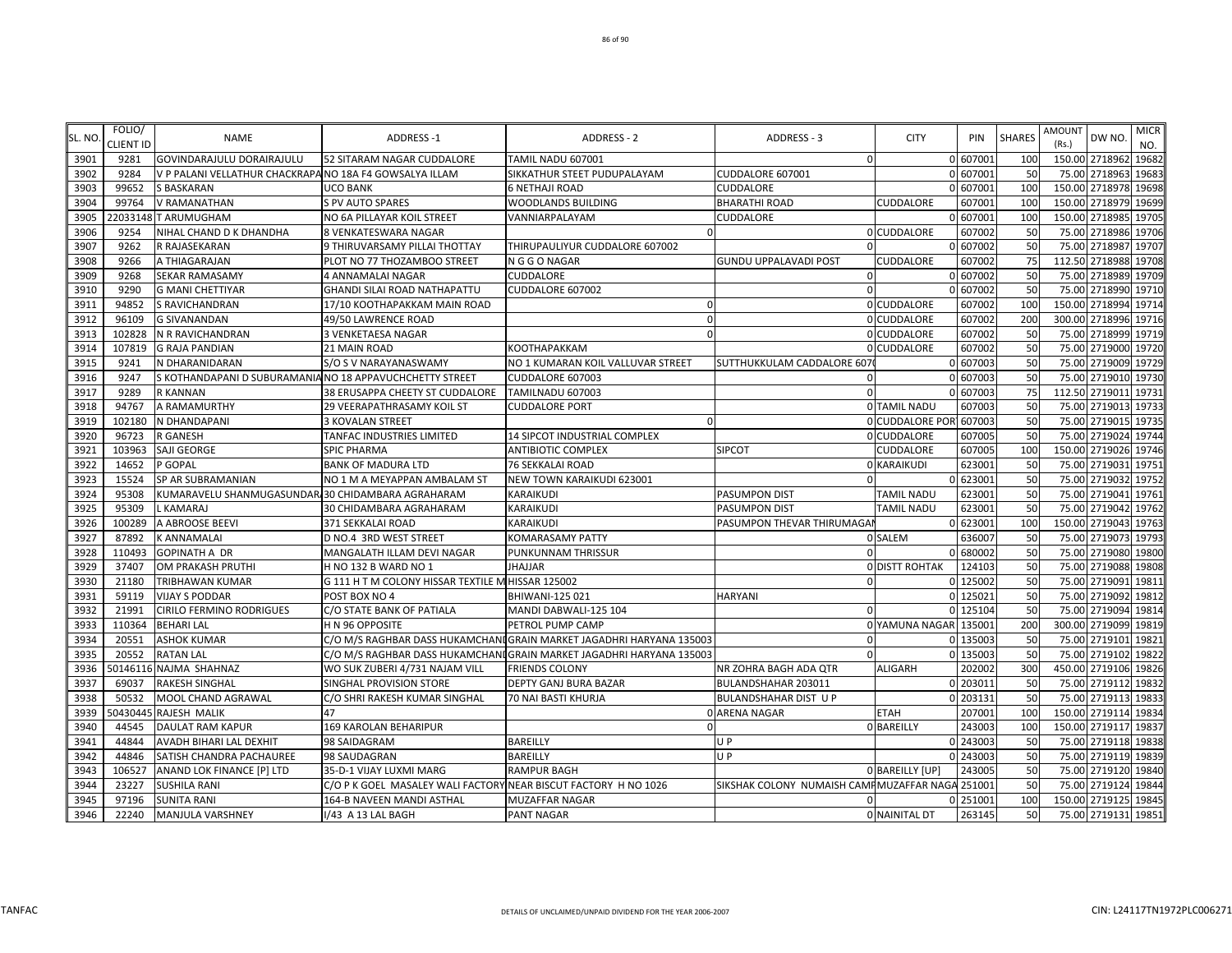| SL. NO. | FOLIO/ CLIENT ID | NAME | ADDRESS -1 | ADDRESS - 2 | ADDRESS - 3 | CITY | PIN | SHARES | AMOUNT (Rs.) | DW NO. | MICR NO. |
|---|---|---|---|---|---|---|---|---|---|---|---|
| 3901 | 9281 | GOVINDARAJULU DORAIRAJULU | 52 SITARAM NAGAR CUDDALORE | TAMIL NADU 607001 | 0 | 0 | 607001 | 100 | 150.00 | 2718962 | 19682 |
| 3902 | 9284 | V P PALANI VELLATHUR CHACKRAPA | NO 18A F4 GOWSALYA ILLAM | SIKKATHUR STEET PUDUPALAYAM | CUDDALORE 607001 | 0 | 607001 | 50 | 75.00 | 2718963 | 19683 |
| 3903 | 99652 | S BASKARAN | UCO BANK | 6 NETHAJI ROAD | CUDDALORE | 0 | 607001 | 100 | 150.00 | 2718978 | 19698 |
| 3904 | 99764 | V RAMANATHAN | S PV AUTO SPARES | WOODLANDS BUILDING | BHARATHI ROAD | CUDDALORE | 607001 | 100 | 150.00 | 2718979 | 19699 |
| 3905 | 22033148 | T ARUMUGHAM | NO 6A PILLAYAR KOIL STREET | VANNIARPALAYAM | CUDDALORE | 0 | 607001 | 100 | 150.00 | 2718985 | 19705 |
| 3906 | 9254 | NIHAL CHAND D K DHANDHA | 8 VENKATESWARA NAGAR | 0 | 0 | CUDDALORE | 607002 | 50 | 75.00 | 2718986 | 19706 |
| 3907 | 9262 | R RAJASEKARAN | 9 THIRUVARSAMY PILLAI THOTTAY | THIRUPAULIYUR CUDDALORE 607002 | 0 | 0 | 607002 | 50 | 75.00 | 2718987 | 19707 |
| 3908 | 9266 | A THIAGARAJAN | PLOT NO 77 THOZAMBOO STREET | N G G O NAGAR | GUNDU UPPALAVADI POST | CUDDALORE | 607002 | 75 | 112.50 | 2718988 | 19708 |
| 3909 | 9268 | SEKAR RAMASAMY | 4 ANNAMALAI NAGAR | CUDDALORE | 0 | 0 | 607002 | 50 | 75.00 | 2718989 | 19709 |
| 3910 | 9290 | G MANI CHETTIYAR | GHANDI SILAI ROAD NATHAPATTU | CUDDALORE 607002 | 0 | 0 | 607002 | 50 | 75.00 | 2718990 | 19710 |
| 3911 | 94852 | S RAVICHANDRAN | 17/10 KOOTHAPAKKAM MAIN ROAD | 0 | 0 | CUDDALORE | 607002 | 100 | 150.00 | 2718994 | 19714 |
| 3912 | 96109 | G SIVANANDAN | 49/50 LAWRENCE ROAD | 0 | 0 | CUDDALORE | 607002 | 200 | 300.00 | 2718996 | 19716 |
| 3913 | 102828 | N R RAVICHANDRAN | 3 VENKETAESA NAGAR | 0 | 0 | CUDDALORE | 607002 | 50 | 75.00 | 2718999 | 19719 |
| 3914 | 107819 | G RAJA PANDIAN | 21 MAIN ROAD | KOOTHAPAKKAM | 0 | CUDDALORE | 607002 | 50 | 75.00 | 2719000 | 19720 |
| 3915 | 9241 | N DHARANIDARAN | S/O S V NARAYANASWAMY | NO 1 KUMARAN KOIL VALLUVAR STREET | SUTTHUKKULAM CADDALORE 6070 | 0 | 607003 | 50 | 75.00 | 2719009 | 19729 |
| 3916 | 9247 | S KOTHANDAPANI D SUBURAMANIA | NO 18 APPAVUCHCHETTY STREET | CUDDALORE 607003 | 0 | 0 | 607003 | 50 | 75.00 | 2719010 | 19730 |
| 3917 | 9289 | R KANNAN | 38 ERUSAPPA CHEETY ST CUDDALORE | TAMILNADU 607003 | 0 | 0 | 607003 | 75 | 112.50 | 2719011 | 19731 |
| 3918 | 94767 | A RAMAMURTHY | 29 VEERAPATHRASAMY KOIL ST | CUDDALORE PORT | 0 | TAMIL NADU | 607003 | 50 | 75.00 | 2719013 | 19733 |
| 3919 | 102180 | N DHANDAPANI | 3 KOVALAN STREET | 0 | 0 | CUDDALORE POR | 607003 | 50 | 75.00 | 2719015 | 19735 |
| 3920 | 96723 | R GANESH | TANFAC INDUSTRIES LIMITED | 14 SIPCOT INDUSTRIAL COMPLEX | 0 | CUDDALORE | 607005 | 50 | 75.00 | 2719024 | 19744 |
| 3921 | 103963 | SAJI GEORGE | SPIC PHARMA | ANTIBIOTIC COMPLEX | SIPCOT | CUDDALORE | 607005 | 100 | 150.00 | 2719026 | 19746 |
| 3922 | 14652 | P GOPAL | BANK OF MADURA LTD | 76 SEKKALAI ROAD | 0 | KARAIKUDI | 623001 | 50 | 75.00 | 2719031 | 19751 |
| 3923 | 15524 | SP AR SUBRAMANIAN | NO 1 M A MEYAPPAN AMBALAM ST | NEW TOWN KARAIKUDI 623001 | 0 | 0 | 623001 | 50 | 75.00 | 2719032 | 19752 |
| 3924 | 95308 | KUMARAVELU SHANMUGASUNDAR | 30 CHIDAMBARA AGRAHARAM | KARAIKUDI | PASUMPON DIST | TAMIL NADU | 623001 | 50 | 75.00 | 2719041 | 19761 |
| 3925 | 95309 | L KAMARAJ | 30 CHIDAMBARA AGRAHARAM | KARAIKUDI | PASUMPON DIST | TAMIL NADU | 623001 | 50 | 75.00 | 2719042 | 19762 |
| 3926 | 100289 | A ABROOSE BEEVI | 371 SEKKALAI ROAD | KARAIKUDI | PASUMPON THEVAR THIRUMAGAN | 0 | 623001 | 100 | 150.00 | 2719043 | 19763 |
| 3927 | 87892 | K ANNAMALAI | D NO.4 3RD WEST STREET | KOMARASAMY PATTY | 0 | SALEM | 636007 | 50 | 75.00 | 2719073 | 19793 |
| 3928 | 110493 | GOPINATH A DR | MANGALATH ILLAM DEVI NAGAR | PUNKUNNAM THRISSUR | 0 | 0 | 680002 | 50 | 75.00 | 2719080 | 19800 |
| 3929 | 37407 | OM PRAKASH PRUTHI | H NO 132 B WARD NO 1 | JHAJJAR | 0 | DISTT ROHTAK | 124103 | 50 | 75.00 | 2719088 | 19808 |
| 3930 | 21180 | TRIBHAWAN KUMAR | G 111 H T M COLONY HISSAR TEXTILE M | HISSAR 125002 | 0 | 0 | 125002 | 50 | 75.00 | 2719091 | 19811 |
| 3931 | 59119 | VIJAY S PODDAR | POST BOX NO 4 | BHIWANI-125 021 | HARYANI | 0 | 125021 | 50 | 75.00 | 2719092 | 19812 |
| 3932 | 21991 | CIRILO FERMINO RODRIGUES | C/O STATE BANK OF PATIALA | MANDI DABWALI-125 104 | 0 | 0 | 125104 | 50 | 75.00 | 2719094 | 19814 |
| 3933 | 110364 | BEHARI LAL | H N 96 OPPOSITE | PETROL PUMP CAMP | 0 | YAMUNA NAGAR | 135001 | 200 | 300.00 | 2719099 | 19819 |
| 3934 | 20551 | ASHOK KUMAR | C/O M/S RAGHBAR DASS HUKAMCHAND | GRAIN MARKET JAGADHRI HARYANA 135003 | 0 | 0 | 135003 | 50 | 75.00 | 2719101 | 19821 |
| 3935 | 20552 | RATAN LAL | C/O M/S RAGHBAR DASS HUKAMCHAND | GRAIN MARKET JAGADHRI HARYANA 135003 | 0 | 0 | 135003 | 50 | 75.00 | 2719102 | 19822 |
| 3936 | 50146116 | NAJMA SHAHNAZ | WO SUK ZUBERI 4/731 NAJAM VILL | FRIENDS COLONY | NR ZOHRA BAGH ADA QTR | ALIGARH | 202002 | 300 | 450.00 | 2719106 | 19826 |
| 3937 | 69037 | RAKESH SINGHAL | SINGHAL PROVISION STORE | DEPTY GANJ BURA BAZAR | BULANDSHAHAR 203011 | 0 | 203011 | 50 | 75.00 | 2719112 | 19832 |
| 3938 | 50532 | MOOL CHAND AGRAWAL | C/O SHRI RAKESH KUMAR SINGHAL | 70 NAI BASTI KHURJA | BULANDSHAHAR DIST U P | 0 | 203131 | 50 | 75.00 | 2719113 | 19833 |
| 3939 | 50430445 | RAJESH MALIK | 47 | 0 | ARENA NAGAR | ETAH | 207001 | 100 | 150.00 | 2719114 | 19834 |
| 3940 | 44545 | DAULAT RAM KAPUR | 169 KAROLAN BEHARIPUR | 0 | 0 | BAREILLY | 243003 | 100 | 150.00 | 2719117 | 19837 |
| 3941 | 44844 | AVADH BIHARI LAL DEXHIT | 98 SAIDAGRAM | BAREILLY | U P | 0 | 243003 | 50 | 75.00 | 2719118 | 19838 |
| 3942 | 44846 | SATISH CHANDRA PACHAUREE | 98 SAUDAGRAN | BAREILLY | U P | 0 | 243003 | 50 | 75.00 | 2719119 | 19839 |
| 3943 | 106527 | ANAND LOK FINANCE [P] LTD | 35-D-1 VIJAY LUXMI MARG | RAMPUR BAGH | 0 | BAREILLY [UP] | 243005 | 50 | 75.00 | 2719120 | 19840 |
| 3944 | 23227 | SUSHILA RANI | C/O P K GOEL MASALEY WALI FACTORY | NEAR BISCUT FACTORY H NO 1026 | SIKSHAK COLONY NUMAISH CAMP | MUZAFFAR NAGA | 251001 | 50 | 75.00 | 2719124 | 19844 |
| 3945 | 97196 | SUNITA RANI | 164-B NAVEEN MANDI ASTHAL | MUZAFFAR NAGAR | 0 | 0 | 251001 | 100 | 150.00 | 2719125 | 19845 |
| 3946 | 22240 | MANJULA VARSHNEY | I/43 A 13 LAL BAGH | PANT NAGAR | 0 | NAINITAL DT | 263145 | 50 | 75.00 | 2719131 | 19851 |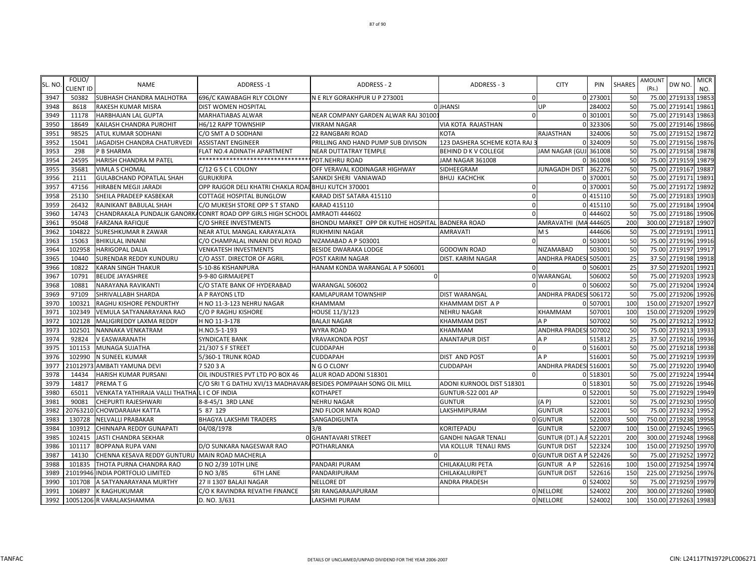| SL. NO. | FOLIO/ CLIENT ID | NAME | ADDRESS -1 | ADDRESS - 2 | ADDRESS - 3 | CITY | PIN | SHARES | AMOUNT (Rs.) | DW NO. | MICR NO. |
|---|---|---|---|---|---|---|---|---|---|---|---|
| 3947 | 50382 | SUBHASH CHANDRA MALHOTRA | 696/C KAWABAGH RLY COLONY | N E RLY GORAKHPUR U P 273001 | 0 | 0 | 273001 | 50 | 75.00 | 2719133 | 19853 |
| 3948 | 8618 | RAKESH KUMAR MISRA | DIST WOMEN HOSPITAL | 0 | JHANSI | UP | 284002 | 50 | 75.00 | 2719141 | 19861 |
| 3949 | 11178 | HARBHAJAN LAL GUPTA | MARHATIABAS ALWAR | NEAR COMPANY GARDEN ALWAR RAJ 301001 | 0 | 0 | 301001 | 50 | 75.00 | 2719143 | 19863 |
| 3950 | 18649 | KAILASH CHANDRA PUROHIT | H6/12 RAPP TOWNSHIP | VIKRAM NAGAR | VIA KOTA RAJASTHAN | 0 | 323306 | 50 | 75.00 | 2719146 | 19866 |
| 3951 | 98525 | ATUL KUMAR SODHANI | C/O SMT A D SODHANI | 22 RANGBARI ROAD | KOTA | RAJASTHAN | 324006 | 50 | 75.00 | 2719152 | 19872 |
| 3952 | 15041 | JAGADISH CHANDRA CHATURVEDI | ASSISTANT ENGINEER | PRILLING AND HAND PUMP SUB DIVISON | 123 DASHERA SCHEME KOTA RAJ 3 | 0 | 324009 | 50 | 75.00 | 2719156 | 19876 |
| 3953 | 298 | P B SHARMA | FLAT NO.4 ADINATH APARTMENT | NEAR DUTTATRAY TEMPLE | BEHIND D K V COLLEGE | JAM NAGAR (GUJ | 361008 | 50 | 75.00 | 2719158 | 19878 |
| 3954 | 24595 | HARISH CHANDRA M PATEL | ******************************** | PDT.NEHRU ROAD | JAM NAGAR 361008 | 0 | 361008 | 50 | 75.00 | 2719159 | 19879 |
| 3955 | 35681 | VIMLA S CHOMAL | C/12 G S C L COLONY | OFF VERAVAL KODINAGAR HIGHWAY | SIDHEEGRAM | JUNAGADH DIST | 362276 | 50 | 75.00 | 2719167 | 19887 |
| 3956 | 2111 | GULABCHAND POPATLAL SHAH | GURUKRIPA | SANKDI SHERI VANIAWAD | BHUJ KACHCHK | 0 | 370001 | 50 | 75.00 | 2719171 | 19891 |
| 3957 | 47156 | HIRABEN MEGJI JARADI | OPP RAJGOR DELI KHATRI CHAKLA ROAD | BHUJ KUTCH 370001 | 0 | 0 | 370001 | 50 | 75.00 | 2719172 | 19892 |
| 3958 | 25130 | SHEILA PRADEEP KASBEKAR | COTTAGE HOSPITAL BUNGLOW | KARAD DIST SATARA 415110 | 0 | 0 | 415110 | 50 | 75.00 | 2719183 | 19903 |
| 3959 | 26432 | RAJNIKANT BABULAL SHAH | C/O MUKESH STORE OPP S T STAND | KARAD 415110 | 0 | 0 | 415110 | 50 | 75.00 | 2719184 | 19904 |
| 3960 | 14743 | CHANDRAKALA PUNDALIK GANORKA | CONRT ROAD OPP GIRLS HIGH SCHOOL | AMRAOTI 444602 | 0 | 0 | 444602 | 50 | 75.00 | 2719186 | 19906 |
| 3961 | 95048 | FARZANA RAFIQUE | C/O SHREE INVESTMENTS | BHONDU MARKET OPP DR KUTHE HOSPITAL | BADNERA ROAD | AMRAVATHI (MA | 444605 | 200 | 300.00 | 2719187 | 19907 |
| 3962 | 104822 | SURESHKUMAR R ZAWAR | NEAR ATUL MANGAL KARAYALAYA | RUKHMINI NAGAR | AMRAVATI | M S | 444606 | 50 | 75.00 | 2719191 | 19911 |
| 3963 | 15063 | BHIKULAL INNANI | C/O CHAMPALAL INNANI DEVI ROAD | NIZAMABAD A P 503001 | 0 | 0 | 503001 | 50 | 75.00 | 2719196 | 19916 |
| 3964 | 102958 | HARIGOPAL DALIA | VENKATESH INVESTMENTS | BESIDE DWARAKA LODGE | GODOWN ROAD | NIZAMABAD | 503001 | 50 | 75.00 | 2719197 | 19917 |
| 3965 | 10440 | SURENDAR REDDY KUNDURU | C/O ASST. DIRECTOR OF AGRIL | POST KARIM NAGAR | DIST. KARIM NAGAR | ANDHRA PRADESI | 505001 | 25 | 37.50 | 2719198 | 19918 |
| 3966 | 10822 | KARAN SINGH THAKUR | 5-10-86 KISHANPURA | HANAM KONDA WARANGAL A P 506001 | 0 | 0 | 506001 | 25 | 37.50 | 2719201 | 19921 |
| 3967 | 10791 | BELIDE JAYASHREE | 9-9-80 GIRMAJEPET | 0 | 0 | WARANGAL | 506002 | 50 | 75.00 | 2719203 | 19923 |
| 3968 | 10881 | NARAYANA RAVIKANTI | C/O STATE BANK OF HYDERABAD | WARANGAL 506002 | 0 | 0 | 506002 | 50 | 75.00 | 2719204 | 19924 |
| 3969 | 97109 | SHRIVALLABH SHARDA | A P RAYONS LTD | KAMLAPURAM TOWNSHIP | DIST WARANGAL | ANDHRA PRADESI | 506172 | 50 | 75.00 | 2719206 | 19926 |
| 3970 | 100321 | RAGHU KISHORE PENDURTHY | H NO 11-3-123 NEHRU NAGAR | KHAMMAM | KHAMMAM DIST A P | 0 | 507001 | 100 | 150.00 | 2719207 | 19927 |
| 3971 | 102349 | VEMULA SATYANARAYANA RAO | C/O P RAGHU KISHORE | HOUSE 11/3/123 | NEHRU NAGAR | KHAMMAM | 507001 | 100 | 150.00 | 2719209 | 19929 |
| 3972 | 102128 | MALIGIREDDY LAXMA REDDY | H NO 11-3-178 | BALAJI NAGAR | KHAMMAM DIST | A P | 507002 | 50 | 75.00 | 2719212 | 19932 |
| 3973 | 102501 | NANNAKA VENKATRAM | H.NO.5-1-193 | WYRA ROAD | KHAMMAM | ANDHRA PRADESI | 507002 | 50 | 75.00 | 2719213 | 19933 |
| 3974 | 92824 | V EASWARANATH | SYNDICATE BANK | VRAVAKONDA POST | ANANTAPUR DIST | A P | 515812 | 25 | 37.50 | 2719216 | 19936 |
| 3975 | 101153 | MUNAGA SUJATHA | 21/307 S F STREET | CUDDAPAH | 0 | 0 | 516001 | 50 | 75.00 | 2719218 | 19938 |
| 3976 | 102990 | N SUNEEL KUMAR | 5/360-1 TRUNK ROAD | CUDDAPAH | DIST AND POST | A P | 516001 | 50 | 75.00 | 2719219 | 19939 |
| 3977 | 21012973 | AMBATI YAMUNA DEVI | 7 520 3 A | N G O CLONY | CUDDAPAH | ANDHRA PRADESI | 516001 | 50 | 75.00 | 2719220 | 19940 |
| 3978 | 14434 | HARISH KUMAR PURSANI | OIL INDUSTRIES PVT LTD PO BOX 46 | ALUR ROAD ADONI 518301 | 0 | 0 | 518301 | 50 | 75.00 | 2719224 | 19944 |
| 3979 | 14817 | PREMA T G | C/O SRI T G DATHU XVI/13 MADHAVARA | BESIDES POMPAIAH SONG OIL MILL | ADONI KURNOOL DIST 518301 | 0 | 518301 | 50 | 75.00 | 2719226 | 19946 |
| 3980 | 65011 | VENKATA YATHIRAJA VALLI THATHA | L I C OF INDIA | KOTHAPET | GUNTUR-522 001 AP | 0 | 522001 | 50 | 75.00 | 2719229 | 19949 |
| 3981 | 90081 | CHEPURTI RAJESHWARI | 8-8-45/1 3RD LANE | NEHRU NAGAR | GUNTUR | (A P) | 522001 | 50 | 75.00 | 2719230 | 19950 |
| 3982 | 20763210 | CHOWDARAIAH KATTA | 5 87 129 | 2ND FLOOR MAIN ROAD | LAKSHMIPURAM | GUNTUR | 522001 | 50 | 75.00 | 2719232 | 19952 |
| 3983 | 130728 | NELVALLI PRABAKAR | BHAGYA LAKSHMI TRADERS | SANGADIGUNTA | 0 | GUNTUR | 522003 | 500 | 750.00 | 2719238 | 19958 |
| 3984 | 103912 | CHINNAPA REDDY GUNAPATI | 04/08/1978 | 3/B | KORITEPADU | GUNTUR | 522007 | 100 | 150.00 | 2719245 | 19965 |
| 3985 | 102415 | JASTI CHANDRA SEKHAR | 0 | GHANTAVARI STREET | GANDHI NAGAR TENALI | GUNTUR (DT.) A.F | 522201 | 200 | 300.00 | 2719248 | 19968 |
| 3986 | 101117 | BOPPANA RUPA VANI | D/O SUNKARA NAGESWAR RAO | POTHARLANKA | VIA KOLLUR TENALI RMS | GUNTUR DIST | 522324 | 100 | 150.00 | 2719250 | 19970 |
| 3987 | 14130 | CHENNA KESAVA REDDY GUNTURU | MAIN ROAD MACHERLA | 0 | 0 | GUNTUR DIST A P | 522426 | 50 | 75.00 | 2719252 | 19972 |
| 3988 | 101835 | THOTA PURNA CHANDRA RAO | D NO 2/39 10TH LINE | PANDARI PURAM | CHILAKALURI PETA | GUNTUR A P | 522616 | 100 | 150.00 | 2719254 | 19974 |
| 3989 | 21019946 | INDIA PORTFOLIO LIMITED | D NO 3/85 6TH LANE | PANDARIPURAM | CHILAKALURIPET | GUNTUR DIST | 522616 | 150 | 225.00 | 2719256 | 19976 |
| 3990 | 101708 | A SATYANARAYANA MURTHY | 27 II 1307 BALAJI NAGAR | NELLORE DT | ANDRA PRADESH | 0 | 524002 | 50 | 75.00 | 2719259 | 19979 |
| 3991 | 106897 | K RAGHUKUMAR | C/O K RAVINDRA REVATHI FINANCE | SRI RANGARAJAPURAM | 0 | NELLORE | 524002 | 200 | 300.00 | 2719260 | 19980 |
| 3992 | 10051206 | R VARALAKSHAMMA | D. NO. 3/631 | LAKSHMI PURAM | 0 | NELLORE | 524002 | 100 | 150.00 | 2719263 | 19983 |

TANFAC

DETAILS OF UNCLAIMED/UNPAID DIVIDEND FOR THE YEAR 2006-2007

CIN: L24117TN1972PLC006271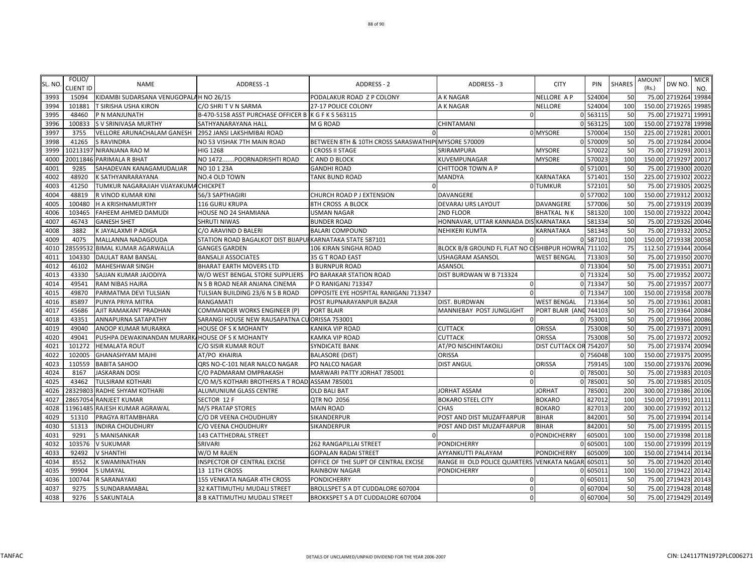| SL. NO. | FOLIO/ CLIENT ID | NAME | ADDRESS -1 | ADDRESS - 2 | ADDRESS - 3 | CITY | PIN | SHARES | AMOUNT (Rs.) | DW NO. | MICR NO. |
|---|---|---|---|---|---|---|---|---|---|---|---|
| 3993 | 15094 | KIDAMBI SUDARSANA VENUGOPALAH | NO 26/15 | PODALAKUR ROAD Z P COLONY | A K NAGAR | NELLORE A P | 524004 | 50 | 75.00 | 2719264 | 19984 |
| 3994 | 101881 | T SIRISHA USHA KIRON | C/O SHRI T V N SARMA | 27-17 POLICE COLONY | A K NAGAR | NELLORE | 524004 | 100 | 150.00 | 2719265 | 19985 |
| 3995 | 48460 | P N MANJUNATH | B-470-5158 ASST PURCHASE OFFICER B | K G F K S 563115 | 0 | 0 | 563115 | 50 | 75.00 | 2719271 | 19991 |
| 3996 | 100833 | S V SRINIVASA MURTHY | SATHYANARAYANA HALL | M G ROAD | CHINTAMANI | 0 | 563125 | 100 | 150.00 | 2719278 | 19998 |
| 3997 | 3755 | VELLORE ARUNACHALAM GANESH | 2952 JANSI LAKSHMIBAI ROAD | 0 | | 0 MYSORE | 570004 | 150 | 225.00 | 2719281 | 20001 |
| 3998 | 41265 | S RAVINDRA | NO 53 VISHAK 7TH MAIN ROAD | BETWEEN 8TH & 10TH CROSS SARASWATHIP | MYSORE 570009 | 0 | 570009 | 50 | 75.00 | 2719284 | 20004 |
| 3999 | 10213197 | NIRANJANA RAO M | HIG 1268 | I CROSS II STAGE | SRIRAMPURA | MYSORE | 570022 | 50 | 75.00 | 2719293 | 20013 |
| 4000 | 20011846 | PARIMALA R BHAT | NO 1472.......POORNADRISHTI ROAD | C AND D BLOCK | KUVEMPUNAGAR | MYSORE | 570023 | 100 | 150.00 | 2719297 | 20017 |
| 4001 | 9285 | SAHADEVAN KANAGAMUDALIAR | NO 10 1 23A | GANDHI ROAD | CHITTOOR TOWN A P | 0 | 571001 | 50 | 75.00 | 2719300 | 20020 |
| 4002 | 48920 | K SATHYANRARAYANA | NO.4 OLD TOWN | TANK BUND ROAD | MANDYA | KARNATAKA | 571401 | 150 | 225.00 | 2719302 | 20022 |
| 4003 | 41250 | TUMKUR NAGARAJIAH VIJAYAKUMA | CHICKPET | 0 | | 0 TUMKUR | 572101 | 50 | 75.00 | 2719305 | 20025 |
| 4004 | 48819 | R VINOD KUMAR KINI | 56/3 SAPTHAGIRI | CHURCH ROAD P J EXTENSION | DAVANGERE | 0 | 577002 | 100 | 150.00 | 2719312 | 20032 |
| 4005 | 100480 | H A KRISHNAMURTHY | 116 GURU KRUPA | 8TH CROSS A BLOCK | DEVARAJ URS LAYOUT | DAVANGERE | 577006 | 50 | 75.00 | 2719319 | 20039 |
| 4006 | 103465 | FAHEEM AHMED DAMUDI | HOUSE NO 24 SHAMIANA | USMAN NAGAR | 2ND FLOOR | BHATKAL N K | 581320 | 100 | 150.00 | 2719322 | 20042 |
| 4007 | 46743 | GANESH SHET | SHRUTI NIWAS | BUNDER ROAD | HONNAVAR, UTTAR KANNADA DIS | KARNATAKA | 581334 | 50 | 75.00 | 2719326 | 20046 |
| 4008 | 3882 | K JAYALAXMI P ADIGA | C/O ARAVIND D BALERI | BALARI COMPOUND | NEHIKERI KUMTA | KARNATAKA | 581343 | 50 | 75.00 | 2719332 | 20052 |
| 4009 | 4075 | MALLANNA NADAGOUDA | STATION ROAD BAGALKOT DIST BIJAPUR | KARNATAKA STATE 587101 | 0 | 0 | 587101 | 100 | 150.00 | 2719338 | 20058 |
| 4010 | 28559532 | BIMAL KUMAR AGARWALLA | GANGES GARDEN | 106 KIRAN SINGHA ROAD | BLOCK B/8 GROUND FL FLAT NO C | SHIBPUR HOWRA | 711102 | 75 | 112.50 | 2719344 | 20064 |
| 4011 | 104330 | DAULAT RAM BANSAL | BANSALJI ASSOCIATES | 35 G T ROAD EAST | USHAGRAM ASANSOL | WEST BENGAL | 713303 | 50 | 75.00 | 2719350 | 20070 |
| 4012 | 46102 | MAHESHWAR SINGH | BHARAT EARTH MOVERS LTD | 3 BURNPUR ROAD | ASANSOL | 0 | 713304 | 50 | 75.00 | 2719351 | 20071 |
| 4013 | 43330 | SAJJAN KUMAR JAJODIYA | W/O WEST BENGAL STORE SUPPLIERS | PO BARAKAR STATION ROAD | DIST BURDWAN W B 713324 | 0 | 713324 | 50 | 75.00 | 2719352 | 20072 |
| 4014 | 49541 | RAM NIBAS HAJRA | N S B ROAD NEAR ANJANA CINEMA | P O RANIGANJ 713347 | 0 | 0 | 713347 | 50 | 75.00 | 2719357 | 20077 |
| 4015 | 49870 | PARMATMA DEVI TULSIAN | TULSIAN BUILDING 23/6 N S B ROAD | OPPOSITE EYE HOSPITAL RANIGANJ 713347 | 0 | 0 | 713347 | 100 | 150.00 | 2719358 | 20078 |
| 4016 | 85897 | PUNYA PRIYA MITRA | RANGAMATI | POST RUPNARAYANPUR BAZAR | DIST. BURDWAN | WEST BENGAL | 713364 | 50 | 75.00 | 2719361 | 20081 |
| 4017 | 45686 | AJIT RAMAKANT PRADHAN | COMMANDER WORKS ENGINEER (P) | PORT BLAIR | MANNIEBAY POST JUNGLIGHT | PORT BLAIR (AND | 744103 | 50 | 75.00 | 2719364 | 20084 |
| 4018 | 43351 | ANNAPURNA SATAPATHY | SARANGI HOUSE NEW RAUSAPATNA CU | ORISSA 753001 | 0 | 0 | 753001 | 50 | 75.00 | 2719366 | 20086 |
| 4019 | 49040 | ANOOP KUMAR MURARKA | HOUSE OF S K MOHANTY | KANIKA VIP ROAD | CUTTACK | ORISSA | 753008 | 50 | 75.00 | 2719371 | 20091 |
| 4020 | 49041 | PUSHPA DEWAKINANDAN MURARKA | HOUSE OF S K MOHANTY | KAMKA VIP ROAD | CUTTACK | ORISSA | 753008 | 50 | 75.00 | 2719372 | 20092 |
| 4021 | 101272 | HEMALATA ROUT | C/O SISIR KUMAR ROUT | SYNDICATE BANK | AT/PO NISCHINTAKOILI | DIST CUTTACK OR | 754207 | 50 | 75.00 | 2719374 | 20094 |
| 4022 | 102005 | GHANASHYAM MAJHI | AT/PO KHAIRIA | BALASORE (DIST) | ORISSA | 0 | 756048 | 100 | 150.00 | 2719375 | 20095 |
| 4023 | 110559 | BABITA SAHOO | QRS NO-C-101 NEAR NALCO NAGAR | PO NALCO NAGAR | DIST ANGUL | ORISSA | 759145 | 100 | 150.00 | 2719376 | 20096 |
| 4024 | 8167 | JASKARAN DOSI | C/O PADMARAM OMPRAKASH | MARWARI PATTY JORHAT 785001 | 0 | 0 | 785001 | 50 | 75.00 | 2719383 | 20103 |
| 4025 | 43462 | TULSIRAM KOTHARI | C/O M/S KOTHARI BROTHERS A T ROAD | ASSAM 785001 | 0 | 0 | 785001 | 50 | 75.00 | 2719385 | 20105 |
| 4026 | 28329803 | RADHE SHYAM KOTHARI | ALUMUNIUM GLASS CENTRE | OLD BALI BAT | JORHAT ASSAM | JORHAT | 785001 | 200 | 300.00 | 2719386 | 20106 |
| 4027 | 28657054 | RANJEET KUMAR | SECTOR 12 F | QTR NO 2056 | BOKARO STEEL CITY | BOKARO | 827012 | 100 | 150.00 | 2719391 | 20111 |
| 4028 | 11961485 | RAJESH KUMAR AGRAWAL | M/S PRATAP STORES | MAIN ROAD | CHAS | BOKARO | 827013 | 200 | 300.00 | 2719392 | 20112 |
| 4029 | 51310 | PRAGYA RITAMBHARA | C/O DR VEENA CHOUDHURY | SIKANDERPUR | POST AND DIST MUZAFFARPUR | BIHAR | 842001 | 50 | 75.00 | 2719394 | 20114 |
| 4030 | 51313 | INDIRA CHOUDHURY | C/O VEENA CHOUDHURY | SIKANDERPUR | POST AND DIST MUZAFFARPUR | BIHAR | 842001 | 50 | 75.00 | 2719395 | 20115 |
| 4031 | 9291 | S MANISANKAR | 143 CATTHEDRAL STREET | 0 | | 0 PONDICHERRY | 605001 | 100 | 150.00 | 2719398 | 20118 |
| 4032 | 103576 | V SUKUMAR | SRIVARI | 262 RANGAPILLAI STREET | PONDICHERRY | 0 | 605001 | 100 | 150.00 | 2719399 | 20119 |
| 4033 | 92492 | V SHANTHI | W/O M RAJEN | GOPALAN RADAI STREET | AYYANKUTTI PALAYAM | PONDICHERRY | 605009 | 100 | 150.00 | 2719414 | 20134 |
| 4034 | 8552 | K SWAMINATHAN | INSPECTOR OF CENTRAL EXCISE | OFFICE OF THE SUPT OF CENTRAL EXCISE | RANGE III OLD POLICE QUARTERS | VENKATA NAGAR | 605011 | 50 | 75.00 | 2719420 | 20140 |
| 4035 | 99904 | S UMAYAL | 13 11TH CROSS | RAINBOW NAGAR | PONDICHERRY | 0 | 605011 | 100 | 150.00 | 2719422 | 20142 |
| 4036 | 100744 | R SARANAYAKI | 155 VENKATA NAGAR 4TH CROSS | PONDICHERRY | 0 | 0 | 605011 | 50 | 75.00 | 2719423 | 20143 |
| 4037 | 9275 | S SUNDARAMABAL | 32 KATTIMUTHU MUDALI STREET | BROLLSPET S A DT CUDDALORE 607004 | 0 | 0 | 607004 | 50 | 75.00 | 2719428 | 20148 |
| 4038 | 9276 | S SAKUNTALA | 8 B KATTIMUTHU MUDALI STREET | BROKKSPET S A DT CUDDALORE 607004 | 0 | 0 | 607004 | 50 | 75.00 | 2719429 | 20149 |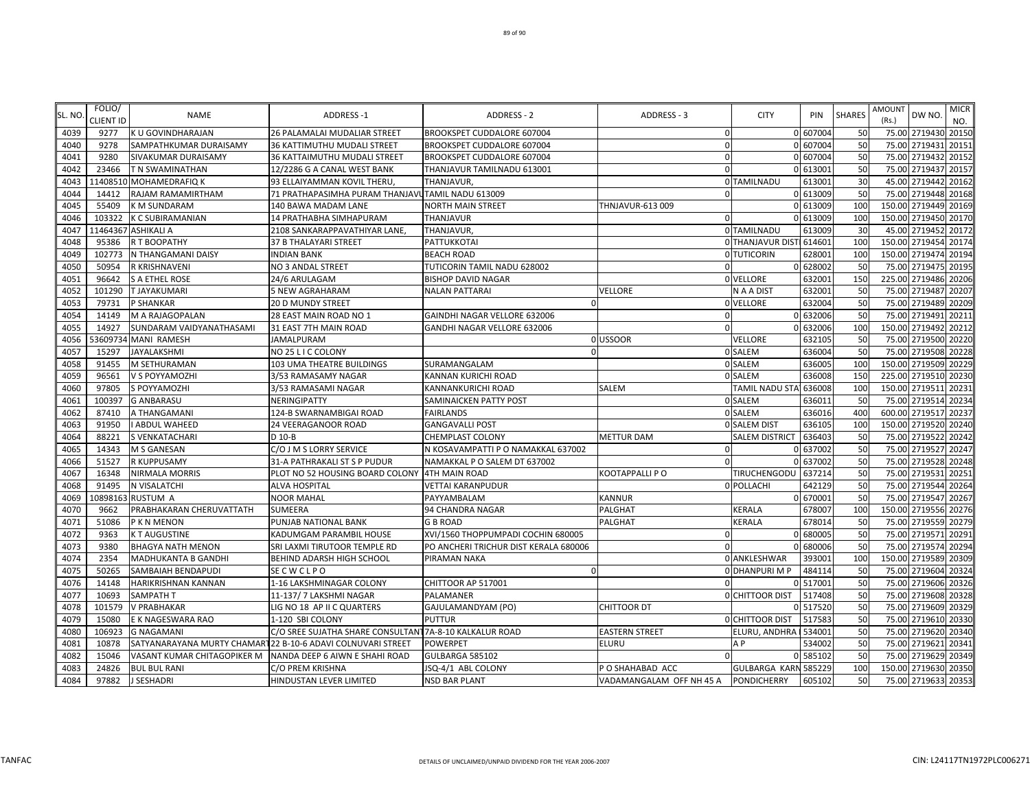| SL. NO. | FOLIO/ CLIENT ID | NAME | ADDRESS -1 | ADDRESS - 2 | ADDRESS - 3 | CITY | PIN | SHARES | AMOUNT (Rs.) | DW NO. | MICR NO. |
|---|---|---|---|---|---|---|---|---|---|---|---|
| 4039 | 9277 | K U GOVINDHARAJAN | 26 PALAMALAI MUDALIAR STREET | BROOKSPET CUDDALORE 607004 | 0 | 0 | 607004 | 50 | 75.00 | 2719430 | 20150 |
| 4040 | 9278 | SAMPATHKUMAR DURAISAMY | 36 KATTIMUTHU MUDALI STREET | BROOKSPET CUDDALORE 607004 | 0 | 0 | 607004 | 50 | 75.00 | 2719431 | 20151 |
| 4041 | 9280 | SIVAKUMAR DURAISAMY | 36 KATTAIMUTHU MUDALI STREET | BROOKSPET CUDDALORE 607004 | 0 | 0 | 607004 | 50 | 75.00 | 2719432 | 20152 |
| 4042 | 23466 | T N SWAMINATHAN | 12/2286 G A CANAL WEST BANK | THANJAVUR TAMILNADU 613001 | 0 | 0 | 613001 | 50 | 75.00 | 2719437 | 20157 |
| 4043 | 11408510 | MOHAMEDRAFIQ K | 93 ELLAIYAMMAN KOVIL THERU, | THANJAVUR, | | 0 TAMILNADU | 613001 | 30 | 45.00 | 2719442 | 20162 |
| 4044 | 14412 | RAJAM RAMAMIRTHAM | 71 PRATHAPASIMHA PURAM THANJAVU | TAMIL NADU 613009 | 0 | 0 | 613009 | 50 | 75.00 | 2719448 | 20168 |
| 4045 | 55409 | K M SUNDARAM | 140 BAWA MADAM LANE | NORTH MAIN STREET | THNJAVUR-613 009 | 0 | 613009 | 100 | 150.00 | 2719449 | 20169 |
| 4046 | 103322 | K C SUBIRAMANIAN | 14 PRATHABHA SIMHAPURAM | THANJAVUR | 0 | 0 | 613009 | 100 | 150.00 | 2719450 | 20170 |
| 4047 | 11464367 | ASHIKALI A | 2108 SANKARAPPAVATHIYAR LANE, | THANJAVUR, | | 0 TAMILNADU | 613009 | 30 | 45.00 | 2719452 | 20172 |
| 4048 | 95386 | R T BOOPATHY | 37 B THALAYARI STREET | PATTUKKOTAI | | 0 THANJAVUR DIST | 614601 | 100 | 150.00 | 2719454 | 20174 |
| 4049 | 102773 | N THANGAMANI DAISY | INDIAN BANK | BEACH ROAD | | 0 TUTICORIN | 628001 | 100 | 150.00 | 2719474 | 20194 |
| 4050 | 50954 | R KRISHNAVENI | NO 3 ANDAL STREET | TUTICORIN TAMIL NADU 628002 | 0 | 0 | 628002 | 50 | 75.00 | 2719475 | 20195 |
| 4051 | 96642 | S A ETHEL ROSE | 24/6 ARULAGAM | BISHOP DAVID NAGAR | | 0 VELLORE | 632001 | 150 | 225.00 | 2719486 | 20206 |
| 4052 | 101290 | T JAYAKUMARI | 5 NEW AGRAHARAM | NALAN PATTARAI | VELLORE | N A A DIST | 632001 | 50 | 75.00 | 2719487 | 20207 |
| 4053 | 79731 | P SHANKAR | 20 D MUNDY STREET | 0 | | 0 VELLORE | 632004 | 50 | 75.00 | 2719489 | 20209 |
| 4054 | 14149 | M A RAJAGOPALAN | 28 EAST MAIN ROAD NO 1 | GAINDHI NAGAR VELLORE 632006 | 0 | 0 | 632006 | 50 | 75.00 | 2719491 | 20211 |
| 4055 | 14927 | SUNDARAM VAIDYANATHASAMI | 31 EAST 7TH MAIN ROAD | GANDHI NAGAR VELLORE 632006 | 0 | 0 | 632006 | 100 | 150.00 | 2719492 | 20212 |
| 4056 | 53609734 | MANI RAMESH | JAMALPURAM | 0 | USSOOR | VELLORE | 632105 | 50 | 75.00 | 2719500 | 20220 |
| 4057 | 15297 | JAYALAKSHMI | NO 25 L I C COLONY | 0 | | 0 SALEM | 636004 | 50 | 75.00 | 2719508 | 20228 |
| 4058 | 91455 | M SETHURAMAN | 103 UMA THEATRE BUILDINGS | SURAMANGALAM | | 0 SALEM | 636005 | 100 | 150.00 | 2719509 | 20229 |
| 4059 | 96561 | V S POYYAMOZHI | 3/53 RAMASAMY NAGAR | KANNAN KURICHI ROAD | | 0 SALEM | 636008 | 150 | 225.00 | 2719510 | 20230 |
| 4060 | 97805 | S POYYAMOZHI | 3/53 RAMASAMI NAGAR | KANNANKURICHI ROAD | SALEM | TAMIL NADU STA | 636008 | 100 | 150.00 | 2719511 | 20231 |
| 4061 | 100397 | G ANBARASU | NERINGIPATTY | SAMINAICKEN PATTY POST | | 0 SALEM | 636011 | 50 | 75.00 | 2719514 | 20234 |
| 4062 | 87410 | A THANGAMANI | 124-B SWARNAMBIGAI ROAD | FAIRLANDS | | 0 SALEM | 636016 | 400 | 600.00 | 2719517 | 20237 |
| 4063 | 91950 | I ABDUL WAHEED | 24 VEERAGANOOR ROAD | GANGAVALLI POST | | 0 SALEM DIST | 636105 | 100 | 150.00 | 2719520 | 20240 |
| 4064 | 88221 | S VENKATACHARI | D 10-B | CHEMPLAST COLONY | METTUR DAM | SALEM DISTRICT | 636403 | 50 | 75.00 | 2719522 | 20242 |
| 4065 | 14343 | M S GANESAN | C/O J M S LORRY SERVICE | N KOSAVAMPATTI P O NAMAKKAL 637002 | 0 | 0 | 637002 | 50 | 75.00 | 2719527 | 20247 |
| 4066 | 51527 | R KUPPUSAMY | 31-A PATHRAKALI ST S P PUDUR | NAMAKKAL P O SALEM DT 637002 | 0 | 0 | 637002 | 50 | 75.00 | 2719528 | 20248 |
| 4067 | 16348 | NIRMALA MORRIS | PLOT NO 52 HOUSING BOARD COLONY | 4TH MAIN ROAD | KOOTAPPALLI P O | TIRUCHENGODU | 637214 | 50 | 75.00 | 2719531 | 20251 |
| 4068 | 91495 | N VISALATCHI | ALVA HOSPITAL | VETTAI KARANPUDUR | | 0 POLLACHI | 642129 | 50 | 75.00 | 2719544 | 20264 |
| 4069 | 10898163 | RUSTUM A | NOOR MAHAL | PAYYAMBALAM | KANNUR | 0 | 670001 | 50 | 75.00 | 2719547 | 20267 |
| 4070 | 9662 | PRABHAKARAN CHERUVATTATH | SUMEERA | 94 CHANDRA NAGAR | PALGHAT | KERALA | 678007 | 100 | 150.00 | 2719556 | 20276 |
| 4071 | 51086 | P K N MENON | PUNJAB NATIONAL BANK | G B ROAD | PALGHAT | KERALA | 678014 | 50 | 75.00 | 2719559 | 20279 |
| 4072 | 9363 | K T AUGUSTINE | KADUMGAM PARAMBIL HOUSE | XVI/1560 THOPPUMPADI COCHIN 680005 | 0 | 0 | 680005 | 50 | 75.00 | 2719571 | 20291 |
| 4073 | 9380 | BHAGYA NATH MENON | SRI LAXMI TIRUTOOR TEMPLE RD | PO ANCHERI TRICHUR DIST KERALA 680006 | 0 | 0 | 680006 | 50 | 75.00 | 2719574 | 20294 |
| 4074 | 2354 | MADHUKANTA B GANDHI | BEHIND ADARSH HIGH SCHOOL | PIRAMAN NAKA | | 0 ANKLESHWAR | 393001 | 100 | 150.00 | 2719589 | 20309 |
| 4075 | 50265 | SAMBAIAH BENDAPUDI | S E C W C L P O | 0 | | 0 DHANPURI M P | 484114 | 50 | 75.00 | 2719604 | 20324 |
| 4076 | 14148 | HARIKRISHNAN KANNAN | 1-16 LAKSHMINAGAR COLONY | CHITTOOR AP 517001 | 0 | 0 | 517001 | 50 | 75.00 | 2719606 | 20326 |
| 4077 | 10693 | SAMPATH T | 11-137/ 7 LAKSHMI NAGAR | PALAMANER | | 0 CHITTOOR DIST | 517408 | 50 | 75.00 | 2719608 | 20328 |
| 4078 | 101579 | V PRABHAKAR | LIG NO 18 AP II C QUARTERS | GAJULAMANDYAM (PO) | CHITTOOR DT | 0 | 517520 | 50 | 75.00 | 2719609 | 20329 |
| 4079 | 15080 | E K NAGESWARA RAO | 1-120 SBI COLONY | PUTTUR | | 0 CHITTOOR DIST | 517583 | 50 | 75.00 | 2719610 | 20330 |
| 4080 | 106923 | G NAGAMANI | C/O SREE SUJATHA SHARE CONSULTANT | 7A-8-10 KALKALUR ROAD | EASTERN STREET | ELURU, ANDHRA | 534001 | 50 | 75.00 | 2719620 | 20340 |
| 4081 | 10878 | SATYANARAYANA MURTY CHAMART | 22 B-10-6 ADAVI COLNUVARI STREET | POWERPET | ELURU | A P | 534002 | 50 | 75.00 | 2719621 | 20341 |
| 4082 | 15046 | VASANT KUMAR CHITAGOPIKER M | NANDA DEEP 6 AIWN E SHAHI ROAD | GULBARGA 585102 | 0 | 0 | 585102 | 50 | 75.00 | 2719629 | 20349 |
| 4083 | 24826 | BUL BUL RANI | C/O PREM KRISHNA | JSQ-4/1 ABL COLONY | P O SHAHABAD ACC | GULBARGA KARN | 585229 | 100 | 150.00 | 2719630 | 20350 |
| 4084 | 97882 | J SESHADRI | HINDUSTAN LEVER LIMITED | NSD BAR PLANT | VADAMANGALAM OFF NH 45 A | PONDICHERRY | 605102 | 50 | 75.00 | 2719633 | 20353 |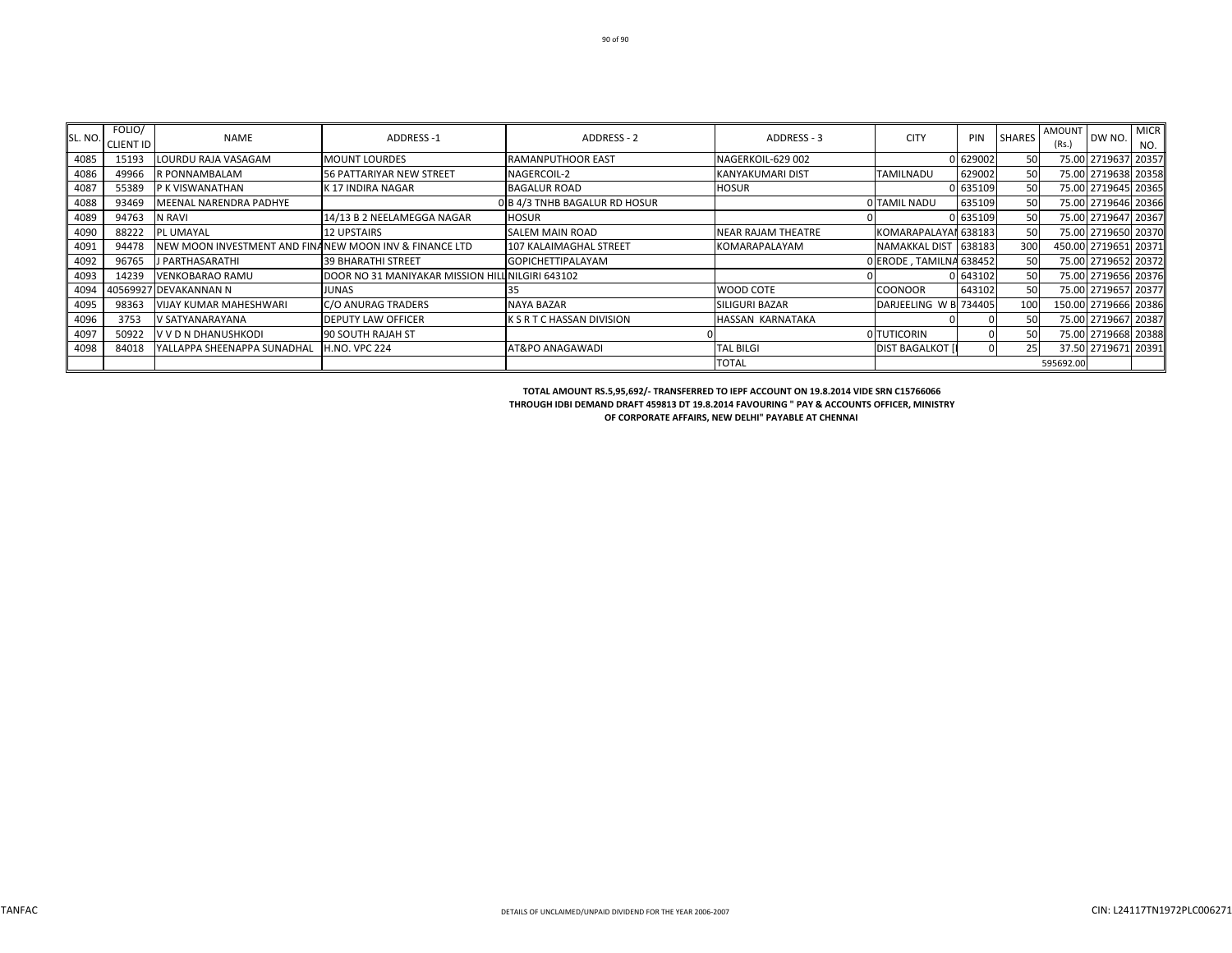| SL. NO. | FOLIO/ CLIENT ID | NAME | ADDRESS -1 | ADDRESS - 2 | ADDRESS - 3 | CITY | PIN | SHARES | AMOUNT (Rs.) | DW NO. | MICR NO. |
|---|---|---|---|---|---|---|---|---|---|---|---|
| 4085 | 15193 | LOURDU RAJA VASAGAM | MOUNT LOURDES | RAMANPUTHOOR EAST | NAGERKOIL-629 002 | 0 | 629002 | 50 | 75.00 | 2719637 | 20357 |
| 4086 | 49966 | R PONNAMBALAM | 56 PATTARIYAR NEW STREET | NAGERCOIL-2 | KANYAKUMARI DIST | TAMILNADU | 629002 | 50 | 75.00 | 2719638 | 20358 |
| 4087 | 55389 | P K VISWANATHAN | K 17 INDIRA NAGAR | BAGALUR ROAD | HOSUR | 0 | 635109 | 50 | 75.00 | 2719645 | 20365 |
| 4088 | 93469 | MEENAL NARENDRA PADHYE | 0 | B 4/3 TNHB BAGALUR RD HOSUR | 0 | TAMIL NADU | 635109 | 50 | 75.00 | 2719646 | 20366 |
| 4089 | 94763 | N RAVI | 14/13 B 2 NEELAMEGGA NAGAR | HOSUR | 0 | 0 | 635109 | 50 | 75.00 | 2719647 | 20367 |
| 4090 | 88222 | PL UMAYAL | 12 UPSTAIRS | SALEM MAIN ROAD | NEAR RAJAM THEATRE | KOMARAPALAYAI | 638183 | 50 | 75.00 | 2719650 | 20370 |
| 4091 | 94478 | NEW MOON INVESTMENT AND FINA | NEW MOON INV & FINANCE LTD | 107 KALAIMAGHAL STREET | KOMARAPALAYAM | NAMAKKAL DIST | 638183 | 300 | 450.00 | 2719651 | 20371 |
| 4092 | 96765 | J PARTHASARATHI | 39 BHARATHI STREET | GOPICHETTIPALAYAM | 0 | ERODE , TAMILNA | 638452 | 50 | 75.00 | 2719652 | 20372 |
| 4093 | 14239 | VENKOBARAO RAMU | DOOR NO 31 MANIYAKAR MISSION HILL | NILGIRI 643102 | 0 | 0 | 643102 | 50 | 75.00 | 2719656 | 20376 |
| 4094 | 40569927 | DEVAKANNAN N | JUNAS | 35 | WOOD COTE | COONOOR | 643102 | 50 | 75.00 | 2719657 | 20377 |
| 4095 | 98363 | VIJAY KUMAR MAHESHWARI | C/O ANURAG TRADERS | NAYA BAZAR | SILIGURI BAZAR | DARJEELING W B | 734405 | 100 | 150.00 | 2719666 | 20386 |
| 4096 | 3753 | V SATYANARAYANA | DEPUTY LAW OFFICER | K S R T C HASSAN DIVISION | HASSAN KARNATAKA | 0 | 0 | 50 | 75.00 | 2719667 | 20387 |
| 4097 | 50922 | V V D N DHANUSHKODI | 90 SOUTH RAJAH ST | 0 | 0 | TUTICORIN | 0 | 50 | 75.00 | 2719668 | 20388 |
| 4098 | 84018 | YALLAPPA SHEENAPPA SUNADHAL | H.NO. VPC 224 | AT&PO ANAGAWADI | TAL BILGI | DIST BAGALKOT [I | 0 | 25 | 37.50 | 2719671 | 20391 |
| | | | | | TOTAL | | | | 595692.00 | | |

**TOTAL AMOUNT RS.5,95,692/- TRANSFERRED TO IEPF ACCOUNT ON 19.8.2014 VIDE SRN C15766066 THROUGH IDBI DEMAND DRAFT 459813 DT 19.8.2014 FAVOURING " PAY & ACCOUNTS OFFICER, MINISTRY OF CORPORATE AFFAIRS, NEW DELHI" PAYABLE AT CHENNAI**